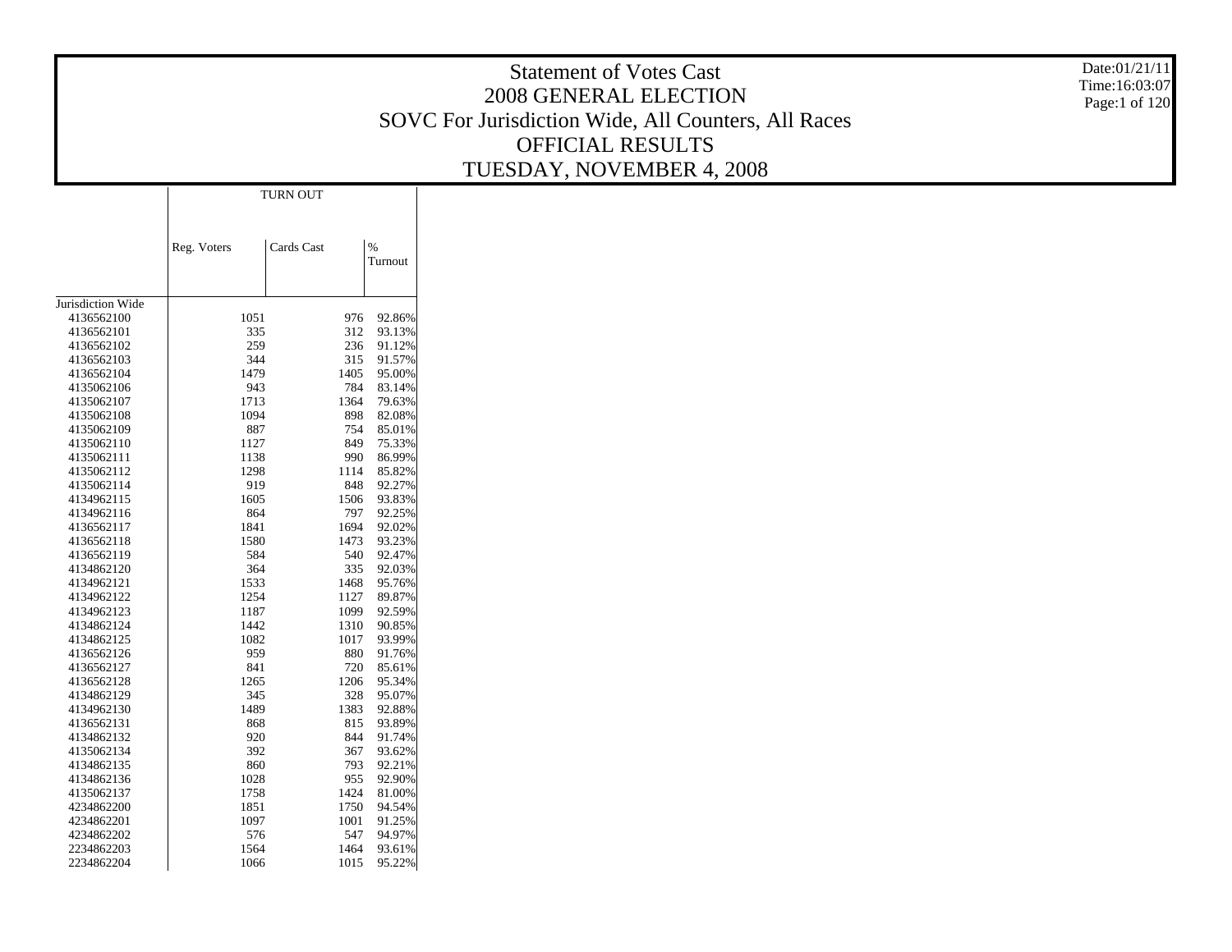# Statement of Votes Cast
## 2008 GENERAL ELECTION
## SOVC For Jurisdiction Wide, All Counters, All Races
## OFFICIAL RESULTS
## TUESDAY, NOVEMBER 4, 2008

Date:01/21/11
Time:16:03:07

| | TURN OUT | | |
|---|---|---|---|
| | Reg. Voters | Cards Cast | % Turnout |
| Jurisdiction Wide | | | |
| 4136562100 | 1051 | 976 | 92.86% |
| 4136562101 | 335 | 312 | 93.13% |
| 4136562102 | 259 | 236 | 91.12% |
| 4136562103 | 344 | 315 | 91.57% |
| 4136562104 | 1479 | 1405 | 95.00% |
| 4135062106 | 943 | 784 | 83.14% |
| 4135062107 | 1713 | 1364 | 79.63% |
| 4135062108 | 1094 | 898 | 82.08% |
| 4135062109 | 887 | 754 | 85.01% |
| 4135062110 | 1127 | 849 | 75.33% |
| 4135062111 | 1138 | 990 | 86.99% |
| 4135062112 | 1298 | 1114 | 85.82% |
| 4135062114 | 919 | 848 | 92.27% |
| 4134962115 | 1605 | 1506 | 93.83% |
| 4134962116 | 864 | 797 | 92.25% |
| 4136562117 | 1841 | 1694 | 92.02% |
| 4136562118 | 1580 | 1473 | 93.23% |
| 4136562119 | 584 | 540 | 92.47% |
| 4134862120 | 364 | 335 | 92.03% |
| 4134962121 | 1533 | 1468 | 95.76% |
| 4134962122 | 1254 | 1127 | 89.87% |
| 4134962123 | 1187 | 1099 | 92.59% |
| 4134862124 | 1442 | 1310 | 90.85% |
| 4134862125 | 1082 | 1017 | 93.99% |
| 4136562126 | 959 | 880 | 91.76% |
| 4136562127 | 841 | 720 | 85.61% |
| 4136562128 | 1265 | 1206 | 95.34% |
| 4134862129 | 345 | 328 | 95.07% |
| 4134962130 | 1489 | 1383 | 92.88% |
| 4136562131 | 868 | 815 | 93.89% |
| 4134862132 | 920 | 844 | 91.74% |
| 4135062134 | 392 | 367 | 93.62% |
| 4134862135 | 860 | 793 | 92.21% |
| 4134862136 | 1028 | 955 | 92.90% |
| 4135062137 | 1758 | 1424 | 81.00% |
| 4234862200 | 1851 | 1750 | 94.54% |
| 4234862201 | 1097 | 1001 | 91.25% |
| 4234862202 | 576 | 547 | 94.97% |
| 2234862203 | 1564 | 1464 | 93.61% |
| 2234862204 | 1066 | 1015 | 95.22% |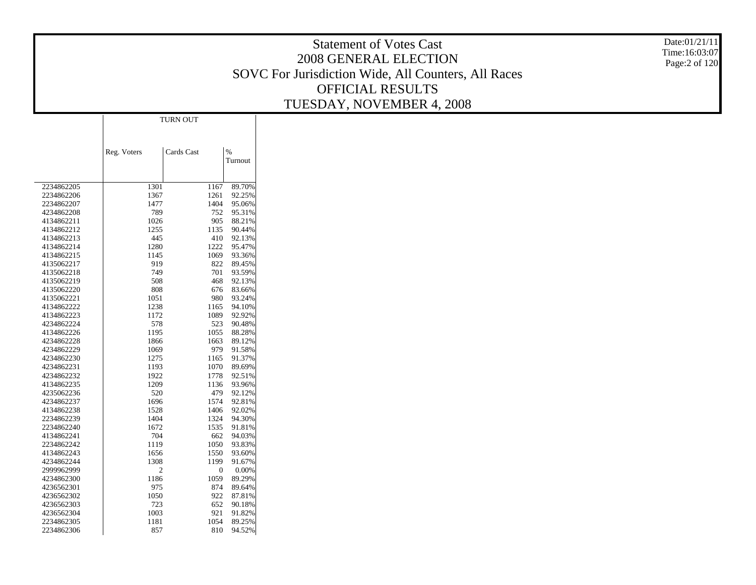# Statement of Votes Cast

## 2008 GENERAL ELECTION

## SOVC For Jurisdiction Wide, All Counters, All Races

## OFFICIAL RESULTS

## TUESDAY, NOVEMBER 4, 2008

Date:01/21/11
Time:16:03:07

| | TURN OUT | | |
|---|---|---|---|
| | Reg. Voters | Cards Cast | % Turnout |
| 2234862205 | 1301 | 1167 | 89.70% |
| 2234862206 | 1367 | 1261 | 92.25% |
| 2234862207 | 1477 | 1404 | 95.06% |
| 4234862208 | 789 | 752 | 95.31% |
| 4134862211 | 1026 | 905 | 88.21% |
| 4134862212 | 1255 | 1135 | 90.44% |
| 4134862213 | 445 | 410 | 92.13% |
| 4134862214 | 1280 | 1222 | 95.47% |
| 4134862215 | 1145 | 1069 | 93.36% |
| 4135062217 | 919 | 822 | 89.45% |
| 4135062218 | 749 | 701 | 93.59% |
| 4135062219 | 508 | 468 | 92.13% |
| 4135062220 | 808 | 676 | 83.66% |
| 4135062221 | 1051 | 980 | 93.24% |
| 4134862222 | 1238 | 1165 | 94.10% |
| 4134862223 | 1172 | 1089 | 92.92% |
| 4234862224 | 578 | 523 | 90.48% |
| 4134862226 | 1195 | 1055 | 88.28% |
| 4234862228 | 1866 | 1663 | 89.12% |
| 4234862229 | 1069 | 979 | 91.58% |
| 4234862230 | 1275 | 1165 | 91.37% |
| 4234862231 | 1193 | 1070 | 89.69% |
| 4234862232 | 1922 | 1778 | 92.51% |
| 4134862235 | 1209 | 1136 | 93.96% |
| 4235062236 | 520 | 479 | 92.12% |
| 4234862237 | 1696 | 1574 | 92.81% |
| 4134862238 | 1528 | 1406 | 92.02% |
| 2234862239 | 1404 | 1324 | 94.30% |
| 2234862240 | 1672 | 1535 | 91.81% |
| 4134862241 | 704 | 662 | 94.03% |
| 2234862242 | 1119 | 1050 | 93.83% |
| 4134862243 | 1656 | 1550 | 93.60% |
| 4234862244 | 1308 | 1199 | 91.67% |
| 2999962999 | 2 | 0 | 0.00% |
| 4234862300 | 1186 | 1059 | 89.29% |
| 4236562301 | 975 | 874 | 89.64% |
| 4236562302 | 1050 | 922 | 87.81% |
| 4236562303 | 723 | 652 | 90.18% |
| 4236562304 | 1003 | 921 | 91.82% |
| 2234862305 | 1181 | 1054 | 89.25% |
| 2234862306 | 857 | 810 | 94.52% |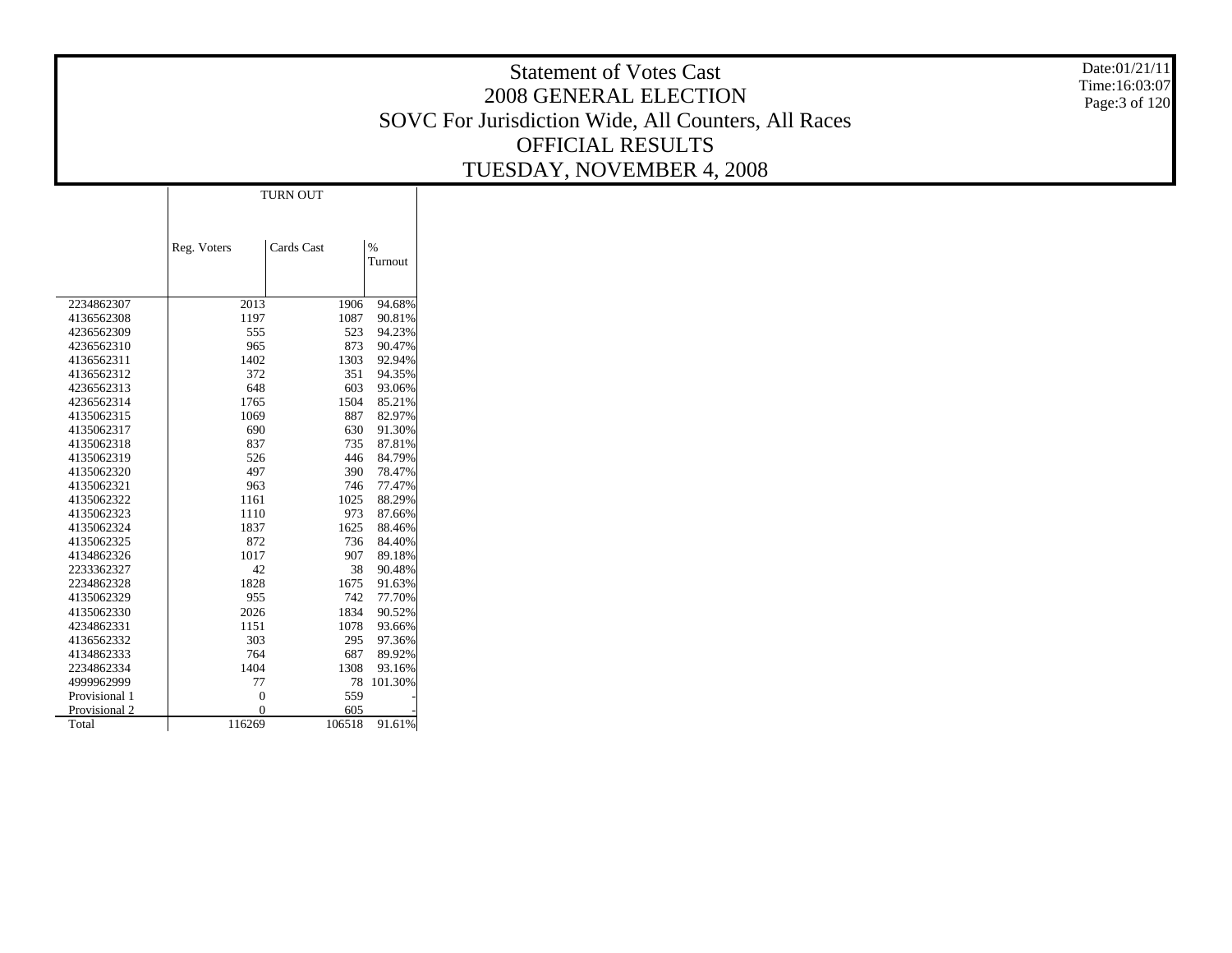# Statement of Votes Cast
## 2008 GENERAL ELECTION
## SOVC For Jurisdiction Wide, All Counters, All Races
## OFFICIAL RESULTS
## TUESDAY, NOVEMBER 4, 2008

| | TURN OUT | | |
|---|---|---|---|
| | Reg. Voters | Cards Cast | % Turnout |
| 2234862307 | 2013 | 1906 | 94.68% |
| 4136562308 | 1197 | 1087 | 90.81% |
| 4236562309 | 555 | 523 | 94.23% |
| 4236562310 | 965 | 873 | 90.47% |
| 4136562311 | 1402 | 1303 | 92.94% |
| 4136562312 | 372 | 351 | 94.35% |
| 4236562313 | 648 | 603 | 93.06% |
| 4236562314 | 1765 | 1504 | 85.21% |
| 4135062315 | 1069 | 887 | 82.97% |
| 4135062317 | 690 | 630 | 91.30% |
| 4135062318 | 837 | 735 | 87.81% |
| 4135062319 | 526 | 446 | 84.79% |
| 4135062320 | 497 | 390 | 78.47% |
| 4135062321 | 963 | 746 | 77.47% |
| 4135062322 | 1161 | 1025 | 88.29% |
| 4135062323 | 1110 | 973 | 87.66% |
| 4135062324 | 1837 | 1625 | 88.46% |
| 4135062325 | 872 | 736 | 84.40% |
| 4134862326 | 1017 | 907 | 89.18% |
| 2233362327 | 42 | 38 | 90.48% |
| 2234862328 | 1828 | 1675 | 91.63% |
| 4135062329 | 955 | 742 | 77.70% |
| 4135062330 | 2026 | 1834 | 90.52% |
| 4234862331 | 1151 | 1078 | 93.66% |
| 4136562332 | 303 | 295 | 97.36% |
| 4134862333 | 764 | 687 | 89.92% |
| 2234862334 | 1404 | 1308 | 93.16% |
| 4999962999 | 77 | 78 | 101.30% |
| Provisional 1 | 0 | 559 | - |
| Provisional 2 | 0 | 605 | - |
| Total | 116269 | 106518 | 91.61% |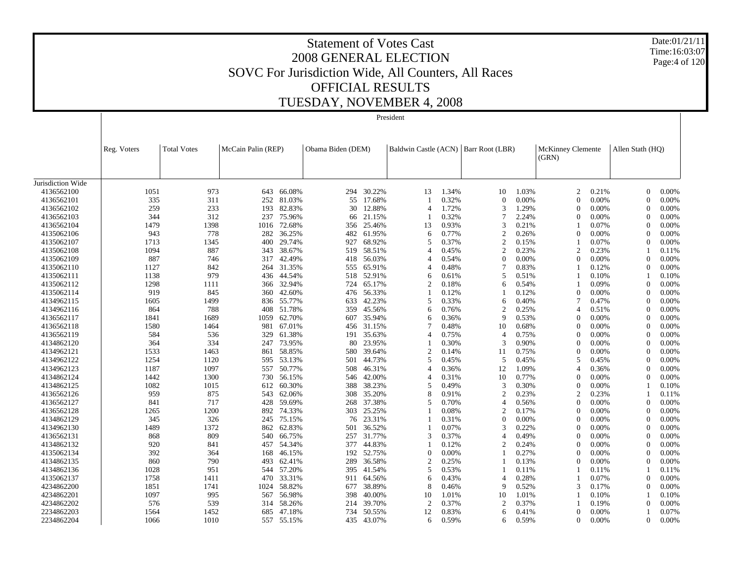# Statement of Votes Cast
## 2008 GENERAL ELECTION
## SOVC For Jurisdiction Wide, All Counters, All Races
## OFFICIAL RESULTS
## TUESDAY, NOVEMBER 4, 2008

Date:01/21/11
Time:16:03:07

President

| | Reg. Voters | Total Votes | McCain Palin (REP) | | Obama Biden (DEM) | | Baldwin Castle (ACN) | | Barr Root (LBR) | | McKinney Clemente (GRN) | | Allen Stath (HQ) | |
|---|---|---|---|---|---|---|---|---|---|---|---|---|---|---|
| Jurisdiction Wide | | | | | | | | | | | | | | |
| 4136562100 | 1051 | 973 | 643 | 66.08% | 294 | 30.22% | 13 | 1.34% | 10 | 1.03% | 2 | 0.21% | 0 | 0.00% |
| 4136562101 | 335 | 311 | 252 | 81.03% | 55 | 17.68% | 1 | 0.32% | 0 | 0.00% | 0 | 0.00% | 0 | 0.00% |
| 4136562102 | 259 | 233 | 193 | 82.83% | 30 | 12.88% | 4 | 1.72% | 3 | 1.29% | 0 | 0.00% | 0 | 0.00% |
| 4136562103 | 344 | 312 | 237 | 75.96% | 66 | 21.15% | 1 | 0.32% | 7 | 2.24% | 0 | 0.00% | 0 | 0.00% |
| 4136562104 | 1479 | 1398 | 1016 | 72.68% | 356 | 25.46% | 13 | 0.93% | 3 | 0.21% | 1 | 0.07% | 0 | 0.00% |
| 4135062106 | 943 | 778 | 282 | 36.25% | 482 | 61.95% | 6 | 0.77% | 2 | 0.26% | 0 | 0.00% | 0 | 0.00% |
| 4135062107 | 1713 | 1345 | 400 | 29.74% | 927 | 68.92% | 5 | 0.37% | 2 | 0.15% | 1 | 0.07% | 0 | 0.00% |
| 4135062108 | 1094 | 887 | 343 | 38.67% | 519 | 58.51% | 4 | 0.45% | 2 | 0.23% | 2 | 0.23% | 1 | 0.11% |
| 4135062109 | 887 | 746 | 317 | 42.49% | 418 | 56.03% | 4 | 0.54% | 0 | 0.00% | 0 | 0.00% | 0 | 0.00% |
| 4135062110 | 1127 | 842 | 264 | 31.35% | 555 | 65.91% | 4 | 0.48% | 7 | 0.83% | 1 | 0.12% | 0 | 0.00% |
| 4135062111 | 1138 | 979 | 436 | 44.54% | 518 | 52.91% | 6 | 0.61% | 5 | 0.51% | 1 | 0.10% | 1 | 0.10% |
| 4135062112 | 1298 | 1111 | 366 | 32.94% | 724 | 65.17% | 2 | 0.18% | 6 | 0.54% | 1 | 0.09% | 0 | 0.00% |
| 4135062114 | 919 | 845 | 360 | 42.60% | 476 | 56.33% | 1 | 0.12% | 1 | 0.12% | 0 | 0.00% | 0 | 0.00% |
| 4134962115 | 1605 | 1499 | 836 | 55.77% | 633 | 42.23% | 5 | 0.33% | 6 | 0.40% | 7 | 0.47% | 0 | 0.00% |
| 4134962116 | 864 | 788 | 408 | 51.78% | 359 | 45.56% | 6 | 0.76% | 2 | 0.25% | 4 | 0.51% | 0 | 0.00% |
| 4136562117 | 1841 | 1689 | 1059 | 62.70% | 607 | 35.94% | 6 | 0.36% | 9 | 0.53% | 0 | 0.00% | 0 | 0.00% |
| 4136562118 | 1580 | 1464 | 981 | 67.01% | 456 | 31.15% | 7 | 0.48% | 10 | 0.68% | 0 | 0.00% | 0 | 0.00% |
| 4136562119 | 584 | 536 | 329 | 61.38% | 191 | 35.63% | 4 | 0.75% | 4 | 0.75% | 0 | 0.00% | 0 | 0.00% |
| 4134862120 | 364 | 334 | 247 | 73.95% | 80 | 23.95% | 1 | 0.30% | 3 | 0.90% | 0 | 0.00% | 0 | 0.00% |
| 4134962121 | 1533 | 1463 | 861 | 58.85% | 580 | 39.64% | 2 | 0.14% | 11 | 0.75% | 0 | 0.00% | 0 | 0.00% |
| 4134962122 | 1254 | 1120 | 595 | 53.13% | 501 | 44.73% | 5 | 0.45% | 5 | 0.45% | 5 | 0.45% | 0 | 0.00% |
| 4134962123 | 1187 | 1097 | 557 | 50.77% | 508 | 46.31% | 4 | 0.36% | 12 | 1.09% | 4 | 0.36% | 0 | 0.00% |
| 4134862124 | 1442 | 1300 | 730 | 56.15% | 546 | 42.00% | 4 | 0.31% | 10 | 0.77% | 0 | 0.00% | 0 | 0.00% |
| 4134862125 | 1082 | 1015 | 612 | 60.30% | 388 | 38.23% | 5 | 0.49% | 3 | 0.30% | 0 | 0.00% | 1 | 0.10% |
| 4136562126 | 959 | 875 | 543 | 62.06% | 308 | 35.20% | 8 | 0.91% | 2 | 0.23% | 2 | 0.23% | 1 | 0.11% |
| 4136562127 | 841 | 717 | 428 | 59.69% | 268 | 37.38% | 5 | 0.70% | 4 | 0.56% | 0 | 0.00% | 0 | 0.00% |
| 4136562128 | 1265 | 1200 | 892 | 74.33% | 303 | 25.25% | 1 | 0.08% | 2 | 0.17% | 0 | 0.00% | 0 | 0.00% |
| 4134862129 | 345 | 326 | 245 | 75.15% | 76 | 23.31% | 1 | 0.31% | 0 | 0.00% | 0 | 0.00% | 0 | 0.00% |
| 4134962130 | 1489 | 1372 | 862 | 62.83% | 501 | 36.52% | 1 | 0.07% | 3 | 0.22% | 0 | 0.00% | 0 | 0.00% |
| 4136562131 | 868 | 809 | 540 | 66.75% | 257 | 31.77% | 3 | 0.37% | 4 | 0.49% | 0 | 0.00% | 0 | 0.00% |
| 4134862132 | 920 | 841 | 457 | 54.34% | 377 | 44.83% | 1 | 0.12% | 2 | 0.24% | 0 | 0.00% | 0 | 0.00% |
| 4135062134 | 392 | 364 | 168 | 46.15% | 192 | 52.75% | 0 | 0.00% | 1 | 0.27% | 0 | 0.00% | 0 | 0.00% |
| 4134862135 | 860 | 790 | 493 | 62.41% | 289 | 36.58% | 2 | 0.25% | 1 | 0.13% | 0 | 0.00% | 0 | 0.00% |
| 4134862136 | 1028 | 951 | 544 | 57.20% | 395 | 41.54% | 5 | 0.53% | 1 | 0.11% | 1 | 0.11% | 1 | 0.11% |
| 4135062137 | 1758 | 1411 | 470 | 33.31% | 911 | 64.56% | 6 | 0.43% | 4 | 0.28% | 1 | 0.07% | 0 | 0.00% |
| 4234862200 | 1851 | 1741 | 1024 | 58.82% | 677 | 38.89% | 8 | 0.46% | 9 | 0.52% | 3 | 0.17% | 0 | 0.00% |
| 4234862201 | 1097 | 995 | 567 | 56.98% | 398 | 40.00% | 10 | 1.01% | 10 | 1.01% | 1 | 0.10% | 1 | 0.10% |
| 4234862202 | 576 | 539 | 314 | 58.26% | 214 | 39.70% | 2 | 0.37% | 2 | 0.37% | 1 | 0.19% | 0 | 0.00% |
| 2234862203 | 1564 | 1452 | 685 | 47.18% | 734 | 50.55% | 12 | 0.83% | 6 | 0.41% | 0 | 0.00% | 1 | 0.07% |
| 2234862204 | 1066 | 1010 | 557 | 55.15% | 435 | 43.07% | 6 | 0.59% | 6 | 0.59% | 0 | 0.00% | 0 | 0.00% |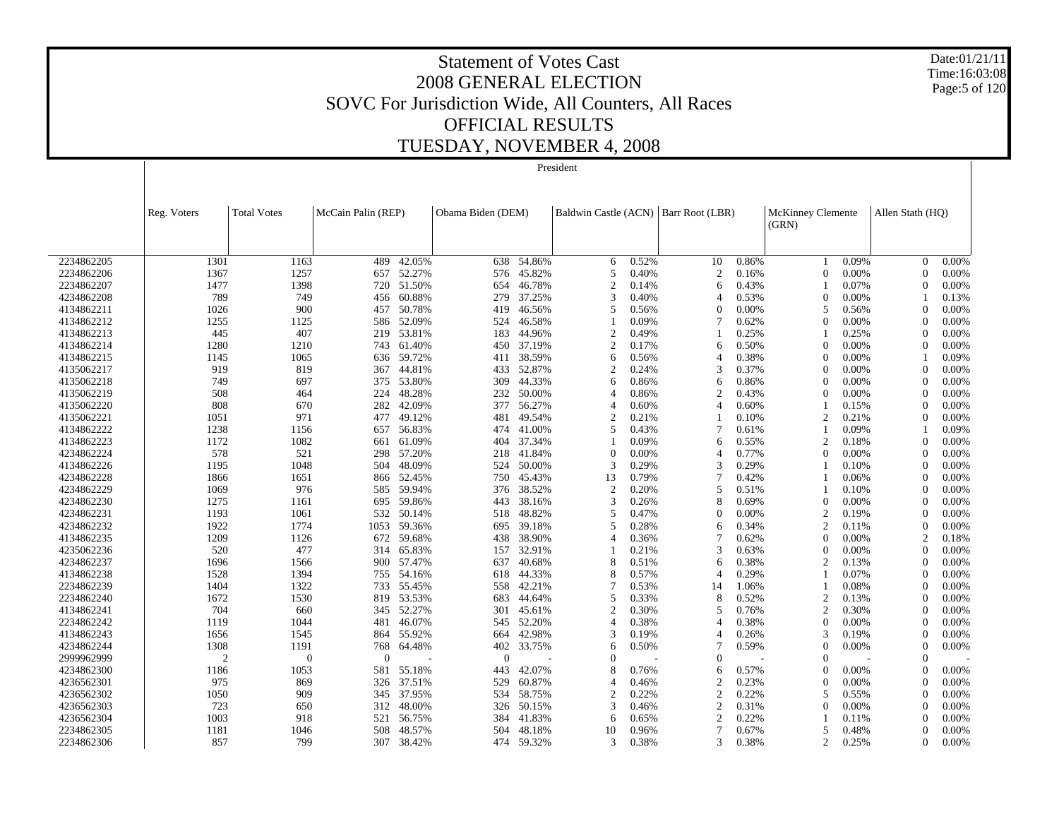# Statement of Votes Cast
# 2008 GENERAL ELECTION
## SOVC For Jurisdiction Wide, All Counters, All Races
## OFFICIAL RESULTS
## TUESDAY, NOVEMBER 4, 2008

Date:01/21/11
Time:16:03:08

President

| | Reg. Voters | Total Votes | McCain Palin (REP) | | Obama Biden (DEM) | | Baldwin Castle (ACN) | | Barr Root (LBR) | | McKinney Clemente (GRN) | | Allen Stath (HQ) | |
|---|---|---|---|---|---|---|---|---|---|---|---|---|---|---|
| 2234862205 | 1301 | 1163 | 489 | 42.05% | 638 | 54.86% | 6 | 0.52% | 10 | 0.86% | 1 | 0.09% | 0 | 0.00% |
| 2234862206 | 1367 | 1257 | 657 | 52.27% | 576 | 45.82% | 5 | 0.40% | 2 | 0.16% | 0 | 0.00% | 0 | 0.00% |
| 2234862207 | 1477 | 1398 | 720 | 51.50% | 654 | 46.78% | 2 | 0.14% | 6 | 0.43% | 1 | 0.07% | 0 | 0.00% |
| 4234862208 | 789 | 749 | 456 | 60.88% | 279 | 37.25% | 3 | 0.40% | 4 | 0.53% | 0 | 0.00% | 1 | 0.13% |
| 4134862211 | 1026 | 900 | 457 | 50.78% | 419 | 46.56% | 5 | 0.56% | 0 | 0.00% | 5 | 0.56% | 0 | 0.00% |
| 4134862212 | 1255 | 1125 | 586 | 52.09% | 524 | 46.58% | 1 | 0.09% | 7 | 0.62% | 0 | 0.00% | 0 | 0.00% |
| 4134862213 | 445 | 407 | 219 | 53.81% | 183 | 44.96% | 2 | 0.49% | 1 | 0.25% | 1 | 0.25% | 0 | 0.00% |
| 4134862214 | 1280 | 1210 | 743 | 61.40% | 450 | 37.19% | 2 | 0.17% | 6 | 0.50% | 0 | 0.00% | 0 | 0.00% |
| 4134862215 | 1145 | 1065 | 636 | 59.72% | 411 | 38.59% | 6 | 0.56% | 4 | 0.38% | 0 | 0.00% | 1 | 0.09% |
| 4135062217 | 919 | 819 | 367 | 44.81% | 433 | 52.87% | 2 | 0.24% | 3 | 0.37% | 0 | 0.00% | 0 | 0.00% |
| 4135062218 | 749 | 697 | 375 | 53.80% | 309 | 44.33% | 6 | 0.86% | 6 | 0.86% | 0 | 0.00% | 0 | 0.00% |
| 4135062219 | 508 | 464 | 224 | 48.28% | 232 | 50.00% | 4 | 0.86% | 2 | 0.43% | 0 | 0.00% | 0 | 0.00% |
| 4135062220 | 808 | 670 | 282 | 42.09% | 377 | 56.27% | 4 | 0.60% | 4 | 0.60% | 1 | 0.15% | 0 | 0.00% |
| 4135062221 | 1051 | 971 | 477 | 49.12% | 481 | 49.54% | 2 | 0.21% | 1 | 0.10% | 2 | 0.21% | 0 | 0.00% |
| 4134862222 | 1238 | 1156 | 657 | 56.83% | 474 | 41.00% | 5 | 0.43% | 7 | 0.61% | 1 | 0.09% | 1 | 0.09% |
| 4134862223 | 1172 | 1082 | 661 | 61.09% | 404 | 37.34% | 1 | 0.09% | 6 | 0.55% | 2 | 0.18% | 0 | 0.00% |
| 4234862224 | 578 | 521 | 298 | 57.20% | 218 | 41.84% | 0 | 0.00% | 4 | 0.77% | 0 | 0.00% | 0 | 0.00% |
| 4134862226 | 1195 | 1048 | 504 | 48.09% | 524 | 50.00% | 3 | 0.29% | 3 | 0.29% | 1 | 0.10% | 0 | 0.00% |
| 4234862228 | 1866 | 1651 | 866 | 52.45% | 750 | 45.43% | 13 | 0.79% | 7 | 0.42% | 1 | 0.06% | 0 | 0.00% |
| 4234862229 | 1069 | 976 | 585 | 59.94% | 376 | 38.52% | 2 | 0.20% | 5 | 0.51% | 1 | 0.10% | 0 | 0.00% |
| 4234862230 | 1275 | 1161 | 695 | 59.86% | 443 | 38.16% | 3 | 0.26% | 8 | 0.69% | 0 | 0.00% | 0 | 0.00% |
| 4234862231 | 1193 | 1061 | 532 | 50.14% | 518 | 48.82% | 5 | 0.47% | 0 | 0.00% | 2 | 0.19% | 0 | 0.00% |
| 4234862232 | 1922 | 1774 | 1053 | 59.36% | 695 | 39.18% | 5 | 0.28% | 6 | 0.34% | 2 | 0.11% | 0 | 0.00% |
| 4134862235 | 1209 | 1126 | 672 | 59.68% | 438 | 38.90% | 4 | 0.36% | 7 | 0.62% | 0 | 0.00% | 2 | 0.18% |
| 4235062236 | 520 | 477 | 314 | 65.83% | 157 | 32.91% | 1 | 0.21% | 3 | 0.63% | 0 | 0.00% | 0 | 0.00% |
| 4234862237 | 1696 | 1566 | 900 | 57.47% | 637 | 40.68% | 8 | 0.51% | 6 | 0.38% | 2 | 0.13% | 0 | 0.00% |
| 4134862238 | 1528 | 1394 | 755 | 54.16% | 618 | 44.33% | 8 | 0.57% | 4 | 0.29% | 1 | 0.07% | 0 | 0.00% |
| 2234862239 | 1404 | 1322 | 733 | 55.45% | 558 | 42.21% | 7 | 0.53% | 14 | 1.06% | 1 | 0.08% | 0 | 0.00% |
| 2234862240 | 1672 | 1530 | 819 | 53.53% | 683 | 44.64% | 5 | 0.33% | 8 | 0.52% | 2 | 0.13% | 0 | 0.00% |
| 4134862241 | 704 | 660 | 345 | 52.27% | 301 | 45.61% | 2 | 0.30% | 5 | 0.76% | 2 | 0.30% | 0 | 0.00% |
| 2234862242 | 1119 | 1044 | 481 | 46.07% | 545 | 52.20% | 4 | 0.38% | 4 | 0.38% | 0 | 0.00% | 0 | 0.00% |
| 4134862243 | 1656 | 1545 | 864 | 55.92% | 664 | 42.98% | 3 | 0.19% | 4 | 0.26% | 3 | 0.19% | 0 | 0.00% |
| 4234862244 | 1308 | 1191 | 768 | 64.48% | 402 | 33.75% | 6 | 0.50% | 7 | 0.59% | 0 | 0.00% | 0 | 0.00% |
| 2999962999 | 2 | 0 | 0 | - | 0 | - | 0 | - | 0 | - | 0 | - | 0 | - |
| 4234862300 | 1186 | 1053 | 581 | 55.18% | 443 | 42.07% | 8 | 0.76% | 6 | 0.57% | 0 | 0.00% | 0 | 0.00% |
| 4236562301 | 975 | 869 | 326 | 37.51% | 529 | 60.87% | 4 | 0.46% | 2 | 0.23% | 0 | 0.00% | 0 | 0.00% |
| 4236562302 | 1050 | 909 | 345 | 37.95% | 534 | 58.75% | 2 | 0.22% | 2 | 0.22% | 5 | 0.55% | 0 | 0.00% |
| 4236562303 | 723 | 650 | 312 | 48.00% | 326 | 50.15% | 3 | 0.46% | 2 | 0.31% | 0 | 0.00% | 0 | 0.00% |
| 4236562304 | 1003 | 918 | 521 | 56.75% | 384 | 41.83% | 6 | 0.65% | 2 | 0.22% | 1 | 0.11% | 0 | 0.00% |
| 2234862305 | 1181 | 1046 | 508 | 48.57% | 504 | 48.18% | 10 | 0.96% | 7 | 0.67% | 5 | 0.48% | 0 | 0.00% |
| 2234862306 | 857 | 799 | 307 | 38.42% | 474 | 59.32% | 3 | 0.38% | 3 | 0.38% | 2 | 0.25% | 0 | 0.00% |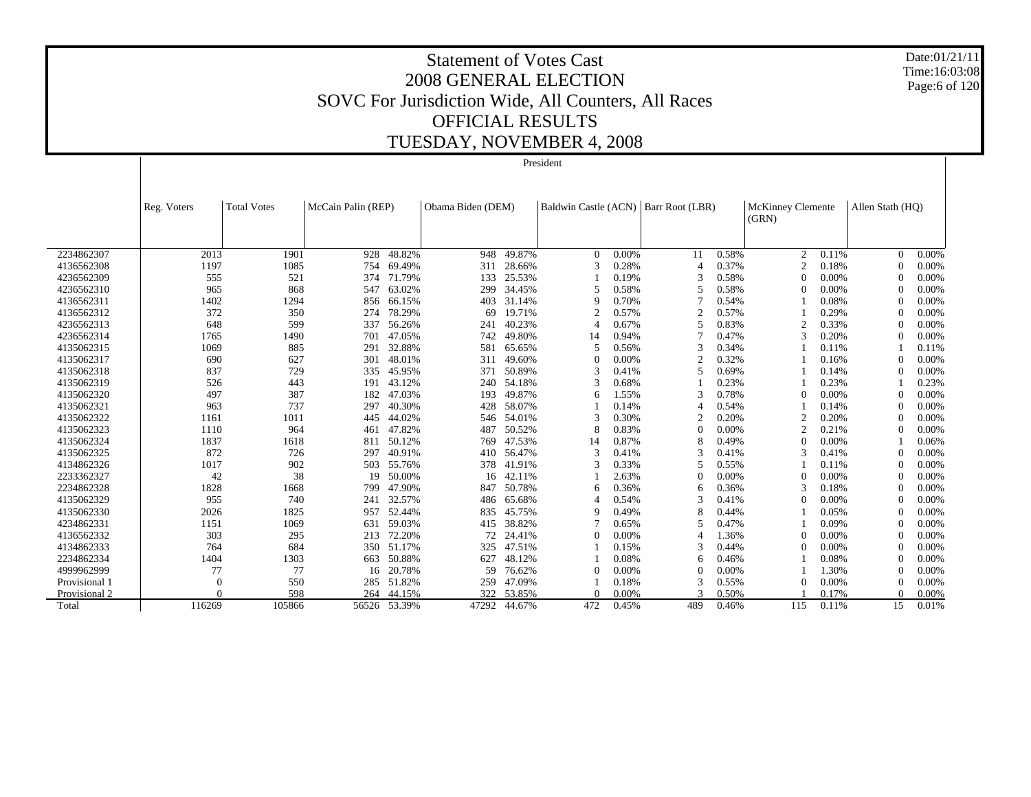# Statement of Votes Cast
## 2008 GENERAL ELECTION
## SOVC For Jurisdiction Wide, All Counters, All Races
## OFFICIAL RESULTS
## TUESDAY, NOVEMBER 4, 2008

Date:01/21/11
Time:16:03:08

President

| | Reg. Voters | Total Votes | McCain Palin (REP) | | Obama Biden (DEM) | | Baldwin Castle (ACN) | | Barr Root (LBR) | | McKinney Clemente (GRN) | | Allen Stath (HQ) | |
|---|---|---|---|---|---|---|---|---|---|---|---|---|---|---|
| 2234862307 | 2013 | 1901 | 928 | 48.82% | 948 | 49.87% | 0 | 0.00% | 11 | 0.58% | 2 | 0.11% | 0 | 0.00% |
| 4136562308 | 1197 | 1085 | 754 | 69.49% | 311 | 28.66% | 3 | 0.28% | 4 | 0.37% | 2 | 0.18% | 0 | 0.00% |
| 4236562309 | 555 | 521 | 374 | 71.79% | 133 | 25.53% | 1 | 0.19% | 3 | 0.58% | 0 | 0.00% | 0 | 0.00% |
| 4236562310 | 965 | 868 | 547 | 63.02% | 299 | 34.45% | 5 | 0.58% | 5 | 0.58% | 0 | 0.00% | 0 | 0.00% |
| 4136562311 | 1402 | 1294 | 856 | 66.15% | 403 | 31.14% | 9 | 0.70% | 7 | 0.54% | 1 | 0.08% | 0 | 0.00% |
| 4136562312 | 372 | 350 | 274 | 78.29% | 69 | 19.71% | 2 | 0.57% | 2 | 0.57% | 1 | 0.29% | 0 | 0.00% |
| 4236562313 | 648 | 599 | 337 | 56.26% | 241 | 40.23% | 4 | 0.67% | 5 | 0.83% | 2 | 0.33% | 0 | 0.00% |
| 4236562314 | 1765 | 1490 | 701 | 47.05% | 742 | 49.80% | 14 | 0.94% | 7 | 0.47% | 3 | 0.20% | 0 | 0.00% |
| 4135062315 | 1069 | 885 | 291 | 32.88% | 581 | 65.65% | 5 | 0.56% | 3 | 0.34% | 1 | 0.11% | 1 | 0.11% |
| 4135062317 | 690 | 627 | 301 | 48.01% | 311 | 49.60% | 0 | 0.00% | 2 | 0.32% | 1 | 0.16% | 0 | 0.00% |
| 4135062318 | 837 | 729 | 335 | 45.95% | 371 | 50.89% | 3 | 0.41% | 5 | 0.69% | 1 | 0.14% | 0 | 0.00% |
| 4135062319 | 526 | 443 | 191 | 43.12% | 240 | 54.18% | 3 | 0.68% | 1 | 0.23% | 1 | 0.23% | 1 | 0.23% |
| 4135062320 | 497 | 387 | 182 | 47.03% | 193 | 49.87% | 6 | 1.55% | 3 | 0.78% | 0 | 0.00% | 0 | 0.00% |
| 4135062321 | 963 | 737 | 297 | 40.30% | 428 | 58.07% | 1 | 0.14% | 4 | 0.54% | 1 | 0.14% | 0 | 0.00% |
| 4135062322 | 1161 | 1011 | 445 | 44.02% | 546 | 54.01% | 3 | 0.30% | 2 | 0.20% | 2 | 0.20% | 0 | 0.00% |
| 4135062323 | 1110 | 964 | 461 | 47.82% | 487 | 50.52% | 8 | 0.83% | 0 | 0.00% | 2 | 0.21% | 0 | 0.00% |
| 4135062324 | 1837 | 1618 | 811 | 50.12% | 769 | 47.53% | 14 | 0.87% | 8 | 0.49% | 0 | 0.00% | 1 | 0.06% |
| 4135062325 | 872 | 726 | 297 | 40.91% | 410 | 56.47% | 3 | 0.41% | 3 | 0.41% | 3 | 0.41% | 0 | 0.00% |
| 4134862326 | 1017 | 902 | 503 | 55.76% | 378 | 41.91% | 3 | 0.33% | 5 | 0.55% | 1 | 0.11% | 0 | 0.00% |
| 2233362327 | 42 | 38 | 19 | 50.00% | 16 | 42.11% | 1 | 2.63% | 0 | 0.00% | 0 | 0.00% | 0 | 0.00% |
| 2234862328 | 1828 | 1668 | 799 | 47.90% | 847 | 50.78% | 6 | 0.36% | 6 | 0.36% | 3 | 0.18% | 0 | 0.00% |
| 4135062329 | 955 | 740 | 241 | 32.57% | 486 | 65.68% | 4 | 0.54% | 3 | 0.41% | 0 | 0.00% | 0 | 0.00% |
| 4135062330 | 2026 | 1825 | 957 | 52.44% | 835 | 45.75% | 9 | 0.49% | 8 | 0.44% | 1 | 0.05% | 0 | 0.00% |
| 4234862331 | 1151 | 1069 | 631 | 59.03% | 415 | 38.82% | 7 | 0.65% | 5 | 0.47% | 1 | 0.09% | 0 | 0.00% |
| 4136562332 | 303 | 295 | 213 | 72.20% | 72 | 24.41% | 0 | 0.00% | 4 | 1.36% | 0 | 0.00% | 0 | 0.00% |
| 4134862333 | 764 | 684 | 350 | 51.17% | 325 | 47.51% | 1 | 0.15% | 3 | 0.44% | 0 | 0.00% | 0 | 0.00% |
| 2234862334 | 1404 | 1303 | 663 | 50.88% | 627 | 48.12% | 1 | 0.08% | 6 | 0.46% | 1 | 0.08% | 0 | 0.00% |
| 4999962999 | 77 | 77 | 16 | 20.78% | 59 | 76.62% | 0 | 0.00% | 0 | 0.00% | 1 | 1.30% | 0 | 0.00% |
| Provisional 1 | 0 | 550 | 285 | 51.82% | 259 | 47.09% | 1 | 0.18% | 3 | 0.55% | 0 | 0.00% | 0 | 0.00% |
| Provisional 2 | 0 | 598 | 264 | 44.15% | 322 | 53.85% | 0 | 0.00% | 3 | 0.50% | 1 | 0.17% | 0 | 0.00% |
| Total | 116269 | 105866 | 56526 | 53.39% | 47292 | 44.67% | 472 | 0.45% | 489 | 0.46% | 115 | 0.11% | 15 | 0.01% |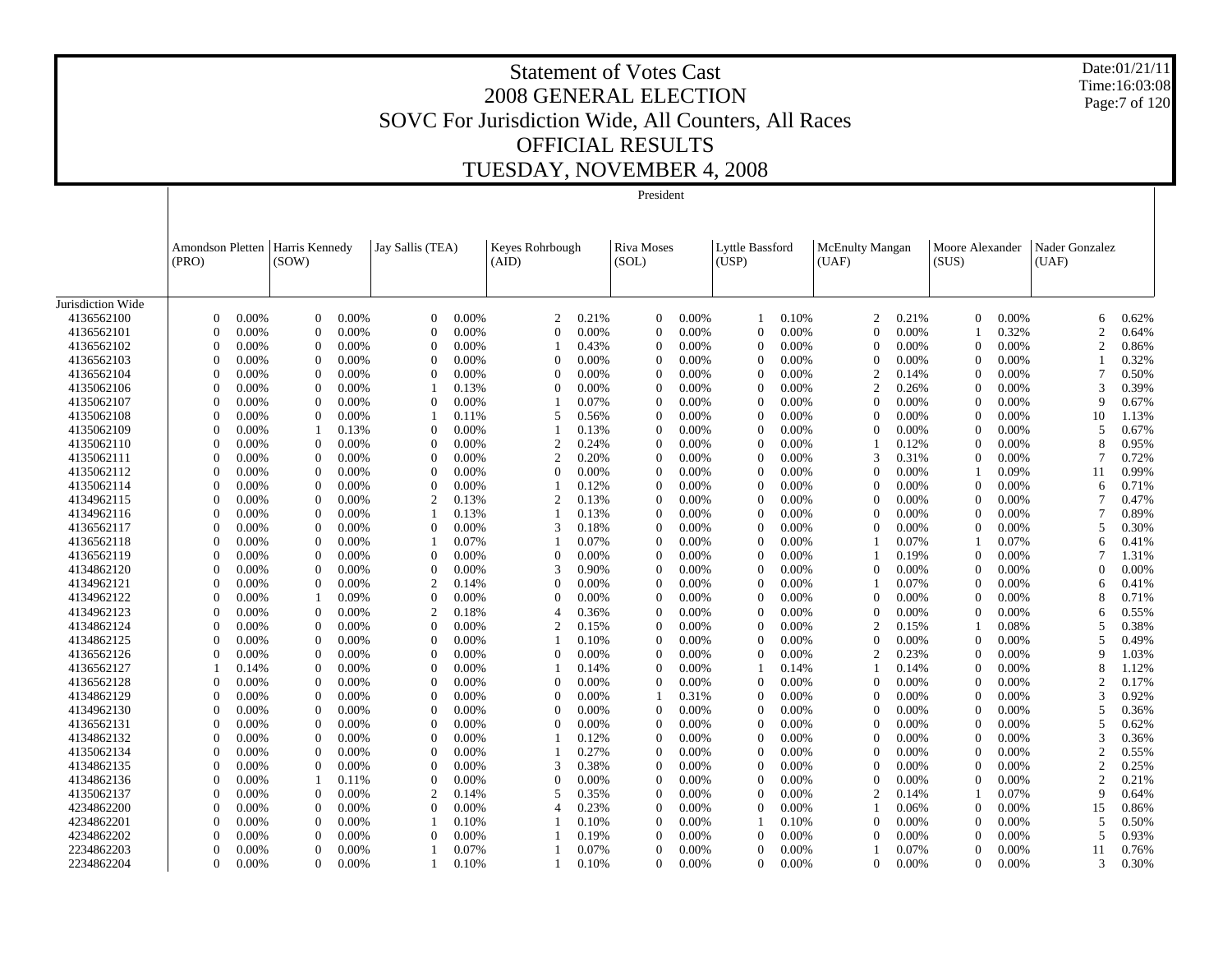# Statement of Votes Cast

## 2008 GENERAL ELECTION

## SOVC For Jurisdiction Wide, All Counters, All Races

## OFFICIAL RESULTS

## TUESDAY, NOVEMBER 4, 2008

Date:01/21/11
Time:16:03:08

President

| | Amondson Pletten (PRO) | | Harris Kennedy (SOW) | | Jay Sallis (TEA) | | Keyes Rohrbough (AID) | | Riva Moses (SOL) | | Lyttle Bassford (USP) | | McEnulty Mangan (UAF) | | Moore Alexander (SUS) | | Nader Gonzalez (UAF) | |
|---|---|---|---|---|---|---|---|---|---|---|---|---|---|---|---|---|---|---|
| Jurisdiction Wide | | | | | | | | | | | | | | | | | | |
| 4136562100 | 0 | 0.00% | 0 | 0.00% | 0 | 0.00% | 2 | 0.21% | 0 | 0.00% | 1 | 0.10% | 2 | 0.21% | 0 | 0.00% | 6 | 0.62% |
| 4136562101 | 0 | 0.00% | 0 | 0.00% | 0 | 0.00% | 0 | 0.00% | 0 | 0.00% | 0 | 0.00% | 0 | 0.00% | 1 | 0.32% | 2 | 0.64% |
| 4136562102 | 0 | 0.00% | 0 | 0.00% | 0 | 0.00% | 1 | 0.43% | 0 | 0.00% | 0 | 0.00% | 0 | 0.00% | 0 | 0.00% | 2 | 0.86% |
| 4136562103 | 0 | 0.00% | 0 | 0.00% | 0 | 0.00% | 0 | 0.00% | 0 | 0.00% | 0 | 0.00% | 0 | 0.00% | 0 | 0.00% | 1 | 0.32% |
| 4136562104 | 0 | 0.00% | 0 | 0.00% | 0 | 0.00% | 0 | 0.00% | 0 | 0.00% | 0 | 0.00% | 2 | 0.14% | 0 | 0.00% | 7 | 0.50% |
| 4135062106 | 0 | 0.00% | 0 | 0.00% | 1 | 0.13% | 0 | 0.00% | 0 | 0.00% | 0 | 0.00% | 2 | 0.26% | 0 | 0.00% | 3 | 0.39% |
| 4135062107 | 0 | 0.00% | 0 | 0.00% | 0 | 0.00% | 1 | 0.07% | 0 | 0.00% | 0 | 0.00% | 0 | 0.00% | 0 | 0.00% | 9 | 0.67% |
| 4135062108 | 0 | 0.00% | 0 | 0.00% | 1 | 0.11% | 5 | 0.56% | 0 | 0.00% | 0 | 0.00% | 0 | 0.00% | 0 | 0.00% | 10 | 1.13% |
| 4135062109 | 0 | 0.00% | 1 | 0.13% | 0 | 0.00% | 1 | 0.13% | 0 | 0.00% | 0 | 0.00% | 0 | 0.00% | 0 | 0.00% | 5 | 0.67% |
| 4135062110 | 0 | 0.00% | 0 | 0.00% | 0 | 0.00% | 2 | 0.24% | 0 | 0.00% | 0 | 0.00% | 1 | 0.12% | 0 | 0.00% | 8 | 0.95% |
| 4135062111 | 0 | 0.00% | 0 | 0.00% | 0 | 0.00% | 2 | 0.20% | 0 | 0.00% | 0 | 0.00% | 3 | 0.31% | 0 | 0.00% | 7 | 0.72% |
| 4135062112 | 0 | 0.00% | 0 | 0.00% | 0 | 0.00% | 0 | 0.00% | 0 | 0.00% | 0 | 0.00% | 0 | 0.00% | 1 | 0.09% | 11 | 0.99% |
| 4135062114 | 0 | 0.00% | 0 | 0.00% | 0 | 0.00% | 1 | 0.12% | 0 | 0.00% | 0 | 0.00% | 0 | 0.00% | 0 | 0.00% | 6 | 0.71% |
| 4134962115 | 0 | 0.00% | 0 | 0.00% | 2 | 0.13% | 2 | 0.13% | 0 | 0.00% | 0 | 0.00% | 0 | 0.00% | 0 | 0.00% | 7 | 0.47% |
| 4134962116 | 0 | 0.00% | 0 | 0.00% | 1 | 0.13% | 1 | 0.13% | 0 | 0.00% | 0 | 0.00% | 0 | 0.00% | 0 | 0.00% | 7 | 0.89% |
| 4136562117 | 0 | 0.00% | 0 | 0.00% | 0 | 0.00% | 3 | 0.18% | 0 | 0.00% | 0 | 0.00% | 0 | 0.00% | 0 | 0.00% | 5 | 0.30% |
| 4136562118 | 0 | 0.00% | 0 | 0.00% | 1 | 0.07% | 1 | 0.07% | 0 | 0.00% | 0 | 0.00% | 1 | 0.07% | 1 | 0.07% | 6 | 0.41% |
| 4136562119 | 0 | 0.00% | 0 | 0.00% | 0 | 0.00% | 0 | 0.00% | 0 | 0.00% | 0 | 0.00% | 1 | 0.19% | 0 | 0.00% | 7 | 1.31% |
| 4134862120 | 0 | 0.00% | 0 | 0.00% | 0 | 0.00% | 3 | 0.90% | 0 | 0.00% | 0 | 0.00% | 0 | 0.00% | 0 | 0.00% | 0 | 0.00% |
| 4134962121 | 0 | 0.00% | 0 | 0.00% | 2 | 0.14% | 0 | 0.00% | 0 | 0.00% | 0 | 0.00% | 1 | 0.07% | 0 | 0.00% | 6 | 0.41% |
| 4134962122 | 0 | 0.00% | 1 | 0.09% | 0 | 0.00% | 0 | 0.00% | 0 | 0.00% | 0 | 0.00% | 0 | 0.00% | 0 | 0.00% | 8 | 0.71% |
| 4134962123 | 0 | 0.00% | 0 | 0.00% | 2 | 0.18% | 4 | 0.36% | 0 | 0.00% | 0 | 0.00% | 0 | 0.00% | 0 | 0.00% | 6 | 0.55% |
| 4134862124 | 0 | 0.00% | 0 | 0.00% | 0 | 0.00% | 2 | 0.15% | 0 | 0.00% | 0 | 0.00% | 2 | 0.15% | 1 | 0.08% | 5 | 0.38% |
| 4134862125 | 0 | 0.00% | 0 | 0.00% | 0 | 0.00% | 1 | 0.10% | 0 | 0.00% | 0 | 0.00% | 0 | 0.00% | 0 | 0.00% | 5 | 0.49% |
| 4136562126 | 0 | 0.00% | 0 | 0.00% | 0 | 0.00% | 0 | 0.00% | 0 | 0.00% | 0 | 0.00% | 2 | 0.23% | 0 | 0.00% | 9 | 1.03% |
| 4136562127 | 1 | 0.14% | 0 | 0.00% | 0 | 0.00% | 1 | 0.14% | 0 | 0.00% | 1 | 0.14% | 1 | 0.14% | 0 | 0.00% | 8 | 1.12% |
| 4136562128 | 0 | 0.00% | 0 | 0.00% | 0 | 0.00% | 0 | 0.00% | 0 | 0.00% | 0 | 0.00% | 0 | 0.00% | 0 | 0.00% | 2 | 0.17% |
| 4134862129 | 0 | 0.00% | 0 | 0.00% | 0 | 0.00% | 0 | 0.00% | 1 | 0.31% | 0 | 0.00% | 0 | 0.00% | 0 | 0.00% | 3 | 0.92% |
| 4134962130 | 0 | 0.00% | 0 | 0.00% | 0 | 0.00% | 0 | 0.00% | 0 | 0.00% | 0 | 0.00% | 0 | 0.00% | 0 | 0.00% | 5 | 0.36% |
| 4136562131 | 0 | 0.00% | 0 | 0.00% | 0 | 0.00% | 0 | 0.00% | 0 | 0.00% | 0 | 0.00% | 0 | 0.00% | 0 | 0.00% | 5 | 0.62% |
| 4134862132 | 0 | 0.00% | 0 | 0.00% | 0 | 0.00% | 1 | 0.12% | 0 | 0.00% | 0 | 0.00% | 0 | 0.00% | 0 | 0.00% | 3 | 0.36% |
| 4135062134 | 0 | 0.00% | 0 | 0.00% | 0 | 0.00% | 1 | 0.27% | 0 | 0.00% | 0 | 0.00% | 0 | 0.00% | 0 | 0.00% | 2 | 0.55% |
| 4134862135 | 0 | 0.00% | 0 | 0.00% | 0 | 0.00% | 3 | 0.38% | 0 | 0.00% | 0 | 0.00% | 0 | 0.00% | 0 | 0.00% | 2 | 0.25% |
| 4134862136 | 0 | 0.00% | 1 | 0.11% | 0 | 0.00% | 0 | 0.00% | 0 | 0.00% | 0 | 0.00% | 0 | 0.00% | 0 | 0.00% | 2 | 0.21% |
| 4135062137 | 0 | 0.00% | 0 | 0.00% | 2 | 0.14% | 5 | 0.35% | 0 | 0.00% | 0 | 0.00% | 2 | 0.14% | 1 | 0.07% | 9 | 0.64% |
| 4234862200 | 0 | 0.00% | 0 | 0.00% | 0 | 0.00% | 4 | 0.23% | 0 | 0.00% | 0 | 0.00% | 1 | 0.06% | 0 | 0.00% | 15 | 0.86% |
| 4234862201 | 0 | 0.00% | 0 | 0.00% | 1 | 0.10% | 1 | 0.10% | 0 | 0.00% | 1 | 0.10% | 0 | 0.00% | 0 | 0.00% | 5 | 0.50% |
| 4234862202 | 0 | 0.00% | 0 | 0.00% | 0 | 0.00% | 1 | 0.19% | 0 | 0.00% | 0 | 0.00% | 0 | 0.00% | 0 | 0.00% | 5 | 0.93% |
| 2234862203 | 0 | 0.00% | 0 | 0.00% | 1 | 0.07% | 1 | 0.07% | 0 | 0.00% | 0 | 0.00% | 1 | 0.07% | 0 | 0.00% | 11 | 0.76% |
| 2234862204 | 0 | 0.00% | 0 | 0.00% | 1 | 0.10% | 1 | 0.10% | 0 | 0.00% | 0 | 0.00% | 0 | 0.00% | 0 | 0.00% | 3 | 0.30% |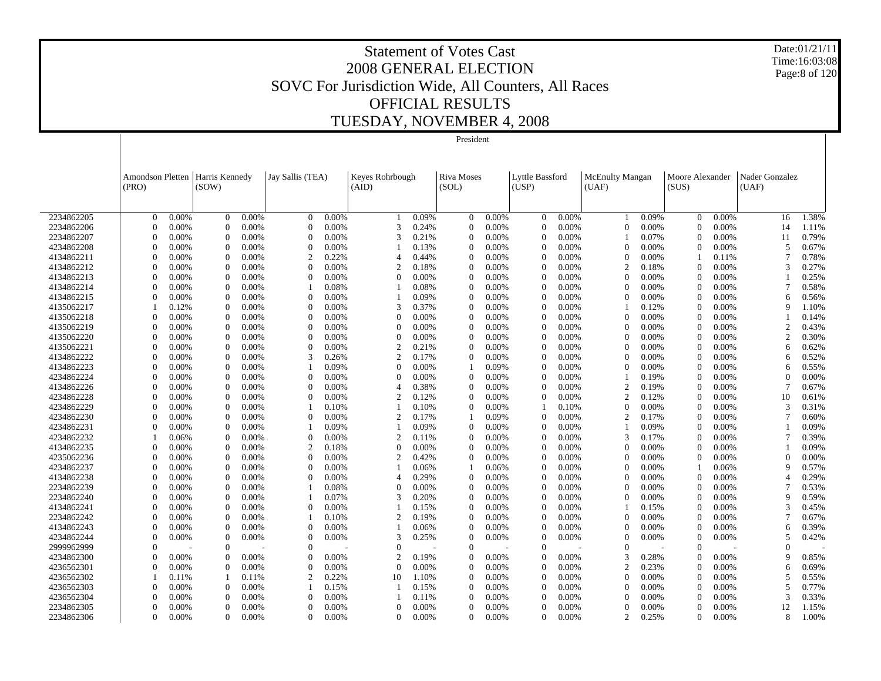# Statement of Votes Cast
## 2008 GENERAL ELECTION
## SOVC For Jurisdiction Wide, All Counters, All Races
## OFFICIAL RESULTS
## TUESDAY, NOVEMBER 4, 2008

Date:01/21/11
Time:16:03:08

President

| | Amondson Pletten (PRO) | | Harris Kennedy (SOW) | | Jay Sallis (TEA) | | Keyes Rohrbough (AID) | | Riva Moses (SOL) | | Lyttle Bassford (USP) | | McEnulty Mangan (UAF) | | Moore Alexander (SUS) | | Nader Gonzalez (UAF) | |
|---|---|---|---|---|---|---|---|---|---|---|---|---|---|---|---|---|---|---|
| 2234862205 | 0 | 0.00% | 0 | 0.00% | 0 | 0.00% | 1 | 0.09% | 0 | 0.00% | 0 | 0.00% | 1 | 0.09% | 0 | 0.00% | 16 | 1.38% |
| 2234862206 | 0 | 0.00% | 0 | 0.00% | 0 | 0.00% | 3 | 0.24% | 0 | 0.00% | 0 | 0.00% | 0 | 0.00% | 0 | 0.00% | 14 | 1.11% |
| 2234862207 | 0 | 0.00% | 0 | 0.00% | 0 | 0.00% | 3 | 0.21% | 0 | 0.00% | 0 | 0.00% | 1 | 0.07% | 0 | 0.00% | 11 | 0.79% |
| 4234862208 | 0 | 0.00% | 0 | 0.00% | 0 | 0.00% | 1 | 0.13% | 0 | 0.00% | 0 | 0.00% | 0 | 0.00% | 0 | 0.00% | 5 | 0.67% |
| 4134862211 | 0 | 0.00% | 0 | 0.00% | 2 | 0.22% | 4 | 0.44% | 0 | 0.00% | 0 | 0.00% | 0 | 0.00% | 1 | 0.11% | 7 | 0.78% |
| 4134862212 | 0 | 0.00% | 0 | 0.00% | 0 | 0.00% | 2 | 0.18% | 0 | 0.00% | 0 | 0.00% | 2 | 0.18% | 0 | 0.00% | 3 | 0.27% |
| 4134862213 | 0 | 0.00% | 0 | 0.00% | 0 | 0.00% | 0 | 0.00% | 0 | 0.00% | 0 | 0.00% | 0 | 0.00% | 0 | 0.00% | 1 | 0.25% |
| 4134862214 | 0 | 0.00% | 0 | 0.00% | 1 | 0.08% | 1 | 0.08% | 0 | 0.00% | 0 | 0.00% | 0 | 0.00% | 0 | 0.00% | 7 | 0.58% |
| 4134862215 | 0 | 0.00% | 0 | 0.00% | 0 | 0.00% | 1 | 0.09% | 0 | 0.00% | 0 | 0.00% | 0 | 0.00% | 0 | 0.00% | 6 | 0.56% |
| 4135062217 | 1 | 0.12% | 0 | 0.00% | 0 | 0.00% | 3 | 0.37% | 0 | 0.00% | 0 | 0.00% | 1 | 0.12% | 0 | 0.00% | 9 | 1.10% |
| 4135062218 | 0 | 0.00% | 0 | 0.00% | 0 | 0.00% | 0 | 0.00% | 0 | 0.00% | 0 | 0.00% | 0 | 0.00% | 0 | 0.00% | 1 | 0.14% |
| 4135062219 | 0 | 0.00% | 0 | 0.00% | 0 | 0.00% | 0 | 0.00% | 0 | 0.00% | 0 | 0.00% | 0 | 0.00% | 0 | 0.00% | 2 | 0.43% |
| 4135062220 | 0 | 0.00% | 0 | 0.00% | 0 | 0.00% | 0 | 0.00% | 0 | 0.00% | 0 | 0.00% | 0 | 0.00% | 0 | 0.00% | 2 | 0.30% |
| 4135062221 | 0 | 0.00% | 0 | 0.00% | 0 | 0.00% | 2 | 0.21% | 0 | 0.00% | 0 | 0.00% | 0 | 0.00% | 0 | 0.00% | 6 | 0.62% |
| 4134862222 | 0 | 0.00% | 0 | 0.00% | 3 | 0.26% | 2 | 0.17% | 0 | 0.00% | 0 | 0.00% | 0 | 0.00% | 0 | 0.00% | 6 | 0.52% |
| 4134862223 | 0 | 0.00% | 0 | 0.00% | 1 | 0.09% | 0 | 0.00% | 1 | 0.09% | 0 | 0.00% | 0 | 0.00% | 0 | 0.00% | 6 | 0.55% |
| 4234862224 | 0 | 0.00% | 0 | 0.00% | 0 | 0.00% | 0 | 0.00% | 0 | 0.00% | 0 | 0.00% | 1 | 0.19% | 0 | 0.00% | 0 | 0.00% |
| 4134862226 | 0 | 0.00% | 0 | 0.00% | 0 | 0.00% | 4 | 0.38% | 0 | 0.00% | 0 | 0.00% | 2 | 0.19% | 0 | 0.00% | 7 | 0.67% |
| 4234862228 | 0 | 0.00% | 0 | 0.00% | 0 | 0.00% | 2 | 0.12% | 0 | 0.00% | 0 | 0.00% | 2 | 0.12% | 0 | 0.00% | 10 | 0.61% |
| 4234862229 | 0 | 0.00% | 0 | 0.00% | 1 | 0.10% | 1 | 0.10% | 0 | 0.00% | 1 | 0.10% | 0 | 0.00% | 0 | 0.00% | 3 | 0.31% |
| 4234862230 | 0 | 0.00% | 0 | 0.00% | 0 | 0.00% | 2 | 0.17% | 1 | 0.09% | 0 | 0.00% | 2 | 0.17% | 0 | 0.00% | 7 | 0.60% |
| 4234862231 | 0 | 0.00% | 0 | 0.00% | 1 | 0.09% | 1 | 0.09% | 0 | 0.00% | 0 | 0.00% | 1 | 0.09% | 0 | 0.00% | 1 | 0.09% |
| 4234862232 | 1 | 0.06% | 0 | 0.00% | 0 | 0.00% | 2 | 0.11% | 0 | 0.00% | 0 | 0.00% | 3 | 0.17% | 0 | 0.00% | 7 | 0.39% |
| 4134862235 | 0 | 0.00% | 0 | 0.00% | 2 | 0.18% | 0 | 0.00% | 0 | 0.00% | 0 | 0.00% | 0 | 0.00% | 0 | 0.00% | 1 | 0.09% |
| 4235062236 | 0 | 0.00% | 0 | 0.00% | 0 | 0.00% | 2 | 0.42% | 0 | 0.00% | 0 | 0.00% | 0 | 0.00% | 0 | 0.00% | 0 | 0.00% |
| 4234862237 | 0 | 0.00% | 0 | 0.00% | 0 | 0.00% | 1 | 0.06% | 1 | 0.06% | 0 | 0.00% | 0 | 0.00% | 1 | 0.06% | 9 | 0.57% |
| 4134862238 | 0 | 0.00% | 0 | 0.00% | 0 | 0.00% | 4 | 0.29% | 0 | 0.00% | 0 | 0.00% | 0 | 0.00% | 0 | 0.00% | 4 | 0.29% |
| 2234862239 | 0 | 0.00% | 0 | 0.00% | 1 | 0.08% | 0 | 0.00% | 0 | 0.00% | 0 | 0.00% | 0 | 0.00% | 0 | 0.00% | 7 | 0.53% |
| 2234862240 | 0 | 0.00% | 0 | 0.00% | 1 | 0.07% | 3 | 0.20% | 0 | 0.00% | 0 | 0.00% | 0 | 0.00% | 0 | 0.00% | 9 | 0.59% |
| 4134862241 | 0 | 0.00% | 0 | 0.00% | 0 | 0.00% | 1 | 0.15% | 0 | 0.00% | 0 | 0.00% | 1 | 0.15% | 0 | 0.00% | 3 | 0.45% |
| 2234862242 | 0 | 0.00% | 0 | 0.00% | 1 | 0.10% | 2 | 0.19% | 0 | 0.00% | 0 | 0.00% | 0 | 0.00% | 0 | 0.00% | 7 | 0.67% |
| 4134862243 | 0 | 0.00% | 0 | 0.00% | 0 | 0.00% | 1 | 0.06% | 0 | 0.00% | 0 | 0.00% | 0 | 0.00% | 0 | 0.00% | 6 | 0.39% |
| 4234862244 | 0 | 0.00% | 0 | 0.00% | 0 | 0.00% | 3 | 0.25% | 0 | 0.00% | 0 | 0.00% | 0 | 0.00% | 0 | 0.00% | 5 | 0.42% |
| 2999962999 | 0 | - | 0 | - | 0 | - | 0 | - | 0 | - | 0 | - | 0 | - | 0 | - | 0 | - |
| 4234862300 | 0 | 0.00% | 0 | 0.00% | 0 | 0.00% | 2 | 0.19% | 0 | 0.00% | 0 | 0.00% | 3 | 0.28% | 0 | 0.00% | 9 | 0.85% |
| 4236562301 | 0 | 0.00% | 0 | 0.00% | 0 | 0.00% | 0 | 0.00% | 0 | 0.00% | 0 | 0.00% | 2 | 0.23% | 0 | 0.00% | 6 | 0.69% |
| 4236562302 | 1 | 0.11% | 1 | 0.11% | 2 | 0.22% | 10 | 1.10% | 0 | 0.00% | 0 | 0.00% | 0 | 0.00% | 0 | 0.00% | 5 | 0.55% |
| 4236562303 | 0 | 0.00% | 0 | 0.00% | 1 | 0.15% | 1 | 0.15% | 0 | 0.00% | 0 | 0.00% | 0 | 0.00% | 0 | 0.00% | 5 | 0.77% |
| 4236562304 | 0 | 0.00% | 0 | 0.00% | 0 | 0.00% | 1 | 0.11% | 0 | 0.00% | 0 | 0.00% | 0 | 0.00% | 0 | 0.00% | 3 | 0.33% |
| 2234862305 | 0 | 0.00% | 0 | 0.00% | 0 | 0.00% | 0 | 0.00% | 0 | 0.00% | 0 | 0.00% | 0 | 0.00% | 0 | 0.00% | 12 | 1.15% |
| 2234862306 | 0 | 0.00% | 0 | 0.00% | 0 | 0.00% | 0 | 0.00% | 0 | 0.00% | 0 | 0.00% | 2 | 0.25% | 0 | 0.00% | 8 | 1.00% |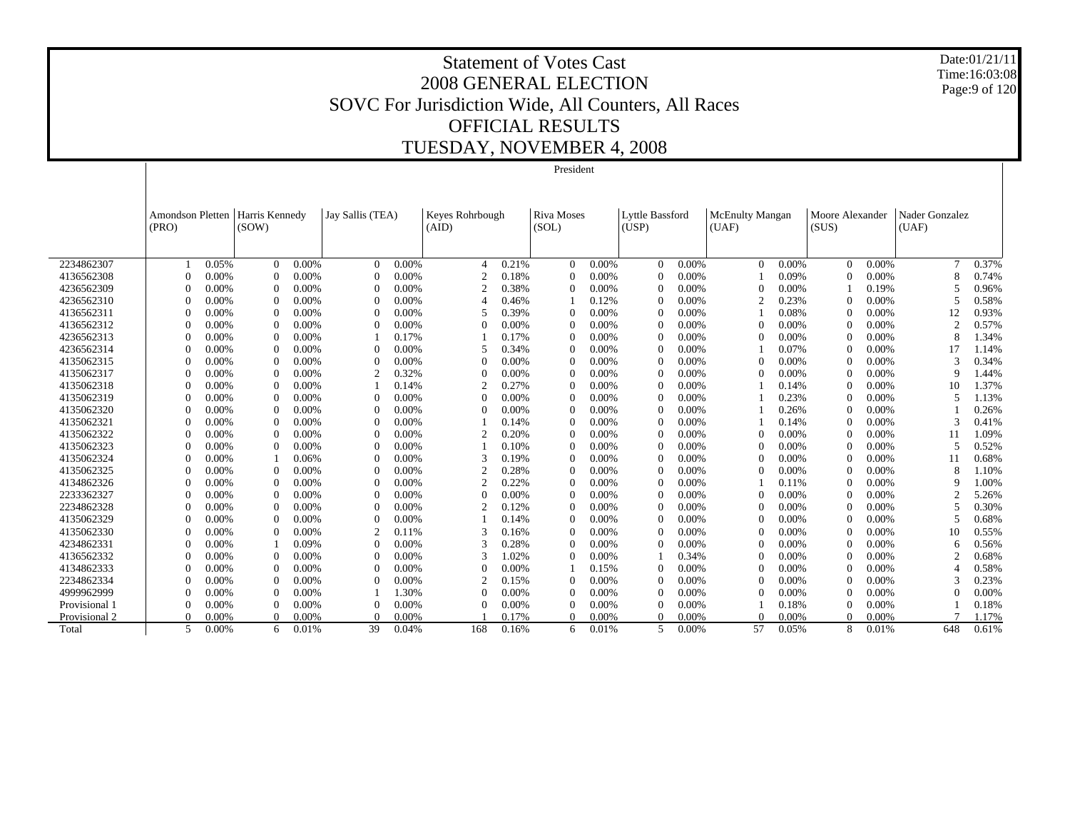# Statement of Votes Cast
## 2008 GENERAL ELECTION
## SOVC For Jurisdiction Wide, All Counters, All Races
## OFFICIAL RESULTS
## TUESDAY, NOVEMBER 4, 2008

Date:01/21/11
Time:16:03:08

President

| | Amondson Pletten (PRO) | | Harris Kennedy (SOW) | | Jay Sallis (TEA) | | Keyes Rohrbough (AID) | | Riva Moses (SOL) | | Lyttle Bassford (USP) | | McEnulty Mangan (UAF) | | Moore Alexander (SUS) | | Nader Gonzalez (UAF) | |
|---|---|---|---|---|---|---|---|---|---|---|---|---|---|---|---|---|---|---|
| 2234862307 | 1 | 0.05% | 0 | 0.00% | 0 | 0.00% | 4 | 0.21% | 0 | 0.00% | 0 | 0.00% | 0 | 0.00% | 0 | 0.00% | 7 | 0.37% |
| 4136562308 | 0 | 0.00% | 0 | 0.00% | 0 | 0.00% | 2 | 0.18% | 0 | 0.00% | 0 | 0.00% | 1 | 0.09% | 0 | 0.00% | 8 | 0.74% |
| 4236562309 | 0 | 0.00% | 0 | 0.00% | 0 | 0.00% | 2 | 0.38% | 0 | 0.00% | 0 | 0.00% | 0 | 0.00% | 1 | 0.19% | 5 | 0.96% |
| 4236562310 | 0 | 0.00% | 0 | 0.00% | 0 | 0.00% | 4 | 0.46% | 1 | 0.12% | 0 | 0.00% | 2 | 0.23% | 0 | 0.00% | 5 | 0.58% |
| 4136562311 | 0 | 0.00% | 0 | 0.00% | 0 | 0.00% | 5 | 0.39% | 0 | 0.00% | 0 | 0.00% | 1 | 0.08% | 0 | 0.00% | 12 | 0.93% |
| 4136562312 | 0 | 0.00% | 0 | 0.00% | 0 | 0.00% | 0 | 0.00% | 0 | 0.00% | 0 | 0.00% | 0 | 0.00% | 0 | 0.00% | 2 | 0.57% |
| 4236562313 | 0 | 0.00% | 0 | 0.00% | 1 | 0.17% | 1 | 0.17% | 0 | 0.00% | 0 | 0.00% | 0 | 0.00% | 0 | 0.00% | 8 | 1.34% |
| 4236562314 | 0 | 0.00% | 0 | 0.00% | 0 | 0.00% | 5 | 0.34% | 0 | 0.00% | 0 | 0.00% | 1 | 0.07% | 0 | 0.00% | 17 | 1.14% |
| 4135062315 | 0 | 0.00% | 0 | 0.00% | 0 | 0.00% | 0 | 0.00% | 0 | 0.00% | 0 | 0.00% | 0 | 0.00% | 0 | 0.00% | 3 | 0.34% |
| 4135062317 | 0 | 0.00% | 0 | 0.00% | 2 | 0.32% | 0 | 0.00% | 0 | 0.00% | 0 | 0.00% | 0 | 0.00% | 0 | 0.00% | 9 | 1.44% |
| 4135062318 | 0 | 0.00% | 0 | 0.00% | 1 | 0.14% | 2 | 0.27% | 0 | 0.00% | 0 | 0.00% | 1 | 0.14% | 0 | 0.00% | 10 | 1.37% |
| 4135062319 | 0 | 0.00% | 0 | 0.00% | 0 | 0.00% | 0 | 0.00% | 0 | 0.00% | 0 | 0.00% | 1 | 0.23% | 0 | 0.00% | 5 | 1.13% |
| 4135062320 | 0 | 0.00% | 0 | 0.00% | 0 | 0.00% | 0 | 0.00% | 0 | 0.00% | 0 | 0.00% | 1 | 0.26% | 0 | 0.00% | 1 | 0.26% |
| 4135062321 | 0 | 0.00% | 0 | 0.00% | 0 | 0.00% | 1 | 0.14% | 0 | 0.00% | 0 | 0.00% | 1 | 0.14% | 0 | 0.00% | 3 | 0.41% |
| 4135062322 | 0 | 0.00% | 0 | 0.00% | 0 | 0.00% | 2 | 0.20% | 0 | 0.00% | 0 | 0.00% | 0 | 0.00% | 0 | 0.00% | 11 | 1.09% |
| 4135062323 | 0 | 0.00% | 0 | 0.00% | 0 | 0.00% | 1 | 0.10% | 0 | 0.00% | 0 | 0.00% | 0 | 0.00% | 0 | 0.00% | 5 | 0.52% |
| 4135062324 | 0 | 0.00% | 1 | 0.06% | 0 | 0.00% | 3 | 0.19% | 0 | 0.00% | 0 | 0.00% | 0 | 0.00% | 0 | 0.00% | 11 | 0.68% |
| 4135062325 | 0 | 0.00% | 0 | 0.00% | 0 | 0.00% | 2 | 0.28% | 0 | 0.00% | 0 | 0.00% | 0 | 0.00% | 0 | 0.00% | 8 | 1.10% |
| 4134862326 | 0 | 0.00% | 0 | 0.00% | 0 | 0.00% | 2 | 0.22% | 0 | 0.00% | 0 | 0.00% | 1 | 0.11% | 0 | 0.00% | 9 | 1.00% |
| 2233362327 | 0 | 0.00% | 0 | 0.00% | 0 | 0.00% | 0 | 0.00% | 0 | 0.00% | 0 | 0.00% | 0 | 0.00% | 0 | 0.00% | 2 | 5.26% |
| 2234862328 | 0 | 0.00% | 0 | 0.00% | 0 | 0.00% | 2 | 0.12% | 0 | 0.00% | 0 | 0.00% | 0 | 0.00% | 0 | 0.00% | 5 | 0.30% |
| 4135062329 | 0 | 0.00% | 0 | 0.00% | 0 | 0.00% | 1 | 0.14% | 0 | 0.00% | 0 | 0.00% | 0 | 0.00% | 0 | 0.00% | 5 | 0.68% |
| 4135062330 | 0 | 0.00% | 0 | 0.00% | 2 | 0.11% | 3 | 0.16% | 0 | 0.00% | 0 | 0.00% | 0 | 0.00% | 0 | 0.00% | 10 | 0.55% |
| 4234862331 | 0 | 0.00% | 1 | 0.09% | 0 | 0.00% | 3 | 0.28% | 0 | 0.00% | 0 | 0.00% | 0 | 0.00% | 0 | 0.00% | 6 | 0.56% |
| 4136562332 | 0 | 0.00% | 0 | 0.00% | 0 | 0.00% | 3 | 1.02% | 0 | 0.00% | 1 | 0.34% | 0 | 0.00% | 0 | 0.00% | 2 | 0.68% |
| 4134862333 | 0 | 0.00% | 0 | 0.00% | 0 | 0.00% | 0 | 0.00% | 1 | 0.15% | 0 | 0.00% | 0 | 0.00% | 0 | 0.00% | 4 | 0.58% |
| 2234862334 | 0 | 0.00% | 0 | 0.00% | 0 | 0.00% | 2 | 0.15% | 0 | 0.00% | 0 | 0.00% | 0 | 0.00% | 0 | 0.00% | 3 | 0.23% |
| 4999962999 | 0 | 0.00% | 0 | 0.00% | 1 | 1.30% | 0 | 0.00% | 0 | 0.00% | 0 | 0.00% | 0 | 0.00% | 0 | 0.00% | 0 | 0.00% |
| Provisional 1 | 0 | 0.00% | 0 | 0.00% | 0 | 0.00% | 0 | 0.00% | 0 | 0.00% | 0 | 0.00% | 1 | 0.18% | 0 | 0.00% | 1 | 0.18% |
| Provisional 2 | 0 | 0.00% | 0 | 0.00% | 0 | 0.00% | 1 | 0.17% | 0 | 0.00% | 0 | 0.00% | 0 | 0.00% | 0 | 0.00% | 7 | 1.17% |
| Total | 5 | 0.00% | 6 | 0.01% | 39 | 0.04% | 168 | 0.16% | 6 | 0.01% | 5 | 0.00% | 57 | 0.05% | 8 | 0.01% | 648 | 0.61% |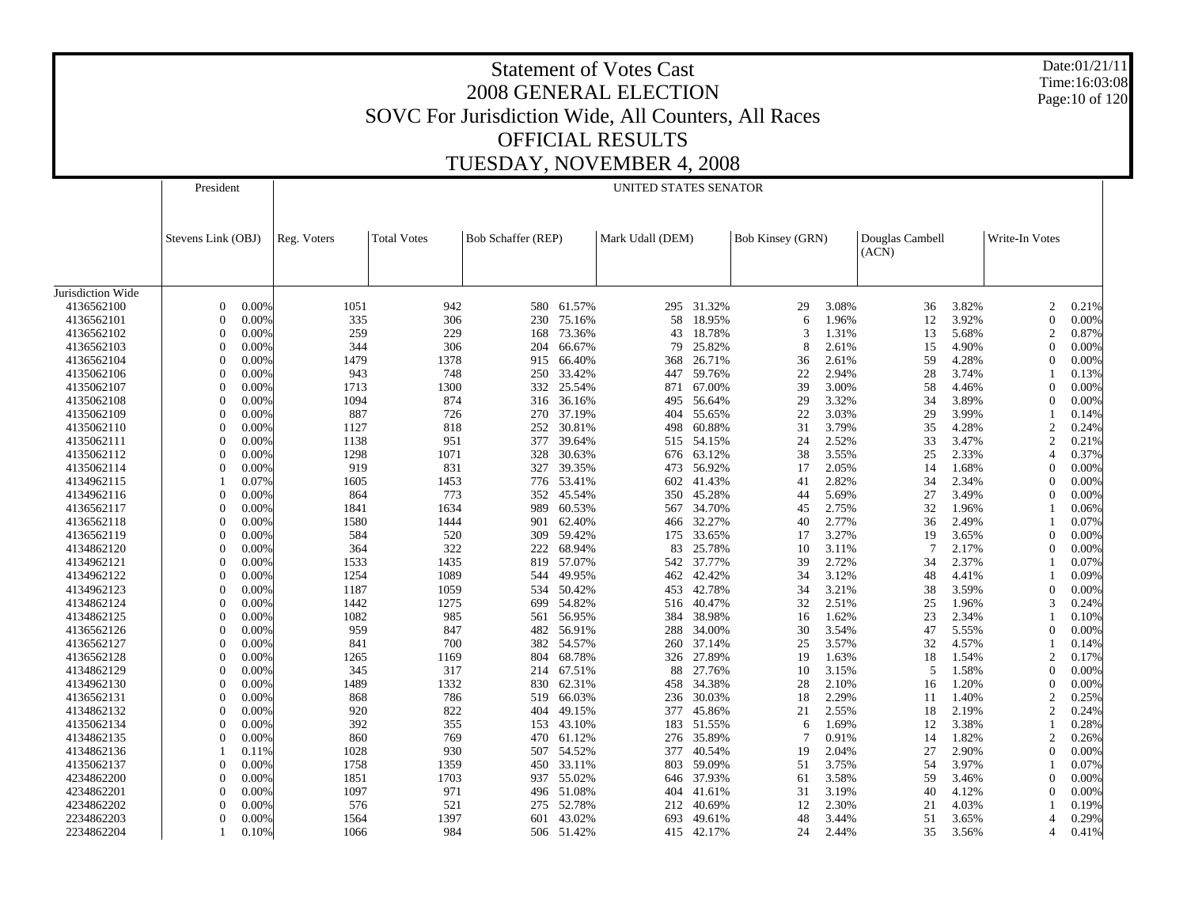# Statement of Votes Cast
## 2008 GENERAL ELECTION
## SOVC For Jurisdiction Wide, All Counters, All Races
## OFFICIAL RESULTS
## TUESDAY, NOVEMBER 4, 2008

Date:01/21/11
Time:16:03:08

| | President | | UNITED STATES SENATOR | | | | | | | | | | | | | |
|---|---|---|---|---|---|---|---|---|---|---|---|---|---|---|---|---|
| | Stevens Link (OBJ) | | Reg. Voters | Total Votes | Bob Schaffer (REP) | | Mark Udall (DEM) | | Bob Kinsey (GRN) | | Douglas Cambell (ACN) | | Write-In Votes | |
| Jurisdiction Wide | | | | | | | | | | | | | | |
| 4136562100 | 0 | 0.00% | 1051 | 942 | 580 | 61.57% | 295 | 31.32% | 29 | 3.08% | 36 | 3.82% | 2 | 0.21% |
| 4136562101 | 0 | 0.00% | 335 | 306 | 230 | 75.16% | 58 | 18.95% | 6 | 1.96% | 12 | 3.92% | 0 | 0.00% |
| 4136562102 | 0 | 0.00% | 259 | 229 | 168 | 73.36% | 43 | 18.78% | 3 | 1.31% | 13 | 5.68% | 2 | 0.87% |
| 4136562103 | 0 | 0.00% | 344 | 306 | 204 | 66.67% | 79 | 25.82% | 8 | 2.61% | 15 | 4.90% | 0 | 0.00% |
| 4136562104 | 0 | 0.00% | 1479 | 1378 | 915 | 66.40% | 368 | 26.71% | 36 | 2.61% | 59 | 4.28% | 0 | 0.00% |
| 4135062106 | 0 | 0.00% | 943 | 748 | 250 | 33.42% | 447 | 59.76% | 22 | 2.94% | 28 | 3.74% | 1 | 0.13% |
| 4135062107 | 0 | 0.00% | 1713 | 1300 | 332 | 25.54% | 871 | 67.00% | 39 | 3.00% | 58 | 4.46% | 0 | 0.00% |
| 4135062108 | 0 | 0.00% | 1094 | 874 | 316 | 36.16% | 495 | 56.64% | 29 | 3.32% | 34 | 3.89% | 0 | 0.00% |
| 4135062109 | 0 | 0.00% | 887 | 726 | 270 | 37.19% | 404 | 55.65% | 22 | 3.03% | 29 | 3.99% | 1 | 0.14% |
| 4135062110 | 0 | 0.00% | 1127 | 818 | 252 | 30.81% | 498 | 60.88% | 31 | 3.79% | 35 | 4.28% | 2 | 0.24% |
| 4135062111 | 0 | 0.00% | 1138 | 951 | 377 | 39.64% | 515 | 54.15% | 24 | 2.52% | 33 | 3.47% | 2 | 0.21% |
| 4135062112 | 0 | 0.00% | 1298 | 1071 | 328 | 30.63% | 676 | 63.12% | 38 | 3.55% | 25 | 2.33% | 4 | 0.37% |
| 4135062114 | 0 | 0.00% | 919 | 831 | 327 | 39.35% | 473 | 56.92% | 17 | 2.05% | 14 | 1.68% | 0 | 0.00% |
| 4134962115 | 1 | 0.07% | 1605 | 1453 | 776 | 53.41% | 602 | 41.43% | 41 | 2.82% | 34 | 2.34% | 0 | 0.00% |
| 4134962116 | 0 | 0.00% | 864 | 773 | 352 | 45.54% | 350 | 45.28% | 44 | 5.69% | 27 | 3.49% | 0 | 0.00% |
| 4136562117 | 0 | 0.00% | 1841 | 1634 | 989 | 60.53% | 567 | 34.70% | 45 | 2.75% | 32 | 1.96% | 1 | 0.06% |
| 4136562118 | 0 | 0.00% | 1580 | 1444 | 901 | 62.40% | 466 | 32.27% | 40 | 2.77% | 36 | 2.49% | 1 | 0.07% |
| 4136562119 | 0 | 0.00% | 584 | 520 | 309 | 59.42% | 175 | 33.65% | 17 | 3.27% | 19 | 3.65% | 0 | 0.00% |
| 4134862120 | 0 | 0.00% | 364 | 322 | 222 | 68.94% | 83 | 25.78% | 10 | 3.11% | 7 | 2.17% | 0 | 0.00% |
| 4134962121 | 0 | 0.00% | 1533 | 1435 | 819 | 57.07% | 542 | 37.77% | 39 | 2.72% | 34 | 2.37% | 1 | 0.07% |
| 4134962122 | 0 | 0.00% | 1254 | 1089 | 544 | 49.95% | 462 | 42.42% | 34 | 3.12% | 48 | 4.41% | 1 | 0.09% |
| 4134962123 | 0 | 0.00% | 1187 | 1059 | 534 | 50.42% | 453 | 42.78% | 34 | 3.21% | 38 | 3.59% | 0 | 0.00% |
| 4134862124 | 0 | 0.00% | 1442 | 1275 | 699 | 54.82% | 516 | 40.47% | 32 | 2.51% | 25 | 1.96% | 3 | 0.24% |
| 4134862125 | 0 | 0.00% | 1082 | 985 | 561 | 56.95% | 384 | 38.98% | 16 | 1.62% | 23 | 2.34% | 1 | 0.10% |
| 4136562126 | 0 | 0.00% | 959 | 847 | 482 | 56.91% | 288 | 34.00% | 30 | 3.54% | 47 | 5.55% | 0 | 0.00% |
| 4136562127 | 0 | 0.00% | 841 | 700 | 382 | 54.57% | 260 | 37.14% | 25 | 3.57% | 32 | 4.57% | 1 | 0.14% |
| 4136562128 | 0 | 0.00% | 1265 | 1169 | 804 | 68.78% | 326 | 27.89% | 19 | 1.63% | 18 | 1.54% | 2 | 0.17% |
| 4134862129 | 0 | 0.00% | 345 | 317 | 214 | 67.51% | 88 | 27.76% | 10 | 3.15% | 5 | 1.58% | 0 | 0.00% |
| 4134962130 | 0 | 0.00% | 1489 | 1332 | 830 | 62.31% | 458 | 34.38% | 28 | 2.10% | 16 | 1.20% | 0 | 0.00% |
| 4136562131 | 0 | 0.00% | 868 | 786 | 519 | 66.03% | 236 | 30.03% | 18 | 2.29% | 11 | 1.40% | 2 | 0.25% |
| 4134862132 | 0 | 0.00% | 920 | 822 | 404 | 49.15% | 377 | 45.86% | 21 | 2.55% | 18 | 2.19% | 2 | 0.24% |
| 4135062134 | 0 | 0.00% | 392 | 355 | 153 | 43.10% | 183 | 51.55% | 6 | 1.69% | 12 | 3.38% | 1 | 0.28% |
| 4134862135 | 0 | 0.00% | 860 | 769 | 470 | 61.12% | 276 | 35.89% | 7 | 0.91% | 14 | 1.82% | 2 | 0.26% |
| 4134862136 | 1 | 0.11% | 1028 | 930 | 507 | 54.52% | 377 | 40.54% | 19 | 2.04% | 27 | 2.90% | 0 | 0.00% |
| 4135062137 | 0 | 0.00% | 1758 | 1359 | 450 | 33.11% | 803 | 59.09% | 51 | 3.75% | 54 | 3.97% | 1 | 0.07% |
| 4234862200 | 0 | 0.00% | 1851 | 1703 | 937 | 55.02% | 646 | 37.93% | 61 | 3.58% | 59 | 3.46% | 0 | 0.00% |
| 4234862201 | 0 | 0.00% | 1097 | 971 | 496 | 51.08% | 404 | 41.61% | 31 | 3.19% | 40 | 4.12% | 0 | 0.00% |
| 4234862202 | 0 | 0.00% | 576 | 521 | 275 | 52.78% | 212 | 40.69% | 12 | 2.30% | 21 | 4.03% | 1 | 0.19% |
| 2234862203 | 0 | 0.00% | 1564 | 1397 | 601 | 43.02% | 693 | 49.61% | 48 | 3.44% | 51 | 3.65% | 4 | 0.29% |
| 2234862204 | 1 | 0.10% | 1066 | 984 | 506 | 51.42% | 415 | 42.17% | 24 | 2.44% | 35 | 3.56% | 4 | 0.41% |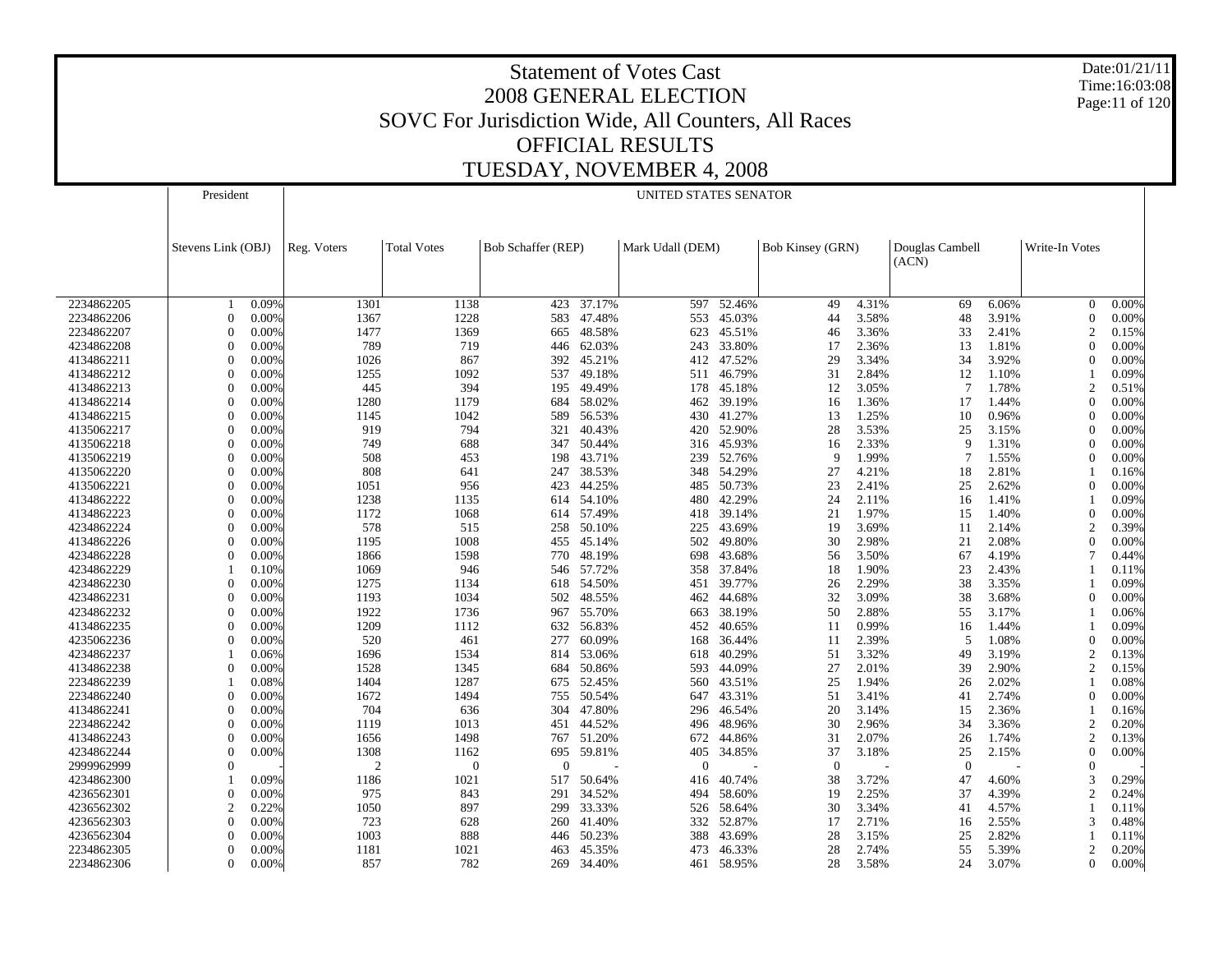# Statement of Votes Cast

## 2008 GENERAL ELECTION

## SOVC For Jurisdiction Wide, All Counters, All Races

## OFFICIAL RESULTS

## TUESDAY, NOVEMBER 4, 2008

Date:01/21/11
Time:16:03:08

| | President | | UNITED STATES SENATOR | | | | | | | | | | | | |
|---|---|---|---|---|---|---|---|---|---|---|---|---|---|---|---|
| | Stevens Link (OBJ) | | Reg. Voters | Total Votes | Bob Schaffer (REP) | | Mark Udall (DEM) | | Bob Kinsey (GRN) | | Douglas Cambell (ACN) | | Write-In Votes | | |
| 2234862205 | 1 | 0.09% | 1301 | 1138 | 423 | 37.17% | 597 | 52.46% | 49 | 4.31% | 69 | 6.06% | 0 | 0.00% | |
| 2234862206 | 0 | 0.00% | 1367 | 1228 | 583 | 47.48% | 553 | 45.03% | 44 | 3.58% | 48 | 3.91% | 0 | 0.00% | |
| 2234862207 | 0 | 0.00% | 1477 | 1369 | 665 | 48.58% | 623 | 45.51% | 46 | 3.36% | 33 | 2.41% | 2 | 0.15% | |
| 4234862208 | 0 | 0.00% | 789 | 719 | 446 | 62.03% | 243 | 33.80% | 17 | 2.36% | 13 | 1.81% | 0 | 0.00% | |
| 4134862211 | 0 | 0.00% | 1026 | 867 | 392 | 45.21% | 412 | 47.52% | 29 | 3.34% | 34 | 3.92% | 0 | 0.00% | |
| 4134862212 | 0 | 0.00% | 1255 | 1092 | 537 | 49.18% | 511 | 46.79% | 31 | 2.84% | 12 | 1.10% | 1 | 0.09% | |
| 4134862213 | 0 | 0.00% | 445 | 394 | 195 | 49.49% | 178 | 45.18% | 12 | 3.05% | 7 | 1.78% | 2 | 0.51% | |
| 4134862214 | 0 | 0.00% | 1280 | 1179 | 684 | 58.02% | 462 | 39.19% | 16 | 1.36% | 17 | 1.44% | 0 | 0.00% | |
| 4134862215 | 0 | 0.00% | 1145 | 1042 | 589 | 56.53% | 430 | 41.27% | 13 | 1.25% | 10 | 0.96% | 0 | 0.00% | |
| 4135062217 | 0 | 0.00% | 919 | 794 | 321 | 40.43% | 420 | 52.90% | 28 | 3.53% | 25 | 3.15% | 0 | 0.00% | |
| 4135062218 | 0 | 0.00% | 749 | 688 | 347 | 50.44% | 316 | 45.93% | 16 | 2.33% | 9 | 1.31% | 0 | 0.00% | |
| 4135062219 | 0 | 0.00% | 508 | 453 | 198 | 43.71% | 239 | 52.76% | 9 | 1.99% | 7 | 1.55% | 0 | 0.00% | |
| 4135062220 | 0 | 0.00% | 808 | 641 | 247 | 38.53% | 348 | 54.29% | 27 | 4.21% | 18 | 2.81% | 1 | 0.16% | |
| 4135062221 | 0 | 0.00% | 1051 | 956 | 423 | 44.25% | 485 | 50.73% | 23 | 2.41% | 25 | 2.62% | 0 | 0.00% | |
| 4134862222 | 0 | 0.00% | 1238 | 1135 | 614 | 54.10% | 480 | 42.29% | 24 | 2.11% | 16 | 1.41% | 1 | 0.09% | |
| 4134862223 | 0 | 0.00% | 1172 | 1068 | 614 | 57.49% | 418 | 39.14% | 21 | 1.97% | 15 | 1.40% | 0 | 0.00% | |
| 4234862224 | 0 | 0.00% | 578 | 515 | 258 | 50.10% | 225 | 43.69% | 19 | 3.69% | 11 | 2.14% | 2 | 0.39% | |
| 4134862226 | 0 | 0.00% | 1195 | 1008 | 455 | 45.14% | 502 | 49.80% | 30 | 2.98% | 21 | 2.08% | 0 | 0.00% | |
| 4234862228 | 0 | 0.00% | 1866 | 1598 | 770 | 48.19% | 698 | 43.68% | 56 | 3.50% | 67 | 4.19% | 7 | 0.44% | |
| 4234862229 | 1 | 0.10% | 1069 | 946 | 546 | 57.72% | 358 | 37.84% | 18 | 1.90% | 23 | 2.43% | 1 | 0.11% | |
| 4234862230 | 0 | 0.00% | 1275 | 1134 | 618 | 54.50% | 451 | 39.77% | 26 | 2.29% | 38 | 3.35% | 1 | 0.09% | |
| 4234862231 | 0 | 0.00% | 1193 | 1034 | 502 | 48.55% | 462 | 44.68% | 32 | 3.09% | 38 | 3.68% | 0 | 0.00% | |
| 4234862232 | 0 | 0.00% | 1922 | 1736 | 967 | 55.70% | 663 | 38.19% | 50 | 2.88% | 55 | 3.17% | 1 | 0.06% | |
| 4134862235 | 0 | 0.00% | 1209 | 1112 | 632 | 56.83% | 452 | 40.65% | 11 | 0.99% | 16 | 1.44% | 1 | 0.09% | |
| 4235062236 | 0 | 0.00% | 520 | 461 | 277 | 60.09% | 168 | 36.44% | 11 | 2.39% | 5 | 1.08% | 0 | 0.00% | |
| 4234862237 | 1 | 0.06% | 1696 | 1534 | 814 | 53.06% | 618 | 40.29% | 51 | 3.32% | 49 | 3.19% | 2 | 0.13% | |
| 4134862238 | 0 | 0.00% | 1528 | 1345 | 684 | 50.86% | 593 | 44.09% | 27 | 2.01% | 39 | 2.90% | 2 | 0.15% | |
| 2234862239 | 1 | 0.08% | 1404 | 1287 | 675 | 52.45% | 560 | 43.51% | 25 | 1.94% | 26 | 2.02% | 1 | 0.08% | |
| 2234862240 | 0 | 0.00% | 1672 | 1494 | 755 | 50.54% | 647 | 43.31% | 51 | 3.41% | 41 | 2.74% | 0 | 0.00% | |
| 4134862241 | 0 | 0.00% | 704 | 636 | 304 | 47.80% | 296 | 46.54% | 20 | 3.14% | 15 | 2.36% | 1 | 0.16% | |
| 2234862242 | 0 | 0.00% | 1119 | 1013 | 451 | 44.52% | 496 | 48.96% | 30 | 2.96% | 34 | 3.36% | 2 | 0.20% | |
| 4134862243 | 0 | 0.00% | 1656 | 1498 | 767 | 51.20% | 672 | 44.86% | 31 | 2.07% | 26 | 1.74% | 2 | 0.13% | |
| 4234862244 | 0 | 0.00% | 1308 | 1162 | 695 | 59.81% | 405 | 34.85% | 37 | 3.18% | 25 | 2.15% | 0 | 0.00% | |
| 2999962999 | 0 | - | 2 | 0 | 0 | - | 0 | - | 0 | - | 0 | - | 0 | - | |
| 4234862300 | 1 | 0.09% | 1186 | 1021 | 517 | 50.64% | 416 | 40.74% | 38 | 3.72% | 47 | 4.60% | 3 | 0.29% | |
| 4236562301 | 0 | 0.00% | 975 | 843 | 291 | 34.52% | 494 | 58.60% | 19 | 2.25% | 37 | 4.39% | 2 | 0.24% | |
| 4236562302 | 2 | 0.22% | 1050 | 897 | 299 | 33.33% | 526 | 58.64% | 30 | 3.34% | 41 | 4.57% | 1 | 0.11% | |
| 4236562303 | 0 | 0.00% | 723 | 628 | 260 | 41.40% | 332 | 52.87% | 17 | 2.71% | 16 | 2.55% | 3 | 0.48% | |
| 4236562304 | 0 | 0.00% | 1003 | 888 | 446 | 50.23% | 388 | 43.69% | 28 | 3.15% | 25 | 2.82% | 1 | 0.11% | |
| 2234862305 | 0 | 0.00% | 1181 | 1021 | 463 | 45.35% | 473 | 46.33% | 28 | 2.74% | 55 | 5.39% | 2 | 0.20% | |
| 2234862306 | 0 | 0.00% | 857 | 782 | 269 | 34.40% | 461 | 58.95% | 28 | 3.58% | 24 | 3.07% | 0 | 0.00% | |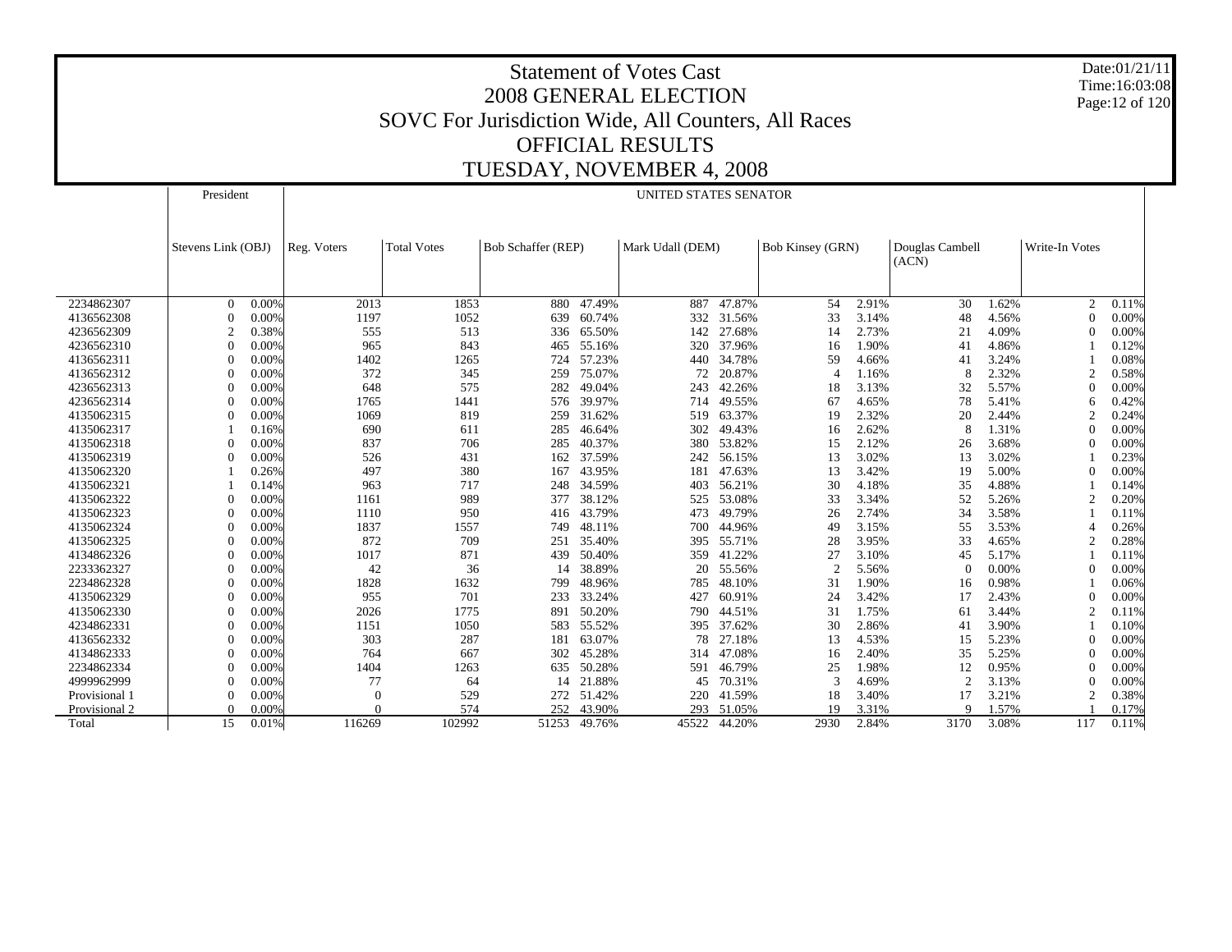# Statement of Votes Cast
## 2008 GENERAL ELECTION
## SOVC For Jurisdiction Wide, All Counters, All Races
## OFFICIAL RESULTS
## TUESDAY, NOVEMBER 4, 2008

Date:01/21/11
Time:16:03:08

| | President | | UNITED STATES SENATOR | | | | | | | | | | | | | |
|---|---|---|---|---|---|---|---|---|---|---|---|---|---|---|---|---|
| | Stevens Link (OBJ) | | Reg. Voters | Total Votes | Bob Schaffer (REP) | | Mark Udall (DEM) | | Bob Kinsey (GRN) | | Douglas Cambell (ACN) | | Write-In Votes | |
| 2234862307 | 0 | 0.00% | 2013 | 1853 | 880 | 47.49% | 887 | 47.87% | 54 | 2.91% | 30 | 1.62% | 2 | 0.11% |
| 4136562308 | 0 | 0.00% | 1197 | 1052 | 639 | 60.74% | 332 | 31.56% | 33 | 3.14% | 48 | 4.56% | 0 | 0.00% |
| 4236562309 | 2 | 0.38% | 555 | 513 | 336 | 65.50% | 142 | 27.68% | 14 | 2.73% | 21 | 4.09% | 0 | 0.00% |
| 4236562310 | 0 | 0.00% | 965 | 843 | 465 | 55.16% | 320 | 37.96% | 16 | 1.90% | 41 | 4.86% | 1 | 0.12% |
| 4136562311 | 0 | 0.00% | 1402 | 1265 | 724 | 57.23% | 440 | 34.78% | 59 | 4.66% | 41 | 3.24% | 1 | 0.08% |
| 4136562312 | 0 | 0.00% | 372 | 345 | 259 | 75.07% | 72 | 20.87% | 4 | 1.16% | 8 | 2.32% | 2 | 0.58% |
| 4236562313 | 0 | 0.00% | 648 | 575 | 282 | 49.04% | 243 | 42.26% | 18 | 3.13% | 32 | 5.57% | 0 | 0.00% |
| 4236562314 | 0 | 0.00% | 1765 | 1441 | 576 | 39.97% | 714 | 49.55% | 67 | 4.65% | 78 | 5.41% | 6 | 0.42% |
| 4135062315 | 0 | 0.00% | 1069 | 819 | 259 | 31.62% | 519 | 63.37% | 19 | 2.32% | 20 | 2.44% | 2 | 0.24% |
| 4135062317 | 1 | 0.16% | 690 | 611 | 285 | 46.64% | 302 | 49.43% | 16 | 2.62% | 8 | 1.31% | 0 | 0.00% |
| 4135062318 | 0 | 0.00% | 837 | 706 | 285 | 40.37% | 380 | 53.82% | 15 | 2.12% | 26 | 3.68% | 0 | 0.00% |
| 4135062319 | 0 | 0.00% | 526 | 431 | 162 | 37.59% | 242 | 56.15% | 13 | 3.02% | 13 | 3.02% | 1 | 0.23% |
| 4135062320 | 1 | 0.26% | 497 | 380 | 167 | 43.95% | 181 | 47.63% | 13 | 3.42% | 19 | 5.00% | 0 | 0.00% |
| 4135062321 | 1 | 0.14% | 963 | 717 | 248 | 34.59% | 403 | 56.21% | 30 | 4.18% | 35 | 4.88% | 1 | 0.14% |
| 4135062322 | 0 | 0.00% | 1161 | 989 | 377 | 38.12% | 525 | 53.08% | 33 | 3.34% | 52 | 5.26% | 2 | 0.20% |
| 4135062323 | 0 | 0.00% | 1110 | 950 | 416 | 43.79% | 473 | 49.79% | 26 | 2.74% | 34 | 3.58% | 1 | 0.11% |
| 4135062324 | 0 | 0.00% | 1837 | 1557 | 749 | 48.11% | 700 | 44.96% | 49 | 3.15% | 55 | 3.53% | 4 | 0.26% |
| 4135062325 | 0 | 0.00% | 872 | 709 | 251 | 35.40% | 395 | 55.71% | 28 | 3.95% | 33 | 4.65% | 2 | 0.28% |
| 4134862326 | 0 | 0.00% | 1017 | 871 | 439 | 50.40% | 359 | 41.22% | 27 | 3.10% | 45 | 5.17% | 1 | 0.11% |
| 2233362327 | 0 | 0.00% | 42 | 36 | 14 | 38.89% | 20 | 55.56% | 2 | 5.56% | 0 | 0.00% | 0 | 0.00% |
| 2234862328 | 0 | 0.00% | 1828 | 1632 | 799 | 48.96% | 785 | 48.10% | 31 | 1.90% | 16 | 0.98% | 1 | 0.06% |
| 4135062329 | 0 | 0.00% | 955 | 701 | 233 | 33.24% | 427 | 60.91% | 24 | 3.42% | 17 | 2.43% | 0 | 0.00% |
| 4135062330 | 0 | 0.00% | 2026 | 1775 | 891 | 50.20% | 790 | 44.51% | 31 | 1.75% | 61 | 3.44% | 2 | 0.11% |
| 4234862331 | 0 | 0.00% | 1151 | 1050 | 583 | 55.52% | 395 | 37.62% | 30 | 2.86% | 41 | 3.90% | 1 | 0.10% |
| 4136562332 | 0 | 0.00% | 303 | 287 | 181 | 63.07% | 78 | 27.18% | 13 | 4.53% | 15 | 5.23% | 0 | 0.00% |
| 4134862333 | 0 | 0.00% | 764 | 667 | 302 | 45.28% | 314 | 47.08% | 16 | 2.40% | 35 | 5.25% | 0 | 0.00% |
| 2234862334 | 0 | 0.00% | 1404 | 1263 | 635 | 50.28% | 591 | 46.79% | 25 | 1.98% | 12 | 0.95% | 0 | 0.00% |
| 4999962999 | 0 | 0.00% | 77 | 64 | 14 | 21.88% | 45 | 70.31% | 3 | 4.69% | 2 | 3.13% | 0 | 0.00% |
| Provisional 1 | 0 | 0.00% | 0 | 529 | 272 | 51.42% | 220 | 41.59% | 18 | 3.40% | 17 | 3.21% | 2 | 0.38% |
| Provisional 2 | 0 | 0.00% | 0 | 574 | 252 | 43.90% | 293 | 51.05% | 19 | 3.31% | 9 | 1.57% | 1 | 0.17% |
| Total | 15 | 0.01% | 116269 | 102992 | 51253 | 49.76% | 45522 | 44.20% | 2930 | 2.84% | 3170 | 3.08% | 117 | 0.11% |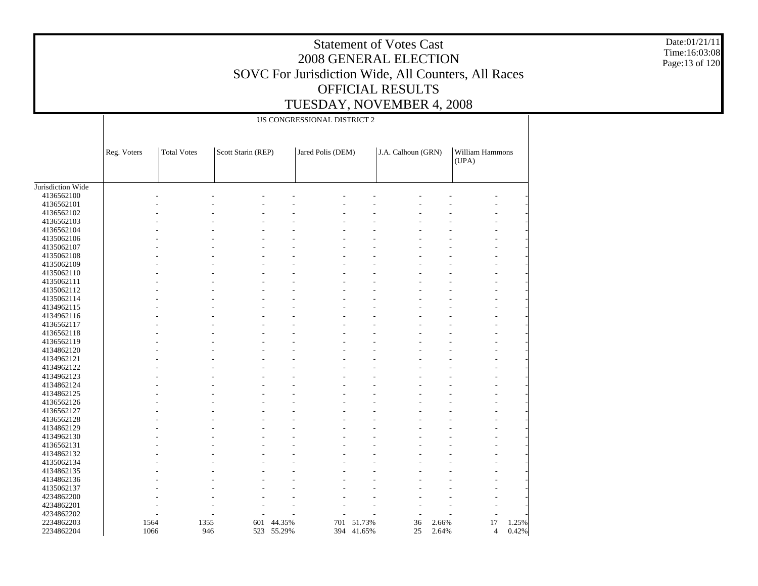# Statement of Votes Cast
# 2008 GENERAL ELECTION
# SOVC For Jurisdiction Wide, All Counters, All Races
# OFFICIAL RESULTS
# TUESDAY, NOVEMBER 4, 2008

Date:01/21/11
Time:16:03:08

| | US CONGRESSIONAL DISTRICT 2 | | | | | | | | | |
|---|---|---|---|---|---|---|---|---|---|---|
| | Reg. Voters | Total Votes | Scott Starin (REP) | | Jared Polis (DEM) | | J.A. Calhoun (GRN) | | William Hammons (UPA) | |
| Jurisdiction Wide | | | | | | | | | | |
| 4136562100 | - | - | - | - | - | - | - | - | - | - |
| 4136562101 | - | - | - | - | - | - | - | - | - | - |
| 4136562102 | - | - | - | - | - | - | - | - | - | - |
| 4136562103 | - | - | - | - | - | - | - | - | - | - |
| 4136562104 | - | - | - | - | - | - | - | - | - | - |
| 4135062106 | - | - | - | - | - | - | - | - | - | - |
| 4135062107 | - | - | - | - | - | - | - | - | - | - |
| 4135062108 | - | - | - | - | - | - | - | - | - | - |
| 4135062109 | - | - | - | - | - | - | - | - | - | - |
| 4135062110 | - | - | - | - | - | - | - | - | - | - |
| 4135062111 | - | - | - | - | - | - | - | - | - | - |
| 4135062112 | - | - | - | - | - | - | - | - | - | - |
| 4135062114 | - | - | - | - | - | - | - | - | - | - |
| 4134962115 | - | - | - | - | - | - | - | - | - | - |
| 4134962116 | - | - | - | - | - | - | - | - | - | - |
| 4136562117 | - | - | - | - | - | - | - | - | - | - |
| 4136562118 | - | - | - | - | - | - | - | - | - | - |
| 4136562119 | - | - | - | - | - | - | - | - | - | - |
| 4134862120 | - | - | - | - | - | - | - | - | - | - |
| 4134962121 | - | - | - | - | - | - | - | - | - | - |
| 4134962122 | - | - | - | - | - | - | - | - | - | - |
| 4134962123 | - | - | - | - | - | - | - | - | - | - |
| 4134862124 | - | - | - | - | - | - | - | - | - | - |
| 4134862125 | - | - | - | - | - | - | - | - | - | - |
| 4136562126 | - | - | - | - | - | - | - | - | - | - |
| 4136562127 | - | - | - | - | - | - | - | - | - | - |
| 4136562128 | - | - | - | - | - | - | - | - | - | - |
| 4134862129 | - | - | - | - | - | - | - | - | - | - |
| 4134962130 | - | - | - | - | - | - | - | - | - | - |
| 4136562131 | - | - | - | - | - | - | - | - | - | - |
| 4134862132 | - | - | - | - | - | - | - | - | - | - |
| 4135062134 | - | - | - | - | - | - | - | - | - | - |
| 4134862135 | - | - | - | - | - | - | - | - | - | - |
| 4134862136 | - | - | - | - | - | - | - | - | - | - |
| 4135062137 | - | - | - | - | - | - | - | - | - | - |
| 4234862200 | - | - | - | - | - | - | - | - | - | - |
| 4234862201 | - | - | - | - | - | - | - | - | - | - |
| 4234862202 | - | - | - | - | - | - | - | - | - | - |
| 2234862203 | 1564 | 1355 | 601 | 44.35% | 701 | 51.73% | 36 | 2.66% | 17 | 1.25% |
| 2234862204 | 1066 | 946 | 523 | 55.29% | 394 | 41.65% | 25 | 2.64% | 4 | 0.42% |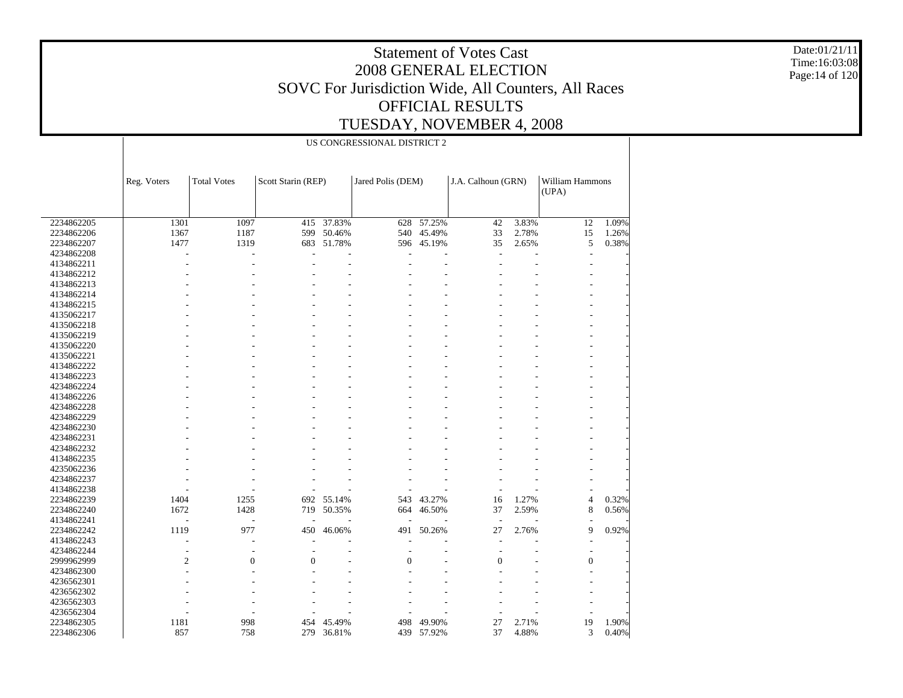# Statement of Votes Cast
# 2008 GENERAL ELECTION
# SOVC For Jurisdiction Wide, All Counters, All Races
# OFFICIAL RESULTS
# TUESDAY, NOVEMBER 4, 2008

Date:01/21/11
Time:16:03:08

US CONGRESSIONAL DISTRICT 2

| | Reg. Voters | Total Votes | Scott Starin (REP) | | Jared Polis (DEM) | | J.A. Calhoun (GRN) | | William Hammons (UPA) | |
|---|---|---|---|---|---|---|---|---|---|---|
| 2234862205 | 1301 | 1097 | 415 | 37.83% | 628 | 57.25% | 42 | 3.83% | 12 | 1.09% |
| 2234862206 | 1367 | 1187 | 599 | 50.46% | 540 | 45.49% | 33 | 2.78% | 15 | 1.26% |
| 2234862207 | 1477 | 1319 | 683 | 51.78% | 596 | 45.19% | 35 | 2.65% | 5 | 0.38% |
| 4234862208 | - | - | - | - | - | - | - | - | - | - |
| 4134862211 | - | - | - | - | - | - | - | - | - | - |
| 4134862212 | - | - | - | - | - | - | - | - | - | - |
| 4134862213 | - | - | - | - | - | - | - | - | - | - |
| 4134862214 | - | - | - | - | - | - | - | - | - | - |
| 4134862215 | - | - | - | - | - | - | - | - | - | - |
| 4135062217 | - | - | - | - | - | - | - | - | - | - |
| 4135062218 | - | - | - | - | - | - | - | - | - | - |
| 4135062219 | - | - | - | - | - | - | - | - | - | - |
| 4135062220 | - | - | - | - | - | - | - | - | - | - |
| 4135062221 | - | - | - | - | - | - | - | - | - | - |
| 4134862222 | - | - | - | - | - | - | - | - | - | - |
| 4134862223 | - | - | - | - | - | - | - | - | - | - |
| 4234862224 | - | - | - | - | - | - | - | - | - | - |
| 4134862226 | - | - | - | - | - | - | - | - | - | - |
| 4234862228 | - | - | - | - | - | - | - | - | - | - |
| 4234862229 | - | - | - | - | - | - | - | - | - | - |
| 4234862230 | - | - | - | - | - | - | - | - | - | - |
| 4234862231 | - | - | - | - | - | - | - | - | - | - |
| 4234862232 | - | - | - | - | - | - | - | - | - | - |
| 4134862235 | - | - | - | - | - | - | - | - | - | - |
| 4235062236 | - | - | - | - | - | - | - | - | - | - |
| 4234862237 | - | - | - | - | - | - | - | - | - | - |
| 4134862238 | - | - | - | - | - | - | - | - | - | - |
| 2234862239 | 1404 | 1255 | 692 | 55.14% | 543 | 43.27% | 16 | 1.27% | 4 | 0.32% |
| 2234862240 | 1672 | 1428 | 719 | 50.35% | 664 | 46.50% | 37 | 2.59% | 8 | 0.56% |
| 4134862241 | - | - | - | - | - | - | - | - | - | - |
| 2234862242 | 1119 | 977 | 450 | 46.06% | 491 | 50.26% | 27 | 2.76% | 9 | 0.92% |
| 4134862243 | - | - | - | - | - | - | - | - | - | - |
| 4234862244 | - | - | - | - | - | - | - | - | - | - |
| 2999962999 | 2 | 0 | 0 | - | 0 | - | 0 | - | 0 | - |
| 4234862300 | - | - | - | - | - | - | - | - | - | - |
| 4236562301 | - | - | - | - | - | - | - | - | - | - |
| 4236562302 | - | - | - | - | - | - | - | - | - | - |
| 4236562303 | - | - | - | - | - | - | - | - | - | - |
| 4236562304 | - | - | - | - | - | - | - | - | - | - |
| 2234862305 | 1181 | 998 | 454 | 45.49% | 498 | 49.90% | 27 | 2.71% | 19 | 1.90% |
| 2234862306 | 857 | 758 | 279 | 36.81% | 439 | 57.92% | 37 | 4.88% | 3 | 0.40% |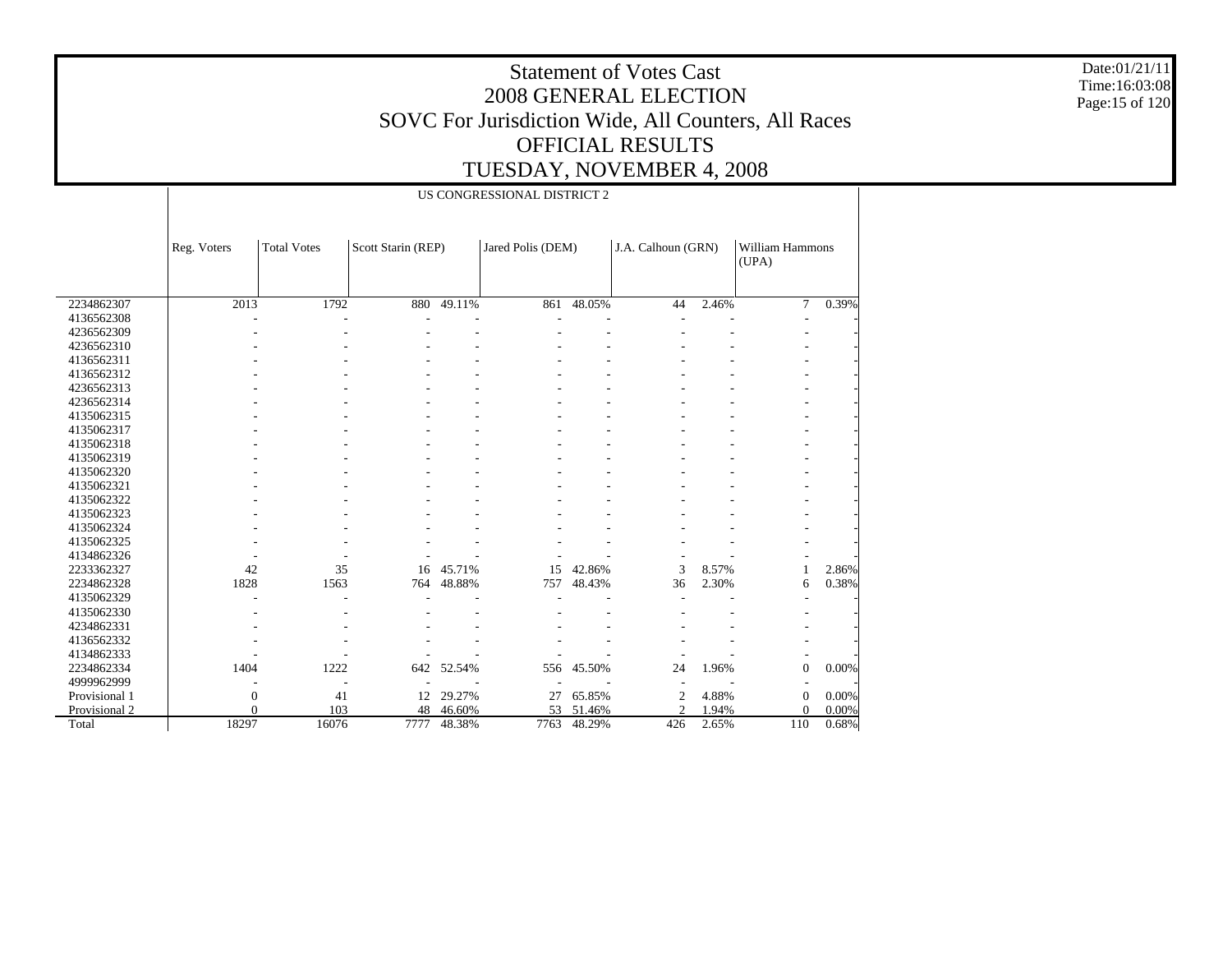# Statement of Votes Cast
# 2008 GENERAL ELECTION
# SOVC For Jurisdiction Wide, All Counters, All Races
# OFFICIAL RESULTS
# TUESDAY, NOVEMBER 4, 2008

Date:01/21/11
Time:16:03:08

## US CONGRESSIONAL DISTRICT 2

| | Reg. Voters | Total Votes | Scott Starin (REP) | | Jared Polis (DEM) | | J.A. Calhoun (GRN) | | William Hammons (UPA) | |
|---|---|---|---|---|---|---|---|---|---|---|
| 2234862307 | 2013 | 1792 | 880 | 49.11% | 861 | 48.05% | 44 | 2.46% | 7 | 0.39% |
| 4136562308 | - | - | - | - | - | - | - | - | - | - |
| 4236562309 | - | - | - | - | - | - | - | - | - | - |
| 4236562310 | - | - | - | - | - | - | - | - | - | - |
| 4136562311 | - | - | - | - | - | - | - | - | - | - |
| 4136562312 | - | - | - | - | - | - | - | - | - | - |
| 4236562313 | - | - | - | - | - | - | - | - | - | - |
| 4236562314 | - | - | - | - | - | - | - | - | - | - |
| 4135062315 | - | - | - | - | - | - | - | - | - | - |
| 4135062317 | - | - | - | - | - | - | - | - | - | - |
| 4135062318 | - | - | - | - | - | - | - | - | - | - |
| 4135062319 | - | - | - | - | - | - | - | - | - | - |
| 4135062320 | - | - | - | - | - | - | - | - | - | - |
| 4135062321 | - | - | - | - | - | - | - | - | - | - |
| 4135062322 | - | - | - | - | - | - | - | - | - | - |
| 4135062323 | - | - | - | - | - | - | - | - | - | - |
| 4135062324 | - | - | - | - | - | - | - | - | - | - |
| 4135062325 | - | - | - | - | - | - | - | - | - | - |
| 4134862326 | - | - | - | - | - | - | - | - | - | - |
| 2233362327 | 42 | 35 | 16 | 45.71% | 15 | 42.86% | 3 | 8.57% | 1 | 2.86% |
| 2234862328 | 1828 | 1563 | 764 | 48.88% | 757 | 48.43% | 36 | 2.30% | 6 | 0.38% |
| 4135062329 | - | - | - | - | - | - | - | - | - | - |
| 4135062330 | - | - | - | - | - | - | - | - | - | - |
| 4234862331 | - | - | - | - | - | - | - | - | - | - |
| 4136562332 | - | - | - | - | - | - | - | - | - | - |
| 4134862333 | - | - | - | - | - | - | - | - | - | - |
| 2234862334 | 1404 | 1222 | 642 | 52.54% | 556 | 45.50% | 24 | 1.96% | 0 | 0.00% |
| 4999962999 | - | - | - | - | - | - | - | - | - | - |
| Provisional 1 | 0 | 41 | 12 | 29.27% | 27 | 65.85% | 2 | 4.88% | 0 | 0.00% |
| Provisional 2 | 0 | 103 | 48 | 46.60% | 53 | 51.46% | 2 | 1.94% | 0 | 0.00% |
| Total | 18297 | 16076 | 7777 | 48.38% | 7763 | 48.29% | 426 | 2.65% | 110 | 0.68% |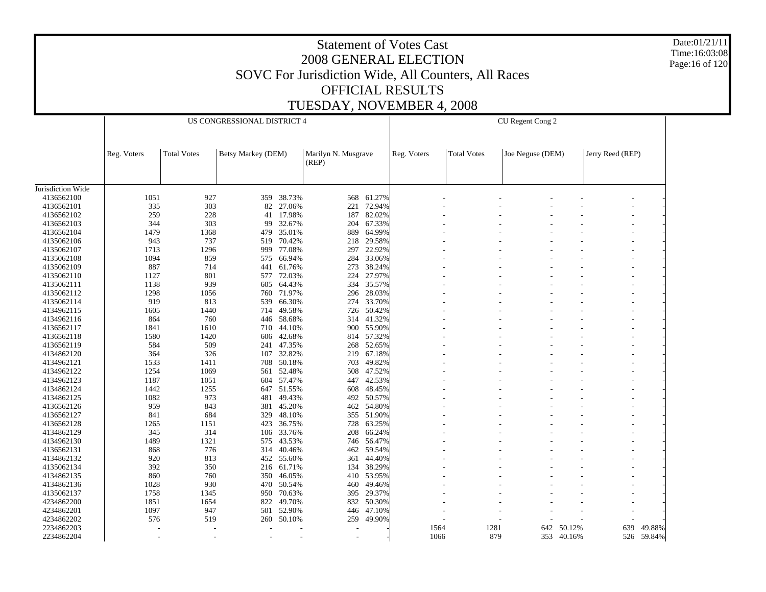# Statement of Votes Cast
# 2008 GENERAL ELECTION
# SOVC For Jurisdiction Wide, All Counters, All Races
# OFFICIAL RESULTS
# TUESDAY, NOVEMBER 4, 2008

Date:01/21/11
Time:16:03:08

| | US CONGRESSIONAL DISTRICT 4 | | | | | | CU Regent Cong 2 | | | | | |
|---|---|---|---|---|---|---|---|---|---|---|---|---|
| | Reg. Voters | Total Votes | Betsy Markey (DEM) | | Marilyn N. Musgrave (REP) | | Reg. Voters | Total Votes | Joe Neguse (DEM) | | Jerry Reed (REP) | |
| Jurisdiction Wide | | | | | | | | | | | | |
| 4136562100 | 1051 | 927 | 359 | 38.73% | 568 | 61.27% | - | - | - | - | - | - |
| 4136562101 | 335 | 303 | 82 | 27.06% | 221 | 72.94% | - | - | - | - | - | - |
| 4136562102 | 259 | 228 | 41 | 17.98% | 187 | 82.02% | - | - | - | - | - | - |
| 4136562103 | 344 | 303 | 99 | 32.67% | 204 | 67.33% | - | - | - | - | - | - |
| 4136562104 | 1479 | 1368 | 479 | 35.01% | 889 | 64.99% | - | - | - | - | - | - |
| 4135062106 | 943 | 737 | 519 | 70.42% | 218 | 29.58% | - | - | - | - | - | - |
| 4135062107 | 1713 | 1296 | 999 | 77.08% | 297 | 22.92% | - | - | - | - | - | - |
| 4135062108 | 1094 | 859 | 575 | 66.94% | 284 | 33.06% | - | - | - | - | - | - |
| 4135062109 | 887 | 714 | 441 | 61.76% | 273 | 38.24% | - | - | - | - | - | - |
| 4135062110 | 1127 | 801 | 577 | 72.03% | 224 | 27.97% | - | - | - | - | - | - |
| 4135062111 | 1138 | 939 | 605 | 64.43% | 334 | 35.57% | - | - | - | - | - | - |
| 4135062112 | 1298 | 1056 | 760 | 71.97% | 296 | 28.03% | - | - | - | - | - | - |
| 4135062114 | 919 | 813 | 539 | 66.30% | 274 | 33.70% | - | - | - | - | - | - |
| 4134962115 | 1605 | 1440 | 714 | 49.58% | 726 | 50.42% | - | - | - | - | - | - |
| 4134962116 | 864 | 760 | 446 | 58.68% | 314 | 41.32% | - | - | - | - | - | - |
| 4136562117 | 1841 | 1610 | 710 | 44.10% | 900 | 55.90% | - | - | - | - | - | - |
| 4136562118 | 1580 | 1420 | 606 | 42.68% | 814 | 57.32% | - | - | - | - | - | - |
| 4136562119 | 584 | 509 | 241 | 47.35% | 268 | 52.65% | - | - | - | - | - | - |
| 4134862120 | 364 | 326 | 107 | 32.82% | 219 | 67.18% | - | - | - | - | - | - |
| 4134962121 | 1533 | 1411 | 708 | 50.18% | 703 | 49.82% | - | - | - | - | - | - |
| 4134962122 | 1254 | 1069 | 561 | 52.48% | 508 | 47.52% | - | - | - | - | - | - |
| 4134962123 | 1187 | 1051 | 604 | 57.47% | 447 | 42.53% | - | - | - | - | - | - |
| 4134862124 | 1442 | 1255 | 647 | 51.55% | 608 | 48.45% | - | - | - | - | - | - |
| 4134862125 | 1082 | 973 | 481 | 49.43% | 492 | 50.57% | - | - | - | - | - | - |
| 4136562126 | 959 | 843 | 381 | 45.20% | 462 | 54.80% | - | - | - | - | - | - |
| 4136562127 | 841 | 684 | 329 | 48.10% | 355 | 51.90% | - | - | - | - | - | - |
| 4136562128 | 1265 | 1151 | 423 | 36.75% | 728 | 63.25% | - | - | - | - | - | - |
| 4134862129 | 345 | 314 | 106 | 33.76% | 208 | 66.24% | - | - | - | - | - | - |
| 4134962130 | 1489 | 1321 | 575 | 43.53% | 746 | 56.47% | - | - | - | - | - | - |
| 4136562131 | 868 | 776 | 314 | 40.46% | 462 | 59.54% | - | - | - | - | - | - |
| 4134862132 | 920 | 813 | 452 | 55.60% | 361 | 44.40% | - | - | - | - | - | - |
| 4135062134 | 392 | 350 | 216 | 61.71% | 134 | 38.29% | - | - | - | - | - | - |
| 4134862135 | 860 | 760 | 350 | 46.05% | 410 | 53.95% | - | - | - | - | - | - |
| 4134862136 | 1028 | 930 | 470 | 50.54% | 460 | 49.46% | - | - | - | - | - | - |
| 4135062137 | 1758 | 1345 | 950 | 70.63% | 395 | 29.37% | - | - | - | - | - | - |
| 4234862200 | 1851 | 1654 | 822 | 49.70% | 832 | 50.30% | - | - | - | - | - | - |
| 4234862201 | 1097 | 947 | 501 | 52.90% | 446 | 47.10% | - | - | - | - | - | - |
| 4234862202 | 576 | 519 | 260 | 50.10% | 259 | 49.90% | - | - | - | - | - | - |
| 2234862203 | - | - | - | - | - | - | 1564 | 1281 | 642 | 50.12% | 639 | 49.88% |
| 2234862204 | - | - | - | - | - | - | 1066 | 879 | 353 | 40.16% | 526 | 59.84% |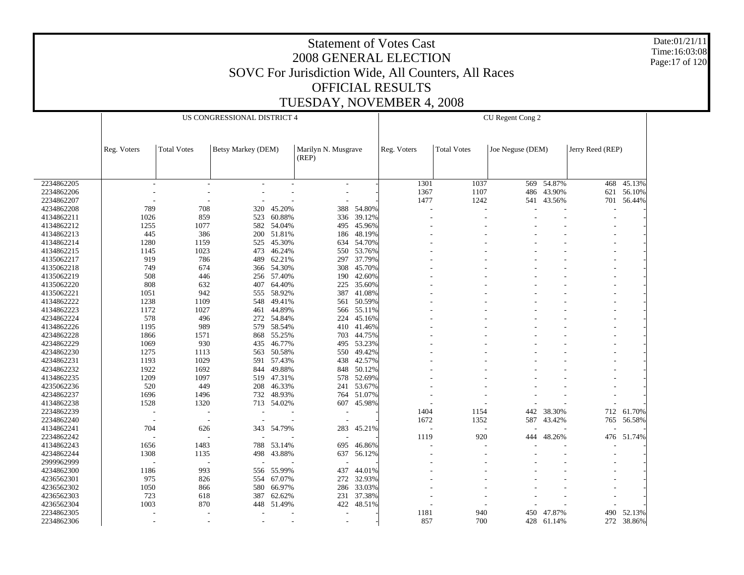# Statement of Votes Cast
# 2008 GENERAL ELECTION
## SOVC For Jurisdiction Wide, All Counters, All Races
## OFFICIAL RESULTS
## TUESDAY, NOVEMBER 4, 2008

Date:01/21/11
Time:16:03:08

| | US CONGRESSIONAL DISTRICT 4 | | | | | | CU Regent Cong 2 | | | | | |
|---|---|---|---|---|---|---|---|---|---|---|---|---|
| | Reg. Voters | Total Votes | Betsy Markey (DEM) | | Marilyn N. Musgrave (REP) | | Reg. Voters | Total Votes | Joe Neguse (DEM) | | Jerry Reed (REP) | |
| 2234862205 | - | - | - | - | - | - | 1301 | 1037 | 569 | 54.87% | 468 | 45.13% |
| 2234862206 | - | - | - | - | - | - | 1367 | 1107 | 486 | 43.90% | 621 | 56.10% |
| 2234862207 | - | - | - | - | - | - | 1477 | 1242 | 541 | 43.56% | 701 | 56.44% |
| 4234862208 | 789 | 708 | 320 | 45.20% | 388 | 54.80% | - | - | - | - | - | - |
| 4134862211 | 1026 | 859 | 523 | 60.88% | 336 | 39.12% | - | - | - | - | - | - |
| 4134862212 | 1255 | 1077 | 582 | 54.04% | 495 | 45.96% | - | - | - | - | - | - |
| 4134862213 | 445 | 386 | 200 | 51.81% | 186 | 48.19% | - | - | - | - | - | - |
| 4134862214 | 1280 | 1159 | 525 | 45.30% | 634 | 54.70% | - | - | - | - | - | - |
| 4134862215 | 1145 | 1023 | 473 | 46.24% | 550 | 53.76% | - | - | - | - | - | - |
| 4135062217 | 919 | 786 | 489 | 62.21% | 297 | 37.79% | - | - | - | - | - | - |
| 4135062218 | 749 | 674 | 366 | 54.30% | 308 | 45.70% | - | - | - | - | - | - |
| 4135062219 | 508 | 446 | 256 | 57.40% | 190 | 42.60% | - | - | - | - | - | - |
| 4135062220 | 808 | 632 | 407 | 64.40% | 225 | 35.60% | - | - | - | - | - | - |
| 4135062221 | 1051 | 942 | 555 | 58.92% | 387 | 41.08% | - | - | - | - | - | - |
| 4134862222 | 1238 | 1109 | 548 | 49.41% | 561 | 50.59% | - | - | - | - | - | - |
| 4134862223 | 1172 | 1027 | 461 | 44.89% | 566 | 55.11% | - | - | - | - | - | - |
| 4234862224 | 578 | 496 | 272 | 54.84% | 224 | 45.16% | - | - | - | - | - | - |
| 4134862226 | 1195 | 989 | 579 | 58.54% | 410 | 41.46% | - | - | - | - | - | - |
| 4234862228 | 1866 | 1571 | 868 | 55.25% | 703 | 44.75% | - | - | - | - | - | - |
| 4234862229 | 1069 | 930 | 435 | 46.77% | 495 | 53.23% | - | - | - | - | - | - |
| 4234862230 | 1275 | 1113 | 563 | 50.58% | 550 | 49.42% | - | - | - | - | - | - |
| 4234862231 | 1193 | 1029 | 591 | 57.43% | 438 | 42.57% | - | - | - | - | - | - |
| 4234862232 | 1922 | 1692 | 844 | 49.88% | 848 | 50.12% | - | - | - | - | - | - |
| 4134862235 | 1209 | 1097 | 519 | 47.31% | 578 | 52.69% | - | - | - | - | - | - |
| 4235062236 | 520 | 449 | 208 | 46.33% | 241 | 53.67% | - | - | - | - | - | - |
| 4234862237 | 1696 | 1496 | 732 | 48.93% | 764 | 51.07% | - | - | - | - | - | - |
| 4134862238 | 1528 | 1320 | 713 | 54.02% | 607 | 45.98% | - | - | - | - | - | - |
| 2234862239 | - | - | - | - | - | - | 1404 | 1154 | 442 | 38.30% | 712 | 61.70% |
| 2234862240 | - | - | - | - | - | - | 1672 | 1352 | 587 | 43.42% | 765 | 56.58% |
| 4134862241 | 704 | 626 | 343 | 54.79% | 283 | 45.21% | - | - | - | - | - | - |
| 2234862242 | - | - | - | - | - | - | 1119 | 920 | 444 | 48.26% | 476 | 51.74% |
| 4134862243 | 1656 | 1483 | 788 | 53.14% | 695 | 46.86% | - | - | - | - | - | - |
| 4234862244 | 1308 | 1135 | 498 | 43.88% | 637 | 56.12% | - | - | - | - | - | - |
| 2999962999 | - | - | - | - | - | - | - | - | - | - | - | - |
| 4234862300 | 1186 | 993 | 556 | 55.99% | 437 | 44.01% | - | - | - | - | - | - |
| 4236562301 | 975 | 826 | 554 | 67.07% | 272 | 32.93% | - | - | - | - | - | - |
| 4236562302 | 1050 | 866 | 580 | 66.97% | 286 | 33.03% | - | - | - | - | - | - |
| 4236562303 | 723 | 618 | 387 | 62.62% | 231 | 37.38% | - | - | - | - | - | - |
| 4236562304 | 1003 | 870 | 448 | 51.49% | 422 | 48.51% | - | - | - | - | - | - |
| 2234862305 | - | - | - | - | - | - | 1181 | 940 | 450 | 47.87% | 490 | 52.13% |
| 2234862306 | - | - | - | - | - | - | 857 | 700 | 428 | 61.14% | 272 | 38.86% |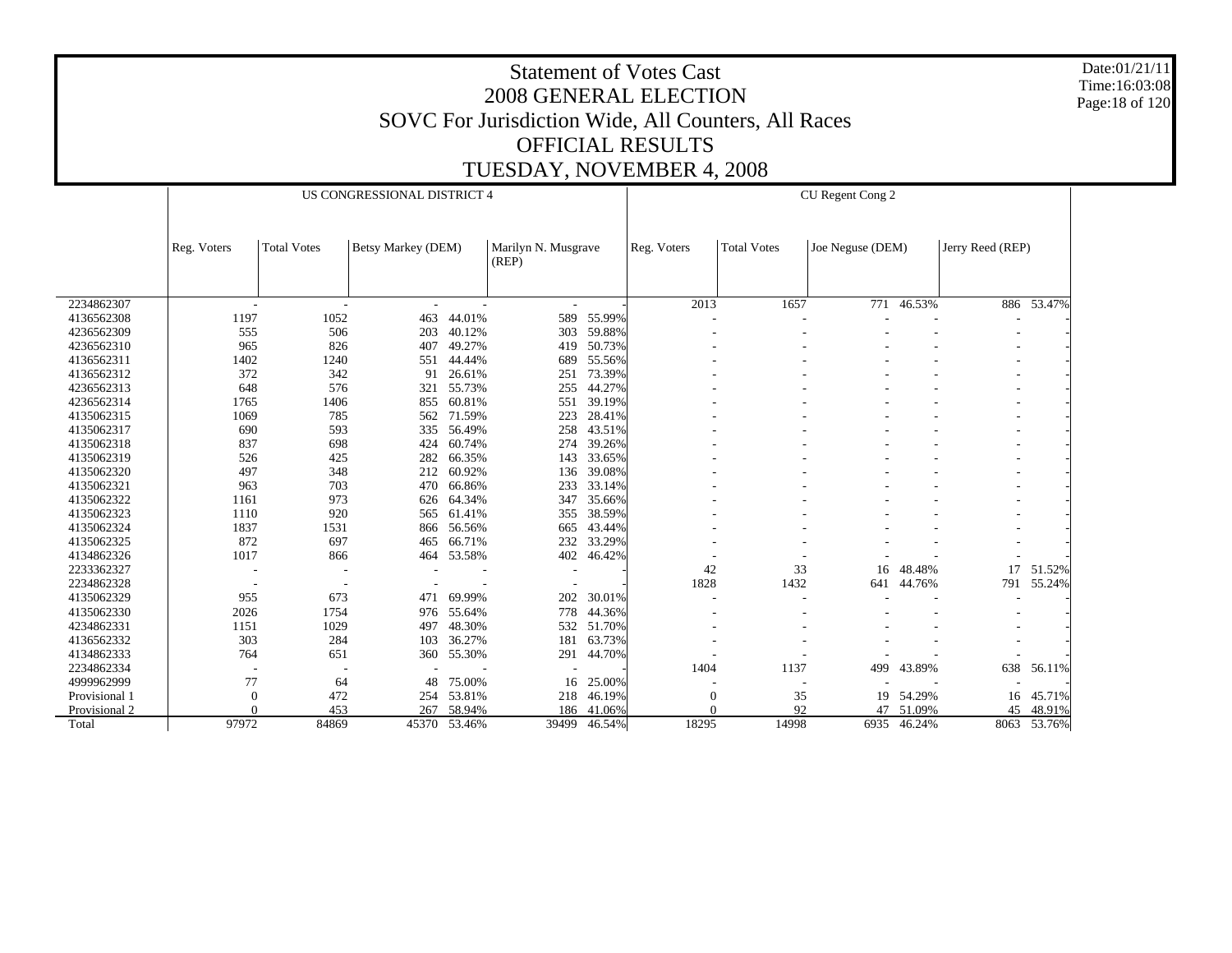# Statement of Votes Cast
## 2008 GENERAL ELECTION
## SOVC For Jurisdiction Wide, All Counters, All Races
## OFFICIAL RESULTS
## TUESDAY, NOVEMBER 4, 2008

Date:01/21/11
Time:16:03:08

| | US CONGRESSIONAL DISTRICT 4 | | | | | | CU Regent Cong 2 | | | | | |
|---|---|---|---|---|---|---|---|---|---|---|---|---|
| | Reg. Voters | Total Votes | Betsy Markey (DEM) | | Marilyn N. Musgrave (REP) | | Reg. Voters | Total Votes | Joe Neguse (DEM) | | Jerry Reed (REP) | |
| 2234862307 | - | - | - | - | - | - | 2013 | 1657 | 771 | 46.53% | 886 | 53.47% |
| 4136562308 | 1197 | 1052 | 463 | 44.01% | 589 | 55.99% | - | - | - | - | - | - |
| 4236562309 | 555 | 506 | 203 | 40.12% | 303 | 59.88% | - | - | - | - | - | - |
| 4236562310 | 965 | 826 | 407 | 49.27% | 419 | 50.73% | - | - | - | - | - | - |
| 4136562311 | 1402 | 1240 | 551 | 44.44% | 689 | 55.56% | - | - | - | - | - | - |
| 4136562312 | 372 | 342 | 91 | 26.61% | 251 | 73.39% | - | - | - | - | - | - |
| 4236562313 | 648 | 576 | 321 | 55.73% | 255 | 44.27% | - | - | - | - | - | - |
| 4236562314 | 1765 | 1406 | 855 | 60.81% | 551 | 39.19% | - | - | - | - | - | - |
| 4135062315 | 1069 | 785 | 562 | 71.59% | 223 | 28.41% | - | - | - | - | - | - |
| 4135062317 | 690 | 593 | 335 | 56.49% | 258 | 43.51% | - | - | - | - | - | - |
| 4135062318 | 837 | 698 | 424 | 60.74% | 274 | 39.26% | - | - | - | - | - | - |
| 4135062319 | 526 | 425 | 282 | 66.35% | 143 | 33.65% | - | - | - | - | - | - |
| 4135062320 | 497 | 348 | 212 | 60.92% | 136 | 39.08% | - | - | - | - | - | - |
| 4135062321 | 963 | 703 | 470 | 66.86% | 233 | 33.14% | - | - | - | - | - | - |
| 4135062322 | 1161 | 973 | 626 | 64.34% | 347 | 35.66% | - | - | - | - | - | - |
| 4135062323 | 1110 | 920 | 565 | 61.41% | 355 | 38.59% | - | - | - | - | - | - |
| 4135062324 | 1837 | 1531 | 866 | 56.56% | 665 | 43.44% | - | - | - | - | - | - |
| 4135062325 | 872 | 697 | 465 | 66.71% | 232 | 33.29% | - | - | - | - | - | - |
| 4134862326 | 1017 | 866 | 464 | 53.58% | 402 | 46.42% | - | - | - | - | - | - |
| 2233362327 | - | - | - | - | - | - | 42 | 33 | 16 | 48.48% | 17 | 51.52% |
| 2234862328 | - | - | - | - | - | - | 1828 | 1432 | 641 | 44.76% | 791 | 55.24% |
| 4135062329 | 955 | 673 | 471 | 69.99% | 202 | 30.01% | - | - | - | - | - | - |
| 4135062330 | 2026 | 1754 | 976 | 55.64% | 778 | 44.36% | - | - | - | - | - | - |
| 4234862331 | 1151 | 1029 | 497 | 48.30% | 532 | 51.70% | - | - | - | - | - | - |
| 4136562332 | 303 | 284 | 103 | 36.27% | 181 | 63.73% | - | - | - | - | - | - |
| 4134862333 | 764 | 651 | 360 | 55.30% | 291 | 44.70% | - | - | - | - | - | - |
| 2234862334 | - | - | - | - | - | - | 1404 | 1137 | 499 | 43.89% | 638 | 56.11% |
| 4999962999 | 77 | 64 | 48 | 75.00% | 16 | 25.00% | - | - | - | - | - | - |
| Provisional 1 | 0 | 472 | 254 | 53.81% | 218 | 46.19% | 0 | 35 | 19 | 54.29% | 16 | 45.71% |
| Provisional 2 | 0 | 453 | 267 | 58.94% | 186 | 41.06% | 0 | 92 | 47 | 51.09% | 45 | 48.91% |
| Total | 97972 | 84869 | 45370 | 53.46% | 39499 | 46.54% | 18295 | 14998 | 6935 | 46.24% | 8063 | 53.76% |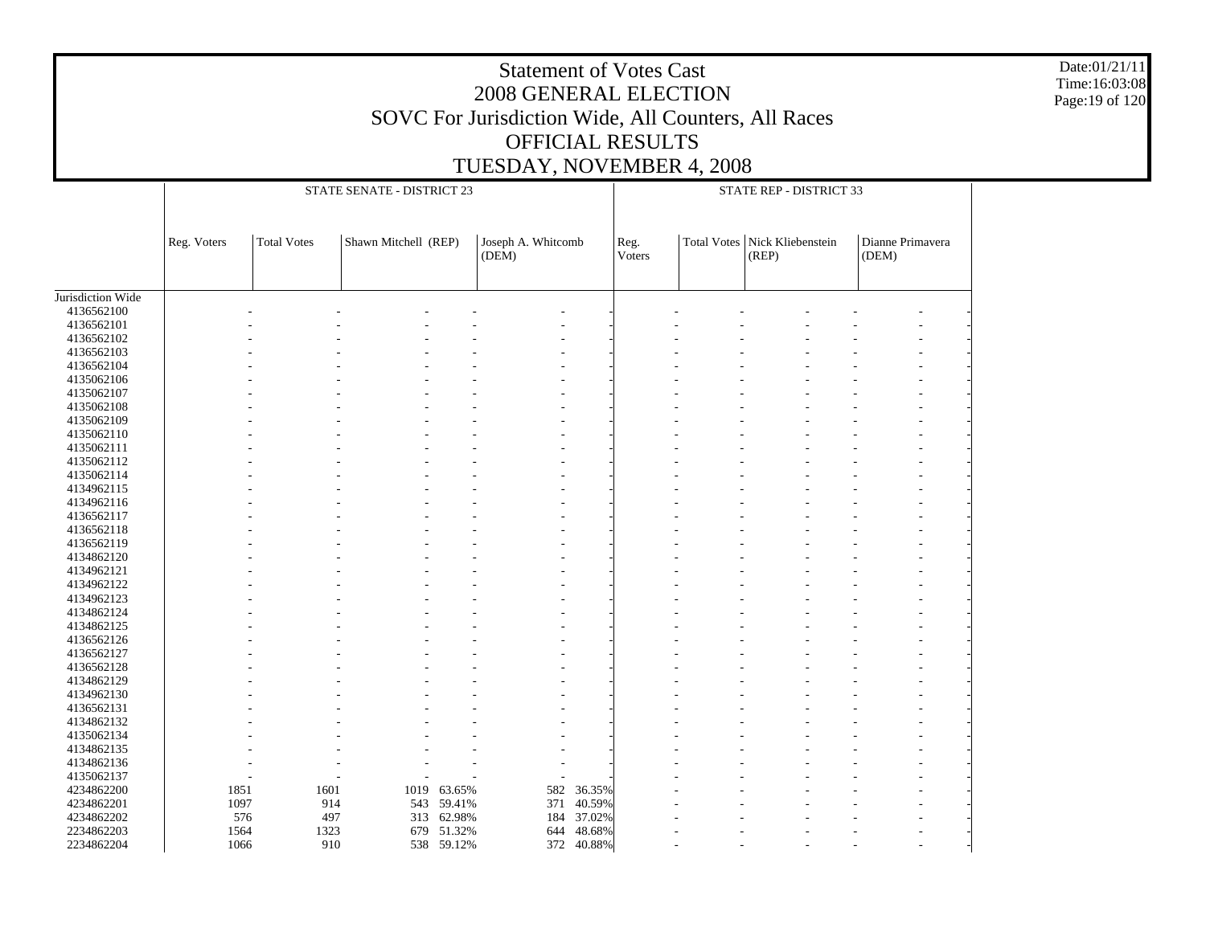# Statement of Votes Cast
## 2008 GENERAL ELECTION
## SOVC For Jurisdiction Wide, All Counters, All Races
## OFFICIAL RESULTS
## TUESDAY, NOVEMBER 4, 2008

Date:01/21/11
Time:16:03:08

| | STATE SENATE - DISTRICT 23 | | | | | | STATE REP - DISTRICT 33 | | | | | |
|---|---|---|---|---|---|---|---|---|---|---|---|---|
| | Reg. Voters | Total Votes | Shawn Mitchell (REP) | | Joseph A. Whitcomb (DEM) | | Reg. Voters | Total Votes | Nick Kliebenstein (REP) | | Dianne Primavera (DEM) | |
| Jurisdiction Wide | | | | | | | | | | | | |
| 4136562100 | - | - | - | - | - | - | - | - | - | - | - | - |
| 4136562101 | - | - | - | - | - | - | - | - | - | - | - | - |
| 4136562102 | - | - | - | - | - | - | - | - | - | - | - | - |
| 4136562103 | - | - | - | - | - | - | - | - | - | - | - | - |
| 4136562104 | - | - | - | - | - | - | - | - | - | - | - | - |
| 4135062106 | - | - | - | - | - | - | - | - | - | - | - | - |
| 4135062107 | - | - | - | - | - | - | - | - | - | - | - | - |
| 4135062108 | - | - | - | - | - | - | - | - | - | - | - | - |
| 4135062109 | - | - | - | - | - | - | - | - | - | - | - | - |
| 4135062110 | - | - | - | - | - | - | - | - | - | - | - | - |
| 4135062111 | - | - | - | - | - | - | - | - | - | - | - | - |
| 4135062112 | - | - | - | - | - | - | - | - | - | - | - | - |
| 4135062114 | - | - | - | - | - | - | - | - | - | - | - | - |
| 4134962115 | - | - | - | - | - | - | - | - | - | - | - | - |
| 4134962116 | - | - | - | - | - | - | - | - | - | - | - | - |
| 4136562117 | - | - | - | - | - | - | - | - | - | - | - | - |
| 4136562118 | - | - | - | - | - | - | - | - | - | - | - | - |
| 4136562119 | - | - | - | - | - | - | - | - | - | - | - | - |
| 4134862120 | - | - | - | - | - | - | - | - | - | - | - | - |
| 4134962121 | - | - | - | - | - | - | - | - | - | - | - | - |
| 4134962122 | - | - | - | - | - | - | - | - | - | - | - | - |
| 4134962123 | - | - | - | - | - | - | - | - | - | - | - | - |
| 4134862124 | - | - | - | - | - | - | - | - | - | - | - | - |
| 4134862125 | - | - | - | - | - | - | - | - | - | - | - | - |
| 4136562126 | - | - | - | - | - | - | - | - | - | - | - | - |
| 4136562127 | - | - | - | - | - | - | - | - | - | - | - | - |
| 4136562128 | - | - | - | - | - | - | - | - | - | - | - | - |
| 4134862129 | - | - | - | - | - | - | - | - | - | - | - | - |
| 4134962130 | - | - | - | - | - | - | - | - | - | - | - | - |
| 4136562131 | - | - | - | - | - | - | - | - | - | - | - | - |
| 4134862132 | - | - | - | - | - | - | - | - | - | - | - | - |
| 4135062134 | - | - | - | - | - | - | - | - | - | - | - | - |
| 4134862135 | - | - | - | - | - | - | - | - | - | - | - | - |
| 4134862136 | - | - | - | - | - | - | - | - | - | - | - | - |
| 4135062137 | - | - | - | - | - | - | - | - | - | - | - | - |
| 4234862200 | 1851 | 1601 | 1019 | 63.65% | 582 | 36.35% | - | - | - | - | - | - |
| 4234862201 | 1097 | 914 | 543 | 59.41% | 371 | 40.59% | - | - | - | - | - | - |
| 4234862202 | 576 | 497 | 313 | 62.98% | 184 | 37.02% | - | - | - | - | - | - |
| 2234862203 | 1564 | 1323 | 679 | 51.32% | 644 | 48.68% | - | - | - | - | - | - |
| 2234862204 | 1066 | 910 | 538 | 59.12% | 372 | 40.88% | - | - | - | - | - | - |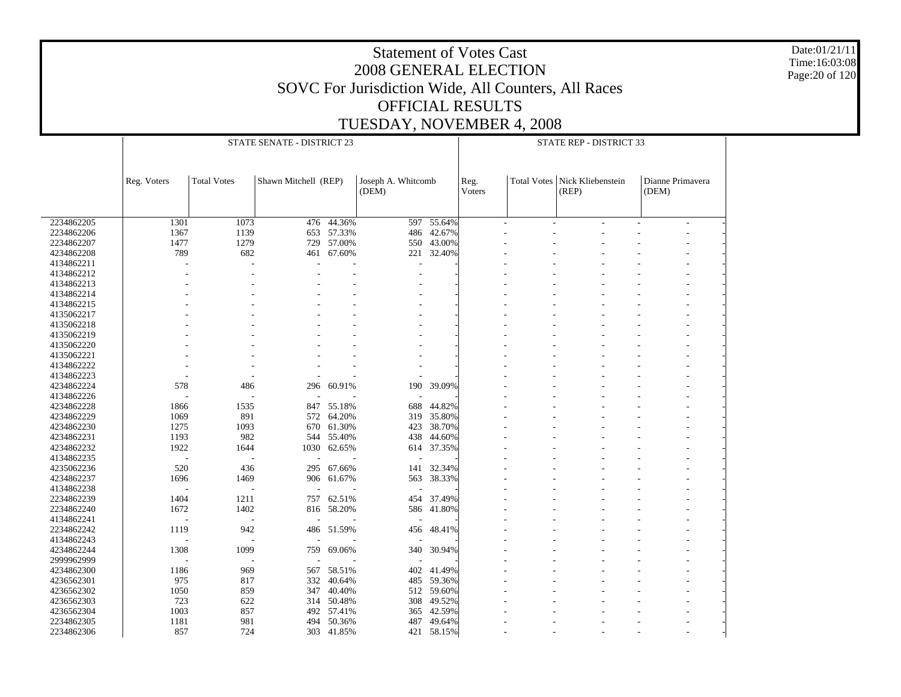# Statement of Votes Cast
## 2008 GENERAL ELECTION
## SOVC For Jurisdiction Wide, All Counters, All Races
## OFFICIAL RESULTS
## TUESDAY, NOVEMBER 4, 2008

Date:01/21/11
Time:16:03:08

| | STATE SENATE - DISTRICT 23 | | | | | | STATE REP - DISTRICT 33 | | | | | |
|---|---|---|---|---|---|---|---|---|---|---|---|---|
| | Reg. Voters | Total Votes | Shawn Mitchell (REP) | | Joseph A. Whitcomb (DEM) | | Reg. Voters | Total Votes | Nick Kliebenstein (REP) | | Dianne Primavera (DEM) | |
| 2234862205 | 1301 | 1073 | 476 | 44.36% | 597 | 55.64% | - | - | - | - | - | - |
| 2234862206 | 1367 | 1139 | 653 | 57.33% | 486 | 42.67% | - | - | - | - | - | - |
| 2234862207 | 1477 | 1279 | 729 | 57.00% | 550 | 43.00% | - | - | - | - | - | - |
| 4234862208 | 789 | 682 | 461 | 67.60% | 221 | 32.40% | - | - | - | - | - | - |
| 4134862211 | - | - | - | - | - | - | - | - | - | - | - | - |
| 4134862212 | - | - | - | - | - | - | - | - | - | - | - | - |
| 4134862213 | - | - | - | - | - | - | - | - | - | - | - | - |
| 4134862214 | - | - | - | - | - | - | - | - | - | - | - | - |
| 4134862215 | - | - | - | - | - | - | - | - | - | - | - | - |
| 4135062217 | - | - | - | - | - | - | - | - | - | - | - | - |
| 4135062218 | - | - | - | - | - | - | - | - | - | - | - | - |
| 4135062219 | - | - | - | - | - | - | - | - | - | - | - | - |
| 4135062220 | - | - | - | - | - | - | - | - | - | - | - | - |
| 4135062221 | - | - | - | - | - | - | - | - | - | - | - | - |
| 4134862222 | - | - | - | - | - | - | - | - | - | - | - | - |
| 4134862223 | - | - | - | - | - | - | - | - | - | - | - | - |
| 4234862224 | 578 | 486 | 296 | 60.91% | 190 | 39.09% | - | - | - | - | - | - |
| 4134862226 | - | - | - | - | - | - | - | - | - | - | - | - |
| 4234862228 | 1866 | 1535 | 847 | 55.18% | 688 | 44.82% | - | - | - | - | - | - |
| 4234862229 | 1069 | 891 | 572 | 64.20% | 319 | 35.80% | - | - | - | - | - | - |
| 4234862230 | 1275 | 1093 | 670 | 61.30% | 423 | 38.70% | - | - | - | - | - | - |
| 4234862231 | 1193 | 982 | 544 | 55.40% | 438 | 44.60% | - | - | - | - | - | - |
| 4234862232 | 1922 | 1644 | 1030 | 62.65% | 614 | 37.35% | - | - | - | - | - | - |
| 4134862235 | - | - | - | - | - | - | - | - | - | - | - | - |
| 4235062236 | 520 | 436 | 295 | 67.66% | 141 | 32.34% | - | - | - | - | - | - |
| 4234862237 | 1696 | 1469 | 906 | 61.67% | 563 | 38.33% | - | - | - | - | - | - |
| 4134862238 | - | - | - | - | - | - | - | - | - | - | - | - |
| 2234862239 | 1404 | 1211 | 757 | 62.51% | 454 | 37.49% | - | - | - | - | - | - |
| 2234862240 | 1672 | 1402 | 816 | 58.20% | 586 | 41.80% | - | - | - | - | - | - |
| 4134862241 | - | - | - | - | - | - | - | - | - | - | - | - |
| 2234862242 | 1119 | 942 | 486 | 51.59% | 456 | 48.41% | - | - | - | - | - | - |
| 4134862243 | - | - | - | - | - | - | - | - | - | - | - | - |
| 4234862244 | 1308 | 1099 | 759 | 69.06% | 340 | 30.94% | - | - | - | - | - | - |
| 2999962999 | - | - | - | - | - | - | - | - | - | - | - | - |
| 4234862300 | 1186 | 969 | 567 | 58.51% | 402 | 41.49% | - | - | - | - | - | - |
| 4236562301 | 975 | 817 | 332 | 40.64% | 485 | 59.36% | - | - | - | - | - | - |
| 4236562302 | 1050 | 859 | 347 | 40.40% | 512 | 59.60% | - | - | - | - | - | - |
| 4236562303 | 723 | 622 | 314 | 50.48% | 308 | 49.52% | - | - | - | - | - | - |
| 4236562304 | 1003 | 857 | 492 | 57.41% | 365 | 42.59% | - | - | - | - | - | - |
| 2234862305 | 1181 | 981 | 494 | 50.36% | 487 | 49.64% | - | - | - | - | - | - |
| 2234862306 | 857 | 724 | 303 | 41.85% | 421 | 58.15% | - | - | - | - | - | - |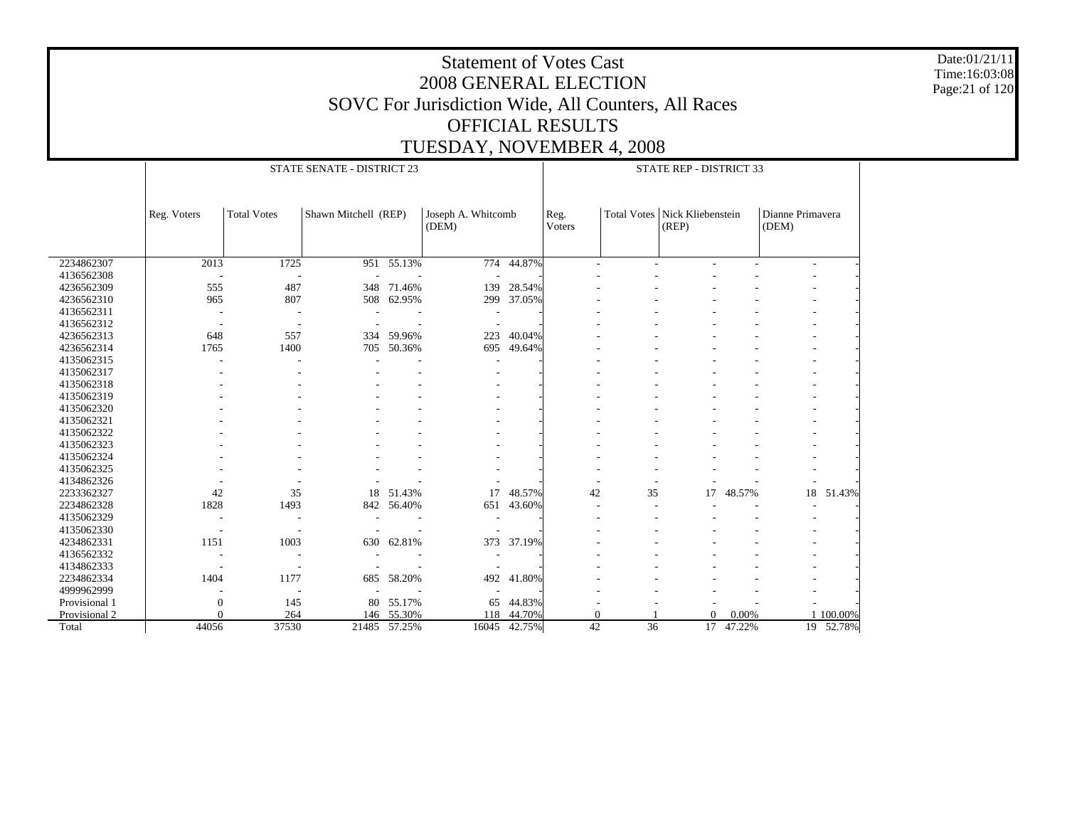# Statement of Votes Cast
## 2008 GENERAL ELECTION
## SOVC For Jurisdiction Wide, All Counters, All Races
## OFFICIAL RESULTS
## TUESDAY, NOVEMBER 4, 2008

Date:01/21/11
Time:16:03:08

| | STATE SENATE - DISTRICT 23 | | | | | | STATE REP - DISTRICT 33 | | | | | |
|---|---|---|---|---|---|---|---|---|---|---|---|---|
| | Reg. Voters | Total Votes | Shawn Mitchell (REP) | | Joseph A. Whitcomb (DEM) | | Reg. Voters | Total Votes | Nick Kliebenstein (REP) | | Dianne Primavera (DEM) | |
| 2234862307 | 2013 | 1725 | 951 | 55.13% | 774 | 44.87% | - | - | - | - | - | - |
| 4136562308 | - | - | - | - | - | - | - | - | - | - | - | - |
| 4236562309 | 555 | 487 | 348 | 71.46% | 139 | 28.54% | - | - | - | - | - | - |
| 4236562310 | 965 | 807 | 508 | 62.95% | 299 | 37.05% | - | - | - | - | - | - |
| 4136562311 | - | - | - | - | - | - | - | - | - | - | - | - |
| 4136562312 | - | - | - | - | - | - | - | - | - | - | - | - |
| 4236562313 | 648 | 557 | 334 | 59.96% | 223 | 40.04% | - | - | - | - | - | - |
| 4236562314 | 1765 | 1400 | 705 | 50.36% | 695 | 49.64% | - | - | - | - | - | - |
| 4135062315 | - | - | - | - | - | - | - | - | - | - | - | - |
| 4135062317 | - | - | - | - | - | - | - | - | - | - | - | - |
| 4135062318 | - | - | - | - | - | - | - | - | - | - | - | - |
| 4135062319 | - | - | - | - | - | - | - | - | - | - | - | - |
| 4135062320 | - | - | - | - | - | - | - | - | - | - | - | - |
| 4135062321 | - | - | - | - | - | - | - | - | - | - | - | - |
| 4135062322 | - | - | - | - | - | - | - | - | - | - | - | - |
| 4135062323 | - | - | - | - | - | - | - | - | - | - | - | - |
| 4135062324 | - | - | - | - | - | - | - | - | - | - | - | - |
| 4135062325 | - | - | - | - | - | - | - | - | - | - | - | - |
| 4134862326 | - | - | - | - | - | - | - | - | - | - | - | - |
| 2233362327 | 42 | 35 | 18 | 51.43% | 17 | 48.57% | 42 | 35 | 17 | 48.57% | 18 | 51.43% |
| 2234862328 | 1828 | 1493 | 842 | 56.40% | 651 | 43.60% | - | - | - | - | - | - |
| 4135062329 | - | - | - | - | - | - | - | - | - | - | - | - |
| 4135062330 | - | - | - | - | - | - | - | - | - | - | - | - |
| 4234862331 | 1151 | 1003 | 630 | 62.81% | 373 | 37.19% | - | - | - | - | - | - |
| 4136562332 | - | - | - | - | - | - | - | - | - | - | - | - |
| 4134862333 | - | - | - | - | - | - | - | - | - | - | - | - |
| 2234862334 | 1404 | 1177 | 685 | 58.20% | 492 | 41.80% | - | - | - | - | - | - |
| 4999962999 | - | - | - | - | - | - | - | - | - | - | - | - |
| Provisional 1 | 0 | 145 | 80 | 55.17% | 65 | 44.83% | - | - | - | - | - | - |
| Provisional 2 | 0 | 264 | 146 | 55.30% | 118 | 44.70% | 0 | 1 | 0 | 0.00% | 1 | 100.00% |
| Total | 44056 | 37530 | 21485 | 57.25% | 16045 | 42.75% | 42 | 36 | 17 | 47.22% | 19 | 52.78% |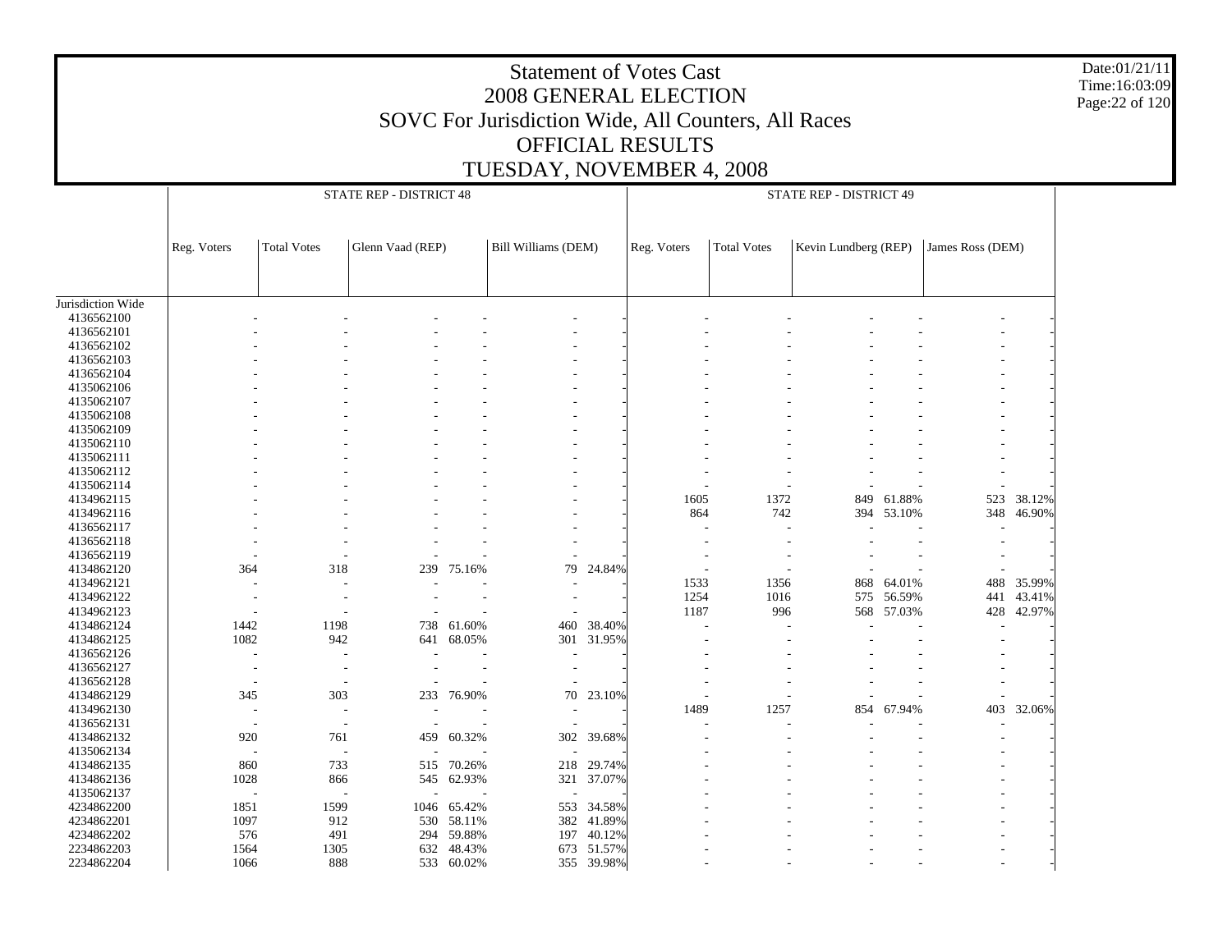# Statement of Votes Cast
## 2008 GENERAL ELECTION
### SOVC For Jurisdiction Wide, All Counters, All Races
### OFFICIAL RESULTS
### TUESDAY, NOVEMBER 4, 2008

Date:01/21/11
Time:16:03:09

| | STATE REP - DISTRICT 48 | | | | | | STATE REP - DISTRICT 49 | | | | | |
|---|---|---|---|---|---|---|---|---|---|---|---|---|
| | Reg. Voters | Total Votes | Glenn Vaad (REP) | | Bill Williams (DEM) | | Reg. Voters | Total Votes | Kevin Lundberg (REP) | | James Ross (DEM) | |
| Jurisdiction Wide | | | | | | | | | | | | |
| 4136562100 | - | - | - | - | - | - | - | - | - | - | - | - |
| 4136562101 | - | - | - | - | - | - | - | - | - | - | - | - |
| 4136562102 | - | - | - | - | - | - | - | - | - | - | - | - |
| 4136562103 | - | - | - | - | - | - | - | - | - | - | - | - |
| 4136562104 | - | - | - | - | - | - | - | - | - | - | - | - |
| 4135062106 | - | - | - | - | - | - | - | - | - | - | - | - |
| 4135062107 | - | - | - | - | - | - | - | - | - | - | - | - |
| 4135062108 | - | - | - | - | - | - | - | - | - | - | - | - |
| 4135062109 | - | - | - | - | - | - | - | - | - | - | - | - |
| 4135062110 | - | - | - | - | - | - | - | - | - | - | - | - |
| 4135062111 | - | - | - | - | - | - | - | - | - | - | - | - |
| 4135062112 | - | - | - | - | - | - | - | - | - | - | - | - |
| 4135062114 | - | - | - | - | - | - | - | - | - | - | - | - |
| 4134962115 | - | - | - | - | - | - | 1605 | 1372 | 849 | 61.88% | 523 | 38.12% |
| 4134962116 | - | - | - | - | - | - | 864 | 742 | 394 | 53.10% | 348 | 46.90% |
| 4136562117 | - | - | - | - | - | - | - | - | - | - | - | - |
| 4136562118 | - | - | - | - | - | - | - | - | - | - | - | - |
| 4136562119 | - | - | - | - | - | - | - | - | - | - | - | - |
| 4134862120 | 364 | 318 | 239 | 75.16% | 79 | 24.84% | - | - | - | - | - | - |
| 4134962121 | - | - | - | - | - | - | 1533 | 1356 | 868 | 64.01% | 488 | 35.99% |
| 4134962122 | - | - | - | - | - | - | 1254 | 1016 | 575 | 56.59% | 441 | 43.41% |
| 4134962123 | - | - | - | - | - | - | 1187 | 996 | 568 | 57.03% | 428 | 42.97% |
| 4134862124 | 1442 | 1198 | 738 | 61.60% | 460 | 38.40% | - | - | - | - | - | - |
| 4134862125 | 1082 | 942 | 641 | 68.05% | 301 | 31.95% | - | - | - | - | - | - |
| 4136562126 | - | - | - | - | - | - | - | - | - | - | - | - |
| 4136562127 | - | - | - | - | - | - | - | - | - | - | - | - |
| 4136562128 | - | - | - | - | - | - | - | - | - | - | - | - |
| 4134862129 | 345 | 303 | 233 | 76.90% | 70 | 23.10% | - | - | - | - | - | - |
| 4134962130 | - | - | - | - | - | - | 1489 | 1257 | 854 | 67.94% | 403 | 32.06% |
| 4136562131 | - | - | - | - | - | - | - | - | - | - | - | - |
| 4134862132 | 920 | 761 | 459 | 60.32% | 302 | 39.68% | - | - | - | - | - | - |
| 4135062134 | - | - | - | - | - | - | - | - | - | - | - | - |
| 4134862135 | 860 | 733 | 515 | 70.26% | 218 | 29.74% | - | - | - | - | - | - |
| 4134862136 | 1028 | 866 | 545 | 62.93% | 321 | 37.07% | - | - | - | - | - | - |
| 4135062137 | - | - | - | - | - | - | - | - | - | - | - | - |
| 4234862200 | 1851 | 1599 | 1046 | 65.42% | 553 | 34.58% | - | - | - | - | - | - |
| 4234862201 | 1097 | 912 | 530 | 58.11% | 382 | 41.89% | - | - | - | - | - | - |
| 4234862202 | 576 | 491 | 294 | 59.88% | 197 | 40.12% | - | - | - | - | - | - |
| 2234862203 | 1564 | 1305 | 632 | 48.43% | 673 | 51.57% | - | - | - | - | - | - |
| 2234862204 | 1066 | 888 | 533 | 60.02% | 355 | 39.98% | - | - | - | - | - | - |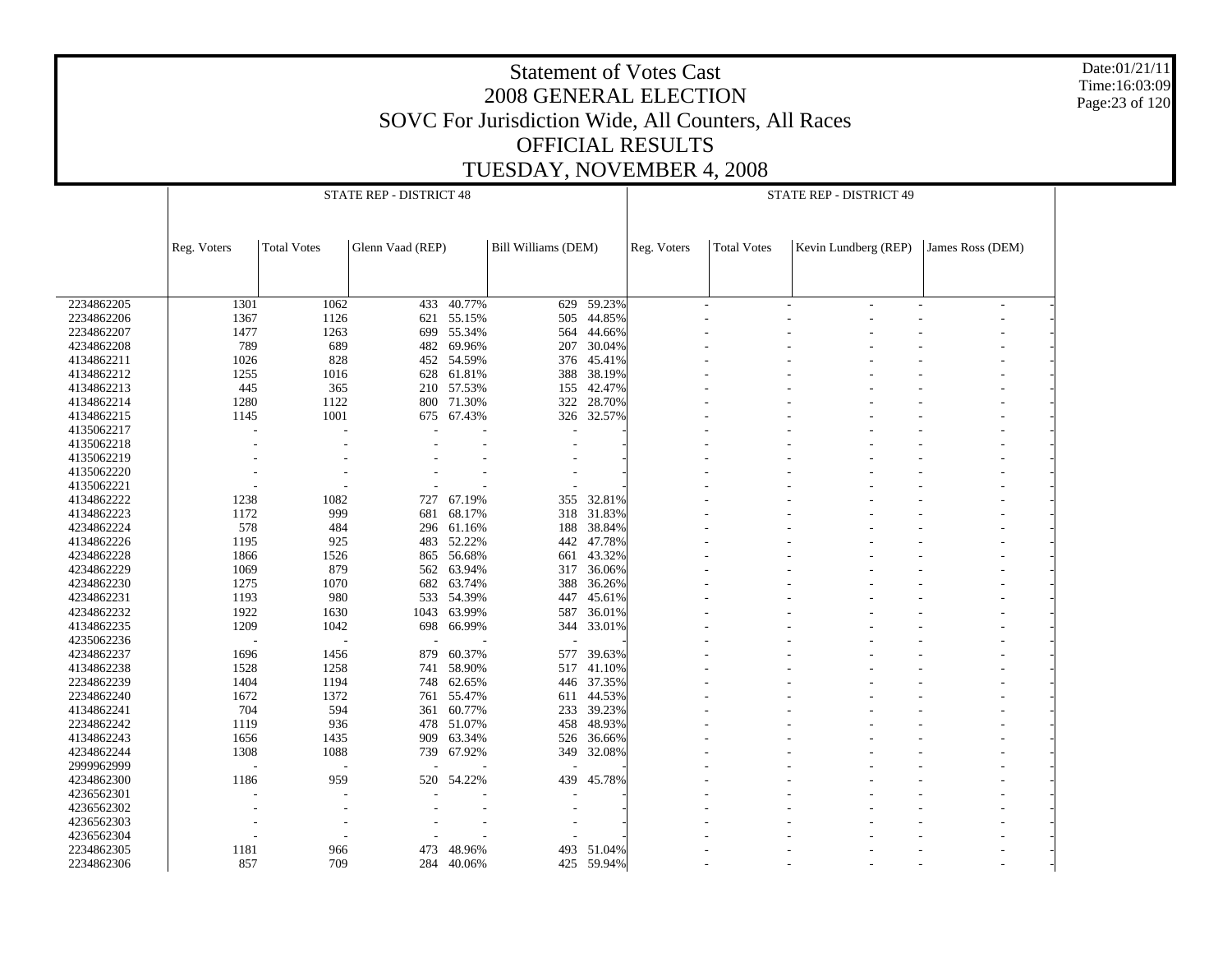# Statement of Votes Cast
## 2008 GENERAL ELECTION
## SOVC For Jurisdiction Wide, All Counters, All Races
## OFFICIAL RESULTS
## TUESDAY, NOVEMBER 4, 2008

Date:01/21/11
Time:16:03:09

| | STATE REP - DISTRICT 48 | | | | | | STATE REP - DISTRICT 49 | | | | | |
|---|---|---|---|---|---|---|---|---|---|---|---|---|
| | Reg. Voters | Total Votes | Glenn Vaad (REP) | | Bill Williams (DEM) | | Reg. Voters | Total Votes | Kevin Lundberg (REP) | | James Ross (DEM) | |
| 2234862205 | 1301 | 1062 | 433 | 40.77% | 629 | 59.23% | - | - | - | - | - | - |
| 2234862206 | 1367 | 1126 | 621 | 55.15% | 505 | 44.85% | - | - | - | - | - | - |
| 2234862207 | 1477 | 1263 | 699 | 55.34% | 564 | 44.66% | - | - | - | - | - | - |
| 4234862208 | 789 | 689 | 482 | 69.96% | 207 | 30.04% | - | - | - | - | - | - |
| 4134862211 | 1026 | 828 | 452 | 54.59% | 376 | 45.41% | - | - | - | - | - | - |
| 4134862212 | 1255 | 1016 | 628 | 61.81% | 388 | 38.19% | - | - | - | - | - | - |
| 4134862213 | 445 | 365 | 210 | 57.53% | 155 | 42.47% | - | - | - | - | - | - |
| 4134862214 | 1280 | 1122 | 800 | 71.30% | 322 | 28.70% | - | - | - | - | - | - |
| 4134862215 | 1145 | 1001 | 675 | 67.43% | 326 | 32.57% | - | - | - | - | - | - |
| 4135062217 | - | - | - | - | - | - | - | - | - | - | - | - |
| 4135062218 | - | - | - | - | - | - | - | - | - | - | - | - |
| 4135062219 | - | - | - | - | - | - | - | - | - | - | - | - |
| 4135062220 | - | - | - | - | - | - | - | - | - | - | - | - |
| 4135062221 | - | - | - | - | - | - | - | - | - | - | - | - |
| 4134862222 | 1238 | 1082 | 727 | 67.19% | 355 | 32.81% | - | - | - | - | - | - |
| 4134862223 | 1172 | 999 | 681 | 68.17% | 318 | 31.83% | - | - | - | - | - | - |
| 4234862224 | 578 | 484 | 296 | 61.16% | 188 | 38.84% | - | - | - | - | - | - |
| 4134862226 | 1195 | 925 | 483 | 52.22% | 442 | 47.78% | - | - | - | - | - | - |
| 4234862228 | 1866 | 1526 | 865 | 56.68% | 661 | 43.32% | - | - | - | - | - | - |
| 4234862229 | 1069 | 879 | 562 | 63.94% | 317 | 36.06% | - | - | - | - | - | - |
| 4234862230 | 1275 | 1070 | 682 | 63.74% | 388 | 36.26% | - | - | - | - | - | - |
| 4234862231 | 1193 | 980 | 533 | 54.39% | 447 | 45.61% | - | - | - | - | - | - |
| 4234862232 | 1922 | 1630 | 1043 | 63.99% | 587 | 36.01% | - | - | - | - | - | - |
| 4134862235 | 1209 | 1042 | 698 | 66.99% | 344 | 33.01% | - | - | - | - | - | - |
| 4235062236 | - | - | - | - | - | - | - | - | - | - | - | - |
| 4234862237 | 1696 | 1456 | 879 | 60.37% | 577 | 39.63% | - | - | - | - | - | - |
| 4134862238 | 1528 | 1258 | 741 | 58.90% | 517 | 41.10% | - | - | - | - | - | - |
| 2234862239 | 1404 | 1194 | 748 | 62.65% | 446 | 37.35% | - | - | - | - | - | - |
| 2234862240 | 1672 | 1372 | 761 | 55.47% | 611 | 44.53% | - | - | - | - | - | - |
| 4134862241 | 704 | 594 | 361 | 60.77% | 233 | 39.23% | - | - | - | - | - | - |
| 2234862242 | 1119 | 936 | 478 | 51.07% | 458 | 48.93% | - | - | - | - | - | - |
| 4134862243 | 1656 | 1435 | 909 | 63.34% | 526 | 36.66% | - | - | - | - | - | - |
| 4234862244 | 1308 | 1088 | 739 | 67.92% | 349 | 32.08% | - | - | - | - | - | - |
| 2999962999 | - | - | - | - | - | - | - | - | - | - | - | - |
| 4234862300 | 1186 | 959 | 520 | 54.22% | 439 | 45.78% | - | - | - | - | - | - |
| 4236562301 | - | - | - | - | - | - | - | - | - | - | - | - |
| 4236562302 | - | - | - | - | - | - | - | - | - | - | - | - |
| 4236562303 | - | - | - | - | - | - | - | - | - | - | - | - |
| 4236562304 | - | - | - | - | - | - | - | - | - | - | - | - |
| 2234862305 | 1181 | 966 | 473 | 48.96% | 493 | 51.04% | - | - | - | - | - | - |
| 2234862306 | 857 | 709 | 284 | 40.06% | 425 | 59.94% | - | - | - | - | - | - |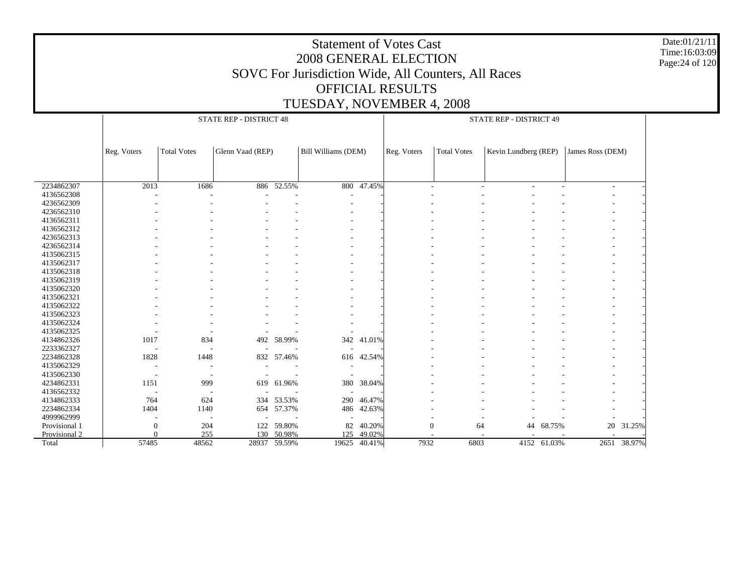# Statement of Votes Cast
## 2008 GENERAL ELECTION
## SOVC For Jurisdiction Wide, All Counters, All Races
## OFFICIAL RESULTS
## TUESDAY, NOVEMBER 4, 2008

Date:01/21/11
Time:16:03:09

| | STATE REP - DISTRICT 48 | | | | | | STATE REP - DISTRICT 49 | | | | | |
|---|---|---|---|---|---|---|---|---|---|---|---|---|
| | Reg. Voters | Total Votes | Glenn Vaad (REP) | | Bill Williams (DEM) | | Reg. Voters | Total Votes | Kevin Lundberg (REP) | | James Ross (DEM) | |
| 2234862307 | 2013 | 1686 | 886 | 52.55% | 800 | 47.45% | - | - | - | - | - | - |
| 4136562308 | - | - | - | - | - | - | - | - | - | - | - | - |
| 4236562309 | - | - | - | - | - | - | - | - | - | - | - | - |
| 4236562310 | - | - | - | - | - | - | - | - | - | - | - | - |
| 4136562311 | - | - | - | - | - | - | - | - | - | - | - | - |
| 4136562312 | - | - | - | - | - | - | - | - | - | - | - | - |
| 4236562313 | - | - | - | - | - | - | - | - | - | - | - | - |
| 4236562314 | - | - | - | - | - | - | - | - | - | - | - | - |
| 4135062315 | - | - | - | - | - | - | - | - | - | - | - | - |
| 4135062317 | - | - | - | - | - | - | - | - | - | - | - | - |
| 4135062318 | - | - | - | - | - | - | - | - | - | - | - | - |
| 4135062319 | - | - | - | - | - | - | - | - | - | - | - | - |
| 4135062320 | - | - | - | - | - | - | - | - | - | - | - | - |
| 4135062321 | - | - | - | - | - | - | - | - | - | - | - | - |
| 4135062322 | - | - | - | - | - | - | - | - | - | - | - | - |
| 4135062323 | - | - | - | - | - | - | - | - | - | - | - | - |
| 4135062324 | - | - | - | - | - | - | - | - | - | - | - | - |
| 4135062325 | - | - | - | - | - | - | - | - | - | - | - | - |
| 4134862326 | 1017 | 834 | 492 | 58.99% | 342 | 41.01% | - | - | - | - | - | - |
| 2233362327 | - | - | - | - | - | - | - | - | - | - | - | - |
| 2234862328 | 1828 | 1448 | 832 | 57.46% | 616 | 42.54% | - | - | - | - | - | - |
| 4135062329 | - | - | - | - | - | - | - | - | - | - | - | - |
| 4135062330 | - | - | - | - | - | - | - | - | - | - | - | - |
| 4234862331 | 1151 | 999 | 619 | 61.96% | 380 | 38.04% | - | - | - | - | - | - |
| 4136562332 | - | - | - | - | - | - | - | - | - | - | - | - |
| 4134862333 | 764 | 624 | 334 | 53.53% | 290 | 46.47% | - | - | - | - | - | - |
| 2234862334 | 1404 | 1140 | 654 | 57.37% | 486 | 42.63% | - | - | - | - | - | - |
| 4999962999 | - | - | - | - | - | - | - | - | - | - | - | - |
| Provisional 1 | 0 | 204 | 122 | 59.80% | 82 | 40.20% | 0 | 64 | 44 | 68.75% | 20 | 31.25% |
| Provisional 2 | 0 | 255 | 130 | 50.98% | 125 | 49.02% | - | - | - | - | - | - |
| Total | 57485 | 48562 | 28937 | 59.59% | 19625 | 40.41% | 7932 | 6803 | 4152 | 61.03% | 2651 | 38.97% |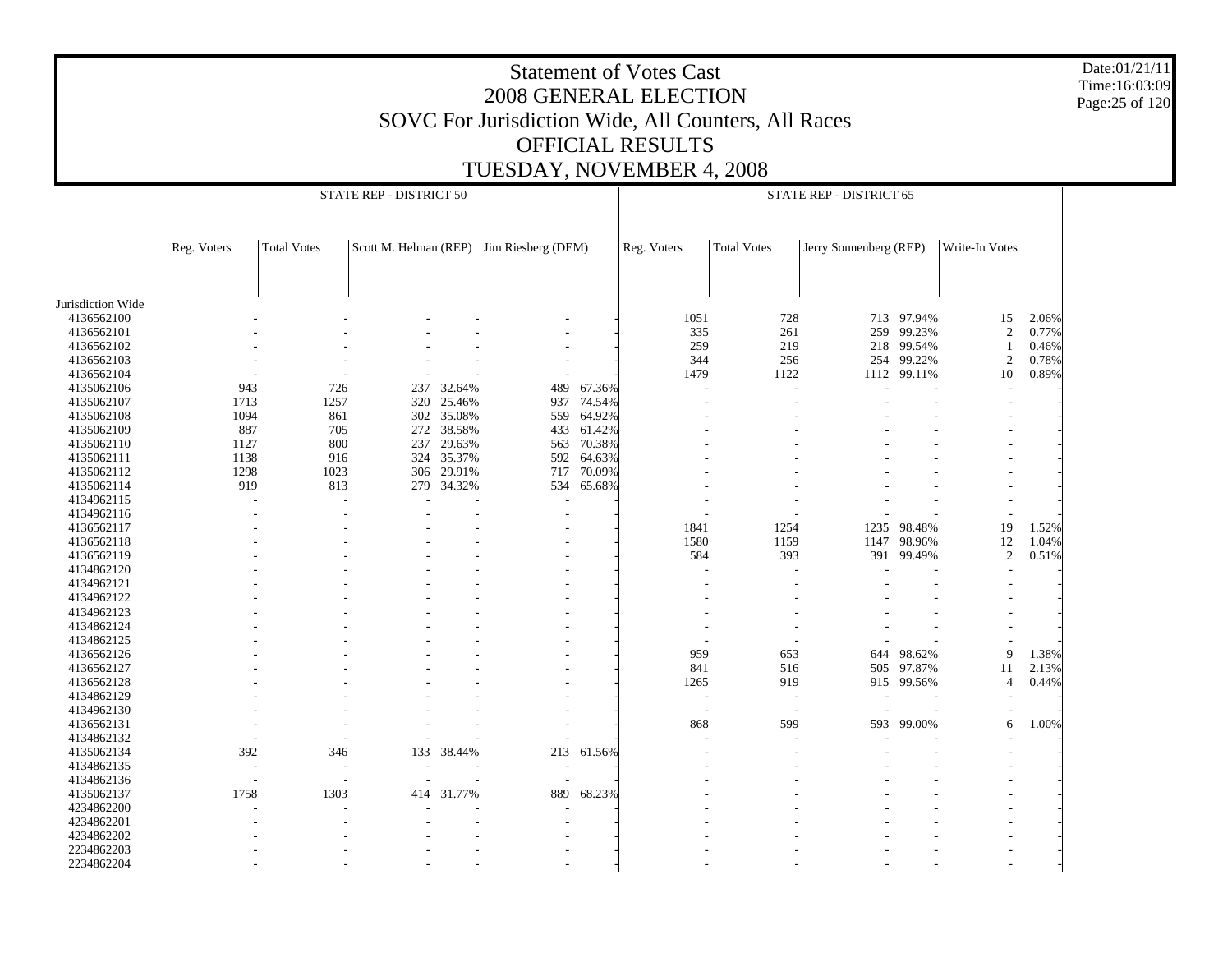# Statement of Votes Cast
## 2008 GENERAL ELECTION
## SOVC For Jurisdiction Wide, All Counters, All Races
## OFFICIAL RESULTS
## TUESDAY, NOVEMBER 4, 2008

Date:01/21/11
Time:16:03:09

| | STATE REP - DISTRICT 50 | | | | | | STATE REP - DISTRICT 65 | | | | | |
|---|---|---|---|---|---|---|---|---|---|---|---|---|
| | Reg. Voters | Total Votes | Scott M. Helman (REP) | | Jim Riesberg (DEM) | | Reg. Voters | Total Votes | Jerry Sonnenberg (REP) | | Write-In Votes | |
| Jurisdiction Wide | | | | | | | | | | | | |
| 4136562100 | - | - | - | - | - | - | 1051 | 728 | 713 | 97.94% | 15 | 2.06% |
| 4136562101 | - | - | - | - | - | - | 335 | 261 | 259 | 99.23% | 2 | 0.77% |
| 4136562102 | - | - | - | - | - | - | 259 | 219 | 218 | 99.54% | 1 | 0.46% |
| 4136562103 | - | - | - | - | - | - | 344 | 256 | 254 | 99.22% | 2 | 0.78% |
| 4136562104 | - | - | - | - | - | - | 1479 | 1122 | 1112 | 99.11% | 10 | 0.89% |
| 4135062106 | 943 | 726 | 237 | 32.64% | 489 | 67.36% | - | - | - | - | - | - |
| 4135062107 | 1713 | 1257 | 320 | 25.46% | 937 | 74.54% | - | - | - | - | - | - |
| 4135062108 | 1094 | 861 | 302 | 35.08% | 559 | 64.92% | - | - | - | - | - | - |
| 4135062109 | 887 | 705 | 272 | 38.58% | 433 | 61.42% | - | - | - | - | - | - |
| 4135062110 | 1127 | 800 | 237 | 29.63% | 563 | 70.38% | - | - | - | - | - | - |
| 4135062111 | 1138 | 916 | 324 | 35.37% | 592 | 64.63% | - | - | - | - | - | - |
| 4135062112 | 1298 | 1023 | 306 | 29.91% | 717 | 70.09% | - | - | - | - | - | - |
| 4135062114 | 919 | 813 | 279 | 34.32% | 534 | 65.68% | - | - | - | - | - | - |
| 4134962115 | - | - | - | - | - | - | - | - | - | - | - | - |
| 4134962116 | - | - | - | - | - | - | - | - | - | - | - | - |
| 4136562117 | - | - | - | - | - | - | 1841 | 1254 | 1235 | 98.48% | 19 | 1.52% |
| 4136562118 | - | - | - | - | - | - | 1580 | 1159 | 1147 | 98.96% | 12 | 1.04% |
| 4136562119 | - | - | - | - | - | - | 584 | 393 | 391 | 99.49% | 2 | 0.51% |
| 4134862120 | - | - | - | - | - | - | - | - | - | - | - | - |
| 4134962121 | - | - | - | - | - | - | - | - | - | - | - | - |
| 4134962122 | - | - | - | - | - | - | - | - | - | - | - | - |
| 4134962123 | - | - | - | - | - | - | - | - | - | - | - | - |
| 4134862124 | - | - | - | - | - | - | - | - | - | - | - | - |
| 4134862125 | - | - | - | - | - | - | - | - | - | - | - | - |
| 4136562126 | - | - | - | - | - | - | 959 | 653 | 644 | 98.62% | 9 | 1.38% |
| 4136562127 | - | - | - | - | - | - | 841 | 516 | 505 | 97.87% | 11 | 2.13% |
| 4136562128 | - | - | - | - | - | - | 1265 | 919 | 915 | 99.56% | 4 | 0.44% |
| 4134862129 | - | - | - | - | - | - | - | - | - | - | - | - |
| 4134962130 | - | - | - | - | - | - | - | - | - | - | - | - |
| 4136562131 | - | - | - | - | - | - | 868 | 599 | 593 | 99.00% | 6 | 1.00% |
| 4134862132 | - | - | - | - | - | - | - | - | - | - | - | - |
| 4135062134 | 392 | 346 | 133 | 38.44% | 213 | 61.56% | - | - | - | - | - | - |
| 4134862135 | - | - | - | - | - | - | - | - | - | - | - | - |
| 4134862136 | - | - | - | - | - | - | - | - | - | - | - | - |
| 4135062137 | 1758 | 1303 | 414 | 31.77% | 889 | 68.23% | - | - | - | - | - | - |
| 4234862200 | - | - | - | - | - | - | - | - | - | - | - | - |
| 4234862201 | - | - | - | - | - | - | - | - | - | - | - | - |
| 4234862202 | - | - | - | - | - | - | - | - | - | - | - | - |
| 2234862203 | - | - | - | - | - | - | - | - | - | - | - | - |
| 2234862204 | - | - | - | - | - | - | - | - | - | - | - | - |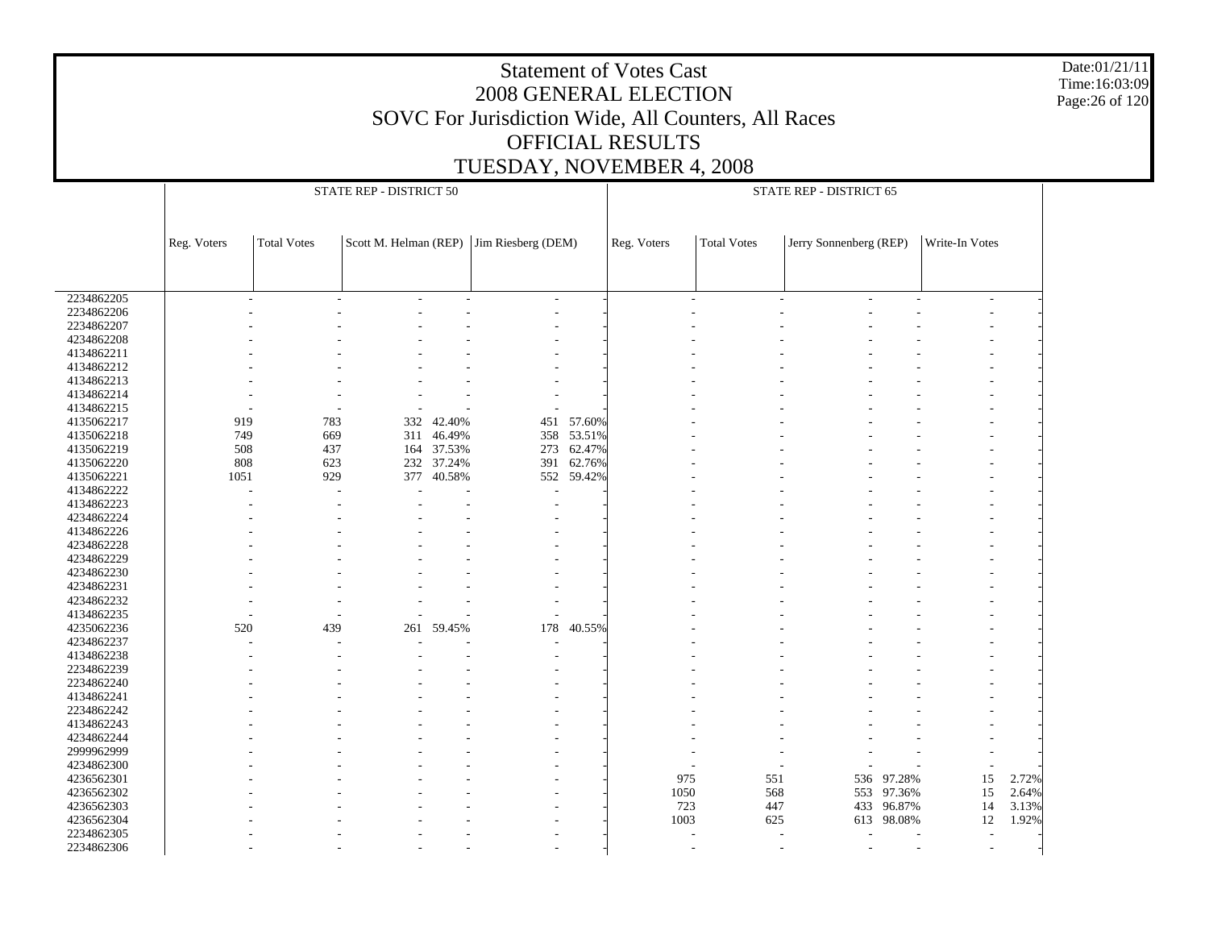# Statement of Votes Cast
## 2008 GENERAL ELECTION
## SOVC For Jurisdiction Wide, All Counters, All Races
## OFFICIAL RESULTS
## TUESDAY, NOVEMBER 4, 2008

Date:01/21/11
Time:16:03:09

| | STATE REP - DISTRICT 50 | | | | | | STATE REP - DISTRICT 65 | | | | | |
|---|---|---|---|---|---|---|---|---|---|---|---|---|
| | Reg. Voters | Total Votes | Scott M. Helman (REP) | | Jim Riesberg (DEM) | | Reg. Voters | Total Votes | Jerry Sonnenberg (REP) | | Write-In Votes | |
| 2234862205 | - | - | - | - | - | - | - | - | - | - | - | - |
| 2234862206 | - | - | - | - | - | - | - | - | - | - | - | - |
| 2234862207 | - | - | - | - | - | - | - | - | - | - | - | - |
| 4234862208 | - | - | - | - | - | - | - | - | - | - | - | - |
| 4134862211 | - | - | - | - | - | - | - | - | - | - | - | - |
| 4134862212 | - | - | - | - | - | - | - | - | - | - | - | - |
| 4134862213 | - | - | - | - | - | - | - | - | - | - | - | - |
| 4134862214 | - | - | - | - | - | - | - | - | - | - | - | - |
| 4134862215 | - | - | - | - | - | - | - | - | - | - | - | - |
| 4135062217 | 919 | 783 | 332 | 42.40% | 451 | 57.60% | - | - | - | - | - | - |
| 4135062218 | 749 | 669 | 311 | 46.49% | 358 | 53.51% | - | - | - | - | - | - |
| 4135062219 | 508 | 437 | 164 | 37.53% | 273 | 62.47% | - | - | - | - | - | - |
| 4135062220 | 808 | 623 | 232 | 37.24% | 391 | 62.76% | - | - | - | - | - | - |
| 4135062221 | 1051 | 929 | 377 | 40.58% | 552 | 59.42% | - | - | - | - | - | - |
| 4134862222 | - | - | - | - | - | - | - | - | - | - | - | - |
| 4134862223 | - | - | - | - | - | - | - | - | - | - | - | - |
| 4234862224 | - | - | - | - | - | - | - | - | - | - | - | - |
| 4134862226 | - | - | - | - | - | - | - | - | - | - | - | - |
| 4234862228 | - | - | - | - | - | - | - | - | - | - | - | - |
| 4234862229 | - | - | - | - | - | - | - | - | - | - | - | - |
| 4234862230 | - | - | - | - | - | - | - | - | - | - | - | - |
| 4234862231 | - | - | - | - | - | - | - | - | - | - | - | - |
| 4234862232 | - | - | - | - | - | - | - | - | - | - | - | - |
| 4134862235 | - | - | - | - | - | - | - | - | - | - | - | - |
| 4235062236 | 520 | 439 | 261 | 59.45% | 178 | 40.55% | - | - | - | - | - | - |
| 4234862237 | - | - | - | - | - | - | - | - | - | - | - | - |
| 4134862238 | - | - | - | - | - | - | - | - | - | - | - | - |
| 2234862239 | - | - | - | - | - | - | - | - | - | - | - | - |
| 2234862240 | - | - | - | - | - | - | - | - | - | - | - | - |
| 4134862241 | - | - | - | - | - | - | - | - | - | - | - | - |
| 2234862242 | - | - | - | - | - | - | - | - | - | - | - | - |
| 4134862243 | - | - | - | - | - | - | - | - | - | - | - | - |
| 4234862244 | - | - | - | - | - | - | - | - | - | - | - | - |
| 2999962999 | - | - | - | - | - | - | - | - | - | - | - | - |
| 4234862300 | - | - | - | - | - | - | - | - | - | - | - | - |
| 4236562301 | - | - | - | - | - | - | 975 | 551 | 536 | 97.28% | 15 | 2.72% |
| 4236562302 | - | - | - | - | - | - | 1050 | 568 | 553 | 97.36% | 15 | 2.64% |
| 4236562303 | - | - | - | - | - | - | 723 | 447 | 433 | 96.87% | 14 | 3.13% |
| 4236562304 | - | - | - | - | - | - | 1003 | 625 | 613 | 98.08% | 12 | 1.92% |
| 2234862305 | - | - | - | - | - | - | - | - | - | - | - | - |
| 2234862306 | - | - | - | - | - | - | - | - | - | - | - | - |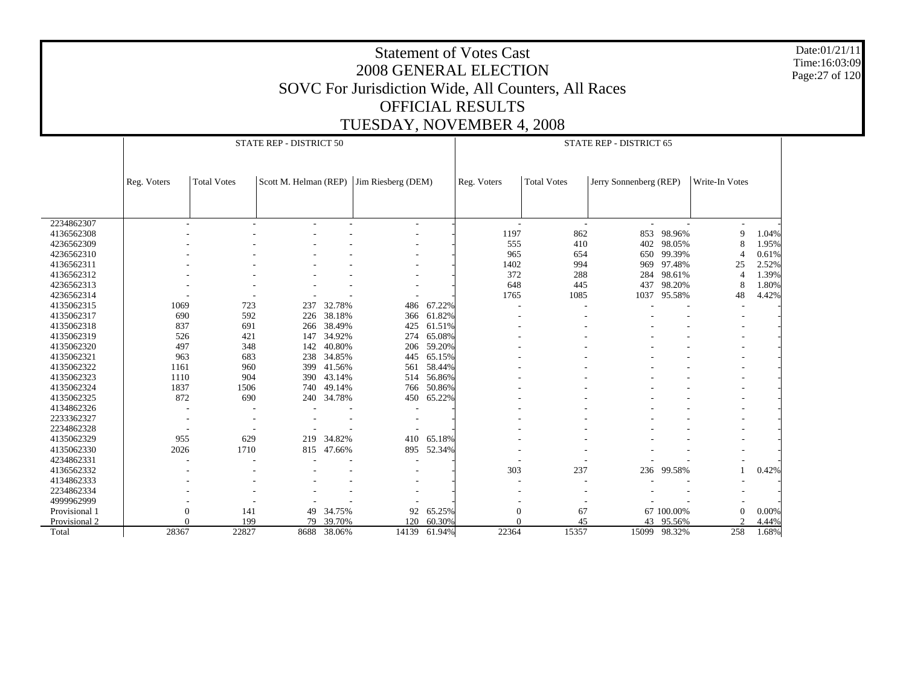# Statement of Votes Cast
## 2008 GENERAL ELECTION
## SOVC For Jurisdiction Wide, All Counters, All Races
## OFFICIAL RESULTS
## TUESDAY, NOVEMBER 4, 2008

Date:01/21/11
Time:16:03:09

| | STATE REP - DISTRICT 50 | | | | | | STATE REP - DISTRICT 65 | | | | | |
|---|---|---|---|---|---|---|---|---|---|---|---|---|
| | Reg. Voters | Total Votes | Scott M. Helman (REP) | | Jim Riesberg (DEM) | | Reg. Voters | Total Votes | Jerry Sonnenberg (REP) | | Write-In Votes | |
| 2234862307 | - | - | - | - | - | - | - | - | - | - | - | - |
| 4136562308 | - | - | - | - | - | - | 1197 | 862 | 853 | 98.96% | 9 | 1.04% |
| 4236562309 | - | - | - | - | - | - | 555 | 410 | 402 | 98.05% | 8 | 1.95% |
| 4236562310 | - | - | - | - | - | - | 965 | 654 | 650 | 99.39% | 4 | 0.61% |
| 4136562311 | - | - | - | - | - | - | 1402 | 994 | 969 | 97.48% | 25 | 2.52% |
| 4136562312 | - | - | - | - | - | - | 372 | 288 | 284 | 98.61% | 4 | 1.39% |
| 4236562313 | - | - | - | - | - | - | 648 | 445 | 437 | 98.20% | 8 | 1.80% |
| 4236562314 | - | - | - | - | - | - | 1765 | 1085 | 1037 | 95.58% | 48 | 4.42% |
| 4135062315 | 1069 | 723 | 237 | 32.78% | 486 | 67.22% | - | - | - | - | - | - |
| 4135062317 | 690 | 592 | 226 | 38.18% | 366 | 61.82% | - | - | - | - | - | - |
| 4135062318 | 837 | 691 | 266 | 38.49% | 425 | 61.51% | - | - | - | - | - | - |
| 4135062319 | 526 | 421 | 147 | 34.92% | 274 | 65.08% | - | - | - | - | - | - |
| 4135062320 | 497 | 348 | 142 | 40.80% | 206 | 59.20% | - | - | - | - | - | - |
| 4135062321 | 963 | 683 | 238 | 34.85% | 445 | 65.15% | - | - | - | - | - | - |
| 4135062322 | 1161 | 960 | 399 | 41.56% | 561 | 58.44% | - | - | - | - | - | - |
| 4135062323 | 1110 | 904 | 390 | 43.14% | 514 | 56.86% | - | - | - | - | - | - |
| 4135062324 | 1837 | 1506 | 740 | 49.14% | 766 | 50.86% | - | - | - | - | - | - |
| 4135062325 | 872 | 690 | 240 | 34.78% | 450 | 65.22% | - | - | - | - | - | - |
| 4134862326 | - | - | - | - | - | - | - | - | - | - | - | - |
| 2233362327 | - | - | - | - | - | - | - | - | - | - | - | - |
| 2234862328 | - | - | - | - | - | - | - | - | - | - | - | - |
| 4135062329 | 955 | 629 | 219 | 34.82% | 410 | 65.18% | - | - | - | - | - | - |
| 4135062330 | 2026 | 1710 | 815 | 47.66% | 895 | 52.34% | - | - | - | - | - | - |
| 4234862331 | - | - | - | - | - | - | - | - | - | - | - | - |
| 4136562332 | - | - | - | - | - | - | 303 | 237 | 236 | 99.58% | 1 | 0.42% |
| 4134862333 | - | - | - | - | - | - | - | - | - | - | - | - |
| 2234862334 | - | - | - | - | - | - | - | - | - | - | - | - |
| 4999962999 | - | - | - | - | - | - | - | - | - | - | - | - |
| Provisional 1 | 0 | 141 | 49 | 34.75% | 92 | 65.25% | 0 | 67 | 67 | 100.00% | 0 | 0.00% |
| Provisional 2 | 0 | 199 | 79 | 39.70% | 120 | 60.30% | 0 | 45 | 43 | 95.56% | 2 | 4.44% |
| Total | 28367 | 22827 | 8688 | 38.06% | 14139 | 61.94% | 22364 | 15357 | 15099 | 98.32% | 258 | 1.68% |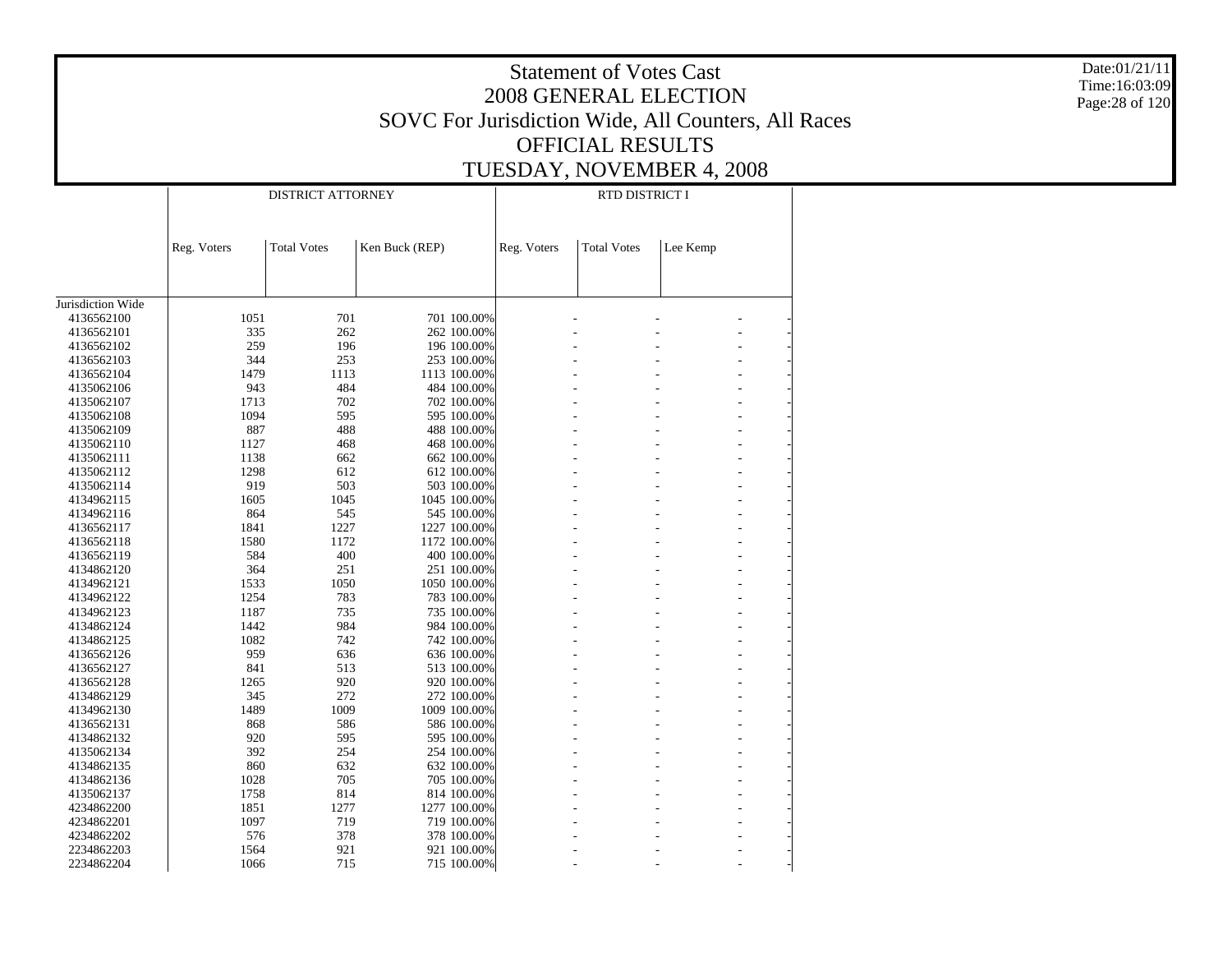# Statement of Votes Cast
## 2008 GENERAL ELECTION
## SOVC For Jurisdiction Wide, All Counters, All Races
## OFFICIAL RESULTS
## TUESDAY, NOVEMBER 4, 2008

Date:01/21/11
Time:16:03:09

| | DISTRICT ATTORNEY | | | | RTD DISTRICT I | | | |
|---|---|---|---|---|---|---|---|---|
| | Reg. Voters | Total Votes | Ken Buck (REP) | | Reg. Voters | Total Votes | Lee Kemp | |
| Jurisdiction Wide | | | | | | | | |
| 4136562100 | 1051 | 701 | 701 | 100.00% | - | - | - | - |
| 4136562101 | 335 | 262 | 262 | 100.00% | - | - | - | - |
| 4136562102 | 259 | 196 | 196 | 100.00% | - | - | - | - |
| 4136562103 | 344 | 253 | 253 | 100.00% | - | - | - | - |
| 4136562104 | 1479 | 1113 | 1113 | 100.00% | - | - | - | - |
| 4135062106 | 943 | 484 | 484 | 100.00% | - | - | - | - |
| 4135062107 | 1713 | 702 | 702 | 100.00% | - | - | - | - |
| 4135062108 | 1094 | 595 | 595 | 100.00% | - | - | - | - |
| 4135062109 | 887 | 488 | 488 | 100.00% | - | - | - | - |
| 4135062110 | 1127 | 468 | 468 | 100.00% | - | - | - | - |
| 4135062111 | 1138 | 662 | 662 | 100.00% | - | - | - | - |
| 4135062112 | 1298 | 612 | 612 | 100.00% | - | - | - | - |
| 4135062114 | 919 | 503 | 503 | 100.00% | - | - | - | - |
| 4134962115 | 1605 | 1045 | 1045 | 100.00% | - | - | - | - |
| 4134962116 | 864 | 545 | 545 | 100.00% | - | - | - | - |
| 4136562117 | 1841 | 1227 | 1227 | 100.00% | - | - | - | - |
| 4136562118 | 1580 | 1172 | 1172 | 100.00% | - | - | - | - |
| 4136562119 | 584 | 400 | 400 | 100.00% | - | - | - | - |
| 4134862120 | 364 | 251 | 251 | 100.00% | - | - | - | - |
| 4134962121 | 1533 | 1050 | 1050 | 100.00% | - | - | - | - |
| 4134962122 | 1254 | 783 | 783 | 100.00% | - | - | - | - |
| 4134962123 | 1187 | 735 | 735 | 100.00% | - | - | - | - |
| 4134862124 | 1442 | 984 | 984 | 100.00% | - | - | - | - |
| 4134862125 | 1082 | 742 | 742 | 100.00% | - | - | - | - |
| 4136562126 | 959 | 636 | 636 | 100.00% | - | - | - | - |
| 4136562127 | 841 | 513 | 513 | 100.00% | - | - | - | - |
| 4136562128 | 1265 | 920 | 920 | 100.00% | - | - | - | - |
| 4134862129 | 345 | 272 | 272 | 100.00% | - | - | - | - |
| 4134962130 | 1489 | 1009 | 1009 | 100.00% | - | - | - | - |
| 4136562131 | 868 | 586 | 586 | 100.00% | - | - | - | - |
| 4134862132 | 920 | 595 | 595 | 100.00% | - | - | - | - |
| 4135062134 | 392 | 254 | 254 | 100.00% | - | - | - | - |
| 4134862135 | 860 | 632 | 632 | 100.00% | - | - | - | - |
| 4134862136 | 1028 | 705 | 705 | 100.00% | - | - | - | - |
| 4135062137 | 1758 | 814 | 814 | 100.00% | - | - | - | - |
| 4234862200 | 1851 | 1277 | 1277 | 100.00% | - | - | - | - |
| 4234862201 | 1097 | 719 | 719 | 100.00% | - | - | - | - |
| 4234862202 | 576 | 378 | 378 | 100.00% | - | - | - | - |
| 2234862203 | 1564 | 921 | 921 | 100.00% | - | - | - | - |
| 2234862204 | 1066 | 715 | 715 | 100.00% | - | - | - | - |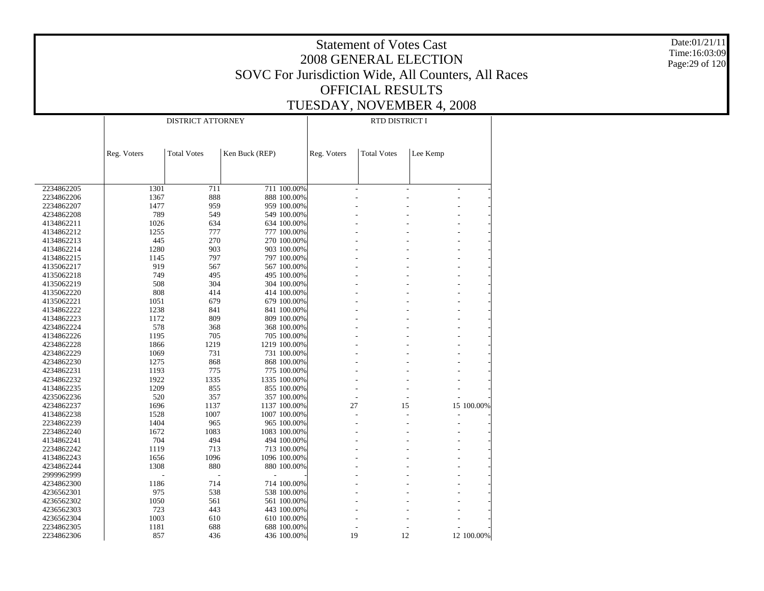# Statement of Votes Cast
# 2008 GENERAL ELECTION
# SOVC For Jurisdiction Wide, All Counters, All Races
# OFFICIAL RESULTS
# TUESDAY, NOVEMBER 4, 2008

Date:01/21/11
Time:16:03:09

| | DISTRICT ATTORNEY | | | | RTD DISTRICT I | | | |
|---|---|---|---|---|---|---|---|---|
| | Reg. Voters | Total Votes | Ken Buck (REP) | | Reg. Voters | Total Votes | Lee Kemp | |
| 2234862205 | 1301 | 711 | 711 | 100.00% | - | - | - | - |
| 2234862206 | 1367 | 888 | 888 | 100.00% | - | - | - | - |
| 2234862207 | 1477 | 959 | 959 | 100.00% | - | - | - | - |
| 4234862208 | 789 | 549 | 549 | 100.00% | - | - | - | - |
| 4134862211 | 1026 | 634 | 634 | 100.00% | - | - | - | - |
| 4134862212 | 1255 | 777 | 777 | 100.00% | - | - | - | - |
| 4134862213 | 445 | 270 | 270 | 100.00% | - | - | - | - |
| 4134862214 | 1280 | 903 | 903 | 100.00% | - | - | - | - |
| 4134862215 | 1145 | 797 | 797 | 100.00% | - | - | - | - |
| 4135062217 | 919 | 567 | 567 | 100.00% | - | - | - | - |
| 4135062218 | 749 | 495 | 495 | 100.00% | - | - | - | - |
| 4135062219 | 508 | 304 | 304 | 100.00% | - | - | - | - |
| 4135062220 | 808 | 414 | 414 | 100.00% | - | - | - | - |
| 4135062221 | 1051 | 679 | 679 | 100.00% | - | - | - | - |
| 4134862222 | 1238 | 841 | 841 | 100.00% | - | - | - | - |
| 4134862223 | 1172 | 809 | 809 | 100.00% | - | - | - | - |
| 4234862224 | 578 | 368 | 368 | 100.00% | - | - | - | - |
| 4134862226 | 1195 | 705 | 705 | 100.00% | - | - | - | - |
| 4234862228 | 1866 | 1219 | 1219 | 100.00% | - | - | - | - |
| 4234862229 | 1069 | 731 | 731 | 100.00% | - | - | - | - |
| 4234862230 | 1275 | 868 | 868 | 100.00% | - | - | - | - |
| 4234862231 | 1193 | 775 | 775 | 100.00% | - | - | - | - |
| 4234862232 | 1922 | 1335 | 1335 | 100.00% | - | - | - | - |
| 4134862235 | 1209 | 855 | 855 | 100.00% | - | - | - | - |
| 4235062236 | 520 | 357 | 357 | 100.00% | - | - | - | - |
| 4234862237 | 1696 | 1137 | 1137 | 100.00% | 27 | 15 | 15 | 100.00% |
| 4134862238 | 1528 | 1007 | 1007 | 100.00% | - | - | - | - |
| 2234862239 | 1404 | 965 | 965 | 100.00% | - | - | - | - |
| 2234862240 | 1672 | 1083 | 1083 | 100.00% | - | - | - | - |
| 4134862241 | 704 | 494 | 494 | 100.00% | - | - | - | - |
| 2234862242 | 1119 | 713 | 713 | 100.00% | - | - | - | - |
| 4134862243 | 1656 | 1096 | 1096 | 100.00% | - | - | - | - |
| 4234862244 | 1308 | 880 | 880 | 100.00% | - | - | - | - |
| 2999962999 | - | - | - | - | - | - | - | - |
| 4234862300 | 1186 | 714 | 714 | 100.00% | - | - | - | - |
| 4236562301 | 975 | 538 | 538 | 100.00% | - | - | - | - |
| 4236562302 | 1050 | 561 | 561 | 100.00% | - | - | - | - |
| 4236562303 | 723 | 443 | 443 | 100.00% | - | - | - | - |
| 4236562304 | 1003 | 610 | 610 | 100.00% | - | - | - | - |
| 2234862305 | 1181 | 688 | 688 | 100.00% | - | - | - | - |
| 2234862306 | 857 | 436 | 436 | 100.00% | 19 | 12 | 12 | 100.00% |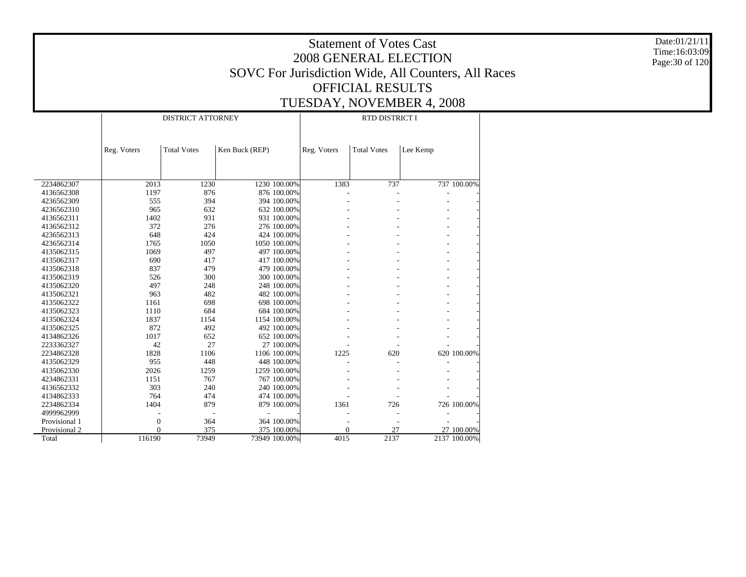# Statement of Votes Cast
## 2008 GENERAL ELECTION
## SOVC For Jurisdiction Wide, All Counters, All Races
## OFFICIAL RESULTS
## TUESDAY, NOVEMBER 4, 2008

Date:01/21/11
Time:16:03:09

| | DISTRICT ATTORNEY | | | | RTD DISTRICT I | | | |
|---|---|---|---|---|---|---|---|---|
| | Reg. Voters | Total Votes | Ken Buck (REP) | | Reg. Voters | Total Votes | Lee Kemp | |
| 2234862307 | 2013 | 1230 | 1230 | 100.00% | 1383 | 737 | 737 | 100.00% |
| 4136562308 | 1197 | 876 | 876 | 100.00% | - | - | - | - |
| 4236562309 | 555 | 394 | 394 | 100.00% | - | - | - | - |
| 4236562310 | 965 | 632 | 632 | 100.00% | - | - | - | - |
| 4136562311 | 1402 | 931 | 931 | 100.00% | - | - | - | - |
| 4136562312 | 372 | 276 | 276 | 100.00% | - | - | - | - |
| 4236562313 | 648 | 424 | 424 | 100.00% | - | - | - | - |
| 4236562314 | 1765 | 1050 | 1050 | 100.00% | - | - | - | - |
| 4135062315 | 1069 | 497 | 497 | 100.00% | - | - | - | - |
| 4135062317 | 690 | 417 | 417 | 100.00% | - | - | - | - |
| 4135062318 | 837 | 479 | 479 | 100.00% | - | - | - | - |
| 4135062319 | 526 | 300 | 300 | 100.00% | - | - | - | - |
| 4135062320 | 497 | 248 | 248 | 100.00% | - | - | - | - |
| 4135062321 | 963 | 482 | 482 | 100.00% | - | - | - | - |
| 4135062322 | 1161 | 698 | 698 | 100.00% | - | - | - | - |
| 4135062323 | 1110 | 684 | 684 | 100.00% | - | - | - | - |
| 4135062324 | 1837 | 1154 | 1154 | 100.00% | - | - | - | - |
| 4135062325 | 872 | 492 | 492 | 100.00% | - | - | - | - |
| 4134862326 | 1017 | 652 | 652 | 100.00% | - | - | - | - |
| 2233362327 | 42 | 27 | 27 | 100.00% | - | - | - | - |
| 2234862328 | 1828 | 1106 | 1106 | 100.00% | 1225 | 620 | 620 | 100.00% |
| 4135062329 | 955 | 448 | 448 | 100.00% | - | - | - | - |
| 4135062330 | 2026 | 1259 | 1259 | 100.00% | - | - | - | - |
| 4234862331 | 1151 | 767 | 767 | 100.00% | - | - | - | - |
| 4136562332 | 303 | 240 | 240 | 100.00% | - | - | - | - |
| 4134862333 | 764 | 474 | 474 | 100.00% | - | - | - | - |
| 2234862334 | 1404 | 879 | 879 | 100.00% | 1361 | 726 | 726 | 100.00% |
| 4999962999 | - | - | - | - | - | - | - | - |
| Provisional 1 | 0 | 364 | 364 | 100.00% | - | - | - | - |
| Provisional 2 | 0 | 375 | 375 | 100.00% | 0 | 27 | 27 | 100.00% |
| Total | 116190 | 73949 | 73949 | 100.00% | 4015 | 2137 | 2137 | 100.00% |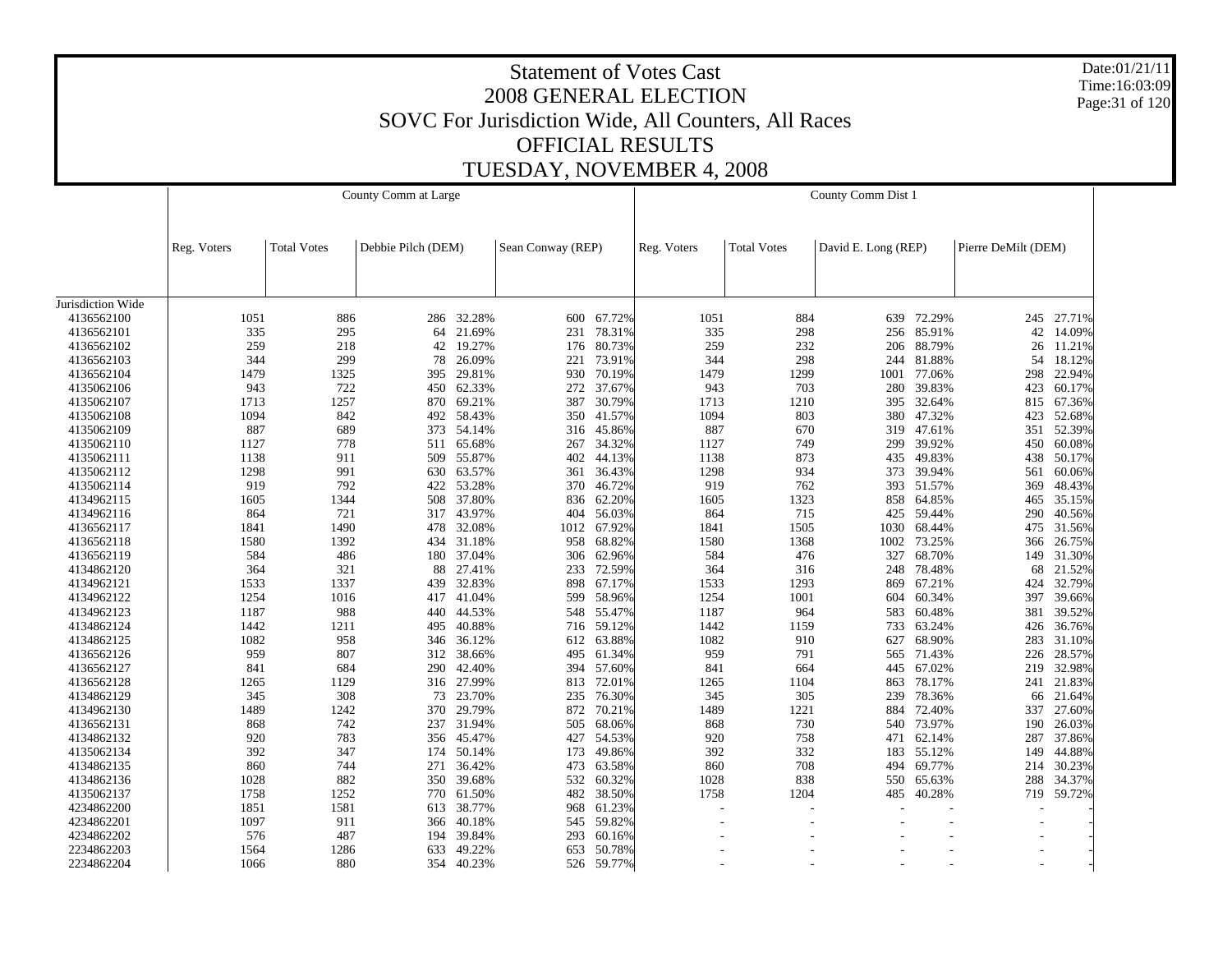# Statement of Votes Cast

## 2008 GENERAL ELECTION

## SOVC For Jurisdiction Wide, All Counters, All Races

## OFFICIAL RESULTS

## TUESDAY, NOVEMBER 4, 2008

Date:01/21/11
Time:16:03:09

| | County Comm at Large | | | | | | County Comm Dist 1 | | | | | |
|---|---|---|---|---|---|---|---|---|---|---|---|---|
| | Reg. Voters | Total Votes | Debbie Pilch (DEM) | | Sean Conway (REP) | | Reg. Voters | Total Votes | David E. Long (REP) | | Pierre DeMilt (DEM) | |
| Jurisdiction Wide | | | | | | | | | | | | |
| 4136562100 | 1051 | 886 | 286 | 32.28% | 600 | 67.72% | 1051 | 884 | 639 | 72.29% | 245 | 27.71% |
| 4136562101 | 335 | 295 | 64 | 21.69% | 231 | 78.31% | 335 | 298 | 256 | 85.91% | 42 | 14.09% |
| 4136562102 | 259 | 218 | 42 | 19.27% | 176 | 80.73% | 259 | 232 | 206 | 88.79% | 26 | 11.21% |
| 4136562103 | 344 | 299 | 78 | 26.09% | 221 | 73.91% | 344 | 298 | 244 | 81.88% | 54 | 18.12% |
| 4136562104 | 1479 | 1325 | 395 | 29.81% | 930 | 70.19% | 1479 | 1299 | 1001 | 77.06% | 298 | 22.94% |
| 4135062106 | 943 | 722 | 450 | 62.33% | 272 | 37.67% | 943 | 703 | 280 | 39.83% | 423 | 60.17% |
| 4135062107 | 1713 | 1257 | 870 | 69.21% | 387 | 30.79% | 1713 | 1210 | 395 | 32.64% | 815 | 67.36% |
| 4135062108 | 1094 | 842 | 492 | 58.43% | 350 | 41.57% | 1094 | 803 | 380 | 47.32% | 423 | 52.68% |
| 4135062109 | 887 | 689 | 373 | 54.14% | 316 | 45.86% | 887 | 670 | 319 | 47.61% | 351 | 52.39% |
| 4135062110 | 1127 | 778 | 511 | 65.68% | 267 | 34.32% | 1127 | 749 | 299 | 39.92% | 450 | 60.08% |
| 4135062111 | 1138 | 911 | 509 | 55.87% | 402 | 44.13% | 1138 | 873 | 435 | 49.83% | 438 | 50.17% |
| 4135062112 | 1298 | 991 | 630 | 63.57% | 361 | 36.43% | 1298 | 934 | 373 | 39.94% | 561 | 60.06% |
| 4135062114 | 919 | 792 | 422 | 53.28% | 370 | 46.72% | 919 | 762 | 393 | 51.57% | 369 | 48.43% |
| 4134962115 | 1605 | 1344 | 508 | 37.80% | 836 | 62.20% | 1605 | 1323 | 858 | 64.85% | 465 | 35.15% |
| 4134962116 | 864 | 721 | 317 | 43.97% | 404 | 56.03% | 864 | 715 | 425 | 59.44% | 290 | 40.56% |
| 4136562117 | 1841 | 1490 | 478 | 32.08% | 1012 | 67.92% | 1841 | 1505 | 1030 | 68.44% | 475 | 31.56% |
| 4136562118 | 1580 | 1392 | 434 | 31.18% | 958 | 68.82% | 1580 | 1368 | 1002 | 73.25% | 366 | 26.75% |
| 4136562119 | 584 | 486 | 180 | 37.04% | 306 | 62.96% | 584 | 476 | 327 | 68.70% | 149 | 31.30% |
| 4134862120 | 364 | 321 | 88 | 27.41% | 233 | 72.59% | 364 | 316 | 248 | 78.48% | 68 | 21.52% |
| 4134962121 | 1533 | 1337 | 439 | 32.83% | 898 | 67.17% | 1533 | 1293 | 869 | 67.21% | 424 | 32.79% |
| 4134962122 | 1254 | 1016 | 417 | 41.04% | 599 | 58.96% | 1254 | 1001 | 604 | 60.34% | 397 | 39.66% |
| 4134962123 | 1187 | 988 | 440 | 44.53% | 548 | 55.47% | 1187 | 964 | 583 | 60.48% | 381 | 39.52% |
| 4134862124 | 1442 | 1211 | 495 | 40.88% | 716 | 59.12% | 1442 | 1159 | 733 | 63.24% | 426 | 36.76% |
| 4134862125 | 1082 | 958 | 346 | 36.12% | 612 | 63.88% | 1082 | 910 | 627 | 68.90% | 283 | 31.10% |
| 4136562126 | 959 | 807 | 312 | 38.66% | 495 | 61.34% | 959 | 791 | 565 | 71.43% | 226 | 28.57% |
| 4136562127 | 841 | 684 | 290 | 42.40% | 394 | 57.60% | 841 | 664 | 445 | 67.02% | 219 | 32.98% |
| 4136562128 | 1265 | 1129 | 316 | 27.99% | 813 | 72.01% | 1265 | 1104 | 863 | 78.17% | 241 | 21.83% |
| 4134862129 | 345 | 308 | 73 | 23.70% | 235 | 76.30% | 345 | 305 | 239 | 78.36% | 66 | 21.64% |
| 4134962130 | 1489 | 1242 | 370 | 29.79% | 872 | 70.21% | 1489 | 1221 | 884 | 72.40% | 337 | 27.60% |
| 4136562131 | 868 | 742 | 237 | 31.94% | 505 | 68.06% | 868 | 730 | 540 | 73.97% | 190 | 26.03% |
| 4134862132 | 920 | 783 | 356 | 45.47% | 427 | 54.53% | 920 | 758 | 471 | 62.14% | 287 | 37.86% |
| 4135062134 | 392 | 347 | 174 | 50.14% | 173 | 49.86% | 392 | 332 | 183 | 55.12% | 149 | 44.88% |
| 4134862135 | 860 | 744 | 271 | 36.42% | 473 | 63.58% | 860 | 708 | 494 | 69.77% | 214 | 30.23% |
| 4134862136 | 1028 | 882 | 350 | 39.68% | 532 | 60.32% | 1028 | 838 | 550 | 65.63% | 288 | 34.37% |
| 4135062137 | 1758 | 1252 | 770 | 61.50% | 482 | 38.50% | 1758 | 1204 | 485 | 40.28% | 719 | 59.72% |
| 4234862200 | 1851 | 1581 | 613 | 38.77% | 968 | 61.23% | - | - | - | - | - | - |
| 4234862201 | 1097 | 911 | 366 | 40.18% | 545 | 59.82% | - | - | - | - | - | - |
| 4234862202 | 576 | 487 | 194 | 39.84% | 293 | 60.16% | - | - | - | - | - | - |
| 2234862203 | 1564 | 1286 | 633 | 49.22% | 653 | 50.78% | - | - | - | - | - | - |
| 2234862204 | 1066 | 880 | 354 | 40.23% | 526 | 59.77% | - | - | - | - | - | - |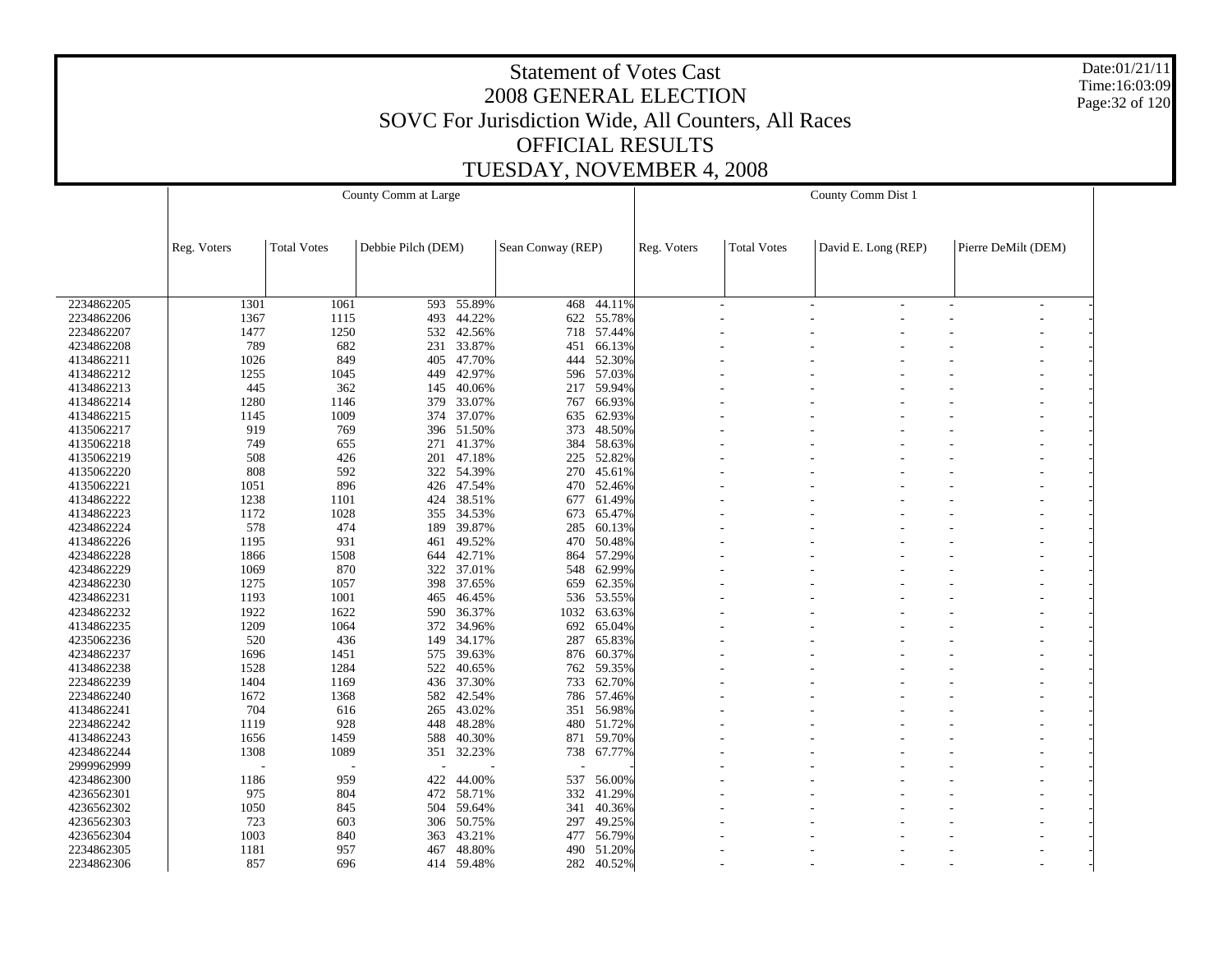# Statement of Votes Cast
## 2008 GENERAL ELECTION
## SOVC For Jurisdiction Wide, All Counters, All Races
## OFFICIAL RESULTS
## TUESDAY, NOVEMBER 4, 2008

Date:01/21/11
Time:16:03:09

| | County Comm at Large | | | | | | County Comm Dist 1 | | | | | |
|---|---|---|---|---|---|---|---|---|---|---|---|---|
| | Reg. Voters | Total Votes | Debbie Pilch (DEM) | | Sean Conway (REP) | | Reg. Voters | Total Votes | David E. Long (REP) | | Pierre DeMilt (DEM) | |
| 2234862205 | 1301 | 1061 | 593 | 55.89% | 468 | 44.11% | - | - | - | - | - | - |
| 2234862206 | 1367 | 1115 | 493 | 44.22% | 622 | 55.78% | - | - | - | - | - | - |
| 2234862207 | 1477 | 1250 | 532 | 42.56% | 718 | 57.44% | - | - | - | - | - | - |
| 4234862208 | 789 | 682 | 231 | 33.87% | 451 | 66.13% | - | - | - | - | - | - |
| 4134862211 | 1026 | 849 | 405 | 47.70% | 444 | 52.30% | - | - | - | - | - | - |
| 4134862212 | 1255 | 1045 | 449 | 42.97% | 596 | 57.03% | - | - | - | - | - | - |
| 4134862213 | 445 | 362 | 145 | 40.06% | 217 | 59.94% | - | - | - | - | - | - |
| 4134862214 | 1280 | 1146 | 379 | 33.07% | 767 | 66.93% | - | - | - | - | - | - |
| 4134862215 | 1145 | 1009 | 374 | 37.07% | 635 | 62.93% | - | - | - | - | - | - |
| 4135062217 | 919 | 769 | 396 | 51.50% | 373 | 48.50% | - | - | - | - | - | - |
| 4135062218 | 749 | 655 | 271 | 41.37% | 384 | 58.63% | - | - | - | - | - | - |
| 4135062219 | 508 | 426 | 201 | 47.18% | 225 | 52.82% | - | - | - | - | - | - |
| 4135062220 | 808 | 592 | 322 | 54.39% | 270 | 45.61% | - | - | - | - | - | - |
| 4135062221 | 1051 | 896 | 426 | 47.54% | 470 | 52.46% | - | - | - | - | - | - |
| 4134862222 | 1238 | 1101 | 424 | 38.51% | 677 | 61.49% | - | - | - | - | - | - |
| 4134862223 | 1172 | 1028 | 355 | 34.53% | 673 | 65.47% | - | - | - | - | - | - |
| 4234862224 | 578 | 474 | 189 | 39.87% | 285 | 60.13% | - | - | - | - | - | - |
| 4134862226 | 1195 | 931 | 461 | 49.52% | 470 | 50.48% | - | - | - | - | - | - |
| 4234862228 | 1866 | 1508 | 644 | 42.71% | 864 | 57.29% | - | - | - | - | - | - |
| 4234862229 | 1069 | 870 | 322 | 37.01% | 548 | 62.99% | - | - | - | - | - | - |
| 4234862230 | 1275 | 1057 | 398 | 37.65% | 659 | 62.35% | - | - | - | - | - | - |
| 4234862231 | 1193 | 1001 | 465 | 46.45% | 536 | 53.55% | - | - | - | - | - | - |
| 4234862232 | 1922 | 1622 | 590 | 36.37% | 1032 | 63.63% | - | - | - | - | - | - |
| 4134862235 | 1209 | 1064 | 372 | 34.96% | 692 | 65.04% | - | - | - | - | - | - |
| 4235062236 | 520 | 436 | 149 | 34.17% | 287 | 65.83% | - | - | - | - | - | - |
| 4234862237 | 1696 | 1451 | 575 | 39.63% | 876 | 60.37% | - | - | - | - | - | - |
| 4134862238 | 1528 | 1284 | 522 | 40.65% | 762 | 59.35% | - | - | - | - | - | - |
| 2234862239 | 1404 | 1169 | 436 | 37.30% | 733 | 62.70% | - | - | - | - | - | - |
| 2234862240 | 1672 | 1368 | 582 | 42.54% | 786 | 57.46% | - | - | - | - | - | - |
| 4134862241 | 704 | 616 | 265 | 43.02% | 351 | 56.98% | - | - | - | - | - | - |
| 2234862242 | 1119 | 928 | 448 | 48.28% | 480 | 51.72% | - | - | - | - | - | - |
| 4134862243 | 1656 | 1459 | 588 | 40.30% | 871 | 59.70% | - | - | - | - | - | - |
| 4234862244 | 1308 | 1089 | 351 | 32.23% | 738 | 67.77% | - | - | - | - | - | - |
| 2999962999 | - | - | - | - | - | - | - | - | - | - | - | - |
| 4234862300 | 1186 | 959 | 422 | 44.00% | 537 | 56.00% | - | - | - | - | - | - |
| 4236562301 | 975 | 804 | 472 | 58.71% | 332 | 41.29% | - | - | - | - | - | - |
| 4236562302 | 1050 | 845 | 504 | 59.64% | 341 | 40.36% | - | - | - | - | - | - |
| 4236562303 | 723 | 603 | 306 | 50.75% | 297 | 49.25% | - | - | - | - | - | - |
| 4236562304 | 1003 | 840 | 363 | 43.21% | 477 | 56.79% | - | - | - | - | - | - |
| 2234862305 | 1181 | 957 | 467 | 48.80% | 490 | 51.20% | - | - | - | - | - | - |
| 2234862306 | 857 | 696 | 414 | 59.48% | 282 | 40.52% | - | - | - | - | - | - |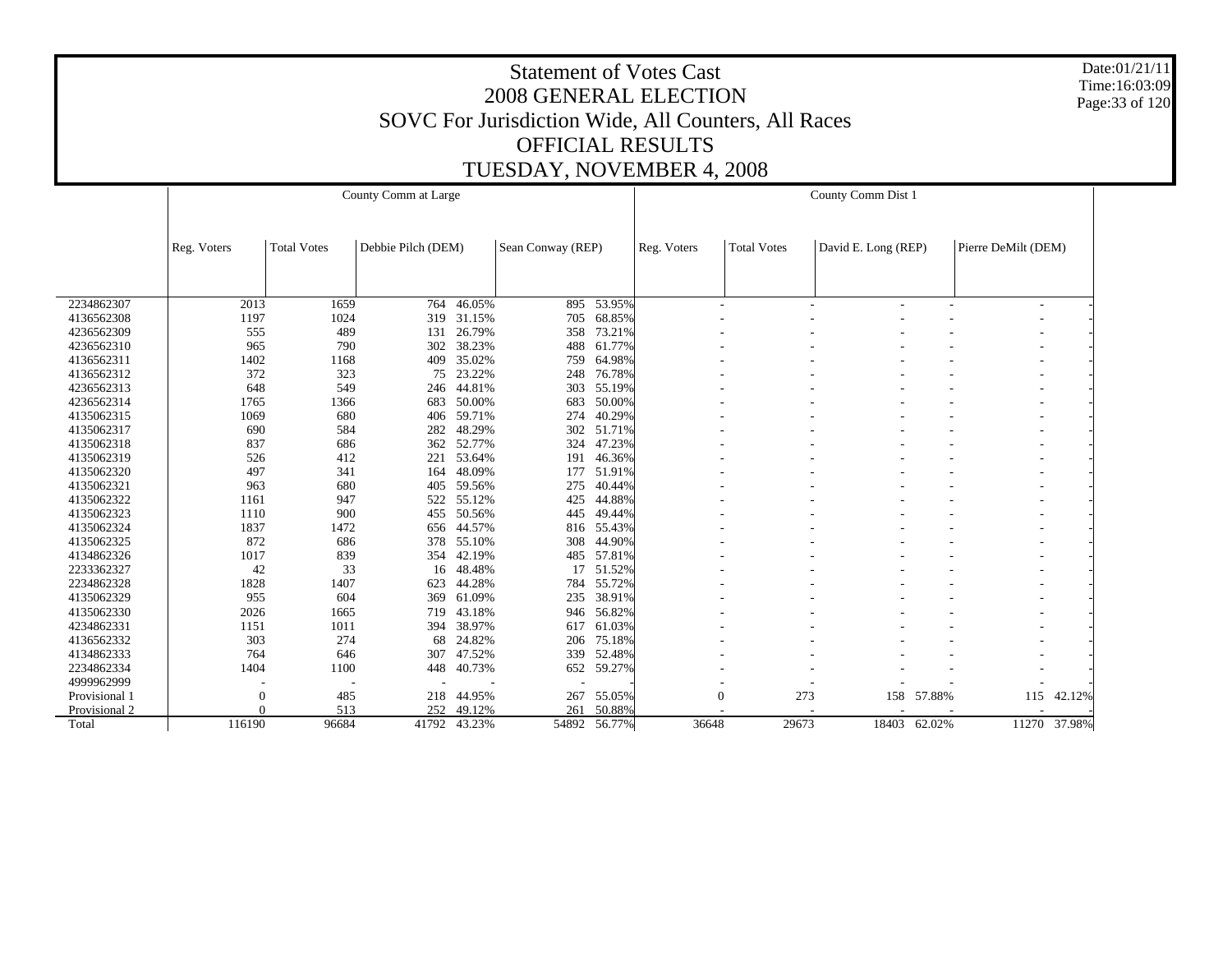# Statement of Votes Cast
## 2008 GENERAL ELECTION
## SOVC For Jurisdiction Wide, All Counters, All Races
## OFFICIAL RESULTS
## TUESDAY, NOVEMBER 4, 2008

Date:01/21/11
Time:16:03:09

| | County Comm at Large | | | | | | County Comm Dist 1 | | | | | |
|---|---|---|---|---|---|---|---|---|---|---|---|---|
| | Reg. Voters | Total Votes | Debbie Pilch (DEM) | | Sean Conway (REP) | | Reg. Voters | Total Votes | David E. Long (REP) | | Pierre DeMilt (DEM) | |
| 2234862307 | 2013 | 1659 | 764 | 46.05% | 895 | 53.95% | - | - | - | - | - | - |
| 4136562308 | 1197 | 1024 | 319 | 31.15% | 705 | 68.85% | - | - | - | - | - | - |
| 4236562309 | 555 | 489 | 131 | 26.79% | 358 | 73.21% | - | - | - | - | - | - |
| 4236562310 | 965 | 790 | 302 | 38.23% | 488 | 61.77% | - | - | - | - | - | - |
| 4136562311 | 1402 | 1168 | 409 | 35.02% | 759 | 64.98% | - | - | - | - | - | - |
| 4136562312 | 372 | 323 | 75 | 23.22% | 248 | 76.78% | - | - | - | - | - | - |
| 4236562313 | 648 | 549 | 246 | 44.81% | 303 | 55.19% | - | - | - | - | - | - |
| 4236562314 | 1765 | 1366 | 683 | 50.00% | 683 | 50.00% | - | - | - | - | - | - |
| 4135062315 | 1069 | 680 | 406 | 59.71% | 274 | 40.29% | - | - | - | - | - | - |
| 4135062317 | 690 | 584 | 282 | 48.29% | 302 | 51.71% | - | - | - | - | - | - |
| 4135062318 | 837 | 686 | 362 | 52.77% | 324 | 47.23% | - | - | - | - | - | - |
| 4135062319 | 526 | 412 | 221 | 53.64% | 191 | 46.36% | - | - | - | - | - | - |
| 4135062320 | 497 | 341 | 164 | 48.09% | 177 | 51.91% | - | - | - | - | - | - |
| 4135062321 | 963 | 680 | 405 | 59.56% | 275 | 40.44% | - | - | - | - | - | - |
| 4135062322 | 1161 | 947 | 522 | 55.12% | 425 | 44.88% | - | - | - | - | - | - |
| 4135062323 | 1110 | 900 | 455 | 50.56% | 445 | 49.44% | - | - | - | - | - | - |
| 4135062324 | 1837 | 1472 | 656 | 44.57% | 816 | 55.43% | - | - | - | - | - | - |
| 4135062325 | 872 | 686 | 378 | 55.10% | 308 | 44.90% | - | - | - | - | - | - |
| 4134862326 | 1017 | 839 | 354 | 42.19% | 485 | 57.81% | - | - | - | - | - | - |
| 2233362327 | 42 | 33 | 16 | 48.48% | 17 | 51.52% | - | - | - | - | - | - |
| 2234862328 | 1828 | 1407 | 623 | 44.28% | 784 | 55.72% | - | - | - | - | - | - |
| 4135062329 | 955 | 604 | 369 | 61.09% | 235 | 38.91% | - | - | - | - | - | - |
| 4135062330 | 2026 | 1665 | 719 | 43.18% | 946 | 56.82% | - | - | - | - | - | - |
| 4234862331 | 1151 | 1011 | 394 | 38.97% | 617 | 61.03% | - | - | - | - | - | - |
| 4136562332 | 303 | 274 | 68 | 24.82% | 206 | 75.18% | - | - | - | - | - | - |
| 4134862333 | 764 | 646 | 307 | 47.52% | 339 | 52.48% | - | - | - | - | - | - |
| 2234862334 | 1404 | 1100 | 448 | 40.73% | 652 | 59.27% | - | - | - | - | - | - |
| 4999962999 | - | - | - | - | - | - | - | - | - | - | - | - |
| Provisional 1 | 0 | 485 | 218 | 44.95% | 267 | 55.05% | 0 | 273 | 158 | 57.88% | 115 | 42.12% |
| Provisional 2 | 0 | 513 | 252 | 49.12% | 261 | 50.88% | - | - | - | - | - | - |
| Total | 116190 | 96684 | 41792 | 43.23% | 54892 | 56.77% | 36648 | 29673 | 18403 | 62.02% | 11270 | 37.98% |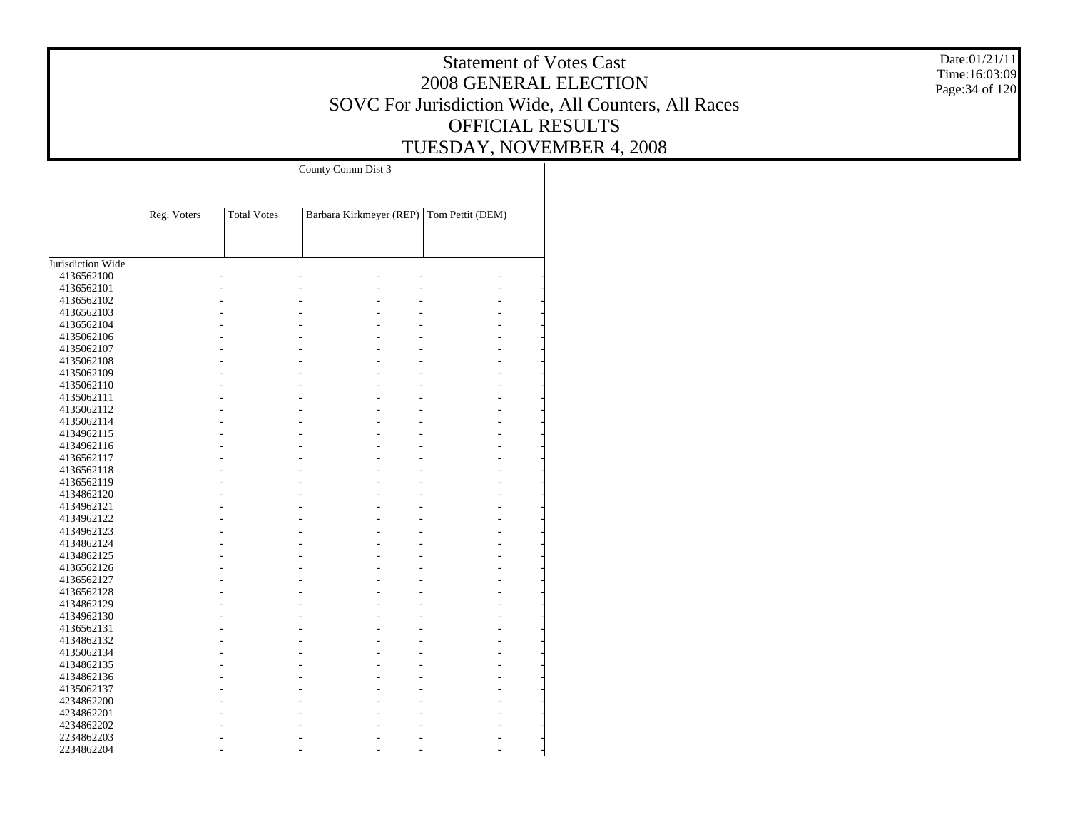# Statement of Votes Cast
## 2008 GENERAL ELECTION
## SOVC For Jurisdiction Wide, All Counters, All Races
## OFFICIAL RESULTS
## TUESDAY, NOVEMBER 4, 2008

| | County Comm Dist 3 | | | | | |
|---|---|---|---|---|---|---|
| | Reg. Voters | Total Votes | Barbara Kirkmeyer (REP) | | Tom Pettit (DEM) | |
| Jurisdiction Wide | | | | | | |
| 4136562100 | - | - | - | - | - | - |
| 4136562101 | - | - | - | - | - | - |
| 4136562102 | - | - | - | - | - | - |
| 4136562103 | - | - | - | - | - | - |
| 4136562104 | - | - | - | - | - | - |
| 4135062106 | - | - | - | - | - | - |
| 4135062107 | - | - | - | - | - | - |
| 4135062108 | - | - | - | - | - | - |
| 4135062109 | - | - | - | - | - | - |
| 4135062110 | - | - | - | - | - | - |
| 4135062111 | - | - | - | - | - | - |
| 4135062112 | - | - | - | - | - | - |
| 4135062114 | - | - | - | - | - | - |
| 4134962115 | - | - | - | - | - | - |
| 4134962116 | - | - | - | - | - | - |
| 4136562117 | - | - | - | - | - | - |
| 4136562118 | - | - | - | - | - | - |
| 4136562119 | - | - | - | - | - | - |
| 4134862120 | - | - | - | - | - | - |
| 4134962121 | - | - | - | - | - | - |
| 4134962122 | - | - | - | - | - | - |
| 4134962123 | - | - | - | - | - | - |
| 4134862124 | - | - | - | - | - | - |
| 4134862125 | - | - | - | - | - | - |
| 4136562126 | - | - | - | - | - | - |
| 4136562127 | - | - | - | - | - | - |
| 4136562128 | - | - | - | - | - | - |
| 4134862129 | - | - | - | - | - | - |
| 4134962130 | - | - | - | - | - | - |
| 4136562131 | - | - | - | - | - | - |
| 4134862132 | - | - | - | - | - | - |
| 4135062134 | - | - | - | - | - | - |
| 4134862135 | - | - | - | - | - | - |
| 4134862136 | - | - | - | - | - | - |
| 4135062137 | - | - | - | - | - | - |
| 4234862200 | - | - | - | - | - | - |
| 4234862201 | - | - | - | - | - | - |
| 4234862202 | - | - | - | - | - | - |
| 2234862203 | - | - | - | - | - | - |
| 2234862204 | - | - | - | - | - | - |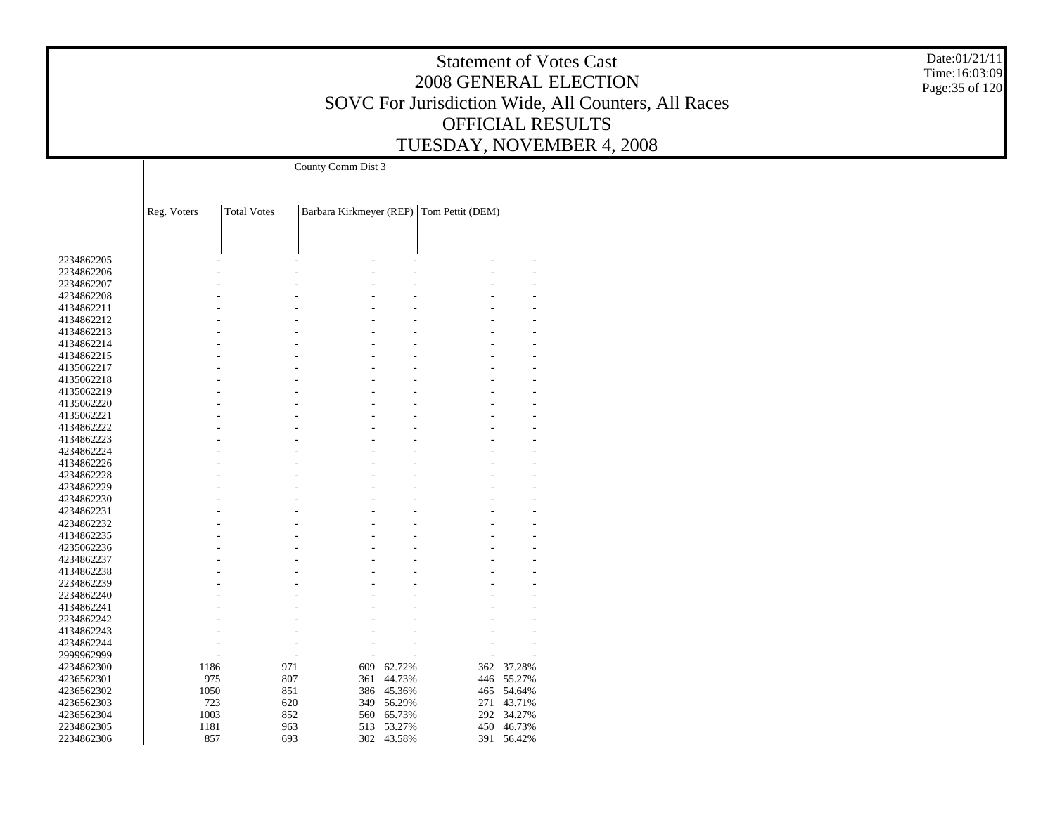# Statement of Votes Cast
# 2008 GENERAL ELECTION
## SOVC For Jurisdiction Wide, All Counters, All Races
## OFFICIAL RESULTS
## TUESDAY, NOVEMBER 4, 2008

Date:01/21/11
Time:16:03:09

| | County Comm Dist 3 | | | | | |
|---|---|---|---|---|---|---|
| | Reg. Voters | Total Votes | Barbara Kirkmeyer (REP) | | Tom Pettit (DEM) | |
| 2234862205 | - | - | - | - | - | - |
| 2234862206 | - | - | - | - | - | - |
| 2234862207 | - | - | - | - | - | - |
| 4234862208 | - | - | - | - | - | - |
| 4134862211 | - | - | - | - | - | - |
| 4134862212 | - | - | - | - | - | - |
| 4134862213 | - | - | - | - | - | - |
| 4134862214 | - | - | - | - | - | - |
| 4134862215 | - | - | - | - | - | - |
| 4135062217 | - | - | - | - | - | - |
| 4135062218 | - | - | - | - | - | - |
| 4135062219 | - | - | - | - | - | - |
| 4135062220 | - | - | - | - | - | - |
| 4135062221 | - | - | - | - | - | - |
| 4134862222 | - | - | - | - | - | - |
| 4134862223 | - | - | - | - | - | - |
| 4234862224 | - | - | - | - | - | - |
| 4134862226 | - | - | - | - | - | - |
| 4234862228 | - | - | - | - | - | - |
| 4234862229 | - | - | - | - | - | - |
| 4234862230 | - | - | - | - | - | - |
| 4234862231 | - | - | - | - | - | - |
| 4234862232 | - | - | - | - | - | - |
| 4134862235 | - | - | - | - | - | - |
| 4235062236 | - | - | - | - | - | - |
| 4234862237 | - | - | - | - | - | - |
| 4134862238 | - | - | - | - | - | - |
| 2234862239 | - | - | - | - | - | - |
| 2234862240 | - | - | - | - | - | - |
| 4134862241 | - | - | - | - | - | - |
| 2234862242 | - | - | - | - | - | - |
| 4134862243 | - | - | - | - | - | - |
| 4234862244 | - | - | - | - | - | - |
| 2999962999 | - | - | - | - | - | - |
| 4234862300 | 1186 | 971 | 609 | 62.72% | 362 | 37.28% |
| 4236562301 | 975 | 807 | 361 | 44.73% | 446 | 55.27% |
| 4236562302 | 1050 | 851 | 386 | 45.36% | 465 | 54.64% |
| 4236562303 | 723 | 620 | 349 | 56.29% | 271 | 43.71% |
| 4236562304 | 1003 | 852 | 560 | 65.73% | 292 | 34.27% |
| 2234862305 | 1181 | 963 | 513 | 53.27% | 450 | 46.73% |
| 2234862306 | 857 | 693 | 302 | 43.58% | 391 | 56.42% |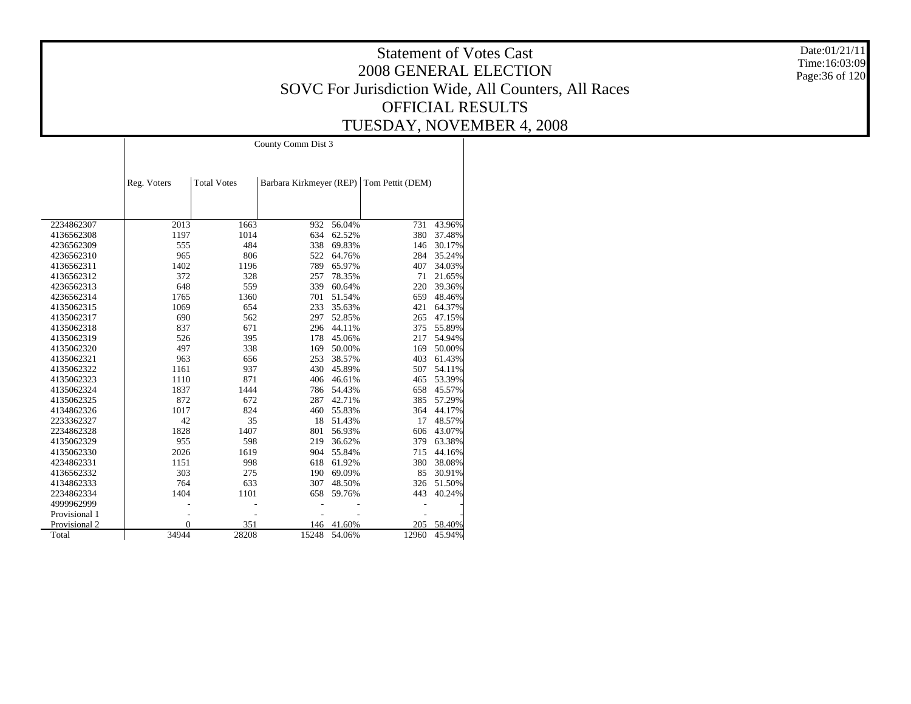# Statement of Votes Cast

## 2008 GENERAL ELECTION

## SOVC For Jurisdiction Wide, All Counters, All Races

## OFFICIAL RESULTS

## TUESDAY, NOVEMBER 4, 2008

Date:01/21/11
Time:16:03:09

| | County Comm Dist 3 | | | | | |
|---|---|---|---|---|---|---|
| | Reg. Voters | Total Votes | Barbara Kirkmeyer (REP) | | Tom Pettit (DEM) | |
| 2234862307 | 2013 | 1663 | 932 | 56.04% | 731 | 43.96% |
| 4136562308 | 1197 | 1014 | 634 | 62.52% | 380 | 37.48% |
| 4236562309 | 555 | 484 | 338 | 69.83% | 146 | 30.17% |
| 4236562310 | 965 | 806 | 522 | 64.76% | 284 | 35.24% |
| 4136562311 | 1402 | 1196 | 789 | 65.97% | 407 | 34.03% |
| 4136562312 | 372 | 328 | 257 | 78.35% | 71 | 21.65% |
| 4236562313 | 648 | 559 | 339 | 60.64% | 220 | 39.36% |
| 4236562314 | 1765 | 1360 | 701 | 51.54% | 659 | 48.46% |
| 4135062315 | 1069 | 654 | 233 | 35.63% | 421 | 64.37% |
| 4135062317 | 690 | 562 | 297 | 52.85% | 265 | 47.15% |
| 4135062318 | 837 | 671 | 296 | 44.11% | 375 | 55.89% |
| 4135062319 | 526 | 395 | 178 | 45.06% | 217 | 54.94% |
| 4135062320 | 497 | 338 | 169 | 50.00% | 169 | 50.00% |
| 4135062321 | 963 | 656 | 253 | 38.57% | 403 | 61.43% |
| 4135062322 | 1161 | 937 | 430 | 45.89% | 507 | 54.11% |
| 4135062323 | 1110 | 871 | 406 | 46.61% | 465 | 53.39% |
| 4135062324 | 1837 | 1444 | 786 | 54.43% | 658 | 45.57% |
| 4135062325 | 872 | 672 | 287 | 42.71% | 385 | 57.29% |
| 4134862326 | 1017 | 824 | 460 | 55.83% | 364 | 44.17% |
| 2233362327 | 42 | 35 | 18 | 51.43% | 17 | 48.57% |
| 2234862328 | 1828 | 1407 | 801 | 56.93% | 606 | 43.07% |
| 4135062329 | 955 | 598 | 219 | 36.62% | 379 | 63.38% |
| 4135062330 | 2026 | 1619 | 904 | 55.84% | 715 | 44.16% |
| 4234862331 | 1151 | 998 | 618 | 61.92% | 380 | 38.08% |
| 4136562332 | 303 | 275 | 190 | 69.09% | 85 | 30.91% |
| 4134862333 | 764 | 633 | 307 | 48.50% | 326 | 51.50% |
| 2234862334 | 1404 | 1101 | 658 | 59.76% | 443 | 40.24% |
| 4999962999 | - | - | - | - | - | - |
| Provisional 1 | - | - | - | - | - | - |
| Provisional 2 | 0 | 351 | 146 | 41.60% | 205 | 58.40% |
| Total | 34944 | 28208 | 15248 | 54.06% | 12960 | 45.94% |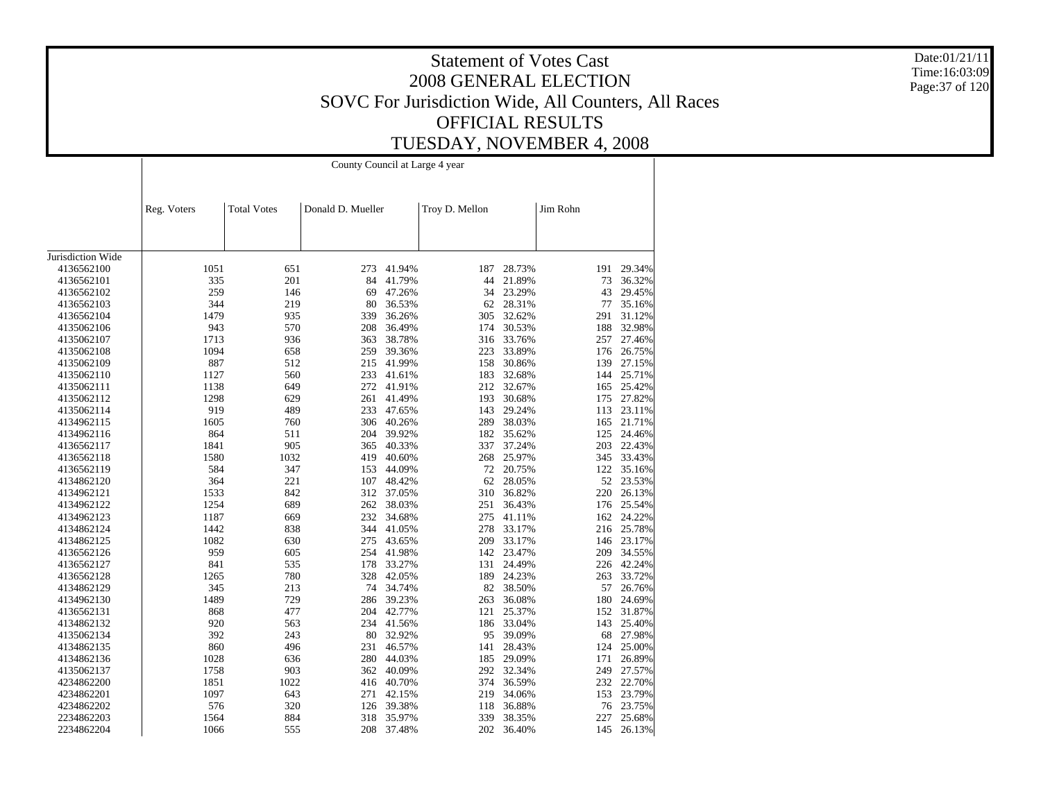# Statement of Votes Cast
## 2008 GENERAL ELECTION
## SOVC For Jurisdiction Wide, All Counters, All Races
## OFFICIAL RESULTS
## TUESDAY, NOVEMBER 4, 2008

Date:01/21/11
Time:16:03:09

County Council at Large 4 year

| | Reg. Voters | Total Votes | Donald D. Mueller | | Troy D. Mellon | | Jim Rohn | |
|---|---|---|---|---|---|---|---|---|
| Jurisdiction Wide | | | | | | | | |
| 4136562100 | 1051 | 651 | 273 | 41.94% | 187 | 28.73% | 191 | 29.34% |
| 4136562101 | 335 | 201 | 84 | 41.79% | 44 | 21.89% | 73 | 36.32% |
| 4136562102 | 259 | 146 | 69 | 47.26% | 34 | 23.29% | 43 | 29.45% |
| 4136562103 | 344 | 219 | 80 | 36.53% | 62 | 28.31% | 77 | 35.16% |
| 4136562104 | 1479 | 935 | 339 | 36.26% | 305 | 32.62% | 291 | 31.12% |
| 4135062106 | 943 | 570 | 208 | 36.49% | 174 | 30.53% | 188 | 32.98% |
| 4135062107 | 1713 | 936 | 363 | 38.78% | 316 | 33.76% | 257 | 27.46% |
| 4135062108 | 1094 | 658 | 259 | 39.36% | 223 | 33.89% | 176 | 26.75% |
| 4135062109 | 887 | 512 | 215 | 41.99% | 158 | 30.86% | 139 | 27.15% |
| 4135062110 | 1127 | 560 | 233 | 41.61% | 183 | 32.68% | 144 | 25.71% |
| 4135062111 | 1138 | 649 | 272 | 41.91% | 212 | 32.67% | 165 | 25.42% |
| 4135062112 | 1298 | 629 | 261 | 41.49% | 193 | 30.68% | 175 | 27.82% |
| 4135062114 | 919 | 489 | 233 | 47.65% | 143 | 29.24% | 113 | 23.11% |
| 4134962115 | 1605 | 760 | 306 | 40.26% | 289 | 38.03% | 165 | 21.71% |
| 4134962116 | 864 | 511 | 204 | 39.92% | 182 | 35.62% | 125 | 24.46% |
| 4136562117 | 1841 | 905 | 365 | 40.33% | 337 | 37.24% | 203 | 22.43% |
| 4136562118 | 1580 | 1032 | 419 | 40.60% | 268 | 25.97% | 345 | 33.43% |
| 4136562119 | 584 | 347 | 153 | 44.09% | 72 | 20.75% | 122 | 35.16% |
| 4134862120 | 364 | 221 | 107 | 48.42% | 62 | 28.05% | 52 | 23.53% |
| 4134962121 | 1533 | 842 | 312 | 37.05% | 310 | 36.82% | 220 | 26.13% |
| 4134962122 | 1254 | 689 | 262 | 38.03% | 251 | 36.43% | 176 | 25.54% |
| 4134962123 | 1187 | 669 | 232 | 34.68% | 275 | 41.11% | 162 | 24.22% |
| 4134862124 | 1442 | 838 | 344 | 41.05% | 278 | 33.17% | 216 | 25.78% |
| 4134862125 | 1082 | 630 | 275 | 43.65% | 209 | 33.17% | 146 | 23.17% |
| 4136562126 | 959 | 605 | 254 | 41.98% | 142 | 23.47% | 209 | 34.55% |
| 4136562127 | 841 | 535 | 178 | 33.27% | 131 | 24.49% | 226 | 42.24% |
| 4136562128 | 1265 | 780 | 328 | 42.05% | 189 | 24.23% | 263 | 33.72% |
| 4134862129 | 345 | 213 | 74 | 34.74% | 82 | 38.50% | 57 | 26.76% |
| 4134962130 | 1489 | 729 | 286 | 39.23% | 263 | 36.08% | 180 | 24.69% |
| 4136562131 | 868 | 477 | 204 | 42.77% | 121 | 25.37% | 152 | 31.87% |
| 4134862132 | 920 | 563 | 234 | 41.56% | 186 | 33.04% | 143 | 25.40% |
| 4135062134 | 392 | 243 | 80 | 32.92% | 95 | 39.09% | 68 | 27.98% |
| 4134862135 | 860 | 496 | 231 | 46.57% | 141 | 28.43% | 124 | 25.00% |
| 4134862136 | 1028 | 636 | 280 | 44.03% | 185 | 29.09% | 171 | 26.89% |
| 4135062137 | 1758 | 903 | 362 | 40.09% | 292 | 32.34% | 249 | 27.57% |
| 4234862200 | 1851 | 1022 | 416 | 40.70% | 374 | 36.59% | 232 | 22.70% |
| 4234862201 | 1097 | 643 | 271 | 42.15% | 219 | 34.06% | 153 | 23.79% |
| 4234862202 | 576 | 320 | 126 | 39.38% | 118 | 36.88% | 76 | 23.75% |
| 2234862203 | 1564 | 884 | 318 | 35.97% | 339 | 38.35% | 227 | 25.68% |
| 2234862204 | 1066 | 555 | 208 | 37.48% | 202 | 36.40% | 145 | 26.13% |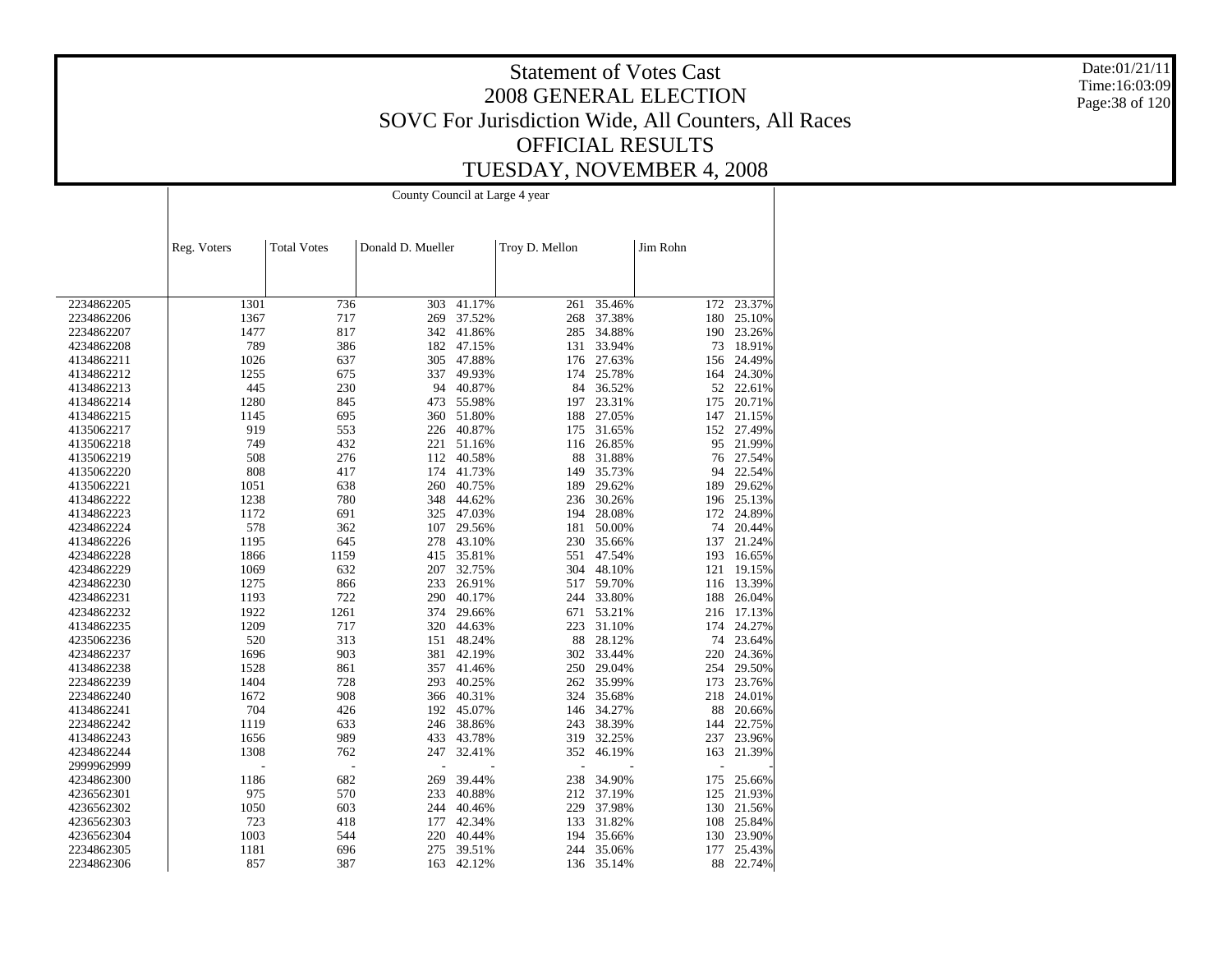# Statement of Votes Cast
## 2008 GENERAL ELECTION
## SOVC For Jurisdiction Wide, All Counters, All Races
## OFFICIAL RESULTS
## TUESDAY, NOVEMBER 4, 2008

Date:01/21/11
Time:16:03:09

County Council at Large 4 year

| | Reg. Voters | Total Votes | Donald D. Mueller | | Troy D. Mellon | | Jim Rohn | |
|---|---|---|---|---|---|---|---|---|
| 2234862205 | 1301 | 736 | 303 | 41.17% | 261 | 35.46% | 172 | 23.37% |
| 2234862206 | 1367 | 717 | 269 | 37.52% | 268 | 37.38% | 180 | 25.10% |
| 2234862207 | 1477 | 817 | 342 | 41.86% | 285 | 34.88% | 190 | 23.26% |
| 4234862208 | 789 | 386 | 182 | 47.15% | 131 | 33.94% | 73 | 18.91% |
| 4134862211 | 1026 | 637 | 305 | 47.88% | 176 | 27.63% | 156 | 24.49% |
| 4134862212 | 1255 | 675 | 337 | 49.93% | 174 | 25.78% | 164 | 24.30% |
| 4134862213 | 445 | 230 | 94 | 40.87% | 84 | 36.52% | 52 | 22.61% |
| 4134862214 | 1280 | 845 | 473 | 55.98% | 197 | 23.31% | 175 | 20.71% |
| 4134862215 | 1145 | 695 | 360 | 51.80% | 188 | 27.05% | 147 | 21.15% |
| 4135062217 | 919 | 553 | 226 | 40.87% | 175 | 31.65% | 152 | 27.49% |
| 4135062218 | 749 | 432 | 221 | 51.16% | 116 | 26.85% | 95 | 21.99% |
| 4135062219 | 508 | 276 | 112 | 40.58% | 88 | 31.88% | 76 | 27.54% |
| 4135062220 | 808 | 417 | 174 | 41.73% | 149 | 35.73% | 94 | 22.54% |
| 4135062221 | 1051 | 638 | 260 | 40.75% | 189 | 29.62% | 189 | 29.62% |
| 4134862222 | 1238 | 780 | 348 | 44.62% | 236 | 30.26% | 196 | 25.13% |
| 4134862223 | 1172 | 691 | 325 | 47.03% | 194 | 28.08% | 172 | 24.89% |
| 4234862224 | 578 | 362 | 107 | 29.56% | 181 | 50.00% | 74 | 20.44% |
| 4134862226 | 1195 | 645 | 278 | 43.10% | 230 | 35.66% | 137 | 21.24% |
| 4234862228 | 1866 | 1159 | 415 | 35.81% | 551 | 47.54% | 193 | 16.65% |
| 4234862229 | 1069 | 632 | 207 | 32.75% | 304 | 48.10% | 121 | 19.15% |
| 4234862230 | 1275 | 866 | 233 | 26.91% | 517 | 59.70% | 116 | 13.39% |
| 4234862231 | 1193 | 722 | 290 | 40.17% | 244 | 33.80% | 188 | 26.04% |
| 4234862232 | 1922 | 1261 | 374 | 29.66% | 671 | 53.21% | 216 | 17.13% |
| 4134862235 | 1209 | 717 | 320 | 44.63% | 223 | 31.10% | 174 | 24.27% |
| 4235062236 | 520 | 313 | 151 | 48.24% | 88 | 28.12% | 74 | 23.64% |
| 4234862237 | 1696 | 903 | 381 | 42.19% | 302 | 33.44% | 220 | 24.36% |
| 4134862238 | 1528 | 861 | 357 | 41.46% | 250 | 29.04% | 254 | 29.50% |
| 2234862239 | 1404 | 728 | 293 | 40.25% | 262 | 35.99% | 173 | 23.76% |
| 2234862240 | 1672 | 908 | 366 | 40.31% | 324 | 35.68% | 218 | 24.01% |
| 4134862241 | 704 | 426 | 192 | 45.07% | 146 | 34.27% | 88 | 20.66% |
| 2234862242 | 1119 | 633 | 246 | 38.86% | 243 | 38.39% | 144 | 22.75% |
| 4134862243 | 1656 | 989 | 433 | 43.78% | 319 | 32.25% | 237 | 23.96% |
| 4234862244 | 1308 | 762 | 247 | 32.41% | 352 | 46.19% | 163 | 21.39% |
| 2999962999 | - | - | - | - | - | - | - | - |
| 4234862300 | 1186 | 682 | 269 | 39.44% | 238 | 34.90% | 175 | 25.66% |
| 4236562301 | 975 | 570 | 233 | 40.88% | 212 | 37.19% | 125 | 21.93% |
| 4236562302 | 1050 | 603 | 244 | 40.46% | 229 | 37.98% | 130 | 21.56% |
| 4236562303 | 723 | 418 | 177 | 42.34% | 133 | 31.82% | 108 | 25.84% |
| 4236562304 | 1003 | 544 | 220 | 40.44% | 194 | 35.66% | 130 | 23.90% |
| 2234862305 | 1181 | 696 | 275 | 39.51% | 244 | 35.06% | 177 | 25.43% |
| 2234862306 | 857 | 387 | 163 | 42.12% | 136 | 35.14% | 88 | 22.74% |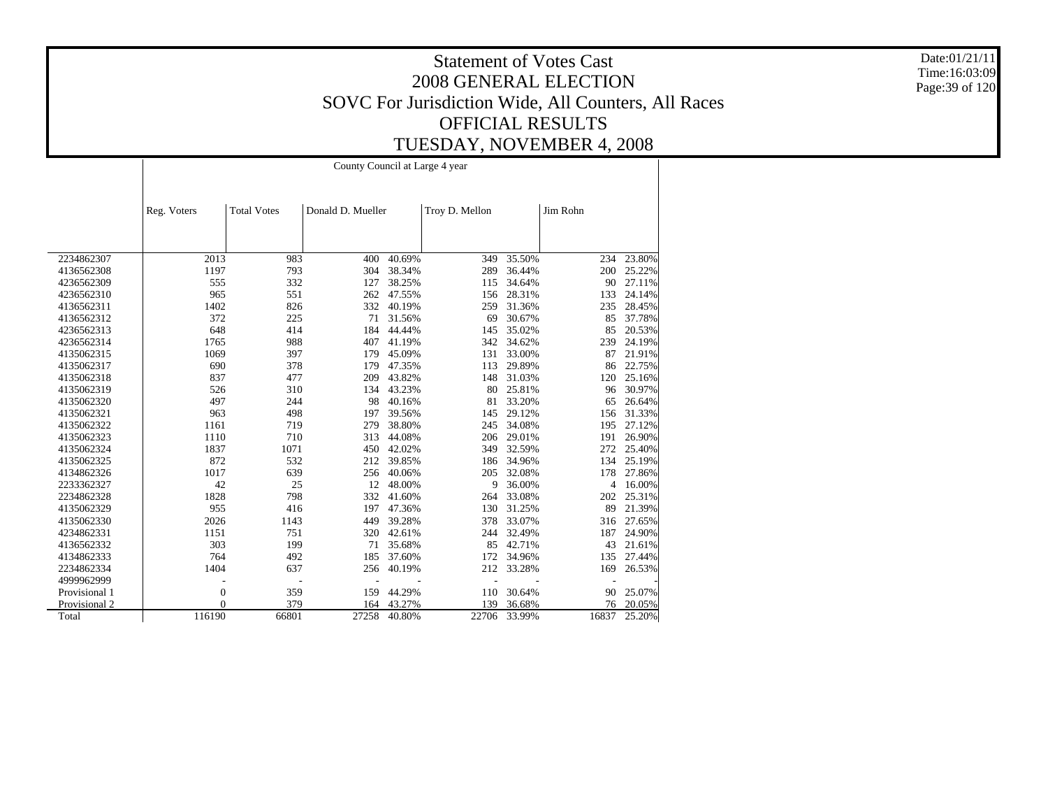# Statement of Votes Cast
## 2008 GENERAL ELECTION
## SOVC For Jurisdiction Wide, All Counters, All Races
## OFFICIAL RESULTS
## TUESDAY, NOVEMBER 4, 2008

Date:01/21/11
Time:16:03:09

County Council at Large 4 year

| | Reg. Voters | Total Votes | Donald D. Mueller | | Troy D. Mellon | | Jim Rohn | |
|---|---|---|---|---|---|---|---|---|
| 2234862307 | 2013 | 983 | 400 | 40.69% | 349 | 35.50% | 234 | 23.80% |
| 4136562308 | 1197 | 793 | 304 | 38.34% | 289 | 36.44% | 200 | 25.22% |
| 4236562309 | 555 | 332 | 127 | 38.25% | 115 | 34.64% | 90 | 27.11% |
| 4236562310 | 965 | 551 | 262 | 47.55% | 156 | 28.31% | 133 | 24.14% |
| 4136562311 | 1402 | 826 | 332 | 40.19% | 259 | 31.36% | 235 | 28.45% |
| 4136562312 | 372 | 225 | 71 | 31.56% | 69 | 30.67% | 85 | 37.78% |
| 4236562313 | 648 | 414 | 184 | 44.44% | 145 | 35.02% | 85 | 20.53% |
| 4236562314 | 1765 | 988 | 407 | 41.19% | 342 | 34.62% | 239 | 24.19% |
| 4135062315 | 1069 | 397 | 179 | 45.09% | 131 | 33.00% | 87 | 21.91% |
| 4135062317 | 690 | 378 | 179 | 47.35% | 113 | 29.89% | 86 | 22.75% |
| 4135062318 | 837 | 477 | 209 | 43.82% | 148 | 31.03% | 120 | 25.16% |
| 4135062319 | 526 | 310 | 134 | 43.23% | 80 | 25.81% | 96 | 30.97% |
| 4135062320 | 497 | 244 | 98 | 40.16% | 81 | 33.20% | 65 | 26.64% |
| 4135062321 | 963 | 498 | 197 | 39.56% | 145 | 29.12% | 156 | 31.33% |
| 4135062322 | 1161 | 719 | 279 | 38.80% | 245 | 34.08% | 195 | 27.12% |
| 4135062323 | 1110 | 710 | 313 | 44.08% | 206 | 29.01% | 191 | 26.90% |
| 4135062324 | 1837 | 1071 | 450 | 42.02% | 349 | 32.59% | 272 | 25.40% |
| 4135062325 | 872 | 532 | 212 | 39.85% | 186 | 34.96% | 134 | 25.19% |
| 4134862326 | 1017 | 639 | 256 | 40.06% | 205 | 32.08% | 178 | 27.86% |
| 2233362327 | 42 | 25 | 12 | 48.00% | 9 | 36.00% | 4 | 16.00% |
| 2234862328 | 1828 | 798 | 332 | 41.60% | 264 | 33.08% | 202 | 25.31% |
| 4135062329 | 955 | 416 | 197 | 47.36% | 130 | 31.25% | 89 | 21.39% |
| 4135062330 | 2026 | 1143 | 449 | 39.28% | 378 | 33.07% | 316 | 27.65% |
| 4234862331 | 1151 | 751 | 320 | 42.61% | 244 | 32.49% | 187 | 24.90% |
| 4136562332 | 303 | 199 | 71 | 35.68% | 85 | 42.71% | 43 | 21.61% |
| 4134862333 | 764 | 492 | 185 | 37.60% | 172 | 34.96% | 135 | 27.44% |
| 2234862334 | 1404 | 637 | 256 | 40.19% | 212 | 33.28% | 169 | 26.53% |
| 4999962999 | - | - | - | - | - | - | - | - |
| Provisional 1 | 0 | 359 | 159 | 44.29% | 110 | 30.64% | 90 | 25.07% |
| Provisional 2 | 0 | 379 | 164 | 43.27% | 139 | 36.68% | 76 | 20.05% |
| Total | 116190 | 66801 | 27258 | 40.80% | 22706 | 33.99% | 16837 | 25.20% |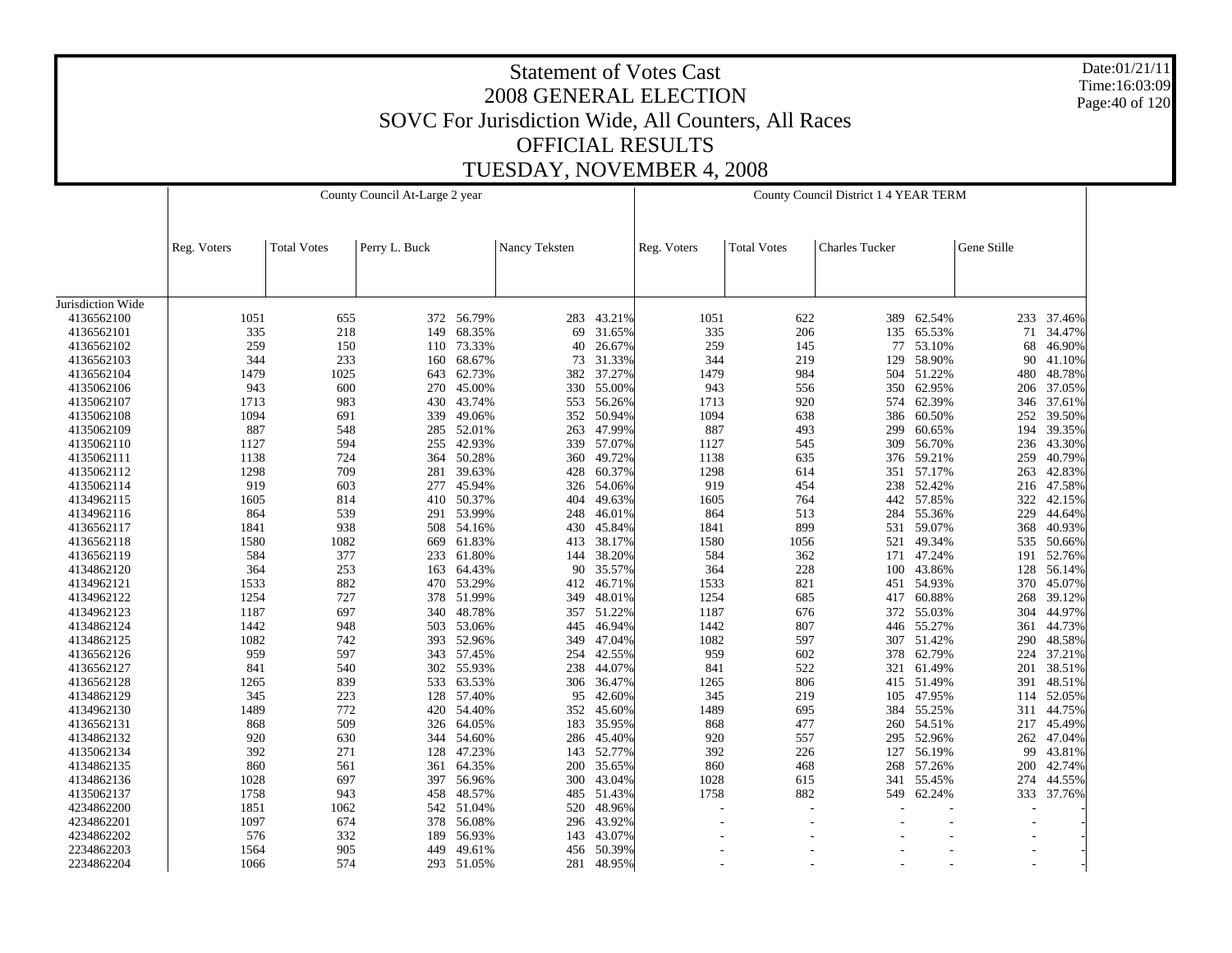# Statement of Votes Cast
## 2008 GENERAL ELECTION
## SOVC For Jurisdiction Wide, All Counters, All Races
## OFFICIAL RESULTS
## TUESDAY, NOVEMBER 4, 2008

Date:01/21/11
Time:16:03:09

| | County Council At-Large 2 year | | | | | | County Council District 1 4 YEAR TERM | | | | | |
|---|---|---|---|---|---|---|---|---|---|---|---|---|
| | Reg. Voters | Total Votes | Perry L. Buck | | Nancy Teksten | | Reg. Voters | Total Votes | Charles Tucker | | Gene Stille | |
| Jurisdiction Wide | | | | | | | | | | | | |
| 4136562100 | 1051 | 655 | 372 | 56.79% | 283 | 43.21% | 1051 | 622 | 389 | 62.54% | 233 | 37.46% |
| 4136562101 | 335 | 218 | 149 | 68.35% | 69 | 31.65% | 335 | 206 | 135 | 65.53% | 71 | 34.47% |
| 4136562102 | 259 | 150 | 110 | 73.33% | 40 | 26.67% | 259 | 145 | 77 | 53.10% | 68 | 46.90% |
| 4136562103 | 344 | 233 | 160 | 68.67% | 73 | 31.33% | 344 | 219 | 129 | 58.90% | 90 | 41.10% |
| 4136562104 | 1479 | 1025 | 643 | 62.73% | 382 | 37.27% | 1479 | 984 | 504 | 51.22% | 480 | 48.78% |
| 4135062106 | 943 | 600 | 270 | 45.00% | 330 | 55.00% | 943 | 556 | 350 | 62.95% | 206 | 37.05% |
| 4135062107 | 1713 | 983 | 430 | 43.74% | 553 | 56.26% | 1713 | 920 | 574 | 62.39% | 346 | 37.61% |
| 4135062108 | 1094 | 691 | 339 | 49.06% | 352 | 50.94% | 1094 | 638 | 386 | 60.50% | 252 | 39.50% |
| 4135062109 | 887 | 548 | 285 | 52.01% | 263 | 47.99% | 887 | 493 | 299 | 60.65% | 194 | 39.35% |
| 4135062110 | 1127 | 594 | 255 | 42.93% | 339 | 57.07% | 1127 | 545 | 309 | 56.70% | 236 | 43.30% |
| 4135062111 | 1138 | 724 | 364 | 50.28% | 360 | 49.72% | 1138 | 635 | 376 | 59.21% | 259 | 40.79% |
| 4135062112 | 1298 | 709 | 281 | 39.63% | 428 | 60.37% | 1298 | 614 | 351 | 57.17% | 263 | 42.83% |
| 4135062114 | 919 | 603 | 277 | 45.94% | 326 | 54.06% | 919 | 454 | 238 | 52.42% | 216 | 47.58% |
| 4134962115 | 1605 | 814 | 410 | 50.37% | 404 | 49.63% | 1605 | 764 | 442 | 57.85% | 322 | 42.15% |
| 4134962116 | 864 | 539 | 291 | 53.99% | 248 | 46.01% | 864 | 513 | 284 | 55.36% | 229 | 44.64% |
| 4136562117 | 1841 | 938 | 508 | 54.16% | 430 | 45.84% | 1841 | 899 | 531 | 59.07% | 368 | 40.93% |
| 4136562118 | 1580 | 1082 | 669 | 61.83% | 413 | 38.17% | 1580 | 1056 | 521 | 49.34% | 535 | 50.66% |
| 4136562119 | 584 | 377 | 233 | 61.80% | 144 | 38.20% | 584 | 362 | 171 | 47.24% | 191 | 52.76% |
| 4134862120 | 364 | 253 | 163 | 64.43% | 90 | 35.57% | 364 | 228 | 100 | 43.86% | 128 | 56.14% |
| 4134962121 | 1533 | 882 | 470 | 53.29% | 412 | 46.71% | 1533 | 821 | 451 | 54.93% | 370 | 45.07% |
| 4134962122 | 1254 | 727 | 378 | 51.99% | 349 | 48.01% | 1254 | 685 | 417 | 60.88% | 268 | 39.12% |
| 4134962123 | 1187 | 697 | 340 | 48.78% | 357 | 51.22% | 1187 | 676 | 372 | 55.03% | 304 | 44.97% |
| 4134862124 | 1442 | 948 | 503 | 53.06% | 445 | 46.94% | 1442 | 807 | 446 | 55.27% | 361 | 44.73% |
| 4134862125 | 1082 | 742 | 393 | 52.96% | 349 | 47.04% | 1082 | 597 | 307 | 51.42% | 290 | 48.58% |
| 4136562126 | 959 | 597 | 343 | 57.45% | 254 | 42.55% | 959 | 602 | 378 | 62.79% | 224 | 37.21% |
| 4136562127 | 841 | 540 | 302 | 55.93% | 238 | 44.07% | 841 | 522 | 321 | 61.49% | 201 | 38.51% |
| 4136562128 | 1265 | 839 | 533 | 63.53% | 306 | 36.47% | 1265 | 806 | 415 | 51.49% | 391 | 48.51% |
| 4134862129 | 345 | 223 | 128 | 57.40% | 95 | 42.60% | 345 | 219 | 105 | 47.95% | 114 | 52.05% |
| 4134962130 | 1489 | 772 | 420 | 54.40% | 352 | 45.60% | 1489 | 695 | 384 | 55.25% | 311 | 44.75% |
| 4136562131 | 868 | 509 | 326 | 64.05% | 183 | 35.95% | 868 | 477 | 260 | 54.51% | 217 | 45.49% |
| 4134862132 | 920 | 630 | 344 | 54.60% | 286 | 45.40% | 920 | 557 | 295 | 52.96% | 262 | 47.04% |
| 4135062134 | 392 | 271 | 128 | 47.23% | 143 | 52.77% | 392 | 226 | 127 | 56.19% | 99 | 43.81% |
| 4134862135 | 860 | 561 | 361 | 64.35% | 200 | 35.65% | 860 | 468 | 268 | 57.26% | 200 | 42.74% |
| 4134862136 | 1028 | 697 | 397 | 56.96% | 300 | 43.04% | 1028 | 615 | 341 | 55.45% | 274 | 44.55% |
| 4135062137 | 1758 | 943 | 458 | 48.57% | 485 | 51.43% | 1758 | 882 | 549 | 62.24% | 333 | 37.76% |
| 4234862200 | 1851 | 1062 | 542 | 51.04% | 520 | 48.96% | - | - | - | - | - | - |
| 4234862201 | 1097 | 674 | 378 | 56.08% | 296 | 43.92% | - | - | - | - | - | - |
| 4234862202 | 576 | 332 | 189 | 56.93% | 143 | 43.07% | - | - | - | - | - | - |
| 2234862203 | 1564 | 905 | 449 | 49.61% | 456 | 50.39% | - | - | - | - | - | - |
| 2234862204 | 1066 | 574 | 293 | 51.05% | 281 | 48.95% | - | - | - | - | - | - |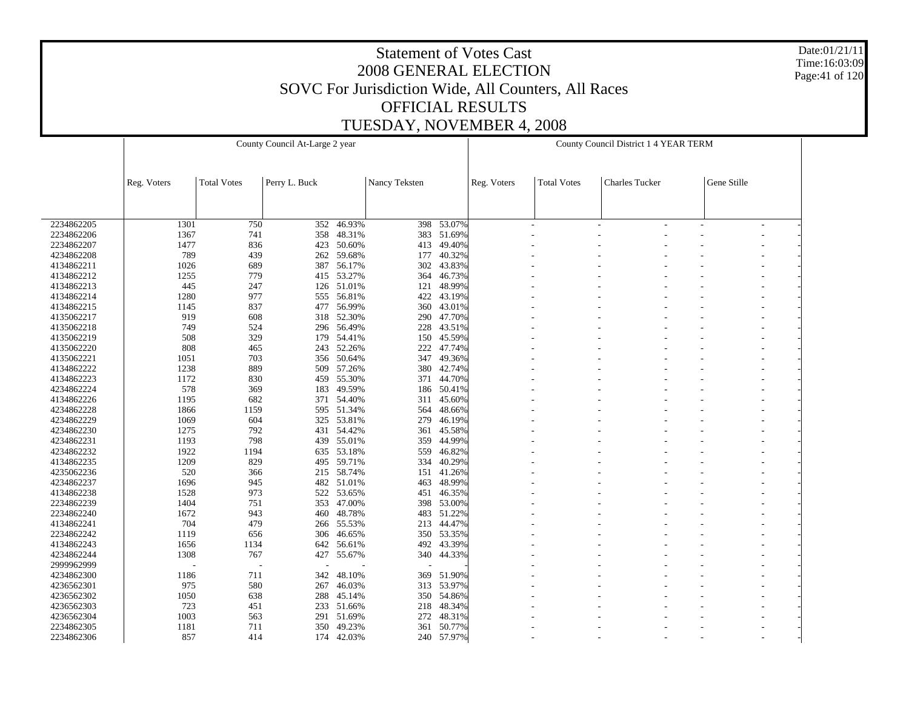# Statement of Votes Cast
## 2008 GENERAL ELECTION
## SOVC For Jurisdiction Wide, All Counters, All Races
## OFFICIAL RESULTS
## TUESDAY, NOVEMBER 4, 2008

Date:01/21/11
Time:16:03:09

| | County Council At-Large 2 year | | | | | | County Council District 1 4 YEAR TERM | | | | | |
|---|---|---|---|---|---|---|---|---|---|---|---|---|
| | Reg. Voters | Total Votes | Perry L. Buck | | Nancy Teksten | | Reg. Voters | Total Votes | Charles Tucker | | Gene Stille | |
| 2234862205 | 1301 | 750 | 352 | 46.93% | 398 | 53.07% | - | - | - | - | - | - |
| 2234862206 | 1367 | 741 | 358 | 48.31% | 383 | 51.69% | - | - | - | - | - | - |
| 2234862207 | 1477 | 836 | 423 | 50.60% | 413 | 49.40% | - | - | - | - | - | - |
| 4234862208 | 789 | 439 | 262 | 59.68% | 177 | 40.32% | - | - | - | - | - | - |
| 4134862211 | 1026 | 689 | 387 | 56.17% | 302 | 43.83% | - | - | - | - | - | - |
| 4134862212 | 1255 | 779 | 415 | 53.27% | 364 | 46.73% | - | - | - | - | - | - |
| 4134862213 | 445 | 247 | 126 | 51.01% | 121 | 48.99% | - | - | - | - | - | - |
| 4134862214 | 1280 | 977 | 555 | 56.81% | 422 | 43.19% | - | - | - | - | - | - |
| 4134862215 | 1145 | 837 | 477 | 56.99% | 360 | 43.01% | - | - | - | - | - | - |
| 4135062217 | 919 | 608 | 318 | 52.30% | 290 | 47.70% | - | - | - | - | - | - |
| 4135062218 | 749 | 524 | 296 | 56.49% | 228 | 43.51% | - | - | - | - | - | - |
| 4135062219 | 508 | 329 | 179 | 54.41% | 150 | 45.59% | - | - | - | - | - | - |
| 4135062220 | 808 | 465 | 243 | 52.26% | 222 | 47.74% | - | - | - | - | - | - |
| 4135062221 | 1051 | 703 | 356 | 50.64% | 347 | 49.36% | - | - | - | - | - | - |
| 4134862222 | 1238 | 889 | 509 | 57.26% | 380 | 42.74% | - | - | - | - | - | - |
| 4134862223 | 1172 | 830 | 459 | 55.30% | 371 | 44.70% | - | - | - | - | - | - |
| 4234862224 | 578 | 369 | 183 | 49.59% | 186 | 50.41% | - | - | - | - | - | - |
| 4134862226 | 1195 | 682 | 371 | 54.40% | 311 | 45.60% | - | - | - | - | - | - |
| 4234862228 | 1866 | 1159 | 595 | 51.34% | 564 | 48.66% | - | - | - | - | - | - |
| 4234862229 | 1069 | 604 | 325 | 53.81% | 279 | 46.19% | - | - | - | - | - | - |
| 4234862230 | 1275 | 792 | 431 | 54.42% | 361 | 45.58% | - | - | - | - | - | - |
| 4234862231 | 1193 | 798 | 439 | 55.01% | 359 | 44.99% | - | - | - | - | - | - |
| 4234862232 | 1922 | 1194 | 635 | 53.18% | 559 | 46.82% | - | - | - | - | - | - |
| 4134862235 | 1209 | 829 | 495 | 59.71% | 334 | 40.29% | - | - | - | - | - | - |
| 4235062236 | 520 | 366 | 215 | 58.74% | 151 | 41.26% | - | - | - | - | - | - |
| 4234862237 | 1696 | 945 | 482 | 51.01% | 463 | 48.99% | - | - | - | - | - | - |
| 4134862238 | 1528 | 973 | 522 | 53.65% | 451 | 46.35% | - | - | - | - | - | - |
| 2234862239 | 1404 | 751 | 353 | 47.00% | 398 | 53.00% | - | - | - | - | - | - |
| 2234862240 | 1672 | 943 | 460 | 48.78% | 483 | 51.22% | - | - | - | - | - | - |
| 4134862241 | 704 | 479 | 266 | 55.53% | 213 | 44.47% | - | - | - | - | - | - |
| 2234862242 | 1119 | 656 | 306 | 46.65% | 350 | 53.35% | - | - | - | - | - | - |
| 4134862243 | 1656 | 1134 | 642 | 56.61% | 492 | 43.39% | - | - | - | - | - | - |
| 4234862244 | 1308 | 767 | 427 | 55.67% | 340 | 44.33% | - | - | - | - | - | - |
| 2999962999 | - | - | - | - | - | - | - | - | - | - | - | - |
| 4234862300 | 1186 | 711 | 342 | 48.10% | 369 | 51.90% | - | - | - | - | - | - |
| 4236562301 | 975 | 580 | 267 | 46.03% | 313 | 53.97% | - | - | - | - | - | - |
| 4236562302 | 1050 | 638 | 288 | 45.14% | 350 | 54.86% | - | - | - | - | - | - |
| 4236562303 | 723 | 451 | 233 | 51.66% | 218 | 48.34% | - | - | - | - | - | - |
| 4236562304 | 1003 | 563 | 291 | 51.69% | 272 | 48.31% | - | - | - | - | - | - |
| 2234862305 | 1181 | 711 | 350 | 49.23% | 361 | 50.77% | - | - | - | - | - | - |
| 2234862306 | 857 | 414 | 174 | 42.03% | 240 | 57.97% | - | - | - | - | - | - |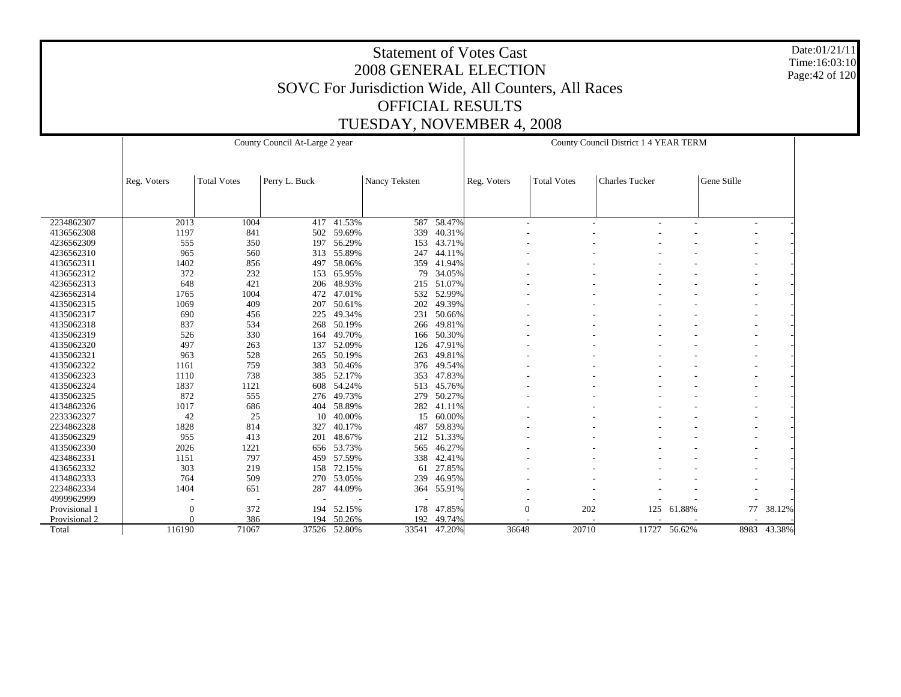# Statement of Votes Cast
## 2008 GENERAL ELECTION
## SOVC For Jurisdiction Wide, All Counters, All Races
## OFFICIAL RESULTS
## TUESDAY, NOVEMBER 4, 2008

Date:01/21/11
Time:16:03:10

| | County Council At-Large 2 year | | | | | | County Council District 1 4 YEAR TERM | | | | | |
|---|---|---|---|---|---|---|---|---|---|---|---|---|
| | Reg. Voters | Total Votes | Perry L. Buck | | Nancy Teksten | | Reg. Voters | Total Votes | Charles Tucker | | Gene Stille | |
| 2234862307 | 2013 | 1004 | 417 | 41.53% | 587 | 58.47% | - | - | - | - | - | - |
| 4136562308 | 1197 | 841 | 502 | 59.69% | 339 | 40.31% | - | - | - | - | - | - |
| 4236562309 | 555 | 350 | 197 | 56.29% | 153 | 43.71% | - | - | - | - | - | - |
| 4236562310 | 965 | 560 | 313 | 55.89% | 247 | 44.11% | - | - | - | - | - | - |
| 4136562311 | 1402 | 856 | 497 | 58.06% | 359 | 41.94% | - | - | - | - | - | - |
| 4136562312 | 372 | 232 | 153 | 65.95% | 79 | 34.05% | - | - | - | - | - | - |
| 4236562313 | 648 | 421 | 206 | 48.93% | 215 | 51.07% | - | - | - | - | - | - |
| 4236562314 | 1765 | 1004 | 472 | 47.01% | 532 | 52.99% | - | - | - | - | - | - |
| 4135062315 | 1069 | 409 | 207 | 50.61% | 202 | 49.39% | - | - | - | - | - | - |
| 4135062317 | 690 | 456 | 225 | 49.34% | 231 | 50.66% | - | - | - | - | - | - |
| 4135062318 | 837 | 534 | 268 | 50.19% | 266 | 49.81% | - | - | - | - | - | - |
| 4135062319 | 526 | 330 | 164 | 49.70% | 166 | 50.30% | - | - | - | - | - | - |
| 4135062320 | 497 | 263 | 137 | 52.09% | 126 | 47.91% | - | - | - | - | - | - |
| 4135062321 | 963 | 528 | 265 | 50.19% | 263 | 49.81% | - | - | - | - | - | - |
| 4135062322 | 1161 | 759 | 383 | 50.46% | 376 | 49.54% | - | - | - | - | - | - |
| 4135062323 | 1110 | 738 | 385 | 52.17% | 353 | 47.83% | - | - | - | - | - | - |
| 4135062324 | 1837 | 1121 | 608 | 54.24% | 513 | 45.76% | - | - | - | - | - | - |
| 4135062325 | 872 | 555 | 276 | 49.73% | 279 | 50.27% | - | - | - | - | - | - |
| 4134862326 | 1017 | 686 | 404 | 58.89% | 282 | 41.11% | - | - | - | - | - | - |
| 2233362327 | 42 | 25 | 10 | 40.00% | 15 | 60.00% | - | - | - | - | - | - |
| 2234862328 | 1828 | 814 | 327 | 40.17% | 487 | 59.83% | - | - | - | - | - | - |
| 4135062329 | 955 | 413 | 201 | 48.67% | 212 | 51.33% | - | - | - | - | - | - |
| 4135062330 | 2026 | 1221 | 656 | 53.73% | 565 | 46.27% | - | - | - | - | - | - |
| 4234862331 | 1151 | 797 | 459 | 57.59% | 338 | 42.41% | - | - | - | - | - | - |
| 4136562332 | 303 | 219 | 158 | 72.15% | 61 | 27.85% | - | - | - | - | - | - |
| 4134862333 | 764 | 509 | 270 | 53.05% | 239 | 46.95% | - | - | - | - | - | - |
| 2234862334 | 1404 | 651 | 287 | 44.09% | 364 | 55.91% | - | - | - | - | - | - |
| 4999962999 | - | - | - | - | - | - | - | - | - | - | - | - |
| Provisional 1 | 0 | 372 | 194 | 52.15% | 178 | 47.85% | 0 | 202 | 125 | 61.88% | 77 | 38.12% |
| Provisional 2 | 0 | 386 | 194 | 50.26% | 192 | 49.74% | - | - | - | - | - | - |
| Total | 116190 | 71067 | 37526 | 52.80% | 33541 | 47.20% | 36648 | 20710 | 11727 | 56.62% | 8983 | 43.38% |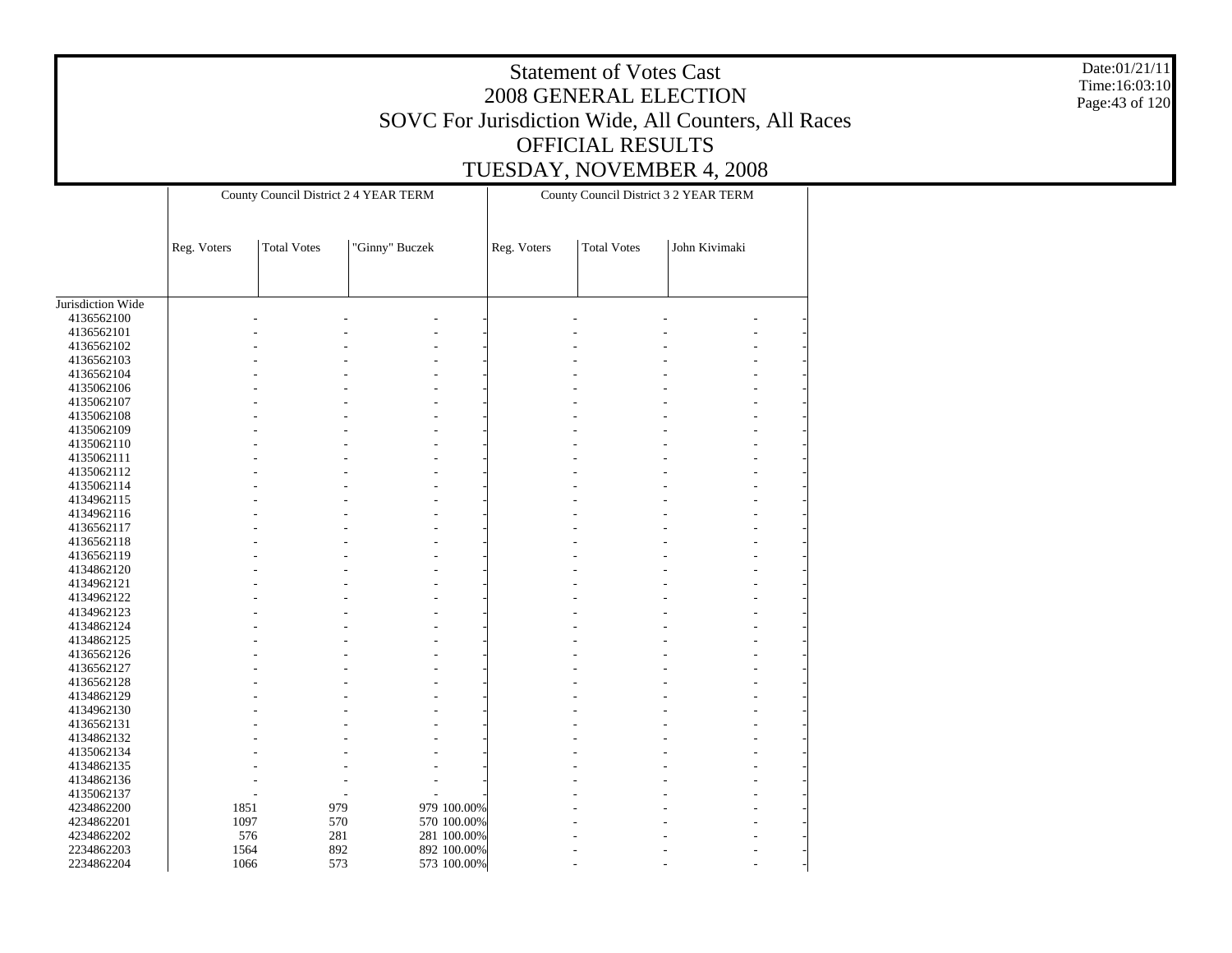# Statement of Votes Cast
## 2008 GENERAL ELECTION
## SOVC For Jurisdiction Wide, All Counters, All Races
## OFFICIAL RESULTS
## TUESDAY, NOVEMBER 4, 2008

Date:01/21/11
Time:16:03:10

| | County Council District 2 4 YEAR TERM | | | | County Council District 3 2 YEAR TERM | | | |
|---|---|---|---|---|---|---|---|---|
| | Reg. Voters | Total Votes | "Ginny" Buczek | | Reg. Voters | Total Votes | John Kivimaki | |
| Jurisdiction Wide | | | | | | | | |
| 4136562100 | - | - | - | - | - | - | - | - |
| 4136562101 | - | - | - | - | - | - | - | - |
| 4136562102 | - | - | - | - | - | - | - | - |
| 4136562103 | - | - | - | - | - | - | - | - |
| 4136562104 | - | - | - | - | - | - | - | - |
| 4135062106 | - | - | - | - | - | - | - | - |
| 4135062107 | - | - | - | - | - | - | - | - |
| 4135062108 | - | - | - | - | - | - | - | - |
| 4135062109 | - | - | - | - | - | - | - | - |
| 4135062110 | - | - | - | - | - | - | - | - |
| 4135062111 | - | - | - | - | - | - | - | - |
| 4135062112 | - | - | - | - | - | - | - | - |
| 4135062114 | - | - | - | - | - | - | - | - |
| 4134962115 | - | - | - | - | - | - | - | - |
| 4134962116 | - | - | - | - | - | - | - | - |
| 4136562117 | - | - | - | - | - | - | - | - |
| 4136562118 | - | - | - | - | - | - | - | - |
| 4136562119 | - | - | - | - | - | - | - | - |
| 4134862120 | - | - | - | - | - | - | - | - |
| 4134962121 | - | - | - | - | - | - | - | - |
| 4134962122 | - | - | - | - | - | - | - | - |
| 4134962123 | - | - | - | - | - | - | - | - |
| 4134862124 | - | - | - | - | - | - | - | - |
| 4134862125 | - | - | - | - | - | - | - | - |
| 4136562126 | - | - | - | - | - | - | - | - |
| 4136562127 | - | - | - | - | - | - | - | - |
| 4136562128 | - | - | - | - | - | - | - | - |
| 4134862129 | - | - | - | - | - | - | - | - |
| 4134962130 | - | - | - | - | - | - | - | - |
| 4136562131 | - | - | - | - | - | - | - | - |
| 4134862132 | - | - | - | - | - | - | - | - |
| 4135062134 | - | - | - | - | - | - | - | - |
| 4134862135 | - | - | - | - | - | - | - | - |
| 4134862136 | - | - | - | - | - | - | - | - |
| 4135062137 | - | - | - | - | - | - | - | - |
| 4234862200 | 1851 | 979 | 979 | 100.00% | - | - | - | - |
| 4234862201 | 1097 | 570 | 570 | 100.00% | - | - | - | - |
| 4234862202 | 576 | 281 | 281 | 100.00% | - | - | - | - |
| 2234862203 | 1564 | 892 | 892 | 100.00% | - | - | - | - |
| 2234862204 | 1066 | 573 | 573 | 100.00% | - | - | - | - |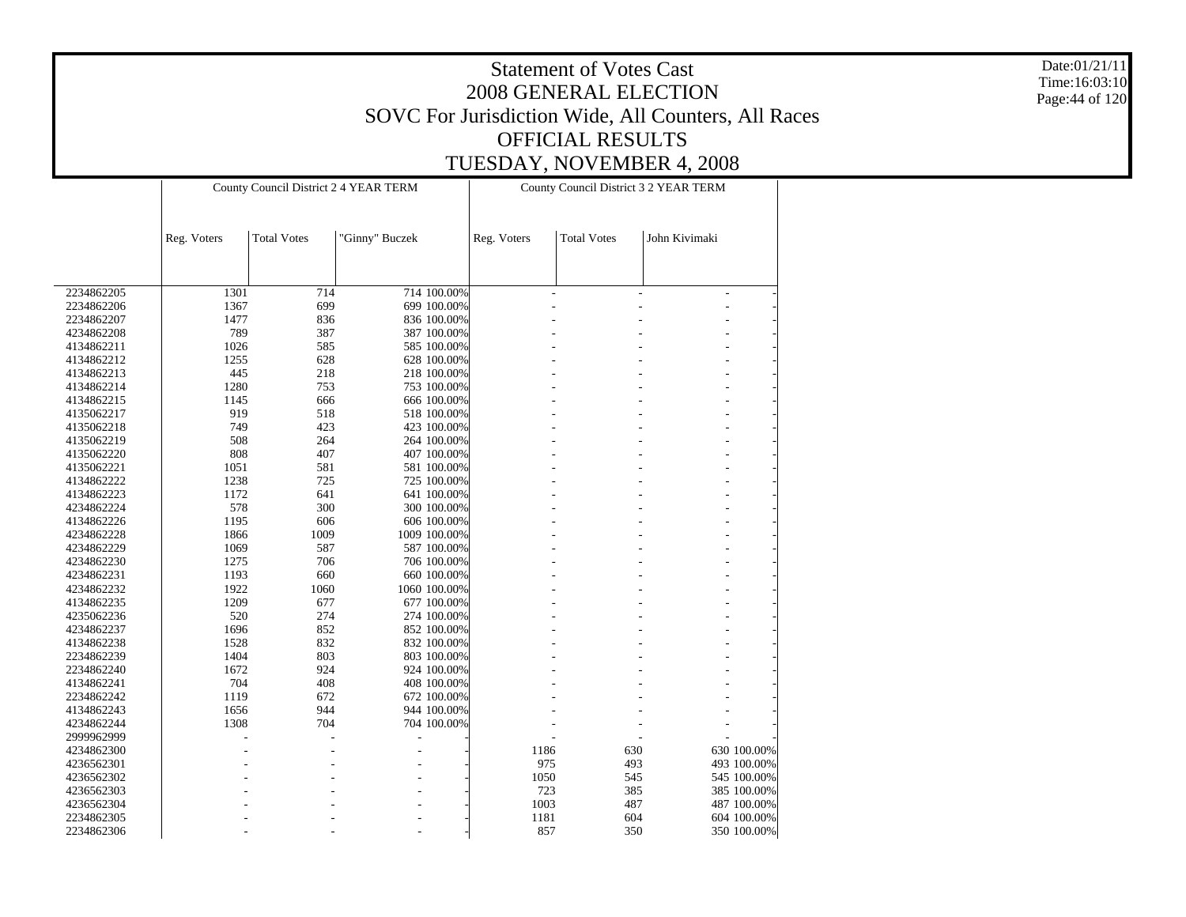# Statement of Votes Cast
## 2008 GENERAL ELECTION
## SOVC For Jurisdiction Wide, All Counters, All Races
## OFFICIAL RESULTS
## TUESDAY, NOVEMBER 4, 2008

Date:01/21/11
Time:16:03:10

| | County Council District 2 4 YEAR TERM | | | | County Council District 3 2 YEAR TERM | | | |
|---|---|---|---|---|---|---|---|---|
| | Reg. Voters | Total Votes | "Ginny" Buczek | | Reg. Voters | Total Votes | John Kivimaki | |
| 2234862205 | 1301 | 714 | 714 | 100.00% | - | - | - | - |
| 2234862206 | 1367 | 699 | 699 | 100.00% | - | - | - | - |
| 2234862207 | 1477 | 836 | 836 | 100.00% | - | - | - | - |
| 4234862208 | 789 | 387 | 387 | 100.00% | - | - | - | - |
| 4134862211 | 1026 | 585 | 585 | 100.00% | - | - | - | - |
| 4134862212 | 1255 | 628 | 628 | 100.00% | - | - | - | - |
| 4134862213 | 445 | 218 | 218 | 100.00% | - | - | - | - |
| 4134862214 | 1280 | 753 | 753 | 100.00% | - | - | - | - |
| 4134862215 | 1145 | 666 | 666 | 100.00% | - | - | - | - |
| 4135062217 | 919 | 518 | 518 | 100.00% | - | - | - | - |
| 4135062218 | 749 | 423 | 423 | 100.00% | - | - | - | - |
| 4135062219 | 508 | 264 | 264 | 100.00% | - | - | - | - |
| 4135062220 | 808 | 407 | 407 | 100.00% | - | - | - | - |
| 4135062221 | 1051 | 581 | 581 | 100.00% | - | - | - | - |
| 4134862222 | 1238 | 725 | 725 | 100.00% | - | - | - | - |
| 4134862223 | 1172 | 641 | 641 | 100.00% | - | - | - | - |
| 4234862224 | 578 | 300 | 300 | 100.00% | - | - | - | - |
| 4134862226 | 1195 | 606 | 606 | 100.00% | - | - | - | - |
| 4234862228 | 1866 | 1009 | 1009 | 100.00% | - | - | - | - |
| 4234862229 | 1069 | 587 | 587 | 100.00% | - | - | - | - |
| 4234862230 | 1275 | 706 | 706 | 100.00% | - | - | - | - |
| 4234862231 | 1193 | 660 | 660 | 100.00% | - | - | - | - |
| 4234862232 | 1922 | 1060 | 1060 | 100.00% | - | - | - | - |
| 4134862235 | 1209 | 677 | 677 | 100.00% | - | - | - | - |
| 4235062236 | 520 | 274 | 274 | 100.00% | - | - | - | - |
| 4234862237 | 1696 | 852 | 852 | 100.00% | - | - | - | - |
| 4134862238 | 1528 | 832 | 832 | 100.00% | - | - | - | - |
| 2234862239 | 1404 | 803 | 803 | 100.00% | - | - | - | - |
| 2234862240 | 1672 | 924 | 924 | 100.00% | - | - | - | - |
| 4134862241 | 704 | 408 | 408 | 100.00% | - | - | - | - |
| 2234862242 | 1119 | 672 | 672 | 100.00% | - | - | - | - |
| 4134862243 | 1656 | 944 | 944 | 100.00% | - | - | - | - |
| 4234862244 | 1308 | 704 | 704 | 100.00% | - | - | - | - |
| 2999962999 | - | - | - | - | - | - | - | - |
| 4234862300 | - | - | - | - | 1186 | 630 | 630 | 100.00% |
| 4236562301 | - | - | - | - | 975 | 493 | 493 | 100.00% |
| 4236562302 | - | - | - | - | 1050 | 545 | 545 | 100.00% |
| 4236562303 | - | - | - | - | 723 | 385 | 385 | 100.00% |
| 4236562304 | - | - | - | - | 1003 | 487 | 487 | 100.00% |
| 2234862305 | - | - | - | - | 1181 | 604 | 604 | 100.00% |
| 2234862306 | - | - | - | - | 857 | 350 | 350 | 100.00% |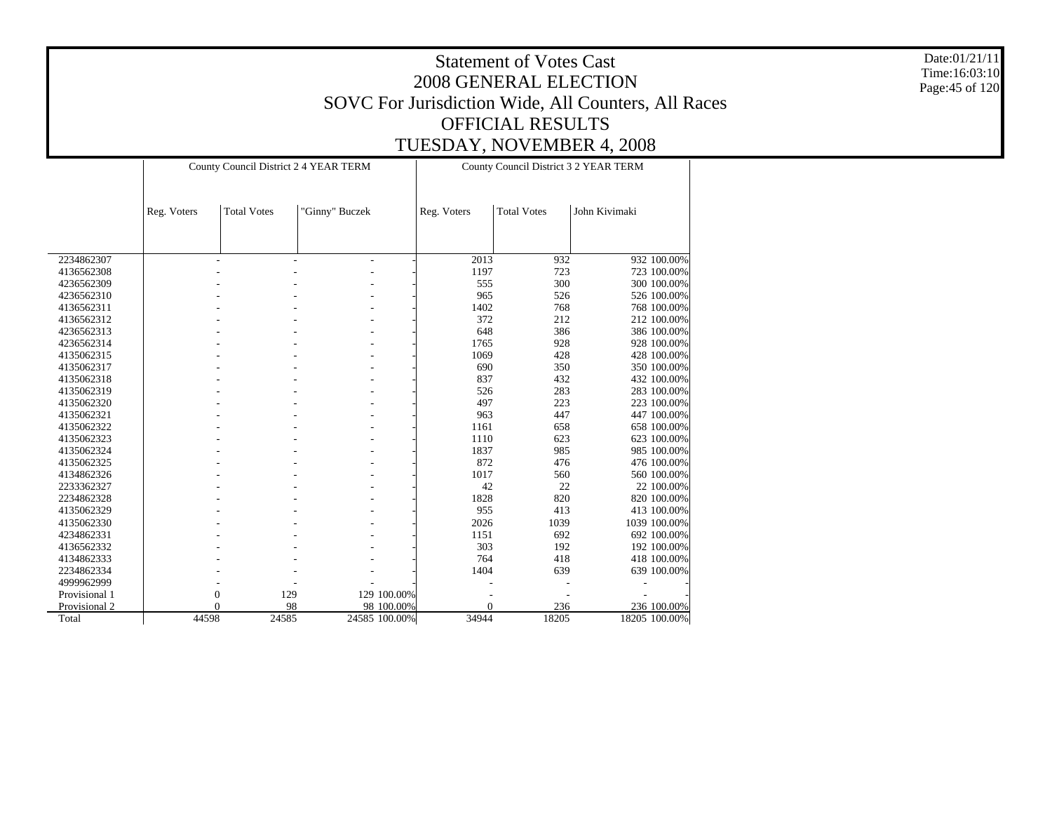# Statement of Votes Cast
## 2008 GENERAL ELECTION
## SOVC For Jurisdiction Wide, All Counters, All Races
## OFFICIAL RESULTS
## TUESDAY, NOVEMBER 4, 2008

Date:01/21/11
Time:16:03:10

| | County Council District 2 4 YEAR TERM | | | | County Council District 3 2 YEAR TERM | | | |
|---|---|---|---|---|---|---|---|---|
| | Reg. Voters | Total Votes | "Ginny" Buczek | | Reg. Voters | Total Votes | John Kivimaki | |
| 2234862307 | - | - | - | - | 2013 | 932 | 932 | 100.00% |
| 4136562308 | - | - | - | - | 1197 | 723 | 723 | 100.00% |
| 4236562309 | - | - | - | - | 555 | 300 | 300 | 100.00% |
| 4236562310 | - | - | - | - | 965 | 526 | 526 | 100.00% |
| 4136562311 | - | - | - | - | 1402 | 768 | 768 | 100.00% |
| 4136562312 | - | - | - | - | 372 | 212 | 212 | 100.00% |
| 4236562313 | - | - | - | - | 648 | 386 | 386 | 100.00% |
| 4236562314 | - | - | - | - | 1765 | 928 | 928 | 100.00% |
| 4135062315 | - | - | - | - | 1069 | 428 | 428 | 100.00% |
| 4135062317 | - | - | - | - | 690 | 350 | 350 | 100.00% |
| 4135062318 | - | - | - | - | 837 | 432 | 432 | 100.00% |
| 4135062319 | - | - | - | - | 526 | 283 | 283 | 100.00% |
| 4135062320 | - | - | - | - | 497 | 223 | 223 | 100.00% |
| 4135062321 | - | - | - | - | 963 | 447 | 447 | 100.00% |
| 4135062322 | - | - | - | - | 1161 | 658 | 658 | 100.00% |
| 4135062323 | - | - | - | - | 1110 | 623 | 623 | 100.00% |
| 4135062324 | - | - | - | - | 1837 | 985 | 985 | 100.00% |
| 4135062325 | - | - | - | - | 872 | 476 | 476 | 100.00% |
| 4134862326 | - | - | - | - | 1017 | 560 | 560 | 100.00% |
| 2233362327 | - | - | - | - | 42 | 22 | 22 | 100.00% |
| 2234862328 | - | - | - | - | 1828 | 820 | 820 | 100.00% |
| 4135062329 | - | - | - | - | 955 | 413 | 413 | 100.00% |
| 4135062330 | - | - | - | - | 2026 | 1039 | 1039 | 100.00% |
| 4234862331 | - | - | - | - | 1151 | 692 | 692 | 100.00% |
| 4136562332 | - | - | - | - | 303 | 192 | 192 | 100.00% |
| 4134862333 | - | - | - | - | 764 | 418 | 418 | 100.00% |
| 2234862334 | - | - | - | - | 1404 | 639 | 639 | 100.00% |
| 4999962999 | - | - | - | - | - | - | - | - |
| Provisional 1 | 0 | 129 | 129 | 100.00% | - | - | - | - |
| Provisional 2 | 0 | 98 | 98 | 100.00% | 0 | 236 | 236 | 100.00% |
| Total | 44598 | 24585 | 24585 | 100.00% | 34944 | 18205 | 18205 | 100.00% |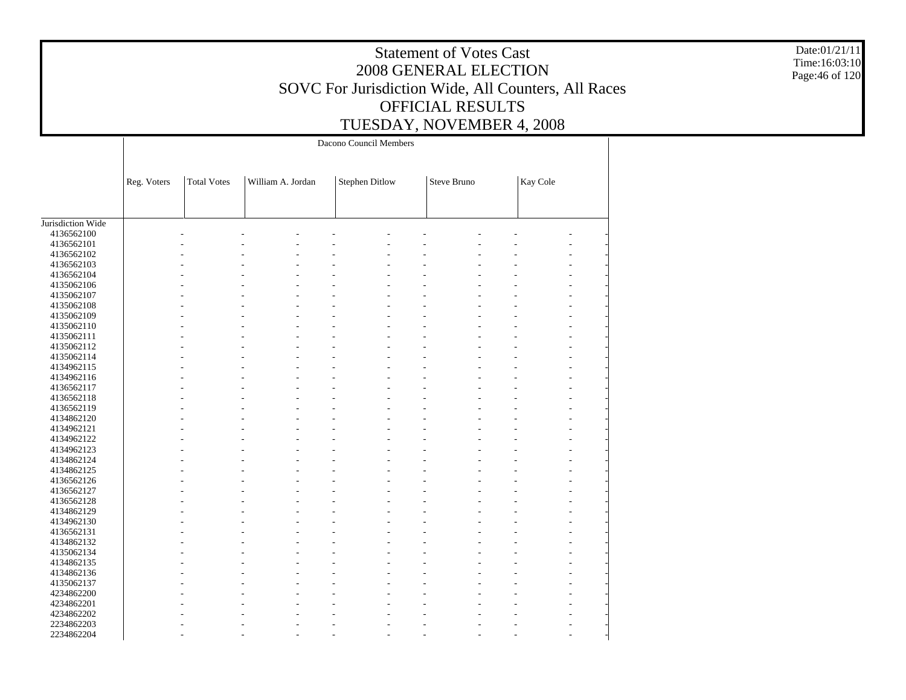# Statement of Votes Cast
## 2008 GENERAL ELECTION
## SOVC For Jurisdiction Wide, All Counters, All Races
## OFFICIAL RESULTS
## TUESDAY, NOVEMBER 4, 2008

| | Dacono Council Members | | | | | | | | | |
|---|---|---|---|---|---|---|---|---|---|---|
| | Reg. Voters | Total Votes | William A. Jordan | | Stephen Ditlow | | Steve Bruno | | Kay Cole | |
| Jurisdiction Wide | | | | | | | | | | |
| 4136562100 | - | - | - | - | - | - | - | - | - | - |
| 4136562101 | - | - | - | - | - | - | - | - | - | - |
| 4136562102 | - | - | - | - | - | - | - | - | - | - |
| 4136562103 | - | - | - | - | - | - | - | - | - | - |
| 4136562104 | - | - | - | - | - | - | - | - | - | - |
| 4135062106 | - | - | - | - | - | - | - | - | - | - |
| 4135062107 | - | - | - | - | - | - | - | - | - | - |
| 4135062108 | - | - | - | - | - | - | - | - | - | - |
| 4135062109 | - | - | - | - | - | - | - | - | - | - |
| 4135062110 | - | - | - | - | - | - | - | - | - | - |
| 4135062111 | - | - | - | - | - | - | - | - | - | - |
| 4135062112 | - | - | - | - | - | - | - | - | - | - |
| 4135062114 | - | - | - | - | - | - | - | - | - | - |
| 4134962115 | - | - | - | - | - | - | - | - | - | - |
| 4134962116 | - | - | - | - | - | - | - | - | - | - |
| 4136562117 | - | - | - | - | - | - | - | - | - | - |
| 4136562118 | - | - | - | - | - | - | - | - | - | - |
| 4136562119 | - | - | - | - | - | - | - | - | - | - |
| 4134862120 | - | - | - | - | - | - | - | - | - | - |
| 4134962121 | - | - | - | - | - | - | - | - | - | - |
| 4134962122 | - | - | - | - | - | - | - | - | - | - |
| 4134962123 | - | - | - | - | - | - | - | - | - | - |
| 4134862124 | - | - | - | - | - | - | - | - | - | - |
| 4134862125 | - | - | - | - | - | - | - | - | - | - |
| 4136562126 | - | - | - | - | - | - | - | - | - | - |
| 4136562127 | - | - | - | - | - | - | - | - | - | - |
| 4136562128 | - | - | - | - | - | - | - | - | - | - |
| 4134862129 | - | - | - | - | - | - | - | - | - | - |
| 4134962130 | - | - | - | - | - | - | - | - | - | - |
| 4136562131 | - | - | - | - | - | - | - | - | - | - |
| 4134862132 | - | - | - | - | - | - | - | - | - | - |
| 4135062134 | - | - | - | - | - | - | - | - | - | - |
| 4134862135 | - | - | - | - | - | - | - | - | - | - |
| 4134862136 | - | - | - | - | - | - | - | - | - | - |
| 4135062137 | - | - | - | - | - | - | - | - | - | - |
| 4234862200 | - | - | - | - | - | - | - | - | - | - |
| 4234862201 | - | - | - | - | - | - | - | - | - | - |
| 4234862202 | - | - | - | - | - | - | - | - | - | - |
| 2234862203 | - | - | - | - | - | - | - | - | - | - |
| 2234862204 | - | - | - | - | - | - | - | - | - | - |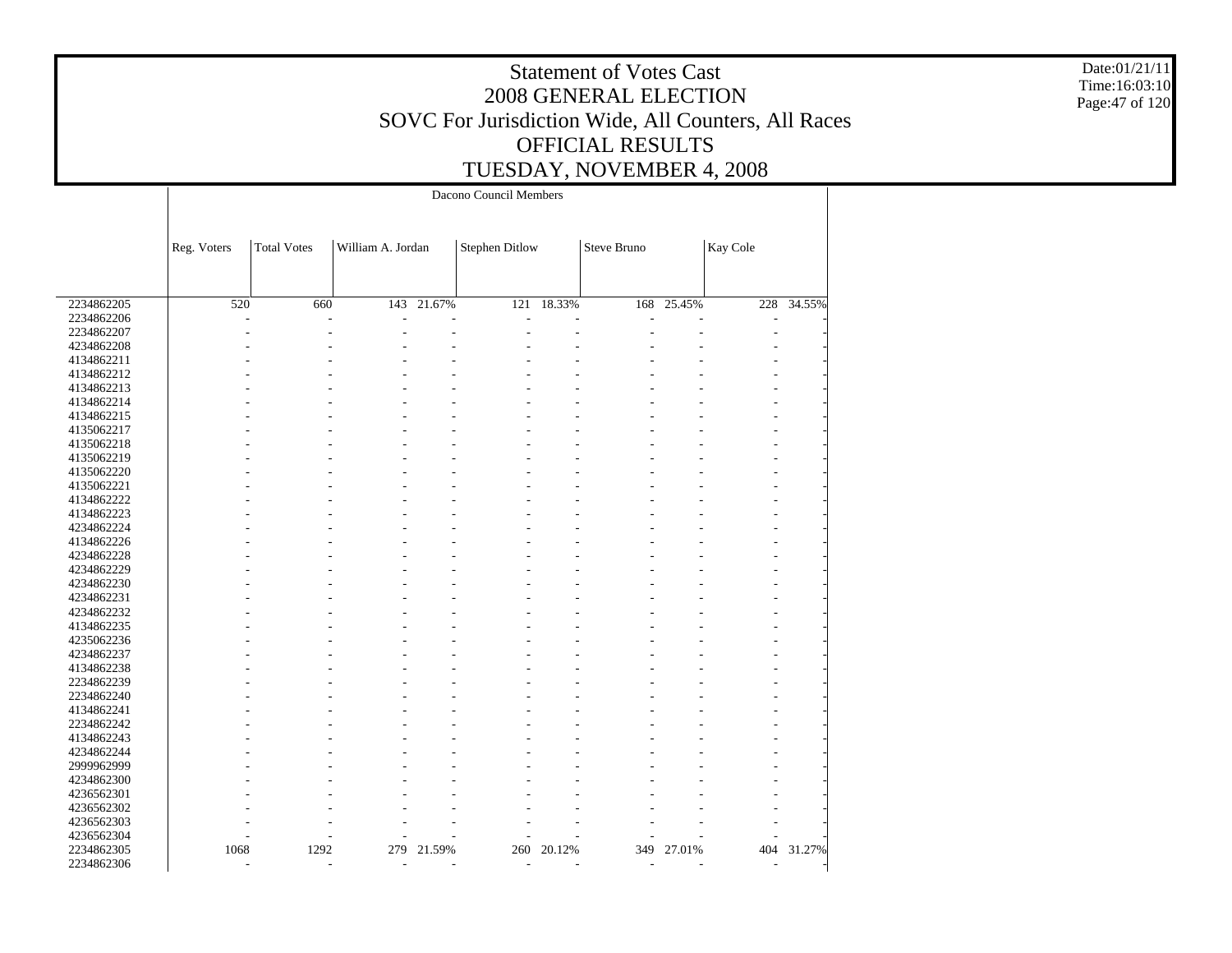# Statement of Votes Cast
# 2008 GENERAL ELECTION
## SOVC For Jurisdiction Wide, All Counters, All Races
## OFFICIAL RESULTS
## TUESDAY, NOVEMBER 4, 2008

Date:01/21/11
Time:16:03:10

| | Dacono Council Members | | | | | | | | | |
|---|---|---|---|---|---|---|---|---|---|---|
| | Reg. Voters | Total Votes | William A. Jordan | | Stephen Ditlow | | Steve Bruno | | Kay Cole | |
| 2234862205 | 520 | 660 | 143 | 21.67% | 121 | 18.33% | 168 | 25.45% | 228 | 34.55% |
| 2234862206 | - | - | - | - | - | - | - | - | - | - |
| 2234862207 | - | - | - | - | - | - | - | - | - | - |
| 4234862208 | - | - | - | - | - | - | - | - | - | - |
| 4134862211 | - | - | - | - | - | - | - | - | - | - |
| 4134862212 | - | - | - | - | - | - | - | - | - | - |
| 4134862213 | - | - | - | - | - | - | - | - | - | - |
| 4134862214 | - | - | - | - | - | - | - | - | - | - |
| 4134862215 | - | - | - | - | - | - | - | - | - | - |
| 4135062217 | - | - | - | - | - | - | - | - | - | - |
| 4135062218 | - | - | - | - | - | - | - | - | - | - |
| 4135062219 | - | - | - | - | - | - | - | - | - | - |
| 4135062220 | - | - | - | - | - | - | - | - | - | - |
| 4135062221 | - | - | - | - | - | - | - | - | - | - |
| 4134862222 | - | - | - | - | - | - | - | - | - | - |
| 4134862223 | - | - | - | - | - | - | - | - | - | - |
| 4234862224 | - | - | - | - | - | - | - | - | - | - |
| 4134862226 | - | - | - | - | - | - | - | - | - | - |
| 4234862228 | - | - | - | - | - | - | - | - | - | - |
| 4234862229 | - | - | - | - | - | - | - | - | - | - |
| 4234862230 | - | - | - | - | - | - | - | - | - | - |
| 4234862231 | - | - | - | - | - | - | - | - | - | - |
| 4234862232 | - | - | - | - | - | - | - | - | - | - |
| 4134862235 | - | - | - | - | - | - | - | - | - | - |
| 4235062236 | - | - | - | - | - | - | - | - | - | - |
| 4234862237 | - | - | - | - | - | - | - | - | - | - |
| 4134862238 | - | - | - | - | - | - | - | - | - | - |
| 2234862239 | - | - | - | - | - | - | - | - | - | - |
| 2234862240 | - | - | - | - | - | - | - | - | - | - |
| 4134862241 | - | - | - | - | - | - | - | - | - | - |
| 2234862242 | - | - | - | - | - | - | - | - | - | - |
| 4134862243 | - | - | - | - | - | - | - | - | - | - |
| 4234862244 | - | - | - | - | - | - | - | - | - | - |
| 2999962999 | - | - | - | - | - | - | - | - | - | - |
| 4234862300 | - | - | - | - | - | - | - | - | - | - |
| 4236562301 | - | - | - | - | - | - | - | - | - | - |
| 4236562302 | - | - | - | - | - | - | - | - | - | - |
| 4236562303 | - | - | - | - | - | - | - | - | - | - |
| 4236562304 | - | - | - | - | - | - | - | - | - | - |
| 2234862305 | 1068 | 1292 | 279 | 21.59% | 260 | 20.12% | 349 | 27.01% | 404 | 31.27% |
| 2234862306 | - | - | - | - | - | - | - | - | - | - |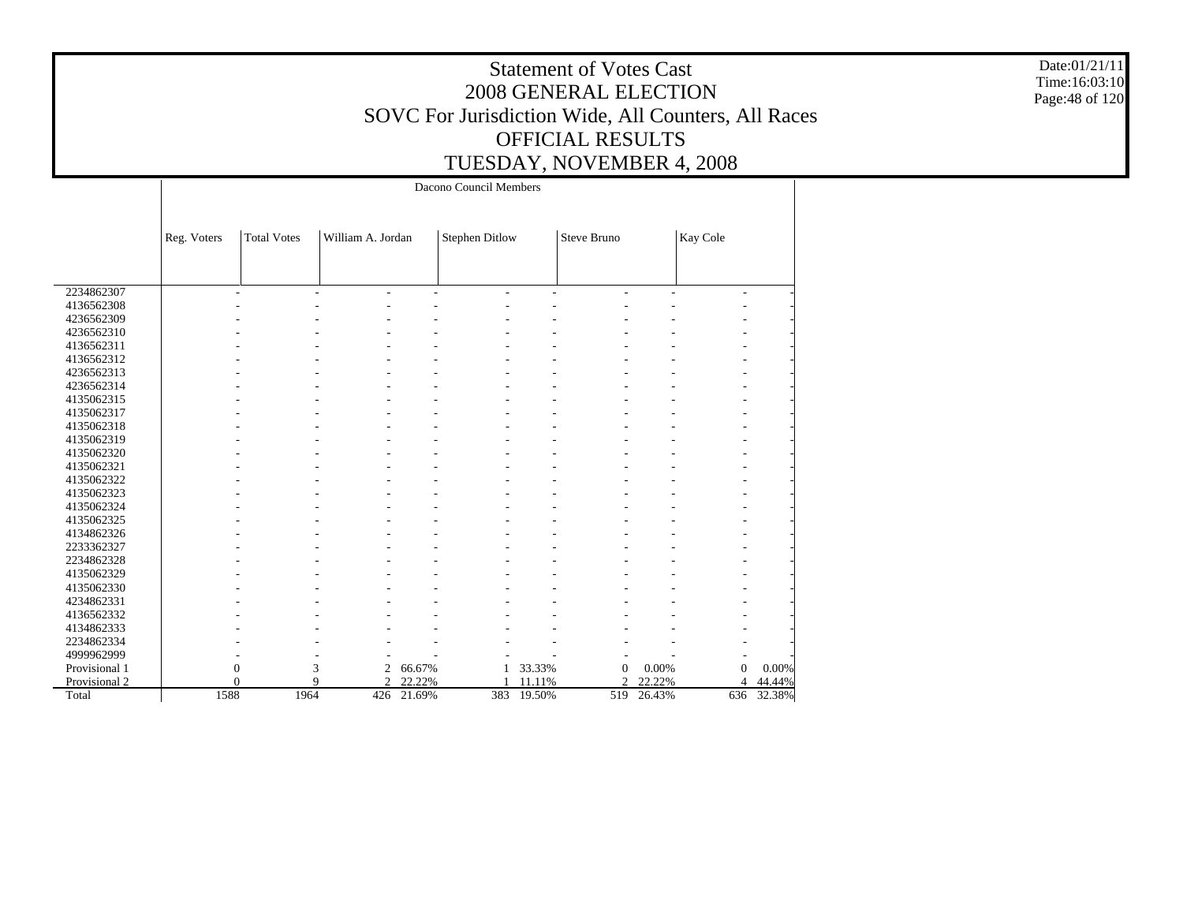# Statement of Votes Cast
## 2008 GENERAL ELECTION
## SOVC For Jurisdiction Wide, All Counters, All Races
## OFFICIAL RESULTS
## TUESDAY, NOVEMBER 4, 2008

Date:01/21/11
Time:16:03:10

| | Dacono Council Members | | | | | | | | | |
|---|---|---|---|---|---|---|---|---|---|---|
| | Reg. Voters | Total Votes | William A. Jordan | | Stephen Ditlow | | Steve Bruno | | Kay Cole | |
| 2234862307 | - | - | - | - | - | - | - | - | - | - |
| 4136562308 | - | - | - | - | - | - | - | - | - | - |
| 4236562309 | - | - | - | - | - | - | - | - | - | - |
| 4236562310 | - | - | - | - | - | - | - | - | - | - |
| 4136562311 | - | - | - | - | - | - | - | - | - | - |
| 4136562312 | - | - | - | - | - | - | - | - | - | - |
| 4236562313 | - | - | - | - | - | - | - | - | - | - |
| 4236562314 | - | - | - | - | - | - | - | - | - | - |
| 4135062315 | - | - | - | - | - | - | - | - | - | - |
| 4135062317 | - | - | - | - | - | - | - | - | - | - |
| 4135062318 | - | - | - | - | - | - | - | - | - | - |
| 4135062319 | - | - | - | - | - | - | - | - | - | - |
| 4135062320 | - | - | - | - | - | - | - | - | - | - |
| 4135062321 | - | - | - | - | - | - | - | - | - | - |
| 4135062322 | - | - | - | - | - | - | - | - | - | - |
| 4135062323 | - | - | - | - | - | - | - | - | - | - |
| 4135062324 | - | - | - | - | - | - | - | - | - | - |
| 4135062325 | - | - | - | - | - | - | - | - | - | - |
| 4134862326 | - | - | - | - | - | - | - | - | - | - |
| 2233362327 | - | - | - | - | - | - | - | - | - | - |
| 2234862328 | - | - | - | - | - | - | - | - | - | - |
| 4135062329 | - | - | - | - | - | - | - | - | - | - |
| 4135062330 | - | - | - | - | - | - | - | - | - | - |
| 4234862331 | - | - | - | - | - | - | - | - | - | - |
| 4136562332 | - | - | - | - | - | - | - | - | - | - |
| 4134862333 | - | - | - | - | - | - | - | - | - | - |
| 2234862334 | - | - | - | - | - | - | - | - | - | - |
| 4999962999 | - | - | - | - | - | - | - | - | - | - |
| Provisional 1 | 0 | 3 | 2 | 66.67% | 1 | 33.33% | 0 | 0.00% | 0 | 0.00% |
| Provisional 2 | 0 | 9 | 2 | 22.22% | 1 | 11.11% | 2 | 22.22% | 4 | 44.44% |
| Total | 1588 | 1964 | 426 | 21.69% | 383 | 19.50% | 519 | 26.43% | 636 | 32.38% |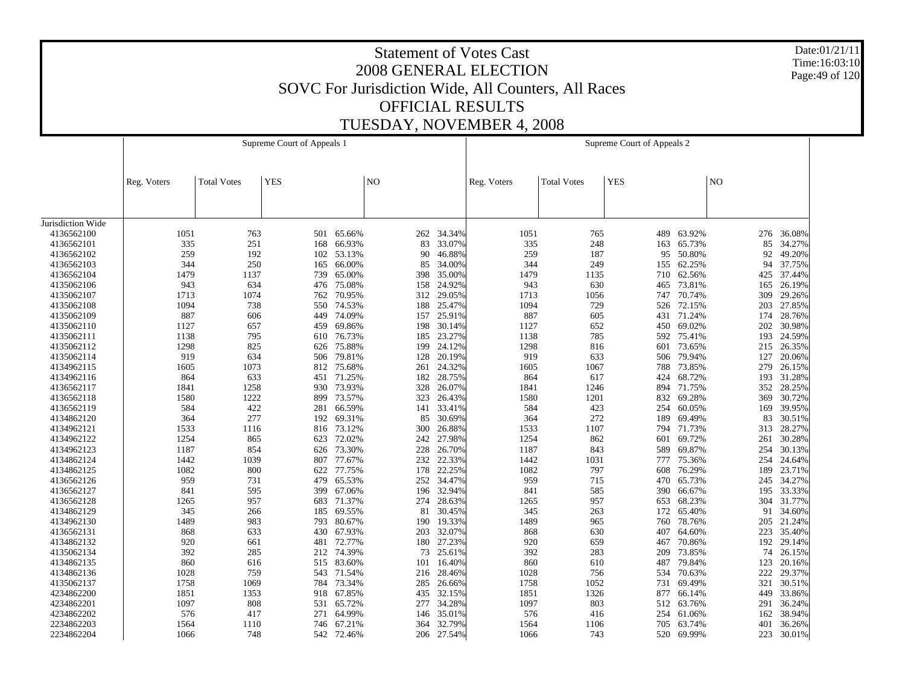# Statement of Votes Cast
## 2008 GENERAL ELECTION
## SOVC For Jurisdiction Wide, All Counters, All Races
## OFFICIAL RESULTS
## TUESDAY, NOVEMBER 4, 2008

Date:01/21/11
Time:16:03:10

| | Supreme Court of Appeals 1 | | | | | | Supreme Court of Appeals 2 | | | | | |
|---|---|---|---|---|---|---|---|---|---|---|---|---|
| | Reg. Voters | Total Votes | YES | | NO | | Reg. Voters | Total Votes | YES | | NO | |
| Jurisdiction Wide | | | | | | | | | | | | |
| 4136562100 | 1051 | 763 | 501 | 65.66% | 262 | 34.34% | 1051 | 765 | 489 | 63.92% | 276 | 36.08% |
| 4136562101 | 335 | 251 | 168 | 66.93% | 83 | 33.07% | 335 | 248 | 163 | 65.73% | 85 | 34.27% |
| 4136562102 | 259 | 192 | 102 | 53.13% | 90 | 46.88% | 259 | 187 | 95 | 50.80% | 92 | 49.20% |
| 4136562103 | 344 | 250 | 165 | 66.00% | 85 | 34.00% | 344 | 249 | 155 | 62.25% | 94 | 37.75% |
| 4136562104 | 1479 | 1137 | 739 | 65.00% | 398 | 35.00% | 1479 | 1135 | 710 | 62.56% | 425 | 37.44% |
| 4135062106 | 943 | 634 | 476 | 75.08% | 158 | 24.92% | 943 | 630 | 465 | 73.81% | 165 | 26.19% |
| 4135062107 | 1713 | 1074 | 762 | 70.95% | 312 | 29.05% | 1713 | 1056 | 747 | 70.74% | 309 | 29.26% |
| 4135062108 | 1094 | 738 | 550 | 74.53% | 188 | 25.47% | 1094 | 729 | 526 | 72.15% | 203 | 27.85% |
| 4135062109 | 887 | 606 | 449 | 74.09% | 157 | 25.91% | 887 | 605 | 431 | 71.24% | 174 | 28.76% |
| 4135062110 | 1127 | 657 | 459 | 69.86% | 198 | 30.14% | 1127 | 652 | 450 | 69.02% | 202 | 30.98% |
| 4135062111 | 1138 | 795 | 610 | 76.73% | 185 | 23.27% | 1138 | 785 | 592 | 75.41% | 193 | 24.59% |
| 4135062112 | 1298 | 825 | 626 | 75.88% | 199 | 24.12% | 1298 | 816 | 601 | 73.65% | 215 | 26.35% |
| 4135062114 | 919 | 634 | 506 | 79.81% | 128 | 20.19% | 919 | 633 | 506 | 79.94% | 127 | 20.06% |
| 4134962115 | 1605 | 1073 | 812 | 75.68% | 261 | 24.32% | 1605 | 1067 | 788 | 73.85% | 279 | 26.15% |
| 4134962116 | 864 | 633 | 451 | 71.25% | 182 | 28.75% | 864 | 617 | 424 | 68.72% | 193 | 31.28% |
| 4136562117 | 1841 | 1258 | 930 | 73.93% | 328 | 26.07% | 1841 | 1246 | 894 | 71.75% | 352 | 28.25% |
| 4136562118 | 1580 | 1222 | 899 | 73.57% | 323 | 26.43% | 1580 | 1201 | 832 | 69.28% | 369 | 30.72% |
| 4136562119 | 584 | 422 | 281 | 66.59% | 141 | 33.41% | 584 | 423 | 254 | 60.05% | 169 | 39.95% |
| 4134862120 | 364 | 277 | 192 | 69.31% | 85 | 30.69% | 364 | 272 | 189 | 69.49% | 83 | 30.51% |
| 4134962121 | 1533 | 1116 | 816 | 73.12% | 300 | 26.88% | 1533 | 1107 | 794 | 71.73% | 313 | 28.27% |
| 4134962122 | 1254 | 865 | 623 | 72.02% | 242 | 27.98% | 1254 | 862 | 601 | 69.72% | 261 | 30.28% |
| 4134962123 | 1187 | 854 | 626 | 73.30% | 228 | 26.70% | 1187 | 843 | 589 | 69.87% | 254 | 30.13% |
| 4134862124 | 1442 | 1039 | 807 | 77.67% | 232 | 22.33% | 1442 | 1031 | 777 | 75.36% | 254 | 24.64% |
| 4134862125 | 1082 | 800 | 622 | 77.75% | 178 | 22.25% | 1082 | 797 | 608 | 76.29% | 189 | 23.71% |
| 4136562126 | 959 | 731 | 479 | 65.53% | 252 | 34.47% | 959 | 715 | 470 | 65.73% | 245 | 34.27% |
| 4136562127 | 841 | 595 | 399 | 67.06% | 196 | 32.94% | 841 | 585 | 390 | 66.67% | 195 | 33.33% |
| 4136562128 | 1265 | 957 | 683 | 71.37% | 274 | 28.63% | 1265 | 957 | 653 | 68.23% | 304 | 31.77% |
| 4134862129 | 345 | 266 | 185 | 69.55% | 81 | 30.45% | 345 | 263 | 172 | 65.40% | 91 | 34.60% |
| 4134962130 | 1489 | 983 | 793 | 80.67% | 190 | 19.33% | 1489 | 965 | 760 | 78.76% | 205 | 21.24% |
| 4136562131 | 868 | 633 | 430 | 67.93% | 203 | 32.07% | 868 | 630 | 407 | 64.60% | 223 | 35.40% |
| 4134862132 | 920 | 661 | 481 | 72.77% | 180 | 27.23% | 920 | 659 | 467 | 70.86% | 192 | 29.14% |
| 4135062134 | 392 | 285 | 212 | 74.39% | 73 | 25.61% | 392 | 283 | 209 | 73.85% | 74 | 26.15% |
| 4134862135 | 860 | 616 | 515 | 83.60% | 101 | 16.40% | 860 | 610 | 487 | 79.84% | 123 | 20.16% |
| 4134862136 | 1028 | 759 | 543 | 71.54% | 216 | 28.46% | 1028 | 756 | 534 | 70.63% | 222 | 29.37% |
| 4135062137 | 1758 | 1069 | 784 | 73.34% | 285 | 26.66% | 1758 | 1052 | 731 | 69.49% | 321 | 30.51% |
| 4234862200 | 1851 | 1353 | 918 | 67.85% | 435 | 32.15% | 1851 | 1326 | 877 | 66.14% | 449 | 33.86% |
| 4234862201 | 1097 | 808 | 531 | 65.72% | 277 | 34.28% | 1097 | 803 | 512 | 63.76% | 291 | 36.24% |
| 4234862202 | 576 | 417 | 271 | 64.99% | 146 | 35.01% | 576 | 416 | 254 | 61.06% | 162 | 38.94% |
| 2234862203 | 1564 | 1110 | 746 | 67.21% | 364 | 32.79% | 1564 | 1106 | 705 | 63.74% | 401 | 36.26% |
| 2234862204 | 1066 | 748 | 542 | 72.46% | 206 | 27.54% | 1066 | 743 | 520 | 69.99% | 223 | 30.01% |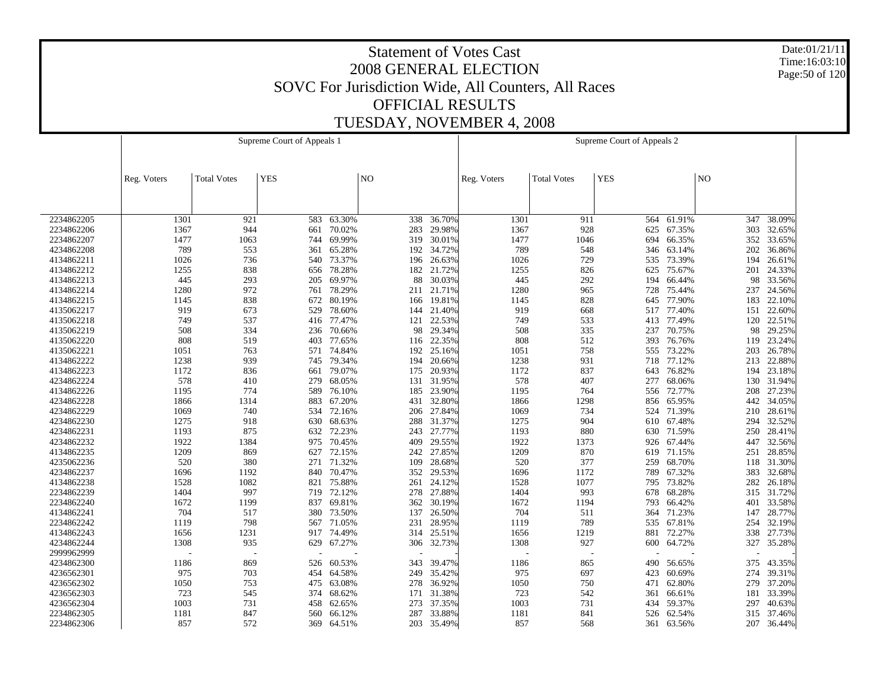# Statement of Votes Cast
## 2008 GENERAL ELECTION
## SOVC For Jurisdiction Wide, All Counters, All Races
## OFFICIAL RESULTS
## TUESDAY, NOVEMBER 4, 2008

Date:01/21/11
Time:16:03:10

| | Supreme Court of Appeals 1 | | | | | | Supreme Court of Appeals 2 | | | | | |
|---|---|---|---|---|---|---|---|---|---|---|---|---|
| | Reg. Voters | Total Votes | YES | | NO | | Reg. Voters | Total Votes | YES | | NO | |
| 2234862205 | 1301 | 921 | 583 | 63.30% | 338 | 36.70% | 1301 | 911 | 564 | 61.91% | 347 | 38.09% |
| 2234862206 | 1367 | 944 | 661 | 70.02% | 283 | 29.98% | 1367 | 928 | 625 | 67.35% | 303 | 32.65% |
| 2234862207 | 1477 | 1063 | 744 | 69.99% | 319 | 30.01% | 1477 | 1046 | 694 | 66.35% | 352 | 33.65% |
| 4234862208 | 789 | 553 | 361 | 65.28% | 192 | 34.72% | 789 | 548 | 346 | 63.14% | 202 | 36.86% |
| 4134862211 | 1026 | 736 | 540 | 73.37% | 196 | 26.63% | 1026 | 729 | 535 | 73.39% | 194 | 26.61% |
| 4134862212 | 1255 | 838 | 656 | 78.28% | 182 | 21.72% | 1255 | 826 | 625 | 75.67% | 201 | 24.33% |
| 4134862213 | 445 | 293 | 205 | 69.97% | 88 | 30.03% | 445 | 292 | 194 | 66.44% | 98 | 33.56% |
| 4134862214 | 1280 | 972 | 761 | 78.29% | 211 | 21.71% | 1280 | 965 | 728 | 75.44% | 237 | 24.56% |
| 4134862215 | 1145 | 838 | 672 | 80.19% | 166 | 19.81% | 1145 | 828 | 645 | 77.90% | 183 | 22.10% |
| 4135062217 | 919 | 673 | 529 | 78.60% | 144 | 21.40% | 919 | 668 | 517 | 77.40% | 151 | 22.60% |
| 4135062218 | 749 | 537 | 416 | 77.47% | 121 | 22.53% | 749 | 533 | 413 | 77.49% | 120 | 22.51% |
| 4135062219 | 508 | 334 | 236 | 70.66% | 98 | 29.34% | 508 | 335 | 237 | 70.75% | 98 | 29.25% |
| 4135062220 | 808 | 519 | 403 | 77.65% | 116 | 22.35% | 808 | 512 | 393 | 76.76% | 119 | 23.24% |
| 4135062221 | 1051 | 763 | 571 | 74.84% | 192 | 25.16% | 1051 | 758 | 555 | 73.22% | 203 | 26.78% |
| 4134862222 | 1238 | 939 | 745 | 79.34% | 194 | 20.66% | 1238 | 931 | 718 | 77.12% | 213 | 22.88% |
| 4134862223 | 1172 | 836 | 661 | 79.07% | 175 | 20.93% | 1172 | 837 | 643 | 76.82% | 194 | 23.18% |
| 4234862224 | 578 | 410 | 279 | 68.05% | 131 | 31.95% | 578 | 407 | 277 | 68.06% | 130 | 31.94% |
| 4134862226 | 1195 | 774 | 589 | 76.10% | 185 | 23.90% | 1195 | 764 | 556 | 72.77% | 208 | 27.23% |
| 4234862228 | 1866 | 1314 | 883 | 67.20% | 431 | 32.80% | 1866 | 1298 | 856 | 65.95% | 442 | 34.05% |
| 4234862229 | 1069 | 740 | 534 | 72.16% | 206 | 27.84% | 1069 | 734 | 524 | 71.39% | 210 | 28.61% |
| 4234862230 | 1275 | 918 | 630 | 68.63% | 288 | 31.37% | 1275 | 904 | 610 | 67.48% | 294 | 32.52% |
| 4234862231 | 1193 | 875 | 632 | 72.23% | 243 | 27.77% | 1193 | 880 | 630 | 71.59% | 250 | 28.41% |
| 4234862232 | 1922 | 1384 | 975 | 70.45% | 409 | 29.55% | 1922 | 1373 | 926 | 67.44% | 447 | 32.56% |
| 4134862235 | 1209 | 869 | 627 | 72.15% | 242 | 27.85% | 1209 | 870 | 619 | 71.15% | 251 | 28.85% |
| 4235062236 | 520 | 380 | 271 | 71.32% | 109 | 28.68% | 520 | 377 | 259 | 68.70% | 118 | 31.30% |
| 4234862237 | 1696 | 1192 | 840 | 70.47% | 352 | 29.53% | 1696 | 1172 | 789 | 67.32% | 383 | 32.68% |
| 4134862238 | 1528 | 1082 | 821 | 75.88% | 261 | 24.12% | 1528 | 1077 | 795 | 73.82% | 282 | 26.18% |
| 2234862239 | 1404 | 997 | 719 | 72.12% | 278 | 27.88% | 1404 | 993 | 678 | 68.28% | 315 | 31.72% |
| 2234862240 | 1672 | 1199 | 837 | 69.81% | 362 | 30.19% | 1672 | 1194 | 793 | 66.42% | 401 | 33.58% |
| 4134862241 | 704 | 517 | 380 | 73.50% | 137 | 26.50% | 704 | 511 | 364 | 71.23% | 147 | 28.77% |
| 2234862242 | 1119 | 798 | 567 | 71.05% | 231 | 28.95% | 1119 | 789 | 535 | 67.81% | 254 | 32.19% |
| 4134862243 | 1656 | 1231 | 917 | 74.49% | 314 | 25.51% | 1656 | 1219 | 881 | 72.27% | 338 | 27.73% |
| 4234862244 | 1308 | 935 | 629 | 67.27% | 306 | 32.73% | 1308 | 927 | 600 | 64.72% | 327 | 35.28% |
| 2999962999 | - | - | - | - | - | - | - | - | - | - | - | - |
| 4234862300 | 1186 | 869 | 526 | 60.53% | 343 | 39.47% | 1186 | 865 | 490 | 56.65% | 375 | 43.35% |
| 4236562301 | 975 | 703 | 454 | 64.58% | 249 | 35.42% | 975 | 697 | 423 | 60.69% | 274 | 39.31% |
| 4236562302 | 1050 | 753 | 475 | 63.08% | 278 | 36.92% | 1050 | 750 | 471 | 62.80% | 279 | 37.20% |
| 4236562303 | 723 | 545 | 374 | 68.62% | 171 | 31.38% | 723 | 542 | 361 | 66.61% | 181 | 33.39% |
| 4236562304 | 1003 | 731 | 458 | 62.65% | 273 | 37.35% | 1003 | 731 | 434 | 59.37% | 297 | 40.63% |
| 2234862305 | 1181 | 847 | 560 | 66.12% | 287 | 33.88% | 1181 | 841 | 526 | 62.54% | 315 | 37.46% |
| 2234862306 | 857 | 572 | 369 | 64.51% | 203 | 35.49% | 857 | 568 | 361 | 63.56% | 207 | 36.44% |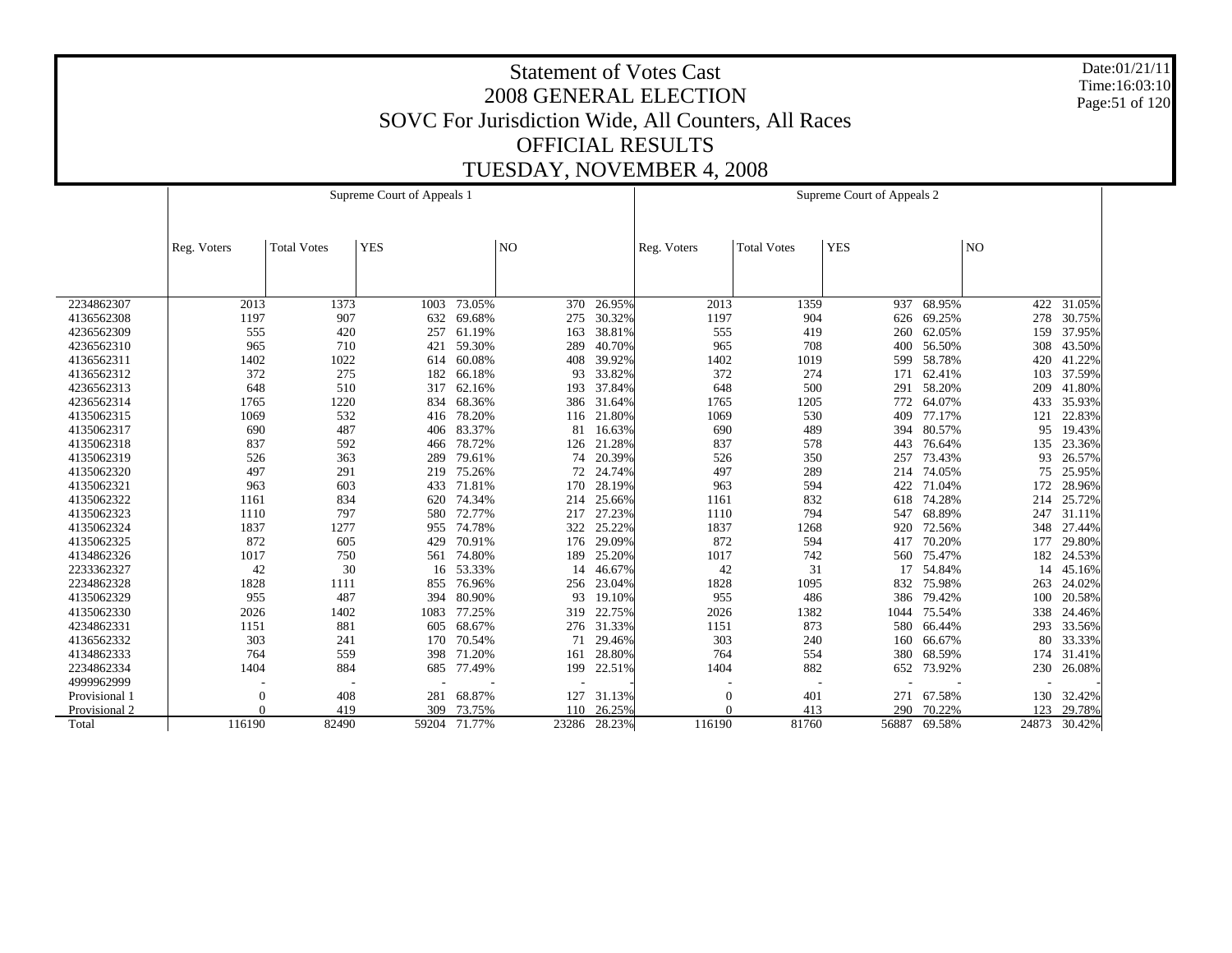# Statement of Votes Cast
## 2008 GENERAL ELECTION
## SOVC For Jurisdiction Wide, All Counters, All Races
## OFFICIAL RESULTS
## TUESDAY, NOVEMBER 4, 2008

Date:01/21/11
Time:16:03:10

| | Supreme Court of Appeals 1 | | | | | | Supreme Court of Appeals 2 | | | | | |
|---|---|---|---|---|---|---|---|---|---|---|---|---|
| | Reg. Voters | Total Votes | YES | | NO | | Reg. Voters | Total Votes | YES | | NO | |
| 2234862307 | 2013 | 1373 | 1003 | 73.05% | 370 | 26.95% | 2013 | 1359 | 937 | 68.95% | 422 | 31.05% |
| 4136562308 | 1197 | 907 | 632 | 69.68% | 275 | 30.32% | 1197 | 904 | 626 | 69.25% | 278 | 30.75% |
| 4236562309 | 555 | 420 | 257 | 61.19% | 163 | 38.81% | 555 | 419 | 260 | 62.05% | 159 | 37.95% |
| 4236562310 | 965 | 710 | 421 | 59.30% | 289 | 40.70% | 965 | 708 | 400 | 56.50% | 308 | 43.50% |
| 4136562311 | 1402 | 1022 | 614 | 60.08% | 408 | 39.92% | 1402 | 1019 | 599 | 58.78% | 420 | 41.22% |
| 4136562312 | 372 | 275 | 182 | 66.18% | 93 | 33.82% | 372 | 274 | 171 | 62.41% | 103 | 37.59% |
| 4236562313 | 648 | 510 | 317 | 62.16% | 193 | 37.84% | 648 | 500 | 291 | 58.20% | 209 | 41.80% |
| 4236562314 | 1765 | 1220 | 834 | 68.36% | 386 | 31.64% | 1765 | 1205 | 772 | 64.07% | 433 | 35.93% |
| 4135062315 | 1069 | 532 | 416 | 78.20% | 116 | 21.80% | 1069 | 530 | 409 | 77.17% | 121 | 22.83% |
| 4135062317 | 690 | 487 | 406 | 83.37% | 81 | 16.63% | 690 | 489 | 394 | 80.57% | 95 | 19.43% |
| 4135062318 | 837 | 592 | 466 | 78.72% | 126 | 21.28% | 837 | 578 | 443 | 76.64% | 135 | 23.36% |
| 4135062319 | 526 | 363 | 289 | 79.61% | 74 | 20.39% | 526 | 350 | 257 | 73.43% | 93 | 26.57% |
| 4135062320 | 497 | 291 | 219 | 75.26% | 72 | 24.74% | 497 | 289 | 214 | 74.05% | 75 | 25.95% |
| 4135062321 | 963 | 603 | 433 | 71.81% | 170 | 28.19% | 963 | 594 | 422 | 71.04% | 172 | 28.96% |
| 4135062322 | 1161 | 834 | 620 | 74.34% | 214 | 25.66% | 1161 | 832 | 618 | 74.28% | 214 | 25.72% |
| 4135062323 | 1110 | 797 | 580 | 72.77% | 217 | 27.23% | 1110 | 794 | 547 | 68.89% | 247 | 31.11% |
| 4135062324 | 1837 | 1277 | 955 | 74.78% | 322 | 25.22% | 1837 | 1268 | 920 | 72.56% | 348 | 27.44% |
| 4135062325 | 872 | 605 | 429 | 70.91% | 176 | 29.09% | 872 | 594 | 417 | 70.20% | 177 | 29.80% |
| 4134862326 | 1017 | 750 | 561 | 74.80% | 189 | 25.20% | 1017 | 742 | 560 | 75.47% | 182 | 24.53% |
| 2233362327 | 42 | 30 | 16 | 53.33% | 14 | 46.67% | 42 | 31 | 17 | 54.84% | 14 | 45.16% |
| 2234862328 | 1828 | 1111 | 855 | 76.96% | 256 | 23.04% | 1828 | 1095 | 832 | 75.98% | 263 | 24.02% |
| 4135062329 | 955 | 487 | 394 | 80.90% | 93 | 19.10% | 955 | 486 | 386 | 79.42% | 100 | 20.58% |
| 4135062330 | 2026 | 1402 | 1083 | 77.25% | 319 | 22.75% | 2026 | 1382 | 1044 | 75.54% | 338 | 24.46% |
| 4234862331 | 1151 | 881 | 605 | 68.67% | 276 | 31.33% | 1151 | 873 | 580 | 66.44% | 293 | 33.56% |
| 4136562332 | 303 | 241 | 170 | 70.54% | 71 | 29.46% | 303 | 240 | 160 | 66.67% | 80 | 33.33% |
| 4134862333 | 764 | 559 | 398 | 71.20% | 161 | 28.80% | 764 | 554 | 380 | 68.59% | 174 | 31.41% |
| 2234862334 | 1404 | 884 | 685 | 77.49% | 199 | 22.51% | 1404 | 882 | 652 | 73.92% | 230 | 26.08% |
| 4999962999 | - | - | - | - | - | - | - | - | - | - | - | - |
| Provisional 1 | 0 | 408 | 281 | 68.87% | 127 | 31.13% | 0 | 401 | 271 | 67.58% | 130 | 32.42% |
| Provisional 2 | 0 | 419 | 309 | 73.75% | 110 | 26.25% | 0 | 413 | 290 | 70.22% | 123 | 29.78% |
| Total | 116190 | 82490 | 59204 | 71.77% | 23286 | 28.23% | 116190 | 81760 | 56887 | 69.58% | 24873 | 30.42% |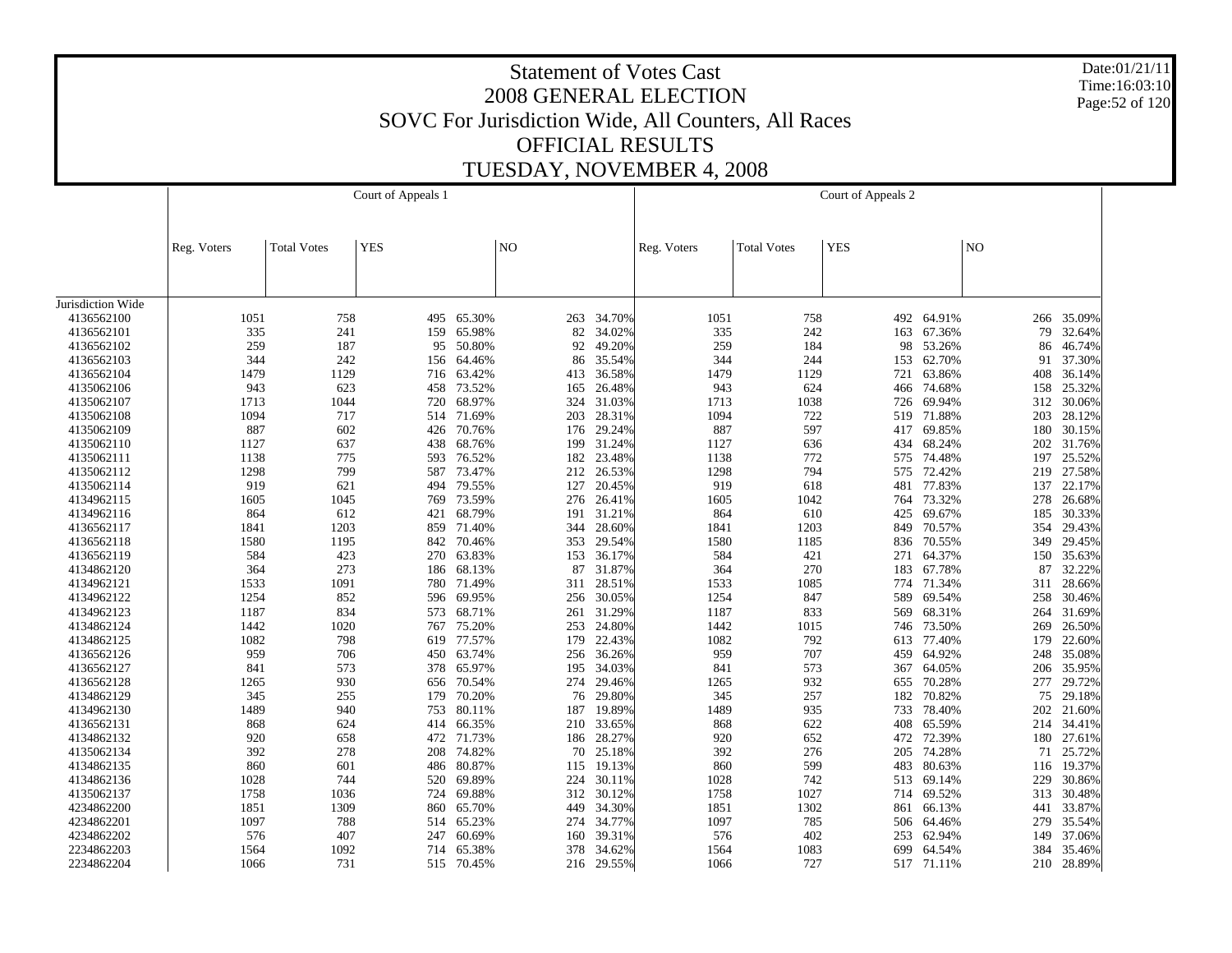# Statement of Votes Cast
## 2008 GENERAL ELECTION
## SOVC For Jurisdiction Wide, All Counters, All Races
## OFFICIAL RESULTS
## TUESDAY, NOVEMBER 4, 2008

Date:01/21/11
Time:16:03:10

| | Court of Appeals 1 | | | | | | Court of Appeals 2 | | | | | |
|---|---|---|---|---|---|---|---|---|---|---|---|---|
| | Reg. Voters | Total Votes | YES | | NO | | Reg. Voters | Total Votes | YES | | NO | |
| Jurisdiction Wide | | | | | | | | | | | | |
| 4136562100 | 1051 | 758 | 495 | 65.30% | 263 | 34.70% | 1051 | 758 | 492 | 64.91% | 266 | 35.09% |
| 4136562101 | 335 | 241 | 159 | 65.98% | 82 | 34.02% | 335 | 242 | 163 | 67.36% | 79 | 32.64% |
| 4136562102 | 259 | 187 | 95 | 50.80% | 92 | 49.20% | 259 | 184 | 98 | 53.26% | 86 | 46.74% |
| 4136562103 | 344 | 242 | 156 | 64.46% | 86 | 35.54% | 344 | 244 | 153 | 62.70% | 91 | 37.30% |
| 4136562104 | 1479 | 1129 | 716 | 63.42% | 413 | 36.58% | 1479 | 1129 | 721 | 63.86% | 408 | 36.14% |
| 4135062106 | 943 | 623 | 458 | 73.52% | 165 | 26.48% | 943 | 624 | 466 | 74.68% | 158 | 25.32% |
| 4135062107 | 1713 | 1044 | 720 | 68.97% | 324 | 31.03% | 1713 | 1038 | 726 | 69.94% | 312 | 30.06% |
| 4135062108 | 1094 | 717 | 514 | 71.69% | 203 | 28.31% | 1094 | 722 | 519 | 71.88% | 203 | 28.12% |
| 4135062109 | 887 | 602 | 426 | 70.76% | 176 | 29.24% | 887 | 597 | 417 | 69.85% | 180 | 30.15% |
| 4135062110 | 1127 | 637 | 438 | 68.76% | 199 | 31.24% | 1127 | 636 | 434 | 68.24% | 202 | 31.76% |
| 4135062111 | 1138 | 775 | 593 | 76.52% | 182 | 23.48% | 1138 | 772 | 575 | 74.48% | 197 | 25.52% |
| 4135062112 | 1298 | 799 | 587 | 73.47% | 212 | 26.53% | 1298 | 794 | 575 | 72.42% | 219 | 27.58% |
| 4135062114 | 919 | 621 | 494 | 79.55% | 127 | 20.45% | 919 | 618 | 481 | 77.83% | 137 | 22.17% |
| 4134962115 | 1605 | 1045 | 769 | 73.59% | 276 | 26.41% | 1605 | 1042 | 764 | 73.32% | 278 | 26.68% |
| 4134962116 | 864 | 612 | 421 | 68.79% | 191 | 31.21% | 864 | 610 | 425 | 69.67% | 185 | 30.33% |
| 4136562117 | 1841 | 1203 | 859 | 71.40% | 344 | 28.60% | 1841 | 1203 | 849 | 70.57% | 354 | 29.43% |
| 4136562118 | 1580 | 1195 | 842 | 70.46% | 353 | 29.54% | 1580 | 1185 | 836 | 70.55% | 349 | 29.45% |
| 4136562119 | 584 | 423 | 270 | 63.83% | 153 | 36.17% | 584 | 421 | 271 | 64.37% | 150 | 35.63% |
| 4134862120 | 364 | 273 | 186 | 68.13% | 87 | 31.87% | 364 | 270 | 183 | 67.78% | 87 | 32.22% |
| 4134962121 | 1533 | 1091 | 780 | 71.49% | 311 | 28.51% | 1533 | 1085 | 774 | 71.34% | 311 | 28.66% |
| 4134962122 | 1254 | 852 | 596 | 69.95% | 256 | 30.05% | 1254 | 847 | 589 | 69.54% | 258 | 30.46% |
| 4134962123 | 1187 | 834 | 573 | 68.71% | 261 | 31.29% | 1187 | 833 | 569 | 68.31% | 264 | 31.69% |
| 4134862124 | 1442 | 1020 | 767 | 75.20% | 253 | 24.80% | 1442 | 1015 | 746 | 73.50% | 269 | 26.50% |
| 4134862125 | 1082 | 798 | 619 | 77.57% | 179 | 22.43% | 1082 | 792 | 613 | 77.40% | 179 | 22.60% |
| 4136562126 | 959 | 706 | 450 | 63.74% | 256 | 36.26% | 959 | 707 | 459 | 64.92% | 248 | 35.08% |
| 4136562127 | 841 | 573 | 378 | 65.97% | 195 | 34.03% | 841 | 573 | 367 | 64.05% | 206 | 35.95% |
| 4136562128 | 1265 | 930 | 656 | 70.54% | 274 | 29.46% | 1265 | 932 | 655 | 70.28% | 277 | 29.72% |
| 4134862129 | 345 | 255 | 179 | 70.20% | 76 | 29.80% | 345 | 257 | 182 | 70.82% | 75 | 29.18% |
| 4134962130 | 1489 | 940 | 753 | 80.11% | 187 | 19.89% | 1489 | 935 | 733 | 78.40% | 202 | 21.60% |
| 4136562131 | 868 | 624 | 414 | 66.35% | 210 | 33.65% | 868 | 622 | 408 | 65.59% | 214 | 34.41% |
| 4134862132 | 920 | 658 | 472 | 71.73% | 186 | 28.27% | 920 | 652 | 472 | 72.39% | 180 | 27.61% |
| 4135062134 | 392 | 278 | 208 | 74.82% | 70 | 25.18% | 392 | 276 | 205 | 74.28% | 71 | 25.72% |
| 4134862135 | 860 | 601 | 486 | 80.87% | 115 | 19.13% | 860 | 599 | 483 | 80.63% | 116 | 19.37% |
| 4134862136 | 1028 | 744 | 520 | 69.89% | 224 | 30.11% | 1028 | 742 | 513 | 69.14% | 229 | 30.86% |
| 4135062137 | 1758 | 1036 | 724 | 69.88% | 312 | 30.12% | 1758 | 1027 | 714 | 69.52% | 313 | 30.48% |
| 4234862200 | 1851 | 1309 | 860 | 65.70% | 449 | 34.30% | 1851 | 1302 | 861 | 66.13% | 441 | 33.87% |
| 4234862201 | 1097 | 788 | 514 | 65.23% | 274 | 34.77% | 1097 | 785 | 506 | 64.46% | 279 | 35.54% |
| 4234862202 | 576 | 407 | 247 | 60.69% | 160 | 39.31% | 576 | 402 | 253 | 62.94% | 149 | 37.06% |
| 2234862203 | 1564 | 1092 | 714 | 65.38% | 378 | 34.62% | 1564 | 1083 | 699 | 64.54% | 384 | 35.46% |
| 2234862204 | 1066 | 731 | 515 | 70.45% | 216 | 29.55% | 1066 | 727 | 517 | 71.11% | 210 | 28.89% |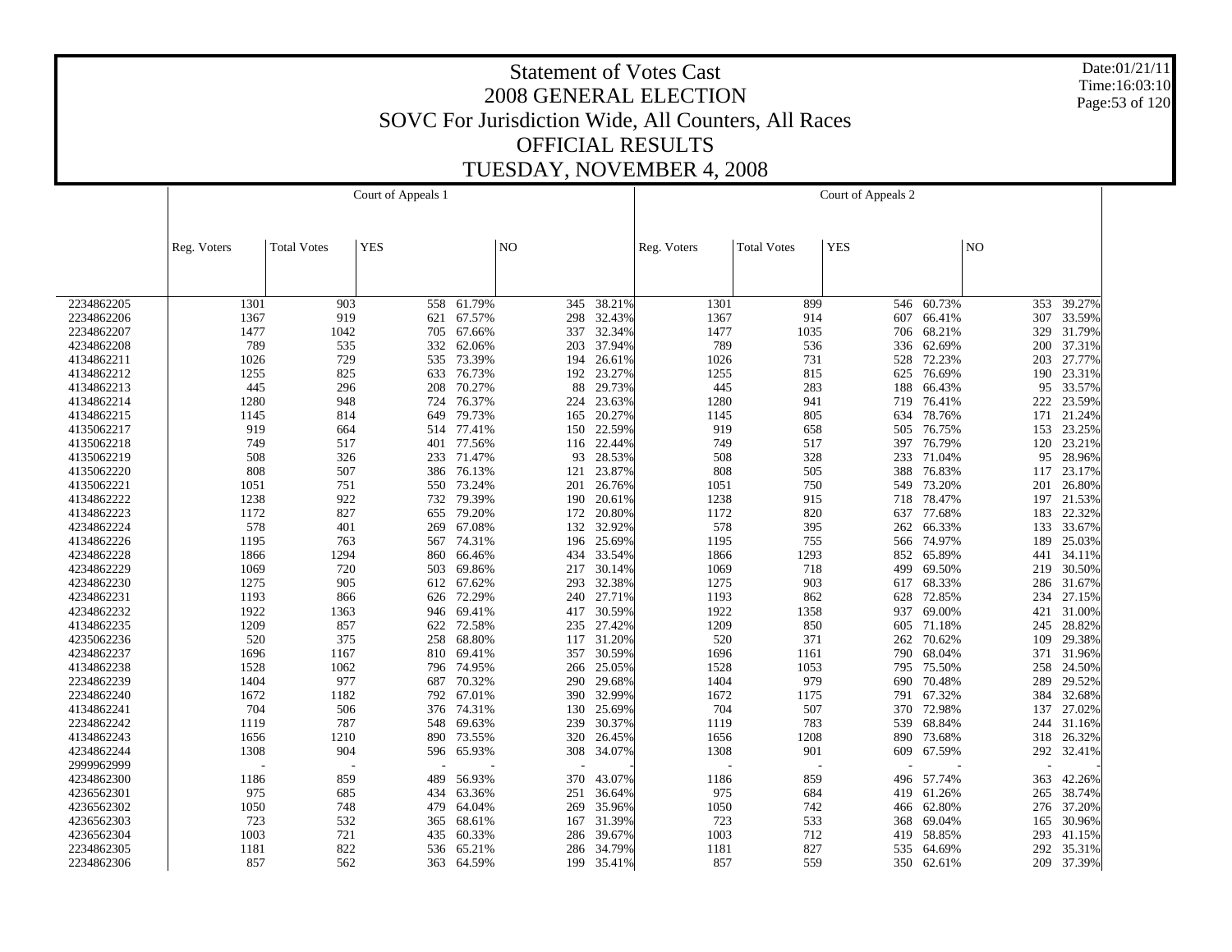# Statement of Votes Cast
## 2008 GENERAL ELECTION
## SOVC For Jurisdiction Wide, All Counters, All Races
## OFFICIAL RESULTS
## TUESDAY, NOVEMBER 4, 2008

Date:01/21/11
Time:16:03:10

| | Court of Appeals 1 | | | | | | Court of Appeals 2 | | | | | |
|---|---|---|---|---|---|---|---|---|---|---|---|---|
| | Reg. Voters | Total Votes | YES | | NO | | Reg. Voters | Total Votes | YES | | NO | |
| 2234862205 | 1301 | 903 | 558 | 61.79% | 345 | 38.21% | 1301 | 899 | 546 | 60.73% | 353 | 39.27% |
| 2234862206 | 1367 | 919 | 621 | 67.57% | 298 | 32.43% | 1367 | 914 | 607 | 66.41% | 307 | 33.59% |
| 2234862207 | 1477 | 1042 | 705 | 67.66% | 337 | 32.34% | 1477 | 1035 | 706 | 68.21% | 329 | 31.79% |
| 4234862208 | 789 | 535 | 332 | 62.06% | 203 | 37.94% | 789 | 536 | 336 | 62.69% | 200 | 37.31% |
| 4134862211 | 1026 | 729 | 535 | 73.39% | 194 | 26.61% | 1026 | 731 | 528 | 72.23% | 203 | 27.77% |
| 4134862212 | 1255 | 825 | 633 | 76.73% | 192 | 23.27% | 1255 | 815 | 625 | 76.69% | 190 | 23.31% |
| 4134862213 | 445 | 296 | 208 | 70.27% | 88 | 29.73% | 445 | 283 | 188 | 66.43% | 95 | 33.57% |
| 4134862214 | 1280 | 948 | 724 | 76.37% | 224 | 23.63% | 1280 | 941 | 719 | 76.41% | 222 | 23.59% |
| 4134862215 | 1145 | 814 | 649 | 79.73% | 165 | 20.27% | 1145 | 805 | 634 | 78.76% | 171 | 21.24% |
| 4135062217 | 919 | 664 | 514 | 77.41% | 150 | 22.59% | 919 | 658 | 505 | 76.75% | 153 | 23.25% |
| 4135062218 | 749 | 517 | 401 | 77.56% | 116 | 22.44% | 749 | 517 | 397 | 76.79% | 120 | 23.21% |
| 4135062219 | 508 | 326 | 233 | 71.47% | 93 | 28.53% | 508 | 328 | 233 | 71.04% | 95 | 28.96% |
| 4135062220 | 808 | 507 | 386 | 76.13% | 121 | 23.87% | 808 | 505 | 388 | 76.83% | 117 | 23.17% |
| 4135062221 | 1051 | 751 | 550 | 73.24% | 201 | 26.76% | 1051 | 750 | 549 | 73.20% | 201 | 26.80% |
| 4134862222 | 1238 | 922 | 732 | 79.39% | 190 | 20.61% | 1238 | 915 | 718 | 78.47% | 197 | 21.53% |
| 4134862223 | 1172 | 827 | 655 | 79.20% | 172 | 20.80% | 1172 | 820 | 637 | 77.68% | 183 | 22.32% |
| 4234862224 | 578 | 401 | 269 | 67.08% | 132 | 32.92% | 578 | 395 | 262 | 66.33% | 133 | 33.67% |
| 4134862226 | 1195 | 763 | 567 | 74.31% | 196 | 25.69% | 1195 | 755 | 566 | 74.97% | 189 | 25.03% |
| 4234862228 | 1866 | 1294 | 860 | 66.46% | 434 | 33.54% | 1866 | 1293 | 852 | 65.89% | 441 | 34.11% |
| 4234862229 | 1069 | 720 | 503 | 69.86% | 217 | 30.14% | 1069 | 718 | 499 | 69.50% | 219 | 30.50% |
| 4234862230 | 1275 | 905 | 612 | 67.62% | 293 | 32.38% | 1275 | 903 | 617 | 68.33% | 286 | 31.67% |
| 4234862231 | 1193 | 866 | 626 | 72.29% | 240 | 27.71% | 1193 | 862 | 628 | 72.85% | 234 | 27.15% |
| 4234862232 | 1922 | 1363 | 946 | 69.41% | 417 | 30.59% | 1922 | 1358 | 937 | 69.00% | 421 | 31.00% |
| 4134862235 | 1209 | 857 | 622 | 72.58% | 235 | 27.42% | 1209 | 850 | 605 | 71.18% | 245 | 28.82% |
| 4235062236 | 520 | 375 | 258 | 68.80% | 117 | 31.20% | 520 | 371 | 262 | 70.62% | 109 | 29.38% |
| 4234862237 | 1696 | 1167 | 810 | 69.41% | 357 | 30.59% | 1696 | 1161 | 790 | 68.04% | 371 | 31.96% |
| 4134862238 | 1528 | 1062 | 796 | 74.95% | 266 | 25.05% | 1528 | 1053 | 795 | 75.50% | 258 | 24.50% |
| 2234862239 | 1404 | 977 | 687 | 70.32% | 290 | 29.68% | 1404 | 979 | 690 | 70.48% | 289 | 29.52% |
| 2234862240 | 1672 | 1182 | 792 | 67.01% | 390 | 32.99% | 1672 | 1175 | 791 | 67.32% | 384 | 32.68% |
| 4134862241 | 704 | 506 | 376 | 74.31% | 130 | 25.69% | 704 | 507 | 370 | 72.98% | 137 | 27.02% |
| 2234862242 | 1119 | 787 | 548 | 69.63% | 239 | 30.37% | 1119 | 783 | 539 | 68.84% | 244 | 31.16% |
| 4134862243 | 1656 | 1210 | 890 | 73.55% | 320 | 26.45% | 1656 | 1208 | 890 | 73.68% | 318 | 26.32% |
| 4234862244 | 1308 | 904 | 596 | 65.93% | 308 | 34.07% | 1308 | 901 | 609 | 67.59% | 292 | 32.41% |
| 2999962999 | - | - | - | - | - | - | - | - | - | - | - | - |
| 4234862300 | 1186 | 859 | 489 | 56.93% | 370 | 43.07% | 1186 | 859 | 496 | 57.74% | 363 | 42.26% |
| 4236562301 | 975 | 685 | 434 | 63.36% | 251 | 36.64% | 975 | 684 | 419 | 61.26% | 265 | 38.74% |
| 4236562302 | 1050 | 748 | 479 | 64.04% | 269 | 35.96% | 1050 | 742 | 466 | 62.80% | 276 | 37.20% |
| 4236562303 | 723 | 532 | 365 | 68.61% | 167 | 31.39% | 723 | 533 | 368 | 69.04% | 165 | 30.96% |
| 4236562304 | 1003 | 721 | 435 | 60.33% | 286 | 39.67% | 1003 | 712 | 419 | 58.85% | 293 | 41.15% |
| 2234862305 | 1181 | 822 | 536 | 65.21% | 286 | 34.79% | 1181 | 827 | 535 | 64.69% | 292 | 35.31% |
| 2234862306 | 857 | 562 | 363 | 64.59% | 199 | 35.41% | 857 | 559 | 350 | 62.61% | 209 | 37.39% |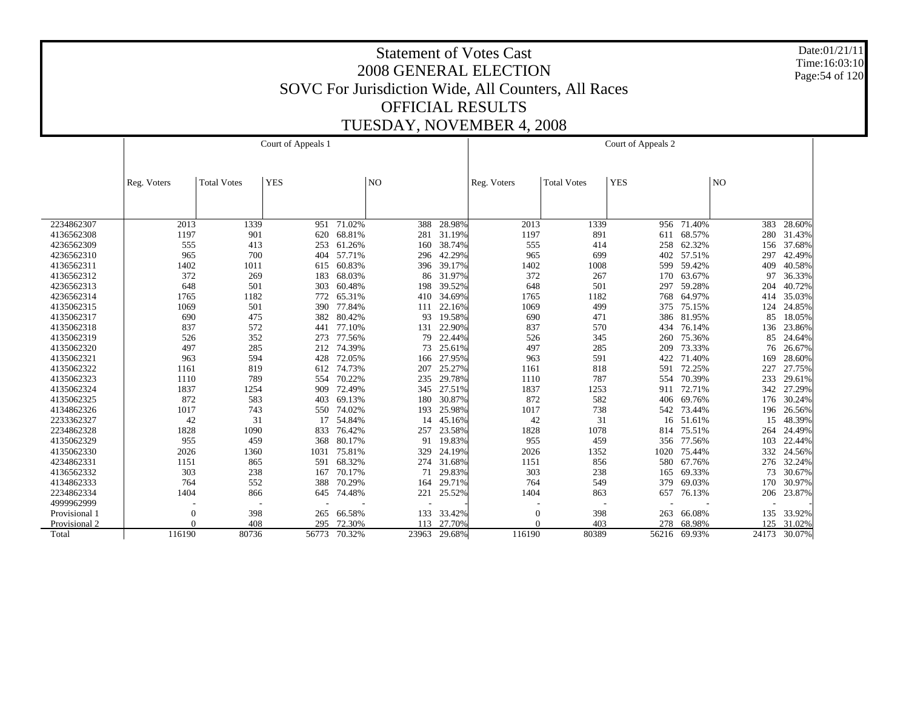# Statement of Votes Cast
## 2008 GENERAL ELECTION
## SOVC For Jurisdiction Wide, All Counters, All Races
## OFFICIAL RESULTS
## TUESDAY, NOVEMBER 4, 2008

Date:01/21/11
Time:16:03:10

| | Court of Appeals 1 | | | | | | Court of Appeals 2 | | | | | |
|---|---|---|---|---|---|---|---|---|---|---|---|---|
| | Reg. Voters | Total Votes | YES | | NO | | Reg. Voters | Total Votes | YES | | NO | |
| 2234862307 | 2013 | 1339 | 951 | 71.02% | 388 | 28.98% | 2013 | 1339 | 956 | 71.40% | 383 | 28.60% |
| 4136562308 | 1197 | 901 | 620 | 68.81% | 281 | 31.19% | 1197 | 891 | 611 | 68.57% | 280 | 31.43% |
| 4236562309 | 555 | 413 | 253 | 61.26% | 160 | 38.74% | 555 | 414 | 258 | 62.32% | 156 | 37.68% |
| 4236562310 | 965 | 700 | 404 | 57.71% | 296 | 42.29% | 965 | 699 | 402 | 57.51% | 297 | 42.49% |
| 4136562311 | 1402 | 1011 | 615 | 60.83% | 396 | 39.17% | 1402 | 1008 | 599 | 59.42% | 409 | 40.58% |
| 4136562312 | 372 | 269 | 183 | 68.03% | 86 | 31.97% | 372 | 267 | 170 | 63.67% | 97 | 36.33% |
| 4236562313 | 648 | 501 | 303 | 60.48% | 198 | 39.52% | 648 | 501 | 297 | 59.28% | 204 | 40.72% |
| 4236562314 | 1765 | 1182 | 772 | 65.31% | 410 | 34.69% | 1765 | 1182 | 768 | 64.97% | 414 | 35.03% |
| 4135062315 | 1069 | 501 | 390 | 77.84% | 111 | 22.16% | 1069 | 499 | 375 | 75.15% | 124 | 24.85% |
| 4135062317 | 690 | 475 | 382 | 80.42% | 93 | 19.58% | 690 | 471 | 386 | 81.95% | 85 | 18.05% |
| 4135062318 | 837 | 572 | 441 | 77.10% | 131 | 22.90% | 837 | 570 | 434 | 76.14% | 136 | 23.86% |
| 4135062319 | 526 | 352 | 273 | 77.56% | 79 | 22.44% | 526 | 345 | 260 | 75.36% | 85 | 24.64% |
| 4135062320 | 497 | 285 | 212 | 74.39% | 73 | 25.61% | 497 | 285 | 209 | 73.33% | 76 | 26.67% |
| 4135062321 | 963 | 594 | 428 | 72.05% | 166 | 27.95% | 963 | 591 | 422 | 71.40% | 169 | 28.60% |
| 4135062322 | 1161 | 819 | 612 | 74.73% | 207 | 25.27% | 1161 | 818 | 591 | 72.25% | 227 | 27.75% |
| 4135062323 | 1110 | 789 | 554 | 70.22% | 235 | 29.78% | 1110 | 787 | 554 | 70.39% | 233 | 29.61% |
| 4135062324 | 1837 | 1254 | 909 | 72.49% | 345 | 27.51% | 1837 | 1253 | 911 | 72.71% | 342 | 27.29% |
| 4135062325 | 872 | 583 | 403 | 69.13% | 180 | 30.87% | 872 | 582 | 406 | 69.76% | 176 | 30.24% |
| 4134862326 | 1017 | 743 | 550 | 74.02% | 193 | 25.98% | 1017 | 738 | 542 | 73.44% | 196 | 26.56% |
| 2233362327 | 42 | 31 | 17 | 54.84% | 14 | 45.16% | 42 | 31 | 16 | 51.61% | 15 | 48.39% |
| 2234862328 | 1828 | 1090 | 833 | 76.42% | 257 | 23.58% | 1828 | 1078 | 814 | 75.51% | 264 | 24.49% |
| 4135062329 | 955 | 459 | 368 | 80.17% | 91 | 19.83% | 955 | 459 | 356 | 77.56% | 103 | 22.44% |
| 4135062330 | 2026 | 1360 | 1031 | 75.81% | 329 | 24.19% | 2026 | 1352 | 1020 | 75.44% | 332 | 24.56% |
| 4234862331 | 1151 | 865 | 591 | 68.32% | 274 | 31.68% | 1151 | 856 | 580 | 67.76% | 276 | 32.24% |
| 4136562332 | 303 | 238 | 167 | 70.17% | 71 | 29.83% | 303 | 238 | 165 | 69.33% | 73 | 30.67% |
| 4134862333 | 764 | 552 | 388 | 70.29% | 164 | 29.71% | 764 | 549 | 379 | 69.03% | 170 | 30.97% |
| 2234862334 | 1404 | 866 | 645 | 74.48% | 221 | 25.52% | 1404 | 863 | 657 | 76.13% | 206 | 23.87% |
| 4999962999 | - | - | - | - | - | - | - | - | - | - | - | - |
| Provisional 1 | 0 | 398 | 265 | 66.58% | 133 | 33.42% | 0 | 398 | 263 | 66.08% | 135 | 33.92% |
| Provisional 2 | 0 | 408 | 295 | 72.30% | 113 | 27.70% | 0 | 403 | 278 | 68.98% | 125 | 31.02% |
| Total | 116190 | 80736 | 56773 | 70.32% | 23963 | 29.68% | 116190 | 80389 | 56216 | 69.93% | 24173 | 30.07% |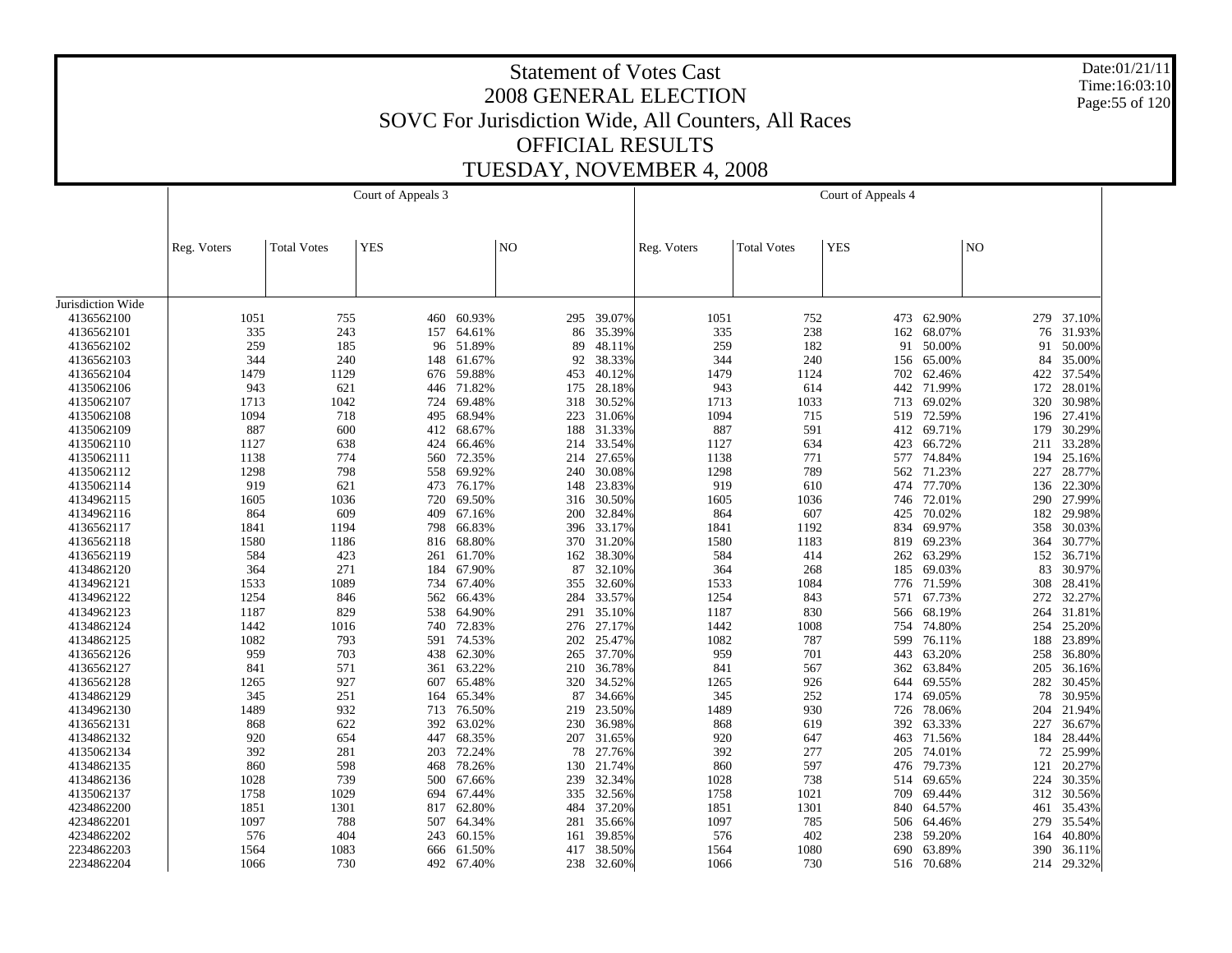# Statement of Votes Cast
# 2008 GENERAL ELECTION
## SOVC For Jurisdiction Wide, All Counters, All Races
## OFFICIAL RESULTS
## TUESDAY, NOVEMBER 4, 2008

Date:01/21/11
Time:16:03:10

| | Court of Appeals 3 | | | | | | Court of Appeals 4 | | | | | |
|---|---|---|---|---|---|---|---|---|---|---|---|---|
| | Reg. Voters | Total Votes | YES | | NO | | Reg. Voters | Total Votes | YES | | NO | |
| Jurisdiction Wide | | | | | | | | | | | | |
| 4136562100 | 1051 | 755 | 460 | 60.93% | 295 | 39.07% | 1051 | 752 | 473 | 62.90% | 279 | 37.10% |
| 4136562101 | 335 | 243 | 157 | 64.61% | 86 | 35.39% | 335 | 238 | 162 | 68.07% | 76 | 31.93% |
| 4136562102 | 259 | 185 | 96 | 51.89% | 89 | 48.11% | 259 | 182 | 91 | 50.00% | 91 | 50.00% |
| 4136562103 | 344 | 240 | 148 | 61.67% | 92 | 38.33% | 344 | 240 | 156 | 65.00% | 84 | 35.00% |
| 4136562104 | 1479 | 1129 | 676 | 59.88% | 453 | 40.12% | 1479 | 1124 | 702 | 62.46% | 422 | 37.54% |
| 4135062106 | 943 | 621 | 446 | 71.82% | 175 | 28.18% | 943 | 614 | 442 | 71.99% | 172 | 28.01% |
| 4135062107 | 1713 | 1042 | 724 | 69.48% | 318 | 30.52% | 1713 | 1033 | 713 | 69.02% | 320 | 30.98% |
| 4135062108 | 1094 | 718 | 495 | 68.94% | 223 | 31.06% | 1094 | 715 | 519 | 72.59% | 196 | 27.41% |
| 4135062109 | 887 | 600 | 412 | 68.67% | 188 | 31.33% | 887 | 591 | 412 | 69.71% | 179 | 30.29% |
| 4135062110 | 1127 | 638 | 424 | 66.46% | 214 | 33.54% | 1127 | 634 | 423 | 66.72% | 211 | 33.28% |
| 4135062111 | 1138 | 774 | 560 | 72.35% | 214 | 27.65% | 1138 | 771 | 577 | 74.84% | 194 | 25.16% |
| 4135062112 | 1298 | 798 | 558 | 69.92% | 240 | 30.08% | 1298 | 789 | 562 | 71.23% | 227 | 28.77% |
| 4135062114 | 919 | 621 | 473 | 76.17% | 148 | 23.83% | 919 | 610 | 474 | 77.70% | 136 | 22.30% |
| 4134962115 | 1605 | 1036 | 720 | 69.50% | 316 | 30.50% | 1605 | 1036 | 746 | 72.01% | 290 | 27.99% |
| 4134962116 | 864 | 609 | 409 | 67.16% | 200 | 32.84% | 864 | 607 | 425 | 70.02% | 182 | 29.98% |
| 4136562117 | 1841 | 1194 | 798 | 66.83% | 396 | 33.17% | 1841 | 1192 | 834 | 69.97% | 358 | 30.03% |
| 4136562118 | 1580 | 1186 | 816 | 68.80% | 370 | 31.20% | 1580 | 1183 | 819 | 69.23% | 364 | 30.77% |
| 4136562119 | 584 | 423 | 261 | 61.70% | 162 | 38.30% | 584 | 414 | 262 | 63.29% | 152 | 36.71% |
| 4134862120 | 364 | 271 | 184 | 67.90% | 87 | 32.10% | 364 | 268 | 185 | 69.03% | 83 | 30.97% |
| 4134962121 | 1533 | 1089 | 734 | 67.40% | 355 | 32.60% | 1533 | 1084 | 776 | 71.59% | 308 | 28.41% |
| 4134962122 | 1254 | 846 | 562 | 66.43% | 284 | 33.57% | 1254 | 843 | 571 | 67.73% | 272 | 32.27% |
| 4134962123 | 1187 | 829 | 538 | 64.90% | 291 | 35.10% | 1187 | 830 | 566 | 68.19% | 264 | 31.81% |
| 4134862124 | 1442 | 1016 | 740 | 72.83% | 276 | 27.17% | 1442 | 1008 | 754 | 74.80% | 254 | 25.20% |
| 4134862125 | 1082 | 793 | 591 | 74.53% | 202 | 25.47% | 1082 | 787 | 599 | 76.11% | 188 | 23.89% |
| 4136562126 | 959 | 703 | 438 | 62.30% | 265 | 37.70% | 959 | 701 | 443 | 63.20% | 258 | 36.80% |
| 4136562127 | 841 | 571 | 361 | 63.22% | 210 | 36.78% | 841 | 567 | 362 | 63.84% | 205 | 36.16% |
| 4136562128 | 1265 | 927 | 607 | 65.48% | 320 | 34.52% | 1265 | 926 | 644 | 69.55% | 282 | 30.45% |
| 4134862129 | 345 | 251 | 164 | 65.34% | 87 | 34.66% | 345 | 252 | 174 | 69.05% | 78 | 30.95% |
| 4134962130 | 1489 | 932 | 713 | 76.50% | 219 | 23.50% | 1489 | 930 | 726 | 78.06% | 204 | 21.94% |
| 4136562131 | 868 | 622 | 392 | 63.02% | 230 | 36.98% | 868 | 619 | 392 | 63.33% | 227 | 36.67% |
| 4134862132 | 920 | 654 | 447 | 68.35% | 207 | 31.65% | 920 | 647 | 463 | 71.56% | 184 | 28.44% |
| 4135062134 | 392 | 281 | 203 | 72.24% | 78 | 27.76% | 392 | 277 | 205 | 74.01% | 72 | 25.99% |
| 4134862135 | 860 | 598 | 468 | 78.26% | 130 | 21.74% | 860 | 597 | 476 | 79.73% | 121 | 20.27% |
| 4134862136 | 1028 | 739 | 500 | 67.66% | 239 | 32.34% | 1028 | 738 | 514 | 69.65% | 224 | 30.35% |
| 4135062137 | 1758 | 1029 | 694 | 67.44% | 335 | 32.56% | 1758 | 1021 | 709 | 69.44% | 312 | 30.56% |
| 4234862200 | 1851 | 1301 | 817 | 62.80% | 484 | 37.20% | 1851 | 1301 | 840 | 64.57% | 461 | 35.43% |
| 4234862201 | 1097 | 788 | 507 | 64.34% | 281 | 35.66% | 1097 | 785 | 506 | 64.46% | 279 | 35.54% |
| 4234862202 | 576 | 404 | 243 | 60.15% | 161 | 39.85% | 576 | 402 | 238 | 59.20% | 164 | 40.80% |
| 2234862203 | 1564 | 1083 | 666 | 61.50% | 417 | 38.50% | 1564 | 1080 | 690 | 63.89% | 390 | 36.11% |
| 2234862204 | 1066 | 730 | 492 | 67.40% | 238 | 32.60% | 1066 | 730 | 516 | 70.68% | 214 | 29.32% |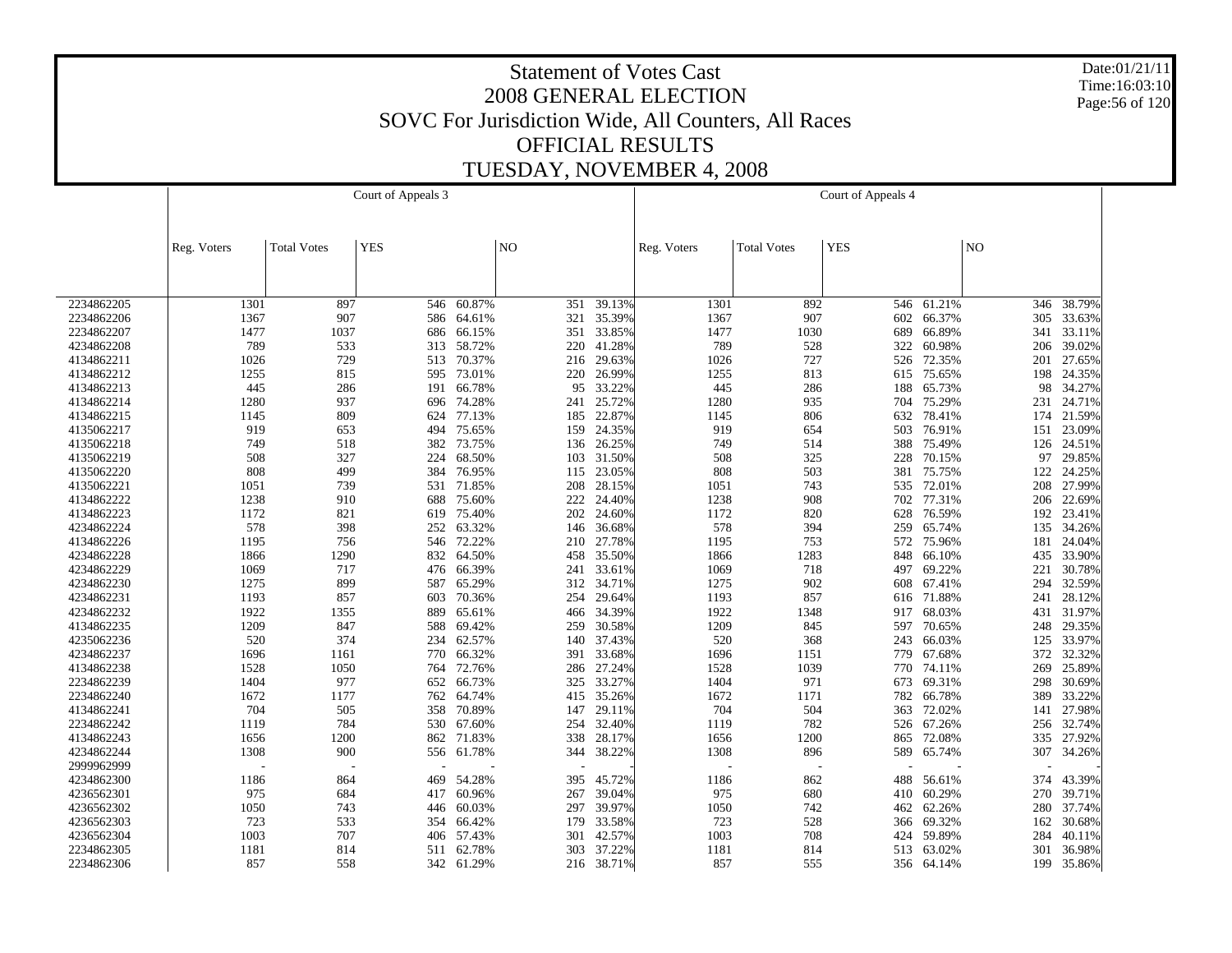# Statement of Votes Cast
## 2008 GENERAL ELECTION
## SOVC For Jurisdiction Wide, All Counters, All Races
## OFFICIAL RESULTS
## TUESDAY, NOVEMBER 4, 2008

Date:01/21/11
Time:16:03:10

| | Court of Appeals 3 | | | | | | Court of Appeals 4 | | | | | |
|---|---|---|---|---|---|---|---|---|---|---|---|---|
| | Reg. Voters | Total Votes | YES | | NO | | Reg. Voters | Total Votes | YES | | NO | |
| 2234862205 | 1301 | 897 | 546 | 60.87% | 351 | 39.13% | 1301 | 892 | 546 | 61.21% | 346 | 38.79% |
| 2234862206 | 1367 | 907 | 586 | 64.61% | 321 | 35.39% | 1367 | 907 | 602 | 66.37% | 305 | 33.63% |
| 2234862207 | 1477 | 1037 | 686 | 66.15% | 351 | 33.85% | 1477 | 1030 | 689 | 66.89% | 341 | 33.11% |
| 4234862208 | 789 | 533 | 313 | 58.72% | 220 | 41.28% | 789 | 528 | 322 | 60.98% | 206 | 39.02% |
| 4134862211 | 1026 | 729 | 513 | 70.37% | 216 | 29.63% | 1026 | 727 | 526 | 72.35% | 201 | 27.65% |
| 4134862212 | 1255 | 815 | 595 | 73.01% | 220 | 26.99% | 1255 | 813 | 615 | 75.65% | 198 | 24.35% |
| 4134862213 | 445 | 286 | 191 | 66.78% | 95 | 33.22% | 445 | 286 | 188 | 65.73% | 98 | 34.27% |
| 4134862214 | 1280 | 937 | 696 | 74.28% | 241 | 25.72% | 1280 | 935 | 704 | 75.29% | 231 | 24.71% |
| 4134862215 | 1145 | 809 | 624 | 77.13% | 185 | 22.87% | 1145 | 806 | 632 | 78.41% | 174 | 21.59% |
| 4135062217 | 919 | 653 | 494 | 75.65% | 159 | 24.35% | 919 | 654 | 503 | 76.91% | 151 | 23.09% |
| 4135062218 | 749 | 518 | 382 | 73.75% | 136 | 26.25% | 749 | 514 | 388 | 75.49% | 126 | 24.51% |
| 4135062219 | 508 | 327 | 224 | 68.50% | 103 | 31.50% | 508 | 325 | 228 | 70.15% | 97 | 29.85% |
| 4135062220 | 808 | 499 | 384 | 76.95% | 115 | 23.05% | 808 | 503 | 381 | 75.75% | 122 | 24.25% |
| 4135062221 | 1051 | 739 | 531 | 71.85% | 208 | 28.15% | 1051 | 743 | 535 | 72.01% | 208 | 27.99% |
| 4134862222 | 1238 | 910 | 688 | 75.60% | 222 | 24.40% | 1238 | 908 | 702 | 77.31% | 206 | 22.69% |
| 4134862223 | 1172 | 821 | 619 | 75.40% | 202 | 24.60% | 1172 | 820 | 628 | 76.59% | 192 | 23.41% |
| 4234862224 | 578 | 398 | 252 | 63.32% | 146 | 36.68% | 578 | 394 | 259 | 65.74% | 135 | 34.26% |
| 4134862226 | 1195 | 756 | 546 | 72.22% | 210 | 27.78% | 1195 | 753 | 572 | 75.96% | 181 | 24.04% |
| 4234862228 | 1866 | 1290 | 832 | 64.50% | 458 | 35.50% | 1866 | 1283 | 848 | 66.10% | 435 | 33.90% |
| 4234862229 | 1069 | 717 | 476 | 66.39% | 241 | 33.61% | 1069 | 718 | 497 | 69.22% | 221 | 30.78% |
| 4234862230 | 1275 | 899 | 587 | 65.29% | 312 | 34.71% | 1275 | 902 | 608 | 67.41% | 294 | 32.59% |
| 4234862231 | 1193 | 857 | 603 | 70.36% | 254 | 29.64% | 1193 | 857 | 616 | 71.88% | 241 | 28.12% |
| 4234862232 | 1922 | 1355 | 889 | 65.61% | 466 | 34.39% | 1922 | 1348 | 917 | 68.03% | 431 | 31.97% |
| 4134862235 | 1209 | 847 | 588 | 69.42% | 259 | 30.58% | 1209 | 845 | 597 | 70.65% | 248 | 29.35% |
| 4235062236 | 520 | 374 | 234 | 62.57% | 140 | 37.43% | 520 | 368 | 243 | 66.03% | 125 | 33.97% |
| 4234862237 | 1696 | 1161 | 770 | 66.32% | 391 | 33.68% | 1696 | 1151 | 779 | 67.68% | 372 | 32.32% |
| 4134862238 | 1528 | 1050 | 764 | 72.76% | 286 | 27.24% | 1528 | 1039 | 770 | 74.11% | 269 | 25.89% |
| 2234862239 | 1404 | 977 | 652 | 66.73% | 325 | 33.27% | 1404 | 971 | 673 | 69.31% | 298 | 30.69% |
| 2234862240 | 1672 | 1177 | 762 | 64.74% | 415 | 35.26% | 1672 | 1171 | 782 | 66.78% | 389 | 33.22% |
| 4134862241 | 704 | 505 | 358 | 70.89% | 147 | 29.11% | 704 | 504 | 363 | 72.02% | 141 | 27.98% |
| 2234862242 | 1119 | 784 | 530 | 67.60% | 254 | 32.40% | 1119 | 782 | 526 | 67.26% | 256 | 32.74% |
| 4134862243 | 1656 | 1200 | 862 | 71.83% | 338 | 28.17% | 1656 | 1200 | 865 | 72.08% | 335 | 27.92% |
| 4234862244 | 1308 | 900 | 556 | 61.78% | 344 | 38.22% | 1308 | 896 | 589 | 65.74% | 307 | 34.26% |
| 2999962999 | - | - | - | - | - | - | - | - | - | - | - | - |
| 4234862300 | 1186 | 864 | 469 | 54.28% | 395 | 45.72% | 1186 | 862 | 488 | 56.61% | 374 | 43.39% |
| 4236562301 | 975 | 684 | 417 | 60.96% | 267 | 39.04% | 975 | 680 | 410 | 60.29% | 270 | 39.71% |
| 4236562302 | 1050 | 743 | 446 | 60.03% | 297 | 39.97% | 1050 | 742 | 462 | 62.26% | 280 | 37.74% |
| 4236562303 | 723 | 533 | 354 | 66.42% | 179 | 33.58% | 723 | 528 | 366 | 69.32% | 162 | 30.68% |
| 4236562304 | 1003 | 707 | 406 | 57.43% | 301 | 42.57% | 1003 | 708 | 424 | 59.89% | 284 | 40.11% |
| 2234862305 | 1181 | 814 | 511 | 62.78% | 303 | 37.22% | 1181 | 814 | 513 | 63.02% | 301 | 36.98% |
| 2234862306 | 857 | 558 | 342 | 61.29% | 216 | 38.71% | 857 | 555 | 356 | 64.14% | 199 | 35.86% |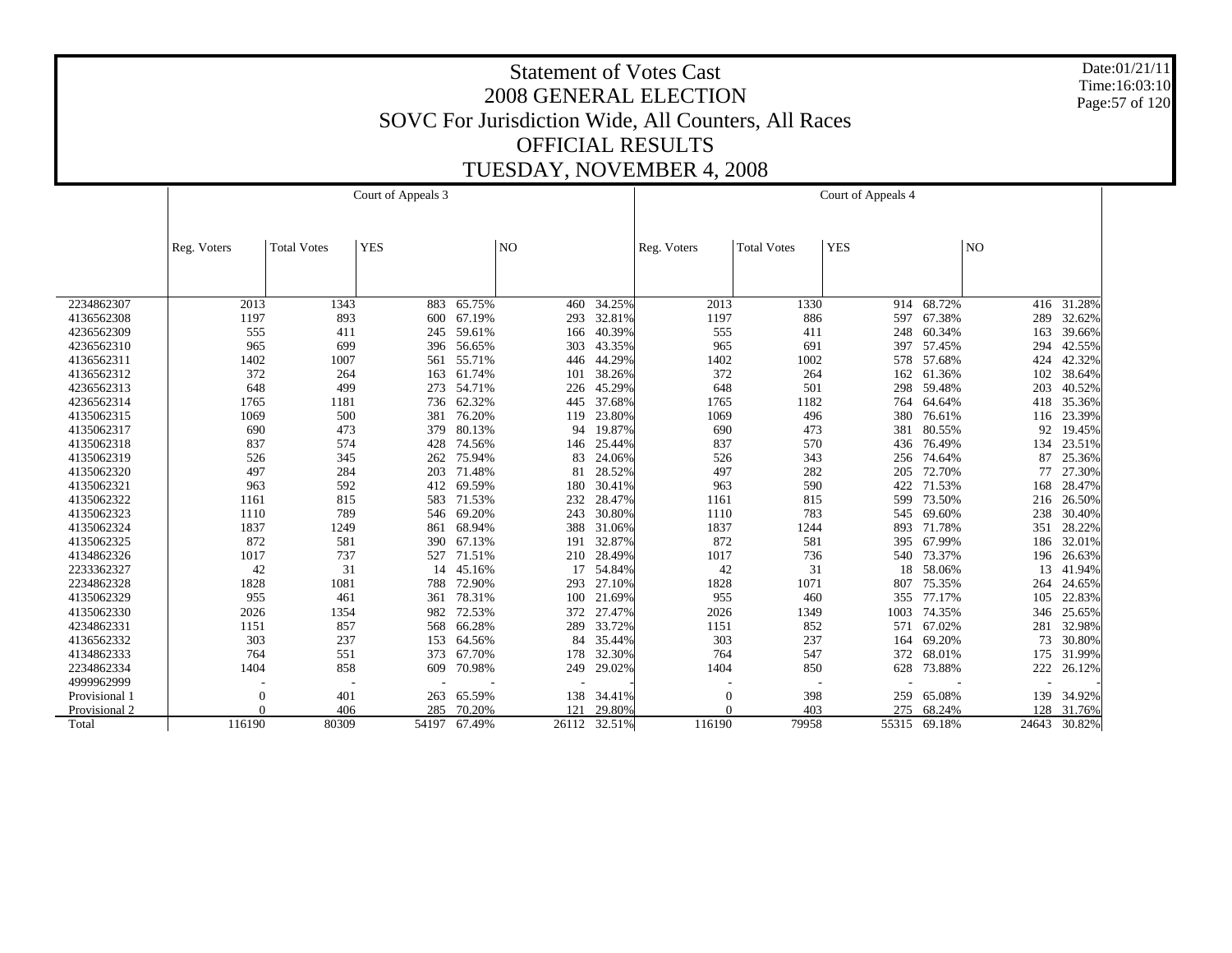# Statement of Votes Cast

## 2008 GENERAL ELECTION

## SOVC For Jurisdiction Wide, All Counters, All Races

## OFFICIAL RESULTS

## TUESDAY, NOVEMBER 4, 2008

Date:01/21/11
Time:16:03:10

| | Court of Appeals 3 | | | | | | Court of Appeals 4 | | | | | |
|---|---|---|---|---|---|---|---|---|---|---|---|---|
| | Reg. Voters | Total Votes | YES | | NO | | Reg. Voters | Total Votes | YES | | NO | |
| 2234862307 | 2013 | 1343 | 883 | 65.75% | 460 | 34.25% | 2013 | 1330 | 914 | 68.72% | 416 | 31.28% |
| 4136562308 | 1197 | 893 | 600 | 67.19% | 293 | 32.81% | 1197 | 886 | 597 | 67.38% | 289 | 32.62% |
| 4236562309 | 555 | 411 | 245 | 59.61% | 166 | 40.39% | 555 | 411 | 248 | 60.34% | 163 | 39.66% |
| 4236562310 | 965 | 699 | 396 | 56.65% | 303 | 43.35% | 965 | 691 | 397 | 57.45% | 294 | 42.55% |
| 4136562311 | 1402 | 1007 | 561 | 55.71% | 446 | 44.29% | 1402 | 1002 | 578 | 57.68% | 424 | 42.32% |
| 4136562312 | 372 | 264 | 163 | 61.74% | 101 | 38.26% | 372 | 264 | 162 | 61.36% | 102 | 38.64% |
| 4236562313 | 648 | 499 | 273 | 54.71% | 226 | 45.29% | 648 | 501 | 298 | 59.48% | 203 | 40.52% |
| 4236562314 | 1765 | 1181 | 736 | 62.32% | 445 | 37.68% | 1765 | 1182 | 764 | 64.64% | 418 | 35.36% |
| 4135062315 | 1069 | 500 | 381 | 76.20% | 119 | 23.80% | 1069 | 496 | 380 | 76.61% | 116 | 23.39% |
| 4135062317 | 690 | 473 | 379 | 80.13% | 94 | 19.87% | 690 | 473 | 381 | 80.55% | 92 | 19.45% |
| 4135062318 | 837 | 574 | 428 | 74.56% | 146 | 25.44% | 837 | 570 | 436 | 76.49% | 134 | 23.51% |
| 4135062319 | 526 | 345 | 262 | 75.94% | 83 | 24.06% | 526 | 343 | 256 | 74.64% | 87 | 25.36% |
| 4135062320 | 497 | 284 | 203 | 71.48% | 81 | 28.52% | 497 | 282 | 205 | 72.70% | 77 | 27.30% |
| 4135062321 | 963 | 592 | 412 | 69.59% | 180 | 30.41% | 963 | 590 | 422 | 71.53% | 168 | 28.47% |
| 4135062322 | 1161 | 815 | 583 | 71.53% | 232 | 28.47% | 1161 | 815 | 599 | 73.50% | 216 | 26.50% |
| 4135062323 | 1110 | 789 | 546 | 69.20% | 243 | 30.80% | 1110 | 783 | 545 | 69.60% | 238 | 30.40% |
| 4135062324 | 1837 | 1249 | 861 | 68.94% | 388 | 31.06% | 1837 | 1244 | 893 | 71.78% | 351 | 28.22% |
| 4135062325 | 872 | 581 | 390 | 67.13% | 191 | 32.87% | 872 | 581 | 395 | 67.99% | 186 | 32.01% |
| 4134862326 | 1017 | 737 | 527 | 71.51% | 210 | 28.49% | 1017 | 736 | 540 | 73.37% | 196 | 26.63% |
| 2233362327 | 42 | 31 | 14 | 45.16% | 17 | 54.84% | 42 | 31 | 18 | 58.06% | 13 | 41.94% |
| 2234862328 | 1828 | 1081 | 788 | 72.90% | 293 | 27.10% | 1828 | 1071 | 807 | 75.35% | 264 | 24.65% |
| 4135062329 | 955 | 461 | 361 | 78.31% | 100 | 21.69% | 955 | 460 | 355 | 77.17% | 105 | 22.83% |
| 4135062330 | 2026 | 1354 | 982 | 72.53% | 372 | 27.47% | 2026 | 1349 | 1003 | 74.35% | 346 | 25.65% |
| 4234862331 | 1151 | 857 | 568 | 66.28% | 289 | 33.72% | 1151 | 852 | 571 | 67.02% | 281 | 32.98% |
| 4136562332 | 303 | 237 | 153 | 64.56% | 84 | 35.44% | 303 | 237 | 164 | 69.20% | 73 | 30.80% |
| 4134862333 | 764 | 551 | 373 | 67.70% | 178 | 32.30% | 764 | 547 | 372 | 68.01% | 175 | 31.99% |
| 2234862334 | 1404 | 858 | 609 | 70.98% | 249 | 29.02% | 1404 | 850 | 628 | 73.88% | 222 | 26.12% |
| 4999962999 | - | - | - | - | - | - | - | - | - | - | - | - |
| Provisional 1 | 0 | 401 | 263 | 65.59% | 138 | 34.41% | 0 | 398 | 259 | 65.08% | 139 | 34.92% |
| Provisional 2 | 0 | 406 | 285 | 70.20% | 121 | 29.80% | 0 | 403 | 275 | 68.24% | 128 | 31.76% |
| Total | 116190 | 80309 | 54197 | 67.49% | 26112 | 32.51% | 116190 | 79958 | 55315 | 69.18% | 24643 | 30.82% |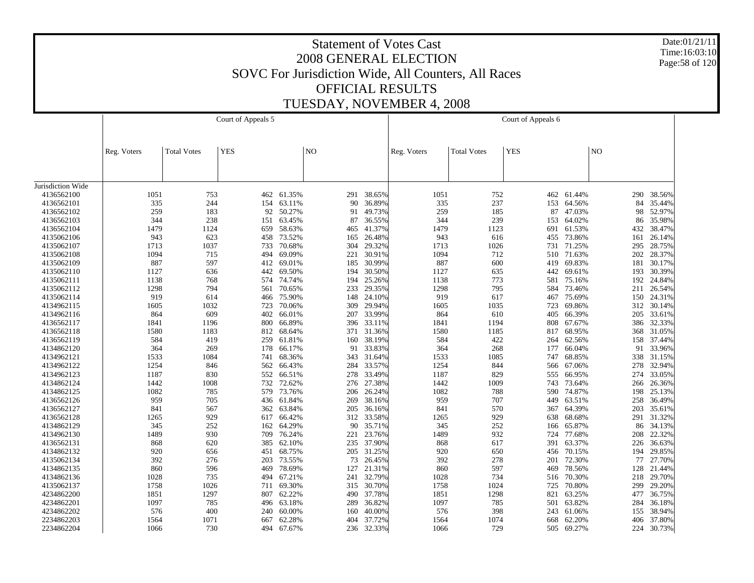# Statement of Votes Cast
## 2008 GENERAL ELECTION
## SOVC For Jurisdiction Wide, All Counters, All Races
## OFFICIAL RESULTS
## TUESDAY, NOVEMBER 4, 2008

Date:01/21/11
Time:16:03:10

| | Court of Appeals 5 | | | | | | Court of Appeals 6 | | | | | |
|---|---|---|---|---|---|---|---|---|---|---|---|---|
| | Reg. Voters | Total Votes | YES | | NO | | Reg. Voters | Total Votes | YES | | NO | |
| Jurisdiction Wide | | | | | | | | | | | | |
| 4136562100 | 1051 | 753 | 462 | 61.35% | 291 | 38.65% | 1051 | 752 | 462 | 61.44% | 290 | 38.56% |
| 4136562101 | 335 | 244 | 154 | 63.11% | 90 | 36.89% | 335 | 237 | 153 | 64.56% | 84 | 35.44% |
| 4136562102 | 259 | 183 | 92 | 50.27% | 91 | 49.73% | 259 | 185 | 87 | 47.03% | 98 | 52.97% |
| 4136562103 | 344 | 238 | 151 | 63.45% | 87 | 36.55% | 344 | 239 | 153 | 64.02% | 86 | 35.98% |
| 4136562104 | 1479 | 1124 | 659 | 58.63% | 465 | 41.37% | 1479 | 1123 | 691 | 61.53% | 432 | 38.47% |
| 4135062106 | 943 | 623 | 458 | 73.52% | 165 | 26.48% | 943 | 616 | 455 | 73.86% | 161 | 26.14% |
| 4135062107 | 1713 | 1037 | 733 | 70.68% | 304 | 29.32% | 1713 | 1026 | 731 | 71.25% | 295 | 28.75% |
| 4135062108 | 1094 | 715 | 494 | 69.09% | 221 | 30.91% | 1094 | 712 | 510 | 71.63% | 202 | 28.37% |
| 4135062109 | 887 | 597 | 412 | 69.01% | 185 | 30.99% | 887 | 600 | 419 | 69.83% | 181 | 30.17% |
| 4135062110 | 1127 | 636 | 442 | 69.50% | 194 | 30.50% | 1127 | 635 | 442 | 69.61% | 193 | 30.39% |
| 4135062111 | 1138 | 768 | 574 | 74.74% | 194 | 25.26% | 1138 | 773 | 581 | 75.16% | 192 | 24.84% |
| 4135062112 | 1298 | 794 | 561 | 70.65% | 233 | 29.35% | 1298 | 795 | 584 | 73.46% | 211 | 26.54% |
| 4135062114 | 919 | 614 | 466 | 75.90% | 148 | 24.10% | 919 | 617 | 467 | 75.69% | 150 | 24.31% |
| 4134962115 | 1605 | 1032 | 723 | 70.06% | 309 | 29.94% | 1605 | 1035 | 723 | 69.86% | 312 | 30.14% |
| 4134962116 | 864 | 609 | 402 | 66.01% | 207 | 33.99% | 864 | 610 | 405 | 66.39% | 205 | 33.61% |
| 4136562117 | 1841 | 1196 | 800 | 66.89% | 396 | 33.11% | 1841 | 1194 | 808 | 67.67% | 386 | 32.33% |
| 4136562118 | 1580 | 1183 | 812 | 68.64% | 371 | 31.36% | 1580 | 1185 | 817 | 68.95% | 368 | 31.05% |
| 4136562119 | 584 | 419 | 259 | 61.81% | 160 | 38.19% | 584 | 422 | 264 | 62.56% | 158 | 37.44% |
| 4134862120 | 364 | 269 | 178 | 66.17% | 91 | 33.83% | 364 | 268 | 177 | 66.04% | 91 | 33.96% |
| 4134962121 | 1533 | 1084 | 741 | 68.36% | 343 | 31.64% | 1533 | 1085 | 747 | 68.85% | 338 | 31.15% |
| 4134962122 | 1254 | 846 | 562 | 66.43% | 284 | 33.57% | 1254 | 844 | 566 | 67.06% | 278 | 32.94% |
| 4134962123 | 1187 | 830 | 552 | 66.51% | 278 | 33.49% | 1187 | 829 | 555 | 66.95% | 274 | 33.05% |
| 4134862124 | 1442 | 1008 | 732 | 72.62% | 276 | 27.38% | 1442 | 1009 | 743 | 73.64% | 266 | 26.36% |
| 4134862125 | 1082 | 785 | 579 | 73.76% | 206 | 26.24% | 1082 | 788 | 590 | 74.87% | 198 | 25.13% |
| 4136562126 | 959 | 705 | 436 | 61.84% | 269 | 38.16% | 959 | 707 | 449 | 63.51% | 258 | 36.49% |
| 4136562127 | 841 | 567 | 362 | 63.84% | 205 | 36.16% | 841 | 570 | 367 | 64.39% | 203 | 35.61% |
| 4136562128 | 1265 | 929 | 617 | 66.42% | 312 | 33.58% | 1265 | 929 | 638 | 68.68% | 291 | 31.32% |
| 4134862129 | 345 | 252 | 162 | 64.29% | 90 | 35.71% | 345 | 252 | 166 | 65.87% | 86 | 34.13% |
| 4134962130 | 1489 | 930 | 709 | 76.24% | 221 | 23.76% | 1489 | 932 | 724 | 77.68% | 208 | 22.32% |
| 4136562131 | 868 | 620 | 385 | 62.10% | 235 | 37.90% | 868 | 617 | 391 | 63.37% | 226 | 36.63% |
| 4134862132 | 920 | 656 | 451 | 68.75% | 205 | 31.25% | 920 | 650 | 456 | 70.15% | 194 | 29.85% |
| 4135062134 | 392 | 276 | 203 | 73.55% | 73 | 26.45% | 392 | 278 | 201 | 72.30% | 77 | 27.70% |
| 4134862135 | 860 | 596 | 469 | 78.69% | 127 | 21.31% | 860 | 597 | 469 | 78.56% | 128 | 21.44% |
| 4134862136 | 1028 | 735 | 494 | 67.21% | 241 | 32.79% | 1028 | 734 | 516 | 70.30% | 218 | 29.70% |
| 4135062137 | 1758 | 1026 | 711 | 69.30% | 315 | 30.70% | 1758 | 1024 | 725 | 70.80% | 299 | 29.20% |
| 4234862200 | 1851 | 1297 | 807 | 62.22% | 490 | 37.78% | 1851 | 1298 | 821 | 63.25% | 477 | 36.75% |
| 4234862201 | 1097 | 785 | 496 | 63.18% | 289 | 36.82% | 1097 | 785 | 501 | 63.82% | 284 | 36.18% |
| 4234862202 | 576 | 400 | 240 | 60.00% | 160 | 40.00% | 576 | 398 | 243 | 61.06% | 155 | 38.94% |
| 2234862203 | 1564 | 1071 | 667 | 62.28% | 404 | 37.72% | 1564 | 1074 | 668 | 62.20% | 406 | 37.80% |
| 2234862204 | 1066 | 730 | 494 | 67.67% | 236 | 32.33% | 1066 | 729 | 505 | 69.27% | 224 | 30.73% |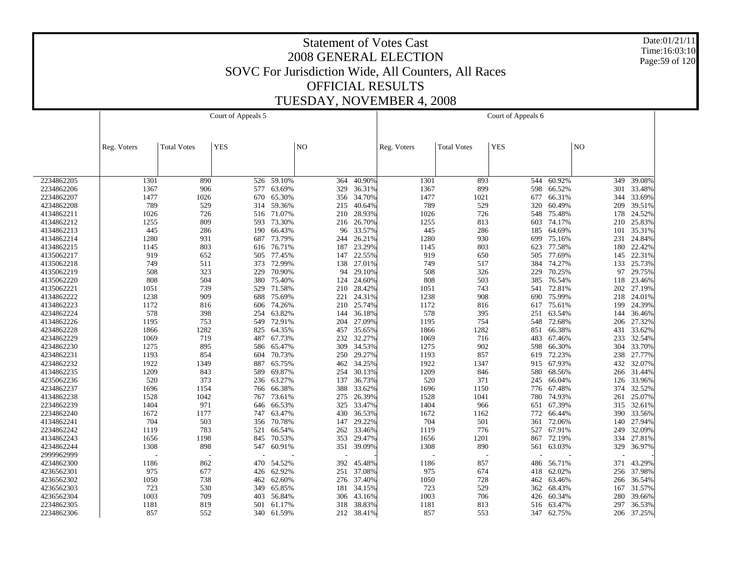# Statement of Votes Cast
## 2008 GENERAL ELECTION
## SOVC For Jurisdiction Wide, All Counters, All Races
## OFFICIAL RESULTS
## TUESDAY, NOVEMBER 4, 2008

Date:01/21/11
Time:16:03:10

| | Court of Appeals 5 | | | | | | Court of Appeals 6 | | | | | |
|---|---|---|---|---|---|---|---|---|---|---|---|---|
| | Reg. Voters | Total Votes | YES | | NO | | Reg. Voters | Total Votes | YES | | NO | |
| 2234862205 | 1301 | 890 | 526 | 59.10% | 364 | 40.90% | 1301 | 893 | 544 | 60.92% | 349 | 39.08% |
| 2234862206 | 1367 | 906 | 577 | 63.69% | 329 | 36.31% | 1367 | 899 | 598 | 66.52% | 301 | 33.48% |
| 2234862207 | 1477 | 1026 | 670 | 65.30% | 356 | 34.70% | 1477 | 1021 | 677 | 66.31% | 344 | 33.69% |
| 4234862208 | 789 | 529 | 314 | 59.36% | 215 | 40.64% | 789 | 529 | 320 | 60.49% | 209 | 39.51% |
| 4134862211 | 1026 | 726 | 516 | 71.07% | 210 | 28.93% | 1026 | 726 | 548 | 75.48% | 178 | 24.52% |
| 4134862212 | 1255 | 809 | 593 | 73.30% | 216 | 26.70% | 1255 | 813 | 603 | 74.17% | 210 | 25.83% |
| 4134862213 | 445 | 286 | 190 | 66.43% | 96 | 33.57% | 445 | 286 | 185 | 64.69% | 101 | 35.31% |
| 4134862214 | 1280 | 931 | 687 | 73.79% | 244 | 26.21% | 1280 | 930 | 699 | 75.16% | 231 | 24.84% |
| 4134862215 | 1145 | 803 | 616 | 76.71% | 187 | 23.29% | 1145 | 803 | 623 | 77.58% | 180 | 22.42% |
| 4135062217 | 919 | 652 | 505 | 77.45% | 147 | 22.55% | 919 | 650 | 505 | 77.69% | 145 | 22.31% |
| 4135062218 | 749 | 511 | 373 | 72.99% | 138 | 27.01% | 749 | 517 | 384 | 74.27% | 133 | 25.73% |
| 4135062219 | 508 | 323 | 229 | 70.90% | 94 | 29.10% | 508 | 326 | 229 | 70.25% | 97 | 29.75% |
| 4135062220 | 808 | 504 | 380 | 75.40% | 124 | 24.60% | 808 | 503 | 385 | 76.54% | 118 | 23.46% |
| 4135062221 | 1051 | 739 | 529 | 71.58% | 210 | 28.42% | 1051 | 743 | 541 | 72.81% | 202 | 27.19% |
| 4134862222 | 1238 | 909 | 688 | 75.69% | 221 | 24.31% | 1238 | 908 | 690 | 75.99% | 218 | 24.01% |
| 4134862223 | 1172 | 816 | 606 | 74.26% | 210 | 25.74% | 1172 | 816 | 617 | 75.61% | 199 | 24.39% |
| 4234862224 | 578 | 398 | 254 | 63.82% | 144 | 36.18% | 578 | 395 | 251 | 63.54% | 144 | 36.46% |
| 4134862226 | 1195 | 753 | 549 | 72.91% | 204 | 27.09% | 1195 | 754 | 548 | 72.68% | 206 | 27.32% |
| 4234862228 | 1866 | 1282 | 825 | 64.35% | 457 | 35.65% | 1866 | 1282 | 851 | 66.38% | 431 | 33.62% |
| 4234862229 | 1069 | 719 | 487 | 67.73% | 232 | 32.27% | 1069 | 716 | 483 | 67.46% | 233 | 32.54% |
| 4234862230 | 1275 | 895 | 586 | 65.47% | 309 | 34.53% | 1275 | 902 | 598 | 66.30% | 304 | 33.70% |
| 4234862231 | 1193 | 854 | 604 | 70.73% | 250 | 29.27% | 1193 | 857 | 619 | 72.23% | 238 | 27.77% |
| 4234862232 | 1922 | 1349 | 887 | 65.75% | 462 | 34.25% | 1922 | 1347 | 915 | 67.93% | 432 | 32.07% |
| 4134862235 | 1209 | 843 | 589 | 69.87% | 254 | 30.13% | 1209 | 846 | 580 | 68.56% | 266 | 31.44% |
| 4235062236 | 520 | 373 | 236 | 63.27% | 137 | 36.73% | 520 | 371 | 245 | 66.04% | 126 | 33.96% |
| 4234862237 | 1696 | 1154 | 766 | 66.38% | 388 | 33.62% | 1696 | 1150 | 776 | 67.48% | 374 | 32.52% |
| 4134862238 | 1528 | 1042 | 767 | 73.61% | 275 | 26.39% | 1528 | 1041 | 780 | 74.93% | 261 | 25.07% |
| 2234862239 | 1404 | 971 | 646 | 66.53% | 325 | 33.47% | 1404 | 966 | 651 | 67.39% | 315 | 32.61% |
| 2234862240 | 1672 | 1177 | 747 | 63.47% | 430 | 36.53% | 1672 | 1162 | 772 | 66.44% | 390 | 33.56% |
| 4134862241 | 704 | 503 | 356 | 70.78% | 147 | 29.22% | 704 | 501 | 361 | 72.06% | 140 | 27.94% |
| 2234862242 | 1119 | 783 | 521 | 66.54% | 262 | 33.46% | 1119 | 776 | 527 | 67.91% | 249 | 32.09% |
| 4134862243 | 1656 | 1198 | 845 | 70.53% | 353 | 29.47% | 1656 | 1201 | 867 | 72.19% | 334 | 27.81% |
| 4234862244 | 1308 | 898 | 547 | 60.91% | 351 | 39.09% | 1308 | 890 | 561 | 63.03% | 329 | 36.97% |
| 2999962999 | - | - | - | - | - | - | - | - | - | - | - | - |
| 4234862300 | 1186 | 862 | 470 | 54.52% | 392 | 45.48% | 1186 | 857 | 486 | 56.71% | 371 | 43.29% |
| 4236562301 | 975 | 677 | 426 | 62.92% | 251 | 37.08% | 975 | 674 | 418 | 62.02% | 256 | 37.98% |
| 4236562302 | 1050 | 738 | 462 | 62.60% | 276 | 37.40% | 1050 | 728 | 462 | 63.46% | 266 | 36.54% |
| 4236562303 | 723 | 530 | 349 | 65.85% | 181 | 34.15% | 723 | 529 | 362 | 68.43% | 167 | 31.57% |
| 4236562304 | 1003 | 709 | 403 | 56.84% | 306 | 43.16% | 1003 | 706 | 426 | 60.34% | 280 | 39.66% |
| 2234862305 | 1181 | 819 | 501 | 61.17% | 318 | 38.83% | 1181 | 813 | 516 | 63.47% | 297 | 36.53% |
| 2234862306 | 857 | 552 | 340 | 61.59% | 212 | 38.41% | 857 | 553 | 347 | 62.75% | 206 | 37.25% |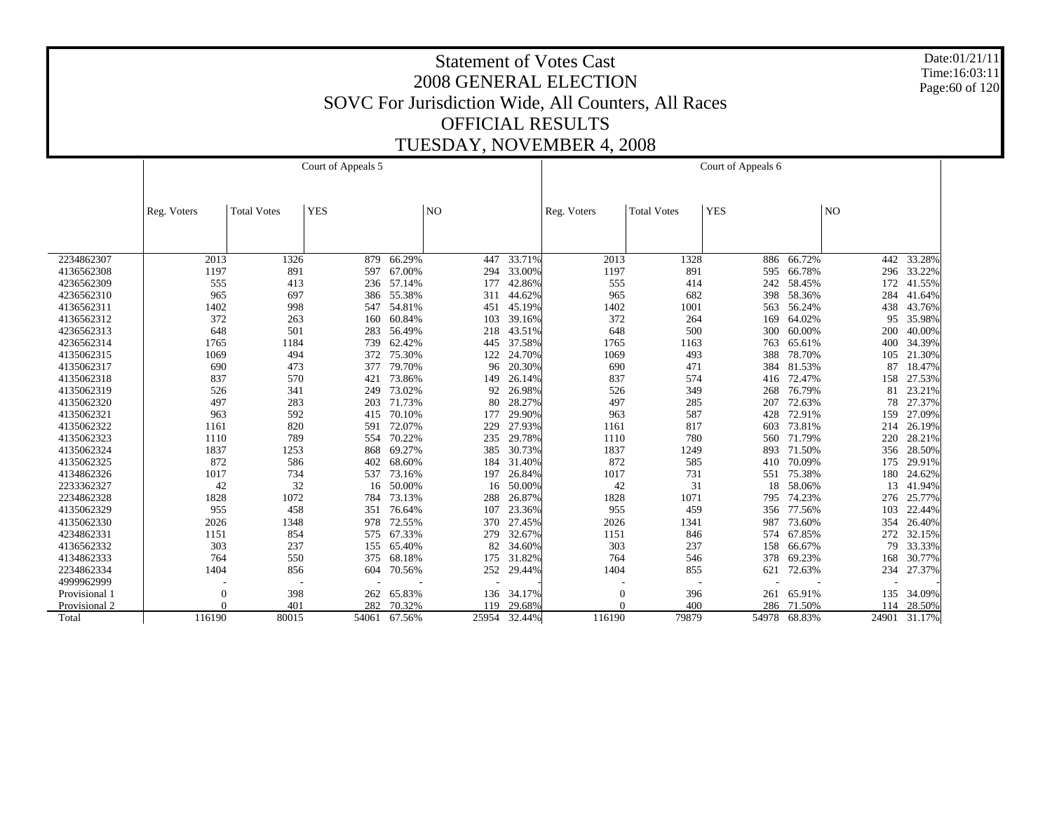# Statement of Votes Cast
## 2008 GENERAL ELECTION
## SOVC For Jurisdiction Wide, All Counters, All Races
## OFFICIAL RESULTS
## TUESDAY, NOVEMBER 4, 2008

Date:01/21/11
Time:16:03:11

| | Court of Appeals 5 | | | | | | Court of Appeals 6 | | | | | |
|---|---|---|---|---|---|---|---|---|---|---|---|---|
| | Reg. Voters | Total Votes | YES | | NO | | Reg. Voters | Total Votes | YES | | NO | |
| 2234862307 | 2013 | 1326 | 879 | 66.29% | 447 | 33.71% | 2013 | 1328 | 886 | 66.72% | 442 | 33.28% |
| 4136562308 | 1197 | 891 | 597 | 67.00% | 294 | 33.00% | 1197 | 891 | 595 | 66.78% | 296 | 33.22% |
| 4236562309 | 555 | 413 | 236 | 57.14% | 177 | 42.86% | 555 | 414 | 242 | 58.45% | 172 | 41.55% |
| 4236562310 | 965 | 697 | 386 | 55.38% | 311 | 44.62% | 965 | 682 | 398 | 58.36% | 284 | 41.64% |
| 4136562311 | 1402 | 998 | 547 | 54.81% | 451 | 45.19% | 1402 | 1001 | 563 | 56.24% | 438 | 43.76% |
| 4136562312 | 372 | 263 | 160 | 60.84% | 103 | 39.16% | 372 | 264 | 169 | 64.02% | 95 | 35.98% |
| 4236562313 | 648 | 501 | 283 | 56.49% | 218 | 43.51% | 648 | 500 | 300 | 60.00% | 200 | 40.00% |
| 4236562314 | 1765 | 1184 | 739 | 62.42% | 445 | 37.58% | 1765 | 1163 | 763 | 65.61% | 400 | 34.39% |
| 4135062315 | 1069 | 494 | 372 | 75.30% | 122 | 24.70% | 1069 | 493 | 388 | 78.70% | 105 | 21.30% |
| 4135062317 | 690 | 473 | 377 | 79.70% | 96 | 20.30% | 690 | 471 | 384 | 81.53% | 87 | 18.47% |
| 4135062318 | 837 | 570 | 421 | 73.86% | 149 | 26.14% | 837 | 574 | 416 | 72.47% | 158 | 27.53% |
| 4135062319 | 526 | 341 | 249 | 73.02% | 92 | 26.98% | 526 | 349 | 268 | 76.79% | 81 | 23.21% |
| 4135062320 | 497 | 283 | 203 | 71.73% | 80 | 28.27% | 497 | 285 | 207 | 72.63% | 78 | 27.37% |
| 4135062321 | 963 | 592 | 415 | 70.10% | 177 | 29.90% | 963 | 587 | 428 | 72.91% | 159 | 27.09% |
| 4135062322 | 1161 | 820 | 591 | 72.07% | 229 | 27.93% | 1161 | 817 | 603 | 73.81% | 214 | 26.19% |
| 4135062323 | 1110 | 789 | 554 | 70.22% | 235 | 29.78% | 1110 | 780 | 560 | 71.79% | 220 | 28.21% |
| 4135062324 | 1837 | 1253 | 868 | 69.27% | 385 | 30.73% | 1837 | 1249 | 893 | 71.50% | 356 | 28.50% |
| 4135062325 | 872 | 586 | 402 | 68.60% | 184 | 31.40% | 872 | 585 | 410 | 70.09% | 175 | 29.91% |
| 4134862326 | 1017 | 734 | 537 | 73.16% | 197 | 26.84% | 1017 | 731 | 551 | 75.38% | 180 | 24.62% |
| 2233362327 | 42 | 32 | 16 | 50.00% | 16 | 50.00% | 42 | 31 | 18 | 58.06% | 13 | 41.94% |
| 2234862328 | 1828 | 1072 | 784 | 73.13% | 288 | 26.87% | 1828 | 1071 | 795 | 74.23% | 276 | 25.77% |
| 4135062329 | 955 | 458 | 351 | 76.64% | 107 | 23.36% | 955 | 459 | 356 | 77.56% | 103 | 22.44% |
| 4135062330 | 2026 | 1348 | 978 | 72.55% | 370 | 27.45% | 2026 | 1341 | 987 | 73.60% | 354 | 26.40% |
| 4234862331 | 1151 | 854 | 575 | 67.33% | 279 | 32.67% | 1151 | 846 | 574 | 67.85% | 272 | 32.15% |
| 4136562332 | 303 | 237 | 155 | 65.40% | 82 | 34.60% | 303 | 237 | 158 | 66.67% | 79 | 33.33% |
| 4134862333 | 764 | 550 | 375 | 68.18% | 175 | 31.82% | 764 | 546 | 378 | 69.23% | 168 | 30.77% |
| 2234862334 | 1404 | 856 | 604 | 70.56% | 252 | 29.44% | 1404 | 855 | 621 | 72.63% | 234 | 27.37% |
| 4999962999 | - | - | - | - | - | - | - | - | - | - | - | - |
| Provisional 1 | 0 | 398 | 262 | 65.83% | 136 | 34.17% | 0 | 396 | 261 | 65.91% | 135 | 34.09% |
| Provisional 2 | 0 | 401 | 282 | 70.32% | 119 | 29.68% | 0 | 400 | 286 | 71.50% | 114 | 28.50% |
| Total | 116190 | 80015 | 54061 | 67.56% | 25954 | 32.44% | 116190 | 79879 | 54978 | 68.83% | 24901 | 31.17% |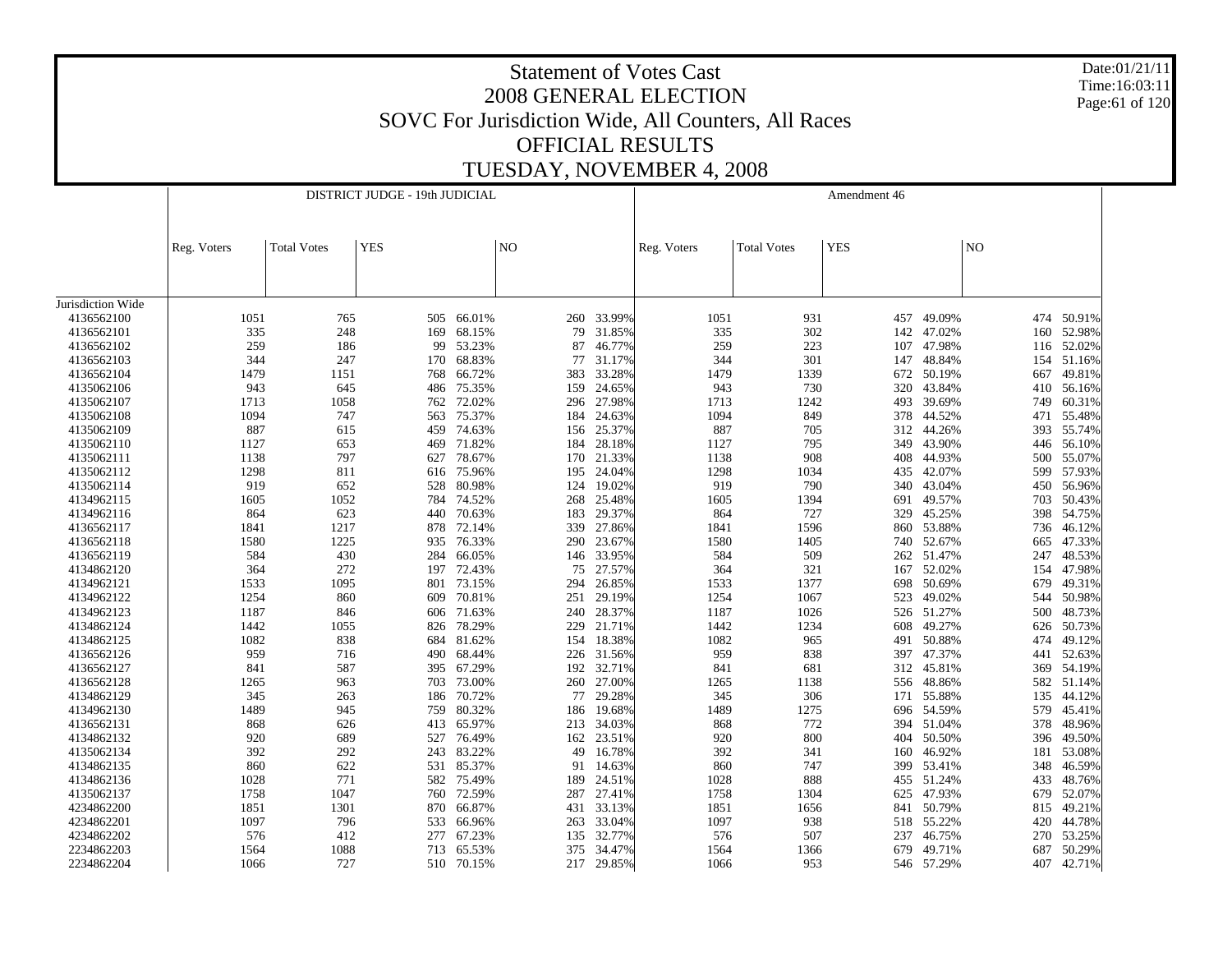# Statement of Votes Cast
## 2008 GENERAL ELECTION
## SOVC For Jurisdiction Wide, All Counters, All Races
## OFFICIAL RESULTS
## TUESDAY, NOVEMBER 4, 2008

Date:01/21/11
Time:16:03:11

| | DISTRICT JUDGE - 19th JUDICIAL | | | | | | Amendment 46 | | | | | |
|---|---|---|---|---|---|---|---|---|---|---|---|---|
| | Reg. Voters | Total Votes | YES | | NO | | Reg. Voters | Total Votes | YES | | NO | |
| Jurisdiction Wide | | | | | | | | | | | | |
| 4136562100 | 1051 | 765 | 505 | 66.01% | 260 | 33.99% | 1051 | 931 | 457 | 49.09% | 474 | 50.91% |
| 4136562101 | 335 | 248 | 169 | 68.15% | 79 | 31.85% | 335 | 302 | 142 | 47.02% | 160 | 52.98% |
| 4136562102 | 259 | 186 | 99 | 53.23% | 87 | 46.77% | 259 | 223 | 107 | 47.98% | 116 | 52.02% |
| 4136562103 | 344 | 247 | 170 | 68.83% | 77 | 31.17% | 344 | 301 | 147 | 48.84% | 154 | 51.16% |
| 4136562104 | 1479 | 1151 | 768 | 66.72% | 383 | 33.28% | 1479 | 1339 | 672 | 50.19% | 667 | 49.81% |
| 4135062106 | 943 | 645 | 486 | 75.35% | 159 | 24.65% | 943 | 730 | 320 | 43.84% | 410 | 56.16% |
| 4135062107 | 1713 | 1058 | 762 | 72.02% | 296 | 27.98% | 1713 | 1242 | 493 | 39.69% | 749 | 60.31% |
| 4135062108 | 1094 | 747 | 563 | 75.37% | 184 | 24.63% | 1094 | 849 | 378 | 44.52% | 471 | 55.48% |
| 4135062109 | 887 | 615 | 459 | 74.63% | 156 | 25.37% | 887 | 705 | 312 | 44.26% | 393 | 55.74% |
| 4135062110 | 1127 | 653 | 469 | 71.82% | 184 | 28.18% | 1127 | 795 | 349 | 43.90% | 446 | 56.10% |
| 4135062111 | 1138 | 797 | 627 | 78.67% | 170 | 21.33% | 1138 | 908 | 408 | 44.93% | 500 | 55.07% |
| 4135062112 | 1298 | 811 | 616 | 75.96% | 195 | 24.04% | 1298 | 1034 | 435 | 42.07% | 599 | 57.93% |
| 4135062114 | 919 | 652 | 528 | 80.98% | 124 | 19.02% | 919 | 790 | 340 | 43.04% | 450 | 56.96% |
| 4134962115 | 1605 | 1052 | 784 | 74.52% | 268 | 25.48% | 1605 | 1394 | 691 | 49.57% | 703 | 50.43% |
| 4134962116 | 864 | 623 | 440 | 70.63% | 183 | 29.37% | 864 | 727 | 329 | 45.25% | 398 | 54.75% |
| 4136562117 | 1841 | 1217 | 878 | 72.14% | 339 | 27.86% | 1841 | 1596 | 860 | 53.88% | 736 | 46.12% |
| 4136562118 | 1580 | 1225 | 935 | 76.33% | 290 | 23.67% | 1580 | 1405 | 740 | 52.67% | 665 | 47.33% |
| 4136562119 | 584 | 430 | 284 | 66.05% | 146 | 33.95% | 584 | 509 | 262 | 51.47% | 247 | 48.53% |
| 4134862120 | 364 | 272 | 197 | 72.43% | 75 | 27.57% | 364 | 321 | 167 | 52.02% | 154 | 47.98% |
| 4134962121 | 1533 | 1095 | 801 | 73.15% | 294 | 26.85% | 1533 | 1377 | 698 | 50.69% | 679 | 49.31% |
| 4134962122 | 1254 | 860 | 609 | 70.81% | 251 | 29.19% | 1254 | 1067 | 523 | 49.02% | 544 | 50.98% |
| 4134962123 | 1187 | 846 | 606 | 71.63% | 240 | 28.37% | 1187 | 1026 | 526 | 51.27% | 500 | 48.73% |
| 4134862124 | 1442 | 1055 | 826 | 78.29% | 229 | 21.71% | 1442 | 1234 | 608 | 49.27% | 626 | 50.73% |
| 4134862125 | 1082 | 838 | 684 | 81.62% | 154 | 18.38% | 1082 | 965 | 491 | 50.88% | 474 | 49.12% |
| 4136562126 | 959 | 716 | 490 | 68.44% | 226 | 31.56% | 959 | 838 | 397 | 47.37% | 441 | 52.63% |
| 4136562127 | 841 | 587 | 395 | 67.29% | 192 | 32.71% | 841 | 681 | 312 | 45.81% | 369 | 54.19% |
| 4136562128 | 1265 | 963 | 703 | 73.00% | 260 | 27.00% | 1265 | 1138 | 556 | 48.86% | 582 | 51.14% |
| 4134862129 | 345 | 263 | 186 | 70.72% | 77 | 29.28% | 345 | 306 | 171 | 55.88% | 135 | 44.12% |
| 4134962130 | 1489 | 945 | 759 | 80.32% | 186 | 19.68% | 1489 | 1275 | 696 | 54.59% | 579 | 45.41% |
| 4136562131 | 868 | 626 | 413 | 65.97% | 213 | 34.03% | 868 | 772 | 394 | 51.04% | 378 | 48.96% |
| 4134862132 | 920 | 689 | 527 | 76.49% | 162 | 23.51% | 920 | 800 | 404 | 50.50% | 396 | 49.50% |
| 4135062134 | 392 | 292 | 243 | 83.22% | 49 | 16.78% | 392 | 341 | 160 | 46.92% | 181 | 53.08% |
| 4134862135 | 860 | 622 | 531 | 85.37% | 91 | 14.63% | 860 | 747 | 399 | 53.41% | 348 | 46.59% |
| 4134862136 | 1028 | 771 | 582 | 75.49% | 189 | 24.51% | 1028 | 888 | 455 | 51.24% | 433 | 48.76% |
| 4135062137 | 1758 | 1047 | 760 | 72.59% | 287 | 27.41% | 1758 | 1304 | 625 | 47.93% | 679 | 52.07% |
| 4234862200 | 1851 | 1301 | 870 | 66.87% | 431 | 33.13% | 1851 | 1656 | 841 | 50.79% | 815 | 49.21% |
| 4234862201 | 1097 | 796 | 533 | 66.96% | 263 | 33.04% | 1097 | 938 | 518 | 55.22% | 420 | 44.78% |
| 4234862202 | 576 | 412 | 277 | 67.23% | 135 | 32.77% | 576 | 507 | 237 | 46.75% | 270 | 53.25% |
| 2234862203 | 1564 | 1088 | 713 | 65.53% | 375 | 34.47% | 1564 | 1366 | 679 | 49.71% | 687 | 50.29% |
| 2234862204 | 1066 | 727 | 510 | 70.15% | 217 | 29.85% | 1066 | 953 | 546 | 57.29% | 407 | 42.71% |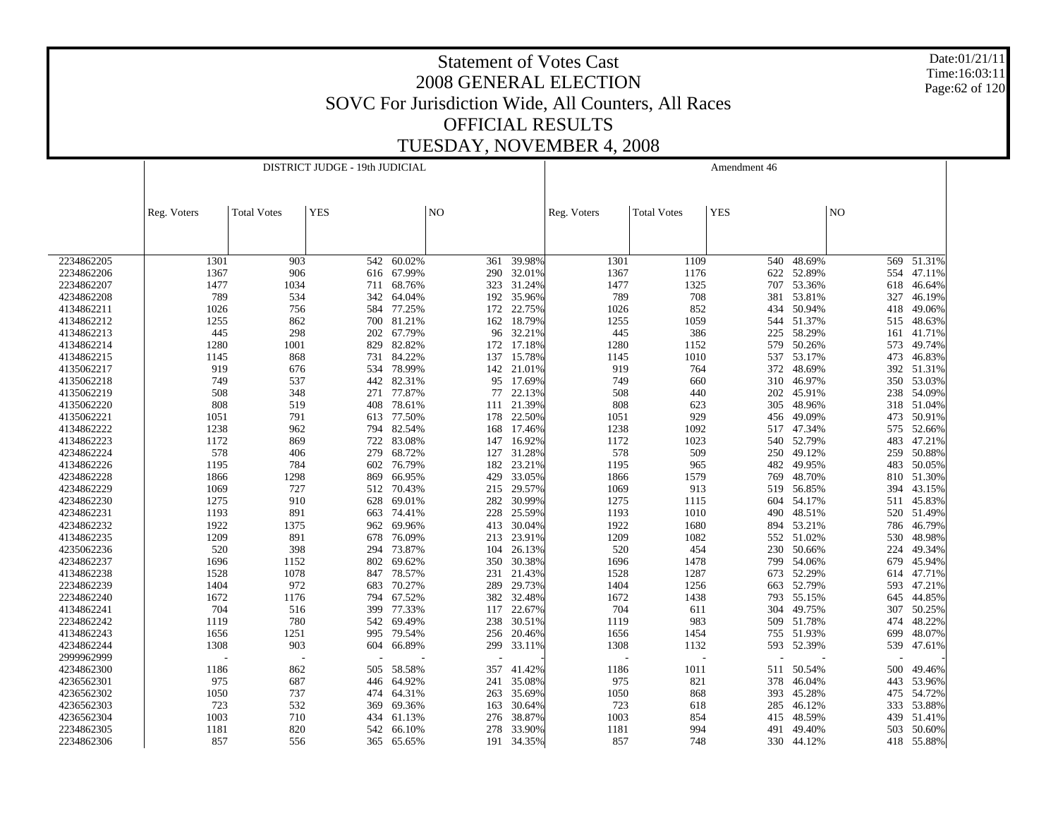# Statement of Votes Cast
# 2008 GENERAL ELECTION
## SOVC For Jurisdiction Wide, All Counters, All Races
## OFFICIAL RESULTS
## TUESDAY, NOVEMBER 4, 2008

Date:01/21/11
Time:16:03:11

| | DISTRICT JUDGE - 19th JUDICIAL | | | | | | Amendment 46 | | | | | |
|---|---|---|---|---|---|---|---|---|---|---|---|---|
| | Reg. Voters | Total Votes | YES | | NO | | Reg. Voters | Total Votes | YES | | NO | |
| 2234862205 | 1301 | 903 | 542 | 60.02% | 361 | 39.98% | 1301 | 1109 | 540 | 48.69% | 569 | 51.31% |
| 2234862206 | 1367 | 906 | 616 | 67.99% | 290 | 32.01% | 1367 | 1176 | 622 | 52.89% | 554 | 47.11% |
| 2234862207 | 1477 | 1034 | 711 | 68.76% | 323 | 31.24% | 1477 | 1325 | 707 | 53.36% | 618 | 46.64% |
| 4234862208 | 789 | 534 | 342 | 64.04% | 192 | 35.96% | 789 | 708 | 381 | 53.81% | 327 | 46.19% |
| 4134862211 | 1026 | 756 | 584 | 77.25% | 172 | 22.75% | 1026 | 852 | 434 | 50.94% | 418 | 49.06% |
| 4134862212 | 1255 | 862 | 700 | 81.21% | 162 | 18.79% | 1255 | 1059 | 544 | 51.37% | 515 | 48.63% |
| 4134862213 | 445 | 298 | 202 | 67.79% | 96 | 32.21% | 445 | 386 | 225 | 58.29% | 161 | 41.71% |
| 4134862214 | 1280 | 1001 | 829 | 82.82% | 172 | 17.18% | 1280 | 1152 | 579 | 50.26% | 573 | 49.74% |
| 4134862215 | 1145 | 868 | 731 | 84.22% | 137 | 15.78% | 1145 | 1010 | 537 | 53.17% | 473 | 46.83% |
| 4135062217 | 919 | 676 | 534 | 78.99% | 142 | 21.01% | 919 | 764 | 372 | 48.69% | 392 | 51.31% |
| 4135062218 | 749 | 537 | 442 | 82.31% | 95 | 17.69% | 749 | 660 | 310 | 46.97% | 350 | 53.03% |
| 4135062219 | 508 | 348 | 271 | 77.87% | 77 | 22.13% | 508 | 440 | 202 | 45.91% | 238 | 54.09% |
| 4135062220 | 808 | 519 | 408 | 78.61% | 111 | 21.39% | 808 | 623 | 305 | 48.96% | 318 | 51.04% |
| 4135062221 | 1051 | 791 | 613 | 77.50% | 178 | 22.50% | 1051 | 929 | 456 | 49.09% | 473 | 50.91% |
| 4134862222 | 1238 | 962 | 794 | 82.54% | 168 | 17.46% | 1238 | 1092 | 517 | 47.34% | 575 | 52.66% |
| 4134862223 | 1172 | 869 | 722 | 83.08% | 147 | 16.92% | 1172 | 1023 | 540 | 52.79% | 483 | 47.21% |
| 4234862224 | 578 | 406 | 279 | 68.72% | 127 | 31.28% | 578 | 509 | 250 | 49.12% | 259 | 50.88% |
| 4134862226 | 1195 | 784 | 602 | 76.79% | 182 | 23.21% | 1195 | 965 | 482 | 49.95% | 483 | 50.05% |
| 4234862228 | 1866 | 1298 | 869 | 66.95% | 429 | 33.05% | 1866 | 1579 | 769 | 48.70% | 810 | 51.30% |
| 4234862229 | 1069 | 727 | 512 | 70.43% | 215 | 29.57% | 1069 | 913 | 519 | 56.85% | 394 | 43.15% |
| 4234862230 | 1275 | 910 | 628 | 69.01% | 282 | 30.99% | 1275 | 1115 | 604 | 54.17% | 511 | 45.83% |
| 4234862231 | 1193 | 891 | 663 | 74.41% | 228 | 25.59% | 1193 | 1010 | 490 | 48.51% | 520 | 51.49% |
| 4234862232 | 1922 | 1375 | 962 | 69.96% | 413 | 30.04% | 1922 | 1680 | 894 | 53.21% | 786 | 46.79% |
| 4134862235 | 1209 | 891 | 678 | 76.09% | 213 | 23.91% | 1209 | 1082 | 552 | 51.02% | 530 | 48.98% |
| 4235062236 | 520 | 398 | 294 | 73.87% | 104 | 26.13% | 520 | 454 | 230 | 50.66% | 224 | 49.34% |
| 4234862237 | 1696 | 1152 | 802 | 69.62% | 350 | 30.38% | 1696 | 1478 | 799 | 54.06% | 679 | 45.94% |
| 4134862238 | 1528 | 1078 | 847 | 78.57% | 231 | 21.43% | 1528 | 1287 | 673 | 52.29% | 614 | 47.71% |
| 2234862239 | 1404 | 972 | 683 | 70.27% | 289 | 29.73% | 1404 | 1256 | 663 | 52.79% | 593 | 47.21% |
| 2234862240 | 1672 | 1176 | 794 | 67.52% | 382 | 32.48% | 1672 | 1438 | 793 | 55.15% | 645 | 44.85% |
| 4134862241 | 704 | 516 | 399 | 77.33% | 117 | 22.67% | 704 | 611 | 304 | 49.75% | 307 | 50.25% |
| 2234862242 | 1119 | 780 | 542 | 69.49% | 238 | 30.51% | 1119 | 983 | 509 | 51.78% | 474 | 48.22% |
| 4134862243 | 1656 | 1251 | 995 | 79.54% | 256 | 20.46% | 1656 | 1454 | 755 | 51.93% | 699 | 48.07% |
| 4234862244 | 1308 | 903 | 604 | 66.89% | 299 | 33.11% | 1308 | 1132 | 593 | 52.39% | 539 | 47.61% |
| 2999962999 | - | - | - | - | - | - | - | - | - | - | - | - |
| 4234862300 | 1186 | 862 | 505 | 58.58% | 357 | 41.42% | 1186 | 1011 | 511 | 50.54% | 500 | 49.46% |
| 4236562301 | 975 | 687 | 446 | 64.92% | 241 | 35.08% | 975 | 821 | 378 | 46.04% | 443 | 53.96% |
| 4236562302 | 1050 | 737 | 474 | 64.31% | 263 | 35.69% | 1050 | 868 | 393 | 45.28% | 475 | 54.72% |
| 4236562303 | 723 | 532 | 369 | 69.36% | 163 | 30.64% | 723 | 618 | 285 | 46.12% | 333 | 53.88% |
| 4236562304 | 1003 | 710 | 434 | 61.13% | 276 | 38.87% | 1003 | 854 | 415 | 48.59% | 439 | 51.41% |
| 2234862305 | 1181 | 820 | 542 | 66.10% | 278 | 33.90% | 1181 | 994 | 491 | 49.40% | 503 | 50.60% |
| 2234862306 | 857 | 556 | 365 | 65.65% | 191 | 34.35% | 857 | 748 | 330 | 44.12% | 418 | 55.88% |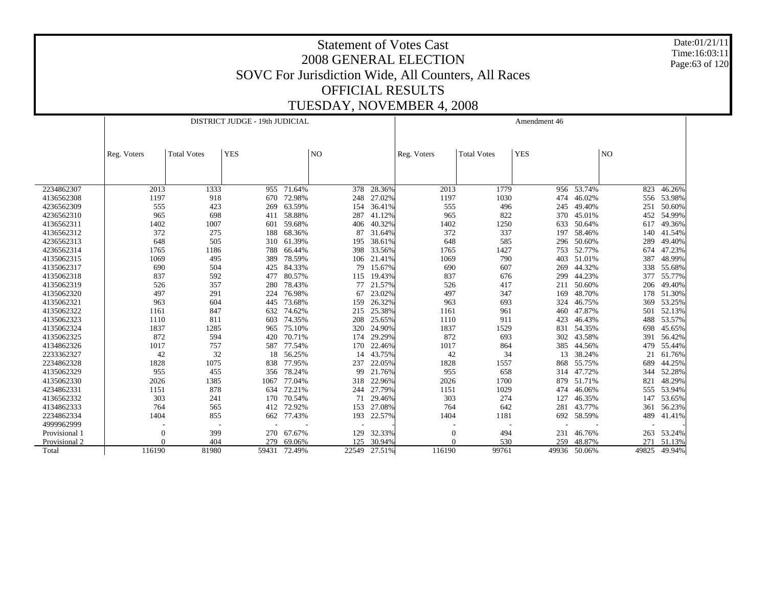# Statement of Votes Cast
## 2008 GENERAL ELECTION
## SOVC For Jurisdiction Wide, All Counters, All Races
## OFFICIAL RESULTS
## TUESDAY, NOVEMBER 4, 2008

Date:01/21/11
Time:16:03:11

| | DISTRICT JUDGE - 19th JUDICIAL | | | | | | Amendment 46 | | | | | |
|---|---|---|---|---|---|---|---|---|---|---|---|---|
| | Reg. Voters | Total Votes | YES | | NO | | Reg. Voters | Total Votes | YES | | NO | |
| 2234862307 | 2013 | 1333 | 955 | 71.64% | 378 | 28.36% | 2013 | 1779 | 956 | 53.74% | 823 | 46.26% |
| 4136562308 | 1197 | 918 | 670 | 72.98% | 248 | 27.02% | 1197 | 1030 | 474 | 46.02% | 556 | 53.98% |
| 4236562309 | 555 | 423 | 269 | 63.59% | 154 | 36.41% | 555 | 496 | 245 | 49.40% | 251 | 50.60% |
| 4236562310 | 965 | 698 | 411 | 58.88% | 287 | 41.12% | 965 | 822 | 370 | 45.01% | 452 | 54.99% |
| 4136562311 | 1402 | 1007 | 601 | 59.68% | 406 | 40.32% | 1402 | 1250 | 633 | 50.64% | 617 | 49.36% |
| 4136562312 | 372 | 275 | 188 | 68.36% | 87 | 31.64% | 372 | 337 | 197 | 58.46% | 140 | 41.54% |
| 4236562313 | 648 | 505 | 310 | 61.39% | 195 | 38.61% | 648 | 585 | 296 | 50.60% | 289 | 49.40% |
| 4236562314 | 1765 | 1186 | 788 | 66.44% | 398 | 33.56% | 1765 | 1427 | 753 | 52.77% | 674 | 47.23% |
| 4135062315 | 1069 | 495 | 389 | 78.59% | 106 | 21.41% | 1069 | 790 | 403 | 51.01% | 387 | 48.99% |
| 4135062317 | 690 | 504 | 425 | 84.33% | 79 | 15.67% | 690 | 607 | 269 | 44.32% | 338 | 55.68% |
| 4135062318 | 837 | 592 | 477 | 80.57% | 115 | 19.43% | 837 | 676 | 299 | 44.23% | 377 | 55.77% |
| 4135062319 | 526 | 357 | 280 | 78.43% | 77 | 21.57% | 526 | 417 | 211 | 50.60% | 206 | 49.40% |
| 4135062320 | 497 | 291 | 224 | 76.98% | 67 | 23.02% | 497 | 347 | 169 | 48.70% | 178 | 51.30% |
| 4135062321 | 963 | 604 | 445 | 73.68% | 159 | 26.32% | 963 | 693 | 324 | 46.75% | 369 | 53.25% |
| 4135062322 | 1161 | 847 | 632 | 74.62% | 215 | 25.38% | 1161 | 961 | 460 | 47.87% | 501 | 52.13% |
| 4135062323 | 1110 | 811 | 603 | 74.35% | 208 | 25.65% | 1110 | 911 | 423 | 46.43% | 488 | 53.57% |
| 4135062324 | 1837 | 1285 | 965 | 75.10% | 320 | 24.90% | 1837 | 1529 | 831 | 54.35% | 698 | 45.65% |
| 4135062325 | 872 | 594 | 420 | 70.71% | 174 | 29.29% | 872 | 693 | 302 | 43.58% | 391 | 56.42% |
| 4134862326 | 1017 | 757 | 587 | 77.54% | 170 | 22.46% | 1017 | 864 | 385 | 44.56% | 479 | 55.44% |
| 2233362327 | 42 | 32 | 18 | 56.25% | 14 | 43.75% | 42 | 34 | 13 | 38.24% | 21 | 61.76% |
| 2234862328 | 1828 | 1075 | 838 | 77.95% | 237 | 22.05% | 1828 | 1557 | 868 | 55.75% | 689 | 44.25% |
| 4135062329 | 955 | 455 | 356 | 78.24% | 99 | 21.76% | 955 | 658 | 314 | 47.72% | 344 | 52.28% |
| 4135062330 | 2026 | 1385 | 1067 | 77.04% | 318 | 22.96% | 2026 | 1700 | 879 | 51.71% | 821 | 48.29% |
| 4234862331 | 1151 | 878 | 634 | 72.21% | 244 | 27.79% | 1151 | 1029 | 474 | 46.06% | 555 | 53.94% |
| 4136562332 | 303 | 241 | 170 | 70.54% | 71 | 29.46% | 303 | 274 | 127 | 46.35% | 147 | 53.65% |
| 4134862333 | 764 | 565 | 412 | 72.92% | 153 | 27.08% | 764 | 642 | 281 | 43.77% | 361 | 56.23% |
| 2234862334 | 1404 | 855 | 662 | 77.43% | 193 | 22.57% | 1404 | 1181 | 692 | 58.59% | 489 | 41.41% |
| 4999962999 | - | - | - | - | - | - | - | - | - | - | - | - |
| Provisional 1 | 0 | 399 | 270 | 67.67% | 129 | 32.33% | 0 | 494 | 231 | 46.76% | 263 | 53.24% |
| Provisional 2 | 0 | 404 | 279 | 69.06% | 125 | 30.94% | 0 | 530 | 259 | 48.87% | 271 | 51.13% |
| Total | 116190 | 81980 | 59431 | 72.49% | 22549 | 27.51% | 116190 | 99761 | 49936 | 50.06% | 49825 | 49.94% |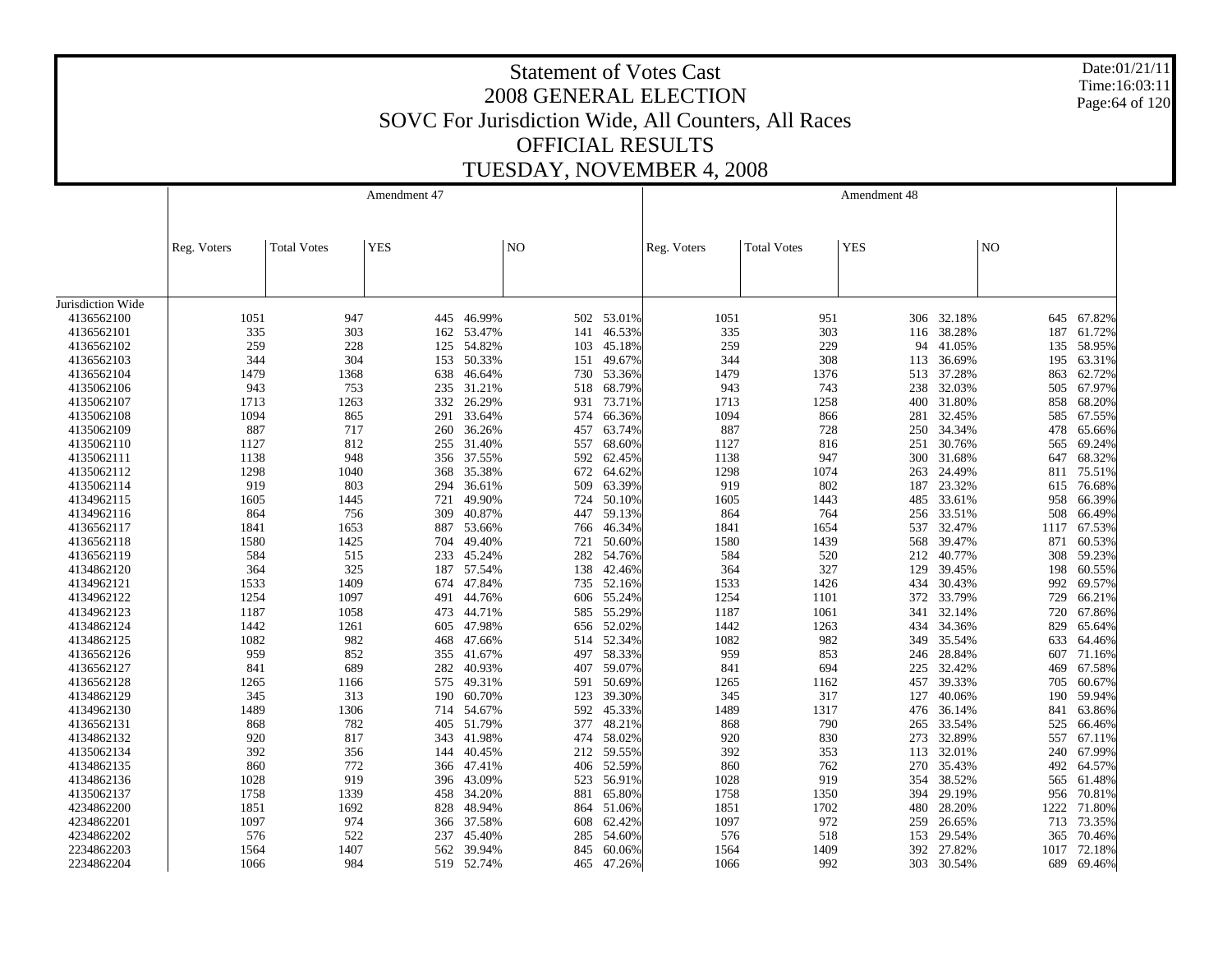# Statement of Votes Cast

## 2008 GENERAL ELECTION

## SOVC For Jurisdiction Wide, All Counters, All Races

## OFFICIAL RESULTS

## TUESDAY, NOVEMBER 4, 2008

Date:01/21/11
Time:16:03:11

| | Amendment 47 | | | | | | Amendment 48 | | | | | |
|---|---|---|---|---|---|---|---|---|---|---|---|---|
| | Reg. Voters | Total Votes | YES | | NO | | Reg. Voters | Total Votes | YES | | NO | |
| Jurisdiction Wide | | | | | | | | | | | | |
| 4136562100 | 1051 | 947 | 445 | 46.99% | 502 | 53.01% | 1051 | 951 | 306 | 32.18% | 645 | 67.82% |
| 4136562101 | 335 | 303 | 162 | 53.47% | 141 | 46.53% | 335 | 303 | 116 | 38.28% | 187 | 61.72% |
| 4136562102 | 259 | 228 | 125 | 54.82% | 103 | 45.18% | 259 | 229 | 94 | 41.05% | 135 | 58.95% |
| 4136562103 | 344 | 304 | 153 | 50.33% | 151 | 49.67% | 344 | 308 | 113 | 36.69% | 195 | 63.31% |
| 4136562104 | 1479 | 1368 | 638 | 46.64% | 730 | 53.36% | 1479 | 1376 | 513 | 37.28% | 863 | 62.72% |
| 4135062106 | 943 | 753 | 235 | 31.21% | 518 | 68.79% | 943 | 743 | 238 | 32.03% | 505 | 67.97% |
| 4135062107 | 1713 | 1263 | 332 | 26.29% | 931 | 73.71% | 1713 | 1258 | 400 | 31.80% | 858 | 68.20% |
| 4135062108 | 1094 | 865 | 291 | 33.64% | 574 | 66.36% | 1094 | 866 | 281 | 32.45% | 585 | 67.55% |
| 4135062109 | 887 | 717 | 260 | 36.26% | 457 | 63.74% | 887 | 728 | 250 | 34.34% | 478 | 65.66% |
| 4135062110 | 1127 | 812 | 255 | 31.40% | 557 | 68.60% | 1127 | 816 | 251 | 30.76% | 565 | 69.24% |
| 4135062111 | 1138 | 948 | 356 | 37.55% | 592 | 62.45% | 1138 | 947 | 300 | 31.68% | 647 | 68.32% |
| 4135062112 | 1298 | 1040 | 368 | 35.38% | 672 | 64.62% | 1298 | 1074 | 263 | 24.49% | 811 | 75.51% |
| 4135062114 | 919 | 803 | 294 | 36.61% | 509 | 63.39% | 919 | 802 | 187 | 23.32% | 615 | 76.68% |
| 4134962115 | 1605 | 1445 | 721 | 49.90% | 724 | 50.10% | 1605 | 1443 | 485 | 33.61% | 958 | 66.39% |
| 4134962116 | 864 | 756 | 309 | 40.87% | 447 | 59.13% | 864 | 764 | 256 | 33.51% | 508 | 66.49% |
| 4136562117 | 1841 | 1653 | 887 | 53.66% | 766 | 46.34% | 1841 | 1654 | 537 | 32.47% | 1117 | 67.53% |
| 4136562118 | 1580 | 1425 | 704 | 49.40% | 721 | 50.60% | 1580 | 1439 | 568 | 39.47% | 871 | 60.53% |
| 4136562119 | 584 | 515 | 233 | 45.24% | 282 | 54.76% | 584 | 520 | 212 | 40.77% | 308 | 59.23% |
| 4134862120 | 364 | 325 | 187 | 57.54% | 138 | 42.46% | 364 | 327 | 129 | 39.45% | 198 | 60.55% |
| 4134962121 | 1533 | 1409 | 674 | 47.84% | 735 | 52.16% | 1533 | 1426 | 434 | 30.43% | 992 | 69.57% |
| 4134962122 | 1254 | 1097 | 491 | 44.76% | 606 | 55.24% | 1254 | 1101 | 372 | 33.79% | 729 | 66.21% |
| 4134962123 | 1187 | 1058 | 473 | 44.71% | 585 | 55.29% | 1187 | 1061 | 341 | 32.14% | 720 | 67.86% |
| 4134862124 | 1442 | 1261 | 605 | 47.98% | 656 | 52.02% | 1442 | 1263 | 434 | 34.36% | 829 | 65.64% |
| 4134862125 | 1082 | 982 | 468 | 47.66% | 514 | 52.34% | 1082 | 982 | 349 | 35.54% | 633 | 64.46% |
| 4136562126 | 959 | 852 | 355 | 41.67% | 497 | 58.33% | 959 | 853 | 246 | 28.84% | 607 | 71.16% |
| 4136562127 | 841 | 689 | 282 | 40.93% | 407 | 59.07% | 841 | 694 | 225 | 32.42% | 469 | 67.58% |
| 4136562128 | 1265 | 1166 | 575 | 49.31% | 591 | 50.69% | 1265 | 1162 | 457 | 39.33% | 705 | 60.67% |
| 4134862129 | 345 | 313 | 190 | 60.70% | 123 | 39.30% | 345 | 317 | 127 | 40.06% | 190 | 59.94% |
| 4134962130 | 1489 | 1306 | 714 | 54.67% | 592 | 45.33% | 1489 | 1317 | 476 | 36.14% | 841 | 63.86% |
| 4136562131 | 868 | 782 | 405 | 51.79% | 377 | 48.21% | 868 | 790 | 265 | 33.54% | 525 | 66.46% |
| 4134862132 | 920 | 817 | 343 | 41.98% | 474 | 58.02% | 920 | 830 | 273 | 32.89% | 557 | 67.11% |
| 4135062134 | 392 | 356 | 144 | 40.45% | 212 | 59.55% | 392 | 353 | 113 | 32.01% | 240 | 67.99% |
| 4134862135 | 860 | 772 | 366 | 47.41% | 406 | 52.59% | 860 | 762 | 270 | 35.43% | 492 | 64.57% |
| 4134862136 | 1028 | 919 | 396 | 43.09% | 523 | 56.91% | 1028 | 919 | 354 | 38.52% | 565 | 61.48% |
| 4135062137 | 1758 | 1339 | 458 | 34.20% | 881 | 65.80% | 1758 | 1350 | 394 | 29.19% | 956 | 70.81% |
| 4234862200 | 1851 | 1692 | 828 | 48.94% | 864 | 51.06% | 1851 | 1702 | 480 | 28.20% | 1222 | 71.80% |
| 4234862201 | 1097 | 974 | 366 | 37.58% | 608 | 62.42% | 1097 | 972 | 259 | 26.65% | 713 | 73.35% |
| 4234862202 | 576 | 522 | 237 | 45.40% | 285 | 54.60% | 576 | 518 | 153 | 29.54% | 365 | 70.46% |
| 2234862203 | 1564 | 1407 | 562 | 39.94% | 845 | 60.06% | 1564 | 1409 | 392 | 27.82% | 1017 | 72.18% |
| 2234862204 | 1066 | 984 | 519 | 52.74% | 465 | 47.26% | 1066 | 992 | 303 | 30.54% | 689 | 69.46% |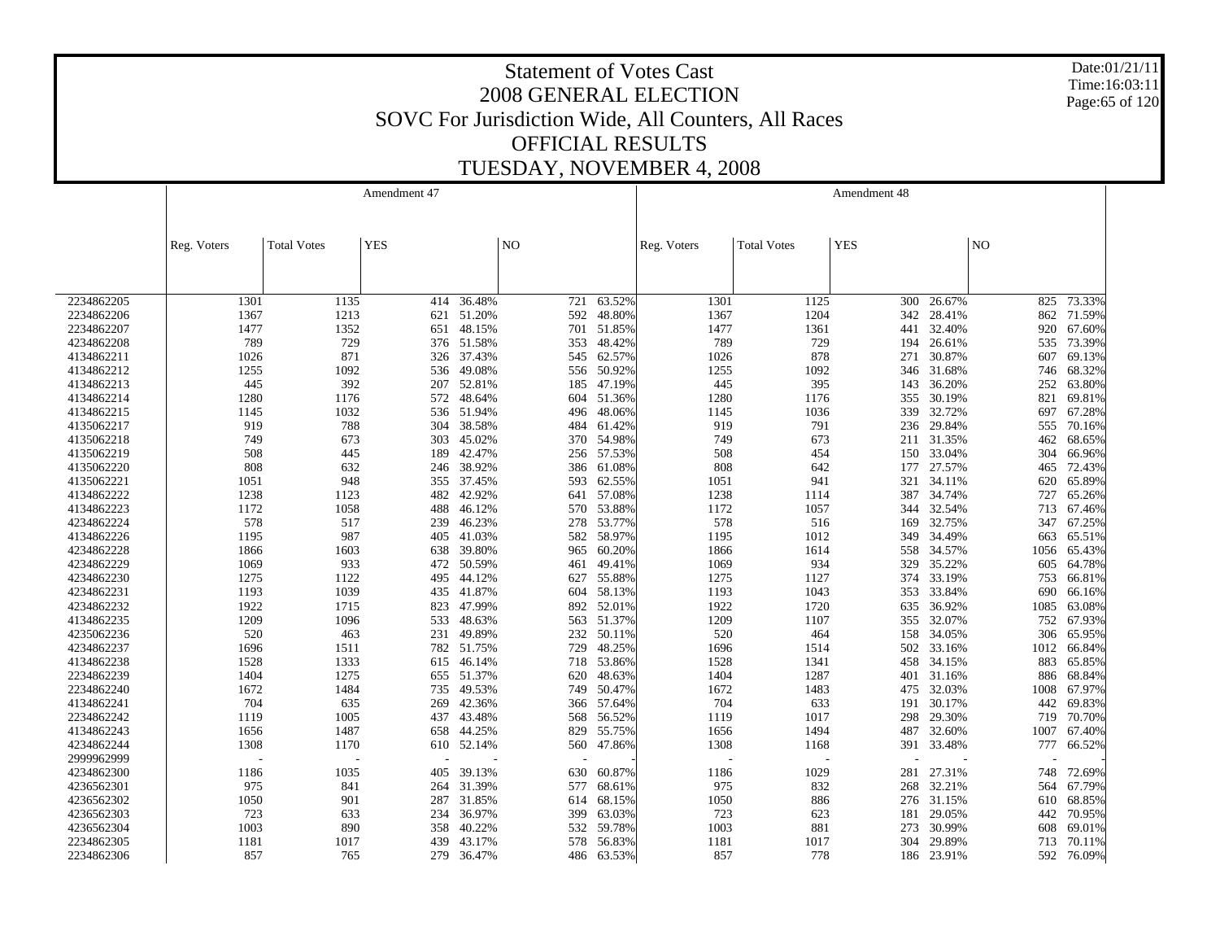# Statement of Votes Cast

## 2008 GENERAL ELECTION

## SOVC For Jurisdiction Wide, All Counters, All Races

## OFFICIAL RESULTS

## TUESDAY, NOVEMBER 4, 2008

Date:01/21/11
Time:16:03:11

| | Amendment 47 | | | | | | Amendment 48 | | | | | |
|---|---|---|---|---|---|---|---|---|---|---|---|---|
| | Reg. Voters | Total Votes | YES | | NO | | Reg. Voters | Total Votes | YES | | NO | |
| 2234862205 | 1301 | 1135 | 414 | 36.48% | 721 | 63.52% | 1301 | 1125 | 300 | 26.67% | 825 | 73.33% |
| 2234862206 | 1367 | 1213 | 621 | 51.20% | 592 | 48.80% | 1367 | 1204 | 342 | 28.41% | 862 | 71.59% |
| 2234862207 | 1477 | 1352 | 651 | 48.15% | 701 | 51.85% | 1477 | 1361 | 441 | 32.40% | 920 | 67.60% |
| 4234862208 | 789 | 729 | 376 | 51.58% | 353 | 48.42% | 789 | 729 | 194 | 26.61% | 535 | 73.39% |
| 4134862211 | 1026 | 871 | 326 | 37.43% | 545 | 62.57% | 1026 | 878 | 271 | 30.87% | 607 | 69.13% |
| 4134862212 | 1255 | 1092 | 536 | 49.08% | 556 | 50.92% | 1255 | 1092 | 346 | 31.68% | 746 | 68.32% |
| 4134862213 | 445 | 392 | 207 | 52.81% | 185 | 47.19% | 445 | 395 | 143 | 36.20% | 252 | 63.80% |
| 4134862214 | 1280 | 1176 | 572 | 48.64% | 604 | 51.36% | 1280 | 1176 | 355 | 30.19% | 821 | 69.81% |
| 4134862215 | 1145 | 1032 | 536 | 51.94% | 496 | 48.06% | 1145 | 1036 | 339 | 32.72% | 697 | 67.28% |
| 4135062217 | 919 | 788 | 304 | 38.58% | 484 | 61.42% | 919 | 791 | 236 | 29.84% | 555 | 70.16% |
| 4135062218 | 749 | 673 | 303 | 45.02% | 370 | 54.98% | 749 | 673 | 211 | 31.35% | 462 | 68.65% |
| 4135062219 | 508 | 445 | 189 | 42.47% | 256 | 57.53% | 508 | 454 | 150 | 33.04% | 304 | 66.96% |
| 4135062220 | 808 | 632 | 246 | 38.92% | 386 | 61.08% | 808 | 642 | 177 | 27.57% | 465 | 72.43% |
| 4135062221 | 1051 | 948 | 355 | 37.45% | 593 | 62.55% | 1051 | 941 | 321 | 34.11% | 620 | 65.89% |
| 4134862222 | 1238 | 1123 | 482 | 42.92% | 641 | 57.08% | 1238 | 1114 | 387 | 34.74% | 727 | 65.26% |
| 4134862223 | 1172 | 1058 | 488 | 46.12% | 570 | 53.88% | 1172 | 1057 | 344 | 32.54% | 713 | 67.46% |
| 4234862224 | 578 | 517 | 239 | 46.23% | 278 | 53.77% | 578 | 516 | 169 | 32.75% | 347 | 67.25% |
| 4134862226 | 1195 | 987 | 405 | 41.03% | 582 | 58.97% | 1195 | 1012 | 349 | 34.49% | 663 | 65.51% |
| 4234862228 | 1866 | 1603 | 638 | 39.80% | 965 | 60.20% | 1866 | 1614 | 558 | 34.57% | 1056 | 65.43% |
| 4234862229 | 1069 | 933 | 472 | 50.59% | 461 | 49.41% | 1069 | 934 | 329 | 35.22% | 605 | 64.78% |
| 4234862230 | 1275 | 1122 | 495 | 44.12% | 627 | 55.88% | 1275 | 1127 | 374 | 33.19% | 753 | 66.81% |
| 4234862231 | 1193 | 1039 | 435 | 41.87% | 604 | 58.13% | 1193 | 1043 | 353 | 33.84% | 690 | 66.16% |
| 4234862232 | 1922 | 1715 | 823 | 47.99% | 892 | 52.01% | 1922 | 1720 | 635 | 36.92% | 1085 | 63.08% |
| 4134862235 | 1209 | 1096 | 533 | 48.63% | 563 | 51.37% | 1209 | 1107 | 355 | 32.07% | 752 | 67.93% |
| 4235062236 | 520 | 463 | 231 | 49.89% | 232 | 50.11% | 520 | 464 | 158 | 34.05% | 306 | 65.95% |
| 4234862237 | 1696 | 1511 | 782 | 51.75% | 729 | 48.25% | 1696 | 1514 | 502 | 33.16% | 1012 | 66.84% |
| 4134862238 | 1528 | 1333 | 615 | 46.14% | 718 | 53.86% | 1528 | 1341 | 458 | 34.15% | 883 | 65.85% |
| 2234862239 | 1404 | 1275 | 655 | 51.37% | 620 | 48.63% | 1404 | 1287 | 401 | 31.16% | 886 | 68.84% |
| 2234862240 | 1672 | 1484 | 735 | 49.53% | 749 | 50.47% | 1672 | 1483 | 475 | 32.03% | 1008 | 67.97% |
| 4134862241 | 704 | 635 | 269 | 42.36% | 366 | 57.64% | 704 | 633 | 191 | 30.17% | 442 | 69.83% |
| 2234862242 | 1119 | 1005 | 437 | 43.48% | 568 | 56.52% | 1119 | 1017 | 298 | 29.30% | 719 | 70.70% |
| 4134862243 | 1656 | 1487 | 658 | 44.25% | 829 | 55.75% | 1656 | 1494 | 487 | 32.60% | 1007 | 67.40% |
| 4234862244 | 1308 | 1170 | 610 | 52.14% | 560 | 47.86% | 1308 | 1168 | 391 | 33.48% | 777 | 66.52% |
| 2999962999 | - | - | - | - | - | - | - | - | - | - | - | - |
| 4234862300 | 1186 | 1035 | 405 | 39.13% | 630 | 60.87% | 1186 | 1029 | 281 | 27.31% | 748 | 72.69% |
| 4236562301 | 975 | 841 | 264 | 31.39% | 577 | 68.61% | 975 | 832 | 268 | 32.21% | 564 | 67.79% |
| 4236562302 | 1050 | 901 | 287 | 31.85% | 614 | 68.15% | 1050 | 886 | 276 | 31.15% | 610 | 68.85% |
| 4236562303 | 723 | 633 | 234 | 36.97% | 399 | 63.03% | 723 | 623 | 181 | 29.05% | 442 | 70.95% |
| 4236562304 | 1003 | 890 | 358 | 40.22% | 532 | 59.78% | 1003 | 881 | 273 | 30.99% | 608 | 69.01% |
| 2234862305 | 1181 | 1017 | 439 | 43.17% | 578 | 56.83% | 1181 | 1017 | 304 | 29.89% | 713 | 70.11% |
| 2234862306 | 857 | 765 | 279 | 36.47% | 486 | 63.53% | 857 | 778 | 186 | 23.91% | 592 | 76.09% |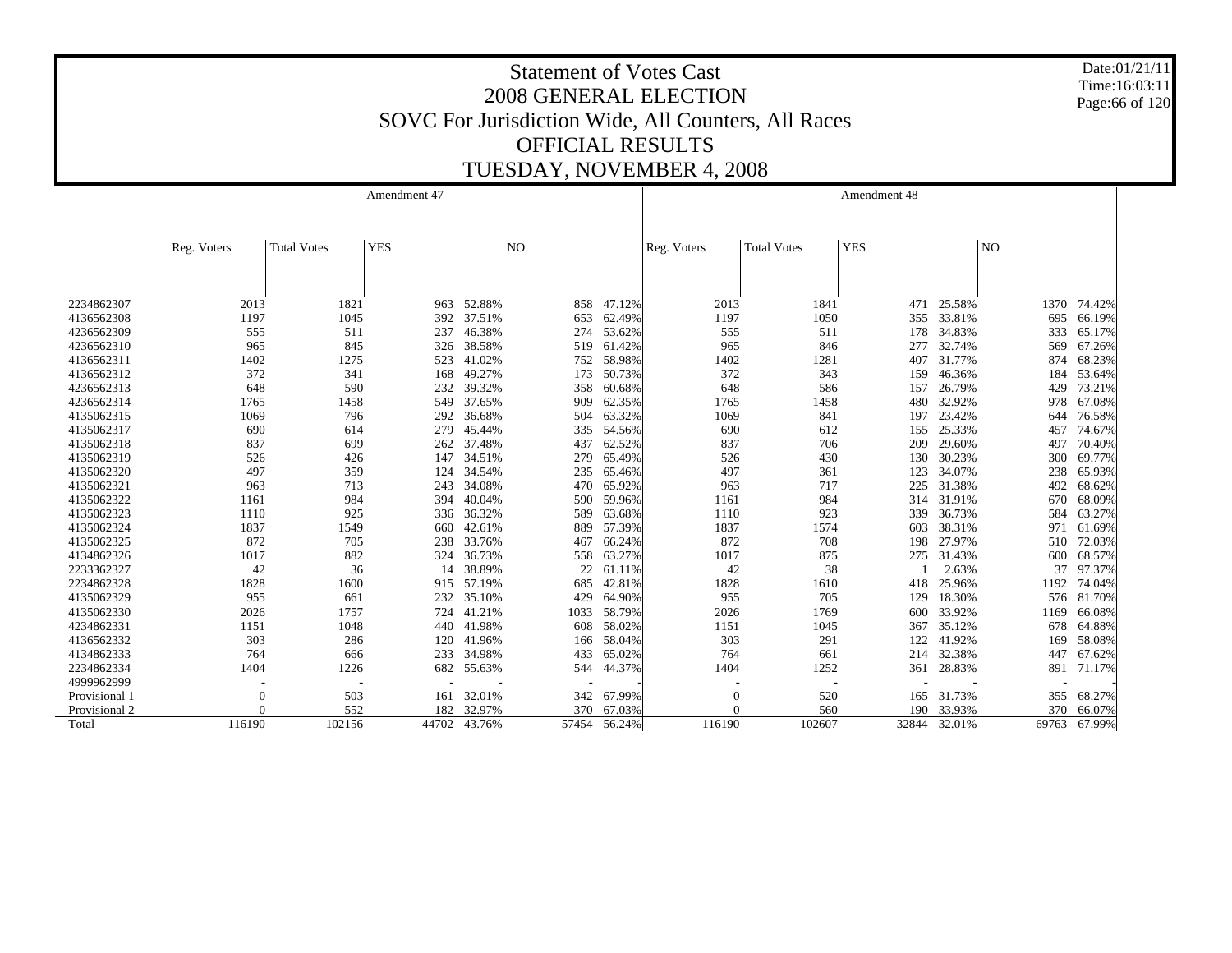# Statement of Votes Cast
## 2008 GENERAL ELECTION
## SOVC For Jurisdiction Wide, All Counters, All Races
## OFFICIAL RESULTS
## TUESDAY, NOVEMBER 4, 2008

Date:01/21/11
Time:16:03:11

| | Amendment 47 | | | | | | Amendment 48 | | | | | |
|---|---|---|---|---|---|---|---|---|---|---|---|---|
| | Reg. Voters | Total Votes | YES | | NO | | Reg. Voters | Total Votes | YES | | NO | |
| 2234862307 | 2013 | 1821 | 963 | 52.88% | 858 | 47.12% | 2013 | 1841 | 471 | 25.58% | 1370 | 74.42% |
| 4136562308 | 1197 | 1045 | 392 | 37.51% | 653 | 62.49% | 1197 | 1050 | 355 | 33.81% | 695 | 66.19% |
| 4236562309 | 555 | 511 | 237 | 46.38% | 274 | 53.62% | 555 | 511 | 178 | 34.83% | 333 | 65.17% |
| 4236562310 | 965 | 845 | 326 | 38.58% | 519 | 61.42% | 965 | 846 | 277 | 32.74% | 569 | 67.26% |
| 4136562311 | 1402 | 1275 | 523 | 41.02% | 752 | 58.98% | 1402 | 1281 | 407 | 31.77% | 874 | 68.23% |
| 4136562312 | 372 | 341 | 168 | 49.27% | 173 | 50.73% | 372 | 343 | 159 | 46.36% | 184 | 53.64% |
| 4236562313 | 648 | 590 | 232 | 39.32% | 358 | 60.68% | 648 | 586 | 157 | 26.79% | 429 | 73.21% |
| 4236562314 | 1765 | 1458 | 549 | 37.65% | 909 | 62.35% | 1765 | 1458 | 480 | 32.92% | 978 | 67.08% |
| 4135062315 | 1069 | 796 | 292 | 36.68% | 504 | 63.32% | 1069 | 841 | 197 | 23.42% | 644 | 76.58% |
| 4135062317 | 690 | 614 | 279 | 45.44% | 335 | 54.56% | 690 | 612 | 155 | 25.33% | 457 | 74.67% |
| 4135062318 | 837 | 699 | 262 | 37.48% | 437 | 62.52% | 837 | 706 | 209 | 29.60% | 497 | 70.40% |
| 4135062319 | 526 | 426 | 147 | 34.51% | 279 | 65.49% | 526 | 430 | 130 | 30.23% | 300 | 69.77% |
| 4135062320 | 497 | 359 | 124 | 34.54% | 235 | 65.46% | 497 | 361 | 123 | 34.07% | 238 | 65.93% |
| 4135062321 | 963 | 713 | 243 | 34.08% | 470 | 65.92% | 963 | 717 | 225 | 31.38% | 492 | 68.62% |
| 4135062322 | 1161 | 984 | 394 | 40.04% | 590 | 59.96% | 1161 | 984 | 314 | 31.91% | 670 | 68.09% |
| 4135062323 | 1110 | 925 | 336 | 36.32% | 589 | 63.68% | 1110 | 923 | 339 | 36.73% | 584 | 63.27% |
| 4135062324 | 1837 | 1549 | 660 | 42.61% | 889 | 57.39% | 1837 | 1574 | 603 | 38.31% | 971 | 61.69% |
| 4135062325 | 872 | 705 | 238 | 33.76% | 467 | 66.24% | 872 | 708 | 198 | 27.97% | 510 | 72.03% |
| 4134862326 | 1017 | 882 | 324 | 36.73% | 558 | 63.27% | 1017 | 875 | 275 | 31.43% | 600 | 68.57% |
| 2233362327 | 42 | 36 | 14 | 38.89% | 22 | 61.11% | 42 | 38 | 1 | 2.63% | 37 | 97.37% |
| 2234862328 | 1828 | 1600 | 915 | 57.19% | 685 | 42.81% | 1828 | 1610 | 418 | 25.96% | 1192 | 74.04% |
| 4135062329 | 955 | 661 | 232 | 35.10% | 429 | 64.90% | 955 | 705 | 129 | 18.30% | 576 | 81.70% |
| 4135062330 | 2026 | 1757 | 724 | 41.21% | 1033 | 58.79% | 2026 | 1769 | 600 | 33.92% | 1169 | 66.08% |
| 4234862331 | 1151 | 1048 | 440 | 41.98% | 608 | 58.02% | 1151 | 1045 | 367 | 35.12% | 678 | 64.88% |
| 4136562332 | 303 | 286 | 120 | 41.96% | 166 | 58.04% | 303 | 291 | 122 | 41.92% | 169 | 58.08% |
| 4134862333 | 764 | 666 | 233 | 34.98% | 433 | 65.02% | 764 | 661 | 214 | 32.38% | 447 | 67.62% |
| 2234862334 | 1404 | 1226 | 682 | 55.63% | 544 | 44.37% | 1404 | 1252 | 361 | 28.83% | 891 | 71.17% |
| 4999962999 | - | - | - | - | - | - | - | - | - | - | - | - |
| Provisional 1 | 0 | 503 | 161 | 32.01% | 342 | 67.99% | 0 | 520 | 165 | 31.73% | 355 | 68.27% |
| Provisional 2 | 0 | 552 | 182 | 32.97% | 370 | 67.03% | 0 | 560 | 190 | 33.93% | 370 | 66.07% |
| Total | 116190 | 102156 | 44702 | 43.76% | 57454 | 56.24% | 116190 | 102607 | 32844 | 32.01% | 69763 | 67.99% |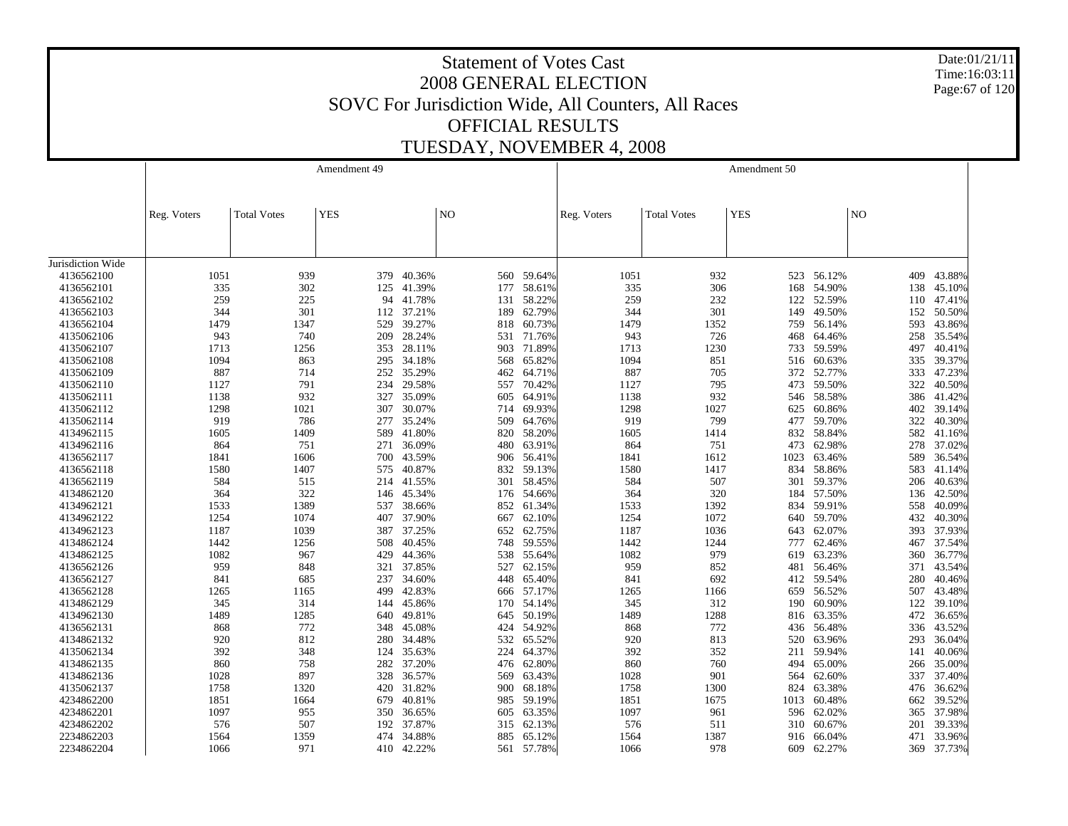# Statement of Votes Cast
## 2008 GENERAL ELECTION
## SOVC For Jurisdiction Wide, All Counters, All Races
## OFFICIAL RESULTS
## TUESDAY, NOVEMBER 4, 2008

Date:01/21/11
Time:16:03:11

| | Amendment 49 | | | | | | Amendment 50 | | | | | |
|---|---|---|---|---|---|---|---|---|---|---|---|---|
| | Reg. Voters | Total Votes | YES | | NO | | Reg. Voters | Total Votes | YES | | NO | |
| Jurisdiction Wide | | | | | | | | | | | | |
| 4136562100 | 1051 | 939 | 379 | 40.36% | 560 | 59.64% | 1051 | 932 | 523 | 56.12% | 409 | 43.88% |
| 4136562101 | 335 | 302 | 125 | 41.39% | 177 | 58.61% | 335 | 306 | 168 | 54.90% | 138 | 45.10% |
| 4136562102 | 259 | 225 | 94 | 41.78% | 131 | 58.22% | 259 | 232 | 122 | 52.59% | 110 | 47.41% |
| 4136562103 | 344 | 301 | 112 | 37.21% | 189 | 62.79% | 344 | 301 | 149 | 49.50% | 152 | 50.50% |
| 4136562104 | 1479 | 1347 | 529 | 39.27% | 818 | 60.73% | 1479 | 1352 | 759 | 56.14% | 593 | 43.86% |
| 4135062106 | 943 | 740 | 209 | 28.24% | 531 | 71.76% | 943 | 726 | 468 | 64.46% | 258 | 35.54% |
| 4135062107 | 1713 | 1256 | 353 | 28.11% | 903 | 71.89% | 1713 | 1230 | 733 | 59.59% | 497 | 40.41% |
| 4135062108 | 1094 | 863 | 295 | 34.18% | 568 | 65.82% | 1094 | 851 | 516 | 60.63% | 335 | 39.37% |
| 4135062109 | 887 | 714 | 252 | 35.29% | 462 | 64.71% | 887 | 705 | 372 | 52.77% | 333 | 47.23% |
| 4135062110 | 1127 | 791 | 234 | 29.58% | 557 | 70.42% | 1127 | 795 | 473 | 59.50% | 322 | 40.50% |
| 4135062111 | 1138 | 932 | 327 | 35.09% | 605 | 64.91% | 1138 | 932 | 546 | 58.58% | 386 | 41.42% |
| 4135062112 | 1298 | 1021 | 307 | 30.07% | 714 | 69.93% | 1298 | 1027 | 625 | 60.86% | 402 | 39.14% |
| 4135062114 | 919 | 786 | 277 | 35.24% | 509 | 64.76% | 919 | 799 | 477 | 59.70% | 322 | 40.30% |
| 4134962115 | 1605 | 1409 | 589 | 41.80% | 820 | 58.20% | 1605 | 1414 | 832 | 58.84% | 582 | 41.16% |
| 4134962116 | 864 | 751 | 271 | 36.09% | 480 | 63.91% | 864 | 751 | 473 | 62.98% | 278 | 37.02% |
| 4136562117 | 1841 | 1606 | 700 | 43.59% | 906 | 56.41% | 1841 | 1612 | 1023 | 63.46% | 589 | 36.54% |
| 4136562118 | 1580 | 1407 | 575 | 40.87% | 832 | 59.13% | 1580 | 1417 | 834 | 58.86% | 583 | 41.14% |
| 4136562119 | 584 | 515 | 214 | 41.55% | 301 | 58.45% | 584 | 507 | 301 | 59.37% | 206 | 40.63% |
| 4134862120 | 364 | 322 | 146 | 45.34% | 176 | 54.66% | 364 | 320 | 184 | 57.50% | 136 | 42.50% |
| 4134962121 | 1533 | 1389 | 537 | 38.66% | 852 | 61.34% | 1533 | 1392 | 834 | 59.91% | 558 | 40.09% |
| 4134962122 | 1254 | 1074 | 407 | 37.90% | 667 | 62.10% | 1254 | 1072 | 640 | 59.70% | 432 | 40.30% |
| 4134962123 | 1187 | 1039 | 387 | 37.25% | 652 | 62.75% | 1187 | 1036 | 643 | 62.07% | 393 | 37.93% |
| 4134862124 | 1442 | 1256 | 508 | 40.45% | 748 | 59.55% | 1442 | 1244 | 777 | 62.46% | 467 | 37.54% |
| 4134862125 | 1082 | 967 | 429 | 44.36% | 538 | 55.64% | 1082 | 979 | 619 | 63.23% | 360 | 36.77% |
| 4136562126 | 959 | 848 | 321 | 37.85% | 527 | 62.15% | 959 | 852 | 481 | 56.46% | 371 | 43.54% |
| 4136562127 | 841 | 685 | 237 | 34.60% | 448 | 65.40% | 841 | 692 | 412 | 59.54% | 280 | 40.46% |
| 4136562128 | 1265 | 1165 | 499 | 42.83% | 666 | 57.17% | 1265 | 1166 | 659 | 56.52% | 507 | 43.48% |
| 4134862129 | 345 | 314 | 144 | 45.86% | 170 | 54.14% | 345 | 312 | 190 | 60.90% | 122 | 39.10% |
| 4134962130 | 1489 | 1285 | 640 | 49.81% | 645 | 50.19% | 1489 | 1288 | 816 | 63.35% | 472 | 36.65% |
| 4136562131 | 868 | 772 | 348 | 45.08% | 424 | 54.92% | 868 | 772 | 436 | 56.48% | 336 | 43.52% |
| 4134862132 | 920 | 812 | 280 | 34.48% | 532 | 65.52% | 920 | 813 | 520 | 63.96% | 293 | 36.04% |
| 4135062134 | 392 | 348 | 124 | 35.63% | 224 | 64.37% | 392 | 352 | 211 | 59.94% | 141 | 40.06% |
| 4134862135 | 860 | 758 | 282 | 37.20% | 476 | 62.80% | 860 | 760 | 494 | 65.00% | 266 | 35.00% |
| 4134862136 | 1028 | 897 | 328 | 36.57% | 569 | 63.43% | 1028 | 901 | 564 | 62.60% | 337 | 37.40% |
| 4135062137 | 1758 | 1320 | 420 | 31.82% | 900 | 68.18% | 1758 | 1300 | 824 | 63.38% | 476 | 36.62% |
| 4234862200 | 1851 | 1664 | 679 | 40.81% | 985 | 59.19% | 1851 | 1675 | 1013 | 60.48% | 662 | 39.52% |
| 4234862201 | 1097 | 955 | 350 | 36.65% | 605 | 63.35% | 1097 | 961 | 596 | 62.02% | 365 | 37.98% |
| 4234862202 | 576 | 507 | 192 | 37.87% | 315 | 62.13% | 576 | 511 | 310 | 60.67% | 201 | 39.33% |
| 2234862203 | 1564 | 1359 | 474 | 34.88% | 885 | 65.12% | 1564 | 1387 | 916 | 66.04% | 471 | 33.96% |
| 2234862204 | 1066 | 971 | 410 | 42.22% | 561 | 57.78% | 1066 | 978 | 609 | 62.27% | 369 | 37.73% |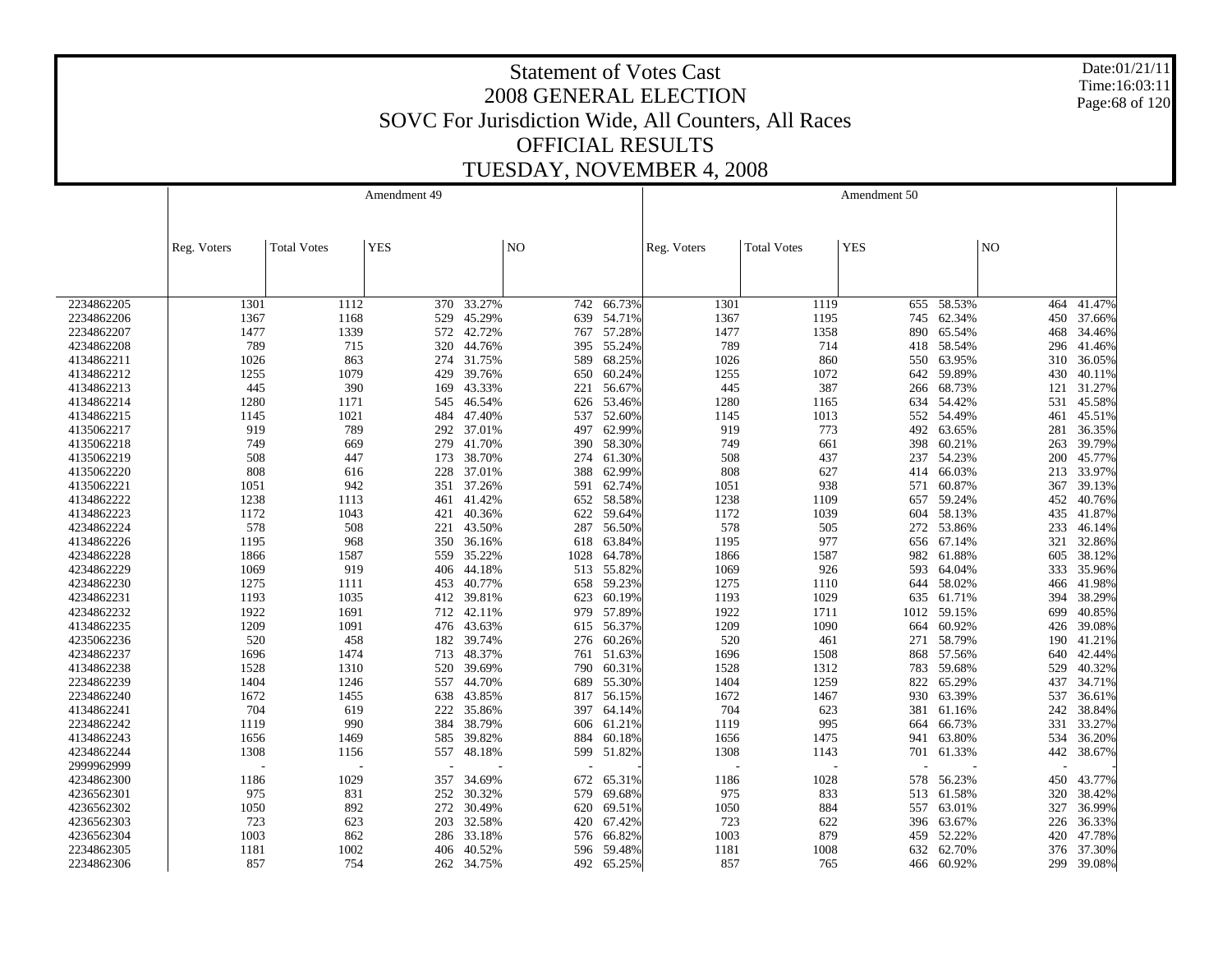# Statement of Votes Cast
## 2008 GENERAL ELECTION
## SOVC For Jurisdiction Wide, All Counters, All Races
## OFFICIAL RESULTS
## TUESDAY, NOVEMBER 4, 2008

Date:01/21/11
Time:16:03:11

| | Amendment 49 | | | | | | Amendment 50 | | | | | |
|---|---|---|---|---|---|---|---|---|---|---|---|---|
| | Reg. Voters | Total Votes | YES | | NO | | Reg. Voters | Total Votes | YES | | NO | |
| 2234862205 | 1301 | 1112 | 370 | 33.27% | 742 | 66.73% | 1301 | 1119 | 655 | 58.53% | 464 | 41.47% |
| 2234862206 | 1367 | 1168 | 529 | 45.29% | 639 | 54.71% | 1367 | 1195 | 745 | 62.34% | 450 | 37.66% |
| 2234862207 | 1477 | 1339 | 572 | 42.72% | 767 | 57.28% | 1477 | 1358 | 890 | 65.54% | 468 | 34.46% |
| 4234862208 | 789 | 715 | 320 | 44.76% | 395 | 55.24% | 789 | 714 | 418 | 58.54% | 296 | 41.46% |
| 4134862211 | 1026 | 863 | 274 | 31.75% | 589 | 68.25% | 1026 | 860 | 550 | 63.95% | 310 | 36.05% |
| 4134862212 | 1255 | 1079 | 429 | 39.76% | 650 | 60.24% | 1255 | 1072 | 642 | 59.89% | 430 | 40.11% |
| 4134862213 | 445 | 390 | 169 | 43.33% | 221 | 56.67% | 445 | 387 | 266 | 68.73% | 121 | 31.27% |
| 4134862214 | 1280 | 1171 | 545 | 46.54% | 626 | 53.46% | 1280 | 1165 | 634 | 54.42% | 531 | 45.58% |
| 4134862215 | 1145 | 1021 | 484 | 47.40% | 537 | 52.60% | 1145 | 1013 | 552 | 54.49% | 461 | 45.51% |
| 4135062217 | 919 | 789 | 292 | 37.01% | 497 | 62.99% | 919 | 773 | 492 | 63.65% | 281 | 36.35% |
| 4135062218 | 749 | 669 | 279 | 41.70% | 390 | 58.30% | 749 | 661 | 398 | 60.21% | 263 | 39.79% |
| 4135062219 | 508 | 447 | 173 | 38.70% | 274 | 61.30% | 508 | 437 | 237 | 54.23% | 200 | 45.77% |
| 4135062220 | 808 | 616 | 228 | 37.01% | 388 | 62.99% | 808 | 627 | 414 | 66.03% | 213 | 33.97% |
| 4135062221 | 1051 | 942 | 351 | 37.26% | 591 | 62.74% | 1051 | 938 | 571 | 60.87% | 367 | 39.13% |
| 4134862222 | 1238 | 1113 | 461 | 41.42% | 652 | 58.58% | 1238 | 1109 | 657 | 59.24% | 452 | 40.76% |
| 4134862223 | 1172 | 1043 | 421 | 40.36% | 622 | 59.64% | 1172 | 1039 | 604 | 58.13% | 435 | 41.87% |
| 4234862224 | 578 | 508 | 221 | 43.50% | 287 | 56.50% | 578 | 505 | 272 | 53.86% | 233 | 46.14% |
| 4134862226 | 1195 | 968 | 350 | 36.16% | 618 | 63.84% | 1195 | 977 | 656 | 67.14% | 321 | 32.86% |
| 4234862228 | 1866 | 1587 | 559 | 35.22% | 1028 | 64.78% | 1866 | 1587 | 982 | 61.88% | 605 | 38.12% |
| 4234862229 | 1069 | 919 | 406 | 44.18% | 513 | 55.82% | 1069 | 926 | 593 | 64.04% | 333 | 35.96% |
| 4234862230 | 1275 | 1111 | 453 | 40.77% | 658 | 59.23% | 1275 | 1110 | 644 | 58.02% | 466 | 41.98% |
| 4234862231 | 1193 | 1035 | 412 | 39.81% | 623 | 60.19% | 1193 | 1029 | 635 | 61.71% | 394 | 38.29% |
| 4234862232 | 1922 | 1691 | 712 | 42.11% | 979 | 57.89% | 1922 | 1711 | 1012 | 59.15% | 699 | 40.85% |
| 4134862235 | 1209 | 1091 | 476 | 43.63% | 615 | 56.37% | 1209 | 1090 | 664 | 60.92% | 426 | 39.08% |
| 4235062236 | 520 | 458 | 182 | 39.74% | 276 | 60.26% | 520 | 461 | 271 | 58.79% | 190 | 41.21% |
| 4234862237 | 1696 | 1474 | 713 | 48.37% | 761 | 51.63% | 1696 | 1508 | 868 | 57.56% | 640 | 42.44% |
| 4134862238 | 1528 | 1310 | 520 | 39.69% | 790 | 60.31% | 1528 | 1312 | 783 | 59.68% | 529 | 40.32% |
| 2234862239 | 1404 | 1246 | 557 | 44.70% | 689 | 55.30% | 1404 | 1259 | 822 | 65.29% | 437 | 34.71% |
| 2234862240 | 1672 | 1455 | 638 | 43.85% | 817 | 56.15% | 1672 | 1467 | 930 | 63.39% | 537 | 36.61% |
| 4134862241 | 704 | 619 | 222 | 35.86% | 397 | 64.14% | 704 | 623 | 381 | 61.16% | 242 | 38.84% |
| 2234862242 | 1119 | 990 | 384 | 38.79% | 606 | 61.21% | 1119 | 995 | 664 | 66.73% | 331 | 33.27% |
| 4134862243 | 1656 | 1469 | 585 | 39.82% | 884 | 60.18% | 1656 | 1475 | 941 | 63.80% | 534 | 36.20% |
| 4234862244 | 1308 | 1156 | 557 | 48.18% | 599 | 51.82% | 1308 | 1143 | 701 | 61.33% | 442 | 38.67% |
| 2999962999 | - | - | - | - | - | - | - | - | - | - | - | - |
| 4234862300 | 1186 | 1029 | 357 | 34.69% | 672 | 65.31% | 1186 | 1028 | 578 | 56.23% | 450 | 43.77% |
| 4236562301 | 975 | 831 | 252 | 30.32% | 579 | 69.68% | 975 | 833 | 513 | 61.58% | 320 | 38.42% |
| 4236562302 | 1050 | 892 | 272 | 30.49% | 620 | 69.51% | 1050 | 884 | 557 | 63.01% | 327 | 36.99% |
| 4236562303 | 723 | 623 | 203 | 32.58% | 420 | 67.42% | 723 | 622 | 396 | 63.67% | 226 | 36.33% |
| 4236562304 | 1003 | 862 | 286 | 33.18% | 576 | 66.82% | 1003 | 879 | 459 | 52.22% | 420 | 47.78% |
| 2234862305 | 1181 | 1002 | 406 | 40.52% | 596 | 59.48% | 1181 | 1008 | 632 | 62.70% | 376 | 37.30% |
| 2234862306 | 857 | 754 | 262 | 34.75% | 492 | 65.25% | 857 | 765 | 466 | 60.92% | 299 | 39.08% |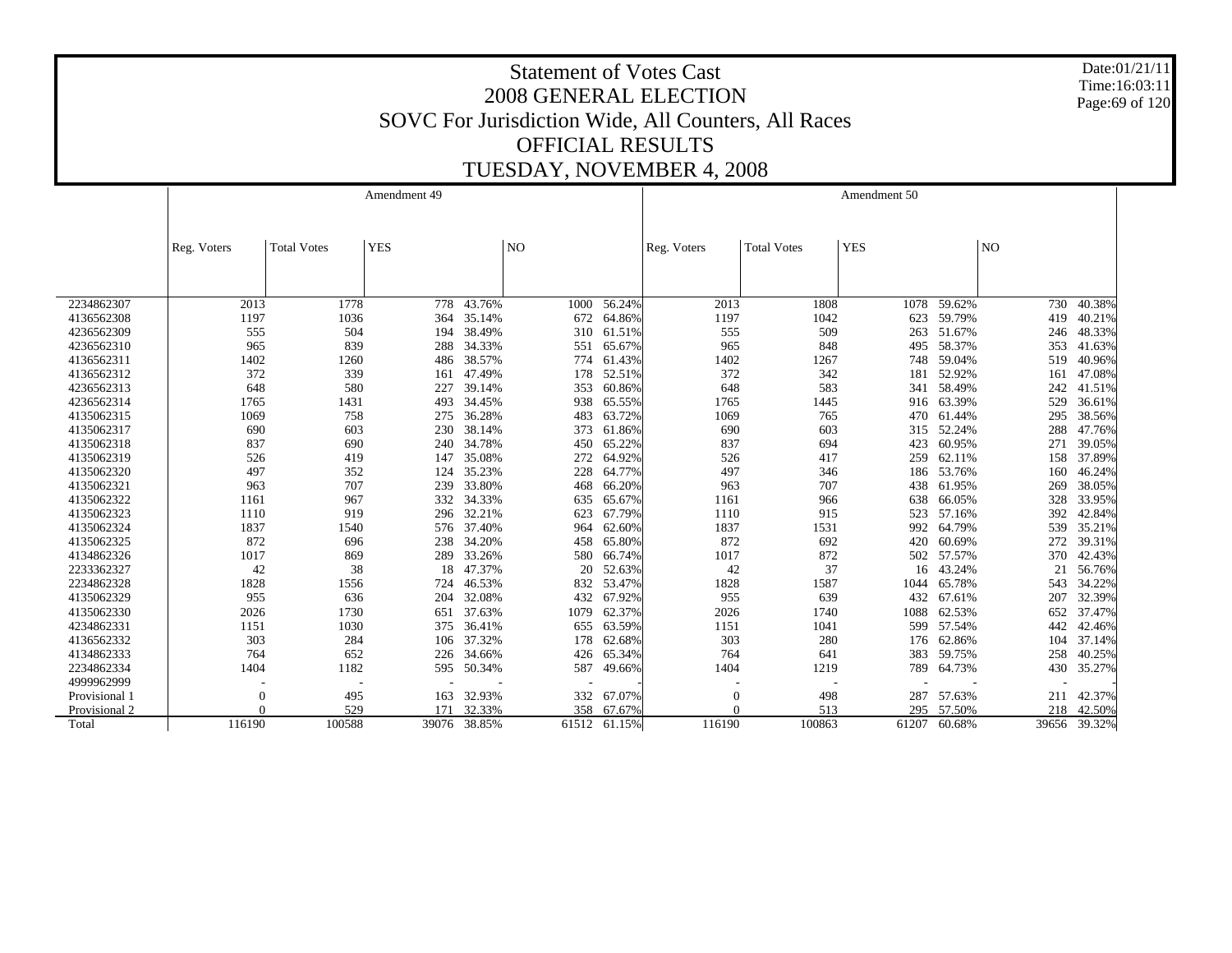# Statement of Votes Cast
## 2008 GENERAL ELECTION
## SOVC For Jurisdiction Wide, All Counters, All Races
## OFFICIAL RESULTS
## TUESDAY, NOVEMBER 4, 2008

Date:01/21/11
Time:16:03:11

| | Amendment 49 | | | | | | Amendment 50 | | | | | |
|---|---|---|---|---|---|---|---|---|---|---|---|---|
| | Reg. Voters | Total Votes | YES | | NO | | Reg. Voters | Total Votes | YES | | NO | |
| 2234862307 | 2013 | 1778 | 778 | 43.76% | 1000 | 56.24% | 2013 | 1808 | 1078 | 59.62% | 730 | 40.38% |
| 4136562308 | 1197 | 1036 | 364 | 35.14% | 672 | 64.86% | 1197 | 1042 | 623 | 59.79% | 419 | 40.21% |
| 4236562309 | 555 | 504 | 194 | 38.49% | 310 | 61.51% | 555 | 509 | 263 | 51.67% | 246 | 48.33% |
| 4236562310 | 965 | 839 | 288 | 34.33% | 551 | 65.67% | 965 | 848 | 495 | 58.37% | 353 | 41.63% |
| 4136562311 | 1402 | 1260 | 486 | 38.57% | 774 | 61.43% | 1402 | 1267 | 748 | 59.04% | 519 | 40.96% |
| 4136562312 | 372 | 339 | 161 | 47.49% | 178 | 52.51% | 372 | 342 | 181 | 52.92% | 161 | 47.08% |
| 4236562313 | 648 | 580 | 227 | 39.14% | 353 | 60.86% | 648 | 583 | 341 | 58.49% | 242 | 41.51% |
| 4236562314 | 1765 | 1431 | 493 | 34.45% | 938 | 65.55% | 1765 | 1445 | 916 | 63.39% | 529 | 36.61% |
| 4135062315 | 1069 | 758 | 275 | 36.28% | 483 | 63.72% | 1069 | 765 | 470 | 61.44% | 295 | 38.56% |
| 4135062317 | 690 | 603 | 230 | 38.14% | 373 | 61.86% | 690 | 603 | 315 | 52.24% | 288 | 47.76% |
| 4135062318 | 837 | 690 | 240 | 34.78% | 450 | 65.22% | 837 | 694 | 423 | 60.95% | 271 | 39.05% |
| 4135062319 | 526 | 419 | 147 | 35.08% | 272 | 64.92% | 526 | 417 | 259 | 62.11% | 158 | 37.89% |
| 4135062320 | 497 | 352 | 124 | 35.23% | 228 | 64.77% | 497 | 346 | 186 | 53.76% | 160 | 46.24% |
| 4135062321 | 963 | 707 | 239 | 33.80% | 468 | 66.20% | 963 | 707 | 438 | 61.95% | 269 | 38.05% |
| 4135062322 | 1161 | 967 | 332 | 34.33% | 635 | 65.67% | 1161 | 966 | 638 | 66.05% | 328 | 33.95% |
| 4135062323 | 1110 | 919 | 296 | 32.21% | 623 | 67.79% | 1110 | 915 | 523 | 57.16% | 392 | 42.84% |
| 4135062324 | 1837 | 1540 | 576 | 37.40% | 964 | 62.60% | 1837 | 1531 | 992 | 64.79% | 539 | 35.21% |
| 4135062325 | 872 | 696 | 238 | 34.20% | 458 | 65.80% | 872 | 692 | 420 | 60.69% | 272 | 39.31% |
| 4134862326 | 1017 | 869 | 289 | 33.26% | 580 | 66.74% | 1017 | 872 | 502 | 57.57% | 370 | 42.43% |
| 2233362327 | 42 | 38 | 18 | 47.37% | 20 | 52.63% | 42 | 37 | 16 | 43.24% | 21 | 56.76% |
| 2234862328 | 1828 | 1556 | 724 | 46.53% | 832 | 53.47% | 1828 | 1587 | 1044 | 65.78% | 543 | 34.22% |
| 4135062329 | 955 | 636 | 204 | 32.08% | 432 | 67.92% | 955 | 639 | 432 | 67.61% | 207 | 32.39% |
| 4135062330 | 2026 | 1730 | 651 | 37.63% | 1079 | 62.37% | 2026 | 1740 | 1088 | 62.53% | 652 | 37.47% |
| 4234862331 | 1151 | 1030 | 375 | 36.41% | 655 | 63.59% | 1151 | 1041 | 599 | 57.54% | 442 | 42.46% |
| 4136562332 | 303 | 284 | 106 | 37.32% | 178 | 62.68% | 303 | 280 | 176 | 62.86% | 104 | 37.14% |
| 4134862333 | 764 | 652 | 226 | 34.66% | 426 | 65.34% | 764 | 641 | 383 | 59.75% | 258 | 40.25% |
| 2234862334 | 1404 | 1182 | 595 | 50.34% | 587 | 49.66% | 1404 | 1219 | 789 | 64.73% | 430 | 35.27% |
| 4999962999 | - | - | - | - | - | - | - | - | - | - | - | - |
| Provisional 1 | 0 | 495 | 163 | 32.93% | 332 | 67.07% | 0 | 498 | 287 | 57.63% | 211 | 42.37% |
| Provisional 2 | 0 | 529 | 171 | 32.33% | 358 | 67.67% | 0 | 513 | 295 | 57.50% | 218 | 42.50% |
| Total | 116190 | 100588 | 39076 | 38.85% | 61512 | 61.15% | 116190 | 100863 | 61207 | 60.68% | 39656 | 39.32% |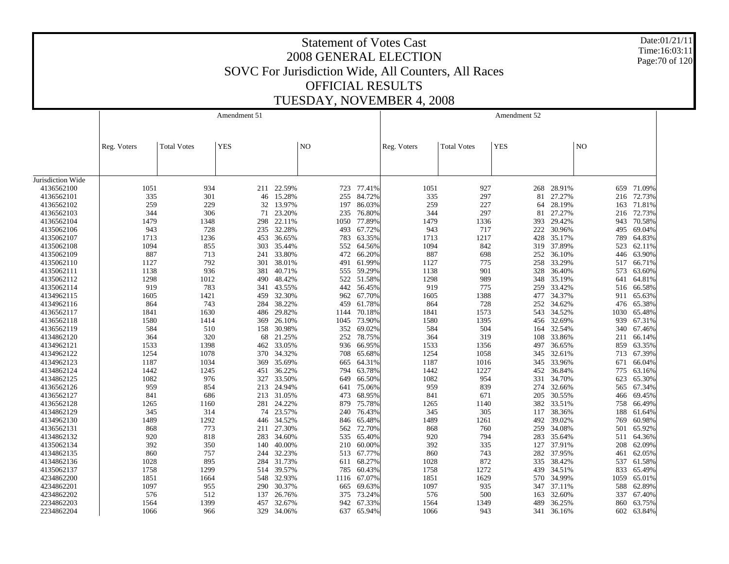# Statement of Votes Cast
## 2008 GENERAL ELECTION
## SOVC For Jurisdiction Wide, All Counters, All Races
## OFFICIAL RESULTS
## TUESDAY, NOVEMBER 4, 2008

Date:01/21/11
Time:16:03:11

| | Amendment 51 | | | | | | Amendment 52 | | | | | |
|---|---|---|---|---|---|---|---|---|---|---|---|---|
| | Reg. Voters | Total Votes | YES | | NO | | Reg. Voters | Total Votes | YES | | NO | |
| Jurisdiction Wide | | | | | | | | | | | | |
| 4136562100 | 1051 | 934 | 211 | 22.59% | 723 | 77.41% | 1051 | 927 | 268 | 28.91% | 659 | 71.09% |
| 4136562101 | 335 | 301 | 46 | 15.28% | 255 | 84.72% | 335 | 297 | 81 | 27.27% | 216 | 72.73% |
| 4136562102 | 259 | 229 | 32 | 13.97% | 197 | 86.03% | 259 | 227 | 64 | 28.19% | 163 | 71.81% |
| 4136562103 | 344 | 306 | 71 | 23.20% | 235 | 76.80% | 344 | 297 | 81 | 27.27% | 216 | 72.73% |
| 4136562104 | 1479 | 1348 | 298 | 22.11% | 1050 | 77.89% | 1479 | 1336 | 393 | 29.42% | 943 | 70.58% |
| 4135062106 | 943 | 728 | 235 | 32.28% | 493 | 67.72% | 943 | 717 | 222 | 30.96% | 495 | 69.04% |
| 4135062107 | 1713 | 1236 | 453 | 36.65% | 783 | 63.35% | 1713 | 1217 | 428 | 35.17% | 789 | 64.83% |
| 4135062108 | 1094 | 855 | 303 | 35.44% | 552 | 64.56% | 1094 | 842 | 319 | 37.89% | 523 | 62.11% |
| 4135062109 | 887 | 713 | 241 | 33.80% | 472 | 66.20% | 887 | 698 | 252 | 36.10% | 446 | 63.90% |
| 4135062110 | 1127 | 792 | 301 | 38.01% | 491 | 61.99% | 1127 | 775 | 258 | 33.29% | 517 | 66.71% |
| 4135062111 | 1138 | 936 | 381 | 40.71% | 555 | 59.29% | 1138 | 901 | 328 | 36.40% | 573 | 63.60% |
| 4135062112 | 1298 | 1012 | 490 | 48.42% | 522 | 51.58% | 1298 | 989 | 348 | 35.19% | 641 | 64.81% |
| 4135062114 | 919 | 783 | 341 | 43.55% | 442 | 56.45% | 919 | 775 | 259 | 33.42% | 516 | 66.58% |
| 4134962115 | 1605 | 1421 | 459 | 32.30% | 962 | 67.70% | 1605 | 1388 | 477 | 34.37% | 911 | 65.63% |
| 4134962116 | 864 | 743 | 284 | 38.22% | 459 | 61.78% | 864 | 728 | 252 | 34.62% | 476 | 65.38% |
| 4136562117 | 1841 | 1630 | 486 | 29.82% | 1144 | 70.18% | 1841 | 1573 | 543 | 34.52% | 1030 | 65.48% |
| 4136562118 | 1580 | 1414 | 369 | 26.10% | 1045 | 73.90% | 1580 | 1395 | 456 | 32.69% | 939 | 67.31% |
| 4136562119 | 584 | 510 | 158 | 30.98% | 352 | 69.02% | 584 | 504 | 164 | 32.54% | 340 | 67.46% |
| 4134862120 | 364 | 320 | 68 | 21.25% | 252 | 78.75% | 364 | 319 | 108 | 33.86% | 211 | 66.14% |
| 4134962121 | 1533 | 1398 | 462 | 33.05% | 936 | 66.95% | 1533 | 1356 | 497 | 36.65% | 859 | 63.35% |
| 4134962122 | 1254 | 1078 | 370 | 34.32% | 708 | 65.68% | 1254 | 1058 | 345 | 32.61% | 713 | 67.39% |
| 4134962123 | 1187 | 1034 | 369 | 35.69% | 665 | 64.31% | 1187 | 1016 | 345 | 33.96% | 671 | 66.04% |
| 4134862124 | 1442 | 1245 | 451 | 36.22% | 794 | 63.78% | 1442 | 1227 | 452 | 36.84% | 775 | 63.16% |
| 4134862125 | 1082 | 976 | 327 | 33.50% | 649 | 66.50% | 1082 | 954 | 331 | 34.70% | 623 | 65.30% |
| 4136562126 | 959 | 854 | 213 | 24.94% | 641 | 75.06% | 959 | 839 | 274 | 32.66% | 565 | 67.34% |
| 4136562127 | 841 | 686 | 213 | 31.05% | 473 | 68.95% | 841 | 671 | 205 | 30.55% | 466 | 69.45% |
| 4136562128 | 1265 | 1160 | 281 | 24.22% | 879 | 75.78% | 1265 | 1140 | 382 | 33.51% | 758 | 66.49% |
| 4134862129 | 345 | 314 | 74 | 23.57% | 240 | 76.43% | 345 | 305 | 117 | 38.36% | 188 | 61.64% |
| 4134962130 | 1489 | 1292 | 446 | 34.52% | 846 | 65.48% | 1489 | 1261 | 492 | 39.02% | 769 | 60.98% |
| 4136562131 | 868 | 773 | 211 | 27.30% | 562 | 72.70% | 868 | 760 | 259 | 34.08% | 501 | 65.92% |
| 4134862132 | 920 | 818 | 283 | 34.60% | 535 | 65.40% | 920 | 794 | 283 | 35.64% | 511 | 64.36% |
| 4135062134 | 392 | 350 | 140 | 40.00% | 210 | 60.00% | 392 | 335 | 127 | 37.91% | 208 | 62.09% |
| 4134862135 | 860 | 757 | 244 | 32.23% | 513 | 67.77% | 860 | 743 | 282 | 37.95% | 461 | 62.05% |
| 4134862136 | 1028 | 895 | 284 | 31.73% | 611 | 68.27% | 1028 | 872 | 335 | 38.42% | 537 | 61.58% |
| 4135062137 | 1758 | 1299 | 514 | 39.57% | 785 | 60.43% | 1758 | 1272 | 439 | 34.51% | 833 | 65.49% |
| 4234862200 | 1851 | 1664 | 548 | 32.93% | 1116 | 67.07% | 1851 | 1629 | 570 | 34.99% | 1059 | 65.01% |
| 4234862201 | 1097 | 955 | 290 | 30.37% | 665 | 69.63% | 1097 | 935 | 347 | 37.11% | 588 | 62.89% |
| 4234862202 | 576 | 512 | 137 | 26.76% | 375 | 73.24% | 576 | 500 | 163 | 32.60% | 337 | 67.40% |
| 2234862203 | 1564 | 1399 | 457 | 32.67% | 942 | 67.33% | 1564 | 1349 | 489 | 36.25% | 860 | 63.75% |
| 2234862204 | 1066 | 966 | 329 | 34.06% | 637 | 65.94% | 1066 | 943 | 341 | 36.16% | 602 | 63.84% |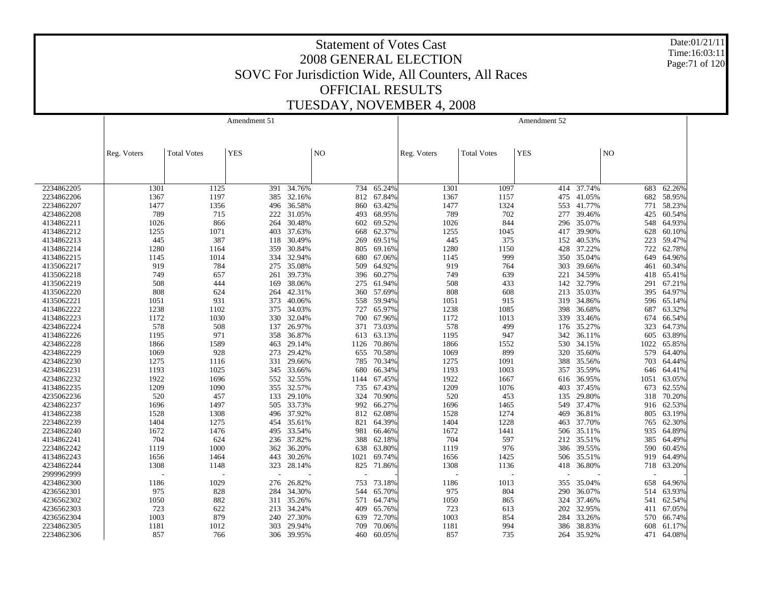# Statement of Votes Cast
## 2008 GENERAL ELECTION
## SOVC For Jurisdiction Wide, All Counters, All Races
## OFFICIAL RESULTS
## TUESDAY, NOVEMBER 4, 2008

Date:01/21/11
Time:16:03:11

| | Amendment 51 | | | | | | Amendment 52 | | | | | |
|---|---|---|---|---|---|---|---|---|---|---|---|---|
| | Reg. Voters | Total Votes | YES | | NO | | Reg. Voters | Total Votes | YES | | NO | |
| 2234862205 | 1301 | 1125 | 391 | 34.76% | 734 | 65.24% | 1301 | 1097 | 414 | 37.74% | 683 | 62.26% |
| 2234862206 | 1367 | 1197 | 385 | 32.16% | 812 | 67.84% | 1367 | 1157 | 475 | 41.05% | 682 | 58.95% |
| 2234862207 | 1477 | 1356 | 496 | 36.58% | 860 | 63.42% | 1477 | 1324 | 553 | 41.77% | 771 | 58.23% |
| 4234862208 | 789 | 715 | 222 | 31.05% | 493 | 68.95% | 789 | 702 | 277 | 39.46% | 425 | 60.54% |
| 4134862211 | 1026 | 866 | 264 | 30.48% | 602 | 69.52% | 1026 | 844 | 296 | 35.07% | 548 | 64.93% |
| 4134862212 | 1255 | 1071 | 403 | 37.63% | 668 | 62.37% | 1255 | 1045 | 417 | 39.90% | 628 | 60.10% |
| 4134862213 | 445 | 387 | 118 | 30.49% | 269 | 69.51% | 445 | 375 | 152 | 40.53% | 223 | 59.47% |
| 4134862214 | 1280 | 1164 | 359 | 30.84% | 805 | 69.16% | 1280 | 1150 | 428 | 37.22% | 722 | 62.78% |
| 4134862215 | 1145 | 1014 | 334 | 32.94% | 680 | 67.06% | 1145 | 999 | 350 | 35.04% | 649 | 64.96% |
| 4135062217 | 919 | 784 | 275 | 35.08% | 509 | 64.92% | 919 | 764 | 303 | 39.66% | 461 | 60.34% |
| 4135062218 | 749 | 657 | 261 | 39.73% | 396 | 60.27% | 749 | 639 | 221 | 34.59% | 418 | 65.41% |
| 4135062219 | 508 | 444 | 169 | 38.06% | 275 | 61.94% | 508 | 433 | 142 | 32.79% | 291 | 67.21% |
| 4135062220 | 808 | 624 | 264 | 42.31% | 360 | 57.69% | 808 | 608 | 213 | 35.03% | 395 | 64.97% |
| 4135062221 | 1051 | 931 | 373 | 40.06% | 558 | 59.94% | 1051 | 915 | 319 | 34.86% | 596 | 65.14% |
| 4134862222 | 1238 | 1102 | 375 | 34.03% | 727 | 65.97% | 1238 | 1085 | 398 | 36.68% | 687 | 63.32% |
| 4134862223 | 1172 | 1030 | 330 | 32.04% | 700 | 67.96% | 1172 | 1013 | 339 | 33.46% | 674 | 66.54% |
| 4234862224 | 578 | 508 | 137 | 26.97% | 371 | 73.03% | 578 | 499 | 176 | 35.27% | 323 | 64.73% |
| 4134862226 | 1195 | 971 | 358 | 36.87% | 613 | 63.13% | 1195 | 947 | 342 | 36.11% | 605 | 63.89% |
| 4234862228 | 1866 | 1589 | 463 | 29.14% | 1126 | 70.86% | 1866 | 1552 | 530 | 34.15% | 1022 | 65.85% |
| 4234862229 | 1069 | 928 | 273 | 29.42% | 655 | 70.58% | 1069 | 899 | 320 | 35.60% | 579 | 64.40% |
| 4234862230 | 1275 | 1116 | 331 | 29.66% | 785 | 70.34% | 1275 | 1091 | 388 | 35.56% | 703 | 64.44% |
| 4234862231 | 1193 | 1025 | 345 | 33.66% | 680 | 66.34% | 1193 | 1003 | 357 | 35.59% | 646 | 64.41% |
| 4234862232 | 1922 | 1696 | 552 | 32.55% | 1144 | 67.45% | 1922 | 1667 | 616 | 36.95% | 1051 | 63.05% |
| 4134862235 | 1209 | 1090 | 355 | 32.57% | 735 | 67.43% | 1209 | 1076 | 403 | 37.45% | 673 | 62.55% |
| 4235062236 | 520 | 457 | 133 | 29.10% | 324 | 70.90% | 520 | 453 | 135 | 29.80% | 318 | 70.20% |
| 4234862237 | 1696 | 1497 | 505 | 33.73% | 992 | 66.27% | 1696 | 1465 | 549 | 37.47% | 916 | 62.53% |
| 4134862238 | 1528 | 1308 | 496 | 37.92% | 812 | 62.08% | 1528 | 1274 | 469 | 36.81% | 805 | 63.19% |
| 2234862239 | 1404 | 1275 | 454 | 35.61% | 821 | 64.39% | 1404 | 1228 | 463 | 37.70% | 765 | 62.30% |
| 2234862240 | 1672 | 1476 | 495 | 33.54% | 981 | 66.46% | 1672 | 1441 | 506 | 35.11% | 935 | 64.89% |
| 4134862241 | 704 | 624 | 236 | 37.82% | 388 | 62.18% | 704 | 597 | 212 | 35.51% | 385 | 64.49% |
| 2234862242 | 1119 | 1000 | 362 | 36.20% | 638 | 63.80% | 1119 | 976 | 386 | 39.55% | 590 | 60.45% |
| 4134862243 | 1656 | 1464 | 443 | 30.26% | 1021 | 69.74% | 1656 | 1425 | 506 | 35.51% | 919 | 64.49% |
| 4234862244 | 1308 | 1148 | 323 | 28.14% | 825 | 71.86% | 1308 | 1136 | 418 | 36.80% | 718 | 63.20% |
| 2999962999 | - | - | - | - | - | - | - | - | - | - | - | - |
| 4234862300 | 1186 | 1029 | 276 | 26.82% | 753 | 73.18% | 1186 | 1013 | 355 | 35.04% | 658 | 64.96% |
| 4236562301 | 975 | 828 | 284 | 34.30% | 544 | 65.70% | 975 | 804 | 290 | 36.07% | 514 | 63.93% |
| 4236562302 | 1050 | 882 | 311 | 35.26% | 571 | 64.74% | 1050 | 865 | 324 | 37.46% | 541 | 62.54% |
| 4236562303 | 723 | 622 | 213 | 34.24% | 409 | 65.76% | 723 | 613 | 202 | 32.95% | 411 | 67.05% |
| 4236562304 | 1003 | 879 | 240 | 27.30% | 639 | 72.70% | 1003 | 854 | 284 | 33.26% | 570 | 66.74% |
| 2234862305 | 1181 | 1012 | 303 | 29.94% | 709 | 70.06% | 1181 | 994 | 386 | 38.83% | 608 | 61.17% |
| 2234862306 | 857 | 766 | 306 | 39.95% | 460 | 60.05% | 857 | 735 | 264 | 35.92% | 471 | 64.08% |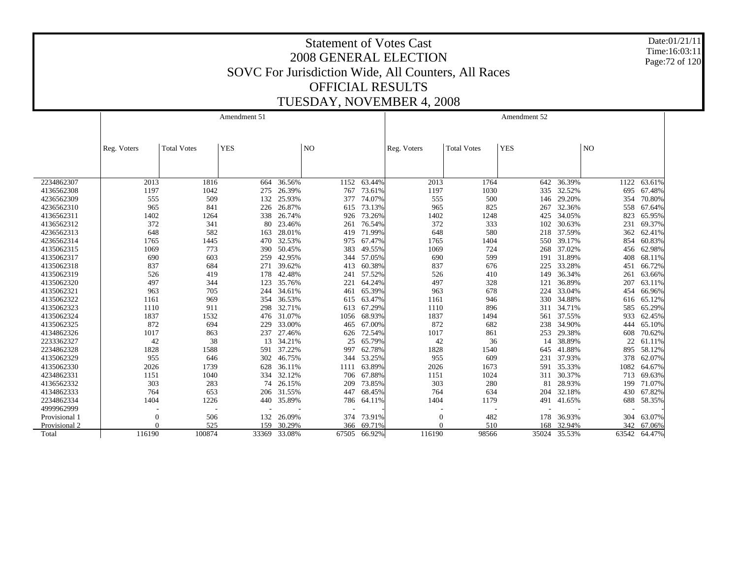# Statement of Votes Cast
## 2008 GENERAL ELECTION
## SOVC For Jurisdiction Wide, All Counters, All Races
## OFFICIAL RESULTS
## TUESDAY, NOVEMBER 4, 2008

Date:01/21/11
Time:16:03:11

| | Amendment 51 | | | | | | Amendment 52 | | | | | |
|---|---|---|---|---|---|---|---|---|---|---|---|---|
| | Reg. Voters | Total Votes | YES | | NO | | Reg. Voters | Total Votes | YES | | NO | |
| 2234862307 | 2013 | 1816 | 664 | 36.56% | 1152 | 63.44% | 2013 | 1764 | 642 | 36.39% | 1122 | 63.61% |
| 4136562308 | 1197 | 1042 | 275 | 26.39% | 767 | 73.61% | 1197 | 1030 | 335 | 32.52% | 695 | 67.48% |
| 4236562309 | 555 | 509 | 132 | 25.93% | 377 | 74.07% | 555 | 500 | 146 | 29.20% | 354 | 70.80% |
| 4236562310 | 965 | 841 | 226 | 26.87% | 615 | 73.13% | 965 | 825 | 267 | 32.36% | 558 | 67.64% |
| 4136562311 | 1402 | 1264 | 338 | 26.74% | 926 | 73.26% | 1402 | 1248 | 425 | 34.05% | 823 | 65.95% |
| 4136562312 | 372 | 341 | 80 | 23.46% | 261 | 76.54% | 372 | 333 | 102 | 30.63% | 231 | 69.37% |
| 4236562313 | 648 | 582 | 163 | 28.01% | 419 | 71.99% | 648 | 580 | 218 | 37.59% | 362 | 62.41% |
| 4236562314 | 1765 | 1445 | 470 | 32.53% | 975 | 67.47% | 1765 | 1404 | 550 | 39.17% | 854 | 60.83% |
| 4135062315 | 1069 | 773 | 390 | 50.45% | 383 | 49.55% | 1069 | 724 | 268 | 37.02% | 456 | 62.98% |
| 4135062317 | 690 | 603 | 259 | 42.95% | 344 | 57.05% | 690 | 599 | 191 | 31.89% | 408 | 68.11% |
| 4135062318 | 837 | 684 | 271 | 39.62% | 413 | 60.38% | 837 | 676 | 225 | 33.28% | 451 | 66.72% |
| 4135062319 | 526 | 419 | 178 | 42.48% | 241 | 57.52% | 526 | 410 | 149 | 36.34% | 261 | 63.66% |
| 4135062320 | 497 | 344 | 123 | 35.76% | 221 | 64.24% | 497 | 328 | 121 | 36.89% | 207 | 63.11% |
| 4135062321 | 963 | 705 | 244 | 34.61% | 461 | 65.39% | 963 | 678 | 224 | 33.04% | 454 | 66.96% |
| 4135062322 | 1161 | 969 | 354 | 36.53% | 615 | 63.47% | 1161 | 946 | 330 | 34.88% | 616 | 65.12% |
| 4135062323 | 1110 | 911 | 298 | 32.71% | 613 | 67.29% | 1110 | 896 | 311 | 34.71% | 585 | 65.29% |
| 4135062324 | 1837 | 1532 | 476 | 31.07% | 1056 | 68.93% | 1837 | 1494 | 561 | 37.55% | 933 | 62.45% |
| 4135062325 | 872 | 694 | 229 | 33.00% | 465 | 67.00% | 872 | 682 | 238 | 34.90% | 444 | 65.10% |
| 4134862326 | 1017 | 863 | 237 | 27.46% | 626 | 72.54% | 1017 | 861 | 253 | 29.38% | 608 | 70.62% |
| 2233362327 | 42 | 38 | 13 | 34.21% | 25 | 65.79% | 42 | 36 | 14 | 38.89% | 22 | 61.11% |
| 2234862328 | 1828 | 1588 | 591 | 37.22% | 997 | 62.78% | 1828 | 1540 | 645 | 41.88% | 895 | 58.12% |
| 4135062329 | 955 | 646 | 302 | 46.75% | 344 | 53.25% | 955 | 609 | 231 | 37.93% | 378 | 62.07% |
| 4135062330 | 2026 | 1739 | 628 | 36.11% | 1111 | 63.89% | 2026 | 1673 | 591 | 35.33% | 1082 | 64.67% |
| 4234862331 | 1151 | 1040 | 334 | 32.12% | 706 | 67.88% | 1151 | 1024 | 311 | 30.37% | 713 | 69.63% |
| 4136562332 | 303 | 283 | 74 | 26.15% | 209 | 73.85% | 303 | 280 | 81 | 28.93% | 199 | 71.07% |
| 4134862333 | 764 | 653 | 206 | 31.55% | 447 | 68.45% | 764 | 634 | 204 | 32.18% | 430 | 67.82% |
| 2234862334 | 1404 | 1226 | 440 | 35.89% | 786 | 64.11% | 1404 | 1179 | 491 | 41.65% | 688 | 58.35% |
| 4999962999 | - | - | - | - | - | - | - | - | - | - | - | - |
| Provisional 1 | 0 | 506 | 132 | 26.09% | 374 | 73.91% | 0 | 482 | 178 | 36.93% | 304 | 63.07% |
| Provisional 2 | 0 | 525 | 159 | 30.29% | 366 | 69.71% | 0 | 510 | 168 | 32.94% | 342 | 67.06% |
| Total | 116190 | 100874 | 33369 | 33.08% | 67505 | 66.92% | 116190 | 98566 | 35024 | 35.53% | 63542 | 64.47% |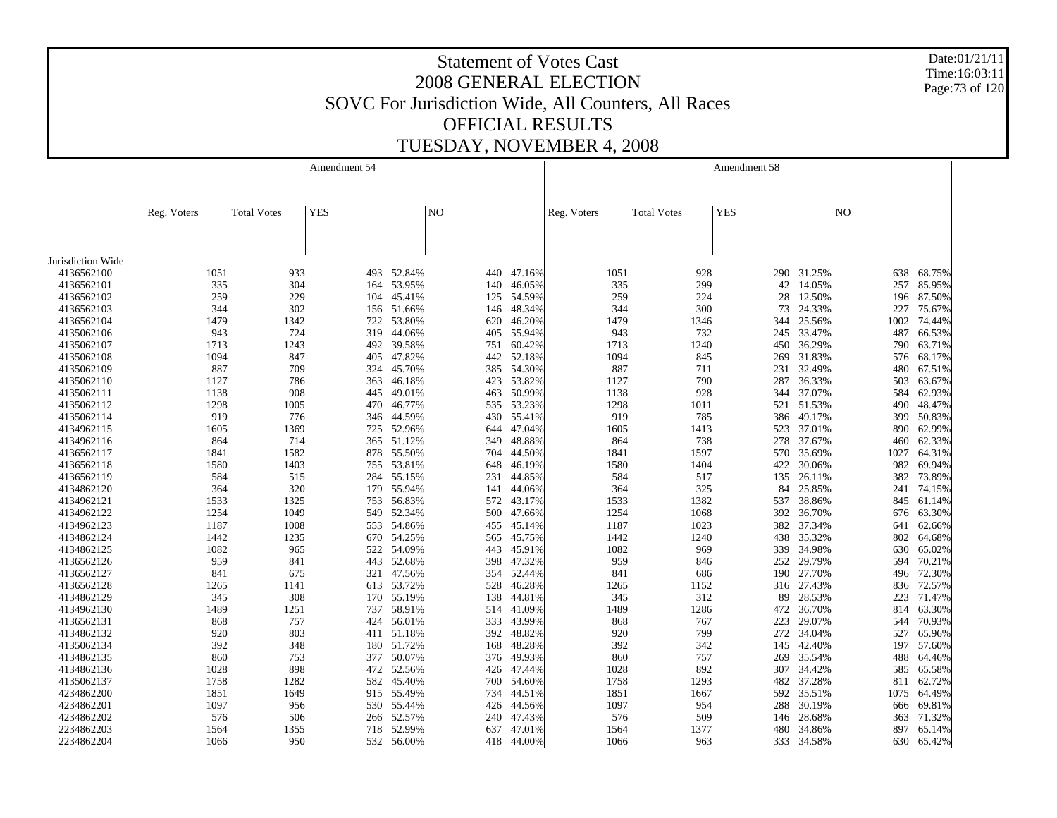# Statement of Votes Cast
## 2008 GENERAL ELECTION
## SOVC For Jurisdiction Wide, All Counters, All Races
## OFFICIAL RESULTS
## TUESDAY, NOVEMBER 4, 2008

Date:01/21/11
Time:16:03:11

| | Amendment 54 | | | | | | Amendment 58 | | | | | |
|---|---|---|---|---|---|---|---|---|---|---|---|---|
| | Reg. Voters | Total Votes | YES | | NO | | Reg. Voters | Total Votes | YES | | NO | |
| Jurisdiction Wide | | | | | | | | | | | | |
| 4136562100 | 1051 | 933 | 493 | 52.84% | 440 | 47.16% | 1051 | 928 | 290 | 31.25% | 638 | 68.75% |
| 4136562101 | 335 | 304 | 164 | 53.95% | 140 | 46.05% | 335 | 299 | 42 | 14.05% | 257 | 85.95% |
| 4136562102 | 259 | 229 | 104 | 45.41% | 125 | 54.59% | 259 | 224 | 28 | 12.50% | 196 | 87.50% |
| 4136562103 | 344 | 302 | 156 | 51.66% | 146 | 48.34% | 344 | 300 | 73 | 24.33% | 227 | 75.67% |
| 4136562104 | 1479 | 1342 | 722 | 53.80% | 620 | 46.20% | 1479 | 1346 | 344 | 25.56% | 1002 | 74.44% |
| 4135062106 | 943 | 724 | 319 | 44.06% | 405 | 55.94% | 943 | 732 | 245 | 33.47% | 487 | 66.53% |
| 4135062107 | 1713 | 1243 | 492 | 39.58% | 751 | 60.42% | 1713 | 1240 | 450 | 36.29% | 790 | 63.71% |
| 4135062108 | 1094 | 847 | 405 | 47.82% | 442 | 52.18% | 1094 | 845 | 269 | 31.83% | 576 | 68.17% |
| 4135062109 | 887 | 709 | 324 | 45.70% | 385 | 54.30% | 887 | 711 | 231 | 32.49% | 480 | 67.51% |
| 4135062110 | 1127 | 786 | 363 | 46.18% | 423 | 53.82% | 1127 | 790 | 287 | 36.33% | 503 | 63.67% |
| 4135062111 | 1138 | 908 | 445 | 49.01% | 463 | 50.99% | 1138 | 928 | 344 | 37.07% | 584 | 62.93% |
| 4135062112 | 1298 | 1005 | 470 | 46.77% | 535 | 53.23% | 1298 | 1011 | 521 | 51.53% | 490 | 48.47% |
| 4135062114 | 919 | 776 | 346 | 44.59% | 430 | 55.41% | 919 | 785 | 386 | 49.17% | 399 | 50.83% |
| 4134962115 | 1605 | 1369 | 725 | 52.96% | 644 | 47.04% | 1605 | 1413 | 523 | 37.01% | 890 | 62.99% |
| 4134962116 | 864 | 714 | 365 | 51.12% | 349 | 48.88% | 864 | 738 | 278 | 37.67% | 460 | 62.33% |
| 4136562117 | 1841 | 1582 | 878 | 55.50% | 704 | 44.50% | 1841 | 1597 | 570 | 35.69% | 1027 | 64.31% |
| 4136562118 | 1580 | 1403 | 755 | 53.81% | 648 | 46.19% | 1580 | 1404 | 422 | 30.06% | 982 | 69.94% |
| 4136562119 | 584 | 515 | 284 | 55.15% | 231 | 44.85% | 584 | 517 | 135 | 26.11% | 382 | 73.89% |
| 4134862120 | 364 | 320 | 179 | 55.94% | 141 | 44.06% | 364 | 325 | 84 | 25.85% | 241 | 74.15% |
| 4134962121 | 1533 | 1325 | 753 | 56.83% | 572 | 43.17% | 1533 | 1382 | 537 | 38.86% | 845 | 61.14% |
| 4134962122 | 1254 | 1049 | 549 | 52.34% | 500 | 47.66% | 1254 | 1068 | 392 | 36.70% | 676 | 63.30% |
| 4134962123 | 1187 | 1008 | 553 | 54.86% | 455 | 45.14% | 1187 | 1023 | 382 | 37.34% | 641 | 62.66% |
| 4134862124 | 1442 | 1235 | 670 | 54.25% | 565 | 45.75% | 1442 | 1240 | 438 | 35.32% | 802 | 64.68% |
| 4134862125 | 1082 | 965 | 522 | 54.09% | 443 | 45.91% | 1082 | 969 | 339 | 34.98% | 630 | 65.02% |
| 4136562126 | 959 | 841 | 443 | 52.68% | 398 | 47.32% | 959 | 846 | 252 | 29.79% | 594 | 70.21% |
| 4136562127 | 841 | 675 | 321 | 47.56% | 354 | 52.44% | 841 | 686 | 190 | 27.70% | 496 | 72.30% |
| 4136562128 | 1265 | 1141 | 613 | 53.72% | 528 | 46.28% | 1265 | 1152 | 316 | 27.43% | 836 | 72.57% |
| 4134862129 | 345 | 308 | 170 | 55.19% | 138 | 44.81% | 345 | 312 | 89 | 28.53% | 223 | 71.47% |
| 4134962130 | 1489 | 1251 | 737 | 58.91% | 514 | 41.09% | 1489 | 1286 | 472 | 36.70% | 814 | 63.30% |
| 4136562131 | 868 | 757 | 424 | 56.01% | 333 | 43.99% | 868 | 767 | 223 | 29.07% | 544 | 70.93% |
| 4134862132 | 920 | 803 | 411 | 51.18% | 392 | 48.82% | 920 | 799 | 272 | 34.04% | 527 | 65.96% |
| 4135062134 | 392 | 348 | 180 | 51.72% | 168 | 48.28% | 392 | 342 | 145 | 42.40% | 197 | 57.60% |
| 4134862135 | 860 | 753 | 377 | 50.07% | 376 | 49.93% | 860 | 757 | 269 | 35.54% | 488 | 64.46% |
| 4134862136 | 1028 | 898 | 472 | 52.56% | 426 | 47.44% | 1028 | 892 | 307 | 34.42% | 585 | 65.58% |
| 4135062137 | 1758 | 1282 | 582 | 45.40% | 700 | 54.60% | 1758 | 1293 | 482 | 37.28% | 811 | 62.72% |
| 4234862200 | 1851 | 1649 | 915 | 55.49% | 734 | 44.51% | 1851 | 1667 | 592 | 35.51% | 1075 | 64.49% |
| 4234862201 | 1097 | 956 | 530 | 55.44% | 426 | 44.56% | 1097 | 954 | 288 | 30.19% | 666 | 69.81% |
| 4234862202 | 576 | 506 | 266 | 52.57% | 240 | 47.43% | 576 | 509 | 146 | 28.68% | 363 | 71.32% |
| 2234862203 | 1564 | 1355 | 718 | 52.99% | 637 | 47.01% | 1564 | 1377 | 480 | 34.86% | 897 | 65.14% |
| 2234862204 | 1066 | 950 | 532 | 56.00% | 418 | 44.00% | 1066 | 963 | 333 | 34.58% | 630 | 65.42% |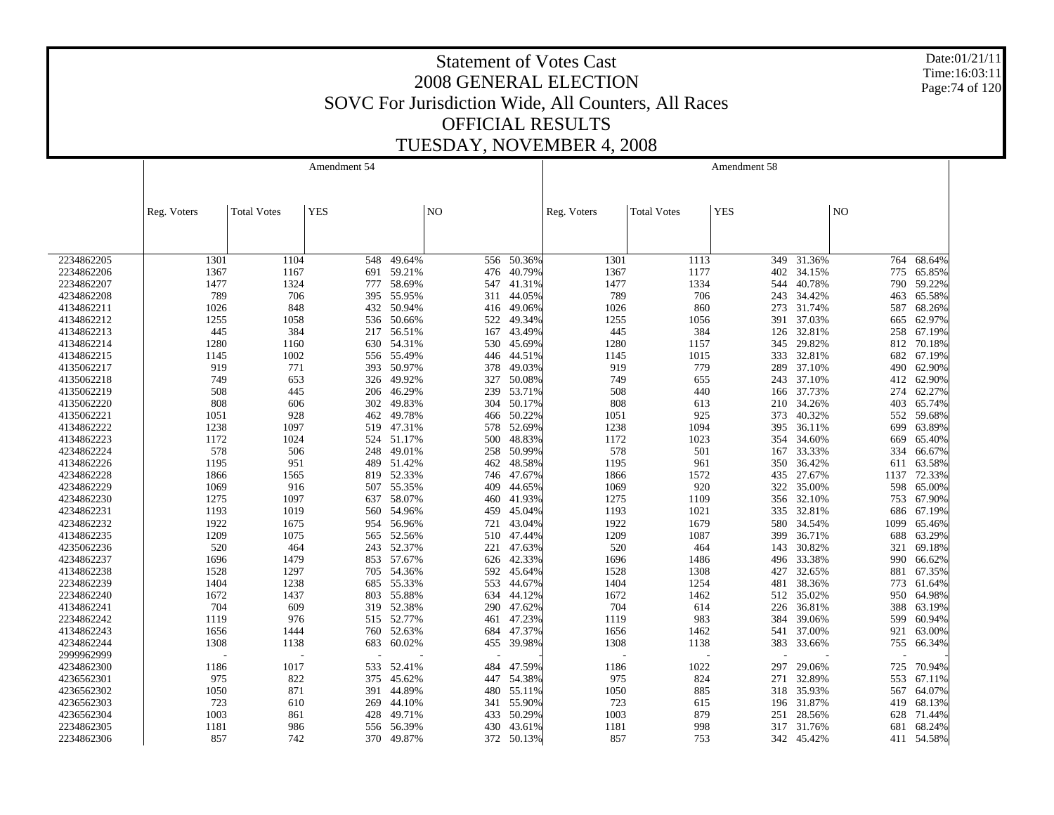# Statement of Votes Cast
## 2008 GENERAL ELECTION
## SOVC For Jurisdiction Wide, All Counters, All Races
## OFFICIAL RESULTS
## TUESDAY, NOVEMBER 4, 2008

Date:01/21/11
Time:16:03:11

| | Amendment 54 | | | | | | Amendment 58 | | | | | |
|---|---|---|---|---|---|---|---|---|---|---|---|---|
| | Reg. Voters | Total Votes | YES | | NO | | Reg. Voters | Total Votes | YES | | NO | |
| 2234862205 | 1301 | 1104 | 548 | 49.64% | 556 | 50.36% | 1301 | 1113 | 349 | 31.36% | 764 | 68.64% |
| 2234862206 | 1367 | 1167 | 691 | 59.21% | 476 | 40.79% | 1367 | 1177 | 402 | 34.15% | 775 | 65.85% |
| 2234862207 | 1477 | 1324 | 777 | 58.69% | 547 | 41.31% | 1477 | 1334 | 544 | 40.78% | 790 | 59.22% |
| 4234862208 | 789 | 706 | 395 | 55.95% | 311 | 44.05% | 789 | 706 | 243 | 34.42% | 463 | 65.58% |
| 4134862211 | 1026 | 848 | 432 | 50.94% | 416 | 49.06% | 1026 | 860 | 273 | 31.74% | 587 | 68.26% |
| 4134862212 | 1255 | 1058 | 536 | 50.66% | 522 | 49.34% | 1255 | 1056 | 391 | 37.03% | 665 | 62.97% |
| 4134862213 | 445 | 384 | 217 | 56.51% | 167 | 43.49% | 445 | 384 | 126 | 32.81% | 258 | 67.19% |
| 4134862214 | 1280 | 1160 | 630 | 54.31% | 530 | 45.69% | 1280 | 1157 | 345 | 29.82% | 812 | 70.18% |
| 4134862215 | 1145 | 1002 | 556 | 55.49% | 446 | 44.51% | 1145 | 1015 | 333 | 32.81% | 682 | 67.19% |
| 4135062217 | 919 | 771 | 393 | 50.97% | 378 | 49.03% | 919 | 779 | 289 | 37.10% | 490 | 62.90% |
| 4135062218 | 749 | 653 | 326 | 49.92% | 327 | 50.08% | 749 | 655 | 243 | 37.10% | 412 | 62.90% |
| 4135062219 | 508 | 445 | 206 | 46.29% | 239 | 53.71% | 508 | 440 | 166 | 37.73% | 274 | 62.27% |
| 4135062220 | 808 | 606 | 302 | 49.83% | 304 | 50.17% | 808 | 613 | 210 | 34.26% | 403 | 65.74% |
| 4135062221 | 1051 | 928 | 462 | 49.78% | 466 | 50.22% | 1051 | 925 | 373 | 40.32% | 552 | 59.68% |
| 4134862222 | 1238 | 1097 | 519 | 47.31% | 578 | 52.69% | 1238 | 1094 | 395 | 36.11% | 699 | 63.89% |
| 4134862223 | 1172 | 1024 | 524 | 51.17% | 500 | 48.83% | 1172 | 1023 | 354 | 34.60% | 669 | 65.40% |
| 4234862224 | 578 | 506 | 248 | 49.01% | 258 | 50.99% | 578 | 501 | 167 | 33.33% | 334 | 66.67% |
| 4134862226 | 1195 | 951 | 489 | 51.42% | 462 | 48.58% | 1195 | 961 | 350 | 36.42% | 611 | 63.58% |
| 4234862228 | 1866 | 1565 | 819 | 52.33% | 746 | 47.67% | 1866 | 1572 | 435 | 27.67% | 1137 | 72.33% |
| 4234862229 | 1069 | 916 | 507 | 55.35% | 409 | 44.65% | 1069 | 920 | 322 | 35.00% | 598 | 65.00% |
| 4234862230 | 1275 | 1097 | 637 | 58.07% | 460 | 41.93% | 1275 | 1109 | 356 | 32.10% | 753 | 67.90% |
| 4234862231 | 1193 | 1019 | 560 | 54.96% | 459 | 45.04% | 1193 | 1021 | 335 | 32.81% | 686 | 67.19% |
| 4234862232 | 1922 | 1675 | 954 | 56.96% | 721 | 43.04% | 1922 | 1679 | 580 | 34.54% | 1099 | 65.46% |
| 4134862235 | 1209 | 1075 | 565 | 52.56% | 510 | 47.44% | 1209 | 1087 | 399 | 36.71% | 688 | 63.29% |
| 4235062236 | 520 | 464 | 243 | 52.37% | 221 | 47.63% | 520 | 464 | 143 | 30.82% | 321 | 69.18% |
| 4234862237 | 1696 | 1479 | 853 | 57.67% | 626 | 42.33% | 1696 | 1486 | 496 | 33.38% | 990 | 66.62% |
| 4134862238 | 1528 | 1297 | 705 | 54.36% | 592 | 45.64% | 1528 | 1308 | 427 | 32.65% | 881 | 67.35% |
| 2234862239 | 1404 | 1238 | 685 | 55.33% | 553 | 44.67% | 1404 | 1254 | 481 | 38.36% | 773 | 61.64% |
| 2234862240 | 1672 | 1437 | 803 | 55.88% | 634 | 44.12% | 1672 | 1462 | 512 | 35.02% | 950 | 64.98% |
| 4134862241 | 704 | 609 | 319 | 52.38% | 290 | 47.62% | 704 | 614 | 226 | 36.81% | 388 | 63.19% |
| 2234862242 | 1119 | 976 | 515 | 52.77% | 461 | 47.23% | 1119 | 983 | 384 | 39.06% | 599 | 60.94% |
| 4134862243 | 1656 | 1444 | 760 | 52.63% | 684 | 47.37% | 1656 | 1462 | 541 | 37.00% | 921 | 63.00% |
| 4234862244 | 1308 | 1138 | 683 | 60.02% | 455 | 39.98% | 1308 | 1138 | 383 | 33.66% | 755 | 66.34% |
| 2999962999 | - | - | - | - | - | - | - | - | - | - | - | - |
| 4234862300 | 1186 | 1017 | 533 | 52.41% | 484 | 47.59% | 1186 | 1022 | 297 | 29.06% | 725 | 70.94% |
| 4236562301 | 975 | 822 | 375 | 45.62% | 447 | 54.38% | 975 | 824 | 271 | 32.89% | 553 | 67.11% |
| 4236562302 | 1050 | 871 | 391 | 44.89% | 480 | 55.11% | 1050 | 885 | 318 | 35.93% | 567 | 64.07% |
| 4236562303 | 723 | 610 | 269 | 44.10% | 341 | 55.90% | 723 | 615 | 196 | 31.87% | 419 | 68.13% |
| 4236562304 | 1003 | 861 | 428 | 49.71% | 433 | 50.29% | 1003 | 879 | 251 | 28.56% | 628 | 71.44% |
| 2234862305 | 1181 | 986 | 556 | 56.39% | 430 | 43.61% | 1181 | 998 | 317 | 31.76% | 681 | 68.24% |
| 2234862306 | 857 | 742 | 370 | 49.87% | 372 | 50.13% | 857 | 753 | 342 | 45.42% | 411 | 54.58% |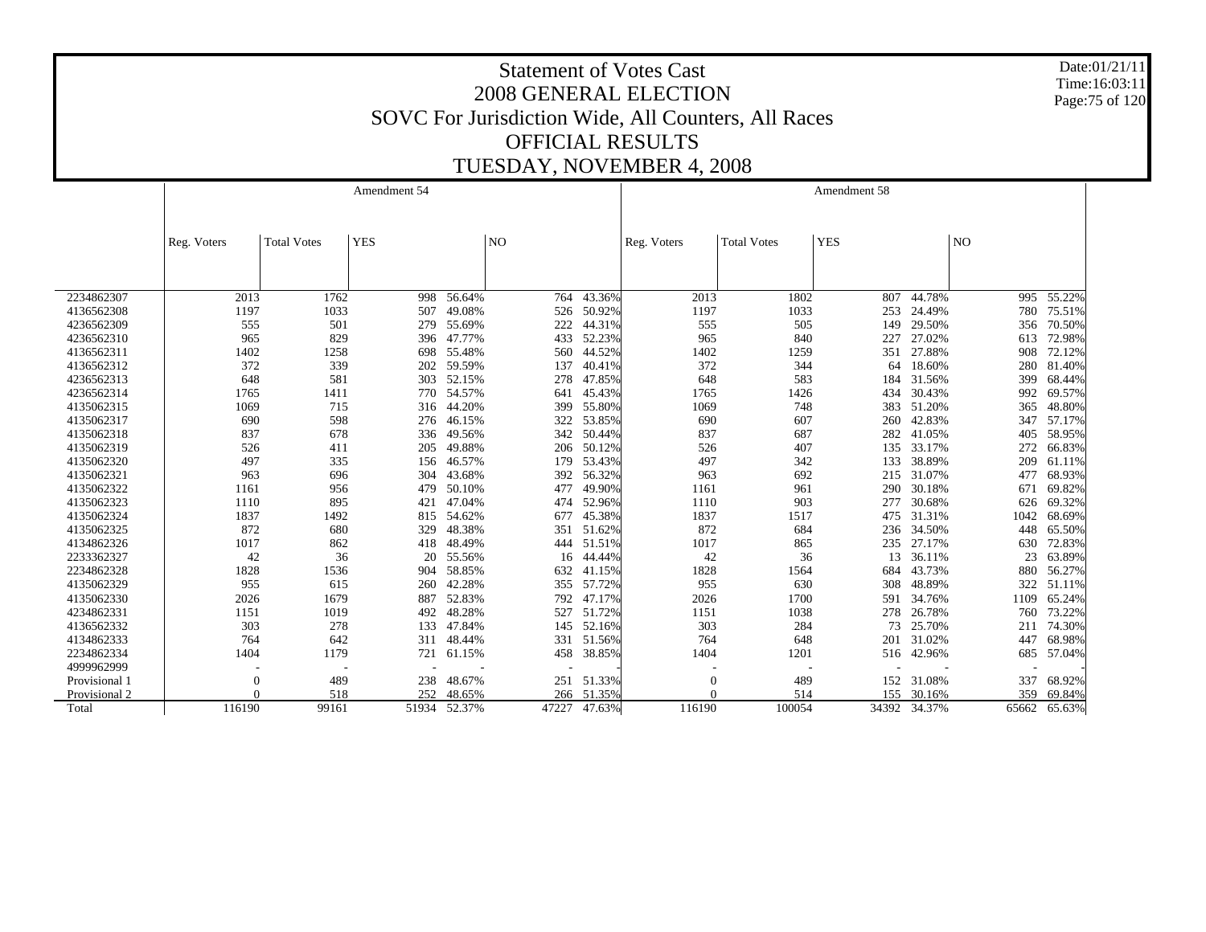# Statement of Votes Cast
## 2008 GENERAL ELECTION
## SOVC For Jurisdiction Wide, All Counters, All Races
## OFFICIAL RESULTS
## TUESDAY, NOVEMBER 4, 2008

Date:01/21/11
Time:16:03:11

| | Amendment 54 | | | | | | Amendment 58 | | | | | |
|---|---|---|---|---|---|---|---|---|---|---|---|---|
| | Reg. Voters | Total Votes | YES | | NO | | Reg. Voters | Total Votes | YES | | NO | |
| 2234862307 | 2013 | 1762 | 998 | 56.64% | 764 | 43.36% | 2013 | 1802 | 807 | 44.78% | 995 | 55.22% |
| 4136562308 | 1197 | 1033 | 507 | 49.08% | 526 | 50.92% | 1197 | 1033 | 253 | 24.49% | 780 | 75.51% |
| 4236562309 | 555 | 501 | 279 | 55.69% | 222 | 44.31% | 555 | 505 | 149 | 29.50% | 356 | 70.50% |
| 4236562310 | 965 | 829 | 396 | 47.77% | 433 | 52.23% | 965 | 840 | 227 | 27.02% | 613 | 72.98% |
| 4136562311 | 1402 | 1258 | 698 | 55.48% | 560 | 44.52% | 1402 | 1259 | 351 | 27.88% | 908 | 72.12% |
| 4136562312 | 372 | 339 | 202 | 59.59% | 137 | 40.41% | 372 | 344 | 64 | 18.60% | 280 | 81.40% |
| 4236562313 | 648 | 581 | 303 | 52.15% | 278 | 47.85% | 648 | 583 | 184 | 31.56% | 399 | 68.44% |
| 4236562314 | 1765 | 1411 | 770 | 54.57% | 641 | 45.43% | 1765 | 1426 | 434 | 30.43% | 992 | 69.57% |
| 4135062315 | 1069 | 715 | 316 | 44.20% | 399 | 55.80% | 1069 | 748 | 383 | 51.20% | 365 | 48.80% |
| 4135062317 | 690 | 598 | 276 | 46.15% | 322 | 53.85% | 690 | 607 | 260 | 42.83% | 347 | 57.17% |
| 4135062318 | 837 | 678 | 336 | 49.56% | 342 | 50.44% | 837 | 687 | 282 | 41.05% | 405 | 58.95% |
| 4135062319 | 526 | 411 | 205 | 49.88% | 206 | 50.12% | 526 | 407 | 135 | 33.17% | 272 | 66.83% |
| 4135062320 | 497 | 335 | 156 | 46.57% | 179 | 53.43% | 497 | 342 | 133 | 38.89% | 209 | 61.11% |
| 4135062321 | 963 | 696 | 304 | 43.68% | 392 | 56.32% | 963 | 692 | 215 | 31.07% | 477 | 68.93% |
| 4135062322 | 1161 | 956 | 479 | 50.10% | 477 | 49.90% | 1161 | 961 | 290 | 30.18% | 671 | 69.82% |
| 4135062323 | 1110 | 895 | 421 | 47.04% | 474 | 52.96% | 1110 | 903 | 277 | 30.68% | 626 | 69.32% |
| 4135062324 | 1837 | 1492 | 815 | 54.62% | 677 | 45.38% | 1837 | 1517 | 475 | 31.31% | 1042 | 68.69% |
| 4135062325 | 872 | 680 | 329 | 48.38% | 351 | 51.62% | 872 | 684 | 236 | 34.50% | 448 | 65.50% |
| 4134862326 | 1017 | 862 | 418 | 48.49% | 444 | 51.51% | 1017 | 865 | 235 | 27.17% | 630 | 72.83% |
| 2233362327 | 42 | 36 | 20 | 55.56% | 16 | 44.44% | 42 | 36 | 13 | 36.11% | 23 | 63.89% |
| 2234862328 | 1828 | 1536 | 904 | 58.85% | 632 | 41.15% | 1828 | 1564 | 684 | 43.73% | 880 | 56.27% |
| 4135062329 | 955 | 615 | 260 | 42.28% | 355 | 57.72% | 955 | 630 | 308 | 48.89% | 322 | 51.11% |
| 4135062330 | 2026 | 1679 | 887 | 52.83% | 792 | 47.17% | 2026 | 1700 | 591 | 34.76% | 1109 | 65.24% |
| 4234862331 | 1151 | 1019 | 492 | 48.28% | 527 | 51.72% | 1151 | 1038 | 278 | 26.78% | 760 | 73.22% |
| 4136562332 | 303 | 278 | 133 | 47.84% | 145 | 52.16% | 303 | 284 | 73 | 25.70% | 211 | 74.30% |
| 4134862333 | 764 | 642 | 311 | 48.44% | 331 | 51.56% | 764 | 648 | 201 | 31.02% | 447 | 68.98% |
| 2234862334 | 1404 | 1179 | 721 | 61.15% | 458 | 38.85% | 1404 | 1201 | 516 | 42.96% | 685 | 57.04% |
| 4999962999 | - | - | - | - | - | - | - | - | - | - | - | - |
| Provisional 1 | 0 | 489 | 238 | 48.67% | 251 | 51.33% | 0 | 489 | 152 | 31.08% | 337 | 68.92% |
| Provisional 2 | 0 | 518 | 252 | 48.65% | 266 | 51.35% | 0 | 514 | 155 | 30.16% | 359 | 69.84% |
| Total | 116190 | 99161 | 51934 | 52.37% | 47227 | 47.63% | 116190 | 100054 | 34392 | 34.37% | 65662 | 65.63% |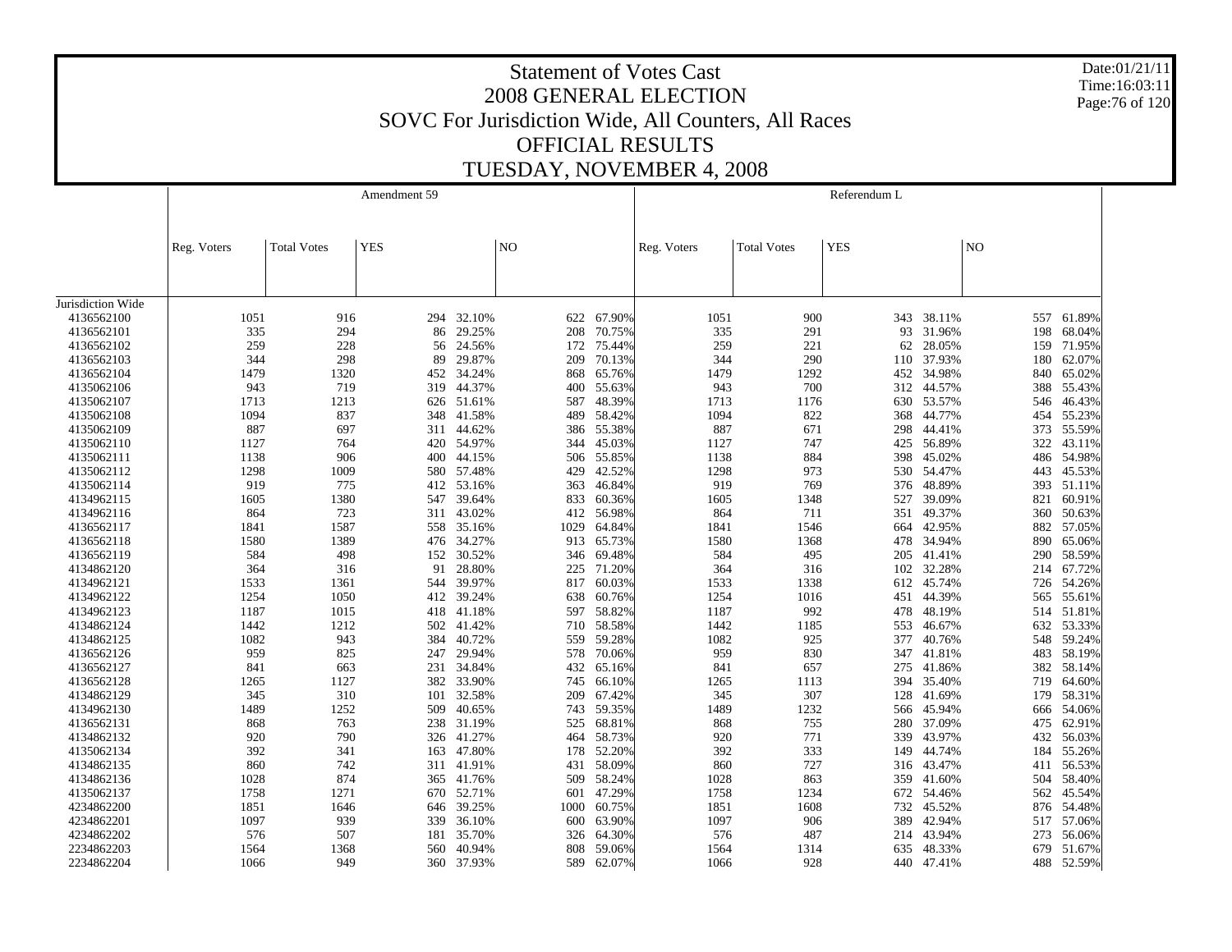# Statement of Votes Cast
# 2008 GENERAL ELECTION
# SOVC For Jurisdiction Wide, All Counters, All Races
# OFFICIAL RESULTS
# TUESDAY, NOVEMBER 4, 2008

Date:01/21/11
Time:16:03:11

| | Amendment 59 | | | | | | Referendum L | | | | | |
|---|---|---|---|---|---|---|---|---|---|---|---|---|
| | Reg. Voters | Total Votes | YES | | NO | | Reg. Voters | Total Votes | YES | | NO | |
| Jurisdiction Wide | | | | | | | | | | | | |
| 4136562100 | 1051 | 916 | 294 | 32.10% | 622 | 67.90% | 1051 | 900 | 343 | 38.11% | 557 | 61.89% |
| 4136562101 | 335 | 294 | 86 | 29.25% | 208 | 70.75% | 335 | 291 | 93 | 31.96% | 198 | 68.04% |
| 4136562102 | 259 | 228 | 56 | 24.56% | 172 | 75.44% | 259 | 221 | 62 | 28.05% | 159 | 71.95% |
| 4136562103 | 344 | 298 | 89 | 29.87% | 209 | 70.13% | 344 | 290 | 110 | 37.93% | 180 | 62.07% |
| 4136562104 | 1479 | 1320 | 452 | 34.24% | 868 | 65.76% | 1479 | 1292 | 452 | 34.98% | 840 | 65.02% |
| 4135062106 | 943 | 719 | 319 | 44.37% | 400 | 55.63% | 943 | 700 | 312 | 44.57% | 388 | 55.43% |
| 4135062107 | 1713 | 1213 | 626 | 51.61% | 587 | 48.39% | 1713 | 1176 | 630 | 53.57% | 546 | 46.43% |
| 4135062108 | 1094 | 837 | 348 | 41.58% | 489 | 58.42% | 1094 | 822 | 368 | 44.77% | 454 | 55.23% |
| 4135062109 | 887 | 697 | 311 | 44.62% | 386 | 55.38% | 887 | 671 | 298 | 44.41% | 373 | 55.59% |
| 4135062110 | 1127 | 764 | 420 | 54.97% | 344 | 45.03% | 1127 | 747 | 425 | 56.89% | 322 | 43.11% |
| 4135062111 | 1138 | 906 | 400 | 44.15% | 506 | 55.85% | 1138 | 884 | 398 | 45.02% | 486 | 54.98% |
| 4135062112 | 1298 | 1009 | 580 | 57.48% | 429 | 42.52% | 1298 | 973 | 530 | 54.47% | 443 | 45.53% |
| 4135062114 | 919 | 775 | 412 | 53.16% | 363 | 46.84% | 919 | 769 | 376 | 48.89% | 393 | 51.11% |
| 4134962115 | 1605 | 1380 | 547 | 39.64% | 833 | 60.36% | 1605 | 1348 | 527 | 39.09% | 821 | 60.91% |
| 4134962116 | 864 | 723 | 311 | 43.02% | 412 | 56.98% | 864 | 711 | 351 | 49.37% | 360 | 50.63% |
| 4136562117 | 1841 | 1587 | 558 | 35.16% | 1029 | 64.84% | 1841 | 1546 | 664 | 42.95% | 882 | 57.05% |
| 4136562118 | 1580 | 1389 | 476 | 34.27% | 913 | 65.73% | 1580 | 1368 | 478 | 34.94% | 890 | 65.06% |
| 4136562119 | 584 | 498 | 152 | 30.52% | 346 | 69.48% | 584 | 495 | 205 | 41.41% | 290 | 58.59% |
| 4134862120 | 364 | 316 | 91 | 28.80% | 225 | 71.20% | 364 | 316 | 102 | 32.28% | 214 | 67.72% |
| 4134962121 | 1533 | 1361 | 544 | 39.97% | 817 | 60.03% | 1533 | 1338 | 612 | 45.74% | 726 | 54.26% |
| 4134962122 | 1254 | 1050 | 412 | 39.24% | 638 | 60.76% | 1254 | 1016 | 451 | 44.39% | 565 | 55.61% |
| 4134962123 | 1187 | 1015 | 418 | 41.18% | 597 | 58.82% | 1187 | 992 | 478 | 48.19% | 514 | 51.81% |
| 4134862124 | 1442 | 1212 | 502 | 41.42% | 710 | 58.58% | 1442 | 1185 | 553 | 46.67% | 632 | 53.33% |
| 4134862125 | 1082 | 943 | 384 | 40.72% | 559 | 59.28% | 1082 | 925 | 377 | 40.76% | 548 | 59.24% |
| 4136562126 | 959 | 825 | 247 | 29.94% | 578 | 70.06% | 959 | 830 | 347 | 41.81% | 483 | 58.19% |
| 4136562127 | 841 | 663 | 231 | 34.84% | 432 | 65.16% | 841 | 657 | 275 | 41.86% | 382 | 58.14% |
| 4136562128 | 1265 | 1127 | 382 | 33.90% | 745 | 66.10% | 1265 | 1113 | 394 | 35.40% | 719 | 64.60% |
| 4134862129 | 345 | 310 | 101 | 32.58% | 209 | 67.42% | 345 | 307 | 128 | 41.69% | 179 | 58.31% |
| 4134962130 | 1489 | 1252 | 509 | 40.65% | 743 | 59.35% | 1489 | 1232 | 566 | 45.94% | 666 | 54.06% |
| 4136562131 | 868 | 763 | 238 | 31.19% | 525 | 68.81% | 868 | 755 | 280 | 37.09% | 475 | 62.91% |
| 4134862132 | 920 | 790 | 326 | 41.27% | 464 | 58.73% | 920 | 771 | 339 | 43.97% | 432 | 56.03% |
| 4135062134 | 392 | 341 | 163 | 47.80% | 178 | 52.20% | 392 | 333 | 149 | 44.74% | 184 | 55.26% |
| 4134862135 | 860 | 742 | 311 | 41.91% | 431 | 58.09% | 860 | 727 | 316 | 43.47% | 411 | 56.53% |
| 4134862136 | 1028 | 874 | 365 | 41.76% | 509 | 58.24% | 1028 | 863 | 359 | 41.60% | 504 | 58.40% |
| 4135062137 | 1758 | 1271 | 670 | 52.71% | 601 | 47.29% | 1758 | 1234 | 672 | 54.46% | 562 | 45.54% |
| 4234862200 | 1851 | 1646 | 646 | 39.25% | 1000 | 60.75% | 1851 | 1608 | 732 | 45.52% | 876 | 54.48% |
| 4234862201 | 1097 | 939 | 339 | 36.10% | 600 | 63.90% | 1097 | 906 | 389 | 42.94% | 517 | 57.06% |
| 4234862202 | 576 | 507 | 181 | 35.70% | 326 | 64.30% | 576 | 487 | 214 | 43.94% | 273 | 56.06% |
| 2234862203 | 1564 | 1368 | 560 | 40.94% | 808 | 59.06% | 1564 | 1314 | 635 | 48.33% | 679 | 51.67% |
| 2234862204 | 1066 | 949 | 360 | 37.93% | 589 | 62.07% | 1066 | 928 | 440 | 47.41% | 488 | 52.59% |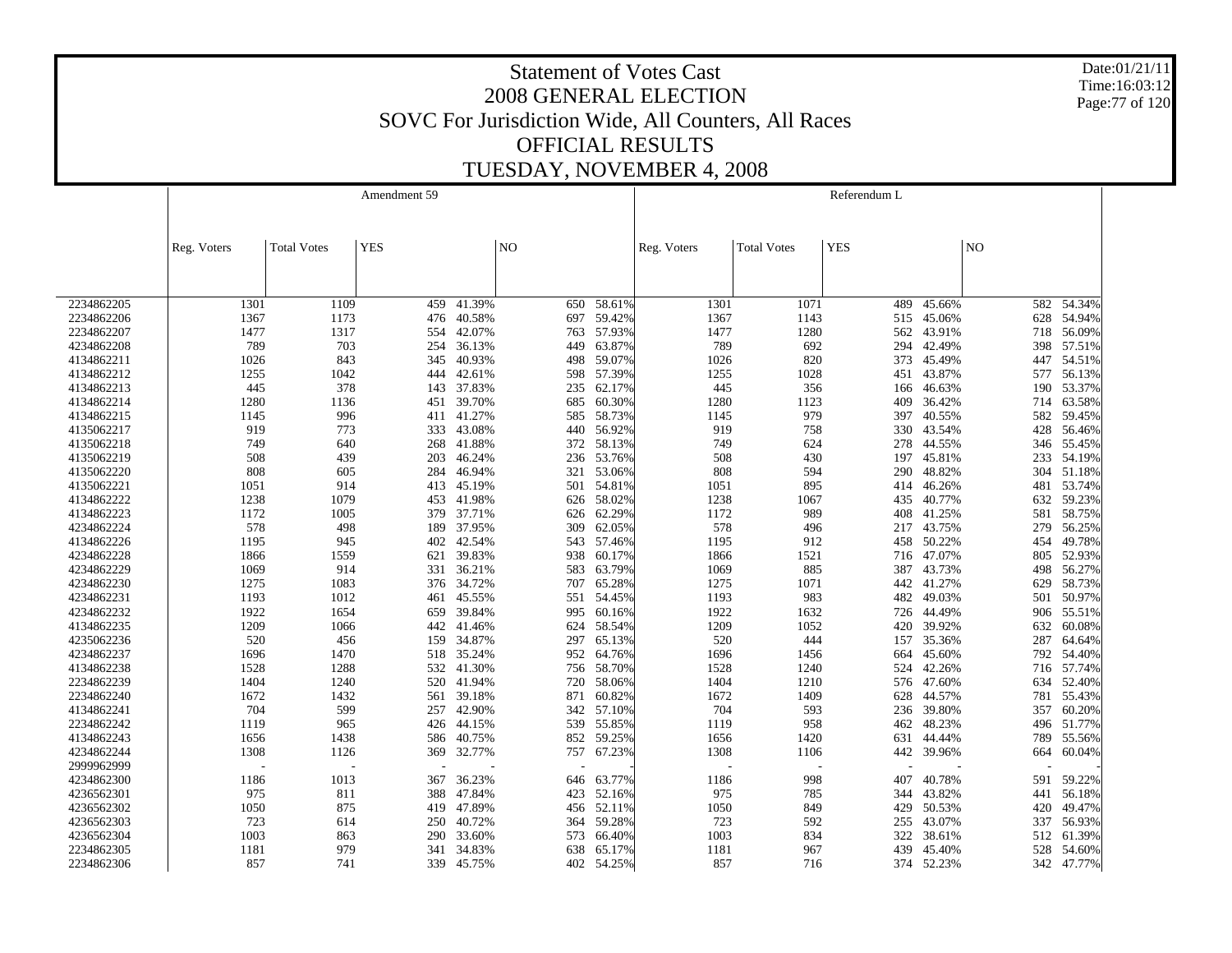# Statement of Votes Cast
## 2008 GENERAL ELECTION
## SOVC For Jurisdiction Wide, All Counters, All Races
## OFFICIAL RESULTS
## TUESDAY, NOVEMBER 4, 2008

Date:01/21/11
Time:16:03:12

| | Amendment 59 | | | | | | Referendum L | | | | | |
|---|---|---|---|---|---|---|---|---|---|---|---|---|
| | Reg. Voters | Total Votes | YES | | NO | | Reg. Voters | Total Votes | YES | | NO | |
| 2234862205 | 1301 | 1109 | 459 | 41.39% | 650 | 58.61% | 1301 | 1071 | 489 | 45.66% | 582 | 54.34% |
| 2234862206 | 1367 | 1173 | 476 | 40.58% | 697 | 59.42% | 1367 | 1143 | 515 | 45.06% | 628 | 54.94% |
| 2234862207 | 1477 | 1317 | 554 | 42.07% | 763 | 57.93% | 1477 | 1280 | 562 | 43.91% | 718 | 56.09% |
| 4234862208 | 789 | 703 | 254 | 36.13% | 449 | 63.87% | 789 | 692 | 294 | 42.49% | 398 | 57.51% |
| 4134862211 | 1026 | 843 | 345 | 40.93% | 498 | 59.07% | 1026 | 820 | 373 | 45.49% | 447 | 54.51% |
| 4134862212 | 1255 | 1042 | 444 | 42.61% | 598 | 57.39% | 1255 | 1028 | 451 | 43.87% | 577 | 56.13% |
| 4134862213 | 445 | 378 | 143 | 37.83% | 235 | 62.17% | 445 | 356 | 166 | 46.63% | 190 | 53.37% |
| 4134862214 | 1280 | 1136 | 451 | 39.70% | 685 | 60.30% | 1280 | 1123 | 409 | 36.42% | 714 | 63.58% |
| 4134862215 | 1145 | 996 | 411 | 41.27% | 585 | 58.73% | 1145 | 979 | 397 | 40.55% | 582 | 59.45% |
| 4135062217 | 919 | 773 | 333 | 43.08% | 440 | 56.92% | 919 | 758 | 330 | 43.54% | 428 | 56.46% |
| 4135062218 | 749 | 640 | 268 | 41.88% | 372 | 58.13% | 749 | 624 | 278 | 44.55% | 346 | 55.45% |
| 4135062219 | 508 | 439 | 203 | 46.24% | 236 | 53.76% | 508 | 430 | 197 | 45.81% | 233 | 54.19% |
| 4135062220 | 808 | 605 | 284 | 46.94% | 321 | 53.06% | 808 | 594 | 290 | 48.82% | 304 | 51.18% |
| 4135062221 | 1051 | 914 | 413 | 45.19% | 501 | 54.81% | 1051 | 895 | 414 | 46.26% | 481 | 53.74% |
| 4134862222 | 1238 | 1079 | 453 | 41.98% | 626 | 58.02% | 1238 | 1067 | 435 | 40.77% | 632 | 59.23% |
| 4134862223 | 1172 | 1005 | 379 | 37.71% | 626 | 62.29% | 1172 | 989 | 408 | 41.25% | 581 | 58.75% |
| 4234862224 | 578 | 498 | 189 | 37.95% | 309 | 62.05% | 578 | 496 | 217 | 43.75% | 279 | 56.25% |
| 4134862226 | 1195 | 945 | 402 | 42.54% | 543 | 57.46% | 1195 | 912 | 458 | 50.22% | 454 | 49.78% |
| 4234862228 | 1866 | 1559 | 621 | 39.83% | 938 | 60.17% | 1866 | 1521 | 716 | 47.07% | 805 | 52.93% |
| 4234862229 | 1069 | 914 | 331 | 36.21% | 583 | 63.79% | 1069 | 885 | 387 | 43.73% | 498 | 56.27% |
| 4234862230 | 1275 | 1083 | 376 | 34.72% | 707 | 65.28% | 1275 | 1071 | 442 | 41.27% | 629 | 58.73% |
| 4234862231 | 1193 | 1012 | 461 | 45.55% | 551 | 54.45% | 1193 | 983 | 482 | 49.03% | 501 | 50.97% |
| 4234862232 | 1922 | 1654 | 659 | 39.84% | 995 | 60.16% | 1922 | 1632 | 726 | 44.49% | 906 | 55.51% |
| 4134862235 | 1209 | 1066 | 442 | 41.46% | 624 | 58.54% | 1209 | 1052 | 420 | 39.92% | 632 | 60.08% |
| 4235062236 | 520 | 456 | 159 | 34.87% | 297 | 65.13% | 520 | 444 | 157 | 35.36% | 287 | 64.64% |
| 4234862237 | 1696 | 1470 | 518 | 35.24% | 952 | 64.76% | 1696 | 1456 | 664 | 45.60% | 792 | 54.40% |
| 4134862238 | 1528 | 1288 | 532 | 41.30% | 756 | 58.70% | 1528 | 1240 | 524 | 42.26% | 716 | 57.74% |
| 2234862239 | 1404 | 1240 | 520 | 41.94% | 720 | 58.06% | 1404 | 1210 | 576 | 47.60% | 634 | 52.40% |
| 2234862240 | 1672 | 1432 | 561 | 39.18% | 871 | 60.82% | 1672 | 1409 | 628 | 44.57% | 781 | 55.43% |
| 4134862241 | 704 | 599 | 257 | 42.90% | 342 | 57.10% | 704 | 593 | 236 | 39.80% | 357 | 60.20% |
| 2234862242 | 1119 | 965 | 426 | 44.15% | 539 | 55.85% | 1119 | 958 | 462 | 48.23% | 496 | 51.77% |
| 4134862243 | 1656 | 1438 | 586 | 40.75% | 852 | 59.25% | 1656 | 1420 | 631 | 44.44% | 789 | 55.56% |
| 4234862244 | 1308 | 1126 | 369 | 32.77% | 757 | 67.23% | 1308 | 1106 | 442 | 39.96% | 664 | 60.04% |
| 2999962999 | - | - | - | - | - | - | - | - | - | - | - | - |
| 4234862300 | 1186 | 1013 | 367 | 36.23% | 646 | 63.77% | 1186 | 998 | 407 | 40.78% | 591 | 59.22% |
| 4236562301 | 975 | 811 | 388 | 47.84% | 423 | 52.16% | 975 | 785 | 344 | 43.82% | 441 | 56.18% |
| 4236562302 | 1050 | 875 | 419 | 47.89% | 456 | 52.11% | 1050 | 849 | 429 | 50.53% | 420 | 49.47% |
| 4236562303 | 723 | 614 | 250 | 40.72% | 364 | 59.28% | 723 | 592 | 255 | 43.07% | 337 | 56.93% |
| 4236562304 | 1003 | 863 | 290 | 33.60% | 573 | 66.40% | 1003 | 834 | 322 | 38.61% | 512 | 61.39% |
| 2234862305 | 1181 | 979 | 341 | 34.83% | 638 | 65.17% | 1181 | 967 | 439 | 45.40% | 528 | 54.60% |
| 2234862306 | 857 | 741 | 339 | 45.75% | 402 | 54.25% | 857 | 716 | 374 | 52.23% | 342 | 47.77% |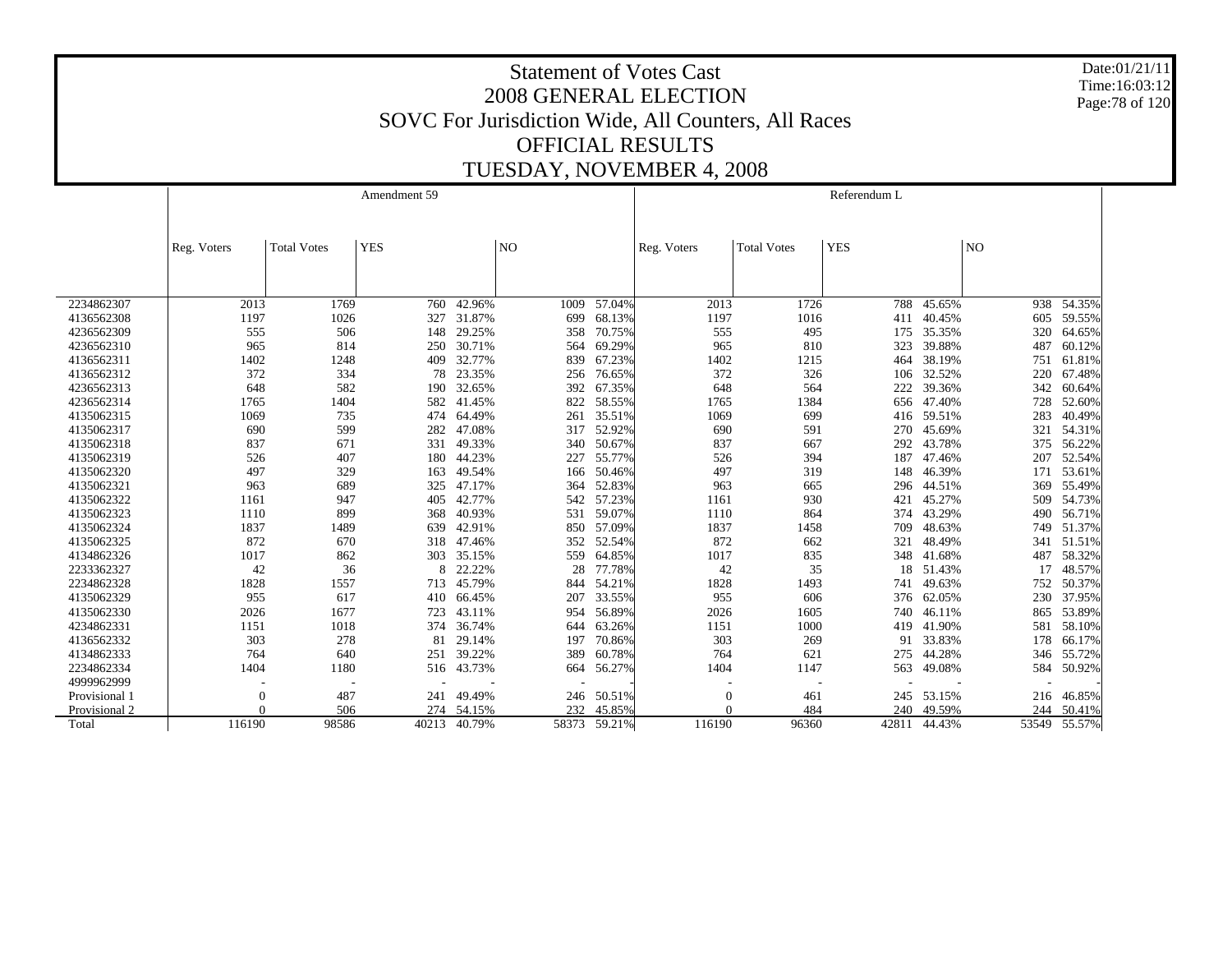# Statement of Votes Cast
## 2008 GENERAL ELECTION
## SOVC For Jurisdiction Wide, All Counters, All Races
## OFFICIAL RESULTS
## TUESDAY, NOVEMBER 4, 2008

Date:01/21/11
Time:16:03:12

| | Amendment 59 | | | | | | Referendum L | | | | | |
|---|---|---|---|---|---|---|---|---|---|---|---|---|
| | Reg. Voters | Total Votes | YES | | NO | | Reg. Voters | Total Votes | YES | | NO | |
| 2234862307 | 2013 | 1769 | 760 | 42.96% | 1009 | 57.04% | 2013 | 1726 | 788 | 45.65% | 938 | 54.35% |
| 4136562308 | 1197 | 1026 | 327 | 31.87% | 699 | 68.13% | 1197 | 1016 | 411 | 40.45% | 605 | 59.55% |
| 4236562309 | 555 | 506 | 148 | 29.25% | 358 | 70.75% | 555 | 495 | 175 | 35.35% | 320 | 64.65% |
| 4236562310 | 965 | 814 | 250 | 30.71% | 564 | 69.29% | 965 | 810 | 323 | 39.88% | 487 | 60.12% |
| 4136562311 | 1402 | 1248 | 409 | 32.77% | 839 | 67.23% | 1402 | 1215 | 464 | 38.19% | 751 | 61.81% |
| 4136562312 | 372 | 334 | 78 | 23.35% | 256 | 76.65% | 372 | 326 | 106 | 32.52% | 220 | 67.48% |
| 4236562313 | 648 | 582 | 190 | 32.65% | 392 | 67.35% | 648 | 564 | 222 | 39.36% | 342 | 60.64% |
| 4236562314 | 1765 | 1404 | 582 | 41.45% | 822 | 58.55% | 1765 | 1384 | 656 | 47.40% | 728 | 52.60% |
| 4135062315 | 1069 | 735 | 474 | 64.49% | 261 | 35.51% | 1069 | 699 | 416 | 59.51% | 283 | 40.49% |
| 4135062317 | 690 | 599 | 282 | 47.08% | 317 | 52.92% | 690 | 591 | 270 | 45.69% | 321 | 54.31% |
| 4135062318 | 837 | 671 | 331 | 49.33% | 340 | 50.67% | 837 | 667 | 292 | 43.78% | 375 | 56.22% |
| 4135062319 | 526 | 407 | 180 | 44.23% | 227 | 55.77% | 526 | 394 | 187 | 47.46% | 207 | 52.54% |
| 4135062320 | 497 | 329 | 163 | 49.54% | 166 | 50.46% | 497 | 319 | 148 | 46.39% | 171 | 53.61% |
| 4135062321 | 963 | 689 | 325 | 47.17% | 364 | 52.83% | 963 | 665 | 296 | 44.51% | 369 | 55.49% |
| 4135062322 | 1161 | 947 | 405 | 42.77% | 542 | 57.23% | 1161 | 930 | 421 | 45.27% | 509 | 54.73% |
| 4135062323 | 1110 | 899 | 368 | 40.93% | 531 | 59.07% | 1110 | 864 | 374 | 43.29% | 490 | 56.71% |
| 4135062324 | 1837 | 1489 | 639 | 42.91% | 850 | 57.09% | 1837 | 1458 | 709 | 48.63% | 749 | 51.37% |
| 4135062325 | 872 | 670 | 318 | 47.46% | 352 | 52.54% | 872 | 662 | 321 | 48.49% | 341 | 51.51% |
| 4134862326 | 1017 | 862 | 303 | 35.15% | 559 | 64.85% | 1017 | 835 | 348 | 41.68% | 487 | 58.32% |
| 2233362327 | 42 | 36 | 8 | 22.22% | 28 | 77.78% | 42 | 35 | 18 | 51.43% | 17 | 48.57% |
| 2234862328 | 1828 | 1557 | 713 | 45.79% | 844 | 54.21% | 1828 | 1493 | 741 | 49.63% | 752 | 50.37% |
| 4135062329 | 955 | 617 | 410 | 66.45% | 207 | 33.55% | 955 | 606 | 376 | 62.05% | 230 | 37.95% |
| 4135062330 | 2026 | 1677 | 723 | 43.11% | 954 | 56.89% | 2026 | 1605 | 740 | 46.11% | 865 | 53.89% |
| 4234862331 | 1151 | 1018 | 374 | 36.74% | 644 | 63.26% | 1151 | 1000 | 419 | 41.90% | 581 | 58.10% |
| 4136562332 | 303 | 278 | 81 | 29.14% | 197 | 70.86% | 303 | 269 | 91 | 33.83% | 178 | 66.17% |
| 4134862333 | 764 | 640 | 251 | 39.22% | 389 | 60.78% | 764 | 621 | 275 | 44.28% | 346 | 55.72% |
| 2234862334 | 1404 | 1180 | 516 | 43.73% | 664 | 56.27% | 1404 | 1147 | 563 | 49.08% | 584 | 50.92% |
| 4999962999 | - | - | - | - | - | - | - | - | - | - | - | - |
| Provisional 1 | 0 | 487 | 241 | 49.49% | 246 | 50.51% | 0 | 461 | 245 | 53.15% | 216 | 46.85% |
| Provisional 2 | 0 | 506 | 274 | 54.15% | 232 | 45.85% | 0 | 484 | 240 | 49.59% | 244 | 50.41% |
| Total | 116190 | 98586 | 40213 | 40.79% | 58373 | 59.21% | 116190 | 96360 | 42811 | 44.43% | 53549 | 55.57% |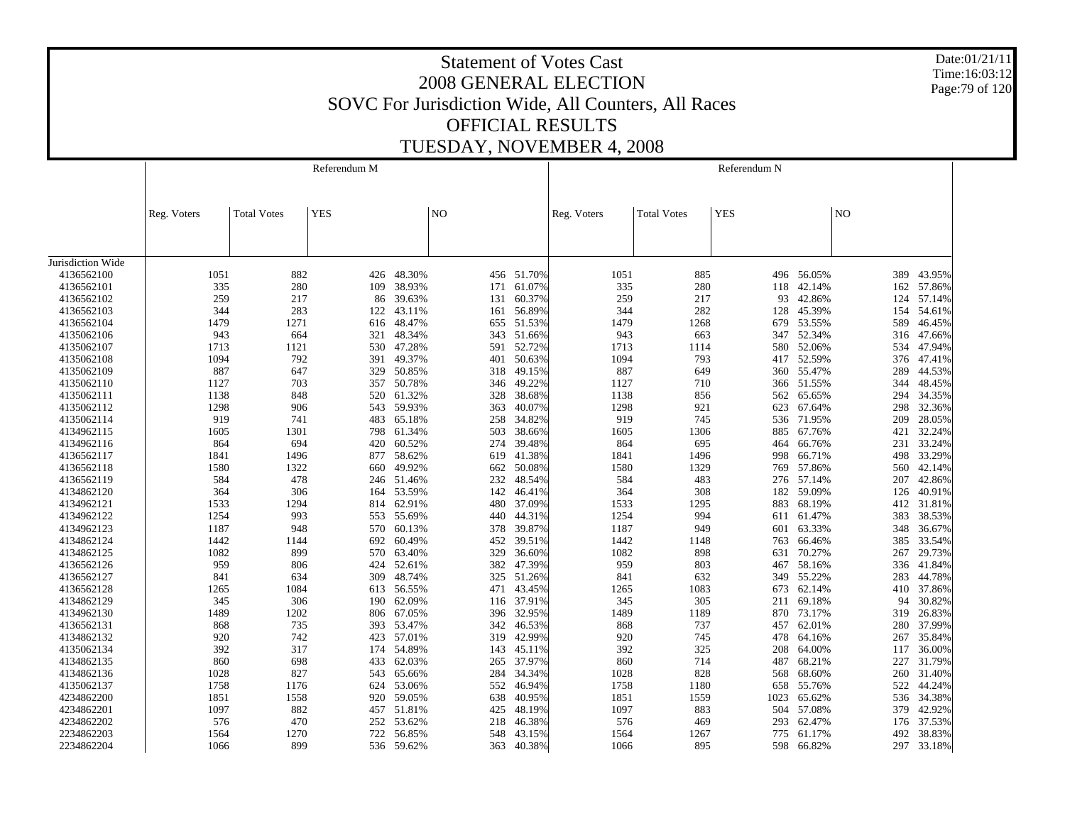# Statement of Votes Cast
## 2008 GENERAL ELECTION
## SOVC For Jurisdiction Wide, All Counters, All Races
## OFFICIAL RESULTS
## TUESDAY, NOVEMBER 4, 2008

Date:01/21/11
Time:16:03:12

| | Referendum M | | | | | | Referendum N | | | | | |
|---|---|---|---|---|---|---|---|---|---|---|---|---|
| | Reg. Voters | Total Votes | YES | | NO | | Reg. Voters | Total Votes | YES | | NO | |
| Jurisdiction Wide | | | | | | | | | | | | |
| 4136562100 | 1051 | 882 | 426 | 48.30% | 456 | 51.70% | 1051 | 885 | 496 | 56.05% | 389 | 43.95% |
| 4136562101 | 335 | 280 | 109 | 38.93% | 171 | 61.07% | 335 | 280 | 118 | 42.14% | 162 | 57.86% |
| 4136562102 | 259 | 217 | 86 | 39.63% | 131 | 60.37% | 259 | 217 | 93 | 42.86% | 124 | 57.14% |
| 4136562103 | 344 | 283 | 122 | 43.11% | 161 | 56.89% | 344 | 282 | 128 | 45.39% | 154 | 54.61% |
| 4136562104 | 1479 | 1271 | 616 | 48.47% | 655 | 51.53% | 1479 | 1268 | 679 | 53.55% | 589 | 46.45% |
| 4135062106 | 943 | 664 | 321 | 48.34% | 343 | 51.66% | 943 | 663 | 347 | 52.34% | 316 | 47.66% |
| 4135062107 | 1713 | 1121 | 530 | 47.28% | 591 | 52.72% | 1713 | 1114 | 580 | 52.06% | 534 | 47.94% |
| 4135062108 | 1094 | 792 | 391 | 49.37% | 401 | 50.63% | 1094 | 793 | 417 | 52.59% | 376 | 47.41% |
| 4135062109 | 887 | 647 | 329 | 50.85% | 318 | 49.15% | 887 | 649 | 360 | 55.47% | 289 | 44.53% |
| 4135062110 | 1127 | 703 | 357 | 50.78% | 346 | 49.22% | 1127 | 710 | 366 | 51.55% | 344 | 48.45% |
| 4135062111 | 1138 | 848 | 520 | 61.32% | 328 | 38.68% | 1138 | 856 | 562 | 65.65% | 294 | 34.35% |
| 4135062112 | 1298 | 906 | 543 | 59.93% | 363 | 40.07% | 1298 | 921 | 623 | 67.64% | 298 | 32.36% |
| 4135062114 | 919 | 741 | 483 | 65.18% | 258 | 34.82% | 919 | 745 | 536 | 71.95% | 209 | 28.05% |
| 4134962115 | 1605 | 1301 | 798 | 61.34% | 503 | 38.66% | 1605 | 1306 | 885 | 67.76% | 421 | 32.24% |
| 4134962116 | 864 | 694 | 420 | 60.52% | 274 | 39.48% | 864 | 695 | 464 | 66.76% | 231 | 33.24% |
| 4136562117 | 1841 | 1496 | 877 | 58.62% | 619 | 41.38% | 1841 | 1496 | 998 | 66.71% | 498 | 33.29% |
| 4136562118 | 1580 | 1322 | 660 | 49.92% | 662 | 50.08% | 1580 | 1329 | 769 | 57.86% | 560 | 42.14% |
| 4136562119 | 584 | 478 | 246 | 51.46% | 232 | 48.54% | 584 | 483 | 276 | 57.14% | 207 | 42.86% |
| 4134862120 | 364 | 306 | 164 | 53.59% | 142 | 46.41% | 364 | 308 | 182 | 59.09% | 126 | 40.91% |
| 4134962121 | 1533 | 1294 | 814 | 62.91% | 480 | 37.09% | 1533 | 1295 | 883 | 68.19% | 412 | 31.81% |
| 4134962122 | 1254 | 993 | 553 | 55.69% | 440 | 44.31% | 1254 | 994 | 611 | 61.47% | 383 | 38.53% |
| 4134962123 | 1187 | 948 | 570 | 60.13% | 378 | 39.87% | 1187 | 949 | 601 | 63.33% | 348 | 36.67% |
| 4134962124 | 1442 | 1144 | 692 | 60.49% | 452 | 39.51% | 1442 | 1148 | 763 | 66.46% | 385 | 33.54% |
| 4134862125 | 1082 | 899 | 570 | 63.40% | 329 | 36.60% | 1082 | 898 | 631 | 70.27% | 267 | 29.73% |
| 4136562126 | 959 | 806 | 424 | 52.61% | 382 | 47.39% | 959 | 803 | 467 | 58.16% | 336 | 41.84% |
| 4136562127 | 841 | 634 | 309 | 48.74% | 325 | 51.26% | 841 | 632 | 349 | 55.22% | 283 | 44.78% |
| 4136562128 | 1265 | 1084 | 613 | 56.55% | 471 | 43.45% | 1265 | 1083 | 673 | 62.14% | 410 | 37.86% |
| 4134862129 | 345 | 306 | 190 | 62.09% | 116 | 37.91% | 345 | 305 | 211 | 69.18% | 94 | 30.82% |
| 4134962130 | 1489 | 1202 | 806 | 67.05% | 396 | 32.95% | 1489 | 1189 | 870 | 73.17% | 319 | 26.83% |
| 4136562131 | 868 | 735 | 393 | 53.47% | 342 | 46.53% | 868 | 737 | 457 | 62.01% | 280 | 37.99% |
| 4134862132 | 920 | 742 | 423 | 57.01% | 319 | 42.99% | 920 | 745 | 478 | 64.16% | 267 | 35.84% |
| 4135062134 | 392 | 317 | 174 | 54.89% | 143 | 45.11% | 392 | 325 | 208 | 64.00% | 117 | 36.00% |
| 4134862135 | 860 | 698 | 433 | 62.03% | 265 | 37.97% | 860 | 714 | 487 | 68.21% | 227 | 31.79% |
| 4134862136 | 1028 | 827 | 543 | 65.66% | 284 | 34.34% | 1028 | 828 | 568 | 68.60% | 260 | 31.40% |
| 4135062137 | 1758 | 1176 | 624 | 53.06% | 552 | 46.94% | 1758 | 1180 | 658 | 55.76% | 522 | 44.24% |
| 4234862200 | 1851 | 1558 | 920 | 59.05% | 638 | 40.95% | 1851 | 1559 | 1023 | 65.62% | 536 | 34.38% |
| 4234862201 | 1097 | 882 | 457 | 51.81% | 425 | 48.19% | 1097 | 883 | 504 | 57.08% | 379 | 42.92% |
| 4234862202 | 576 | 470 | 252 | 53.62% | 218 | 46.38% | 576 | 469 | 293 | 62.47% | 176 | 37.53% |
| 2234862203 | 1564 | 1270 | 722 | 56.85% | 548 | 43.15% | 1564 | 1267 | 775 | 61.17% | 492 | 38.83% |
| 2234862204 | 1066 | 899 | 536 | 59.62% | 363 | 40.38% | 1066 | 895 | 598 | 66.82% | 297 | 33.18% |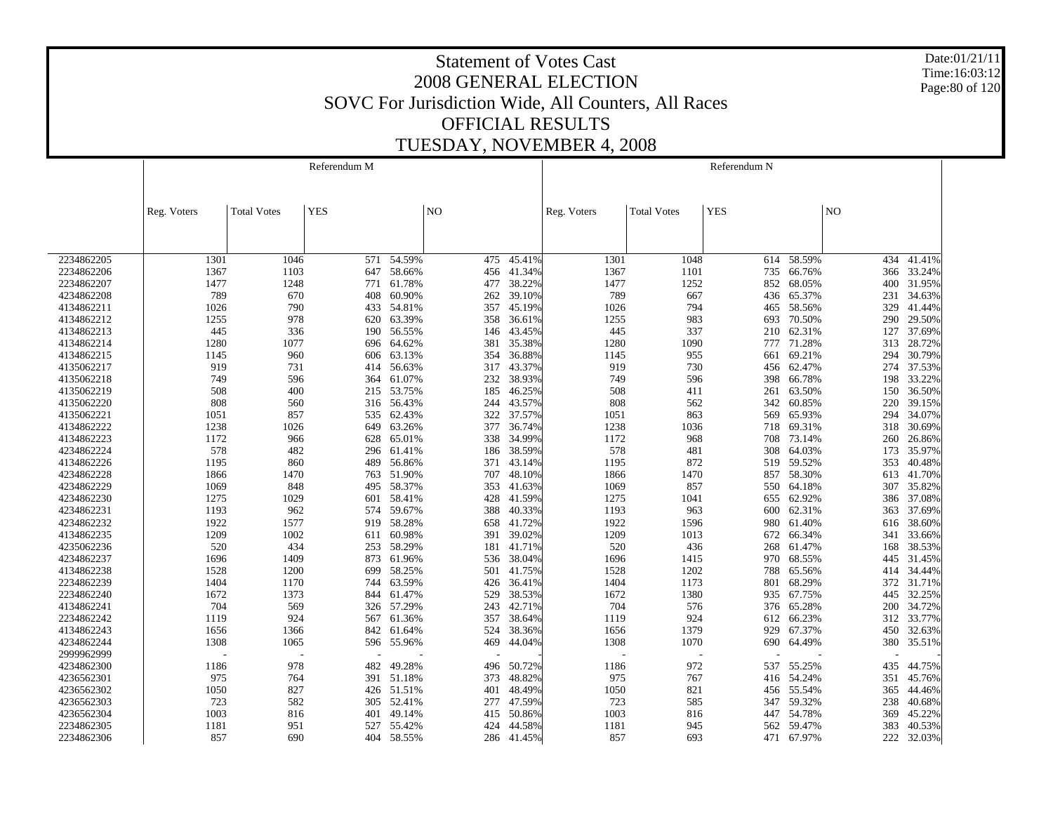# Statement of Votes Cast
## 2008 GENERAL ELECTION
## SOVC For Jurisdiction Wide, All Counters, All Races
## OFFICIAL RESULTS
## TUESDAY, NOVEMBER 4, 2008

Date:01/21/11
Time:16:03:12

| | Referendum M | | | | | | Referendum N | | | | | |
|---|---|---|---|---|---|---|---|---|---|---|---|---|
| | Reg. Voters | Total Votes | YES | | NO | | Reg. Voters | Total Votes | YES | | NO | |
| 2234862205 | 1301 | 1046 | 571 | 54.59% | 475 | 45.41% | 1301 | 1048 | 614 | 58.59% | 434 | 41.41% |
| 2234862206 | 1367 | 1103 | 647 | 58.66% | 456 | 41.34% | 1367 | 1101 | 735 | 66.76% | 366 | 33.24% |
| 2234862207 | 1477 | 1248 | 771 | 61.78% | 477 | 38.22% | 1477 | 1252 | 852 | 68.05% | 400 | 31.95% |
| 4234862208 | 789 | 670 | 408 | 60.90% | 262 | 39.10% | 789 | 667 | 436 | 65.37% | 231 | 34.63% |
| 4134862211 | 1026 | 790 | 433 | 54.81% | 357 | 45.19% | 1026 | 794 | 465 | 58.56% | 329 | 41.44% |
| 4134862212 | 1255 | 978 | 620 | 63.39% | 358 | 36.61% | 1255 | 983 | 693 | 70.50% | 290 | 29.50% |
| 4134862213 | 445 | 336 | 190 | 56.55% | 146 | 43.45% | 445 | 337 | 210 | 62.31% | 127 | 37.69% |
| 4134862214 | 1280 | 1077 | 696 | 64.62% | 381 | 35.38% | 1280 | 1090 | 777 | 71.28% | 313 | 28.72% |
| 4134862215 | 1145 | 960 | 606 | 63.13% | 354 | 36.88% | 1145 | 955 | 661 | 69.21% | 294 | 30.79% |
| 4135062217 | 919 | 731 | 414 | 56.63% | 317 | 43.37% | 919 | 730 | 456 | 62.47% | 274 | 37.53% |
| 4135062218 | 749 | 596 | 364 | 61.07% | 232 | 38.93% | 749 | 596 | 398 | 66.78% | 198 | 33.22% |
| 4135062219 | 508 | 400 | 215 | 53.75% | 185 | 46.25% | 508 | 411 | 261 | 63.50% | 150 | 36.50% |
| 4135062220 | 808 | 560 | 316 | 56.43% | 244 | 43.57% | 808 | 562 | 342 | 60.85% | 220 | 39.15% |
| 4135062221 | 1051 | 857 | 535 | 62.43% | 322 | 37.57% | 1051 | 863 | 569 | 65.93% | 294 | 34.07% |
| 4134862222 | 1238 | 1026 | 649 | 63.26% | 377 | 36.74% | 1238 | 1036 | 718 | 69.31% | 318 | 30.69% |
| 4134862223 | 1172 | 966 | 628 | 65.01% | 338 | 34.99% | 1172 | 968 | 708 | 73.14% | 260 | 26.86% |
| 4234862224 | 578 | 482 | 296 | 61.41% | 186 | 38.59% | 578 | 481 | 308 | 64.03% | 173 | 35.97% |
| 4134862226 | 1195 | 860 | 489 | 56.86% | 371 | 43.14% | 1195 | 872 | 519 | 59.52% | 353 | 40.48% |
| 4234862228 | 1866 | 1470 | 763 | 51.90% | 707 | 48.10% | 1866 | 1470 | 857 | 58.30% | 613 | 41.70% |
| 4234862229 | 1069 | 848 | 495 | 58.37% | 353 | 41.63% | 1069 | 857 | 550 | 64.18% | 307 | 35.82% |
| 4234862230 | 1275 | 1029 | 601 | 58.41% | 428 | 41.59% | 1275 | 1041 | 655 | 62.92% | 386 | 37.08% |
| 4234862231 | 1193 | 962 | 574 | 59.67% | 388 | 40.33% | 1193 | 963 | 600 | 62.31% | 363 | 37.69% |
| 4234862232 | 1922 | 1577 | 919 | 58.28% | 658 | 41.72% | 1922 | 1596 | 980 | 61.40% | 616 | 38.60% |
| 4134862235 | 1209 | 1002 | 611 | 60.98% | 391 | 39.02% | 1209 | 1013 | 672 | 66.34% | 341 | 33.66% |
| 4235062236 | 520 | 434 | 253 | 58.29% | 181 | 41.71% | 520 | 436 | 268 | 61.47% | 168 | 38.53% |
| 4234862237 | 1696 | 1409 | 873 | 61.96% | 536 | 38.04% | 1696 | 1415 | 970 | 68.55% | 445 | 31.45% |
| 4134862238 | 1528 | 1200 | 699 | 58.25% | 501 | 41.75% | 1528 | 1202 | 788 | 65.56% | 414 | 34.44% |
| 2234862239 | 1404 | 1170 | 744 | 63.59% | 426 | 36.41% | 1404 | 1173 | 801 | 68.29% | 372 | 31.71% |
| 2234862240 | 1672 | 1373 | 844 | 61.47% | 529 | 38.53% | 1672 | 1380 | 935 | 67.75% | 445 | 32.25% |
| 4134862241 | 704 | 569 | 326 | 57.29% | 243 | 42.71% | 704 | 576 | 376 | 65.28% | 200 | 34.72% |
| 2234862242 | 1119 | 924 | 567 | 61.36% | 357 | 38.64% | 1119 | 924 | 612 | 66.23% | 312 | 33.77% |
| 4134862243 | 1656 | 1366 | 842 | 61.64% | 524 | 38.36% | 1656 | 1379 | 929 | 67.37% | 450 | 32.63% |
| 4234862244 | 1308 | 1065 | 596 | 55.96% | 469 | 44.04% | 1308 | 1070 | 690 | 64.49% | 380 | 35.51% |
| 2999962999 | - | - | - | - | - | - | - | - | - | - | - | - |
| 4234862300 | 1186 | 978 | 482 | 49.28% | 496 | 50.72% | 1186 | 972 | 537 | 55.25% | 435 | 44.75% |
| 4236562301 | 975 | 764 | 391 | 51.18% | 373 | 48.82% | 975 | 767 | 416 | 54.24% | 351 | 45.76% |
| 4236562302 | 1050 | 827 | 426 | 51.51% | 401 | 48.49% | 1050 | 821 | 456 | 55.54% | 365 | 44.46% |
| 4236562303 | 723 | 582 | 305 | 52.41% | 277 | 47.59% | 723 | 585 | 347 | 59.32% | 238 | 40.68% |
| 4236562304 | 1003 | 816 | 401 | 49.14% | 415 | 50.86% | 1003 | 816 | 447 | 54.78% | 369 | 45.22% |
| 2234862305 | 1181 | 951 | 527 | 55.42% | 424 | 44.58% | 1181 | 945 | 562 | 59.47% | 383 | 40.53% |
| 2234862306 | 857 | 690 | 404 | 58.55% | 286 | 41.45% | 857 | 693 | 471 | 67.97% | 222 | 32.03% |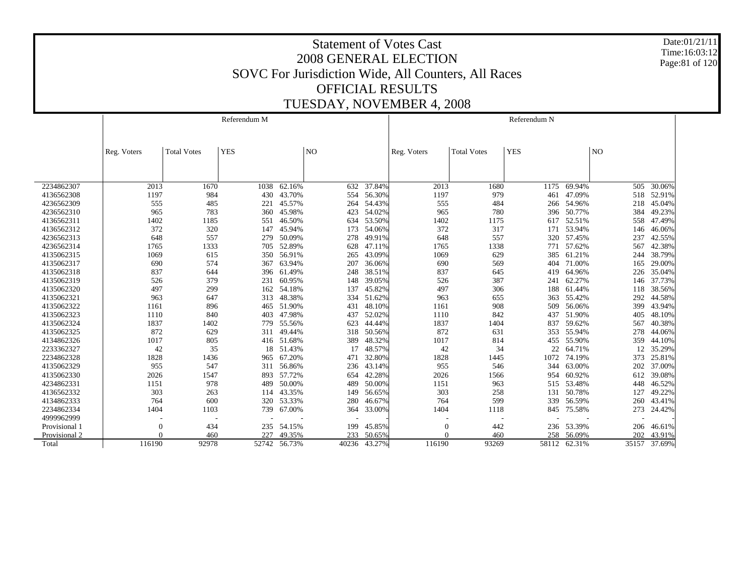# Statement of Votes Cast
## 2008 GENERAL ELECTION
## SOVC For Jurisdiction Wide, All Counters, All Races
## OFFICIAL RESULTS
## TUESDAY, NOVEMBER 4, 2008

Date:01/21/11
Time:16:03:12

| | Referendum M | | | | | | Referendum N | | | | | |
|---|---|---|---|---|---|---|---|---|---|---|---|---|
| | Reg. Voters | Total Votes | YES | | NO | | Reg. Voters | Total Votes | YES | | NO | |
| 2234862307 | 2013 | 1670 | 1038 | 62.16% | 632 | 37.84% | 2013 | 1680 | 1175 | 69.94% | 505 | 30.06% |
| 4136562308 | 1197 | 984 | 430 | 43.70% | 554 | 56.30% | 1197 | 979 | 461 | 47.09% | 518 | 52.91% |
| 4236562309 | 555 | 485 | 221 | 45.57% | 264 | 54.43% | 555 | 484 | 266 | 54.96% | 218 | 45.04% |
| 4236562310 | 965 | 783 | 360 | 45.98% | 423 | 54.02% | 965 | 780 | 396 | 50.77% | 384 | 49.23% |
| 4136562311 | 1402 | 1185 | 551 | 46.50% | 634 | 53.50% | 1402 | 1175 | 617 | 52.51% | 558 | 47.49% |
| 4136562312 | 372 | 320 | 147 | 45.94% | 173 | 54.06% | 372 | 317 | 171 | 53.94% | 146 | 46.06% |
| 4236562313 | 648 | 557 | 279 | 50.09% | 278 | 49.91% | 648 | 557 | 320 | 57.45% | 237 | 42.55% |
| 4236562314 | 1765 | 1333 | 705 | 52.89% | 628 | 47.11% | 1765 | 1338 | 771 | 57.62% | 567 | 42.38% |
| 4135062315 | 1069 | 615 | 350 | 56.91% | 265 | 43.09% | 1069 | 629 | 385 | 61.21% | 244 | 38.79% |
| 4135062317 | 690 | 574 | 367 | 63.94% | 207 | 36.06% | 690 | 569 | 404 | 71.00% | 165 | 29.00% |
| 4135062318 | 837 | 644 | 396 | 61.49% | 248 | 38.51% | 837 | 645 | 419 | 64.96% | 226 | 35.04% |
| 4135062319 | 526 | 379 | 231 | 60.95% | 148 | 39.05% | 526 | 387 | 241 | 62.27% | 146 | 37.73% |
| 4135062320 | 497 | 299 | 162 | 54.18% | 137 | 45.82% | 497 | 306 | 188 | 61.44% | 118 | 38.56% |
| 4135062321 | 963 | 647 | 313 | 48.38% | 334 | 51.62% | 963 | 655 | 363 | 55.42% | 292 | 44.58% |
| 4135062322 | 1161 | 896 | 465 | 51.90% | 431 | 48.10% | 1161 | 908 | 509 | 56.06% | 399 | 43.94% |
| 4135062323 | 1110 | 840 | 403 | 47.98% | 437 | 52.02% | 1110 | 842 | 437 | 51.90% | 405 | 48.10% |
| 4135062324 | 1837 | 1402 | 779 | 55.56% | 623 | 44.44% | 1837 | 1404 | 837 | 59.62% | 567 | 40.38% |
| 4135062325 | 872 | 629 | 311 | 49.44% | 318 | 50.56% | 872 | 631 | 353 | 55.94% | 278 | 44.06% |
| 4134862326 | 1017 | 805 | 416 | 51.68% | 389 | 48.32% | 1017 | 814 | 455 | 55.90% | 359 | 44.10% |
| 2233362327 | 42 | 35 | 18 | 51.43% | 17 | 48.57% | 42 | 34 | 22 | 64.71% | 12 | 35.29% |
| 2234862328 | 1828 | 1436 | 965 | 67.20% | 471 | 32.80% | 1828 | 1445 | 1072 | 74.19% | 373 | 25.81% |
| 4135062329 | 955 | 547 | 311 | 56.86% | 236 | 43.14% | 955 | 546 | 344 | 63.00% | 202 | 37.00% |
| 4135062330 | 2026 | 1547 | 893 | 57.72% | 654 | 42.28% | 2026 | 1566 | 954 | 60.92% | 612 | 39.08% |
| 4234862331 | 1151 | 978 | 489 | 50.00% | 489 | 50.00% | 1151 | 963 | 515 | 53.48% | 448 | 46.52% |
| 4136562332 | 303 | 263 | 114 | 43.35% | 149 | 56.65% | 303 | 258 | 131 | 50.78% | 127 | 49.22% |
| 4134862333 | 764 | 600 | 320 | 53.33% | 280 | 46.67% | 764 | 599 | 339 | 56.59% | 260 | 43.41% |
| 2234862334 | 1404 | 1103 | 739 | 67.00% | 364 | 33.00% | 1404 | 1118 | 845 | 75.58% | 273 | 24.42% |
| 4999962999 | - | - | - | - | - | - | - | - | - | - | - | - |
| Provisional 1 | 0 | 434 | 235 | 54.15% | 199 | 45.85% | 0 | 442 | 236 | 53.39% | 206 | 46.61% |
| Provisional 2 | 0 | 460 | 227 | 49.35% | 233 | 50.65% | 0 | 460 | 258 | 56.09% | 202 | 43.91% |
| Total | 116190 | 92978 | 52742 | 56.73% | 40236 | 43.27% | 116190 | 93269 | 58112 | 62.31% | 35157 | 37.69% |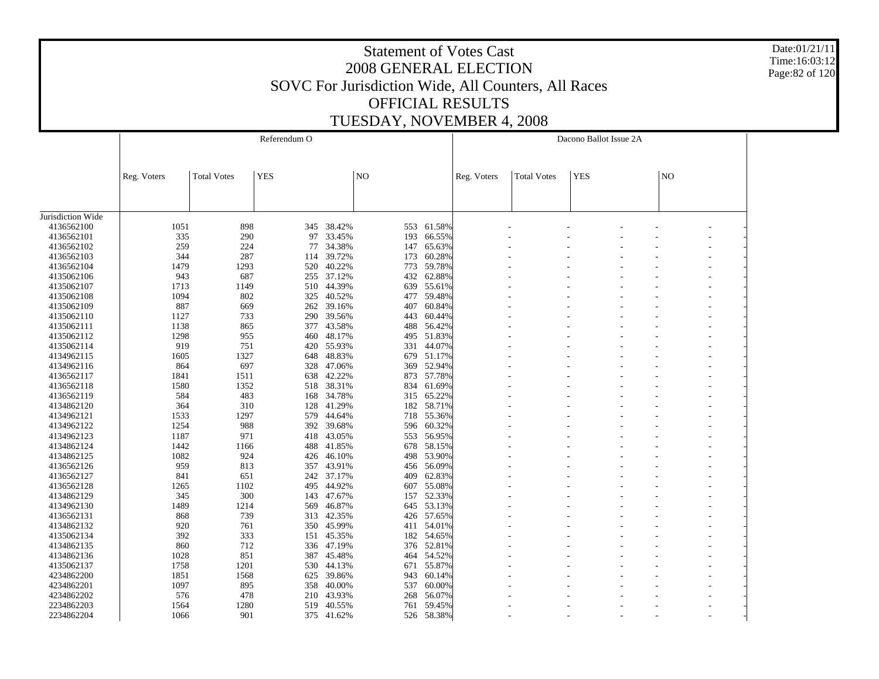# Statement of Votes Cast
## 2008 GENERAL ELECTION
## SOVC For Jurisdiction Wide, All Counters, All Races
## OFFICIAL RESULTS
## TUESDAY, NOVEMBER 4, 2008

Date:01/21/11
Time:16:03:12

| | Referendum O | | | | | | Dacono Ballot Issue 2A | | | | | |
|---|---|---|---|---|---|---|---|---|---|---|---|---|
| | Reg. Voters | Total Votes | YES | | NO | | Reg. Voters | Total Votes | YES | | NO | |
| Jurisdiction Wide | | | | | | | | | | | | |
| 4136562100 | 1051 | 898 | 345 | 38.42% | 553 | 61.58% | - | - | - | - | - | - |
| 4136562101 | 335 | 290 | 97 | 33.45% | 193 | 66.55% | - | - | - | - | - | - |
| 4136562102 | 259 | 224 | 77 | 34.38% | 147 | 65.63% | - | - | - | - | - | - |
| 4136562103 | 344 | 287 | 114 | 39.72% | 173 | 60.28% | - | - | - | - | - | - |
| 4136562104 | 1479 | 1293 | 520 | 40.22% | 773 | 59.78% | - | - | - | - | - | - |
| 4135062106 | 943 | 687 | 255 | 37.12% | 432 | 62.88% | - | - | - | - | - | - |
| 4135062107 | 1713 | 1149 | 510 | 44.39% | 639 | 55.61% | - | - | - | - | - | - |
| 4135062108 | 1094 | 802 | 325 | 40.52% | 477 | 59.48% | - | - | - | - | - | - |
| 4135062109 | 887 | 669 | 262 | 39.16% | 407 | 60.84% | - | - | - | - | - | - |
| 4135062110 | 1127 | 733 | 290 | 39.56% | 443 | 60.44% | - | - | - | - | - | - |
| 4135062111 | 1138 | 865 | 377 | 43.58% | 488 | 56.42% | - | - | - | - | - | - |
| 4135062112 | 1298 | 955 | 460 | 48.17% | 495 | 51.83% | - | - | - | - | - | - |
| 4135062114 | 919 | 751 | 420 | 55.93% | 331 | 44.07% | - | - | - | - | - | - |
| 4134962115 | 1605 | 1327 | 648 | 48.83% | 679 | 51.17% | - | - | - | - | - | - |
| 4134962116 | 864 | 697 | 328 | 47.06% | 369 | 52.94% | - | - | - | - | - | - |
| 4136562117 | 1841 | 1511 | 638 | 42.22% | 873 | 57.78% | - | - | - | - | - | - |
| 4136562118 | 1580 | 1352 | 518 | 38.31% | 834 | 61.69% | - | - | - | - | - | - |
| 4136562119 | 584 | 483 | 168 | 34.78% | 315 | 65.22% | - | - | - | - | - | - |
| 4134862120 | 364 | 310 | 128 | 41.29% | 182 | 58.71% | - | - | - | - | - | - |
| 4134962121 | 1533 | 1297 | 579 | 44.64% | 718 | 55.36% | - | - | - | - | - | - |
| 4134962122 | 1254 | 988 | 392 | 39.68% | 596 | 60.32% | - | - | - | - | - | - |
| 4134962123 | 1187 | 971 | 418 | 43.05% | 553 | 56.95% | - | - | - | - | - | - |
| 4134862124 | 1442 | 1166 | 488 | 41.85% | 678 | 58.15% | - | - | - | - | - | - |
| 4134862125 | 1082 | 924 | 426 | 46.10% | 498 | 53.90% | - | - | - | - | - | - |
| 4136562126 | 959 | 813 | 357 | 43.91% | 456 | 56.09% | - | - | - | - | - | - |
| 4136562127 | 841 | 651 | 242 | 37.17% | 409 | 62.83% | - | - | - | - | - | - |
| 4136562128 | 1265 | 1102 | 495 | 44.92% | 607 | 55.08% | - | - | - | - | - | - |
| 4134862129 | 345 | 300 | 143 | 47.67% | 157 | 52.33% | - | - | - | - | - | - |
| 4134962130 | 1489 | 1214 | 569 | 46.87% | 645 | 53.13% | - | - | - | - | - | - |
| 4136562131 | 868 | 739 | 313 | 42.35% | 426 | 57.65% | - | - | - | - | - | - |
| 4134862132 | 920 | 761 | 350 | 45.99% | 411 | 54.01% | - | - | - | - | - | - |
| 4135062134 | 392 | 333 | 151 | 45.35% | 182 | 54.65% | - | - | - | - | - | - |
| 4134862135 | 860 | 712 | 336 | 47.19% | 376 | 52.81% | - | - | - | - | - | - |
| 4134862136 | 1028 | 851 | 387 | 45.48% | 464 | 54.52% | - | - | - | - | - | - |
| 4135062137 | 1758 | 1201 | 530 | 44.13% | 671 | 55.87% | - | - | - | - | - | - |
| 4234862200 | 1851 | 1568 | 625 | 39.86% | 943 | 60.14% | - | - | - | - | - | - |
| 4234862201 | 1097 | 895 | 358 | 40.00% | 537 | 60.00% | - | - | - | - | - | - |
| 4234862202 | 576 | 478 | 210 | 43.93% | 268 | 56.07% | - | - | - | - | - | - |
| 2234862203 | 1564 | 1280 | 519 | 40.55% | 761 | 59.45% | - | - | - | - | - | - |
| 2234862204 | 1066 | 901 | 375 | 41.62% | 526 | 58.38% | - | - | - | - | - | - |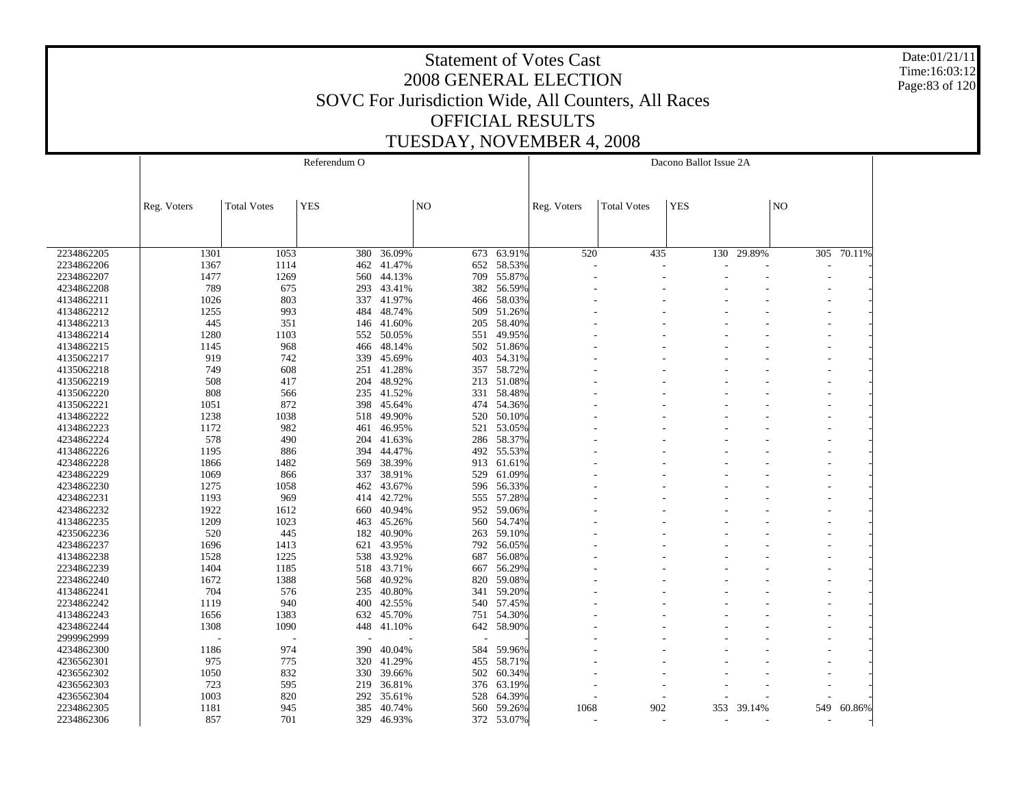# Statement of Votes Cast
# 2008 GENERAL ELECTION
## SOVC For Jurisdiction Wide, All Counters, All Races
## OFFICIAL RESULTS
## TUESDAY, NOVEMBER 4, 2008

Date:01/21/11
Time:16:03:12

| | Referendum O | | | | | | Dacono Ballot Issue 2A | | | | | |
|---|---|---|---|---|---|---|---|---|---|---|---|---|
| | Reg. Voters | Total Votes | YES | | NO | | Reg. Voters | Total Votes | YES | | NO | |
| 2234862205 | 1301 | 1053 | 380 | 36.09% | 673 | 63.91% | 520 | 435 | 130 | 29.89% | 305 | 70.11% |
| 2234862206 | 1367 | 1114 | 462 | 41.47% | 652 | 58.53% | - | - | - | - | - | - |
| 2234862207 | 1477 | 1269 | 560 | 44.13% | 709 | 55.87% | - | - | - | - | - | - |
| 4234862208 | 789 | 675 | 293 | 43.41% | 382 | 56.59% | - | - | - | - | - | - |
| 4134862211 | 1026 | 803 | 337 | 41.97% | 466 | 58.03% | - | - | - | - | - | - |
| 4134862212 | 1255 | 993 | 484 | 48.74% | 509 | 51.26% | - | - | - | - | - | - |
| 4134862213 | 445 | 351 | 146 | 41.60% | 205 | 58.40% | - | - | - | - | - | - |
| 4134862214 | 1280 | 1103 | 552 | 50.05% | 551 | 49.95% | - | - | - | - | - | - |
| 4134862215 | 1145 | 968 | 466 | 48.14% | 502 | 51.86% | - | - | - | - | - | - |
| 4135062217 | 919 | 742 | 339 | 45.69% | 403 | 54.31% | - | - | - | - | - | - |
| 4135062218 | 749 | 608 | 251 | 41.28% | 357 | 58.72% | - | - | - | - | - | - |
| 4135062219 | 508 | 417 | 204 | 48.92% | 213 | 51.08% | - | - | - | - | - | - |
| 4135062220 | 808 | 566 | 235 | 41.52% | 331 | 58.48% | - | - | - | - | - | - |
| 4135062221 | 1051 | 872 | 398 | 45.64% | 474 | 54.36% | - | - | - | - | - | - |
| 4134862222 | 1238 | 1038 | 518 | 49.90% | 520 | 50.10% | - | - | - | - | - | - |
| 4134862223 | 1172 | 982 | 461 | 46.95% | 521 | 53.05% | - | - | - | - | - | - |
| 4234862224 | 578 | 490 | 204 | 41.63% | 286 | 58.37% | - | - | - | - | - | - |
| 4134862226 | 1195 | 886 | 394 | 44.47% | 492 | 55.53% | - | - | - | - | - | - |
| 4234862228 | 1866 | 1482 | 569 | 38.39% | 913 | 61.61% | - | - | - | - | - | - |
| 4234862229 | 1069 | 866 | 337 | 38.91% | 529 | 61.09% | - | - | - | - | - | - |
| 4234862230 | 1275 | 1058 | 462 | 43.67% | 596 | 56.33% | - | - | - | - | - | - |
| 4234862231 | 1193 | 969 | 414 | 42.72% | 555 | 57.28% | - | - | - | - | - | - |
| 4234862232 | 1922 | 1612 | 660 | 40.94% | 952 | 59.06% | - | - | - | - | - | - |
| 4134862235 | 1209 | 1023 | 463 | 45.26% | 560 | 54.74% | - | - | - | - | - | - |
| 4235062236 | 520 | 445 | 182 | 40.90% | 263 | 59.10% | - | - | - | - | - | - |
| 4234862237 | 1696 | 1413 | 621 | 43.95% | 792 | 56.05% | - | - | - | - | - | - |
| 4134862238 | 1528 | 1225 | 538 | 43.92% | 687 | 56.08% | - | - | - | - | - | - |
| 2234862239 | 1404 | 1185 | 518 | 43.71% | 667 | 56.29% | - | - | - | - | - | - |
| 2234862240 | 1672 | 1388 | 568 | 40.92% | 820 | 59.08% | - | - | - | - | - | - |
| 4134862241 | 704 | 576 | 235 | 40.80% | 341 | 59.20% | - | - | - | - | - | - |
| 2234862242 | 1119 | 940 | 400 | 42.55% | 540 | 57.45% | - | - | - | - | - | - |
| 4134862243 | 1656 | 1383 | 632 | 45.70% | 751 | 54.30% | - | - | - | - | - | - |
| 4234862244 | 1308 | 1090 | 448 | 41.10% | 642 | 58.90% | - | - | - | - | - | - |
| 2999962999 | - | - | - | - | - | - | - | - | - | - | - | - |
| 4234862300 | 1186 | 974 | 390 | 40.04% | 584 | 59.96% | - | - | - | - | - | - |
| 4236562301 | 975 | 775 | 320 | 41.29% | 455 | 58.71% | - | - | - | - | - | - |
| 4236562302 | 1050 | 832 | 330 | 39.66% | 502 | 60.34% | - | - | - | - | - | - |
| 4236562303 | 723 | 595 | 219 | 36.81% | 376 | 63.19% | - | - | - | - | - | - |
| 4236562304 | 1003 | 820 | 292 | 35.61% | 528 | 64.39% | - | - | - | - | - | - |
| 2234862305 | 1181 | 945 | 385 | 40.74% | 560 | 59.26% | 1068 | 902 | 353 | 39.14% | 549 | 60.86% |
| 2234862306 | 857 | 701 | 329 | 46.93% | 372 | 53.07% | - | - | - | - | - | - |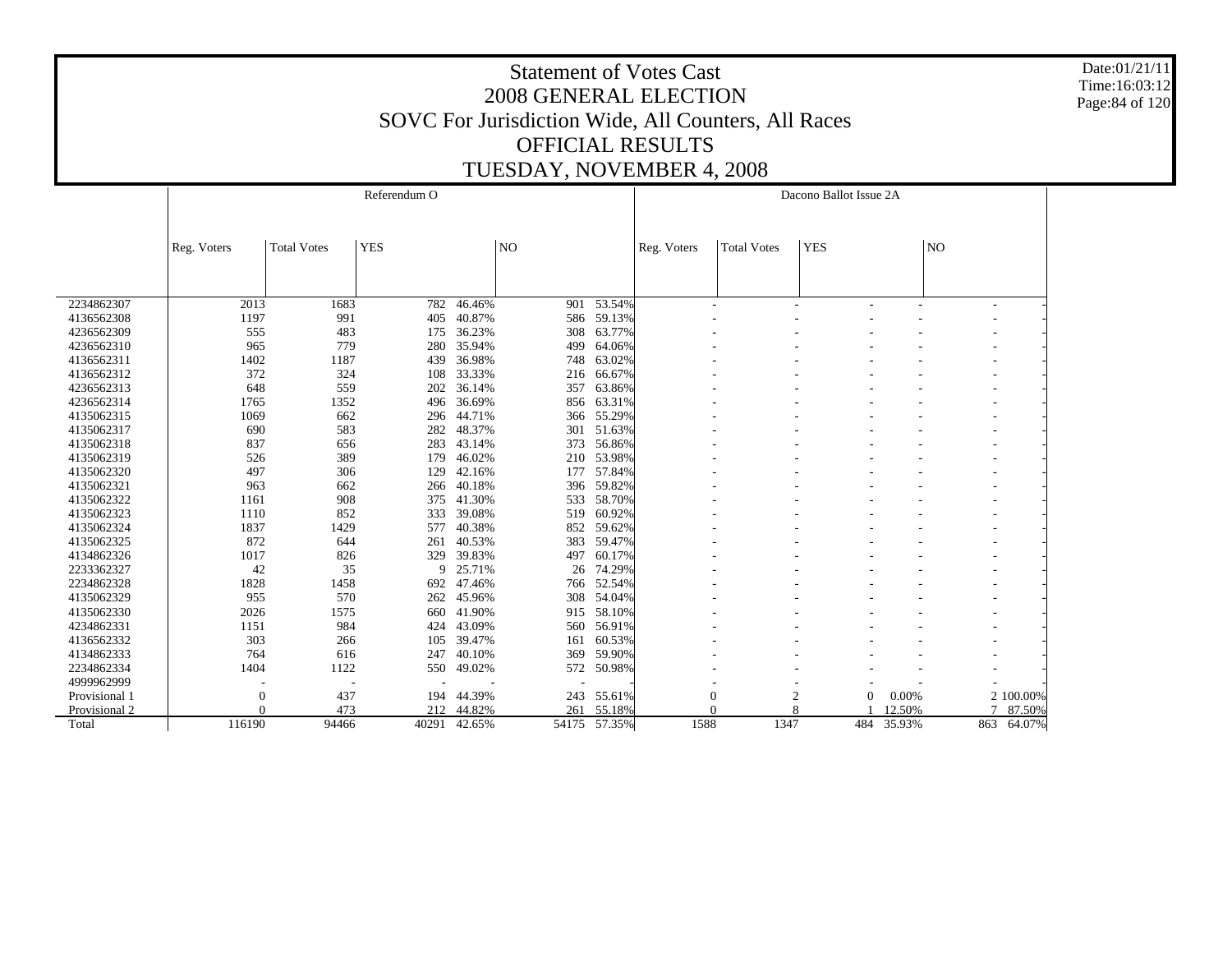# Statement of Votes Cast
## 2008 GENERAL ELECTION
## SOVC For Jurisdiction Wide, All Counters, All Races
## OFFICIAL RESULTS
## TUESDAY, NOVEMBER 4, 2008

Date:01/21/11
Time:16:03:12

| | Referendum O | | | | | | Dacono Ballot Issue 2A | | | | | |
|---|---|---|---|---|---|---|---|---|---|---|---|---|
| | Reg. Voters | Total Votes | YES | | NO | | Reg. Voters | Total Votes | YES | | NO | |
| 2234862307 | 2013 | 1683 | 782 | 46.46% | 901 | 53.54% | - | - | - | - | - | - |
| 4136562308 | 1197 | 991 | 405 | 40.87% | 586 | 59.13% | - | - | - | - | - | - |
| 4236562309 | 555 | 483 | 175 | 36.23% | 308 | 63.77% | - | - | - | - | - | - |
| 4236562310 | 965 | 779 | 280 | 35.94% | 499 | 64.06% | - | - | - | - | - | - |
| 4136562311 | 1402 | 1187 | 439 | 36.98% | 748 | 63.02% | - | - | - | - | - | - |
| 4136562312 | 372 | 324 | 108 | 33.33% | 216 | 66.67% | - | - | - | - | - | - |
| 4236562313 | 648 | 559 | 202 | 36.14% | 357 | 63.86% | - | - | - | - | - | - |
| 4236562314 | 1765 | 1352 | 496 | 36.69% | 856 | 63.31% | - | - | - | - | - | - |
| 4135062315 | 1069 | 662 | 296 | 44.71% | 366 | 55.29% | - | - | - | - | - | - |
| 4135062317 | 690 | 583 | 282 | 48.37% | 301 | 51.63% | - | - | - | - | - | - |
| 4135062318 | 837 | 656 | 283 | 43.14% | 373 | 56.86% | - | - | - | - | - | - |
| 4135062319 | 526 | 389 | 179 | 46.02% | 210 | 53.98% | - | - | - | - | - | - |
| 4135062320 | 497 | 306 | 129 | 42.16% | 177 | 57.84% | - | - | - | - | - | - |
| 4135062321 | 963 | 662 | 266 | 40.18% | 396 | 59.82% | - | - | - | - | - | - |
| 4135062322 | 1161 | 908 | 375 | 41.30% | 533 | 58.70% | - | - | - | - | - | - |
| 4135062323 | 1110 | 852 | 333 | 39.08% | 519 | 60.92% | - | - | - | - | - | - |
| 4135062324 | 1837 | 1429 | 577 | 40.38% | 852 | 59.62% | - | - | - | - | - | - |
| 4135062325 | 872 | 644 | 261 | 40.53% | 383 | 59.47% | - | - | - | - | - | - |
| 4134862326 | 1017 | 826 | 329 | 39.83% | 497 | 60.17% | - | - | - | - | - | - |
| 2233362327 | 42 | 35 | 9 | 25.71% | 26 | 74.29% | - | - | - | - | - | - |
| 2234862328 | 1828 | 1458 | 692 | 47.46% | 766 | 52.54% | - | - | - | - | - | - |
| 4135062329 | 955 | 570 | 262 | 45.96% | 308 | 54.04% | - | - | - | - | - | - |
| 4135062330 | 2026 | 1575 | 660 | 41.90% | 915 | 58.10% | - | - | - | - | - | - |
| 4234862331 | 1151 | 984 | 424 | 43.09% | 560 | 56.91% | - | - | - | - | - | - |
| 4136562332 | 303 | 266 | 105 | 39.47% | 161 | 60.53% | - | - | - | - | - | - |
| 4134862333 | 764 | 616 | 247 | 40.10% | 369 | 59.90% | - | - | - | - | - | - |
| 2234862334 | 1404 | 1122 | 550 | 49.02% | 572 | 50.98% | - | - | - | - | - | - |
| 4999962999 | - | - | - | - | - | - | - | - | - | - | - | - |
| Provisional 1 | 0 | 437 | 194 | 44.39% | 243 | 55.61% | 0 | 2 | 0 | 0.00% | 2 | 100.00% |
| Provisional 2 | 0 | 473 | 212 | 44.82% | 261 | 55.18% | 0 | 8 | 1 | 12.50% | 7 | 87.50% |
| Total | 116190 | 94466 | 40291 | 42.65% | 54175 | 57.35% | 1588 | 1347 | 484 | 35.93% | 863 | 64.07% |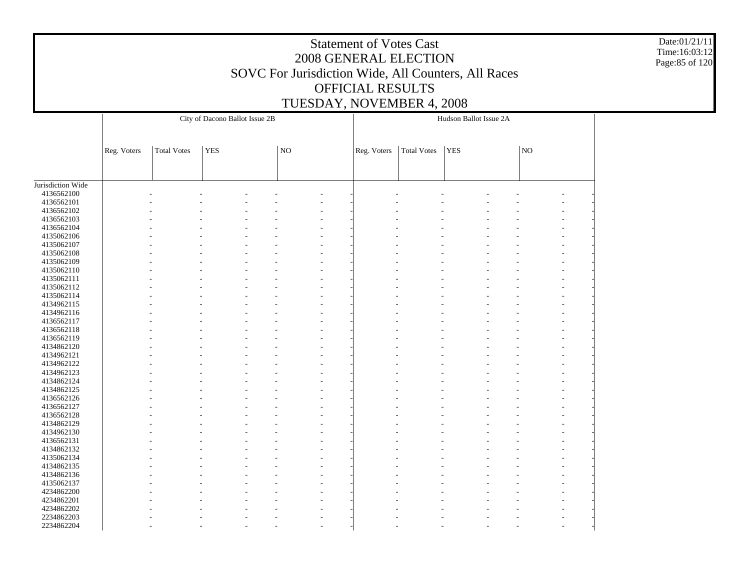# Statement of Votes Cast
## 2008 GENERAL ELECTION
## SOVC For Jurisdiction Wide, All Counters, All Races
## OFFICIAL RESULTS
## TUESDAY, NOVEMBER 4, 2008

| | City of Dacono Ballot Issue 2B | | | | | | Hudson Ballot Issue 2A | | | | | |
|---|---|---|---|---|---|---|---|---|---|---|---|---|
| | Reg. Voters | Total Votes | YES | | NO | | Reg. Voters | Total Votes | YES | | NO | |
| Jurisdiction Wide | | | | | | | | | | | | |
| 4136562100 | - | - | - | - | - | - | - | - | - | - | - | - |
| 4136562101 | - | - | - | - | - | - | - | - | - | - | - | - |
| 4136562102 | - | - | - | - | - | - | - | - | - | - | - | - |
| 4136562103 | - | - | - | - | - | - | - | - | - | - | - | - |
| 4136562104 | - | - | - | - | - | - | - | - | - | - | - | - |
| 4135062106 | - | - | - | - | - | - | - | - | - | - | - | - |
| 4135062107 | - | - | - | - | - | - | - | - | - | - | - | - |
| 4135062108 | - | - | - | - | - | - | - | - | - | - | - | - |
| 4135062109 | - | - | - | - | - | - | - | - | - | - | - | - |
| 4135062110 | - | - | - | - | - | - | - | - | - | - | - | - |
| 4135062111 | - | - | - | - | - | - | - | - | - | - | - | - |
| 4135062112 | - | - | - | - | - | - | - | - | - | - | - | - |
| 4135062114 | - | - | - | - | - | - | - | - | - | - | - | - |
| 4134962115 | - | - | - | - | - | - | - | - | - | - | - | - |
| 4134962116 | - | - | - | - | - | - | - | - | - | - | - | - |
| 4136562117 | - | - | - | - | - | - | - | - | - | - | - | - |
| 4136562118 | - | - | - | - | - | - | - | - | - | - | - | - |
| 4136562119 | - | - | - | - | - | - | - | - | - | - | - | - |
| 4134862120 | - | - | - | - | - | - | - | - | - | - | - | - |
| 4134962121 | - | - | - | - | - | - | - | - | - | - | - | - |
| 4134962122 | - | - | - | - | - | - | - | - | - | - | - | - |
| 4134962123 | - | - | - | - | - | - | - | - | - | - | - | - |
| 4134862124 | - | - | - | - | - | - | - | - | - | - | - | - |
| 4134862125 | - | - | - | - | - | - | - | - | - | - | - | - |
| 4136562126 | - | - | - | - | - | - | - | - | - | - | - | - |
| 4136562127 | - | - | - | - | - | - | - | - | - | - | - | - |
| 4136562128 | - | - | - | - | - | - | - | - | - | - | - | - |
| 4134862129 | - | - | - | - | - | - | - | - | - | - | - | - |
| 4134962130 | - | - | - | - | - | - | - | - | - | - | - | - |
| 4136562131 | - | - | - | - | - | - | - | - | - | - | - | - |
| 4134862132 | - | - | - | - | - | - | - | - | - | - | - | - |
| 4135062134 | - | - | - | - | - | - | - | - | - | - | - | - |
| 4134862135 | - | - | - | - | - | - | - | - | - | - | - | - |
| 4134862136 | - | - | - | - | - | - | - | - | - | - | - | - |
| 4135062137 | - | - | - | - | - | - | - | - | - | - | - | - |
| 4234862200 | - | - | - | - | - | - | - | - | - | - | - | - |
| 4234862201 | - | - | - | - | - | - | - | - | - | - | - | - |
| 4234862202 | - | - | - | - | - | - | - | - | - | - | - | - |
| 2234862203 | - | - | - | - | - | - | - | - | - | - | - | - |
| 2234862204 | - | - | - | - | - | - | - | - | - | - | - | - |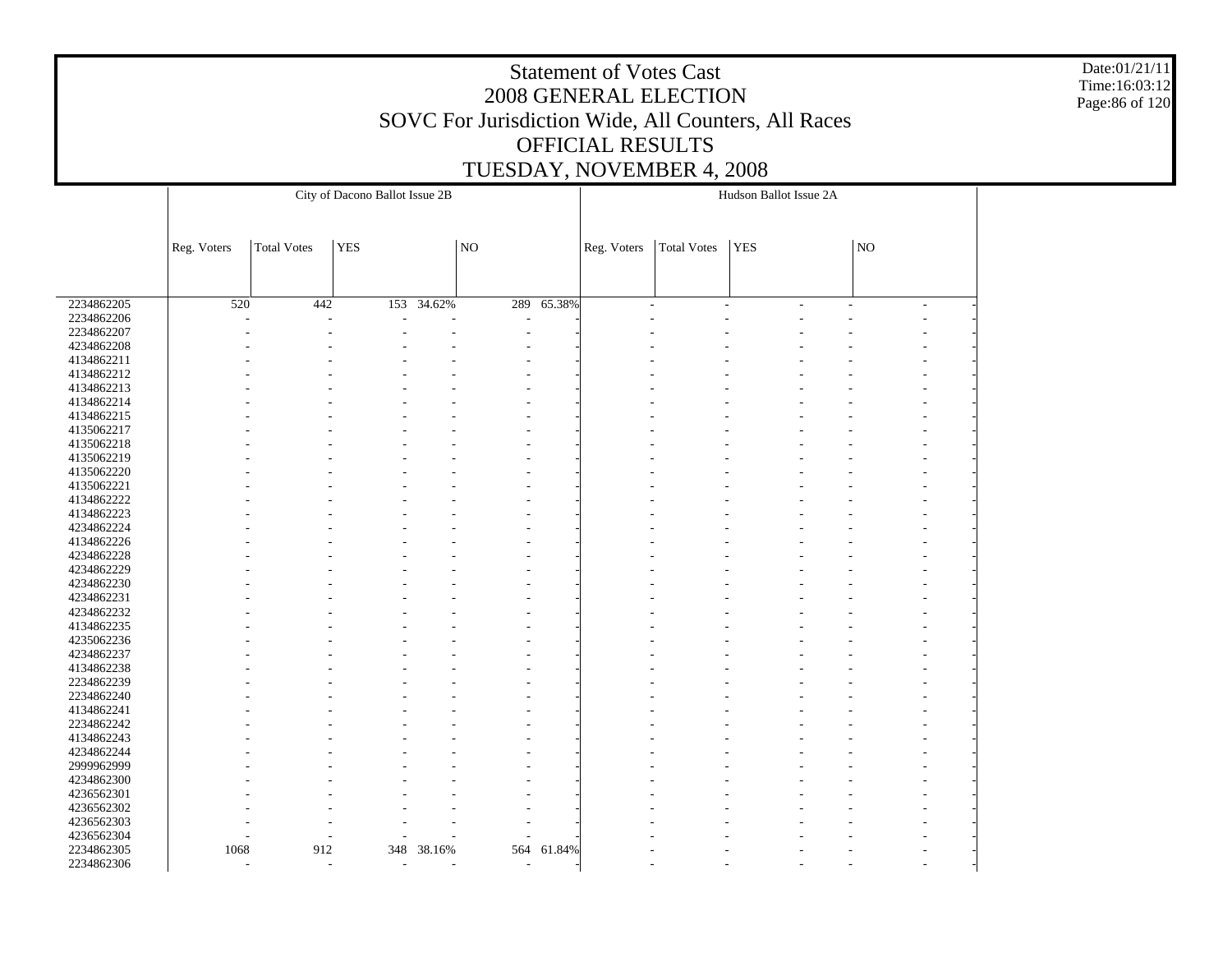# Statement of Votes Cast
# 2008 GENERAL ELECTION
# SOVC For Jurisdiction Wide, All Counters, All Races
# OFFICIAL RESULTS
# TUESDAY, NOVEMBER 4, 2008

Date:01/21/11
Time:16:03:12

| | City of Dacono Ballot Issue 2B | | | | | | Hudson Ballot Issue 2A | | | | | |
|---|---|---|---|---|---|---|---|---|---|---|---|---|
| | Reg. Voters | Total Votes | YES | | NO | | Reg. Voters | Total Votes | YES | | NO | |
| 2234862205 | 520 | 442 | 153 | 34.62% | 289 | 65.38% | - | - | - | - | - | - |
| 2234862206 | - | - | - | - | - | - | - | - | - | - | - | - |
| 2234862207 | - | - | - | - | - | - | - | - | - | - | - | - |
| 4234862208 | - | - | - | - | - | - | - | - | - | - | - | - |
| 4134862211 | - | - | - | - | - | - | - | - | - | - | - | - |
| 4134862212 | - | - | - | - | - | - | - | - | - | - | - | - |
| 4134862213 | - | - | - | - | - | - | - | - | - | - | - | - |
| 4134862214 | - | - | - | - | - | - | - | - | - | - | - | - |
| 4134862215 | - | - | - | - | - | - | - | - | - | - | - | - |
| 4135062217 | - | - | - | - | - | - | - | - | - | - | - | - |
| 4135062218 | - | - | - | - | - | - | - | - | - | - | - | - |
| 4135062219 | - | - | - | - | - | - | - | - | - | - | - | - |
| 4135062220 | - | - | - | - | - | - | - | - | - | - | - | - |
| 4135062221 | - | - | - | - | - | - | - | - | - | - | - | - |
| 4134862222 | - | - | - | - | - | - | - | - | - | - | - | - |
| 4134862223 | - | - | - | - | - | - | - | - | - | - | - | - |
| 4234862224 | - | - | - | - | - | - | - | - | - | - | - | - |
| 4134862226 | - | - | - | - | - | - | - | - | - | - | - | - |
| 4234862228 | - | - | - | - | - | - | - | - | - | - | - | - |
| 4234862229 | - | - | - | - | - | - | - | - | - | - | - | - |
| 4234862230 | - | - | - | - | - | - | - | - | - | - | - | - |
| 4234862231 | - | - | - | - | - | - | - | - | - | - | - | - |
| 4234862232 | - | - | - | - | - | - | - | - | - | - | - | - |
| 4134862235 | - | - | - | - | - | - | - | - | - | - | - | - |
| 4235062236 | - | - | - | - | - | - | - | - | - | - | - | - |
| 4234862237 | - | - | - | - | - | - | - | - | - | - | - | - |
| 4134862238 | - | - | - | - | - | - | - | - | - | - | - | - |
| 2234862239 | - | - | - | - | - | - | - | - | - | - | - | - |
| 2234862240 | - | - | - | - | - | - | - | - | - | - | - | - |
| 4134862241 | - | - | - | - | - | - | - | - | - | - | - | - |
| 2234862242 | - | - | - | - | - | - | - | - | - | - | - | - |
| 4134862243 | - | - | - | - | - | - | - | - | - | - | - | - |
| 4234862244 | - | - | - | - | - | - | - | - | - | - | - | - |
| 2999962999 | - | - | - | - | - | - | - | - | - | - | - | - |
| 4234862300 | - | - | - | - | - | - | - | - | - | - | - | - |
| 4236562301 | - | - | - | - | - | - | - | - | - | - | - | - |
| 4236562302 | - | - | - | - | - | - | - | - | - | - | - | - |
| 4236562303 | - | - | - | - | - | - | - | - | - | - | - | - |
| 4236562304 | - | - | - | - | - | - | - | - | - | - | - | - |
| 2234862305 | 1068 | 912 | 348 | 38.16% | 564 | 61.84% | - | - | - | - | - | - |
| 2234862306 | - | - | - | - | - | - | - | - | - | - | - | - |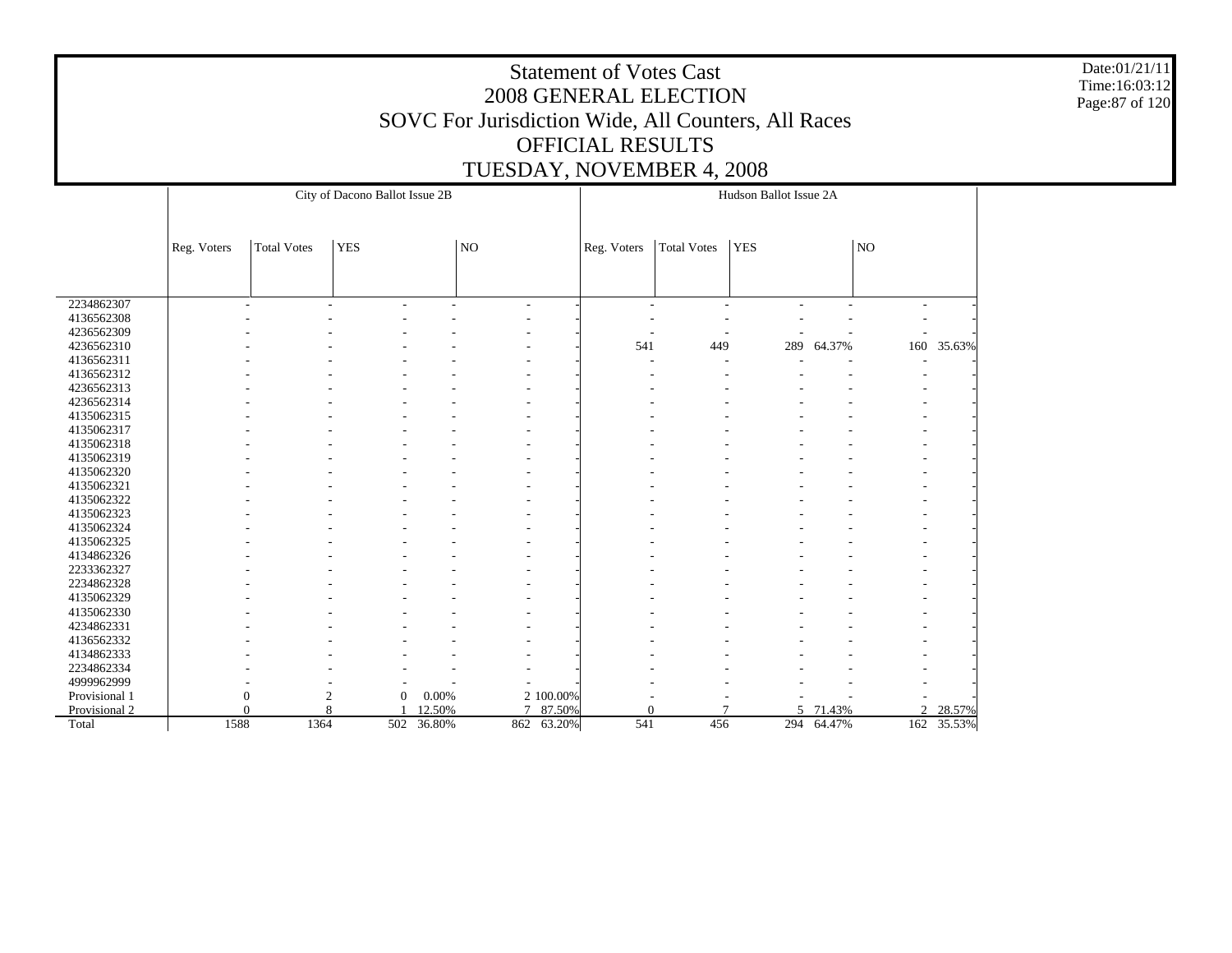# Statement of Votes Cast
## 2008 GENERAL ELECTION
## SOVC For Jurisdiction Wide, All Counters, All Races
## OFFICIAL RESULTS
## TUESDAY, NOVEMBER 4, 2008

Date:01/21/11
Time:16:03:12

| | City of Dacono Ballot Issue 2B | | | | | | Hudson Ballot Issue 2A | | | | | |
|---|---|---|---|---|---|---|---|---|---|---|---|---|
| | Reg. Voters | Total Votes | YES | | NO | | Reg. Voters | Total Votes | YES | | NO | |
| 2234862307 | - | - | - | - | - | - | - | - | - | - | - | - |
| 4136562308 | - | - | - | - | - | - | - | - | - | - | - | - |
| 4236562309 | - | - | - | - | - | - | - | - | - | - | - | - |
| 4236562310 | - | - | - | - | - | - | 541 | 449 | 289 | 64.37% | 160 | 35.63% |
| 4136562311 | - | - | - | - | - | - | - | - | - | - | - | - |
| 4136562312 | - | - | - | - | - | - | - | - | - | - | - | - |
| 4236562313 | - | - | - | - | - | - | - | - | - | - | - | - |
| 4236562314 | - | - | - | - | - | - | - | - | - | - | - | - |
| 4135062315 | - | - | - | - | - | - | - | - | - | - | - | - |
| 4135062317 | - | - | - | - | - | - | - | - | - | - | - | - |
| 4135062318 | - | - | - | - | - | - | - | - | - | - | - | - |
| 4135062319 | - | - | - | - | - | - | - | - | - | - | - | - |
| 4135062320 | - | - | - | - | - | - | - | - | - | - | - | - |
| 4135062321 | - | - | - | - | - | - | - | - | - | - | - | - |
| 4135062322 | - | - | - | - | - | - | - | - | - | - | - | - |
| 4135062323 | - | - | - | - | - | - | - | - | - | - | - | - |
| 4135062324 | - | - | - | - | - | - | - | - | - | - | - | - |
| 4135062325 | - | - | - | - | - | - | - | - | - | - | - | - |
| 4134862326 | - | - | - | - | - | - | - | - | - | - | - | - |
| 2233362327 | - | - | - | - | - | - | - | - | - | - | - | - |
| 2234862328 | - | - | - | - | - | - | - | - | - | - | - | - |
| 4135062329 | - | - | - | - | - | - | - | - | - | - | - | - |
| 4135062330 | - | - | - | - | - | - | - | - | - | - | - | - |
| 4234862331 | - | - | - | - | - | - | - | - | - | - | - | - |
| 4136562332 | - | - | - | - | - | - | - | - | - | - | - | - |
| 4134862333 | - | - | - | - | - | - | - | - | - | - | - | - |
| 2234862334 | - | - | - | - | - | - | - | - | - | - | - | - |
| 4999962999 | - | - | - | - | - | - | - | - | - | - | - | - |
| Provisional 1 | 0 | 2 | 0 | 0.00% | 2 | 100.00% | - | - | - | - | - | - |
| Provisional 2 | 0 | 8 | 1 | 12.50% | 7 | 87.50% | 0 | 7 | 5 | 71.43% | 2 | 28.57% |
| Total | 1588 | 1364 | 502 | 36.80% | 862 | 63.20% | 541 | 456 | 294 | 64.47% | 162 | 35.53% |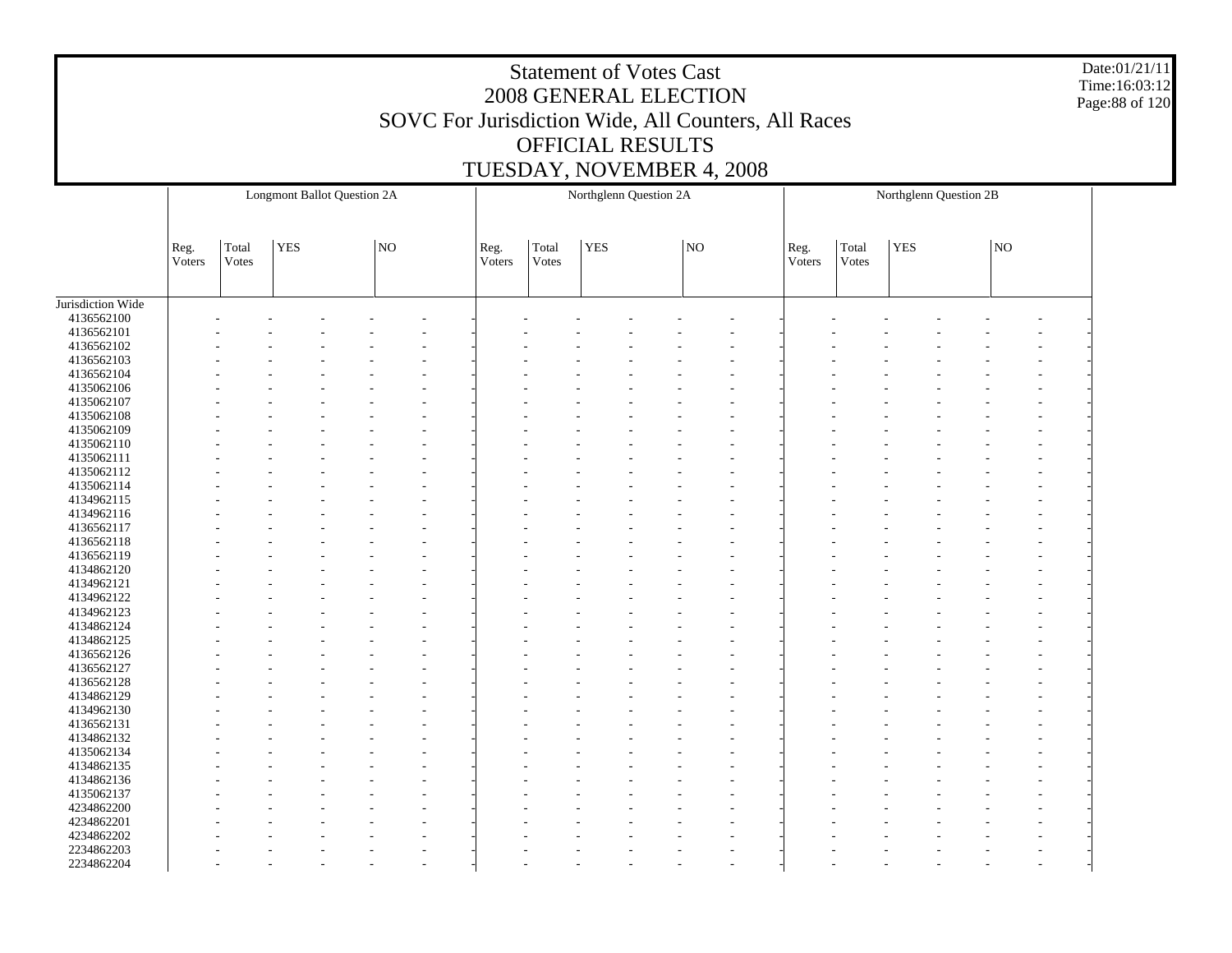# Statement of Votes Cast
## 2008 GENERAL ELECTION
## SOVC For Jurisdiction Wide, All Counters, All Races
## OFFICIAL RESULTS
## TUESDAY, NOVEMBER 4, 2008

| | Longmont Ballot Question 2A | | | | | | Northglenn Question 2A | | | | | | Northglenn Question 2B | | | | | |
|---|---|---|---|---|---|---|---|---|---|---|---|---|---|---|---|---|---|---|
| | Reg. Voters | Total Votes | YES | | NO | | Reg. Voters | Total Votes | YES | | NO | | Reg. Voters | Total Votes | YES | | NO | |
| Jurisdiction Wide | | | | | | | | | | | | | | | | | | |
| 4136562100 | - | - | - | - | - | - | - | - | - | - | - | - | - | - | - | - | - | - |
| 4136562101 | - | - | - | - | - | - | - | - | - | - | - | - | - | - | - | - | - | - |
| 4136562102 | - | - | - | - | - | - | - | - | - | - | - | - | - | - | - | - | - | - |
| 4136562103 | - | - | - | - | - | - | - | - | - | - | - | - | - | - | - | - | - | - |
| 4136562104 | - | - | - | - | - | - | - | - | - | - | - | - | - | - | - | - | - | - |
| 4135062106 | - | - | - | - | - | - | - | - | - | - | - | - | - | - | - | - | - | - |
| 4135062107 | - | - | - | - | - | - | - | - | - | - | - | - | - | - | - | - | - | - |
| 4135062108 | - | - | - | - | - | - | - | - | - | - | - | - | - | - | - | - | - | - |
| 4135062109 | - | - | - | - | - | - | - | - | - | - | - | - | - | - | - | - | - | - |
| 4135062110 | - | - | - | - | - | - | - | - | - | - | - | - | - | - | - | - | - | - |
| 4135062111 | - | - | - | - | - | - | - | - | - | - | - | - | - | - | - | - | - | - |
| 4135062112 | - | - | - | - | - | - | - | - | - | - | - | - | - | - | - | - | - | - |
| 4135062114 | - | - | - | - | - | - | - | - | - | - | - | - | - | - | - | - | - | - |
| 4134962115 | - | - | - | - | - | - | - | - | - | - | - | - | - | - | - | - | - | - |
| 4134962116 | - | - | - | - | - | - | - | - | - | - | - | - | - | - | - | - | - | - |
| 4136562117 | - | - | - | - | - | - | - | - | - | - | - | - | - | - | - | - | - | - |
| 4136562118 | - | - | - | - | - | - | - | - | - | - | - | - | - | - | - | - | - | - |
| 4136562119 | - | - | - | - | - | - | - | - | - | - | - | - | - | - | - | - | - | - |
| 4134862120 | - | - | - | - | - | - | - | - | - | - | - | - | - | - | - | - | - | - |
| 4134962121 | - | - | - | - | - | - | - | - | - | - | - | - | - | - | - | - | - | - |
| 4134962122 | - | - | - | - | - | - | - | - | - | - | - | - | - | - | - | - | - | - |
| 4134962123 | - | - | - | - | - | - | - | - | - | - | - | - | - | - | - | - | - | - |
| 4134862124 | - | - | - | - | - | - | - | - | - | - | - | - | - | - | - | - | - | - |
| 4134862125 | - | - | - | - | - | - | - | - | - | - | - | - | - | - | - | - | - | - |
| 4136562126 | - | - | - | - | - | - | - | - | - | - | - | - | - | - | - | - | - | - |
| 4136562127 | - | - | - | - | - | - | - | - | - | - | - | - | - | - | - | - | - | - |
| 4136562128 | - | - | - | - | - | - | - | - | - | - | - | - | - | - | - | - | - | - |
| 4134862129 | - | - | - | - | - | - | - | - | - | - | - | - | - | - | - | - | - | - |
| 4134962130 | - | - | - | - | - | - | - | - | - | - | - | - | - | - | - | - | - | - |
| 4136562131 | - | - | - | - | - | - | - | - | - | - | - | - | - | - | - | - | - | - |
| 4134862132 | - | - | - | - | - | - | - | - | - | - | - | - | - | - | - | - | - | - |
| 4135062134 | - | - | - | - | - | - | - | - | - | - | - | - | - | - | - | - | - | - |
| 4134862135 | - | - | - | - | - | - | - | - | - | - | - | - | - | - | - | - | - | - |
| 4134862136 | - | - | - | - | - | - | - | - | - | - | - | - | - | - | - | - | - | - |
| 4135062137 | - | - | - | - | - | - | - | - | - | - | - | - | - | - | - | - | - | - |
| 4234862200 | - | - | - | - | - | - | - | - | - | - | - | - | - | - | - | - | - | - |
| 4234862201 | - | - | - | - | - | - | - | - | - | - | - | - | - | - | - | - | - | - |
| 4234862202 | - | - | - | - | - | - | - | - | - | - | - | - | - | - | - | - | - | - |
| 2234862203 | - | - | - | - | - | - | - | - | - | - | - | - | - | - | - | - | - | - |
| 2234862204 | - | - | - | - | - | - | - | - | - | - | - | - | - | - | - | - | - | - |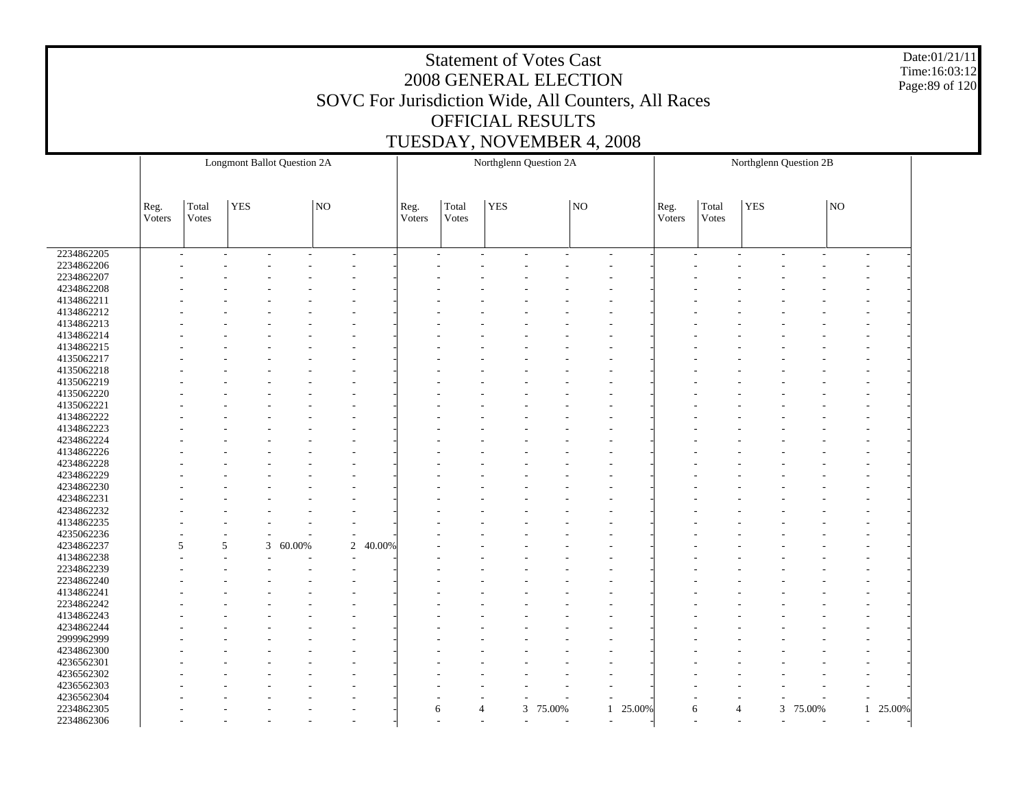# Statement of Votes Cast
## 2008 GENERAL ELECTION
## SOVC For Jurisdiction Wide, All Counters, All Races
## OFFICIAL RESULTS
## TUESDAY, NOVEMBER 4, 2008

Date:01/21/11
Time:16:03:12

| | Longmont Ballot Question 2A | | | | | | Northglenn Question 2A | | | | | | Northglenn Question 2B | | | | | |
|---|---|---|---|---|---|---|---|---|---|---|---|---|---|---|---|---|---|---|
| | Reg. Voters | Total Votes | YES | | NO | | Reg. Voters | Total Votes | YES | | NO | | Reg. Voters | Total Votes | YES | | NO | |
| 2234862205 | - | - | - | - | - | - | - | - | - | - | - | - | - | - | - | - | - | - |
| 2234862206 | - | - | - | - | - | - | - | - | - | - | - | - | - | - | - | - | - | - |
| 2234862207 | - | - | - | - | - | - | - | - | - | - | - | - | - | - | - | - | - | - |
| 4234862208 | - | - | - | - | - | - | - | - | - | - | - | - | - | - | - | - | - | - |
| 4134862211 | - | - | - | - | - | - | - | - | - | - | - | - | - | - | - | - | - | - |
| 4134862212 | - | - | - | - | - | - | - | - | - | - | - | - | - | - | - | - | - | - |
| 4134862213 | - | - | - | - | - | - | - | - | - | - | - | - | - | - | - | - | - | - |
| 4134862214 | - | - | - | - | - | - | - | - | - | - | - | - | - | - | - | - | - | - |
| 4134862215 | - | - | - | - | - | - | - | - | - | - | - | - | - | - | - | - | - | - |
| 4135062217 | - | - | - | - | - | - | - | - | - | - | - | - | - | - | - | - | - | - |
| 4135062218 | - | - | - | - | - | - | - | - | - | - | - | - | - | - | - | - | - | - |
| 4135062219 | - | - | - | - | - | - | - | - | - | - | - | - | - | - | - | - | - | - |
| 4135062220 | - | - | - | - | - | - | - | - | - | - | - | - | - | - | - | - | - | - |
| 4135062221 | - | - | - | - | - | - | - | - | - | - | - | - | - | - | - | - | - | - |
| 4134862222 | - | - | - | - | - | - | - | - | - | - | - | - | - | - | - | - | - | - |
| 4134862223 | - | - | - | - | - | - | - | - | - | - | - | - | - | - | - | - | - | - |
| 4234862224 | - | - | - | - | - | - | - | - | - | - | - | - | - | - | - | - | - | - |
| 4134862226 | - | - | - | - | - | - | - | - | - | - | - | - | - | - | - | - | - | - |
| 4234862228 | - | - | - | - | - | - | - | - | - | - | - | - | - | - | - | - | - | - |
| 4234862229 | - | - | - | - | - | - | - | - | - | - | - | - | - | - | - | - | - | - |
| 4234862230 | - | - | - | - | - | - | - | - | - | - | - | - | - | - | - | - | - | - |
| 4234862231 | - | - | - | - | - | - | - | - | - | - | - | - | - | - | - | - | - | - |
| 4234862232 | - | - | - | - | - | - | - | - | - | - | - | - | - | - | - | - | - | - |
| 4134862235 | - | - | - | - | - | - | - | - | - | - | - | - | - | - | - | - | - | - |
| 4235062236 | - | - | - | - | - | - | - | - | - | - | - | - | - | - | - | - | - | - |
| 4234862237 | 5 | 5 | 3 | 60.00% | 2 | 40.00% | - | - | - | - | - | - | - | - | - | - | - | - |
| 4134862238 | - | - | - | - | - | - | - | - | - | - | - | - | - | - | - | - | - | - |
| 2234862239 | - | - | - | - | - | - | - | - | - | - | - | - | - | - | - | - | - | - |
| 2234862240 | - | - | - | - | - | - | - | - | - | - | - | - | - | - | - | - | - | - |
| 4134862241 | - | - | - | - | - | - | - | - | - | - | - | - | - | - | - | - | - | - |
| 2234862242 | - | - | - | - | - | - | - | - | - | - | - | - | - | - | - | - | - | - |
| 4134862243 | - | - | - | - | - | - | - | - | - | - | - | - | - | - | - | - | - | - |
| 4234862244 | - | - | - | - | - | - | - | - | - | - | - | - | - | - | - | - | - | - |
| 2999962999 | - | - | - | - | - | - | - | - | - | - | - | - | - | - | - | - | - | - |
| 4234862300 | - | - | - | - | - | - | - | - | - | - | - | - | - | - | - | - | - | - |
| 4236562301 | - | - | - | - | - | - | - | - | - | - | - | - | - | - | - | - | - | - |
| 4236562302 | - | - | - | - | - | - | - | - | - | - | - | - | - | - | - | - | - | - |
| 4236562303 | - | - | - | - | - | - | - | - | - | - | - | - | - | - | - | - | - | - |
| 4236562304 | - | - | - | - | - | - | - | - | - | - | - | - | - | - | - | - | - | - |
| 2234862305 | - | - | - | - | - | - | 6 | 4 | 3 | 75.00% | 1 | 25.00% | 6 | 4 | 3 | 75.00% | 1 | 25.00% |
| 2234862306 | - | - | - | - | - | - | - | - | - | - | - | - | - | - | - | - | - | - |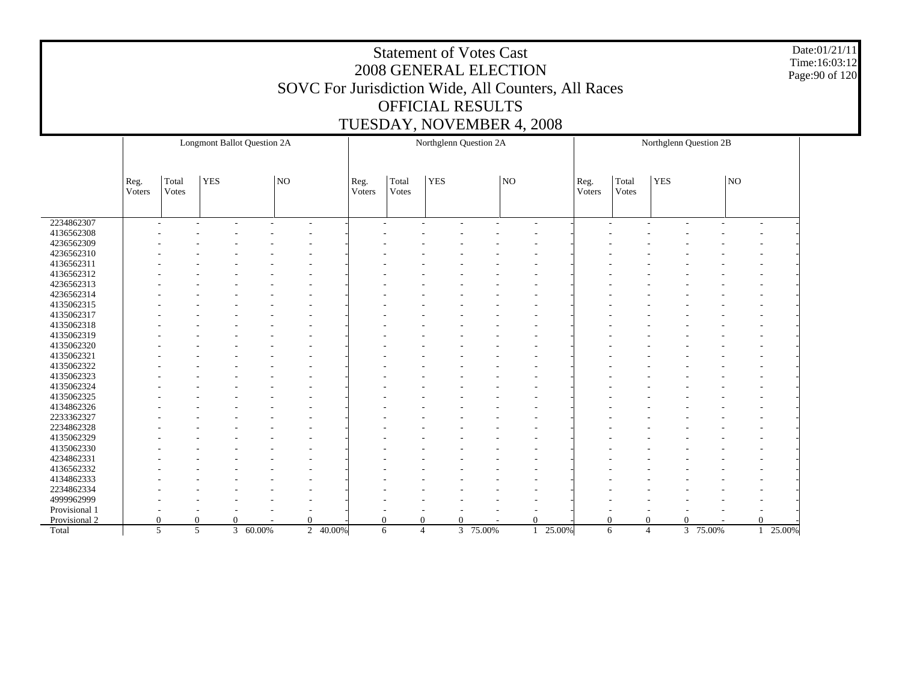# Statement of Votes Cast
## 2008 GENERAL ELECTION
## SOVC For Jurisdiction Wide, All Counters, All Races
## OFFICIAL RESULTS
## TUESDAY, NOVEMBER 4, 2008

Date:01/21/11
Time:16:03:12

| | Longmont Ballot Question 2A | | | | | | Northglenn Question 2A | | | | | | Northglenn Question 2B | | | | | |
|---|---|---|---|---|---|---|---|---|---|---|---|---|---|---|---|---|---|---|
| | Reg. Voters | Total Votes | YES | | NO | | Reg. Voters | Total Votes | YES | | NO | | Reg. Voters | Total Votes | YES | | NO | |
| 2234862307 | - | - | - | - | - | - | - | - | - | - | - | - | - | - | - | - | - | - |
| 4136562308 | - | - | - | - | - | - | - | - | - | - | - | - | - | - | - | - | - | - |
| 4236562309 | - | - | - | - | - | - | - | - | - | - | - | - | - | - | - | - | - | - |
| 4236562310 | - | - | - | - | - | - | - | - | - | - | - | - | - | - | - | - | - | - |
| 4136562311 | - | - | - | - | - | - | - | - | - | - | - | - | - | - | - | - | - | - |
| 4136562312 | - | - | - | - | - | - | - | - | - | - | - | - | - | - | - | - | - | - |
| 4236562313 | - | - | - | - | - | - | - | - | - | - | - | - | - | - | - | - | - | - |
| 4236562314 | - | - | - | - | - | - | - | - | - | - | - | - | - | - | - | - | - | - |
| 4135062315 | - | - | - | - | - | - | - | - | - | - | - | - | - | - | - | - | - | - |
| 4135062317 | - | - | - | - | - | - | - | - | - | - | - | - | - | - | - | - | - | - |
| 4135062318 | - | - | - | - | - | - | - | - | - | - | - | - | - | - | - | - | - | - |
| 4135062319 | - | - | - | - | - | - | - | - | - | - | - | - | - | - | - | - | - | - |
| 4135062320 | - | - | - | - | - | - | - | - | - | - | - | - | - | - | - | - | - | - |
| 4135062321 | - | - | - | - | - | - | - | - | - | - | - | - | - | - | - | - | - | - |
| 4135062322 | - | - | - | - | - | - | - | - | - | - | - | - | - | - | - | - | - | - |
| 4135062323 | - | - | - | - | - | - | - | - | - | - | - | - | - | - | - | - | - | - |
| 4135062324 | - | - | - | - | - | - | - | - | - | - | - | - | - | - | - | - | - | - |
| 4135062325 | - | - | - | - | - | - | - | - | - | - | - | - | - | - | - | - | - | - |
| 4134862326 | - | - | - | - | - | - | - | - | - | - | - | - | - | - | - | - | - | - |
| 2233362327 | - | - | - | - | - | - | - | - | - | - | - | - | - | - | - | - | - | - |
| 2234862328 | - | - | - | - | - | - | - | - | - | - | - | - | - | - | - | - | - | - |
| 4135062329 | - | - | - | - | - | - | - | - | - | - | - | - | - | - | - | - | - | - |
| 4135062330 | - | - | - | - | - | - | - | - | - | - | - | - | - | - | - | - | - | - |
| 4234862331 | - | - | - | - | - | - | - | - | - | - | - | - | - | - | - | - | - | - |
| 4136562332 | - | - | - | - | - | - | - | - | - | - | - | - | - | - | - | - | - | - |
| 4134862333 | - | - | - | - | - | - | - | - | - | - | - | - | - | - | - | - | - | - |
| 2234862334 | - | - | - | - | - | - | - | - | - | - | - | - | - | - | - | - | - | - |
| 4999962999 | - | - | - | - | - | - | - | - | - | - | - | - | - | - | - | - | - | - |
| Provisional 1 | - | - | - | - | - | - | - | - | - | - | - | - | - | - | - | - | - | - |
| Provisional 2 | 0 | 0 | 0 | - | 0 | - | 0 | 0 | 0 | - | 0 | - | 0 | 0 | 0 | - | 0 | - |
| Total | 5 | 5 | 3 | 60.00% | 2 | 40.00% | 6 | 4 | 3 | 75.00% | 1 | 25.00% | 6 | 4 | 3 | 75.00% | 1 | 25.00% |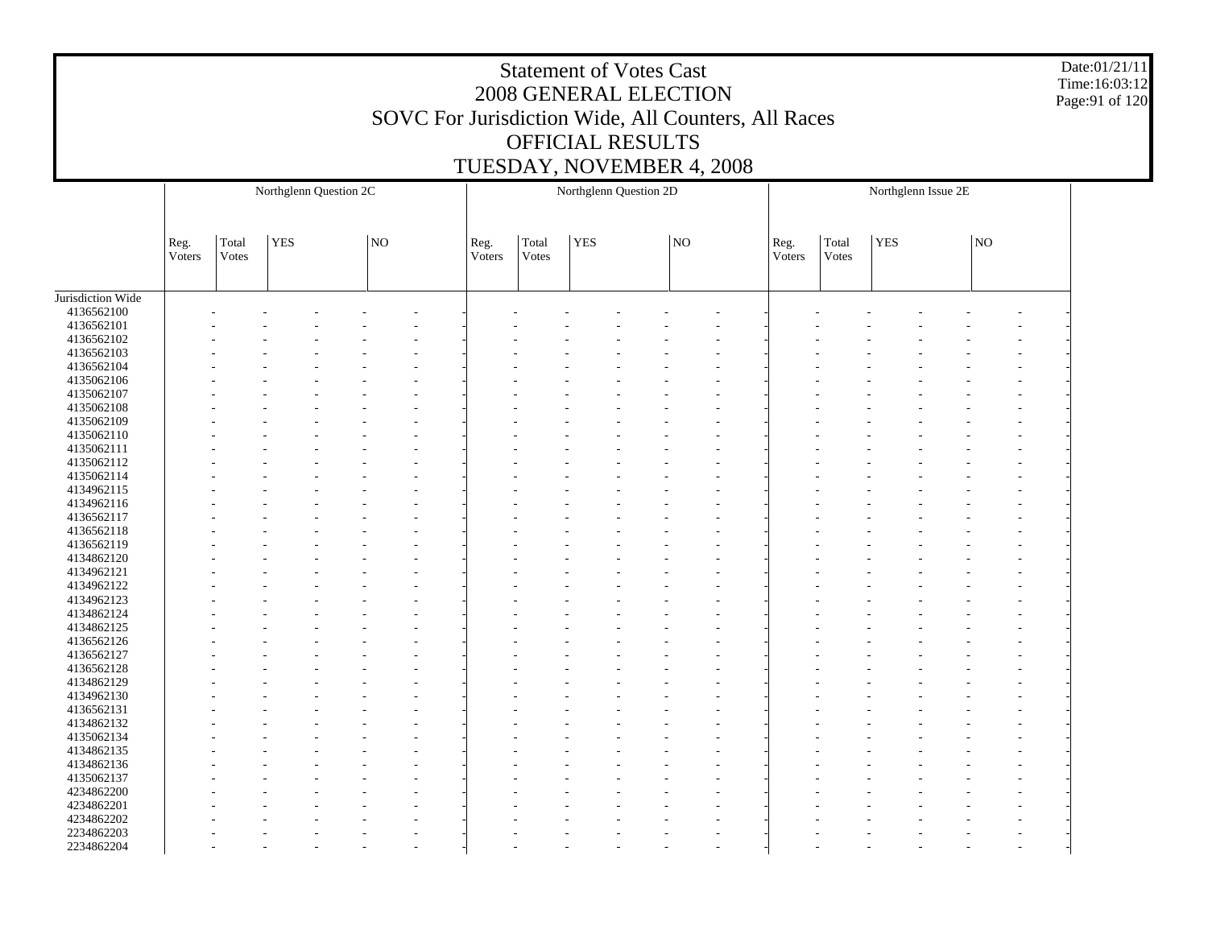# Statement of Votes Cast
## 2008 GENERAL ELECTION
## SOVC For Jurisdiction Wide, All Counters, All Races
## OFFICIAL RESULTS
## TUESDAY, NOVEMBER 4, 2008

| | Northglenn Question 2C | | | | | | Northglenn Question 2D | | | | | | Northglenn Issue 2E | | | | | |
|---|---|---|---|---|---|---|---|---|---|---|---|---|---|---|---|---|---|---|
| | Reg. Voters | Total Votes | YES | | NO | | Reg. Voters | Total Votes | YES | | NO | | Reg. Voters | Total Votes | YES | | NO | |
| Jurisdiction Wide | | | | | | | | | | | | | | | | | | |
| 4136562100 | - | - | - | - | - | - | - | - | - | - | - | - | - | - | - | - | - | - |
| 4136562101 | - | - | - | - | - | - | - | - | - | - | - | - | - | - | - | - | - | - |
| 4136562102 | - | - | - | - | - | - | - | - | - | - | - | - | - | - | - | - | - | - |
| 4136562103 | - | - | - | - | - | - | - | - | - | - | - | - | - | - | - | - | - | - |
| 4136562104 | - | - | - | - | - | - | - | - | - | - | - | - | - | - | - | - | - | - |
| 4135062106 | - | - | - | - | - | - | - | - | - | - | - | - | - | - | - | - | - | - |
| 4135062107 | - | - | - | - | - | - | - | - | - | - | - | - | - | - | - | - | - | - |
| 4135062108 | - | - | - | - | - | - | - | - | - | - | - | - | - | - | - | - | - | - |
| 4135062109 | - | - | - | - | - | - | - | - | - | - | - | - | - | - | - | - | - | - |
| 4135062110 | - | - | - | - | - | - | - | - | - | - | - | - | - | - | - | - | - | - |
| 4135062111 | - | - | - | - | - | - | - | - | - | - | - | - | - | - | - | - | - | - |
| 4135062112 | - | - | - | - | - | - | - | - | - | - | - | - | - | - | - | - | - | - |
| 4135062114 | - | - | - | - | - | - | - | - | - | - | - | - | - | - | - | - | - | - |
| 4134962115 | - | - | - | - | - | - | - | - | - | - | - | - | - | - | - | - | - | - |
| 4134962116 | - | - | - | - | - | - | - | - | - | - | - | - | - | - | - | - | - | - |
| 4136562117 | - | - | - | - | - | - | - | - | - | - | - | - | - | - | - | - | - | - |
| 4136562118 | - | - | - | - | - | - | - | - | - | - | - | - | - | - | - | - | - | - |
| 4136562119 | - | - | - | - | - | - | - | - | - | - | - | - | - | - | - | - | - | - |
| 4134862120 | - | - | - | - | - | - | - | - | - | - | - | - | - | - | - | - | - | - |
| 4134962121 | - | - | - | - | - | - | - | - | - | - | - | - | - | - | - | - | - | - |
| 4134962122 | - | - | - | - | - | - | - | - | - | - | - | - | - | - | - | - | - | - |
| 4134962123 | - | - | - | - | - | - | - | - | - | - | - | - | - | - | - | - | - | - |
| 4134862124 | - | - | - | - | - | - | - | - | - | - | - | - | - | - | - | - | - | - |
| 4134862125 | - | - | - | - | - | - | - | - | - | - | - | - | - | - | - | - | - | - |
| 4136562126 | - | - | - | - | - | - | - | - | - | - | - | - | - | - | - | - | - | - |
| 4136562127 | - | - | - | - | - | - | - | - | - | - | - | - | - | - | - | - | - | - |
| 4136562128 | - | - | - | - | - | - | - | - | - | - | - | - | - | - | - | - | - | - |
| 4134862129 | - | - | - | - | - | - | - | - | - | - | - | - | - | - | - | - | - | - |
| 4134962130 | - | - | - | - | - | - | - | - | - | - | - | - | - | - | - | - | - | - |
| 4136562131 | - | - | - | - | - | - | - | - | - | - | - | - | - | - | - | - | - | - |
| 4134862132 | - | - | - | - | - | - | - | - | - | - | - | - | - | - | - | - | - | - |
| 4135062134 | - | - | - | - | - | - | - | - | - | - | - | - | - | - | - | - | - | - |
| 4134862135 | - | - | - | - | - | - | - | - | - | - | - | - | - | - | - | - | - | - |
| 4134862136 | - | - | - | - | - | - | - | - | - | - | - | - | - | - | - | - | - | - |
| 4135062137 | - | - | - | - | - | - | - | - | - | - | - | - | - | - | - | - | - | - |
| 4234862200 | - | - | - | - | - | - | - | - | - | - | - | - | - | - | - | - | - | - |
| 4234862201 | - | - | - | - | - | - | - | - | - | - | - | - | - | - | - | - | - | - |
| 4234862202 | - | - | - | - | - | - | - | - | - | - | - | - | - | - | - | - | - | - |
| 2234862203 | - | - | - | - | - | - | - | - | - | - | - | - | - | - | - | - | - | - |
| 2234862204 | - | - | - | - | - | - | - | - | - | - | - | - | - | - | - | - | - | - |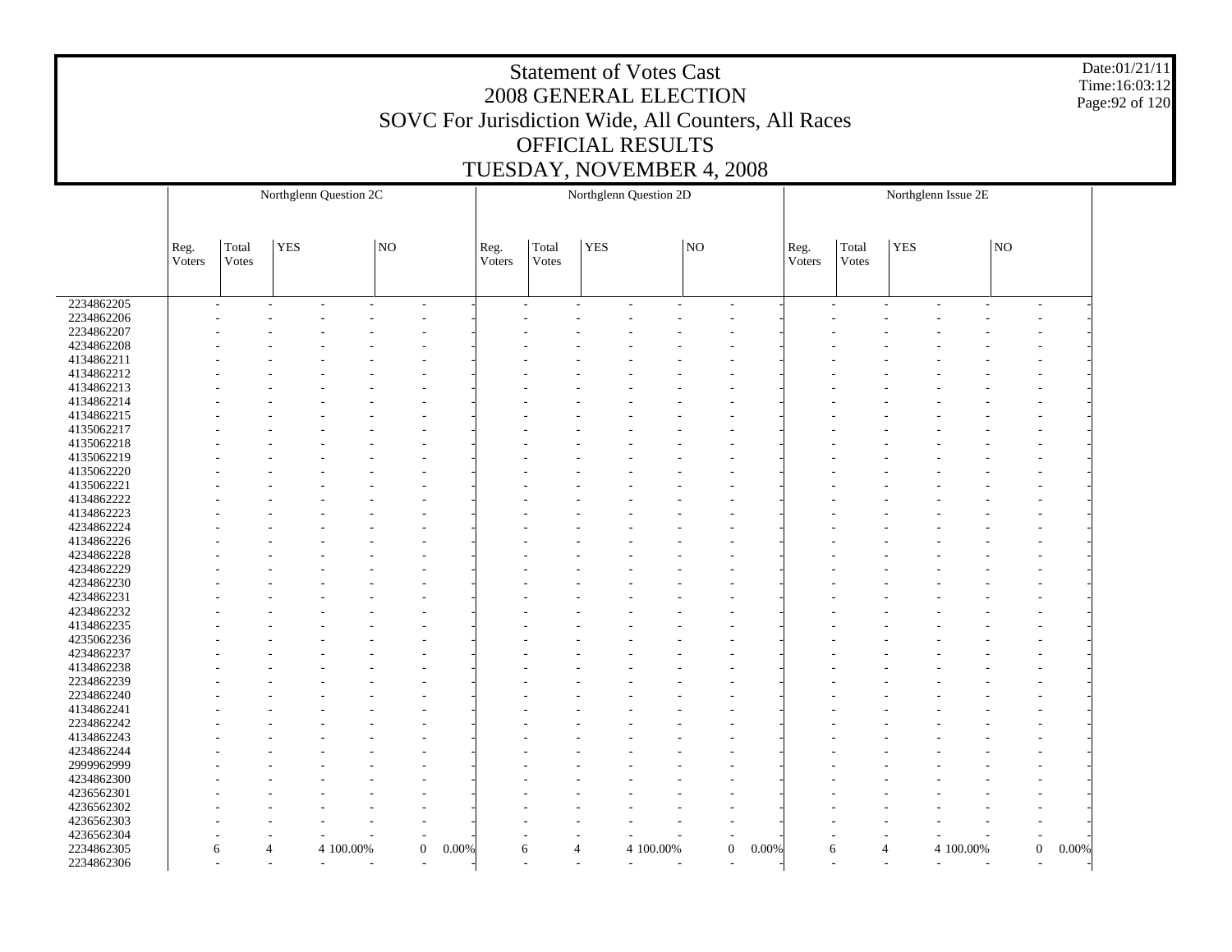# Statement of Votes Cast
## 2008 GENERAL ELECTION
## SOVC For Jurisdiction Wide, All Counters, All Races
## OFFICIAL RESULTS
## TUESDAY, NOVEMBER 4, 2008

Date:01/21/11
Time:16:03:12

| | Northglenn Question 2C | | | | | | Northglenn Question 2D | | | | | | Northglenn Issue 2E | | | | | |
|---|---|---|---|---|---|---|---|---|---|---|---|---|---|---|---|---|---|---|
| | Reg. Voters | Total Votes | YES | | NO | | Reg. Voters | Total Votes | YES | | NO | | Reg. Voters | Total Votes | YES | | NO | |
| 2234862205 | - | - | - | - | - | - | - | - | - | - | - | - | - | - | - | - | - | - |
| 2234862206 | - | - | - | - | - | - | - | - | - | - | - | - | - | - | - | - | - | - |
| 2234862207 | - | - | - | - | - | - | - | - | - | - | - | - | - | - | - | - | - | - |
| 4234862208 | - | - | - | - | - | - | - | - | - | - | - | - | - | - | - | - | - | - |
| 4134862211 | - | - | - | - | - | - | - | - | - | - | - | - | - | - | - | - | - | - |
| 4134862212 | - | - | - | - | - | - | - | - | - | - | - | - | - | - | - | - | - | - |
| 4134862213 | - | - | - | - | - | - | - | - | - | - | - | - | - | - | - | - | - | - |
| 4134862214 | - | - | - | - | - | - | - | - | - | - | - | - | - | - | - | - | - | - |
| 4134862215 | - | - | - | - | - | - | - | - | - | - | - | - | - | - | - | - | - | - |
| 4135062217 | - | - | - | - | - | - | - | - | - | - | - | - | - | - | - | - | - | - |
| 4135062218 | - | - | - | - | - | - | - | - | - | - | - | - | - | - | - | - | - | - |
| 4135062219 | - | - | - | - | - | - | - | - | - | - | - | - | - | - | - | - | - | - |
| 4135062220 | - | - | - | - | - | - | - | - | - | - | - | - | - | - | - | - | - | - |
| 4135062221 | - | - | - | - | - | - | - | - | - | - | - | - | - | - | - | - | - | - |
| 4134862222 | - | - | - | - | - | - | - | - | - | - | - | - | - | - | - | - | - | - |
| 4134862223 | - | - | - | - | - | - | - | - | - | - | - | - | - | - | - | - | - | - |
| 4234862224 | - | - | - | - | - | - | - | - | - | - | - | - | - | - | - | - | - | - |
| 4134862226 | - | - | - | - | - | - | - | - | - | - | - | - | - | - | - | - | - | - |
| 4234862228 | - | - | - | - | - | - | - | - | - | - | - | - | - | - | - | - | - | - |
| 4234862229 | - | - | - | - | - | - | - | - | - | - | - | - | - | - | - | - | - | - |
| 4234862230 | - | - | - | - | - | - | - | - | - | - | - | - | - | - | - | - | - | - |
| 4234862231 | - | - | - | - | - | - | - | - | - | - | - | - | - | - | - | - | - | - |
| 4234862232 | - | - | - | - | - | - | - | - | - | - | - | - | - | - | - | - | - | - |
| 4134862235 | - | - | - | - | - | - | - | - | - | - | - | - | - | - | - | - | - | - |
| 4235062236 | - | - | - | - | - | - | - | - | - | - | - | - | - | - | - | - | - | - |
| 4234862237 | - | - | - | - | - | - | - | - | - | - | - | - | - | - | - | - | - | - |
| 4134862238 | - | - | - | - | - | - | - | - | - | - | - | - | - | - | - | - | - | - |
| 2234862239 | - | - | - | - | - | - | - | - | - | - | - | - | - | - | - | - | - | - |
| 2234862240 | - | - | - | - | - | - | - | - | - | - | - | - | - | - | - | - | - | - |
| 4134862241 | - | - | - | - | - | - | - | - | - | - | - | - | - | - | - | - | - | - |
| 2234862242 | - | - | - | - | - | - | - | - | - | - | - | - | - | - | - | - | - | - |
| 4134862243 | - | - | - | - | - | - | - | - | - | - | - | - | - | - | - | - | - | - |
| 4234862244 | - | - | - | - | - | - | - | - | - | - | - | - | - | - | - | - | - | - |
| 2999962999 | - | - | - | - | - | - | - | - | - | - | - | - | - | - | - | - | - | - |
| 4234862300 | - | - | - | - | - | - | - | - | - | - | - | - | - | - | - | - | - | - |
| 4236562301 | - | - | - | - | - | - | - | - | - | - | - | - | - | - | - | - | - | - |
| 4236562302 | - | - | - | - | - | - | - | - | - | - | - | - | - | - | - | - | - | - |
| 4236562303 | - | - | - | - | - | - | - | - | - | - | - | - | - | - | - | - | - | - |
| 4236562304 | - | - | - | - | - | - | - | - | - | - | - | - | - | - | - | - | - | - |
| 2234862305 | 6 | 4 | 4 | 100.00% | 0 | 0.00% | 6 | 4 | 4 | 100.00% | 0 | 0.00% | 6 | 4 | 4 | 100.00% | 0 | 0.00% |
| 2234862306 | - | - | - | - | - | - | - | - | - | - | - | - | - | - | - | - | - | - |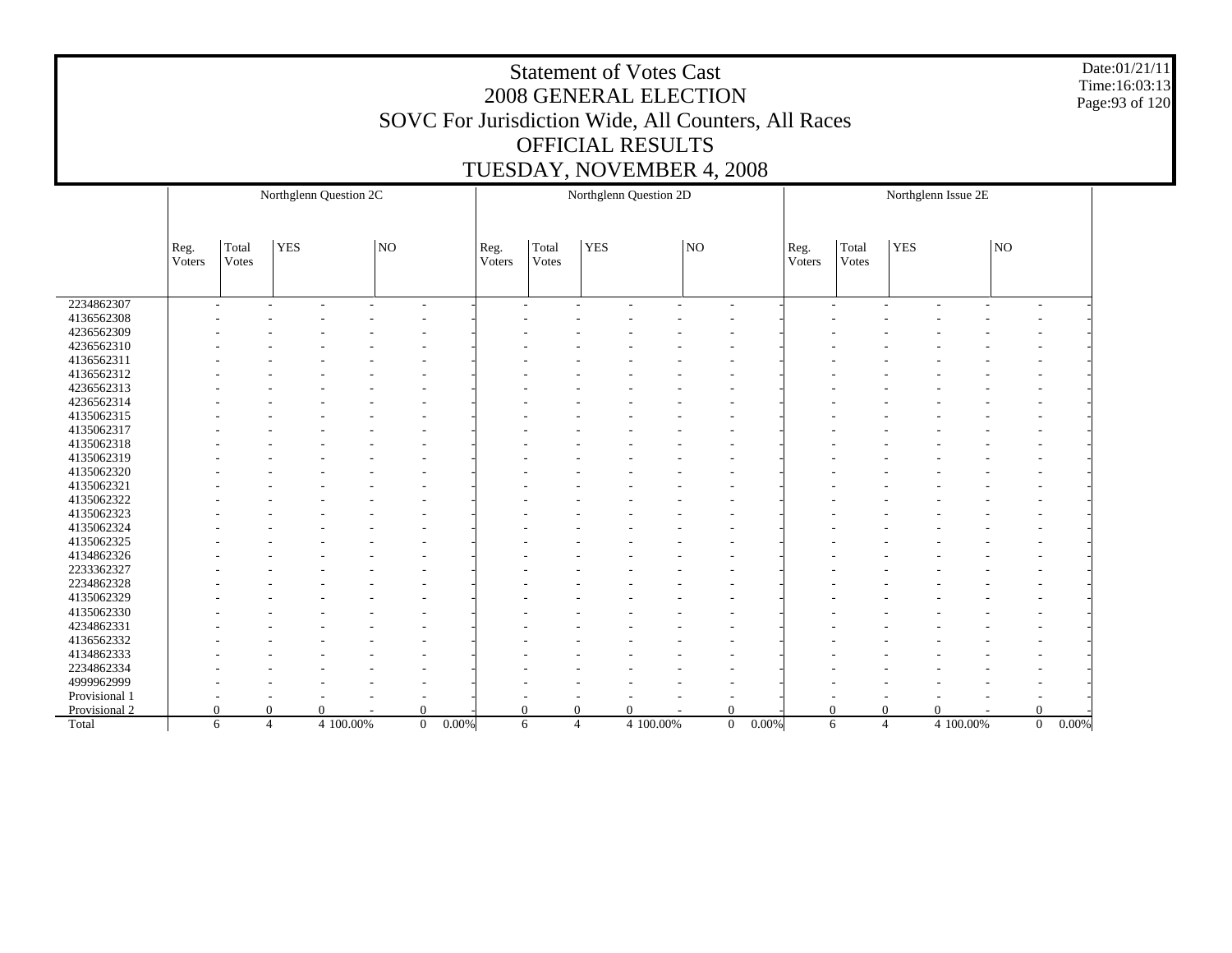# Statement of Votes Cast
## 2008 GENERAL ELECTION
## SOVC For Jurisdiction Wide, All Counters, All Races
## OFFICIAL RESULTS
## TUESDAY, NOVEMBER 4, 2008

Date:01/21/11
Time:16:03:13

| | Northglenn Question 2C | | | | | | Northglenn Question 2D | | | | | | Northglenn Issue 2E | | | | | |
|---|---|---|---|---|---|---|---|---|---|---|---|---|---|---|---|---|---|---|
| | Reg. Voters | Total Votes | YES | | NO | | Reg. Voters | Total Votes | YES | | NO | | Reg. Voters | Total Votes | YES | | NO | |
| 2234862307 | - | - | - | - | - | - | - | - | - | - | - | - | - | - | - | - | - | - |
| 4136562308 | - | - | - | - | - | - | - | - | - | - | - | - | - | - | - | - | - | - |
| 4236562309 | - | - | - | - | - | - | - | - | - | - | - | - | - | - | - | - | - | - |
| 4236562310 | - | - | - | - | - | - | - | - | - | - | - | - | - | - | - | - | - | - |
| 4136562311 | - | - | - | - | - | - | - | - | - | - | - | - | - | - | - | - | - | - |
| 4136562312 | - | - | - | - | - | - | - | - | - | - | - | - | - | - | - | - | - | - |
| 4236562313 | - | - | - | - | - | - | - | - | - | - | - | - | - | - | - | - | - | - |
| 4236562314 | - | - | - | - | - | - | - | - | - | - | - | - | - | - | - | - | - | - |
| 4135062315 | - | - | - | - | - | - | - | - | - | - | - | - | - | - | - | - | - | - |
| 4135062317 | - | - | - | - | - | - | - | - | - | - | - | - | - | - | - | - | - | - |
| 4135062318 | - | - | - | - | - | - | - | - | - | - | - | - | - | - | - | - | - | - |
| 4135062319 | - | - | - | - | - | - | - | - | - | - | - | - | - | - | - | - | - | - |
| 4135062320 | - | - | - | - | - | - | - | - | - | - | - | - | - | - | - | - | - | - |
| 4135062321 | - | - | - | - | - | - | - | - | - | - | - | - | - | - | - | - | - | - |
| 4135062322 | - | - | - | - | - | - | - | - | - | - | - | - | - | - | - | - | - | - |
| 4135062323 | - | - | - | - | - | - | - | - | - | - | - | - | - | - | - | - | - | - |
| 4135062324 | - | - | - | - | - | - | - | - | - | - | - | - | - | - | - | - | - | - |
| 4135062325 | - | - | - | - | - | - | - | - | - | - | - | - | - | - | - | - | - | - |
| 4134862326 | - | - | - | - | - | - | - | - | - | - | - | - | - | - | - | - | - | - |
| 2233362327 | - | - | - | - | - | - | - | - | - | - | - | - | - | - | - | - | - | - |
| 2234862328 | - | - | - | - | - | - | - | - | - | - | - | - | - | - | - | - | - | - |
| 4135062329 | - | - | - | - | - | - | - | - | - | - | - | - | - | - | - | - | - | - |
| 4135062330 | - | - | - | - | - | - | - | - | - | - | - | - | - | - | - | - | - | - |
| 4234862331 | - | - | - | - | - | - | - | - | - | - | - | - | - | - | - | - | - | - |
| 4136562332 | - | - | - | - | - | - | - | - | - | - | - | - | - | - | - | - | - | - |
| 4134862333 | - | - | - | - | - | - | - | - | - | - | - | - | - | - | - | - | - | - |
| 2234862334 | - | - | - | - | - | - | - | - | - | - | - | - | - | - | - | - | - | - |
| 4999962999 | - | - | - | - | - | - | - | - | - | - | - | - | - | - | - | - | - | - |
| Provisional 1 | - | - | - | - | - | - | - | - | - | - | - | - | - | - | - | - | - | - |
| Provisional 2 | 0 | 0 | 0 | - | 0 | - | 0 | 0 | 0 | - | 0 | - | 0 | 0 | 0 | - | 0 | - |
| Total | 6 | 4 | 4 | 100.00% | 0 | 0.00% | 6 | 4 | 4 | 100.00% | 0 | 0.00% | 6 | 4 | 4 | 100.00% | 0 | 0.00% |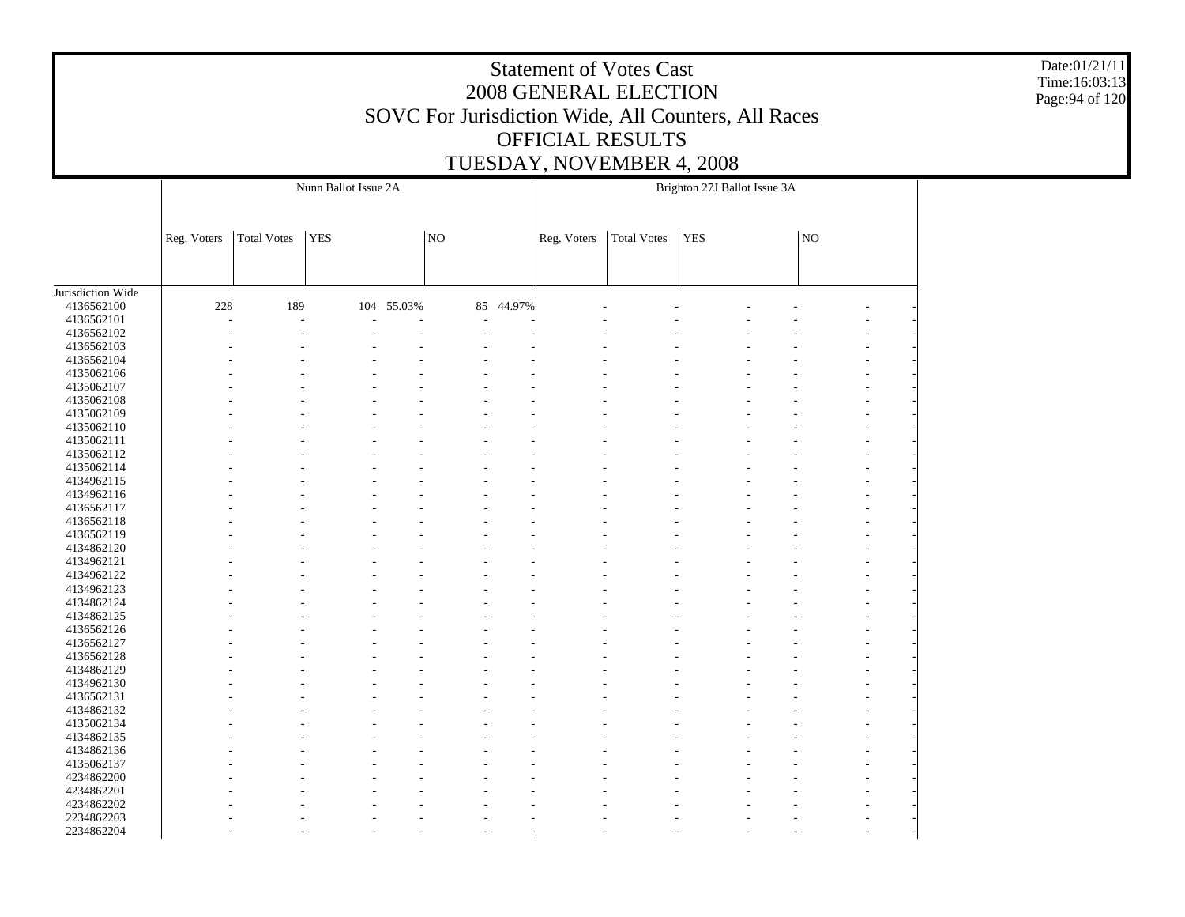# Statement of Votes Cast
## 2008 GENERAL ELECTION
## SOVC For Jurisdiction Wide, All Counters, All Races
## OFFICIAL RESULTS
## TUESDAY, NOVEMBER 4, 2008

Date:01/21/11
Time:16:03:13

| | Nunn Ballot Issue 2A | | | | | | Brighton 27J Ballot Issue 3A | | | | | |
|---|---|---|---|---|---|---|---|---|---|---|---|---|
| | Reg. Voters | Total Votes | YES | | NO | | Reg. Voters | Total Votes | YES | | NO | |
| Jurisdiction Wide | | | | | | | | | | | | |
| 4136562100 | 228 | 189 | 104 | 55.03% | 85 | 44.97% | - | - | - | - | - | - |
| 4136562101 | - | - | - | - | - | - | - | - | - | - | - | - |
| 4136562102 | - | - | - | - | - | - | - | - | - | - | - | - |
| 4136562103 | - | - | - | - | - | - | - | - | - | - | - | - |
| 4136562104 | - | - | - | - | - | - | - | - | - | - | - | - |
| 4135062106 | - | - | - | - | - | - | - | - | - | - | - | - |
| 4135062107 | - | - | - | - | - | - | - | - | - | - | - | - |
| 4135062108 | - | - | - | - | - | - | - | - | - | - | - | - |
| 4135062109 | - | - | - | - | - | - | - | - | - | - | - | - |
| 4135062110 | - | - | - | - | - | - | - | - | - | - | - | - |
| 4135062111 | - | - | - | - | - | - | - | - | - | - | - | - |
| 4135062112 | - | - | - | - | - | - | - | - | - | - | - | - |
| 4135062114 | - | - | - | - | - | - | - | - | - | - | - | - |
| 4134962115 | - | - | - | - | - | - | - | - | - | - | - | - |
| 4134962116 | - | - | - | - | - | - | - | - | - | - | - | - |
| 4136562117 | - | - | - | - | - | - | - | - | - | - | - | - |
| 4136562118 | - | - | - | - | - | - | - | - | - | - | - | - |
| 4136562119 | - | - | - | - | - | - | - | - | - | - | - | - |
| 4134862120 | - | - | - | - | - | - | - | - | - | - | - | - |
| 4134962121 | - | - | - | - | - | - | - | - | - | - | - | - |
| 4134962122 | - | - | - | - | - | - | - | - | - | - | - | - |
| 4134962123 | - | - | - | - | - | - | - | - | - | - | - | - |
| 4134862124 | - | - | - | - | - | - | - | - | - | - | - | - |
| 4134862125 | - | - | - | - | - | - | - | - | - | - | - | - |
| 4136562126 | - | - | - | - | - | - | - | - | - | - | - | - |
| 4136562127 | - | - | - | - | - | - | - | - | - | - | - | - |
| 4136562128 | - | - | - | - | - | - | - | - | - | - | - | - |
| 4134862129 | - | - | - | - | - | - | - | - | - | - | - | - |
| 4134962130 | - | - | - | - | - | - | - | - | - | - | - | - |
| 4136562131 | - | - | - | - | - | - | - | - | - | - | - | - |
| 4134862132 | - | - | - | - | - | - | - | - | - | - | - | - |
| 4135062134 | - | - | - | - | - | - | - | - | - | - | - | - |
| 4134862135 | - | - | - | - | - | - | - | - | - | - | - | - |
| 4134862136 | - | - | - | - | - | - | - | - | - | - | - | - |
| 4135062137 | - | - | - | - | - | - | - | - | - | - | - | - |
| 4234862200 | - | - | - | - | - | - | - | - | - | - | - | - |
| 4234862201 | - | - | - | - | - | - | - | - | - | - | - | - |
| 4234862202 | - | - | - | - | - | - | - | - | - | - | - | - |
| 2234862203 | - | - | - | - | - | - | - | - | - | - | - | - |
| 2234862204 | - | - | - | - | - | - | - | - | - | - | - | - |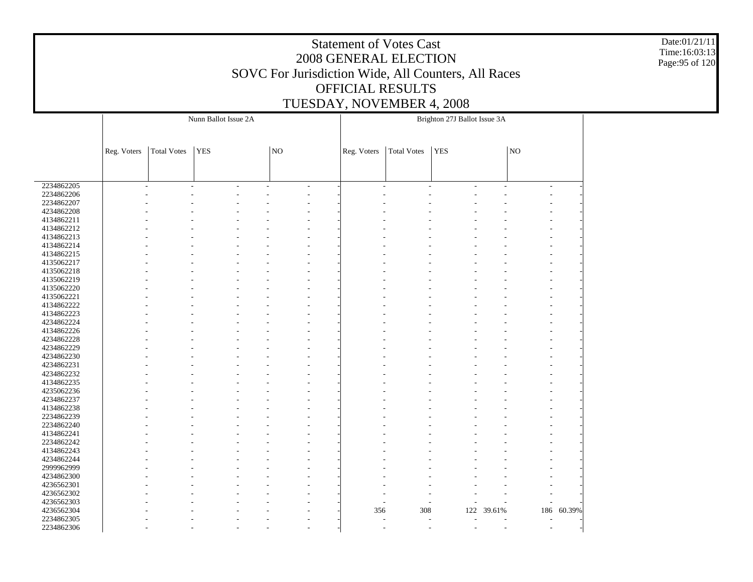# Statement of Votes Cast
## 2008 GENERAL ELECTION
## SOVC For Jurisdiction Wide, All Counters, All Races
## OFFICIAL RESULTS
## TUESDAY, NOVEMBER 4, 2008

Date:01/21/11
Time:16:03:13

| | Nunn Ballot Issue 2A | | | | | | Brighton 27J Ballot Issue 3A | | | | | |
|---|---|---|---|---|---|---|---|---|---|---|---|---|
| | Reg. Voters | Total Votes | YES | | NO | | Reg. Voters | Total Votes | YES | | NO | |
| 2234862205 | - | - | - | - | - | - | - | - | - | - | - | - |
| 2234862206 | - | - | - | - | - | - | - | - | - | - | - | - |
| 2234862207 | - | - | - | - | - | - | - | - | - | - | - | - |
| 4234862208 | - | - | - | - | - | - | - | - | - | - | - | - |
| 4134862211 | - | - | - | - | - | - | - | - | - | - | - | - |
| 4134862212 | - | - | - | - | - | - | - | - | - | - | - | - |
| 4134862213 | - | - | - | - | - | - | - | - | - | - | - | - |
| 4134862214 | - | - | - | - | - | - | - | - | - | - | - | - |
| 4134862215 | - | - | - | - | - | - | - | - | - | - | - | - |
| 4135062217 | - | - | - | - | - | - | - | - | - | - | - | - |
| 4135062218 | - | - | - | - | - | - | - | - | - | - | - | - |
| 4135062219 | - | - | - | - | - | - | - | - | - | - | - | - |
| 4135062220 | - | - | - | - | - | - | - | - | - | - | - | - |
| 4135062221 | - | - | - | - | - | - | - | - | - | - | - | - |
| 4134862222 | - | - | - | - | - | - | - | - | - | - | - | - |
| 4134862223 | - | - | - | - | - | - | - | - | - | - | - | - |
| 4234862224 | - | - | - | - | - | - | - | - | - | - | - | - |
| 4134862226 | - | - | - | - | - | - | - | - | - | - | - | - |
| 4234862228 | - | - | - | - | - | - | - | - | - | - | - | - |
| 4234862229 | - | - | - | - | - | - | - | - | - | - | - | - |
| 4234862230 | - | - | - | - | - | - | - | - | - | - | - | - |
| 4234862231 | - | - | - | - | - | - | - | - | - | - | - | - |
| 4234862232 | - | - | - | - | - | - | - | - | - | - | - | - |
| 4134862235 | - | - | - | - | - | - | - | - | - | - | - | - |
| 4235062236 | - | - | - | - | - | - | - | - | - | - | - | - |
| 4234862237 | - | - | - | - | - | - | - | - | - | - | - | - |
| 4134862238 | - | - | - | - | - | - | - | - | - | - | - | - |
| 2234862239 | - | - | - | - | - | - | - | - | - | - | - | - |
| 2234862240 | - | - | - | - | - | - | - | - | - | - | - | - |
| 4134862241 | - | - | - | - | - | - | - | - | - | - | - | - |
| 2234862242 | - | - | - | - | - | - | - | - | - | - | - | - |
| 4134862243 | - | - | - | - | - | - | - | - | - | - | - | - |
| 4234862244 | - | - | - | - | - | - | - | - | - | - | - | - |
| 2999962999 | - | - | - | - | - | - | - | - | - | - | - | - |
| 4234862300 | - | - | - | - | - | - | - | - | - | - | - | - |
| 4236562301 | - | - | - | - | - | - | - | - | - | - | - | - |
| 4236562302 | - | - | - | - | - | - | - | - | - | - | - | - |
| 4236562303 | - | - | - | - | - | - | - | - | - | - | - | - |
| 4236562304 | - | - | - | - | - | - | 356 | 308 | 122 | 39.61% | 186 | 60.39% |
| 2234862305 | - | - | - | - | - | - | - | - | - | - | - | - |
| 2234862306 | - | - | - | - | - | - | - | - | - | - | - | - |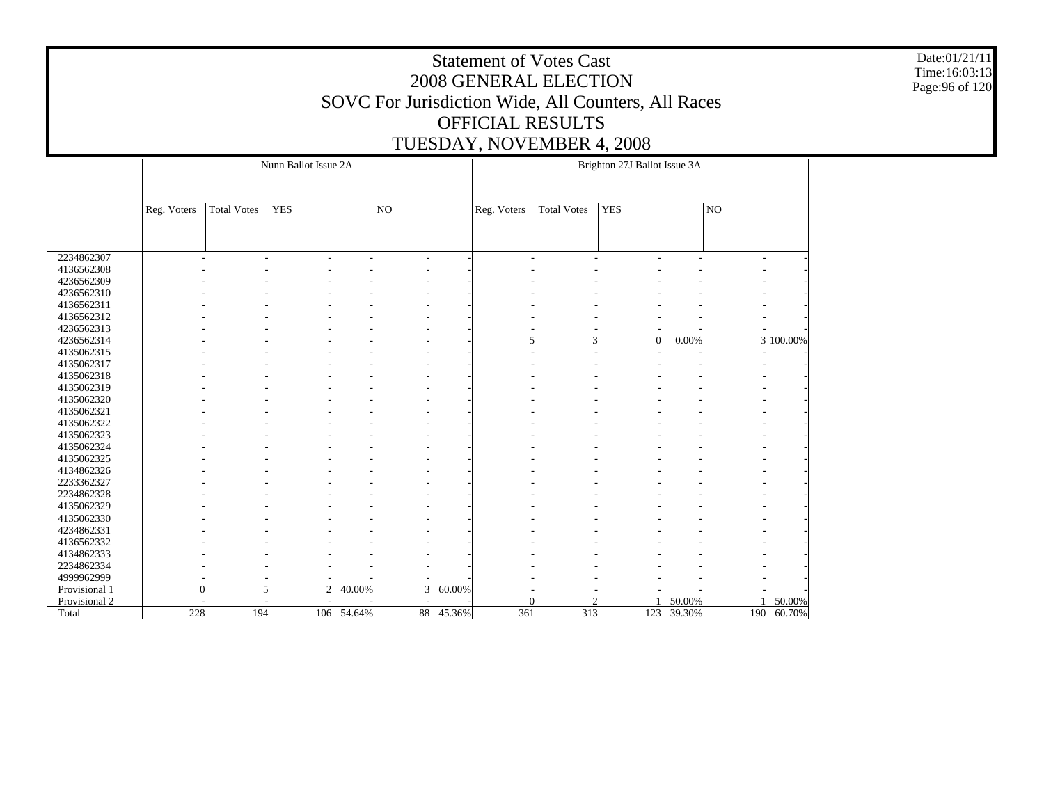# Statement of Votes Cast
## 2008 GENERAL ELECTION
## SOVC For Jurisdiction Wide, All Counters, All Races
## OFFICIAL RESULTS
## TUESDAY, NOVEMBER 4, 2008

Date:01/21/11
Time:16:03:13

| | Nunn Ballot Issue 2A | | | | | | Brighton 27J Ballot Issue 3A | | | | | |
|---|---|---|---|---|---|---|---|---|---|---|---|---|
| | Reg. Voters | Total Votes | YES | | NO | | Reg. Voters | Total Votes | YES | | NO | |
| 2234862307 | - | - | - | - | - | - | - | - | - | - | - | - |
| 4136562308 | - | - | - | - | - | - | - | - | - | - | - | - |
| 4236562309 | - | - | - | - | - | - | - | - | - | - | - | - |
| 4236562310 | - | - | - | - | - | - | - | - | - | - | - | - |
| 4136562311 | - | - | - | - | - | - | - | - | - | - | - | - |
| 4136562312 | - | - | - | - | - | - | - | - | - | - | - | - |
| 4236562313 | - | - | - | - | - | - | - | - | - | - | - | - |
| 4236562314 | - | - | - | - | - | - | 5 | 3 | 0 | 0.00% | 3 | 100.00% |
| 4135062315 | - | - | - | - | - | - | - | - | - | - | - | - |
| 4135062317 | - | - | - | - | - | - | - | - | - | - | - | - |
| 4135062318 | - | - | - | - | - | - | - | - | - | - | - | - |
| 4135062319 | - | - | - | - | - | - | - | - | - | - | - | - |
| 4135062320 | - | - | - | - | - | - | - | - | - | - | - | - |
| 4135062321 | - | - | - | - | - | - | - | - | - | - | - | - |
| 4135062322 | - | - | - | - | - | - | - | - | - | - | - | - |
| 4135062323 | - | - | - | - | - | - | - | - | - | - | - | - |
| 4135062324 | - | - | - | - | - | - | - | - | - | - | - | - |
| 4135062325 | - | - | - | - | - | - | - | - | - | - | - | - |
| 4134862326 | - | - | - | - | - | - | - | - | - | - | - | - |
| 2233362327 | - | - | - | - | - | - | - | - | - | - | - | - |
| 2234862328 | - | - | - | - | - | - | - | - | - | - | - | - |
| 4135062329 | - | - | - | - | - | - | - | - | - | - | - | - |
| 4135062330 | - | - | - | - | - | - | - | - | - | - | - | - |
| 4234862331 | - | - | - | - | - | - | - | - | - | - | - | - |
| 4136562332 | - | - | - | - | - | - | - | - | - | - | - | - |
| 4134862333 | - | - | - | - | - | - | - | - | - | - | - | - |
| 2234862334 | - | - | - | - | - | - | - | - | - | - | - | - |
| 4999962999 | - | - | - | - | - | - | - | - | - | - | - | - |
| Provisional 1 | 0 | 5 | 2 | 40.00% | 3 | 60.00% | - | - | - | - | - | - |
| Provisional 2 | - | - | - | - | - | - | 0 | 2 | 1 | 50.00% | 1 | 50.00% |
| Total | 228 | 194 | 106 | 54.64% | 88 | 45.36% | 361 | 313 | 123 | 39.30% | 190 | 60.70% |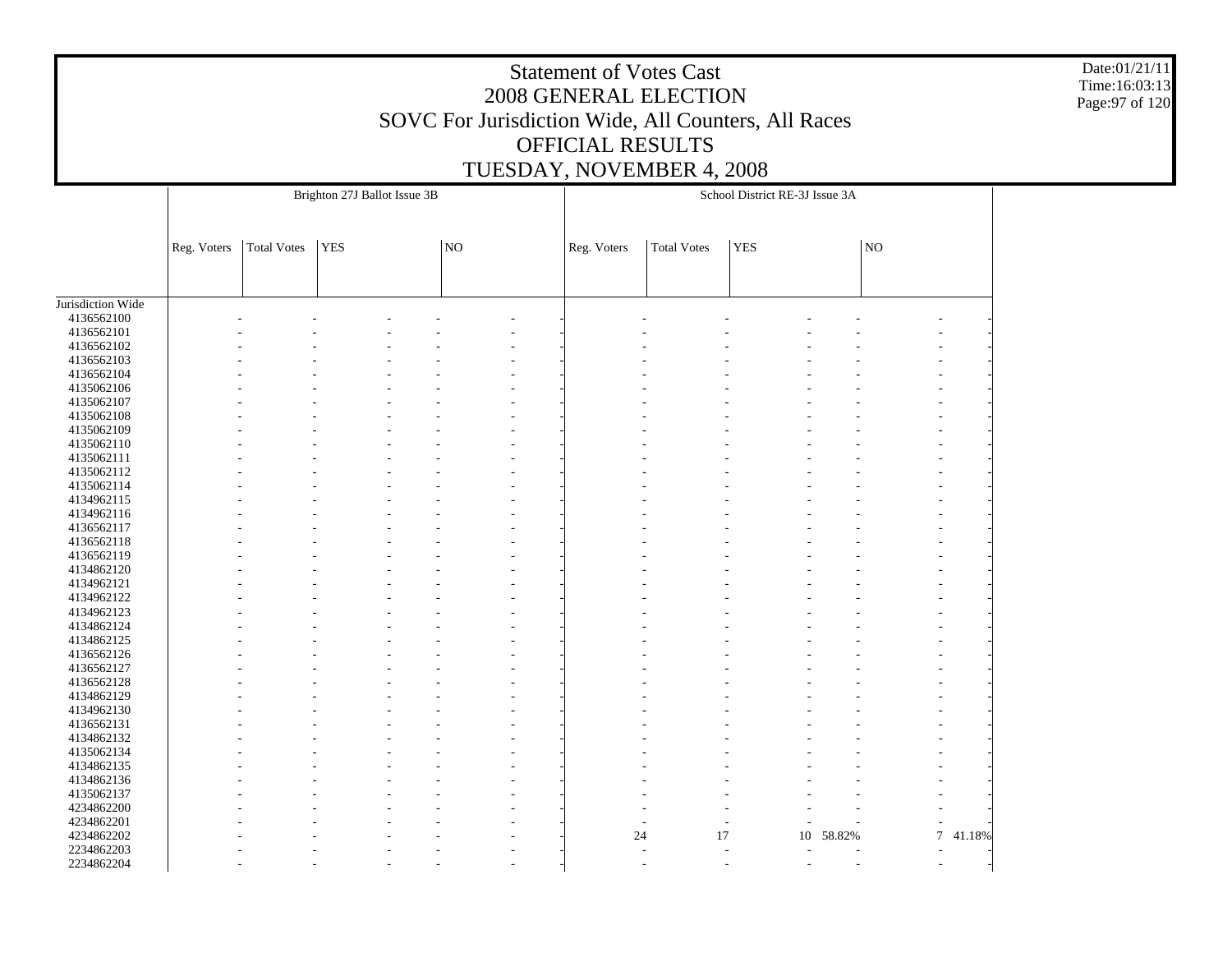# Statement of Votes Cast
# 2008 GENERAL ELECTION
## SOVC For Jurisdiction Wide, All Counters, All Races
## OFFICIAL RESULTS
## TUESDAY, NOVEMBER 4, 2008

Date:01/21/11
Time:16:03:13

| | Brighton 27J Ballot Issue 3B | | | | | | School District RE-3J Issue 3A | | | | | |
|---|---|---|---|---|---|---|---|---|---|---|---|---|
| | Reg. Voters | Total Votes | YES | | NO | | Reg. Voters | Total Votes | YES | | NO | |
| Jurisdiction Wide | | | | | | | | | | | | |
| 4136562100 | - | - | - | - | - | - | - | - | - | - | - | - |
| 4136562101 | - | - | - | - | - | - | - | - | - | - | - | - |
| 4136562102 | - | - | - | - | - | - | - | - | - | - | - | - |
| 4136562103 | - | - | - | - | - | - | - | - | - | - | - | - |
| 4136562104 | - | - | - | - | - | - | - | - | - | - | - | - |
| 4135062106 | - | - | - | - | - | - | - | - | - | - | - | - |
| 4135062107 | - | - | - | - | - | - | - | - | - | - | - | - |
| 4135062108 | - | - | - | - | - | - | - | - | - | - | - | - |
| 4135062109 | - | - | - | - | - | - | - | - | - | - | - | - |
| 4135062110 | - | - | - | - | - | - | - | - | - | - | - | - |
| 4135062111 | - | - | - | - | - | - | - | - | - | - | - | - |
| 4135062112 | - | - | - | - | - | - | - | - | - | - | - | - |
| 4135062114 | - | - | - | - | - | - | - | - | - | - | - | - |
| 4134962115 | - | - | - | - | - | - | - | - | - | - | - | - |
| 4134962116 | - | - | - | - | - | - | - | - | - | - | - | - |
| 4136562117 | - | - | - | - | - | - | - | - | - | - | - | - |
| 4136562118 | - | - | - | - | - | - | - | - | - | - | - | - |
| 4136562119 | - | - | - | - | - | - | - | - | - | - | - | - |
| 4134862120 | - | - | - | - | - | - | - | - | - | - | - | - |
| 4134962121 | - | - | - | - | - | - | - | - | - | - | - | - |
| 4134962122 | - | - | - | - | - | - | - | - | - | - | - | - |
| 4134962123 | - | - | - | - | - | - | - | - | - | - | - | - |
| 4134862124 | - | - | - | - | - | - | - | - | - | - | - | - |
| 4134862125 | - | - | - | - | - | - | - | - | - | - | - | - |
| 4136562126 | - | - | - | - | - | - | - | - | - | - | - | - |
| 4136562127 | - | - | - | - | - | - | - | - | - | - | - | - |
| 4136562128 | - | - | - | - | - | - | - | - | - | - | - | - |
| 4134862129 | - | - | - | - | - | - | - | - | - | - | - | - |
| 4134962130 | - | - | - | - | - | - | - | - | - | - | - | - |
| 4136562131 | - | - | - | - | - | - | - | - | - | - | - | - |
| 4134862132 | - | - | - | - | - | - | - | - | - | - | - | - |
| 4135062134 | - | - | - | - | - | - | - | - | - | - | - | - |
| 4134862135 | - | - | - | - | - | - | - | - | - | - | - | - |
| 4134862136 | - | - | - | - | - | - | - | - | - | - | - | - |
| 4135062137 | - | - | - | - | - | - | - | - | - | - | - | - |
| 4234862200 | - | - | - | - | - | - | - | - | - | - | - | - |
| 4234862201 | - | - | - | - | - | - | - | - | - | - | - | - |
| 4234862202 | - | - | - | - | - | - | 24 | 17 | 10 | 58.82% | 7 | 41.18% |
| 2234862203 | - | - | - | - | - | - | - | - | - | - | - | - |
| 2234862204 | - | - | - | - | - | - | - | - | - | - | - | - |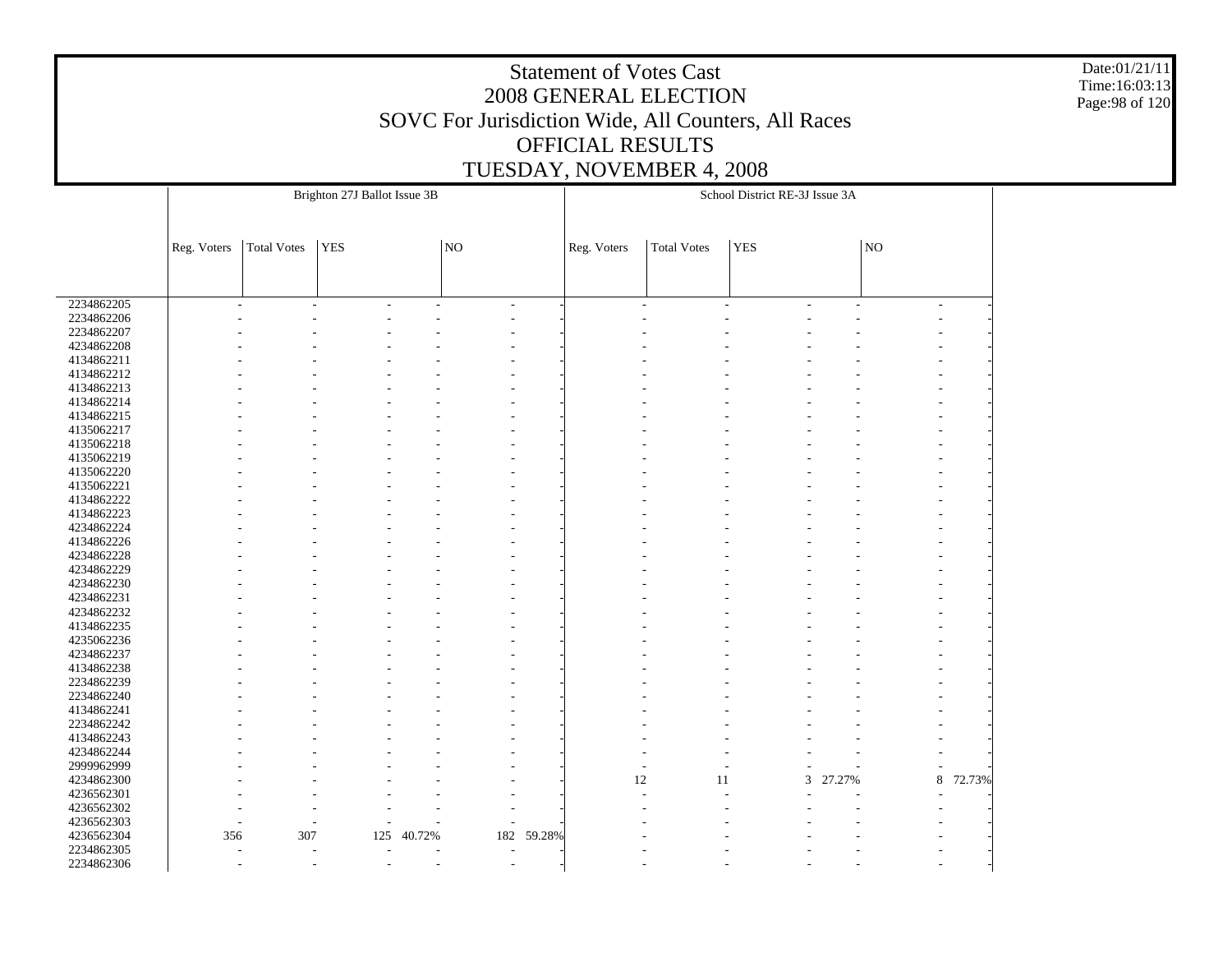# Statement of Votes Cast
## 2008 GENERAL ELECTION
## SOVC For Jurisdiction Wide, All Counters, All Races
## OFFICIAL RESULTS
## TUESDAY, NOVEMBER 4, 2008

Date:01/21/11
Time:16:03:13

| | Brighton 27J Ballot Issue 3B | | | | | | School District RE-3J Issue 3A | | | | | |
|---|---|---|---|---|---|---|---|---|---|---|---|---|
| | Reg. Voters | Total Votes | YES | | NO | | Reg. Voters | Total Votes | YES | | NO | |
| 2234862205 | - | - | - | - | - | - | - | - | - | - | - | - |
| 2234862206 | - | - | - | - | - | - | - | - | - | - | - | - |
| 2234862207 | - | - | - | - | - | - | - | - | - | - | - | - |
| 4234862208 | - | - | - | - | - | - | - | - | - | - | - | - |
| 4134862211 | - | - | - | - | - | - | - | - | - | - | - | - |
| 4134862212 | - | - | - | - | - | - | - | - | - | - | - | - |
| 4134862213 | - | - | - | - | - | - | - | - | - | - | - | - |
| 4134862214 | - | - | - | - | - | - | - | - | - | - | - | - |
| 4134862215 | - | - | - | - | - | - | - | - | - | - | - | - |
| 4135062217 | - | - | - | - | - | - | - | - | - | - | - | - |
| 4135062218 | - | - | - | - | - | - | - | - | - | - | - | - |
| 4135062219 | - | - | - | - | - | - | - | - | - | - | - | - |
| 4135062220 | - | - | - | - | - | - | - | - | - | - | - | - |
| 4135062221 | - | - | - | - | - | - | - | - | - | - | - | - |
| 4134862222 | - | - | - | - | - | - | - | - | - | - | - | - |
| 4134862223 | - | - | - | - | - | - | - | - | - | - | - | - |
| 4234862224 | - | - | - | - | - | - | - | - | - | - | - | - |
| 4134862226 | - | - | - | - | - | - | - | - | - | - | - | - |
| 4234862228 | - | - | - | - | - | - | - | - | - | - | - | - |
| 4234862229 | - | - | - | - | - | - | - | - | - | - | - | - |
| 4234862230 | - | - | - | - | - | - | - | - | - | - | - | - |
| 4234862231 | - | - | - | - | - | - | - | - | - | - | - | - |
| 4234862232 | - | - | - | - | - | - | - | - | - | - | - | - |
| 4134862235 | - | - | - | - | - | - | - | - | - | - | - | - |
| 4235062236 | - | - | - | - | - | - | - | - | - | - | - | - |
| 4234862237 | - | - | - | - | - | - | - | - | - | - | - | - |
| 4134862238 | - | - | - | - | - | - | - | - | - | - | - | - |
| 2234862239 | - | - | - | - | - | - | - | - | - | - | - | - |
| 2234862240 | - | - | - | - | - | - | - | - | - | - | - | - |
| 4134862241 | - | - | - | - | - | - | - | - | - | - | - | - |
| 2234862242 | - | - | - | - | - | - | - | - | - | - | - | - |
| 4134862243 | - | - | - | - | - | - | - | - | - | - | - | - |
| 4234862244 | - | - | - | - | - | - | - | - | - | - | - | - |
| 2999962999 | - | - | - | - | - | - | - | - | - | - | - | - |
| 4234862300 | - | - | - | - | - | - | 12 | 11 | 3 | 27.27% | 8 | 72.73% |
| 4236562301 | - | - | - | - | - | - | - | - | - | - | - | - |
| 4236562302 | - | - | - | - | - | - | - | - | - | - | - | - |
| 4236562303 | - | - | - | - | - | - | - | - | - | - | - | - |
| 4236562304 | 356 | 307 | 125 | 40.72% | 182 | 59.28% | - | - | - | - | - | - |
| 2234862305 | - | - | - | - | - | - | - | - | - | - | - | - |
| 2234862306 | - | - | - | - | - | - | - | - | - | - | - | - |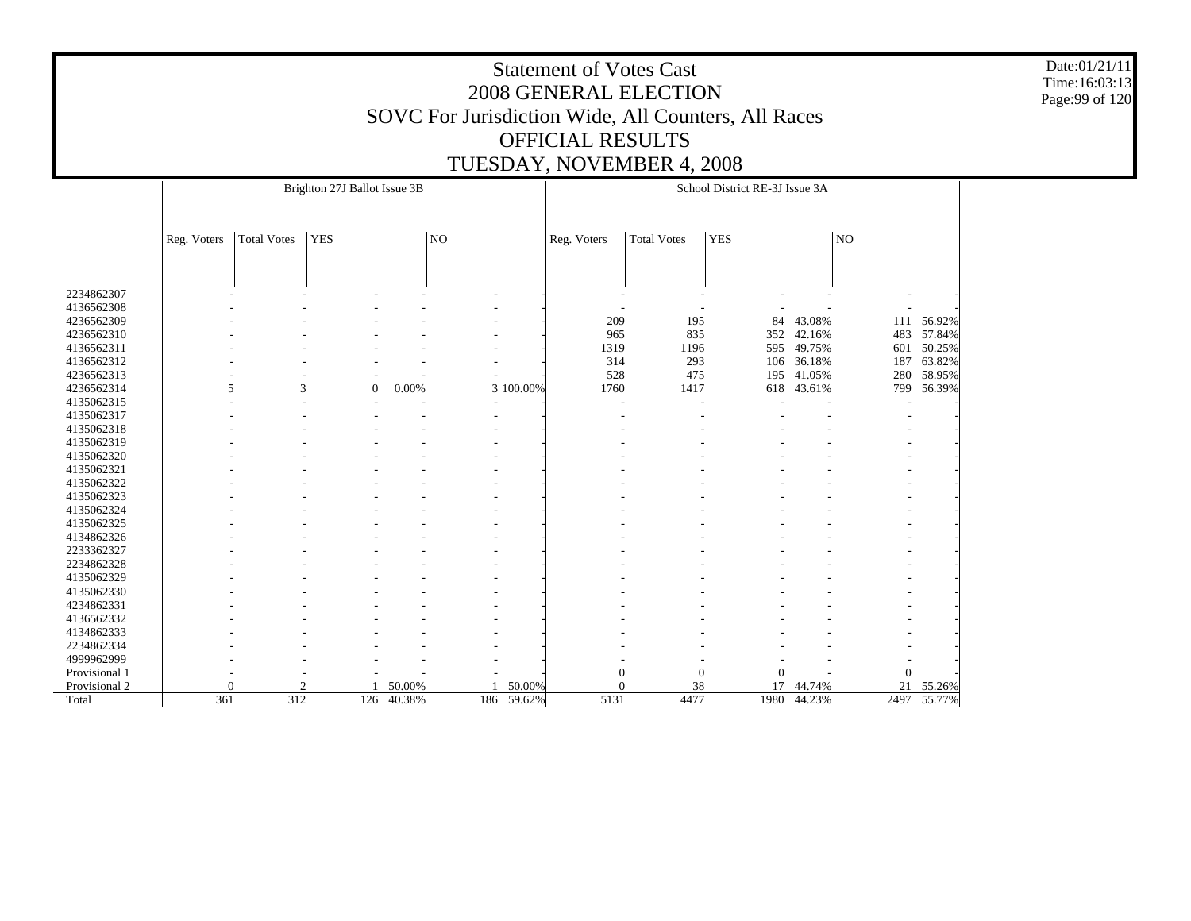# Statement of Votes Cast
# 2008 GENERAL ELECTION
## SOVC For Jurisdiction Wide, All Counters, All Races
## OFFICIAL RESULTS
## TUESDAY, NOVEMBER 4, 2008

Date:01/21/11
Time:16:03:13

| | Brighton 27J Ballot Issue 3B | | | | | | School District RE-3J Issue 3A | | | | | |
|---|---|---|---|---|---|---|---|---|---|---|---|---|
| | Reg. Voters | Total Votes | YES | | NO | | Reg. Voters | Total Votes | YES | | NO | |
| 2234862307 | - | - | - | - | - | - | - | - | - | - | - | - |
| 4136562308 | - | - | - | - | - | - | - | - | - | - | - | - |
| 4236562309 | - | - | - | - | - | - | 209 | 195 | 84 | 43.08% | 111 | 56.92% |
| 4236562310 | - | - | - | - | - | - | 965 | 835 | 352 | 42.16% | 483 | 57.84% |
| 4136562311 | - | - | - | - | - | - | 1319 | 1196 | 595 | 49.75% | 601 | 50.25% |
| 4136562312 | - | - | - | - | - | - | 314 | 293 | 106 | 36.18% | 187 | 63.82% |
| 4236562313 | - | - | - | - | - | - | 528 | 475 | 195 | 41.05% | 280 | 58.95% |
| 4236562314 | 5 | 3 | 0 | 0.00% | 3 | 100.00% | 1760 | 1417 | 618 | 43.61% | 799 | 56.39% |
| 4135062315 | - | - | - | - | - | - | - | - | - | - | - | - |
| 4135062317 | - | - | - | - | - | - | - | - | - | - | - | - |
| 4135062318 | - | - | - | - | - | - | - | - | - | - | - | - |
| 4135062319 | - | - | - | - | - | - | - | - | - | - | - | - |
| 4135062320 | - | - | - | - | - | - | - | - | - | - | - | - |
| 4135062321 | - | - | - | - | - | - | - | - | - | - | - | - |
| 4135062322 | - | - | - | - | - | - | - | - | - | - | - | - |
| 4135062323 | - | - | - | - | - | - | - | - | - | - | - | - |
| 4135062324 | - | - | - | - | - | - | - | - | - | - | - | - |
| 4135062325 | - | - | - | - | - | - | - | - | - | - | - | - |
| 4134862326 | - | - | - | - | - | - | - | - | - | - | - | - |
| 2233362327 | - | - | - | - | - | - | - | - | - | - | - | - |
| 2234862328 | - | - | - | - | - | - | - | - | - | - | - | - |
| 4135062329 | - | - | - | - | - | - | - | - | - | - | - | - |
| 4135062330 | - | - | - | - | - | - | - | - | - | - | - | - |
| 4234862331 | - | - | - | - | - | - | - | - | - | - | - | - |
| 4136562332 | - | - | - | - | - | - | - | - | - | - | - | - |
| 4134862333 | - | - | - | - | - | - | - | - | - | - | - | - |
| 2234862334 | - | - | - | - | - | - | - | - | - | - | - | - |
| 4999962999 | - | - | - | - | - | - | - | - | - | - | - | - |
| Provisional 1 | - | - | - | - | - | - | 0 | 0 | 0 | - | 0 | - |
| Provisional 2 | 0 | 2 | 1 | 50.00% | 1 | 50.00% | 0 | 38 | 17 | 44.74% | 21 | 55.26% |
| Total | 361 | 312 | 126 | 40.38% | 186 | 59.62% | 5131 | 4477 | 1980 | 44.23% | 2497 | 55.77% |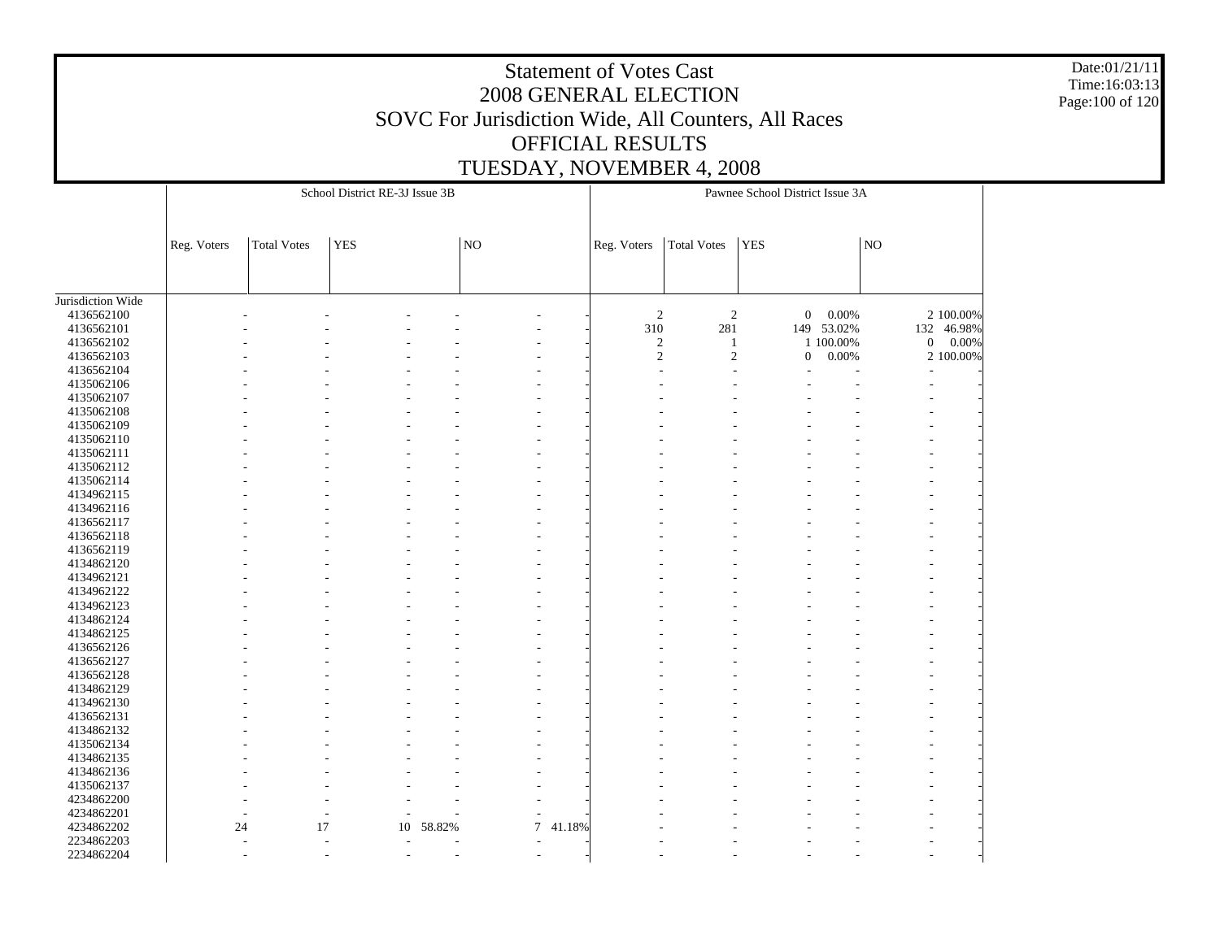# Statement of Votes Cast
## 2008 GENERAL ELECTION
## SOVC For Jurisdiction Wide, All Counters, All Races
## OFFICIAL RESULTS
## TUESDAY, NOVEMBER 4, 2008

Date:01/21/11
Time:16:03:13

| | School District RE-3J Issue 3B | | | | | | Pawnee School District Issue 3A | | | | | |
|---|---|---|---|---|---|---|---|---|---|---|---|---|
| | Reg. Voters | Total Votes | YES | | NO | | Reg. Voters | Total Votes | YES | | NO | |
| Jurisdiction Wide | | | | | | | | | | | | |
| 4136562100 | - | - | - | - | - | - | 2 | 2 | 0 | 0.00% | 2 | 100.00% |
| 4136562101 | - | - | - | - | - | - | 310 | 281 | 149 | 53.02% | 132 | 46.98% |
| 4136562102 | - | - | - | - | - | - | 2 | 1 | 1 | 100.00% | 0 | 0.00% |
| 4136562103 | - | - | - | - | - | - | 2 | 2 | 0 | 0.00% | 2 | 100.00% |
| 4136562104 | - | - | - | - | - | - | - | - | - | - | - | - |
| 4135062106 | - | - | - | - | - | - | - | - | - | - | - | - |
| 4135062107 | - | - | - | - | - | - | - | - | - | - | - | - |
| 4135062108 | - | - | - | - | - | - | - | - | - | - | - | - |
| 4135062109 | - | - | - | - | - | - | - | - | - | - | - | - |
| 4135062110 | - | - | - | - | - | - | - | - | - | - | - | - |
| 4135062111 | - | - | - | - | - | - | - | - | - | - | - | - |
| 4135062112 | - | - | - | - | - | - | - | - | - | - | - | - |
| 4135062114 | - | - | - | - | - | - | - | - | - | - | - | - |
| 4134962115 | - | - | - | - | - | - | - | - | - | - | - | - |
| 4134962116 | - | - | - | - | - | - | - | - | - | - | - | - |
| 4136562117 | - | - | - | - | - | - | - | - | - | - | - | - |
| 4136562118 | - | - | - | - | - | - | - | - | - | - | - | - |
| 4136562119 | - | - | - | - | - | - | - | - | - | - | - | - |
| 4134862120 | - | - | - | - | - | - | - | - | - | - | - | - |
| 4134962121 | - | - | - | - | - | - | - | - | - | - | - | - |
| 4134962122 | - | - | - | - | - | - | - | - | - | - | - | - |
| 4134962123 | - | - | - | - | - | - | - | - | - | - | - | - |
| 4134862124 | - | - | - | - | - | - | - | - | - | - | - | - |
| 4134862125 | - | - | - | - | - | - | - | - | - | - | - | - |
| 4136562126 | - | - | - | - | - | - | - | - | - | - | - | - |
| 4136562127 | - | - | - | - | - | - | - | - | - | - | - | - |
| 4136562128 | - | - | - | - | - | - | - | - | - | - | - | - |
| 4134862129 | - | - | - | - | - | - | - | - | - | - | - | - |
| 4134962130 | - | - | - | - | - | - | - | - | - | - | - | - |
| 4136562131 | - | - | - | - | - | - | - | - | - | - | - | - |
| 4134862132 | - | - | - | - | - | - | - | - | - | - | - | - |
| 4135062134 | - | - | - | - | - | - | - | - | - | - | - | - |
| 4134862135 | - | - | - | - | - | - | - | - | - | - | - | - |
| 4134862136 | - | - | - | - | - | - | - | - | - | - | - | - |
| 4135062137 | - | - | - | - | - | - | - | - | - | - | - | - |
| 4234862200 | - | - | - | - | - | - | - | - | - | - | - | - |
| 4234862201 | - | - | - | - | - | - | - | - | - | - | - | - |
| 4234862202 | 24 | 17 | 10 | 58.82% | 7 | 41.18% | - | - | - | - | - | - |
| 2234862203 | - | - | - | - | - | - | - | - | - | - | - | - |
| 2234862204 | - | - | - | - | - | - | - | - | - | - | - | - |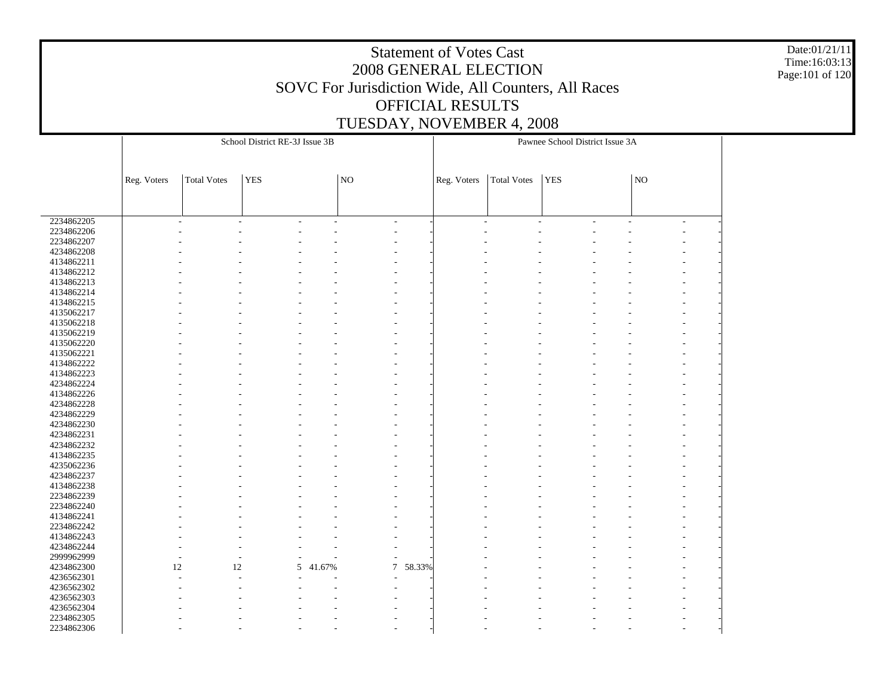# Statement of Votes Cast
# 2008 GENERAL ELECTION
## SOVC For Jurisdiction Wide, All Counters, All Races
## OFFICIAL RESULTS
## TUESDAY, NOVEMBER 4, 2008

Date:01/21/11
Time:16:03:13

| | School District RE-3J Issue 3B | | | | | | Pawnee School District Issue 3A | | | | | |
|---|---|---|---|---|---|---|---|---|---|---|---|---|
| | Reg. Voters | Total Votes | YES | | NO | | Reg. Voters | Total Votes | YES | | NO | |
| 2234862205 | - | - | - | - | - | - | - | - | - | - | - | - |
| 2234862206 | - | - | - | - | - | - | - | - | - | - | - | - |
| 2234862207 | - | - | - | - | - | - | - | - | - | - | - | - |
| 4234862208 | - | - | - | - | - | - | - | - | - | - | - | - |
| 4134862211 | - | - | - | - | - | - | - | - | - | - | - | - |
| 4134862212 | - | - | - | - | - | - | - | - | - | - | - | - |
| 4134862213 | - | - | - | - | - | - | - | - | - | - | - | - |
| 4134862214 | - | - | - | - | - | - | - | - | - | - | - | - |
| 4134862215 | - | - | - | - | - | - | - | - | - | - | - | - |
| 4135062217 | - | - | - | - | - | - | - | - | - | - | - | - |
| 4135062218 | - | - | - | - | - | - | - | - | - | - | - | - |
| 4135062219 | - | - | - | - | - | - | - | - | - | - | - | - |
| 4135062220 | - | - | - | - | - | - | - | - | - | - | - | - |
| 4135062221 | - | - | - | - | - | - | - | - | - | - | - | - |
| 4134862222 | - | - | - | - | - | - | - | - | - | - | - | - |
| 4134862223 | - | - | - | - | - | - | - | - | - | - | - | - |
| 4234862224 | - | - | - | - | - | - | - | - | - | - | - | - |
| 4134862226 | - | - | - | - | - | - | - | - | - | - | - | - |
| 4234862228 | - | - | - | - | - | - | - | - | - | - | - | - |
| 4234862229 | - | - | - | - | - | - | - | - | - | - | - | - |
| 4234862230 | - | - | - | - | - | - | - | - | - | - | - | - |
| 4234862231 | - | - | - | - | - | - | - | - | - | - | - | - |
| 4234862232 | - | - | - | - | - | - | - | - | - | - | - | - |
| 4134862235 | - | - | - | - | - | - | - | - | - | - | - | - |
| 4235062236 | - | - | - | - | - | - | - | - | - | - | - | - |
| 4234862237 | - | - | - | - | - | - | - | - | - | - | - | - |
| 4134862238 | - | - | - | - | - | - | - | - | - | - | - | - |
| 2234862239 | - | - | - | - | - | - | - | - | - | - | - | - |
| 2234862240 | - | - | - | - | - | - | - | - | - | - | - | - |
| 4134862241 | - | - | - | - | - | - | - | - | - | - | - | - |
| 2234862242 | - | - | - | - | - | - | - | - | - | - | - | - |
| 4134862243 | - | - | - | - | - | - | - | - | - | - | - | - |
| 4234862244 | - | - | - | - | - | - | - | - | - | - | - | - |
| 2999962999 | - | - | - | - | - | - | - | - | - | - | - | - |
| 4234862300 | 12 | 12 | 5 | 41.67% | 7 | 58.33% | - | - | - | - | - | - |
| 4236562301 | - | - | - | - | - | - | - | - | - | - | - | - |
| 4236562302 | - | - | - | - | - | - | - | - | - | - | - | - |
| 4236562303 | - | - | - | - | - | - | - | - | - | - | - | - |
| 4236562304 | - | - | - | - | - | - | - | - | - | - | - | - |
| 2234862305 | - | - | - | - | - | - | - | - | - | - | - | - |
| 2234862306 | - | - | - | - | - | - | - | - | - | - | - | - |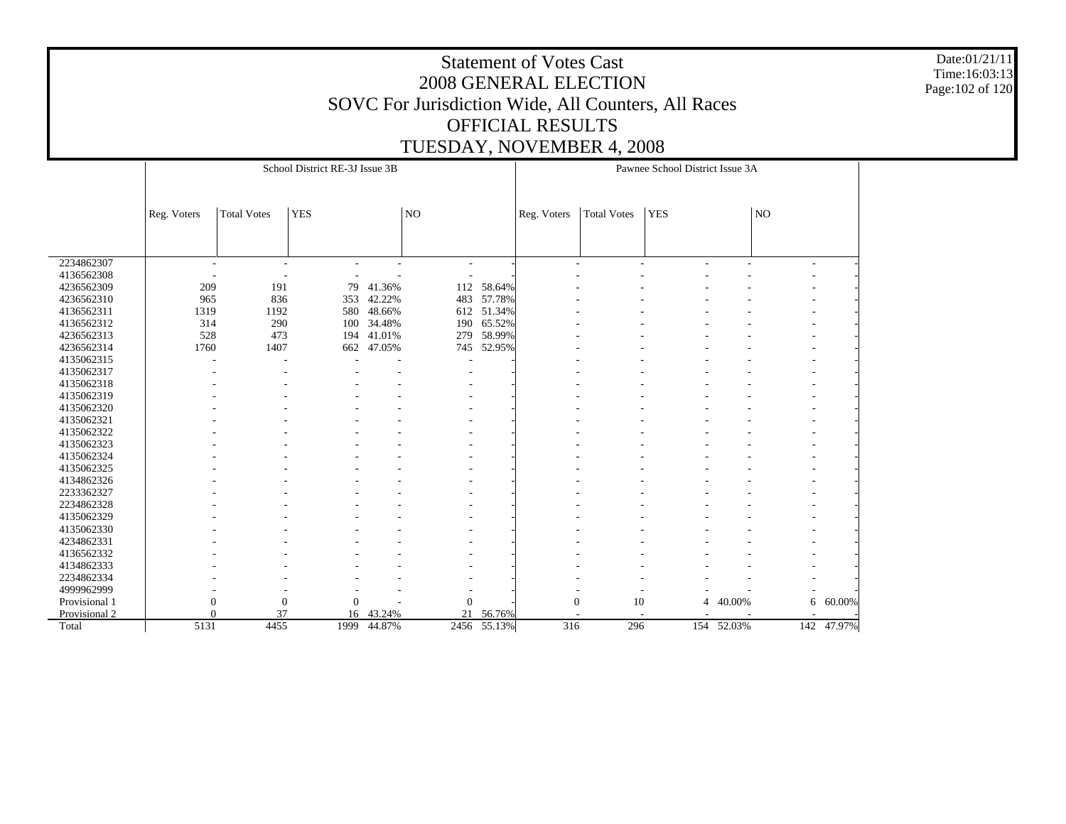# Statement of Votes Cast
## 2008 GENERAL ELECTION
## SOVC For Jurisdiction Wide, All Counters, All Races
## OFFICIAL RESULTS
## TUESDAY, NOVEMBER 4, 2008

Date:01/21/11
Time:16:03:13

| | School District RE-3J Issue 3B | | | | | | Pawnee School District Issue 3A | | | | | |
|---|---|---|---|---|---|---|---|---|---|---|---|---|
| | Reg. Voters | Total Votes | YES | | NO | | Reg. Voters | Total Votes | YES | | NO | |
| 2234862307 | - | - | - | - | - | - | - | - | - | - | - | - |
| 4136562308 | - | - | - | - | - | - | - | - | - | - | - | - |
| 4236562309 | 209 | 191 | 79 | 41.36% | 112 | 58.64% | - | - | - | - | - | - |
| 4236562310 | 965 | 836 | 353 | 42.22% | 483 | 57.78% | - | - | - | - | - | - |
| 4136562311 | 1319 | 1192 | 580 | 48.66% | 612 | 51.34% | - | - | - | - | - | - |
| 4136562312 | 314 | 290 | 100 | 34.48% | 190 | 65.52% | - | - | - | - | - | - |
| 4236562313 | 528 | 473 | 194 | 41.01% | 279 | 58.99% | - | - | - | - | - | - |
| 4236562314 | 1760 | 1407 | 662 | 47.05% | 745 | 52.95% | - | - | - | - | - | - |
| 4135062315 | - | - | - | - | - | - | - | - | - | - | - | - |
| 4135062317 | - | - | - | - | - | - | - | - | - | - | - | - |
| 4135062318 | - | - | - | - | - | - | - | - | - | - | - | - |
| 4135062319 | - | - | - | - | - | - | - | - | - | - | - | - |
| 4135062320 | - | - | - | - | - | - | - | - | - | - | - | - |
| 4135062321 | - | - | - | - | - | - | - | - | - | - | - | - |
| 4135062322 | - | - | - | - | - | - | - | - | - | - | - | - |
| 4135062323 | - | - | - | - | - | - | - | - | - | - | - | - |
| 4135062324 | - | - | - | - | - | - | - | - | - | - | - | - |
| 4135062325 | - | - | - | - | - | - | - | - | - | - | - | - |
| 4134862326 | - | - | - | - | - | - | - | - | - | - | - | - |
| 2233362327 | - | - | - | - | - | - | - | - | - | - | - | - |
| 2234862328 | - | - | - | - | - | - | - | - | - | - | - | - |
| 4135062329 | - | - | - | - | - | - | - | - | - | - | - | - |
| 4135062330 | - | - | - | - | - | - | - | - | - | - | - | - |
| 4234862331 | - | - | - | - | - | - | - | - | - | - | - | - |
| 4136562332 | - | - | - | - | - | - | - | - | - | - | - | - |
| 4134862333 | - | - | - | - | - | - | - | - | - | - | - | - |
| 2234862334 | - | - | - | - | - | - | - | - | - | - | - | - |
| 4999962999 | - | - | - | - | - | - | - | - | - | - | - | - |
| Provisional 1 | 0 | 0 | 0 | - | 0 | - | 0 | 10 | 4 | 40.00% | 6 | 60.00% |
| Provisional 2 | 0 | 37 | 16 | 43.24% | 21 | 56.76% | - | - | - | - | - | - |
| Total | 5131 | 4455 | 1999 | 44.87% | 2456 | 55.13% | 316 | 296 | 154 | 52.03% | 142 | 47.97% |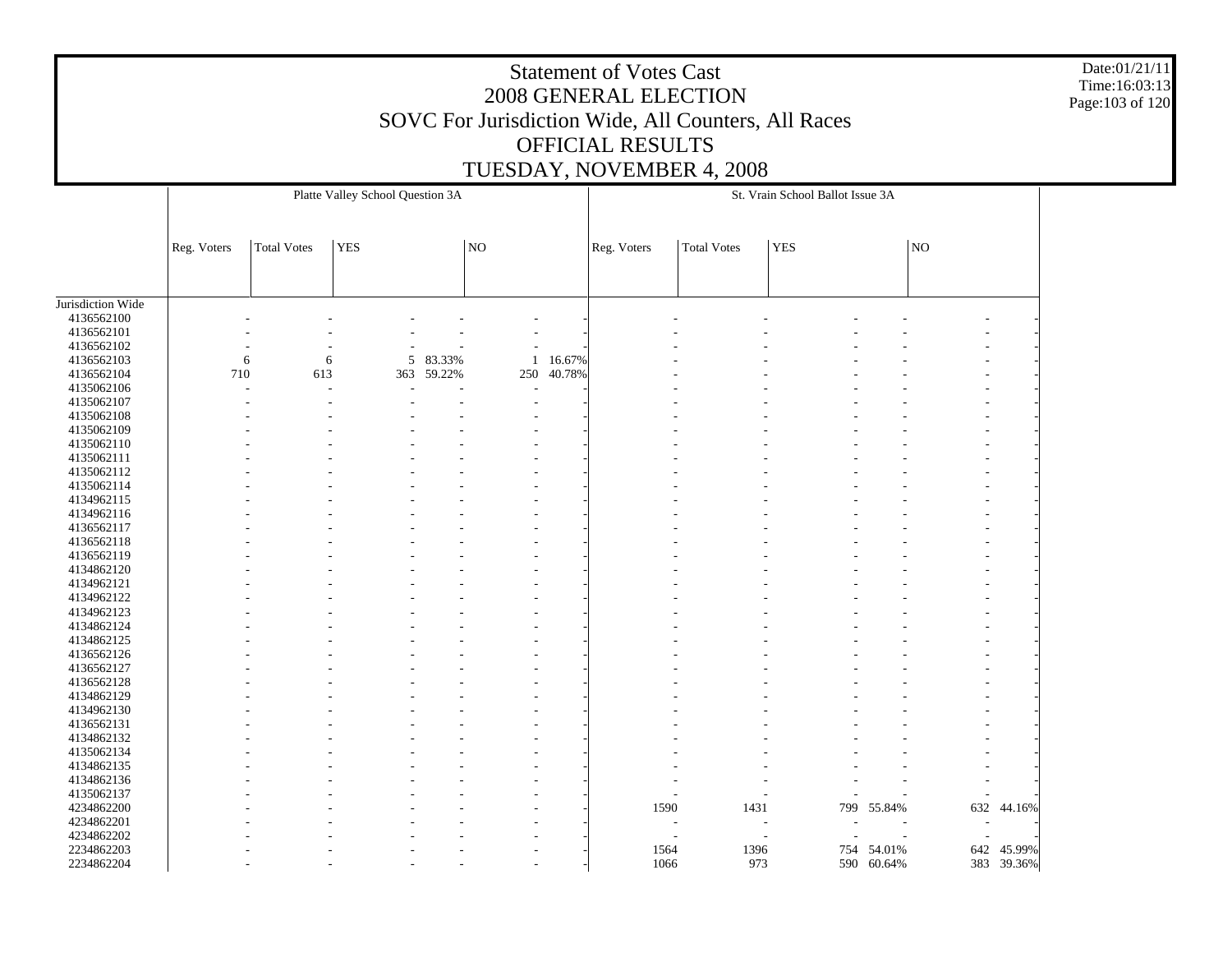# Statement of Votes Cast
## 2008 GENERAL ELECTION
## SOVC For Jurisdiction Wide, All Counters, All Races
## OFFICIAL RESULTS
## TUESDAY, NOVEMBER 4, 2008

Date:01/21/11
Time:16:03:13

| | Platte Valley School Question 3A | | | | | | St. Vrain School Ballot Issue 3A | | | | | |
|---|---|---|---|---|---|---|---|---|---|---|---|---|
| | Reg. Voters | Total Votes | YES | | NO | | Reg. Voters | Total Votes | YES | | NO | |
| Jurisdiction Wide | | | | | | | | | | | | |
| 4136562100 | - | - | - | - | - | - | - | - | - | - | - | - |
| 4136562101 | - | - | - | - | - | - | - | - | - | - | - | - |
| 4136562102 | - | - | - | - | - | - | - | - | - | - | - | - |
| 4136562103 | 6 | 6 | 5 | 83.33% | 1 | 16.67% | - | - | - | - | - | - |
| 4136562104 | 710 | 613 | 363 | 59.22% | 250 | 40.78% | - | - | - | - | - | - |
| 4135062106 | - | - | - | - | - | - | - | - | - | - | - | - |
| 4135062107 | - | - | - | - | - | - | - | - | - | - | - | - |
| 4135062108 | - | - | - | - | - | - | - | - | - | - | - | - |
| 4135062109 | - | - | - | - | - | - | - | - | - | - | - | - |
| 4135062110 | - | - | - | - | - | - | - | - | - | - | - | - |
| 4135062111 | - | - | - | - | - | - | - | - | - | - | - | - |
| 4135062112 | - | - | - | - | - | - | - | - | - | - | - | - |
| 4135062114 | - | - | - | - | - | - | - | - | - | - | - | - |
| 4134962115 | - | - | - | - | - | - | - | - | - | - | - | - |
| 4134962116 | - | - | - | - | - | - | - | - | - | - | - | - |
| 4136562117 | - | - | - | - | - | - | - | - | - | - | - | - |
| 4136562118 | - | - | - | - | - | - | - | - | - | - | - | - |
| 4136562119 | - | - | - | - | - | - | - | - | - | - | - | - |
| 4134862120 | - | - | - | - | - | - | - | - | - | - | - | - |
| 4134962121 | - | - | - | - | - | - | - | - | - | - | - | - |
| 4134962122 | - | - | - | - | - | - | - | - | - | - | - | - |
| 4134962123 | - | - | - | - | - | - | - | - | - | - | - | - |
| 4134862124 | - | - | - | - | - | - | - | - | - | - | - | - |
| 4134862125 | - | - | - | - | - | - | - | - | - | - | - | - |
| 4136562126 | - | - | - | - | - | - | - | - | - | - | - | - |
| 4136562127 | - | - | - | - | - | - | - | - | - | - | - | - |
| 4136562128 | - | - | - | - | - | - | - | - | - | - | - | - |
| 4134862129 | - | - | - | - | - | - | - | - | - | - | - | - |
| 4134962130 | - | - | - | - | - | - | - | - | - | - | - | - |
| 4136562131 | - | - | - | - | - | - | - | - | - | - | - | - |
| 4134862132 | - | - | - | - | - | - | - | - | - | - | - | - |
| 4135062134 | - | - | - | - | - | - | - | - | - | - | - | - |
| 4134862135 | - | - | - | - | - | - | - | - | - | - | - | - |
| 4134862136 | - | - | - | - | - | - | - | - | - | - | - | - |
| 4135062137 | - | - | - | - | - | - | - | - | - | - | - | - |
| 4234862200 | - | - | - | - | - | - | 1590 | 1431 | 799 | 55.84% | 632 | 44.16% |
| 4234862201 | - | - | - | - | - | - | - | - | - | - | - | - |
| 4234862202 | - | - | - | - | - | - | - | - | - | - | - | - |
| 2234862203 | - | - | - | - | - | - | 1564 | 1396 | 754 | 54.01% | 642 | 45.99% |
| 2234862204 | - | - | - | - | - | - | 1066 | 973 | 590 | 60.64% | 383 | 39.36% |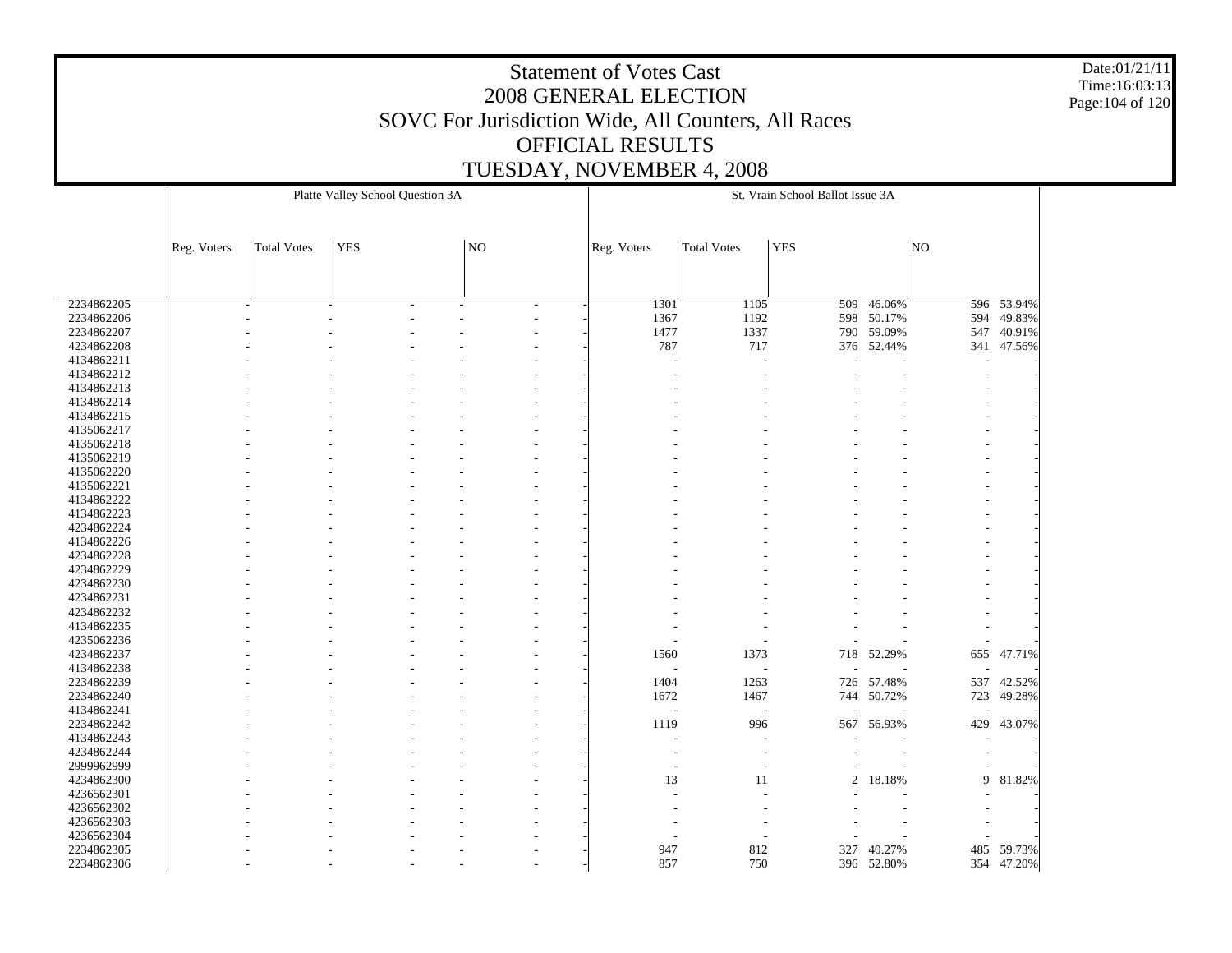# Statement of Votes Cast
# 2008 GENERAL ELECTION
## SOVC For Jurisdiction Wide, All Counters, All Races
## OFFICIAL RESULTS
## TUESDAY, NOVEMBER 4, 2008

Date:01/21/11
Time:16:03:13

| | Platte Valley School Question 3A | | | | | | St. Vrain School Ballot Issue 3A | | | | | |
|---|---|---|---|---|---|---|---|---|---|---|---|---|
| | Reg. Voters | Total Votes | YES | | NO | | Reg. Voters | Total Votes | YES | | NO | |
| 2234862205 | - | - | - | - | - | - | 1301 | 1105 | 509 | 46.06% | 596 | 53.94% |
| 2234862206 | - | - | - | - | - | - | 1367 | 1192 | 598 | 50.17% | 594 | 49.83% |
| 2234862207 | - | - | - | - | - | - | 1477 | 1337 | 790 | 59.09% | 547 | 40.91% |
| 4234862208 | - | - | - | - | - | - | 787 | 717 | 376 | 52.44% | 341 | 47.56% |
| 4134862211 | - | - | - | - | - | - | - | - | - | - | - | - |
| 4134862212 | - | - | - | - | - | - | - | - | - | - | - | - |
| 4134862213 | - | - | - | - | - | - | - | - | - | - | - | - |
| 4134862214 | - | - | - | - | - | - | - | - | - | - | - | - |
| 4134862215 | - | - | - | - | - | - | - | - | - | - | - | - |
| 4135062217 | - | - | - | - | - | - | - | - | - | - | - | - |
| 4135062218 | - | - | - | - | - | - | - | - | - | - | - | - |
| 4135062219 | - | - | - | - | - | - | - | - | - | - | - | - |
| 4135062220 | - | - | - | - | - | - | - | - | - | - | - | - |
| 4135062221 | - | - | - | - | - | - | - | - | - | - | - | - |
| 4134862222 | - | - | - | - | - | - | - | - | - | - | - | - |
| 4134862223 | - | - | - | - | - | - | - | - | - | - | - | - |
| 4234862224 | - | - | - | - | - | - | - | - | - | - | - | - |
| 4134862226 | - | - | - | - | - | - | - | - | - | - | - | - |
| 4234862228 | - | - | - | - | - | - | - | - | - | - | - | - |
| 4234862229 | - | - | - | - | - | - | - | - | - | - | - | - |
| 4234862230 | - | - | - | - | - | - | - | - | - | - | - | - |
| 4234862231 | - | - | - | - | - | - | - | - | - | - | - | - |
| 4234862232 | - | - | - | - | - | - | - | - | - | - | - | - |
| 4134862235 | - | - | - | - | - | - | - | - | - | - | - | - |
| 4235062236 | - | - | - | - | - | - | - | - | - | - | - | - |
| 4234862237 | - | - | - | - | - | - | 1560 | 1373 | 718 | 52.29% | 655 | 47.71% |
| 4134862238 | - | - | - | - | - | - | - | - | - | - | - | - |
| 2234862239 | - | - | - | - | - | - | 1404 | 1263 | 726 | 57.48% | 537 | 42.52% |
| 2234862240 | - | - | - | - | - | - | 1672 | 1467 | 744 | 50.72% | 723 | 49.28% |
| 4134862241 | - | - | - | - | - | - | - | - | - | - | - | - |
| 2234862242 | - | - | - | - | - | - | 1119 | 996 | 567 | 56.93% | 429 | 43.07% |
| 4134862243 | - | - | - | - | - | - | - | - | - | - | - | - |
| 4234862244 | - | - | - | - | - | - | - | - | - | - | - | - |
| 2999962999 | - | - | - | - | - | - | - | - | - | - | - | - |
| 4234862300 | - | - | - | - | - | - | 13 | 11 | 2 | 18.18% | 9 | 81.82% |
| 4236562301 | - | - | - | - | - | - | - | - | - | - | - | - |
| 4236562302 | - | - | - | - | - | - | - | - | - | - | - | - |
| 4236562303 | - | - | - | - | - | - | - | - | - | - | - | - |
| 4236562304 | - | - | - | - | - | - | - | - | - | - | - | - |
| 2234862305 | - | - | - | - | - | - | 947 | 812 | 327 | 40.27% | 485 | 59.73% |
| 2234862306 | - | - | - | - | - | - | 857 | 750 | 396 | 52.80% | 354 | 47.20% |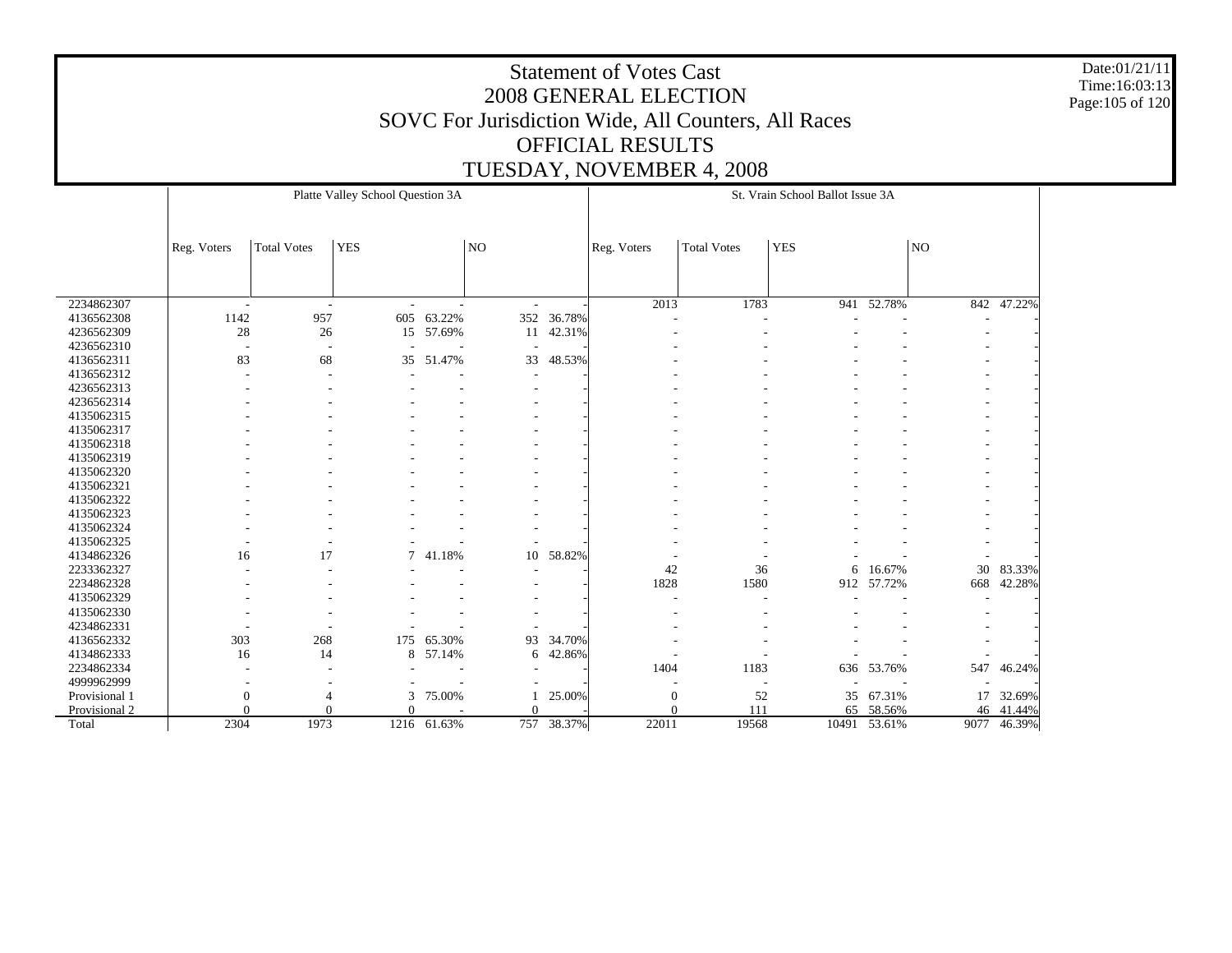# Statement of Votes Cast
## 2008 GENERAL ELECTION
## SOVC For Jurisdiction Wide, All Counters, All Races
## OFFICIAL RESULTS
## TUESDAY, NOVEMBER 4, 2008

Date:01/21/11
Time:16:03:13

| | Platte Valley School Question 3A | | | | | | St. Vrain School Ballot Issue 3A | | | | | |
|---|---|---|---|---|---|---|---|---|---|---|---|---|
| | Reg. Voters | Total Votes | YES | | NO | | Reg. Voters | Total Votes | YES | | NO | |
| 2234862307 | - | - | - | - | - | - | 2013 | 1783 | 941 | 52.78% | 842 | 47.22% |
| 4136562308 | 1142 | 957 | 605 | 63.22% | 352 | 36.78% | - | - | - | - | - | - |
| 4236562309 | 28 | 26 | 15 | 57.69% | 11 | 42.31% | - | - | - | - | - | - |
| 4236562310 | - | - | - | - | - | - | - | - | - | - | - | - |
| 4136562311 | 83 | 68 | 35 | 51.47% | 33 | 48.53% | - | - | - | - | - | - |
| 4136562312 | - | - | - | - | - | - | - | - | - | - | - | - |
| 4236562313 | - | - | - | - | - | - | - | - | - | - | - | - |
| 4236562314 | - | - | - | - | - | - | - | - | - | - | - | - |
| 4135062315 | - | - | - | - | - | - | - | - | - | - | - | - |
| 4135062317 | - | - | - | - | - | - | - | - | - | - | - | - |
| 4135062318 | - | - | - | - | - | - | - | - | - | - | - | - |
| 4135062319 | - | - | - | - | - | - | - | - | - | - | - | - |
| 4135062320 | - | - | - | - | - | - | - | - | - | - | - | - |
| 4135062321 | - | - | - | - | - | - | - | - | - | - | - | - |
| 4135062322 | - | - | - | - | - | - | - | - | - | - | - | - |
| 4135062323 | - | - | - | - | - | - | - | - | - | - | - | - |
| 4135062324 | - | - | - | - | - | - | - | - | - | - | - | - |
| 4135062325 | - | - | - | - | - | - | - | - | - | - | - | - |
| 4134862326 | 16 | 17 | 7 | 41.18% | 10 | 58.82% | - | - | - | - | - | - |
| 2233362327 | - | - | - | - | - | - | 42 | 36 | 6 | 16.67% | 30 | 83.33% |
| 2234862328 | - | - | - | - | - | - | 1828 | 1580 | 912 | 57.72% | 668 | 42.28% |
| 4135062329 | - | - | - | - | - | - | - | - | - | - | - | - |
| 4135062330 | - | - | - | - | - | - | - | - | - | - | - | - |
| 4234862331 | - | - | - | - | - | - | - | - | - | - | - | - |
| 4136562332 | 303 | 268 | 175 | 65.30% | 93 | 34.70% | - | - | - | - | - | - |
| 4134862333 | 16 | 14 | 8 | 57.14% | 6 | 42.86% | - | - | - | - | - | - |
| 2234862334 | - | - | - | - | - | - | 1404 | 1183 | 636 | 53.76% | 547 | 46.24% |
| 4999962999 | - | - | - | - | - | - | - | - | - | - | - | - |
| Provisional 1 | 0 | 4 | 3 | 75.00% | 1 | 25.00% | 0 | 52 | 35 | 67.31% | 17 | 32.69% |
| Provisional 2 | 0 | 0 | 0 | - | 0 | - | 0 | 111 | 65 | 58.56% | 46 | 41.44% |
| Total | 2304 | 1973 | 1216 | 61.63% | 757 | 38.37% | 22011 | 19568 | 10491 | 53.61% | 9077 | 46.39% |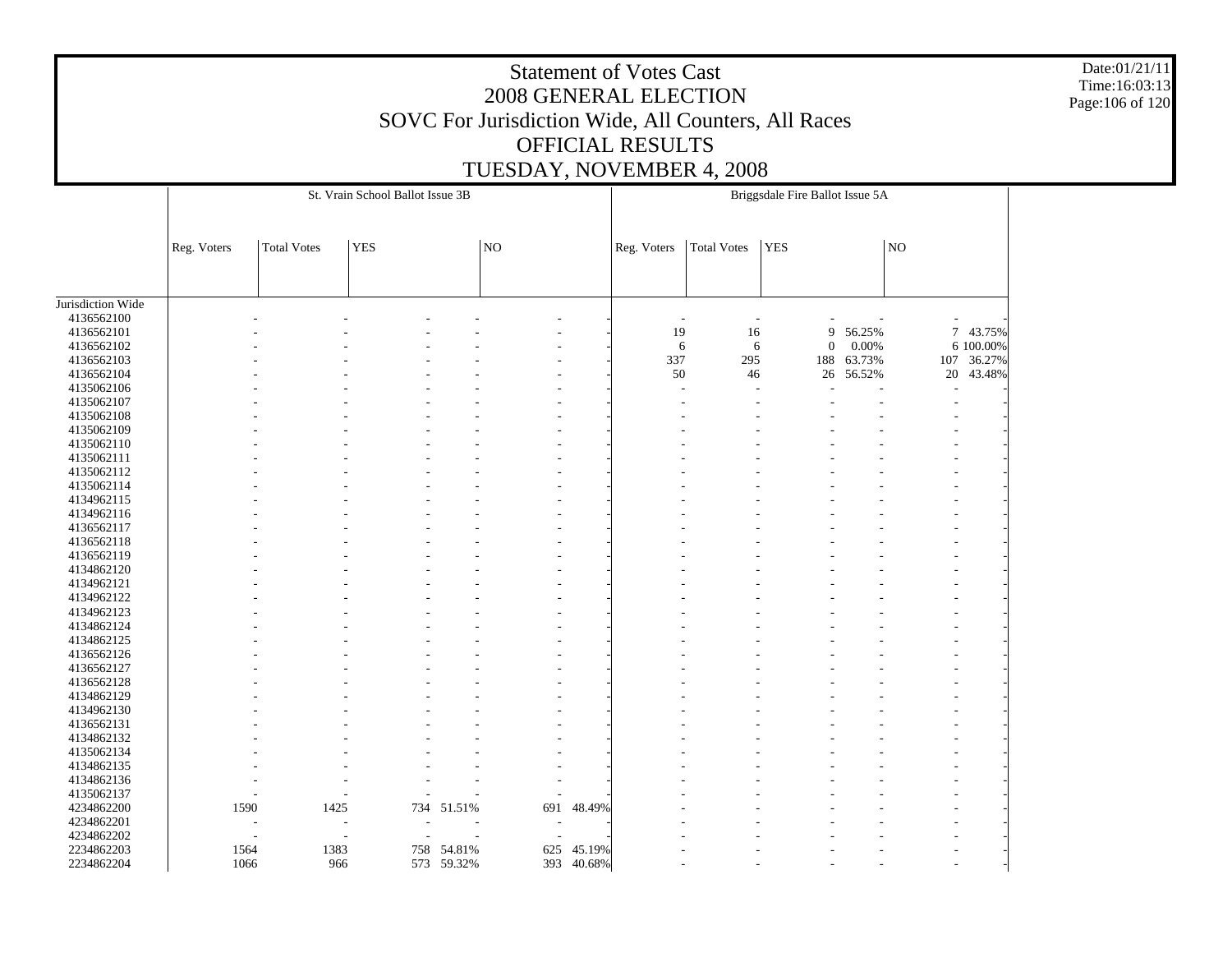# Statement of Votes Cast
## 2008 GENERAL ELECTION
## SOVC For Jurisdiction Wide, All Counters, All Races
## OFFICIAL RESULTS
## TUESDAY, NOVEMBER 4, 2008

Date:01/21/11
Time:16:03:13

| | St. Vrain School Ballot Issue 3B | | | | | | Briggsdale Fire Ballot Issue 5A | | | | | |
|---|---|---|---|---|---|---|---|---|---|---|---|---|
| | Reg. Voters | Total Votes | YES | | NO | | Reg. Voters | Total Votes | YES | | NO | |
| Jurisdiction Wide | | | | | | | | | | | | |
| 4136562100 | - | - | - | - | - | - | - | - | - | - | - | - |
| 4136562101 | - | - | - | - | - | - | 19 | 16 | 9 | 56.25% | 7 | 43.75% |
| 4136562102 | - | - | - | - | - | - | 6 | 6 | 0 | 0.00% | 6 | 100.00% |
| 4136562103 | - | - | - | - | - | - | 337 | 295 | 188 | 63.73% | 107 | 36.27% |
| 4136562104 | - | - | - | - | - | - | 50 | 46 | 26 | 56.52% | 20 | 43.48% |
| 4135062106 | - | - | - | - | - | - | - | - | - | - | - | - |
| 4135062107 | - | - | - | - | - | - | - | - | - | - | - | - |
| 4135062108 | - | - | - | - | - | - | - | - | - | - | - | - |
| 4135062109 | - | - | - | - | - | - | - | - | - | - | - | - |
| 4135062110 | - | - | - | - | - | - | - | - | - | - | - | - |
| 4135062111 | - | - | - | - | - | - | - | - | - | - | - | - |
| 4135062112 | - | - | - | - | - | - | - | - | - | - | - | - |
| 4135062114 | - | - | - | - | - | - | - | - | - | - | - | - |
| 4134962115 | - | - | - | - | - | - | - | - | - | - | - | - |
| 4134962116 | - | - | - | - | - | - | - | - | - | - | - | - |
| 4136562117 | - | - | - | - | - | - | - | - | - | - | - | - |
| 4136562118 | - | - | - | - | - | - | - | - | - | - | - | - |
| 4136562119 | - | - | - | - | - | - | - | - | - | - | - | - |
| 4134862120 | - | - | - | - | - | - | - | - | - | - | - | - |
| 4134962121 | - | - | - | - | - | - | - | - | - | - | - | - |
| 4134962122 | - | - | - | - | - | - | - | - | - | - | - | - |
| 4134962123 | - | - | - | - | - | - | - | - | - | - | - | - |
| 4134862124 | - | - | - | - | - | - | - | - | - | - | - | - |
| 4134862125 | - | - | - | - | - | - | - | - | - | - | - | - |
| 4136562126 | - | - | - | - | - | - | - | - | - | - | - | - |
| 4136562127 | - | - | - | - | - | - | - | - | - | - | - | - |
| 4136562128 | - | - | - | - | - | - | - | - | - | - | - | - |
| 4134862129 | - | - | - | - | - | - | - | - | - | - | - | - |
| 4134962130 | - | - | - | - | - | - | - | - | - | - | - | - |
| 4136562131 | - | - | - | - | - | - | - | - | - | - | - | - |
| 4134862132 | - | - | - | - | - | - | - | - | - | - | - | - |
| 4135062134 | - | - | - | - | - | - | - | - | - | - | - | - |
| 4134862135 | - | - | - | - | - | - | - | - | - | - | - | - |
| 4134862136 | - | - | - | - | - | - | - | - | - | - | - | - |
| 4135062137 | - | - | - | - | - | - | - | - | - | - | - | - |
| 4234862200 | 1590 | 1425 | 734 | 51.51% | 691 | 48.49% | - | - | - | - | - | - |
| 4234862201 | - | - | - | - | - | - | - | - | - | - | - | - |
| 4234862202 | - | - | - | - | - | - | - | - | - | - | - | - |
| 2234862203 | 1564 | 1383 | 758 | 54.81% | 625 | 45.19% | - | - | - | - | - | - |
| 2234862204 | 1066 | 966 | 573 | 59.32% | 393 | 40.68% | - | - | - | - | - | - |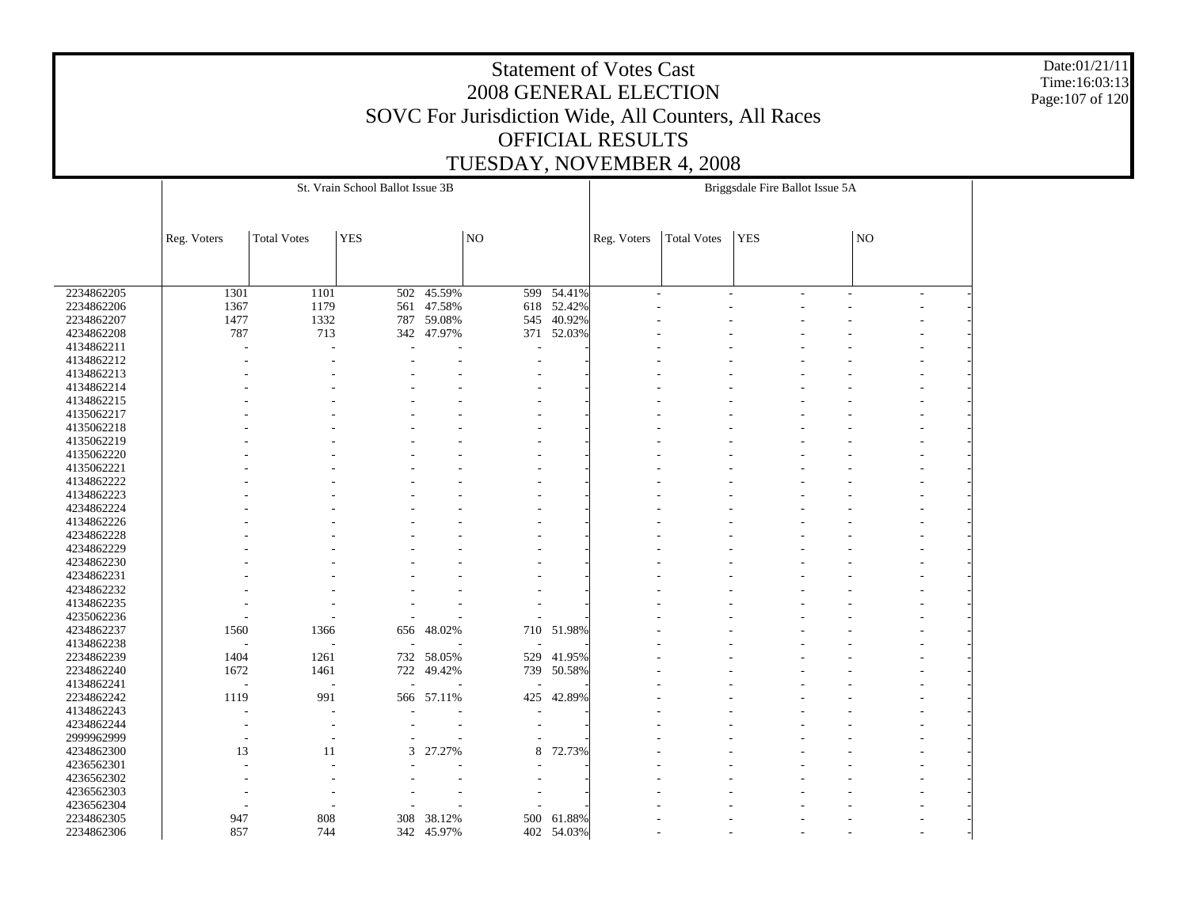# Statement of Votes Cast
# 2008 GENERAL ELECTION
## SOVC For Jurisdiction Wide, All Counters, All Races
## OFFICIAL RESULTS
## TUESDAY, NOVEMBER 4, 2008

Date:01/21/11
Time:16:03:13

| | St. Vrain School Ballot Issue 3B | | | | | | Briggsdale Fire Ballot Issue 5A | | | | | |
|---|---|---|---|---|---|---|---|---|---|---|---|---|
| | Reg. Voters | Total Votes | YES | | NO | | Reg. Voters | Total Votes | YES | | NO | |
| 2234862205 | 1301 | 1101 | 502 | 45.59% | 599 | 54.41% | - | - | - | - | - | - |
| 2234862206 | 1367 | 1179 | 561 | 47.58% | 618 | 52.42% | - | - | - | - | - | - |
| 2234862207 | 1477 | 1332 | 787 | 59.08% | 545 | 40.92% | - | - | - | - | - | - |
| 4234862208 | 787 | 713 | 342 | 47.97% | 371 | 52.03% | - | - | - | - | - | - |
| 4134862211 | - | - | - | - | - | - | - | - | - | - | - | - |
| 4134862212 | - | - | - | - | - | - | - | - | - | - | - | - |
| 4134862213 | - | - | - | - | - | - | - | - | - | - | - | - |
| 4134862214 | - | - | - | - | - | - | - | - | - | - | - | - |
| 4134862215 | - | - | - | - | - | - | - | - | - | - | - | - |
| 4135062217 | - | - | - | - | - | - | - | - | - | - | - | - |
| 4135062218 | - | - | - | - | - | - | - | - | - | - | - | - |
| 4135062219 | - | - | - | - | - | - | - | - | - | - | - | - |
| 4135062220 | - | - | - | - | - | - | - | - | - | - | - | - |
| 4135062221 | - | - | - | - | - | - | - | - | - | - | - | - |
| 4134862222 | - | - | - | - | - | - | - | - | - | - | - | - |
| 4134862223 | - | - | - | - | - | - | - | - | - | - | - | - |
| 4234862224 | - | - | - | - | - | - | - | - | - | - | - | - |
| 4134862226 | - | - | - | - | - | - | - | - | - | - | - | - |
| 4234862228 | - | - | - | - | - | - | - | - | - | - | - | - |
| 4234862229 | - | - | - | - | - | - | - | - | - | - | - | - |
| 4234862230 | - | - | - | - | - | - | - | - | - | - | - | - |
| 4234862231 | - | - | - | - | - | - | - | - | - | - | - | - |
| 4234862232 | - | - | - | - | - | - | - | - | - | - | - | - |
| 4134862235 | - | - | - | - | - | - | - | - | - | - | - | - |
| 4235062236 | - | - | - | - | - | - | - | - | - | - | - | - |
| 4234862237 | 1560 | 1366 | 656 | 48.02% | 710 | 51.98% | - | - | - | - | - | - |
| 4134862238 | - | - | - | - | - | - | - | - | - | - | - | - |
| 2234862239 | 1404 | 1261 | 732 | 58.05% | 529 | 41.95% | - | - | - | - | - | - |
| 2234862240 | 1672 | 1461 | 722 | 49.42% | 739 | 50.58% | - | - | - | - | - | - |
| 4134862241 | - | - | - | - | - | - | - | - | - | - | - | - |
| 2234862242 | 1119 | 991 | 566 | 57.11% | 425 | 42.89% | - | - | - | - | - | - |
| 4134862243 | - | - | - | - | - | - | - | - | - | - | - | - |
| 4234862244 | - | - | - | - | - | - | - | - | - | - | - | - |
| 2999962999 | - | - | - | - | - | - | - | - | - | - | - | - |
| 4234862300 | 13 | 11 | 3 | 27.27% | 8 | 72.73% | - | - | - | - | - | - |
| 4236562301 | - | - | - | - | - | - | - | - | - | - | - | - |
| 4236562302 | - | - | - | - | - | - | - | - | - | - | - | - |
| 4236562303 | - | - | - | - | - | - | - | - | - | - | - | - |
| 4236562304 | - | - | - | - | - | - | - | - | - | - | - | - |
| 2234862305 | 947 | 808 | 308 | 38.12% | 500 | 61.88% | - | - | - | - | - | - |
| 2234862306 | 857 | 744 | 342 | 45.97% | 402 | 54.03% | - | - | - | - | - | - |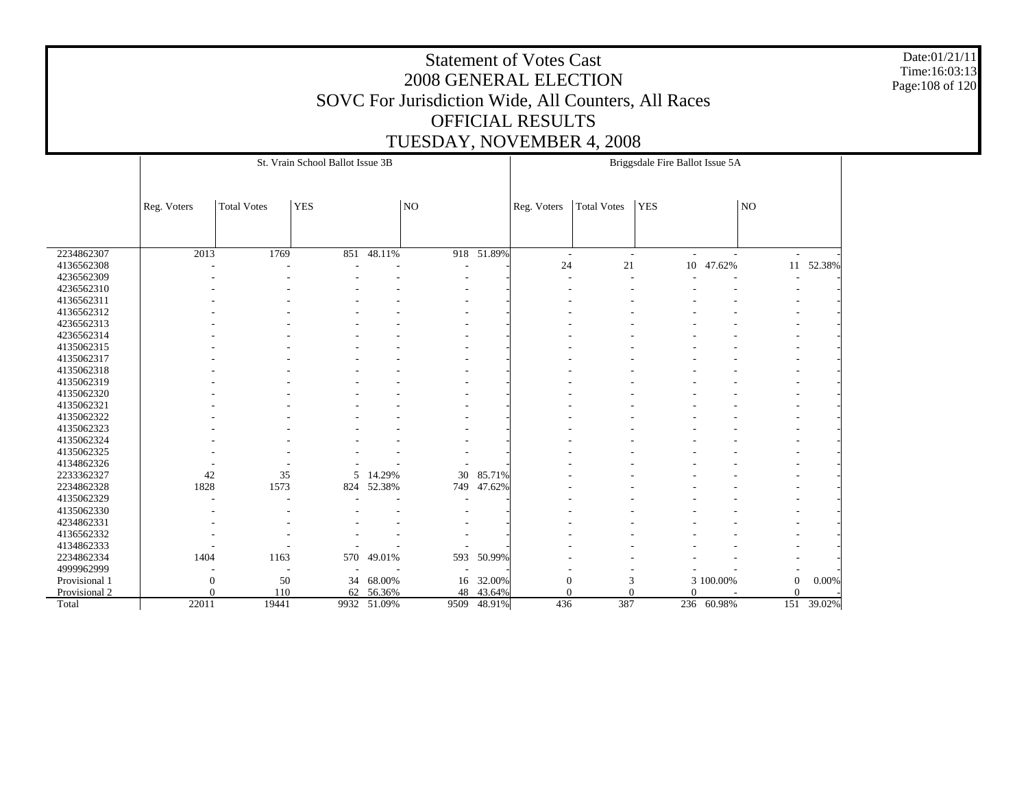# Statement of Votes Cast
## 2008 GENERAL ELECTION
## SOVC For Jurisdiction Wide, All Counters, All Races
## OFFICIAL RESULTS
## TUESDAY, NOVEMBER 4, 2008

Date:01/21/11
Time:16:03:13

| | St. Vrain School Ballot Issue 3B | | | | | | Briggsdale Fire Ballot Issue 5A | | | | | |
|---|---|---|---|---|---|---|---|---|---|---|---|---|
| | Reg. Voters | Total Votes | YES | | NO | | Reg. Voters | Total Votes | YES | | NO | |
| 2234862307 | 2013 | 1769 | 851 | 48.11% | 918 | 51.89% | - | - | - | - | - | - |
| 4136562308 | - | - | - | - | - | - | 24 | 21 | 10 | 47.62% | 11 | 52.38% |
| 4236562309 | - | - | - | - | - | - | - | - | - | - | - | - |
| 4236562310 | - | - | - | - | - | - | - | - | - | - | - | - |
| 4136562311 | - | - | - | - | - | - | - | - | - | - | - | - |
| 4136562312 | - | - | - | - | - | - | - | - | - | - | - | - |
| 4236562313 | - | - | - | - | - | - | - | - | - | - | - | - |
| 4236562314 | - | - | - | - | - | - | - | - | - | - | - | - |
| 4135062315 | - | - | - | - | - | - | - | - | - | - | - | - |
| 4135062317 | - | - | - | - | - | - | - | - | - | - | - | - |
| 4135062318 | - | - | - | - | - | - | - | - | - | - | - | - |
| 4135062319 | - | - | - | - | - | - | - | - | - | - | - | - |
| 4135062320 | - | - | - | - | - | - | - | - | - | - | - | - |
| 4135062321 | - | - | - | - | - | - | - | - | - | - | - | - |
| 4135062322 | - | - | - | - | - | - | - | - | - | - | - | - |
| 4135062323 | - | - | - | - | - | - | - | - | - | - | - | - |
| 4135062324 | - | - | - | - | - | - | - | - | - | - | - | - |
| 4135062325 | - | - | - | - | - | - | - | - | - | - | - | - |
| 4134862326 | - | - | - | - | - | - | - | - | - | - | - | - |
| 2233362327 | 42 | 35 | 5 | 14.29% | 30 | 85.71% | - | - | - | - | - | - |
| 2234862328 | 1828 | 1573 | 824 | 52.38% | 749 | 47.62% | - | - | - | - | - | - |
| 4135062329 | - | - | - | - | - | - | - | - | - | - | - | - |
| 4135062330 | - | - | - | - | - | - | - | - | - | - | - | - |
| 4234862331 | - | - | - | - | - | - | - | - | - | - | - | - |
| 4136562332 | - | - | - | - | - | - | - | - | - | - | - | - |
| 4134862333 | - | - | - | - | - | - | - | - | - | - | - | - |
| 2234862334 | 1404 | 1163 | 570 | 49.01% | 593 | 50.99% | - | - | - | - | - | - |
| 4999962999 | - | - | - | - | - | - | - | - | - | - | - | - |
| Provisional 1 | 0 | 50 | 34 | 68.00% | 16 | 32.00% | 0 | 3 | 3 | 100.00% | 0 | 0.00% |
| Provisional 2 | 0 | 110 | 62 | 56.36% | 48 | 43.64% | 0 | 0 | 0 | - | 0 | - |
| Total | 22011 | 19441 | 9932 | 51.09% | 9509 | 48.91% | 436 | 387 | 236 | 60.98% | 151 | 39.02% |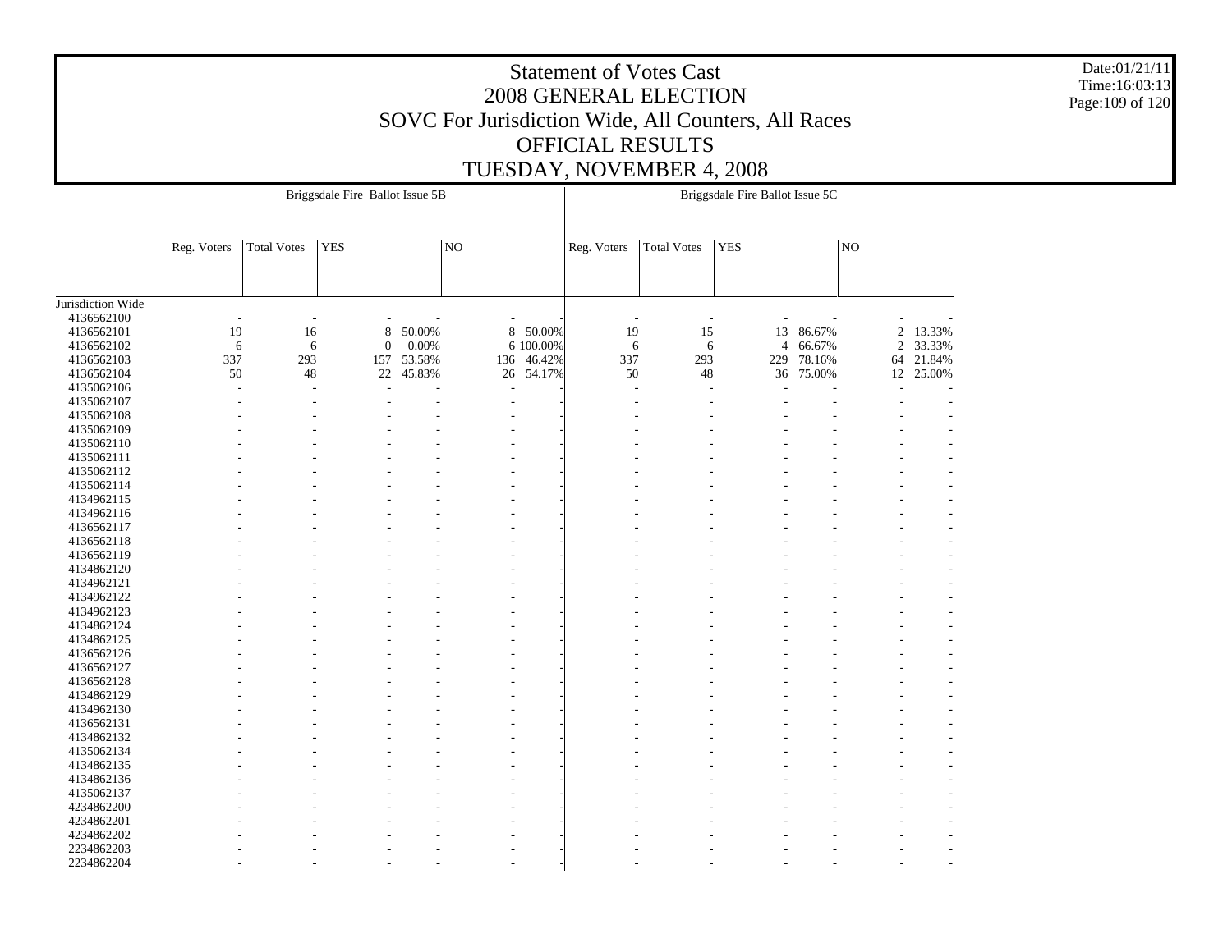# Statement of Votes Cast
## 2008 GENERAL ELECTION
## SOVC For Jurisdiction Wide, All Counters, All Races
## OFFICIAL RESULTS
## TUESDAY, NOVEMBER 4, 2008

Date:01/21/11
Time:16:03:13

| | Briggsdale Fire Ballot Issue 5B | | | | | | Briggsdale Fire Ballot Issue 5C | | | | | |
|---|---|---|---|---|---|---|---|---|---|---|---|---|
| | Reg. Voters | Total Votes | YES | | NO | | Reg. Voters | Total Votes | YES | | NO | |
| Jurisdiction Wide | | | | | | | | | | | | |
| 4136562100 | - | - | - | - | - | - | - | - | - | - | - | - |
| 4136562101 | 19 | 16 | 8 | 50.00% | 8 | 50.00% | 19 | 15 | 13 | 86.67% | 2 | 13.33% |
| 4136562102 | 6 | 6 | 0 | 0.00% | 6 | 100.00% | 6 | 6 | 4 | 66.67% | 2 | 33.33% |
| 4136562103 | 337 | 293 | 157 | 53.58% | 136 | 46.42% | 337 | 293 | 229 | 78.16% | 64 | 21.84% |
| 4136562104 | 50 | 48 | 22 | 45.83% | 26 | 54.17% | 50 | 48 | 36 | 75.00% | 12 | 25.00% |
| 4135062106 | - | - | - | - | - | - | - | - | - | - | - | - |
| 4135062107 | - | - | - | - | - | - | - | - | - | - | - | - |
| 4135062108 | - | - | - | - | - | - | - | - | - | - | - | - |
| 4135062109 | - | - | - | - | - | - | - | - | - | - | - | - |
| 4135062110 | - | - | - | - | - | - | - | - | - | - | - | - |
| 4135062111 | - | - | - | - | - | - | - | - | - | - | - | - |
| 4135062112 | - | - | - | - | - | - | - | - | - | - | - | - |
| 4135062114 | - | - | - | - | - | - | - | - | - | - | - | - |
| 4134962115 | - | - | - | - | - | - | - | - | - | - | - | - |
| 4134962116 | - | - | - | - | - | - | - | - | - | - | - | - |
| 4136562117 | - | - | - | - | - | - | - | - | - | - | - | - |
| 4136562118 | - | - | - | - | - | - | - | - | - | - | - | - |
| 4136562119 | - | - | - | - | - | - | - | - | - | - | - | - |
| 4134862120 | - | - | - | - | - | - | - | - | - | - | - | - |
| 4134962121 | - | - | - | - | - | - | - | - | - | - | - | - |
| 4134962122 | - | - | - | - | - | - | - | - | - | - | - | - |
| 4134962123 | - | - | - | - | - | - | - | - | - | - | - | - |
| 4134862124 | - | - | - | - | - | - | - | - | - | - | - | - |
| 4134862125 | - | - | - | - | - | - | - | - | - | - | - | - |
| 4136562126 | - | - | - | - | - | - | - | - | - | - | - | - |
| 4136562127 | - | - | - | - | - | - | - | - | - | - | - | - |
| 4136562128 | - | - | - | - | - | - | - | - | - | - | - | - |
| 4134862129 | - | - | - | - | - | - | - | - | - | - | - | - |
| 4134962130 | - | - | - | - | - | - | - | - | - | - | - | - |
| 4136562131 | - | - | - | - | - | - | - | - | - | - | - | - |
| 4134862132 | - | - | - | - | - | - | - | - | - | - | - | - |
| 4135062134 | - | - | - | - | - | - | - | - | - | - | - | - |
| 4134862135 | - | - | - | - | - | - | - | - | - | - | - | - |
| 4134862136 | - | - | - | - | - | - | - | - | - | - | - | - |
| 4135062137 | - | - | - | - | - | - | - | - | - | - | - | - |
| 4234862200 | - | - | - | - | - | - | - | - | - | - | - | - |
| 4234862201 | - | - | - | - | - | - | - | - | - | - | - | - |
| 4234862202 | - | - | - | - | - | - | - | - | - | - | - | - |
| 2234862203 | - | - | - | - | - | - | - | - | - | - | - | - |
| 2234862204 | - | - | - | - | - | - | - | - | - | - | - | - |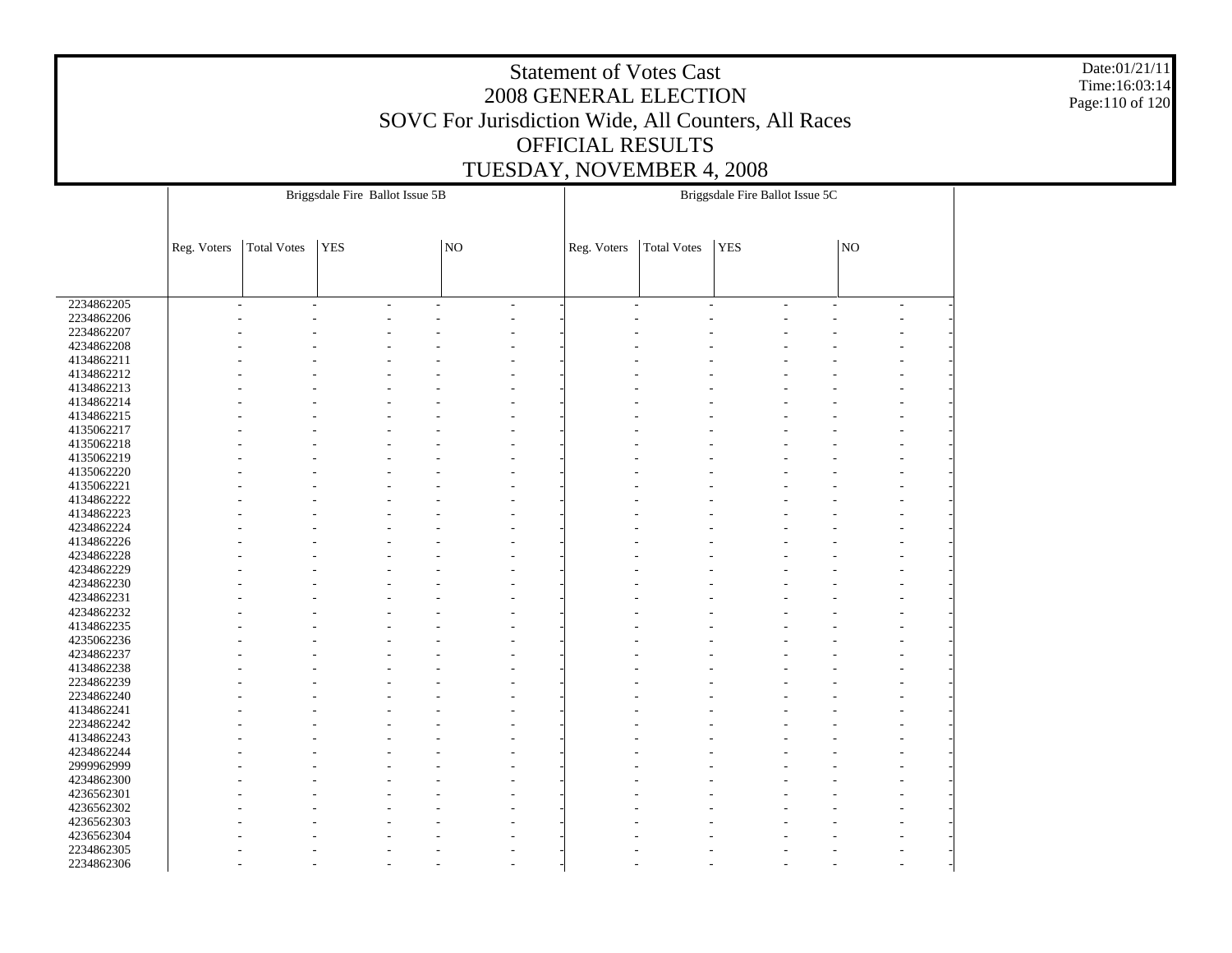# Statement of Votes Cast
## 2008 GENERAL ELECTION
## SOVC For Jurisdiction Wide, All Counters, All Races
## OFFICIAL RESULTS
## TUESDAY, NOVEMBER 4, 2008

| | Briggsdale Fire Ballot Issue 5B | | | | | | Briggsdale Fire Ballot Issue 5C | | | | | |
|---|---|---|---|---|---|---|---|---|---|---|---|---|
| | Reg. Voters | Total Votes | YES | | NO | | Reg. Voters | Total Votes | YES | | NO | |
| 2234862205 | - | - | - | - | - | - | - | - | - | - | - | - |
| 2234862206 | - | - | - | - | - | - | - | - | - | - | - | - |
| 2234862207 | - | - | - | - | - | - | - | - | - | - | - | - |
| 4234862208 | - | - | - | - | - | - | - | - | - | - | - | - |
| 4134862211 | - | - | - | - | - | - | - | - | - | - | - | - |
| 4134862212 | - | - | - | - | - | - | - | - | - | - | - | - |
| 4134862213 | - | - | - | - | - | - | - | - | - | - | - | - |
| 4134862214 | - | - | - | - | - | - | - | - | - | - | - | - |
| 4134862215 | - | - | - | - | - | - | - | - | - | - | - | - |
| 4135062217 | - | - | - | - | - | - | - | - | - | - | - | - |
| 4135062218 | - | - | - | - | - | - | - | - | - | - | - | - |
| 4135062219 | - | - | - | - | - | - | - | - | - | - | - | - |
| 4135062220 | - | - | - | - | - | - | - | - | - | - | - | - |
| 4135062221 | - | - | - | - | - | - | - | - | - | - | - | - |
| 4134862222 | - | - | - | - | - | - | - | - | - | - | - | - |
| 4134862223 | - | - | - | - | - | - | - | - | - | - | - | - |
| 4234862224 | - | - | - | - | - | - | - | - | - | - | - | - |
| 4134862226 | - | - | - | - | - | - | - | - | - | - | - | - |
| 4234862228 | - | - | - | - | - | - | - | - | - | - | - | - |
| 4234862229 | - | - | - | - | - | - | - | - | - | - | - | - |
| 4234862230 | - | - | - | - | - | - | - | - | - | - | - | - |
| 4234862231 | - | - | - | - | - | - | - | - | - | - | - | - |
| 4234862232 | - | - | - | - | - | - | - | - | - | - | - | - |
| 4134862235 | - | - | - | - | - | - | - | - | - | - | - | - |
| 4235062236 | - | - | - | - | - | - | - | - | - | - | - | - |
| 4234862237 | - | - | - | - | - | - | - | - | - | - | - | - |
| 4134862238 | - | - | - | - | - | - | - | - | - | - | - | - |
| 2234862239 | - | - | - | - | - | - | - | - | - | - | - | - |
| 2234862240 | - | - | - | - | - | - | - | - | - | - | - | - |
| 4134862241 | - | - | - | - | - | - | - | - | - | - | - | - |
| 2234862242 | - | - | - | - | - | - | - | - | - | - | - | - |
| 4134862243 | - | - | - | - | - | - | - | - | - | - | - | - |
| 4234862244 | - | - | - | - | - | - | - | - | - | - | - | - |
| 2999962999 | - | - | - | - | - | - | - | - | - | - | - | - |
| 4234862300 | - | - | - | - | - | - | - | - | - | - | - | - |
| 4236562301 | - | - | - | - | - | - | - | - | - | - | - | - |
| 4236562302 | - | - | - | - | - | - | - | - | - | - | - | - |
| 4236562303 | - | - | - | - | - | - | - | - | - | - | - | - |
| 4236562304 | - | - | - | - | - | - | - | - | - | - | - | - |
| 2234862305 | - | - | - | - | - | - | - | - | - | - | - | - |
| 2234862306 | - | - | - | - | - | - | - | - | - | - | - | - |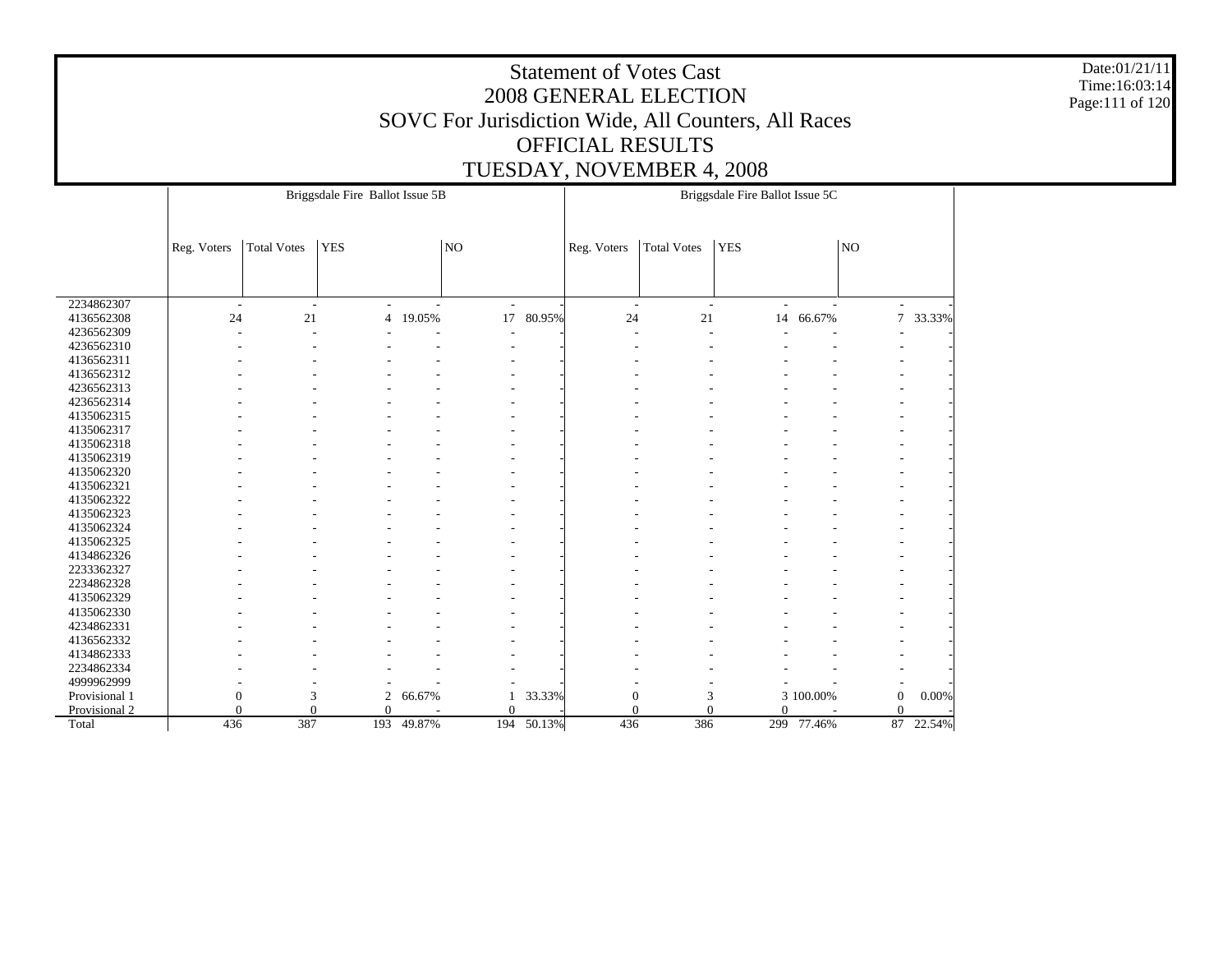# Statement of Votes Cast
## 2008 GENERAL ELECTION
## SOVC For Jurisdiction Wide, All Counters, All Races
## OFFICIAL RESULTS
## TUESDAY, NOVEMBER 4, 2008

Date:01/21/11
Time:16:03:14

| | Briggsdale Fire Ballot Issue 5B | | | | | | Briggsdale Fire Ballot Issue 5C | | | | | |
|---|---|---|---|---|---|---|---|---|---|---|---|---|
| | Reg. Voters | Total Votes | YES | | NO | | Reg. Voters | Total Votes | YES | | NO | |
| 2234862307 | - | - | - | - | - | - | - | - | - | - | - | - |
| 4136562308 | 24 | 21 | 4 | 19.05% | 17 | 80.95% | 24 | 21 | 14 | 66.67% | 7 | 33.33% |
| 4236562309 | - | - | - | - | - | - | - | - | - | - | - | - |
| 4236562310 | - | - | - | - | - | - | - | - | - | - | - | - |
| 4136562311 | - | - | - | - | - | - | - | - | - | - | - | - |
| 4136562312 | - | - | - | - | - | - | - | - | - | - | - | - |
| 4236562313 | - | - | - | - | - | - | - | - | - | - | - | - |
| 4236562314 | - | - | - | - | - | - | - | - | - | - | - | - |
| 4135062315 | - | - | - | - | - | - | - | - | - | - | - | - |
| 4135062317 | - | - | - | - | - | - | - | - | - | - | - | - |
| 4135062318 | - | - | - | - | - | - | - | - | - | - | - | - |
| 4135062319 | - | - | - | - | - | - | - | - | - | - | - | - |
| 4135062320 | - | - | - | - | - | - | - | - | - | - | - | - |
| 4135062321 | - | - | - | - | - | - | - | - | - | - | - | - |
| 4135062322 | - | - | - | - | - | - | - | - | - | - | - | - |
| 4135062323 | - | - | - | - | - | - | - | - | - | - | - | - |
| 4135062324 | - | - | - | - | - | - | - | - | - | - | - | - |
| 4135062325 | - | - | - | - | - | - | - | - | - | - | - | - |
| 4134862326 | - | - | - | - | - | - | - | - | - | - | - | - |
| 2233362327 | - | - | - | - | - | - | - | - | - | - | - | - |
| 2234862328 | - | - | - | - | - | - | - | - | - | - | - | - |
| 4135062329 | - | - | - | - | - | - | - | - | - | - | - | - |
| 4135062330 | - | - | - | - | - | - | - | - | - | - | - | - |
| 4234862331 | - | - | - | - | - | - | - | - | - | - | - | - |
| 4136562332 | - | - | - | - | - | - | - | - | - | - | - | - |
| 4134862333 | - | - | - | - | - | - | - | - | - | - | - | - |
| 2234862334 | - | - | - | - | - | - | - | - | - | - | - | - |
| 4999962999 | - | - | - | - | - | - | - | - | - | - | - | - |
| Provisional 1 | 0 | 3 | 2 | 66.67% | 1 | 33.33% | 0 | 3 | 3 | 100.00% | 0 | 0.00% |
| Provisional 2 | 0 | 0 | 0 | - | 0 | - | 0 | 0 | 0 | - | 0 | - |
| Total | 436 | 387 | 193 | 49.87% | 194 | 50.13% | 436 | 386 | 299 | 77.46% | 87 | 22.54% |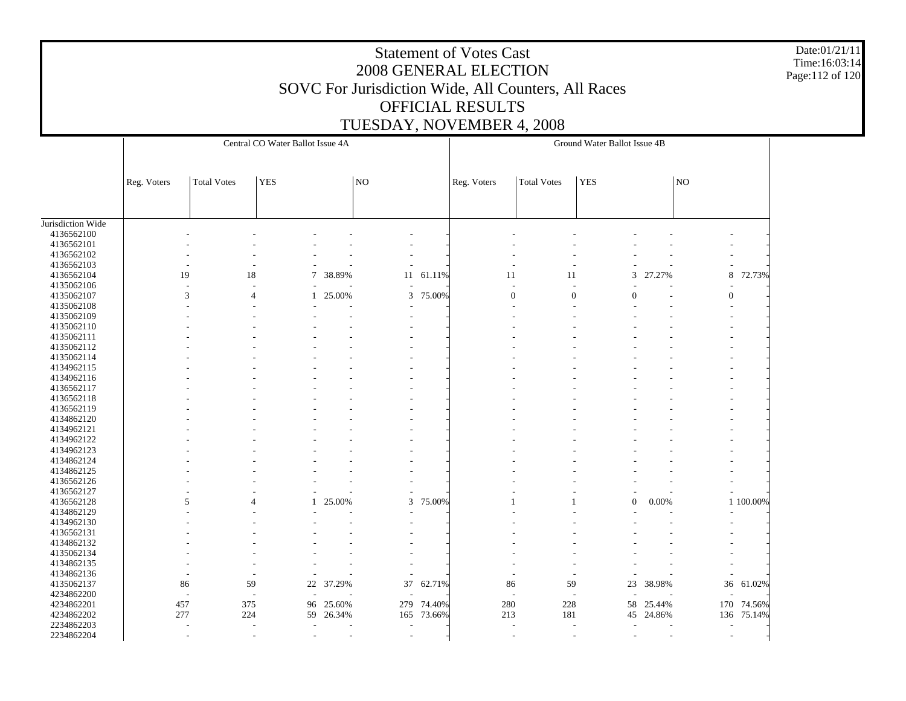# Statement of Votes Cast
## 2008 GENERAL ELECTION
## SOVC For Jurisdiction Wide, All Counters, All Races
## OFFICIAL RESULTS
## TUESDAY, NOVEMBER 4, 2008

Date:01/21/11
Time:16:03:14

| | Central CO Water Ballot Issue 4A | | | | | | Ground Water Ballot Issue 4B | | | | | |
|---|---|---|---|---|---|---|---|---|---|---|---|---|
| | Reg. Voters | Total Votes | YES | | NO | | Reg. Voters | Total Votes | YES | | NO | |
| Jurisdiction Wide | | | | | | | | | | | | |
| 4136562100 | - | - | - | - | - | - | - | - | - | - | - | - |
| 4136562101 | - | - | - | - | - | - | - | - | - | - | - | - |
| 4136562102 | - | - | - | - | - | - | - | - | - | - | - | - |
| 4136562103 | - | - | - | - | - | - | - | - | - | - | - | - |
| 4136562104 | 19 | 18 | 7 | 38.89% | 11 | 61.11% | 11 | 11 | 3 | 27.27% | 8 | 72.73% |
| 4135062106 | - | - | - | - | - | - | - | - | - | - | - | - |
| 4135062107 | 3 | 4 | 1 | 25.00% | 3 | 75.00% | 0 | 0 | 0 | - | 0 | - |
| 4135062108 | - | - | - | - | - | - | - | - | - | - | - | - |
| 4135062109 | - | - | - | - | - | - | - | - | - | - | - | - |
| 4135062110 | - | - | - | - | - | - | - | - | - | - | - | - |
| 4135062111 | - | - | - | - | - | - | - | - | - | - | - | - |
| 4135062112 | - | - | - | - | - | - | - | - | - | - | - | - |
| 4135062114 | - | - | - | - | - | - | - | - | - | - | - | - |
| 4134962115 | - | - | - | - | - | - | - | - | - | - | - | - |
| 4134962116 | - | - | - | - | - | - | - | - | - | - | - | - |
| 4136562117 | - | - | - | - | - | - | - | - | - | - | - | - |
| 4136562118 | - | - | - | - | - | - | - | - | - | - | - | - |
| 4136562119 | - | - | - | - | - | - | - | - | - | - | - | - |
| 4134862120 | - | - | - | - | - | - | - | - | - | - | - | - |
| 4134962121 | - | - | - | - | - | - | - | - | - | - | - | - |
| 4134962122 | - | - | - | - | - | - | - | - | - | - | - | - |
| 4134962123 | - | - | - | - | - | - | - | - | - | - | - | - |
| 4134862124 | - | - | - | - | - | - | - | - | - | - | - | - |
| 4134862125 | - | - | - | - | - | - | - | - | - | - | - | - |
| 4136562126 | - | - | - | - | - | - | - | - | - | - | - | - |
| 4136562127 | - | - | - | - | - | - | - | - | - | - | - | - |
| 4136562128 | 5 | 4 | 1 | 25.00% | 3 | 75.00% | 1 | 1 | 0 | 0.00% | 1 | 100.00% |
| 4134862129 | - | - | - | - | - | - | - | - | - | - | - | - |
| 4134962130 | - | - | - | - | - | - | - | - | - | - | - | - |
| 4136562131 | - | - | - | - | - | - | - | - | - | - | - | - |
| 4134862132 | - | - | - | - | - | - | - | - | - | - | - | - |
| 4135062134 | - | - | - | - | - | - | - | - | - | - | - | - |
| 4134862135 | - | - | - | - | - | - | - | - | - | - | - | - |
| 4134862136 | - | - | - | - | - | - | - | - | - | - | - | - |
| 4135062137 | 86 | 59 | 22 | 37.29% | 37 | 62.71% | 86 | 59 | 23 | 38.98% | 36 | 61.02% |
| 4234862200 | - | - | - | - | - | - | - | - | - | - | - | - |
| 4234862201 | 457 | 375 | 96 | 25.60% | 279 | 74.40% | 280 | 228 | 58 | 25.44% | 170 | 74.56% |
| 4234862202 | 277 | 224 | 59 | 26.34% | 165 | 73.66% | 213 | 181 | 45 | 24.86% | 136 | 75.14% |
| 2234862203 | - | - | - | - | - | - | - | - | - | - | - | - |
| 2234862204 | - | - | - | - | - | - | - | - | - | - | - | - |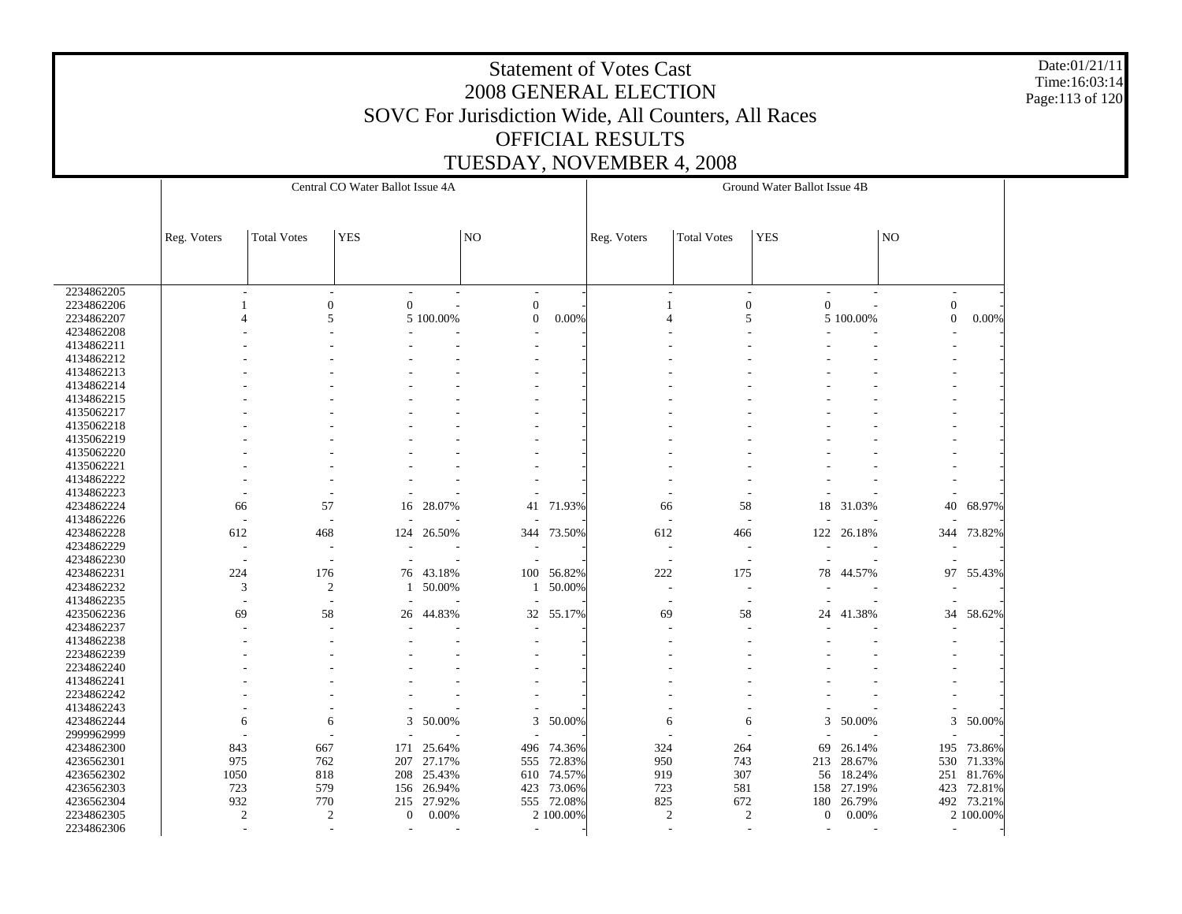# Statement of Votes Cast
## 2008 GENERAL ELECTION
## SOVC For Jurisdiction Wide, All Counters, All Races
## OFFICIAL RESULTS
## TUESDAY, NOVEMBER 4, 2008

Date:01/21/11
Time:16:03:14

| | Central CO Water Ballot Issue 4A | | | | | | Ground Water Ballot Issue 4B | | | | | |
|---|---|---|---|---|---|---|---|---|---|---|---|---|
| | Reg. Voters | Total Votes | YES | | NO | | Reg. Voters | Total Votes | YES | | NO | |
| 2234862205 | - | - | - | - | - | - | - | - | - | - | - | - |
| 2234862206 | 1 | 0 | 0 | - | 0 | - | 1 | 0 | 0 | - | 0 | - |
| 2234862207 | 4 | 5 | 5 | 100.00% | 0 | 0.00% | 4 | 5 | 5 | 100.00% | 0 | 0.00% |
| 4234862208 | - | - | - | - | - | - | - | - | - | - | - | - |
| 4134862211 | - | - | - | - | - | - | - | - | - | - | - | - |
| 4134862212 | - | - | - | - | - | - | - | - | - | - | - | - |
| 4134862213 | - | - | - | - | - | - | - | - | - | - | - | - |
| 4134862214 | - | - | - | - | - | - | - | - | - | - | - | - |
| 4134862215 | - | - | - | - | - | - | - | - | - | - | - | - |
| 4135062217 | - | - | - | - | - | - | - | - | - | - | - | - |
| 4135062218 | - | - | - | - | - | - | - | - | - | - | - | - |
| 4135062219 | - | - | - | - | - | - | - | - | - | - | - | - |
| 4135062220 | - | - | - | - | - | - | - | - | - | - | - | - |
| 4135062221 | - | - | - | - | - | - | - | - | - | - | - | - |
| 4134862222 | - | - | - | - | - | - | - | - | - | - | - | - |
| 4134862223 | - | - | - | - | - | - | - | - | - | - | - | - |
| 4234862224 | 66 | 57 | 16 | 28.07% | 41 | 71.93% | 66 | 58 | 18 | 31.03% | 40 | 68.97% |
| 4134862226 | - | - | - | - | - | - | - | - | - | - | - | - |
| 4234862228 | 612 | 468 | 124 | 26.50% | 344 | 73.50% | 612 | 466 | 122 | 26.18% | 344 | 73.82% |
| 4234862229 | - | - | - | - | - | - | - | - | - | - | - | - |
| 4234862230 | - | - | - | - | - | - | - | - | - | - | - | - |
| 4234862231 | 224 | 176 | 76 | 43.18% | 100 | 56.82% | 222 | 175 | 78 | 44.57% | 97 | 55.43% |
| 4234862232 | 3 | 2 | 1 | 50.00% | 1 | 50.00% | - | - | - | - | - | - |
| 4134862235 | - | - | - | - | - | - | - | - | - | - | - | - |
| 4235062236 | 69 | 58 | 26 | 44.83% | 32 | 55.17% | 69 | 58 | 24 | 41.38% | 34 | 58.62% |
| 4234862237 | - | - | - | - | - | - | - | - | - | - | - | - |
| 4134862238 | - | - | - | - | - | - | - | - | - | - | - | - |
| 2234862239 | - | - | - | - | - | - | - | - | - | - | - | - |
| 2234862240 | - | - | - | - | - | - | - | - | - | - | - | - |
| 4134862241 | - | - | - | - | - | - | - | - | - | - | - | - |
| 2234862242 | - | - | - | - | - | - | - | - | - | - | - | - |
| 4134862243 | - | - | - | - | - | - | - | - | - | - | - | - |
| 4234862244 | 6 | 6 | 3 | 50.00% | 3 | 50.00% | 6 | 6 | 3 | 50.00% | 3 | 50.00% |
| 2999962999 | - | - | - | - | - | - | - | - | - | - | - | - |
| 4234862300 | 843 | 667 | 171 | 25.64% | 496 | 74.36% | 324 | 264 | 69 | 26.14% | 195 | 73.86% |
| 4236562301 | 975 | 762 | 207 | 27.17% | 555 | 72.83% | 950 | 743 | 213 | 28.67% | 530 | 71.33% |
| 4236562302 | 1050 | 818 | 208 | 25.43% | 610 | 74.57% | 919 | 307 | 56 | 18.24% | 251 | 81.76% |
| 4236562303 | 723 | 579 | 156 | 26.94% | 423 | 73.06% | 723 | 581 | 158 | 27.19% | 423 | 72.81% |
| 4236562304 | 932 | 770 | 215 | 27.92% | 555 | 72.08% | 825 | 672 | 180 | 26.79% | 492 | 73.21% |
| 2234862305 | 2 | 2 | 0 | 0.00% | 2 | 100.00% | 2 | 2 | 0 | 0.00% | 2 | 100.00% |
| 2234862306 | - | - | - | - | - | - | - | - | - | - | - | - |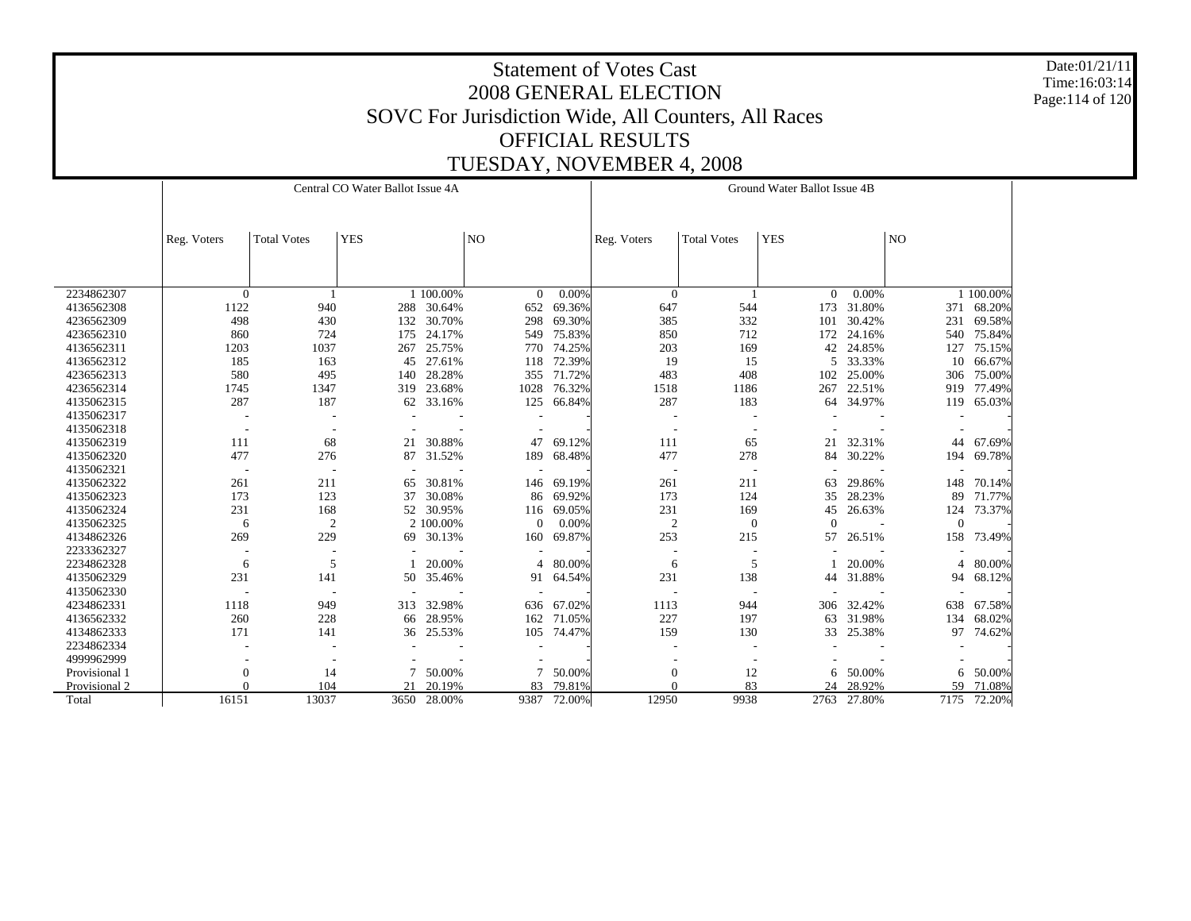# Statement of Votes Cast
## 2008 GENERAL ELECTION
## SOVC For Jurisdiction Wide, All Counters, All Races
## OFFICIAL RESULTS
## TUESDAY, NOVEMBER 4, 2008

Date:01/21/11
Time:16:03:14

| | Central CO Water Ballot Issue 4A | | | | | | Ground Water Ballot Issue 4B | | | | | |
|---|---|---|---|---|---|---|---|---|---|---|---|---|
| | Reg. Voters | Total Votes | YES | | NO | | Reg. Voters | Total Votes | YES | | NO | |
| 2234862307 | 0 | 1 | 1 | 100.00% | 0 | 0.00% | 0 | 1 | 0 | 0.00% | 1 | 100.00% |
| 4136562308 | 1122 | 940 | 288 | 30.64% | 652 | 69.36% | 647 | 544 | 173 | 31.80% | 371 | 68.20% |
| 4236562309 | 498 | 430 | 132 | 30.70% | 298 | 69.30% | 385 | 332 | 101 | 30.42% | 231 | 69.58% |
| 4236562310 | 860 | 724 | 175 | 24.17% | 549 | 75.83% | 850 | 712 | 172 | 24.16% | 540 | 75.84% |
| 4136562311 | 1203 | 1037 | 267 | 25.75% | 770 | 74.25% | 203 | 169 | 42 | 24.85% | 127 | 75.15% |
| 4136562312 | 185 | 163 | 45 | 27.61% | 118 | 72.39% | 19 | 15 | 5 | 33.33% | 10 | 66.67% |
| 4236562313 | 580 | 495 | 140 | 28.28% | 355 | 71.72% | 483 | 408 | 102 | 25.00% | 306 | 75.00% |
| 4236562314 | 1745 | 1347 | 319 | 23.68% | 1028 | 76.32% | 1518 | 1186 | 267 | 22.51% | 919 | 77.49% |
| 4135062315 | 287 | 187 | 62 | 33.16% | 125 | 66.84% | 287 | 183 | 64 | 34.97% | 119 | 65.03% |
| 4135062317 | - | - | - | - | - | - | - | - | - | - | - | - |
| 4135062318 | - | - | - | - | - | - | - | - | - | - | - | - |
| 4135062319 | 111 | 68 | 21 | 30.88% | 47 | 69.12% | 111 | 65 | 21 | 32.31% | 44 | 67.69% |
| 4135062320 | 477 | 276 | 87 | 31.52% | 189 | 68.48% | 477 | 278 | 84 | 30.22% | 194 | 69.78% |
| 4135062321 | - | - | - | - | - | - | - | - | - | - | - | - |
| 4135062322 | 261 | 211 | 65 | 30.81% | 146 | 69.19% | 261 | 211 | 63 | 29.86% | 148 | 70.14% |
| 4135062323 | 173 | 123 | 37 | 30.08% | 86 | 69.92% | 173 | 124 | 35 | 28.23% | 89 | 71.77% |
| 4135062324 | 231 | 168 | 52 | 30.95% | 116 | 69.05% | 231 | 169 | 45 | 26.63% | 124 | 73.37% |
| 4135062325 | 6 | 2 | 2 | 100.00% | 0 | 0.00% | 2 | 0 | 0 | - | 0 | - |
| 4134862326 | 269 | 229 | 69 | 30.13% | 160 | 69.87% | 253 | 215 | 57 | 26.51% | 158 | 73.49% |
| 2233362327 | - | - | - | - | - | - | - | - | - | - | - | - |
| 2234862328 | 6 | 5 | 1 | 20.00% | 4 | 80.00% | 6 | 5 | 1 | 20.00% | 4 | 80.00% |
| 4135062329 | 231 | 141 | 50 | 35.46% | 91 | 64.54% | 231 | 138 | 44 | 31.88% | 94 | 68.12% |
| 4135062330 | - | - | - | - | - | - | - | - | - | - | - | - |
| 4234862331 | 1118 | 949 | 313 | 32.98% | 636 | 67.02% | 1113 | 944 | 306 | 32.42% | 638 | 67.58% |
| 4136562332 | 260 | 228 | 66 | 28.95% | 162 | 71.05% | 227 | 197 | 63 | 31.98% | 134 | 68.02% |
| 4134862333 | 171 | 141 | 36 | 25.53% | 105 | 74.47% | 159 | 130 | 33 | 25.38% | 97 | 74.62% |
| 2234862334 | - | - | - | - | - | - | - | - | - | - | - | - |
| 4999962999 | - | - | - | - | - | - | - | - | - | - | - | - |
| Provisional 1 | 0 | 14 | 7 | 50.00% | 7 | 50.00% | 0 | 12 | 6 | 50.00% | 6 | 50.00% |
| Provisional 2 | 0 | 104 | 21 | 20.19% | 83 | 79.81% | 0 | 83 | 24 | 28.92% | 59 | 71.08% |
| Total | 16151 | 13037 | 3650 | 28.00% | 9387 | 72.00% | 12950 | 9938 | 2763 | 27.80% | 7175 | 72.20% |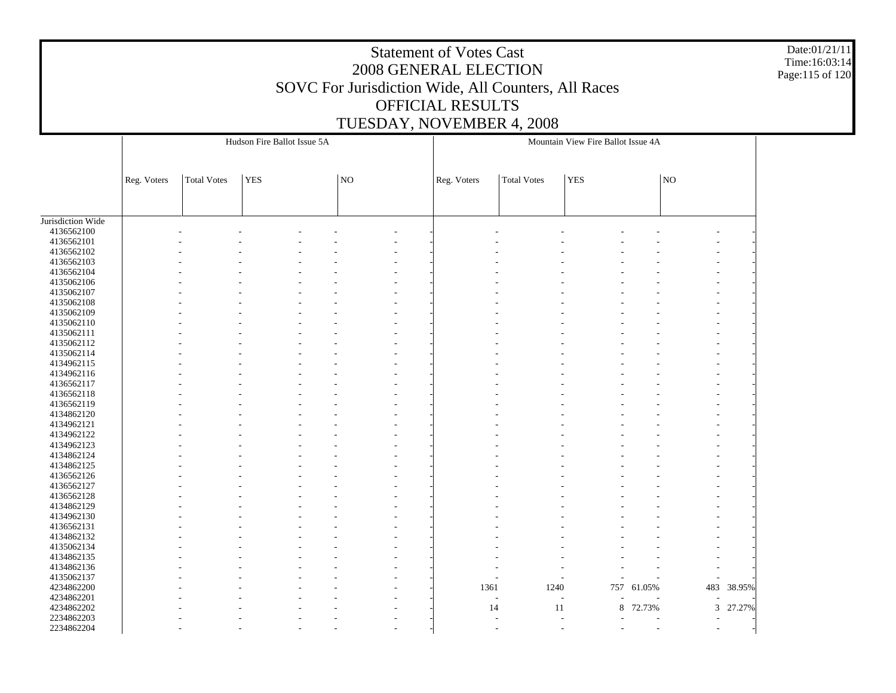# Statement of Votes Cast
## 2008 GENERAL ELECTION
## SOVC For Jurisdiction Wide, All Counters, All Races
## OFFICIAL RESULTS
## TUESDAY, NOVEMBER 4, 2008

Date:01/21/11
Time:16:03:14

| | Hudson Fire Ballot Issue 5A | | | | | | Mountain View Fire Ballot Issue 4A | | | | | |
|---|---|---|---|---|---|---|---|---|---|---|---|---|
| | Reg. Voters | Total Votes | YES | | NO | | Reg. Voters | Total Votes | YES | | NO | |
| Jurisdiction Wide | | | | | | | | | | | | |
| 4136562100 | - | - | - | - | - | - | - | - | - | - | - | - |
| 4136562101 | - | - | - | - | - | - | - | - | - | - | - | - |
| 4136562102 | - | - | - | - | - | - | - | - | - | - | - | - |
| 4136562103 | - | - | - | - | - | - | - | - | - | - | - | - |
| 4136562104 | - | - | - | - | - | - | - | - | - | - | - | - |
| 4135062106 | - | - | - | - | - | - | - | - | - | - | - | - |
| 4135062107 | - | - | - | - | - | - | - | - | - | - | - | - |
| 4135062108 | - | - | - | - | - | - | - | - | - | - | - | - |
| 4135062109 | - | - | - | - | - | - | - | - | - | - | - | - |
| 4135062110 | - | - | - | - | - | - | - | - | - | - | - | - |
| 4135062111 | - | - | - | - | - | - | - | - | - | - | - | - |
| 4135062112 | - | - | - | - | - | - | - | - | - | - | - | - |
| 4135062114 | - | - | - | - | - | - | - | - | - | - | - | - |
| 4134962115 | - | - | - | - | - | - | - | - | - | - | - | - |
| 4134962116 | - | - | - | - | - | - | - | - | - | - | - | - |
| 4136562117 | - | - | - | - | - | - | - | - | - | - | - | - |
| 4136562118 | - | - | - | - | - | - | - | - | - | - | - | - |
| 4136562119 | - | - | - | - | - | - | - | - | - | - | - | - |
| 4134862120 | - | - | - | - | - | - | - | - | - | - | - | - |
| 4134962121 | - | - | - | - | - | - | - | - | - | - | - | - |
| 4134962122 | - | - | - | - | - | - | - | - | - | - | - | - |
| 4134962123 | - | - | - | - | - | - | - | - | - | - | - | - |
| 4134862124 | - | - | - | - | - | - | - | - | - | - | - | - |
| 4134862125 | - | - | - | - | - | - | - | - | - | - | - | - |
| 4136562126 | - | - | - | - | - | - | - | - | - | - | - | - |
| 4136562127 | - | - | - | - | - | - | - | - | - | - | - | - |
| 4136562128 | - | - | - | - | - | - | - | - | - | - | - | - |
| 4134862129 | - | - | - | - | - | - | - | - | - | - | - | - |
| 4134962130 | - | - | - | - | - | - | - | - | - | - | - | - |
| 4136562131 | - | - | - | - | - | - | - | - | - | - | - | - |
| 4134862132 | - | - | - | - | - | - | - | - | - | - | - | - |
| 4135062134 | - | - | - | - | - | - | - | - | - | - | - | - |
| 4134862135 | - | - | - | - | - | - | - | - | - | - | - | - |
| 4134862136 | - | - | - | - | - | - | - | - | - | - | - | - |
| 4135062137 | - | - | - | - | - | - | - | - | - | - | - | - |
| 4234862200 | - | - | - | - | - | - | 1361 | 1240 | 757 | 61.05% | 483 | 38.95% |
| 4234862201 | - | - | - | - | - | - | - | - | - | - | - | - |
| 4234862202 | - | - | - | - | - | - | 14 | 11 | 8 | 72.73% | 3 | 27.27% |
| 2234862203 | - | - | - | - | - | - | - | - | - | - | - | - |
| 2234862204 | - | - | - | - | - | - | - | - | - | - | - | - |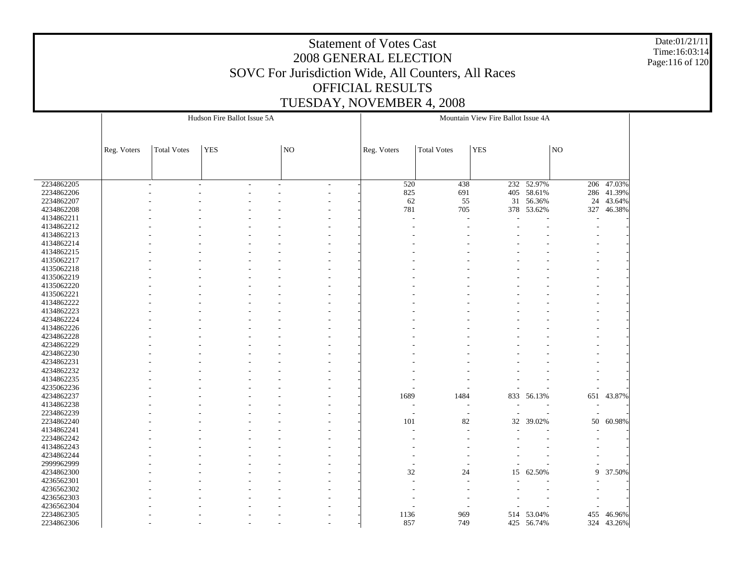# Statement of Votes Cast
# 2008 GENERAL ELECTION
# SOVC For Jurisdiction Wide, All Counters, All Races
# OFFICIAL RESULTS
# TUESDAY, NOVEMBER 4, 2008

Date:01/21/11
Time:16:03:14

| | Hudson Fire Ballot Issue 5A | | | | | | Mountain View Fire Ballot Issue 4A | | | | | |
|---|---|---|---|---|---|---|---|---|---|---|---|---|
| | Reg. Voters | Total Votes | YES | | NO | | Reg. Voters | Total Votes | YES | | NO | |
| 2234862205 | - | - | - | - | - | - | 520 | 438 | 232 | 52.97% | 206 | 47.03% |
| 2234862206 | - | - | - | - | - | - | 825 | 691 | 405 | 58.61% | 286 | 41.39% |
| 2234862207 | - | - | - | - | - | - | 62 | 55 | 31 | 56.36% | 24 | 43.64% |
| 4234862208 | - | - | - | - | - | - | 781 | 705 | 378 | 53.62% | 327 | 46.38% |
| 4134862211 | - | - | - | - | - | - | - | - | - | - | - | - |
| 4134862212 | - | - | - | - | - | - | - | - | - | - | - | - |
| 4134862213 | - | - | - | - | - | - | - | - | - | - | - | - |
| 4134862214 | - | - | - | - | - | - | - | - | - | - | - | - |
| 4134862215 | - | - | - | - | - | - | - | - | - | - | - | - |
| 4135062217 | - | - | - | - | - | - | - | - | - | - | - | - |
| 4135062218 | - | - | - | - | - | - | - | - | - | - | - | - |
| 4135062219 | - | - | - | - | - | - | - | - | - | - | - | - |
| 4135062220 | - | - | - | - | - | - | - | - | - | - | - | - |
| 4135062221 | - | - | - | - | - | - | - | - | - | - | - | - |
| 4134862222 | - | - | - | - | - | - | - | - | - | - | - | - |
| 4134862223 | - | - | - | - | - | - | - | - | - | - | - | - |
| 4234862224 | - | - | - | - | - | - | - | - | - | - | - | - |
| 4134862226 | - | - | - | - | - | - | - | - | - | - | - | - |
| 4234862228 | - | - | - | - | - | - | - | - | - | - | - | - |
| 4234862229 | - | - | - | - | - | - | - | - | - | - | - | - |
| 4234862230 | - | - | - | - | - | - | - | - | - | - | - | - |
| 4234862231 | - | - | - | - | - | - | - | - | - | - | - | - |
| 4234862232 | - | - | - | - | - | - | - | - | - | - | - | - |
| 4134862235 | - | - | - | - | - | - | - | - | - | - | - | - |
| 4235062236 | - | - | - | - | - | - | - | - | - | - | - | - |
| 4234862237 | - | - | - | - | - | - | 1689 | 1484 | 833 | 56.13% | 651 | 43.87% |
| 4134862238 | - | - | - | - | - | - | - | - | - | - | - | - |
| 2234862239 | - | - | - | - | - | - | - | - | - | - | - | - |
| 2234862240 | - | - | - | - | - | - | 101 | 82 | 32 | 39.02% | 50 | 60.98% |
| 4134862241 | - | - | - | - | - | - | - | - | - | - | - | - |
| 2234862242 | - | - | - | - | - | - | - | - | - | - | - | - |
| 4134862243 | - | - | - | - | - | - | - | - | - | - | - | - |
| 4234862244 | - | - | - | - | - | - | - | - | - | - | - | - |
| 2999962999 | - | - | - | - | - | - | - | - | - | - | - | - |
| 4234862300 | - | - | - | - | - | - | 32 | 24 | 15 | 62.50% | 9 | 37.50% |
| 4236562301 | - | - | - | - | - | - | - | - | - | - | - | - |
| 4236562302 | - | - | - | - | - | - | - | - | - | - | - | - |
| 4236562303 | - | - | - | - | - | - | - | - | - | - | - | - |
| 4236562304 | - | - | - | - | - | - | - | - | - | - | - | - |
| 2234862305 | - | - | - | - | - | - | 1136 | 969 | 514 | 53.04% | 455 | 46.96% |
| 2234862306 | - | - | - | - | - | - | 857 | 749 | 425 | 56.74% | 324 | 43.26% |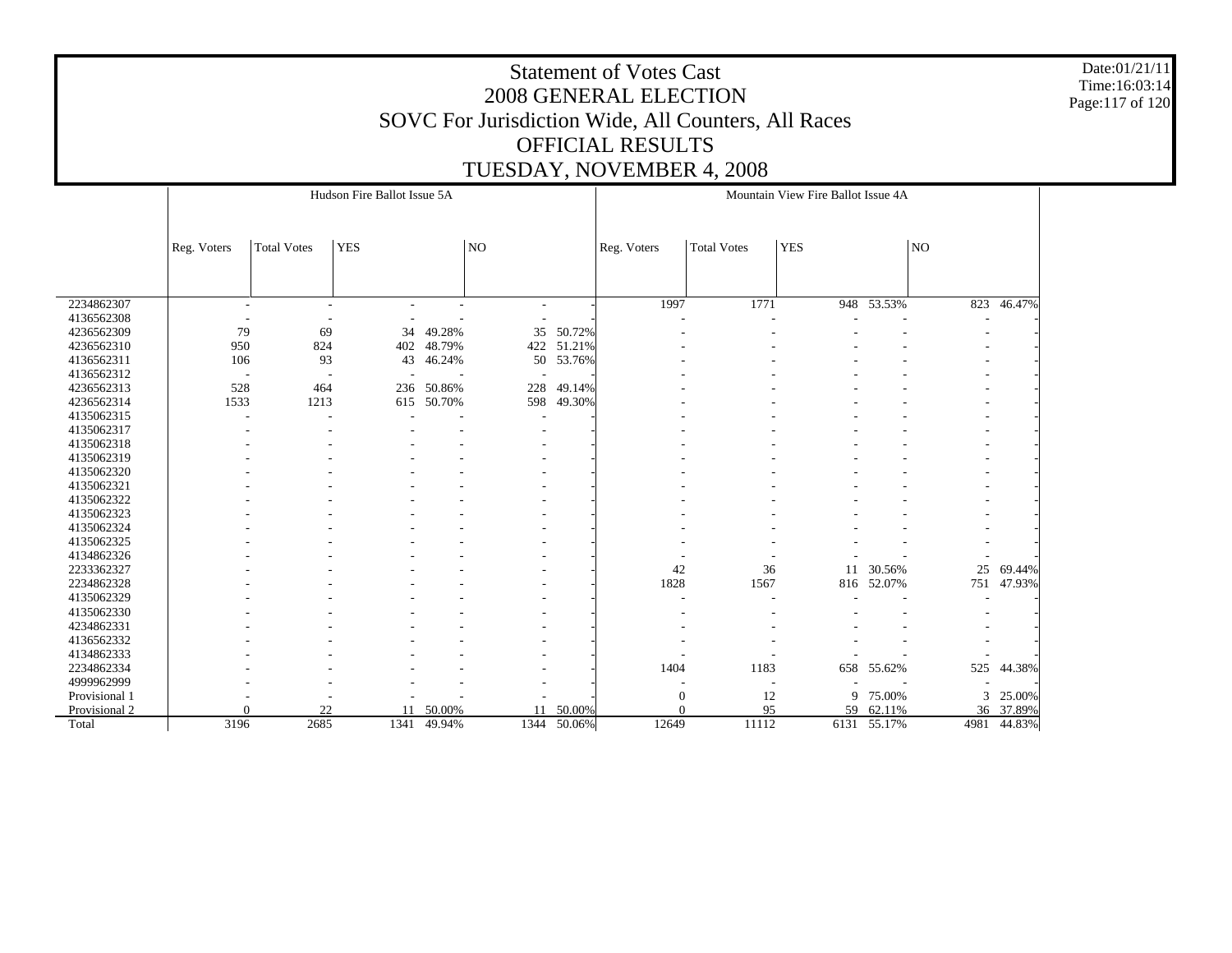# Statement of Votes Cast
## 2008 GENERAL ELECTION
## SOVC For Jurisdiction Wide, All Counters, All Races
## OFFICIAL RESULTS
## TUESDAY, NOVEMBER 4, 2008

Date:01/21/11
Time:16:03:14

| | Hudson Fire Ballot Issue 5A | | | | | | Mountain View Fire Ballot Issue 4A | | | | | |
|---|---|---|---|---|---|---|---|---|---|---|---|---|
| | Reg. Voters | Total Votes | YES | | NO | | Reg. Voters | Total Votes | YES | | NO | |
| 2234862307 | - | - | - | - | - | - | 1997 | 1771 | 948 | 53.53% | 823 | 46.47% |
| 4136562308 | - | - | - | - | - | - | - | - | - | - | - | - |
| 4236562309 | 79 | 69 | 34 | 49.28% | 35 | 50.72% | - | - | - | - | - | - |
| 4236562310 | 950 | 824 | 402 | 48.79% | 422 | 51.21% | - | - | - | - | - | - |
| 4136562311 | 106 | 93 | 43 | 46.24% | 50 | 53.76% | - | - | - | - | - | - |
| 4136562312 | - | - | - | - | - | - | - | - | - | - | - | - |
| 4236562313 | 528 | 464 | 236 | 50.86% | 228 | 49.14% | - | - | - | - | - | - |
| 4236562314 | 1533 | 1213 | 615 | 50.70% | 598 | 49.30% | - | - | - | - | - | - |
| 4135062315 | - | - | - | - | - | - | - | - | - | - | - | - |
| 4135062317 | - | - | - | - | - | - | - | - | - | - | - | - |
| 4135062318 | - | - | - | - | - | - | - | - | - | - | - | - |
| 4135062319 | - | - | - | - | - | - | - | - | - | - | - | - |
| 4135062320 | - | - | - | - | - | - | - | - | - | - | - | - |
| 4135062321 | - | - | - | - | - | - | - | - | - | - | - | - |
| 4135062322 | - | - | - | - | - | - | - | - | - | - | - | - |
| 4135062323 | - | - | - | - | - | - | - | - | - | - | - | - |
| 4135062324 | - | - | - | - | - | - | - | - | - | - | - | - |
| 4135062325 | - | - | - | - | - | - | - | - | - | - | - | - |
| 4134862326 | - | - | - | - | - | - | - | - | - | - | - | - |
| 2233362327 | - | - | - | - | - | - | 42 | 36 | 11 | 30.56% | 25 | 69.44% |
| 2234862328 | - | - | - | - | - | - | 1828 | 1567 | 816 | 52.07% | 751 | 47.93% |
| 4135062329 | - | - | - | - | - | - | - | - | - | - | - | - |
| 4135062330 | - | - | - | - | - | - | - | - | - | - | - | - |
| 4234862331 | - | - | - | - | - | - | - | - | - | - | - | - |
| 4136562332 | - | - | - | - | - | - | - | - | - | - | - | - |
| 4134862333 | - | - | - | - | - | - | - | - | - | - | - | - |
| 2234862334 | - | - | - | - | - | - | 1404 | 1183 | 658 | 55.62% | 525 | 44.38% |
| 4999962999 | - | - | - | - | - | - | - | - | - | - | - | - |
| Provisional 1 | - | - | - | - | - | - | 0 | 12 | 9 | 75.00% | 3 | 25.00% |
| Provisional 2 | 0 | 22 | 11 | 50.00% | 11 | 50.00% | 0 | 95 | 59 | 62.11% | 36 | 37.89% |
| Total | 3196 | 2685 | 1341 | 49.94% | 1344 | 50.06% | 12649 | 11112 | 6131 | 55.17% | 4981 | 44.83% |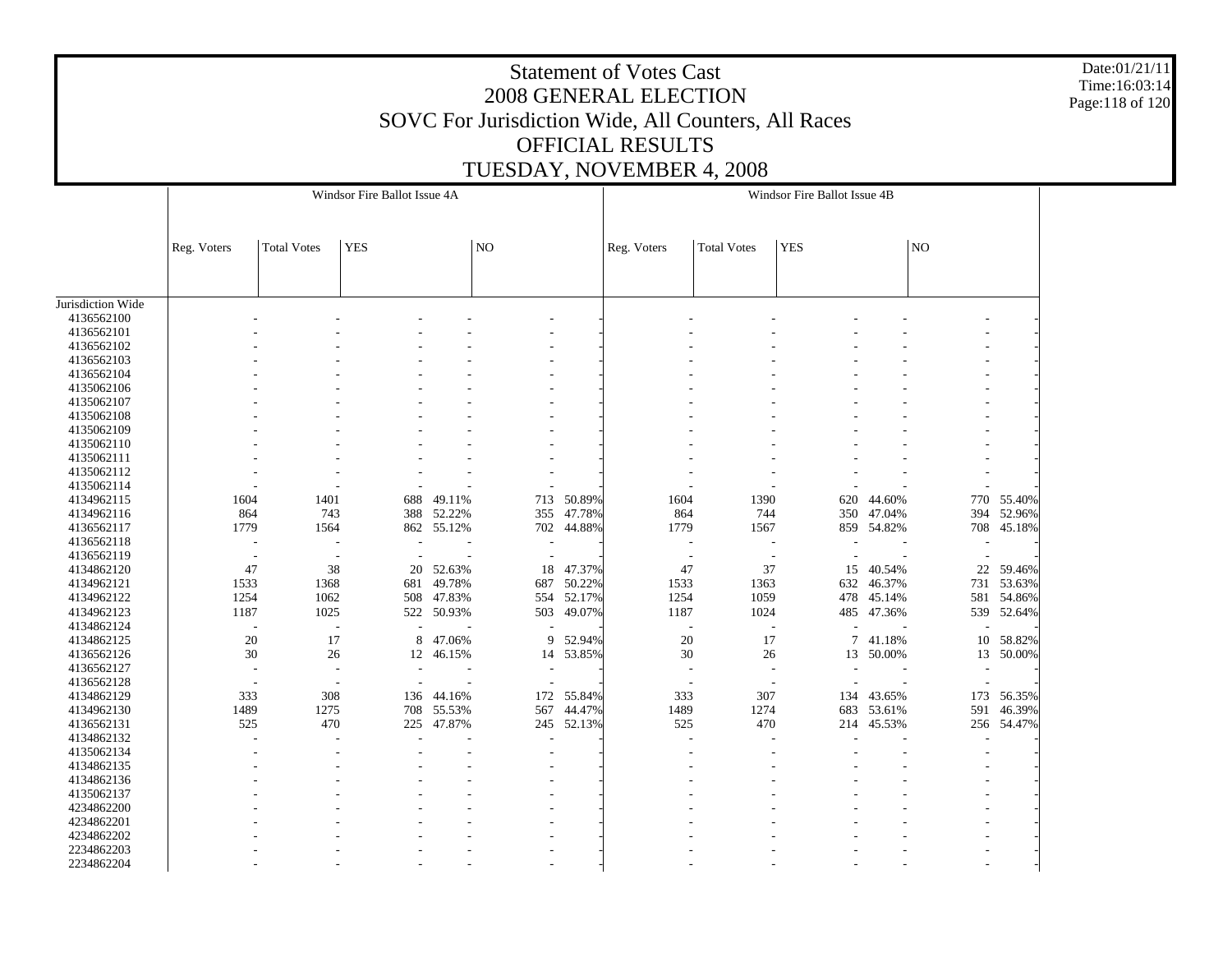# Statement of Votes Cast
## 2008 GENERAL ELECTION
## SOVC For Jurisdiction Wide, All Counters, All Races
## OFFICIAL RESULTS
## TUESDAY, NOVEMBER 4, 2008

Date:01/21/11
Time:16:03:14

| | Windsor Fire Ballot Issue 4A | | | | | | Windsor Fire Ballot Issue 4B | | | | | |
|---|---|---|---|---|---|---|---|---|---|---|---|---|
| | Reg. Voters | Total Votes | YES | | NO | | Reg. Voters | Total Votes | YES | | NO | |
| Jurisdiction Wide | | | | | | | | | | | | |
| 4136562100 | - | - | - | - | - | - | - | - | - | - | - | - |
| 4136562101 | - | - | - | - | - | - | - | - | - | - | - | - |
| 4136562102 | - | - | - | - | - | - | - | - | - | - | - | - |
| 4136562103 | - | - | - | - | - | - | - | - | - | - | - | - |
| 4136562104 | - | - | - | - | - | - | - | - | - | - | - | - |
| 4135062106 | - | - | - | - | - | - | - | - | - | - | - | - |
| 4135062107 | - | - | - | - | - | - | - | - | - | - | - | - |
| 4135062108 | - | - | - | - | - | - | - | - | - | - | - | - |
| 4135062109 | - | - | - | - | - | - | - | - | - | - | - | - |
| 4135062110 | - | - | - | - | - | - | - | - | - | - | - | - |
| 4135062111 | - | - | - | - | - | - | - | - | - | - | - | - |
| 4135062112 | - | - | - | - | - | - | - | - | - | - | - | - |
| 4135062114 | - | - | - | - | - | - | - | - | - | - | - | - |
| 4134962115 | 1604 | 1401 | 688 | 49.11% | 713 | 50.89% | 1604 | 1390 | 620 | 44.60% | 770 | 55.40% |
| 4134962116 | 864 | 743 | 388 | 52.22% | 355 | 47.78% | 864 | 744 | 350 | 47.04% | 394 | 52.96% |
| 4136562117 | 1779 | 1564 | 862 | 55.12% | 702 | 44.88% | 1779 | 1567 | 859 | 54.82% | 708 | 45.18% |
| 4136562118 | - | - | - | - | - | - | - | - | - | - | - | - |
| 4136562119 | - | - | - | - | - | - | - | - | - | - | - | - |
| 4134862120 | 47 | 38 | 20 | 52.63% | 18 | 47.37% | 47 | 37 | 15 | 40.54% | 22 | 59.46% |
| 4134962121 | 1533 | 1368 | 681 | 49.78% | 687 | 50.22% | 1533 | 1363 | 632 | 46.37% | 731 | 53.63% |
| 4134962122 | 1254 | 1062 | 508 | 47.83% | 554 | 52.17% | 1254 | 1059 | 478 | 45.14% | 581 | 54.86% |
| 4134962123 | 1187 | 1025 | 522 | 50.93% | 503 | 49.07% | 1187 | 1024 | 485 | 47.36% | 539 | 52.64% |
| 4134862124 | - | - | - | - | - | - | - | - | - | - | - | - |
| 4134862125 | 20 | 17 | 8 | 47.06% | 9 | 52.94% | 20 | 17 | 7 | 41.18% | 10 | 58.82% |
| 4136562126 | 30 | 26 | 12 | 46.15% | 14 | 53.85% | 30 | 26 | 13 | 50.00% | 13 | 50.00% |
| 4136562127 | - | - | - | - | - | - | - | - | - | - | - | - |
| 4136562128 | - | - | - | - | - | - | - | - | - | - | - | - |
| 4134862129 | 333 | 308 | 136 | 44.16% | 172 | 55.84% | 333 | 307 | 134 | 43.65% | 173 | 56.35% |
| 4134962130 | 1489 | 1275 | 708 | 55.53% | 567 | 44.47% | 1489 | 1274 | 683 | 53.61% | 591 | 46.39% |
| 4136562131 | 525 | 470 | 225 | 47.87% | 245 | 52.13% | 525 | 470 | 214 | 45.53% | 256 | 54.47% |
| 4134862132 | - | - | - | - | - | - | - | - | - | - | - | - |
| 4135062134 | - | - | - | - | - | - | - | - | - | - | - | - |
| 4134862135 | - | - | - | - | - | - | - | - | - | - | - | - |
| 4134862136 | - | - | - | - | - | - | - | - | - | - | - | - |
| 4135062137 | - | - | - | - | - | - | - | - | - | - | - | - |
| 4234862200 | - | - | - | - | - | - | - | - | - | - | - | - |
| 4234862201 | - | - | - | - | - | - | - | - | - | - | - | - |
| 4234862202 | - | - | - | - | - | - | - | - | - | - | - | - |
| 2234862203 | - | - | - | - | - | - | - | - | - | - | - | - |
| 2234862204 | - | - | - | - | - | - | - | - | - | - | - | - |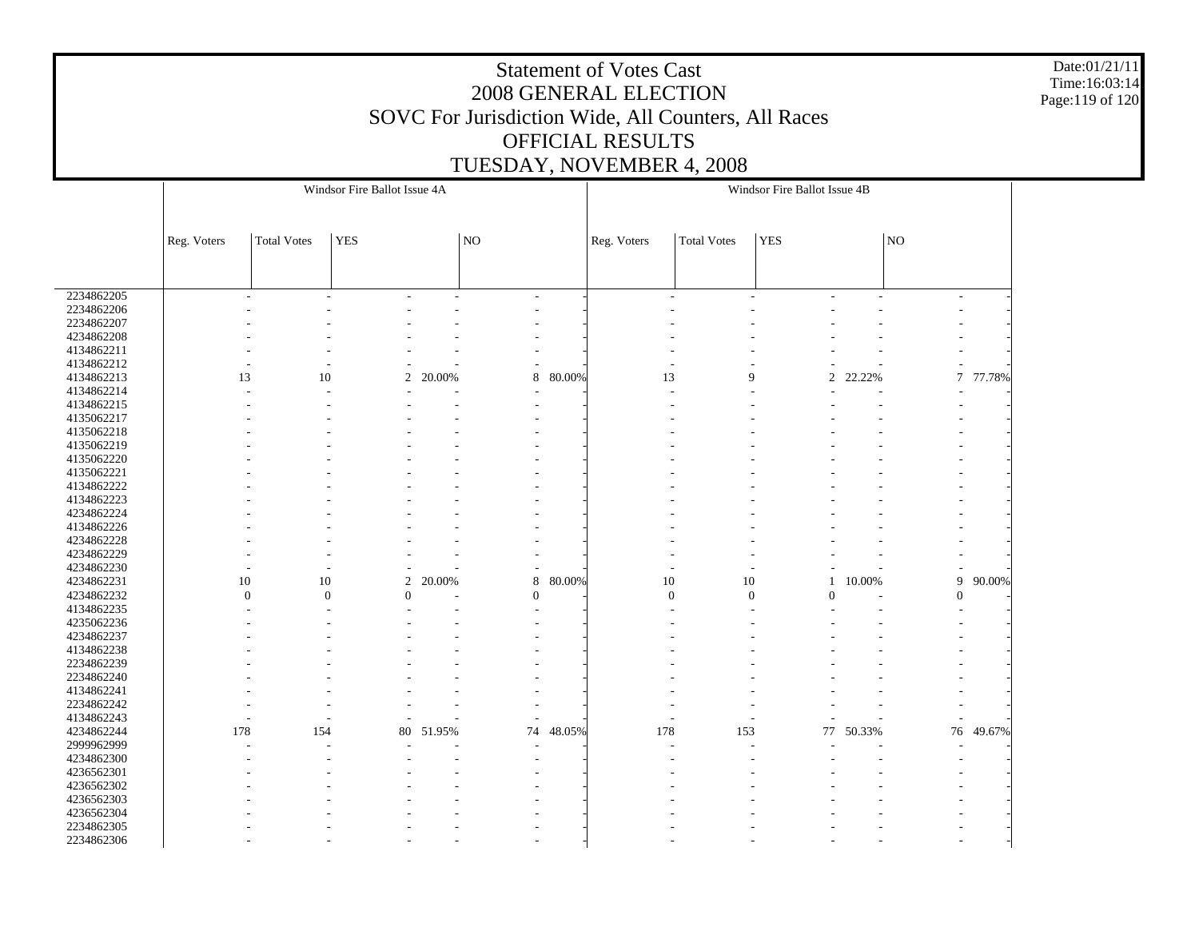# Statement of Votes Cast
## 2008 GENERAL ELECTION
## SOVC For Jurisdiction Wide, All Counters, All Races
## OFFICIAL RESULTS
## TUESDAY, NOVEMBER 4, 2008

Date:01/21/11
Time:16:03:14

| | Windsor Fire Ballot Issue 4A | | | | | | Windsor Fire Ballot Issue 4B | | | | | |
|---|---|---|---|---|---|---|---|---|---|---|---|---|
| | Reg. Voters | Total Votes | YES | | NO | | Reg. Voters | Total Votes | YES | | NO | |
| 2234862205 | - | - | - | - | - | - | - | - | - | - | - | - |
| 2234862206 | - | - | - | - | - | - | - | - | - | - | - | - |
| 2234862207 | - | - | - | - | - | - | - | - | - | - | - | - |
| 4234862208 | - | - | - | - | - | - | - | - | - | - | - | - |
| 4134862211 | - | - | - | - | - | - | - | - | - | - | - | - |
| 4134862212 | - | - | - | - | - | - | - | - | - | - | - | - |
| 4134862213 | 13 | 10 | 2 | 20.00% | 8 | 80.00% | 13 | 9 | 2 | 22.22% | 7 | 77.78% |
| 4134862214 | - | - | - | - | - | - | - | - | - | - | - | - |
| 4134862215 | - | - | - | - | - | - | - | - | - | - | - | - |
| 4135062217 | - | - | - | - | - | - | - | - | - | - | - | - |
| 4135062218 | - | - | - | - | - | - | - | - | - | - | - | - |
| 4135062219 | - | - | - | - | - | - | - | - | - | - | - | - |
| 4135062220 | - | - | - | - | - | - | - | - | - | - | - | - |
| 4135062221 | - | - | - | - | - | - | - | - | - | - | - | - |
| 4134862222 | - | - | - | - | - | - | - | - | - | - | - | - |
| 4134862223 | - | - | - | - | - | - | - | - | - | - | - | - |
| 4234862224 | - | - | - | - | - | - | - | - | - | - | - | - |
| 4134862226 | - | - | - | - | - | - | - | - | - | - | - | - |
| 4234862228 | - | - | - | - | - | - | - | - | - | - | - | - |
| 4234862229 | - | - | - | - | - | - | - | - | - | - | - | - |
| 4234862230 | - | - | - | - | - | - | - | - | - | - | - | - |
| 4234862231 | 10 | 10 | 2 | 20.00% | 8 | 80.00% | 10 | 10 | 1 | 10.00% | 9 | 90.00% |
| 4234862232 | 0 | 0 | 0 | - | 0 | - | 0 | 0 | 0 | - | 0 | - |
| 4134862235 | - | - | - | - | - | - | - | - | - | - | - | - |
| 4235062236 | - | - | - | - | - | - | - | - | - | - | - | - |
| 4234862237 | - | - | - | - | - | - | - | - | - | - | - | - |
| 4134862238 | - | - | - | - | - | - | - | - | - | - | - | - |
| 2234862239 | - | - | - | - | - | - | - | - | - | - | - | - |
| 2234862240 | - | - | - | - | - | - | - | - | - | - | - | - |
| 4134862241 | - | - | - | - | - | - | - | - | - | - | - | - |
| 2234862242 | - | - | - | - | - | - | - | - | - | - | - | - |
| 4134862243 | - | - | - | - | - | - | - | - | - | - | - | - |
| 4234862244 | 178 | 154 | 80 | 51.95% | 74 | 48.05% | 178 | 153 | 77 | 50.33% | 76 | 49.67% |
| 2999962999 | - | - | - | - | - | - | - | - | - | - | - | - |
| 4234862300 | - | - | - | - | - | - | - | - | - | - | - | - |
| 4236562301 | - | - | - | - | - | - | - | - | - | - | - | - |
| 4236562302 | - | - | - | - | - | - | - | - | - | - | - | - |
| 4236562303 | - | - | - | - | - | - | - | - | - | - | - | - |
| 4236562304 | - | - | - | - | - | - | - | - | - | - | - | - |
| 2234862305 | - | - | - | - | - | - | - | - | - | - | - | - |
| 2234862306 | - | - | - | - | - | - | - | - | - | - | - | - |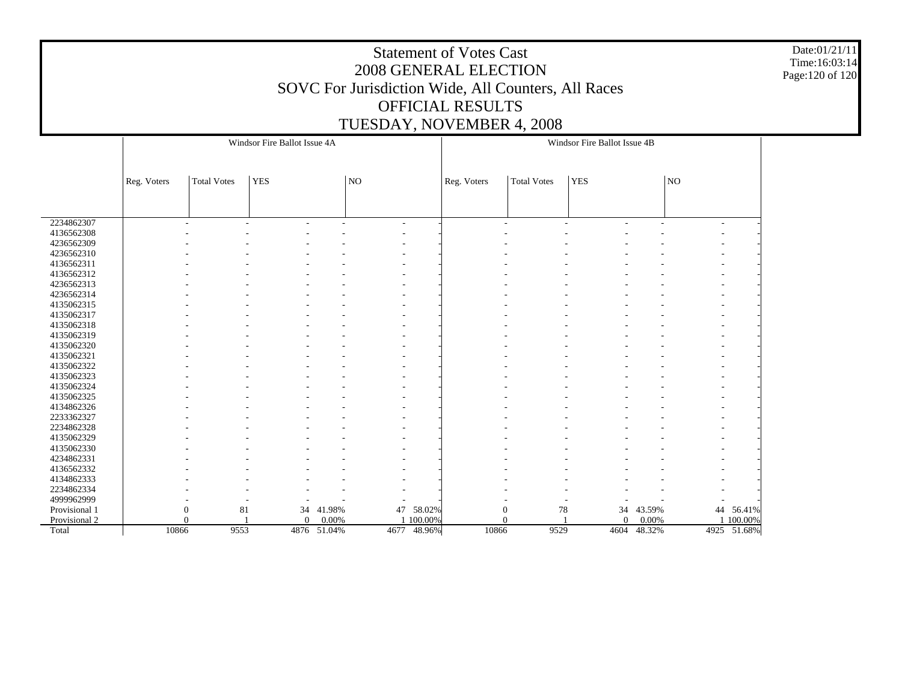# Statement of Votes Cast
## 2008 GENERAL ELECTION
## SOVC For Jurisdiction Wide, All Counters, All Races
## OFFICIAL RESULTS
## TUESDAY, NOVEMBER 4, 2008

Date:01/21/11
Time:16:03:14

| | Windsor Fire Ballot Issue 4A | | | | | | Windsor Fire Ballot Issue 4B | | | | | |
|---|---|---|---|---|---|---|---|---|---|---|---|---|
| | Reg. Voters | Total Votes | YES | | NO | | Reg. Voters | Total Votes | YES | | NO | |
| 2234862307 | - | - | - | - | - | - | - | - | - | - | - | - |
| 4136562308 | - | - | - | - | - | - | - | - | - | - | - | - |
| 4236562309 | - | - | - | - | - | - | - | - | - | - | - | - |
| 4236562310 | - | - | - | - | - | - | - | - | - | - | - | - |
| 4136562311 | - | - | - | - | - | - | - | - | - | - | - | - |
| 4136562312 | - | - | - | - | - | - | - | - | - | - | - | - |
| 4236562313 | - | - | - | - | - | - | - | - | - | - | - | - |
| 4236562314 | - | - | - | - | - | - | - | - | - | - | - | - |
| 4135062315 | - | - | - | - | - | - | - | - | - | - | - | - |
| 4135062317 | - | - | - | - | - | - | - | - | - | - | - | - |
| 4135062318 | - | - | - | - | - | - | - | - | - | - | - | - |
| 4135062319 | - | - | - | - | - | - | - | - | - | - | - | - |
| 4135062320 | - | - | - | - | - | - | - | - | - | - | - | - |
| 4135062321 | - | - | - | - | - | - | - | - | - | - | - | - |
| 4135062322 | - | - | - | - | - | - | - | - | - | - | - | - |
| 4135062323 | - | - | - | - | - | - | - | - | - | - | - | - |
| 4135062324 | - | - | - | - | - | - | - | - | - | - | - | - |
| 4135062325 | - | - | - | - | - | - | - | - | - | - | - | - |
| 4134862326 | - | - | - | - | - | - | - | - | - | - | - | - |
| 2233362327 | - | - | - | - | - | - | - | - | - | - | - | - |
| 2234862328 | - | - | - | - | - | - | - | - | - | - | - | - |
| 4135062329 | - | - | - | - | - | - | - | - | - | - | - | - |
| 4135062330 | - | - | - | - | - | - | - | - | - | - | - | - |
| 4234862331 | - | - | - | - | - | - | - | - | - | - | - | - |
| 4136562332 | - | - | - | - | - | - | - | - | - | - | - | - |
| 4134862333 | - | - | - | - | - | - | - | - | - | - | - | - |
| 2234862334 | - | - | - | - | - | - | - | - | - | - | - | - |
| 4999962999 | - | - | - | - | - | - | - | - | - | - | - | - |
| Provisional 1 | 0 | 81 | 34 | 41.98% | 47 | 58.02% | 0 | 78 | 34 | 43.59% | 44 | 56.41% |
| Provisional 2 | 0 | 1 | 0 | 0.00% | 1 | 100.00% | 0 | 1 | 0 | 0.00% | 1 | 100.00% |
| Total | 10866 | 9553 | 4876 | 51.04% | 4677 | 48.96% | 10866 | 9529 | 4604 | 48.32% | 4925 | 51.68% |